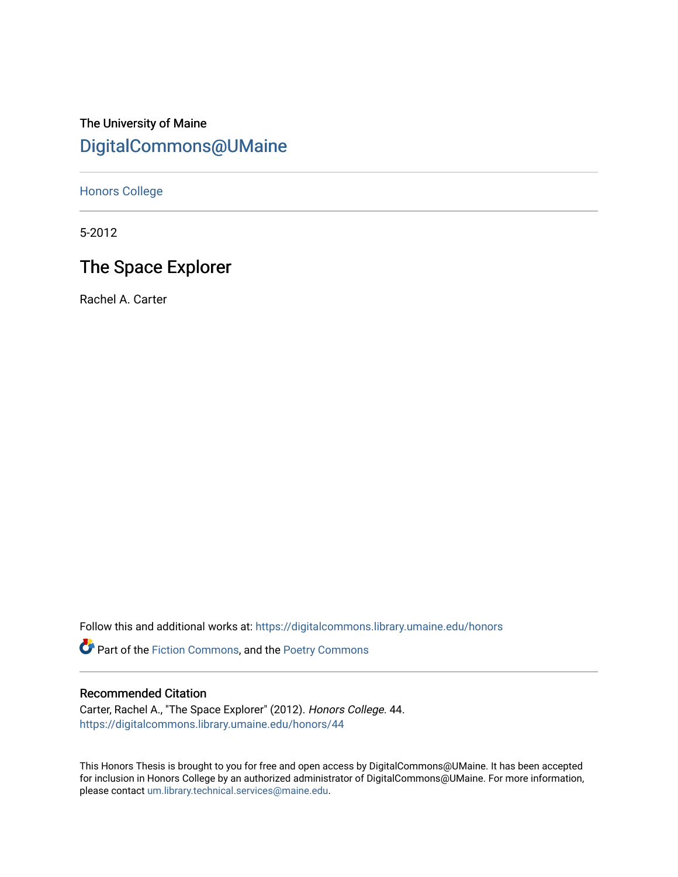The University of Maine

# DigitalCommons@UMaine

Honors College

5-2012

# The Space Explorer

Rachel A. Carter

Follow this and additional works at: https://digitalcommons.library.umaine.edu/honors

Part of the Fiction Commons, and the Poetry Commons

## Recommended Citation

Carter, Rachel A., "The Space Explorer" (2012). *Honors College*. 44.
https://digitalcommons.library.umaine.edu/honors/44

This Honors Thesis is brought to you for free and open access by DigitalCommons@UMaine. It has been accepted for inclusion in Honors College by an authorized administrator of DigitalCommons@UMaine. For more information, please contact um.library.technical.services@maine.edu.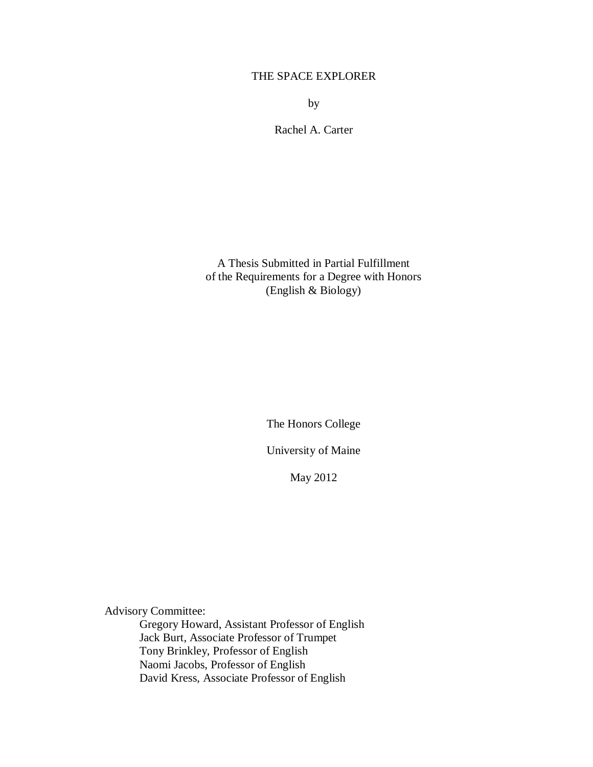# THE SPACE EXPLORER

by

Rachel A. Carter

A Thesis Submitted in Partial Fulfillment
of the Requirements for a Degree with Honors
(English & Biology)

The Honors College

University of Maine

May 2012

Advisory Committee:

Gregory Howard, Assistant Professor of English
Jack Burt, Associate Professor of Trumpet
Tony Brinkley, Professor of English
Naomi Jacobs, Professor of English
David Kress, Associate Professor of English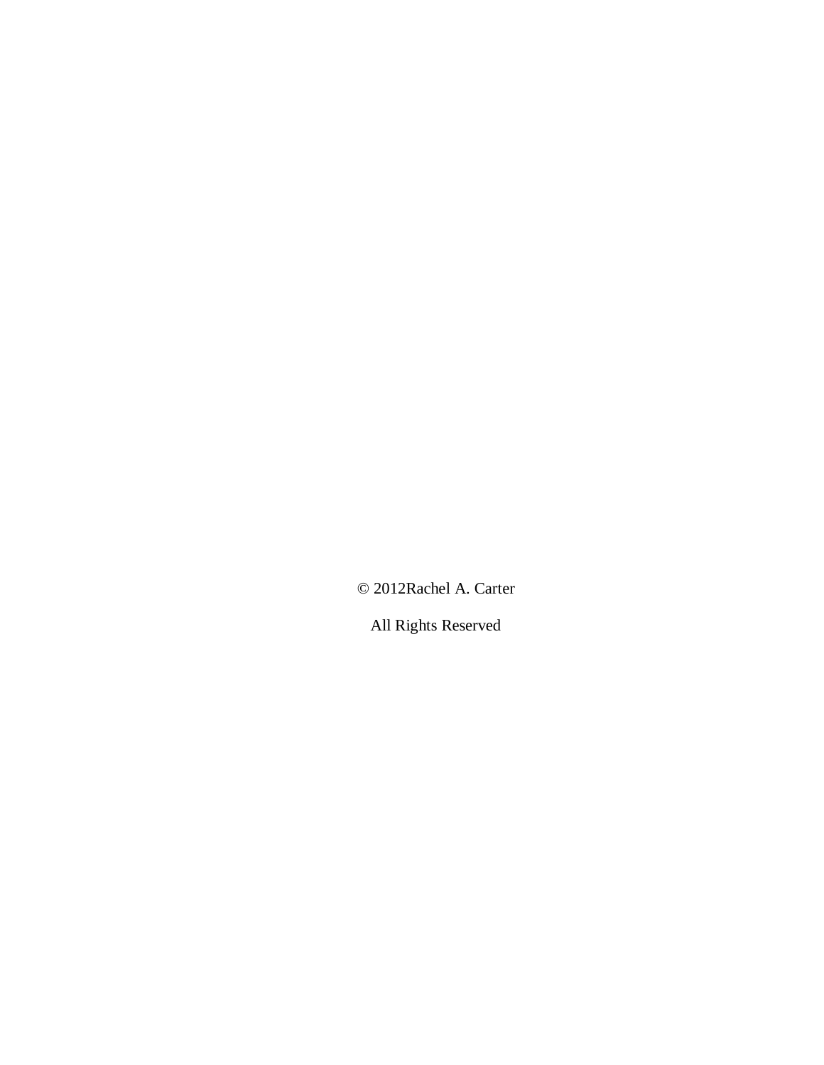© 2012Rachel A. Carter

All Rights Reserved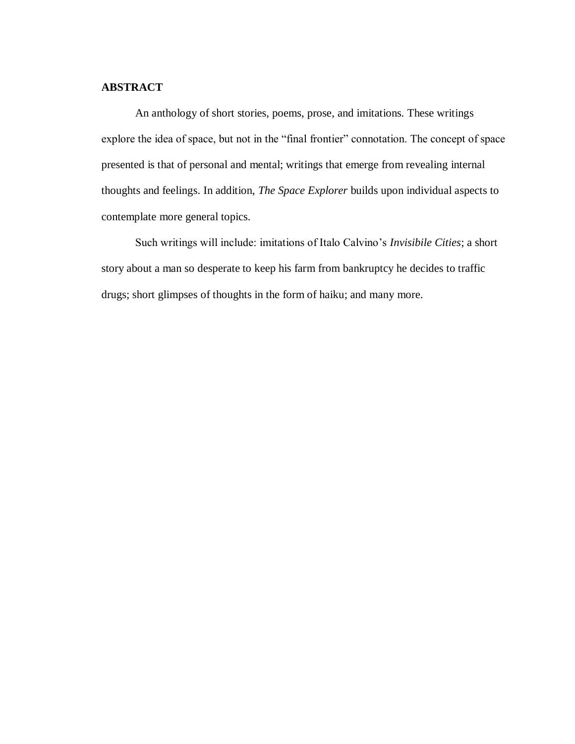**ABSTRACT**

An anthology of short stories, poems, prose, and imitations. These writings explore the idea of space, but not in the "final frontier" connotation. The concept of space presented is that of personal and mental; writings that emerge from revealing internal thoughts and feelings. In addition, *The Space Explorer* builds upon individual aspects to contemplate more general topics.

Such writings will include: imitations of Italo Calvino's *Invisibile Cities*; a short story about a man so desperate to keep his farm from bankruptcy he decides to traffic drugs; short glimpses of thoughts in the form of haiku; and many more.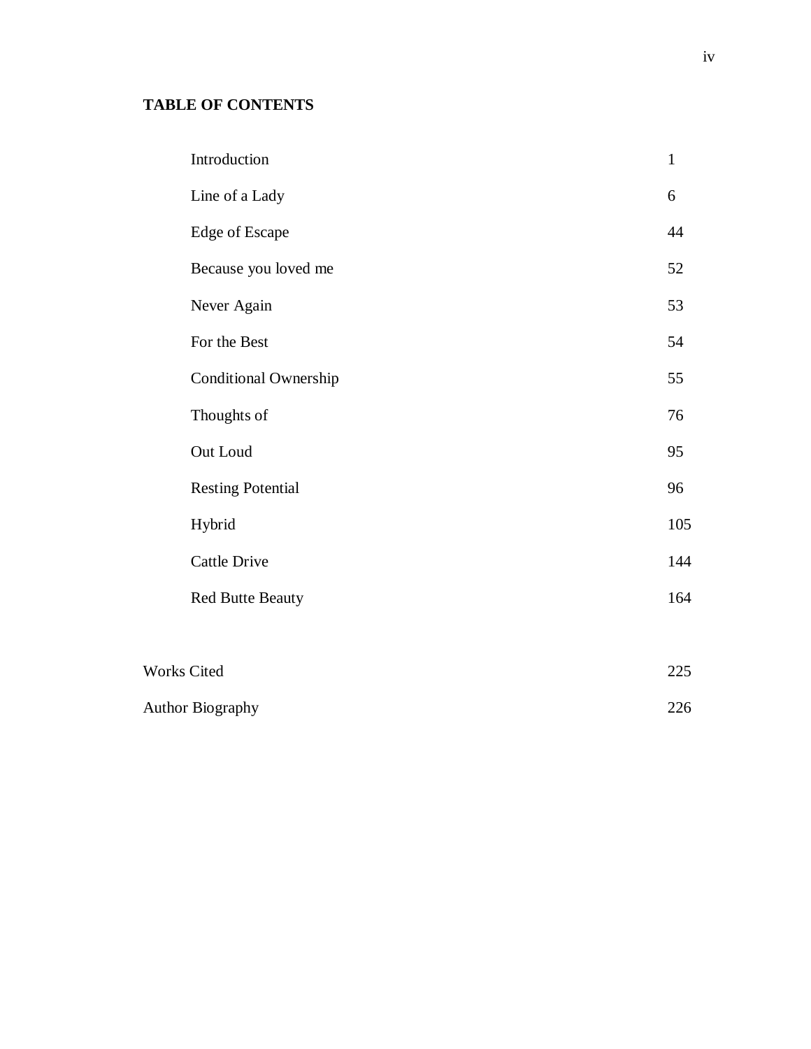# TABLE OF CONTENTS

| | |
|---|---|
| Introduction | 1 |
| Line of a Lady | 6 |
| Edge of Escape | 44 |
| Because you loved me | 52 |
| Never Again | 53 |
| For the Best | 54 |
| Conditional Ownership | 55 |
| Thoughts of | 76 |
| Out Loud | 95 |
| Resting Potential | 96 |
| Hybrid | 105 |
| Cattle Drive | 144 |
| Red Butte Beauty | 164 |
| | |
| Works Cited | 225 |
| Author Biography | 226 |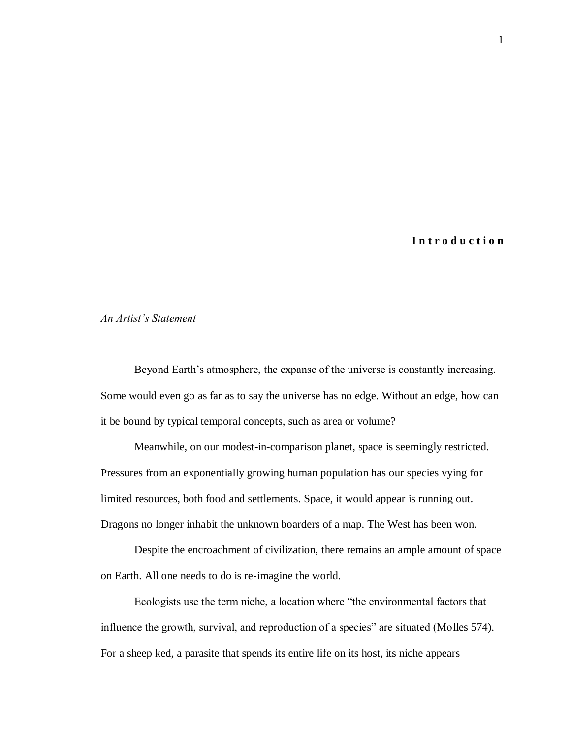# Introduction

*An Artist's Statement*

Beyond Earth's atmosphere, the expanse of the universe is constantly increasing. Some would even go as far as to say the universe has no edge. Without an edge, how can it be bound by typical temporal concepts, such as area or volume?

Meanwhile, on our modest-in-comparison planet, space is seemingly restricted. Pressures from an exponentially growing human population has our species vying for limited resources, both food and settlements. Space, it would appear is running out. Dragons no longer inhabit the unknown boarders of a map. The West has been won.

Despite the encroachment of civilization, there remains an ample amount of space on Earth. All one needs to do is re-imagine the world.

Ecologists use the term niche, a location where "the environmental factors that influence the growth, survival, and reproduction of a species" are situated (Molles 574). For a sheep ked, a parasite that spends its entire life on its host, its niche appears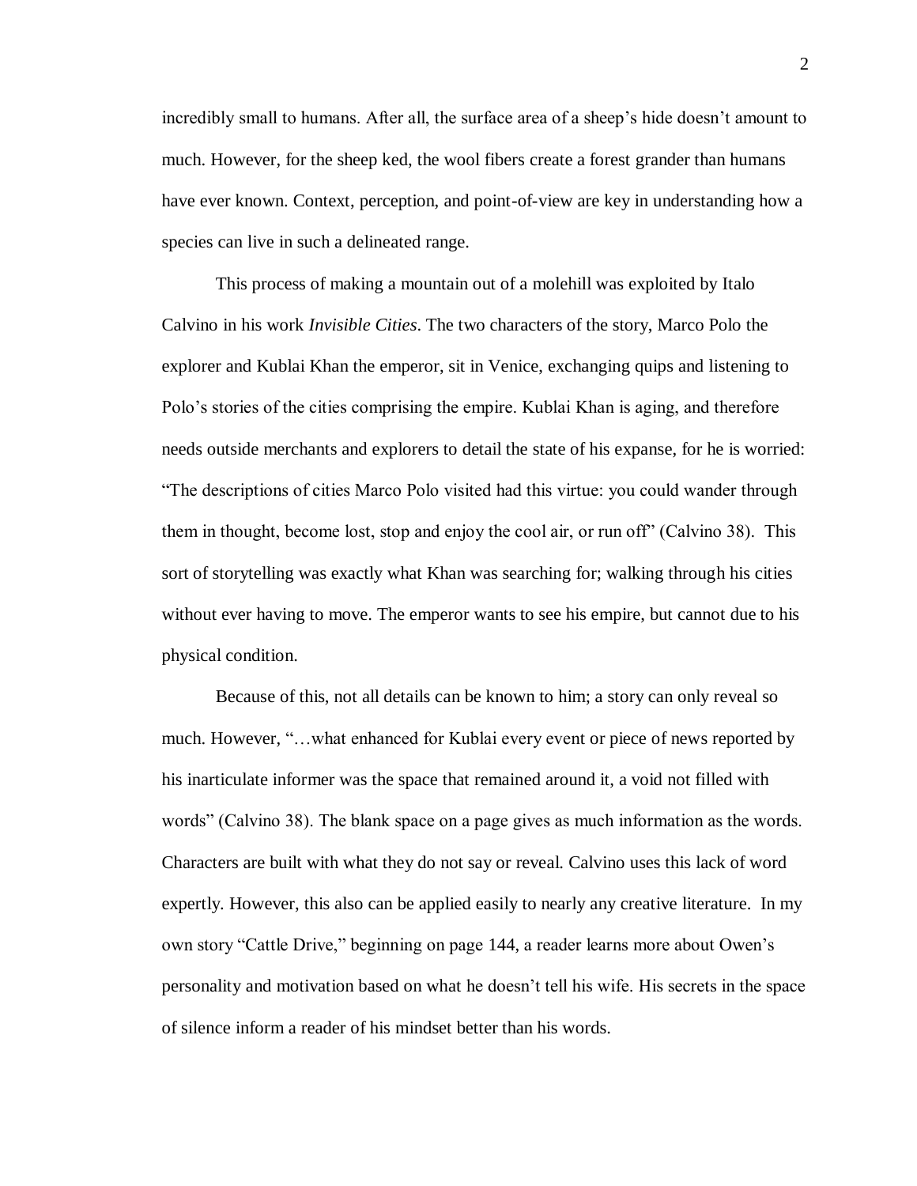incredibly small to humans. After all, the surface area of a sheep's hide doesn't amount to much. However, for the sheep ked, the wool fibers create a forest grander than humans have ever known. Context, perception, and point-of-view are key in understanding how a species can live in such a delineated range.

This process of making a mountain out of a molehill was exploited by Italo Calvino in his work *Invisible Cities*. The two characters of the story, Marco Polo the explorer and Kublai Khan the emperor, sit in Venice, exchanging quips and listening to Polo's stories of the cities comprising the empire. Kublai Khan is aging, and therefore needs outside merchants and explorers to detail the state of his expanse, for he is worried: "The descriptions of cities Marco Polo visited had this virtue: you could wander through them in thought, become lost, stop and enjoy the cool air, or run off" (Calvino 38). This sort of storytelling was exactly what Khan was searching for; walking through his cities without ever having to move. The emperor wants to see his empire, but cannot due to his physical condition.

Because of this, not all details can be known to him; a story can only reveal so much. However, "…what enhanced for Kublai every event or piece of news reported by his inarticulate informer was the space that remained around it, a void not filled with words" (Calvino 38). The blank space on a page gives as much information as the words. Characters are built with what they do not say or reveal. Calvino uses this lack of word expertly. However, this also can be applied easily to nearly any creative literature. In my own story "Cattle Drive," beginning on page 144, a reader learns more about Owen's personality and motivation based on what he doesn't tell his wife. His secrets in the space of silence inform a reader of his mindset better than his words.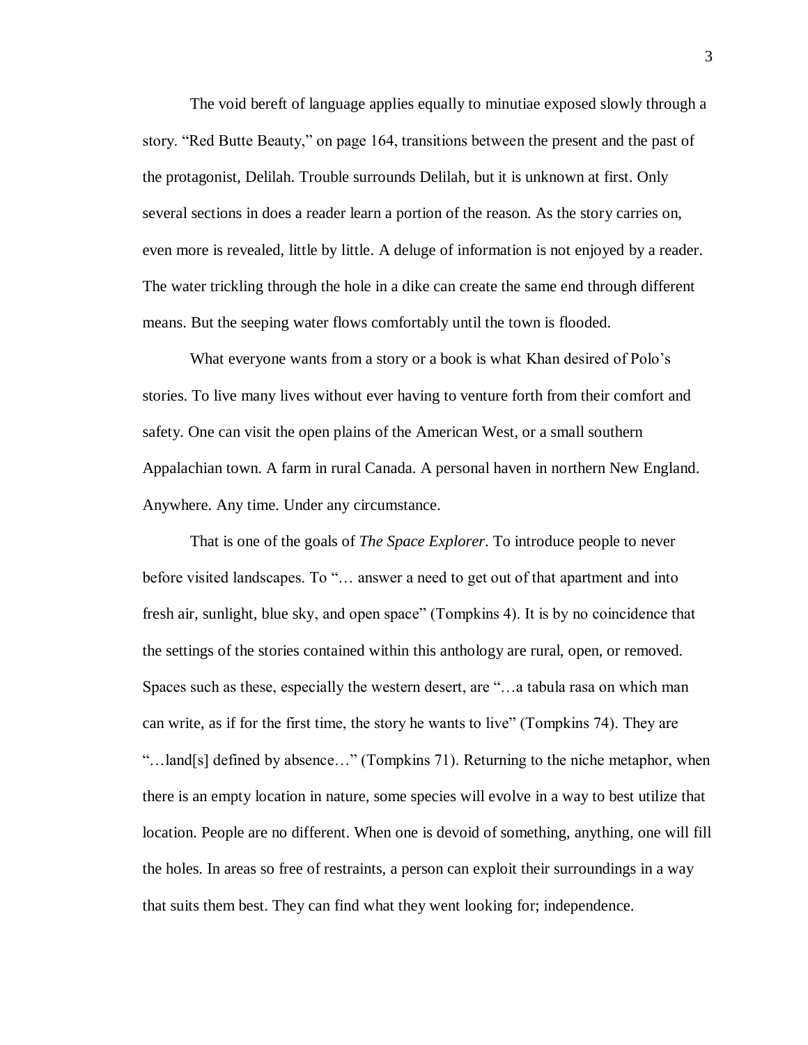The void bereft of language applies equally to minutiae exposed slowly through a story. “Red Butte Beauty,” on page 164, transitions between the present and the past of the protagonist, Delilah. Trouble surrounds Delilah, but it is unknown at first. Only several sections in does a reader learn a portion of the reason. As the story carries on, even more is revealed, little by little. A deluge of information is not enjoyed by a reader. The water trickling through the hole in a dike can create the same end through different means. But the seeping water flows comfortably until the town is flooded.

What everyone wants from a story or a book is what Khan desired of Polo’s stories. To live many lives without ever having to venture forth from their comfort and safety. One can visit the open plains of the American West, or a small southern Appalachian town. A farm in rural Canada. A personal haven in northern New England. Anywhere. Any time. Under any circumstance.

That is one of the goals of *The Space Explorer*. To introduce people to never before visited landscapes. To “… answer a need to get out of that apartment and into fresh air, sunlight, blue sky, and open space” (Tompkins 4). It is by no coincidence that the settings of the stories contained within this anthology are rural, open, or removed. Spaces such as these, especially the western desert, are “…a tabula rasa on which man can write, as if for the first time, the story he wants to live” (Tompkins 74). They are “…land[s] defined by absence…” (Tompkins 71). Returning to the niche metaphor, when there is an empty location in nature, some species will evolve in a way to best utilize that location. People are no different. When one is devoid of something, anything, one will fill the holes. In areas so free of restraints, a person can exploit their surroundings in a way that suits them best. They can find what they went looking for; independence.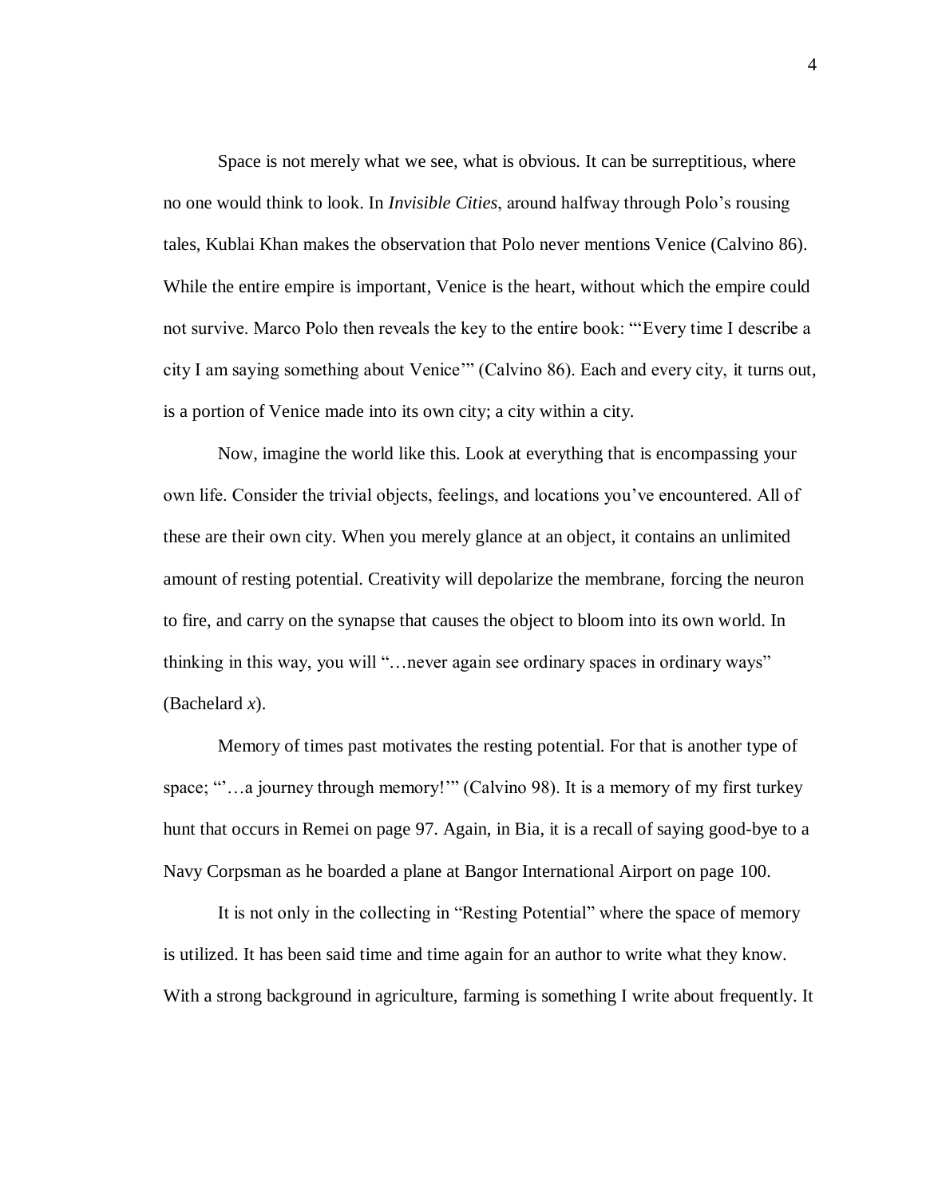Space is not merely what we see, what is obvious. It can be surreptitious, where no one would think to look. In *Invisible Cities*, around halfway through Polo's rousing tales, Kublai Khan makes the observation that Polo never mentions Venice (Calvino 86). While the entire empire is important, Venice is the heart, without which the empire could not survive. Marco Polo then reveals the key to the entire book: "'Every time I describe a city I am saying something about Venice'" (Calvino 86). Each and every city, it turns out, is a portion of Venice made into its own city; a city within a city.

Now, imagine the world like this. Look at everything that is encompassing your own life. Consider the trivial objects, feelings, and locations you've encountered. All of these are their own city. When you merely glance at an object, it contains an unlimited amount of resting potential. Creativity will depolarize the membrane, forcing the neuron to fire, and carry on the synapse that causes the object to bloom into its own world. In thinking in this way, you will "…never again see ordinary spaces in ordinary ways" (Bachelard *x*).

Memory of times past motivates the resting potential. For that is another type of space; "'…a journey through memory!'" (Calvino 98). It is a memory of my first turkey hunt that occurs in Remei on page 97. Again, in Bia, it is a recall of saying good-bye to a Navy Corpsman as he boarded a plane at Bangor International Airport on page 100.

It is not only in the collecting in "Resting Potential" where the space of memory is utilized. It has been said time and time again for an author to write what they know. With a strong background in agriculture, farming is something I write about frequently. It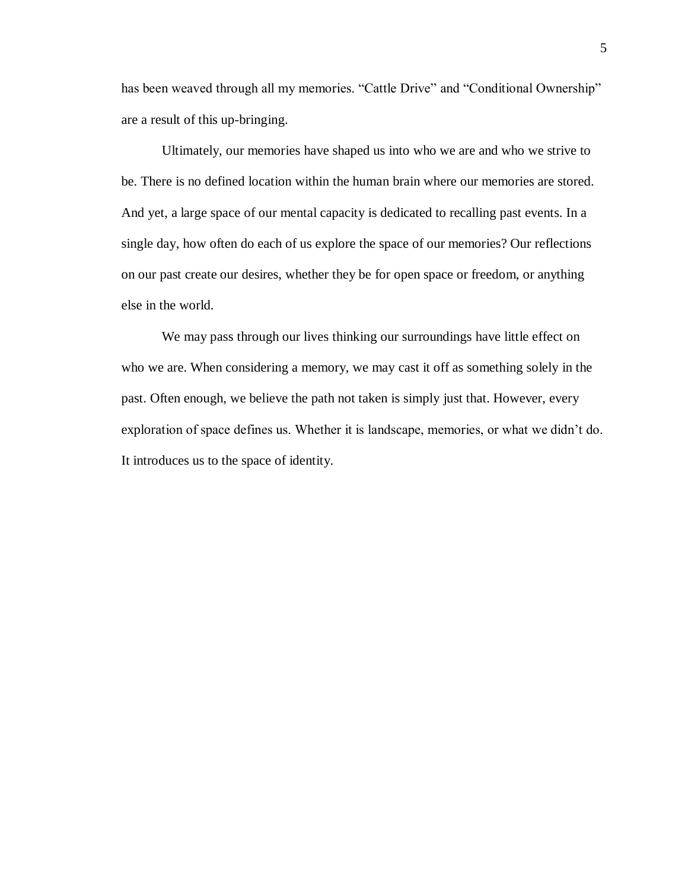has been weaved through all my memories. “Cattle Drive” and “Conditional Ownership” are a result of this up-bringing.

Ultimately, our memories have shaped us into who we are and who we strive to be. There is no defined location within the human brain where our memories are stored. And yet, a large space of our mental capacity is dedicated to recalling past events. In a single day, how often do each of us explore the space of our memories? Our reflections on our past create our desires, whether they be for open space or freedom, or anything else in the world.

We may pass through our lives thinking our surroundings have little effect on who we are. When considering a memory, we may cast it off as something solely in the past. Often enough, we believe the path not taken is simply just that. However, every exploration of space defines us. Whether it is landscape, memories, or what we didn’t do. It introduces us to the space of identity.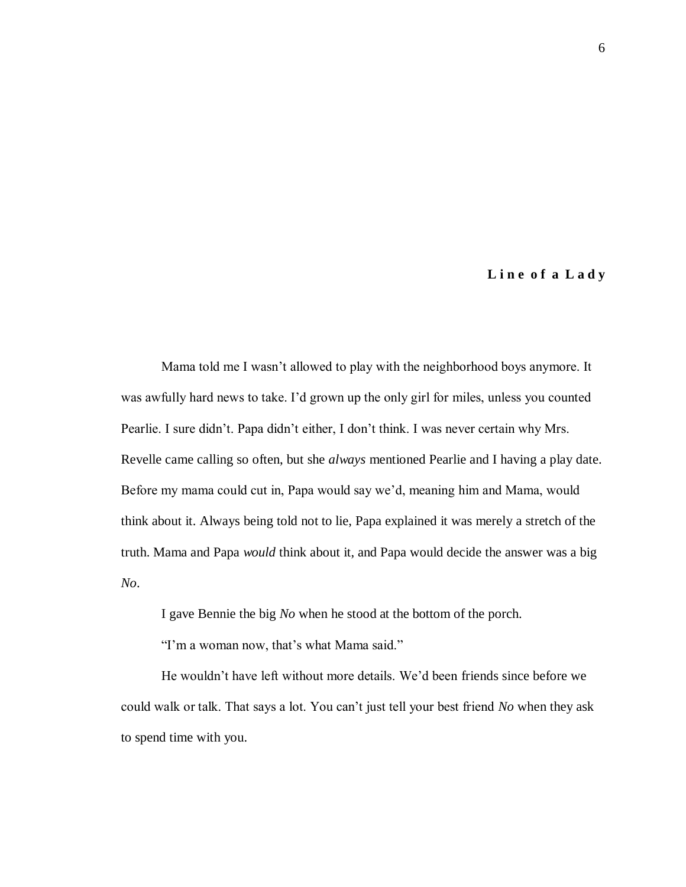## **Line of a Lady**

Mama told me I wasn't allowed to play with the neighborhood boys anymore. It was awfully hard news to take. I'd grown up the only girl for miles, unless you counted Pearlie. I sure didn't. Papa didn't either, I don't think. I was never certain why Mrs. Revelle came calling so often, but she *always* mentioned Pearlie and I having a play date. Before my mama could cut in, Papa would say we'd, meaning him and Mama, would think about it. Always being told not to lie, Papa explained it was merely a stretch of the truth. Mama and Papa *would* think about it, and Papa would decide the answer was a big *No*.

I gave Bennie the big *No* when he stood at the bottom of the porch.

"I'm a woman now, that's what Mama said."

He wouldn't have left without more details. We'd been friends since before we could walk or talk. That says a lot. You can't just tell your best friend *No* when they ask to spend time with you.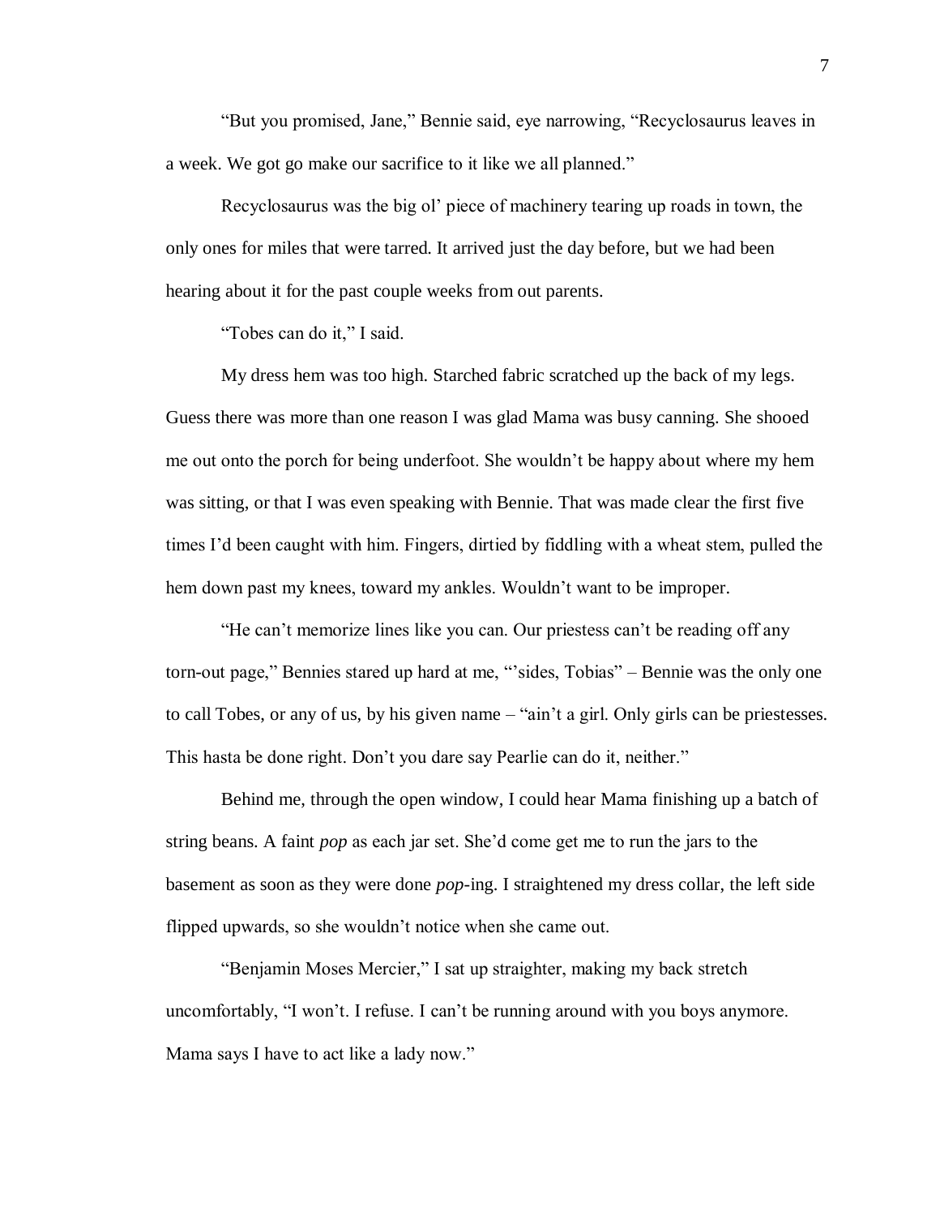"But you promised, Jane," Bennie said, eye narrowing, "Recyclosaurus leaves in a week. We got go make our sacrifice to it like we all planned."

Recyclosaurus was the big ol' piece of machinery tearing up roads in town, the only ones for miles that were tarred. It arrived just the day before, but we had been hearing about it for the past couple weeks from out parents.

"Tobes can do it," I said.

My dress hem was too high. Starched fabric scratched up the back of my legs. Guess there was more than one reason I was glad Mama was busy canning. She shooed me out onto the porch for being underfoot. She wouldn't be happy about where my hem was sitting, or that I was even speaking with Bennie. That was made clear the first five times I'd been caught with him. Fingers, dirtied by fiddling with a wheat stem, pulled the hem down past my knees, toward my ankles. Wouldn't want to be improper.

"He can't memorize lines like you can. Our priestess can't be reading off any torn-out page," Bennies stared up hard at me, "'sides, Tobias" – Bennie was the only one to call Tobes, or any of us, by his given name – "ain't a girl. Only girls can be priestesses. This hasta be done right. Don't you dare say Pearlie can do it, neither."

Behind me, through the open window, I could hear Mama finishing up a batch of string beans. A faint *pop* as each jar set. She'd come get me to run the jars to the basement as soon as they were done *pop*-ing. I straightened my dress collar, the left side flipped upwards, so she wouldn't notice when she came out.

"Benjamin Moses Mercier," I sat up straighter, making my back stretch uncomfortably, "I won't. I refuse. I can't be running around with you boys anymore. Mama says I have to act like a lady now."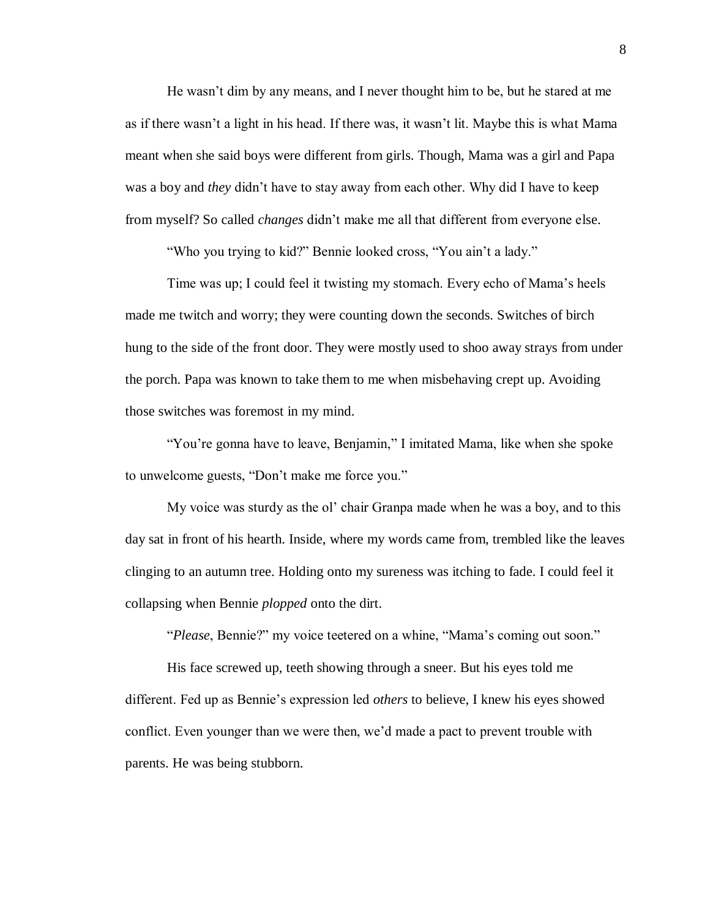He wasn't dim by any means, and I never thought him to be, but he stared at me as if there wasn't a light in his head. If there was, it wasn't lit. Maybe this is what Mama meant when she said boys were different from girls. Though, Mama was a girl and Papa was a boy and *they* didn't have to stay away from each other. Why did I have to keep from myself? So called *changes* didn't make me all that different from everyone else.

"Who you trying to kid?" Bennie looked cross, "You ain't a lady."

Time was up; I could feel it twisting my stomach. Every echo of Mama's heels made me twitch and worry; they were counting down the seconds. Switches of birch hung to the side of the front door. They were mostly used to shoo away strays from under the porch. Papa was known to take them to me when misbehaving crept up. Avoiding those switches was foremost in my mind.

"You're gonna have to leave, Benjamin," I imitated Mama, like when she spoke to unwelcome guests, "Don't make me force you."

My voice was sturdy as the ol' chair Granpa made when he was a boy, and to this day sat in front of his hearth. Inside, where my words came from, trembled like the leaves clinging to an autumn tree. Holding onto my sureness was itching to fade. I could feel it collapsing when Bennie *plopped* onto the dirt.

"*Please*, Bennie?" my voice teetered on a whine, "Mama's coming out soon."

His face screwed up, teeth showing through a sneer. But his eyes told me different. Fed up as Bennie's expression led *others* to believe, I knew his eyes showed conflict. Even younger than we were then, we'd made a pact to prevent trouble with parents. He was being stubborn.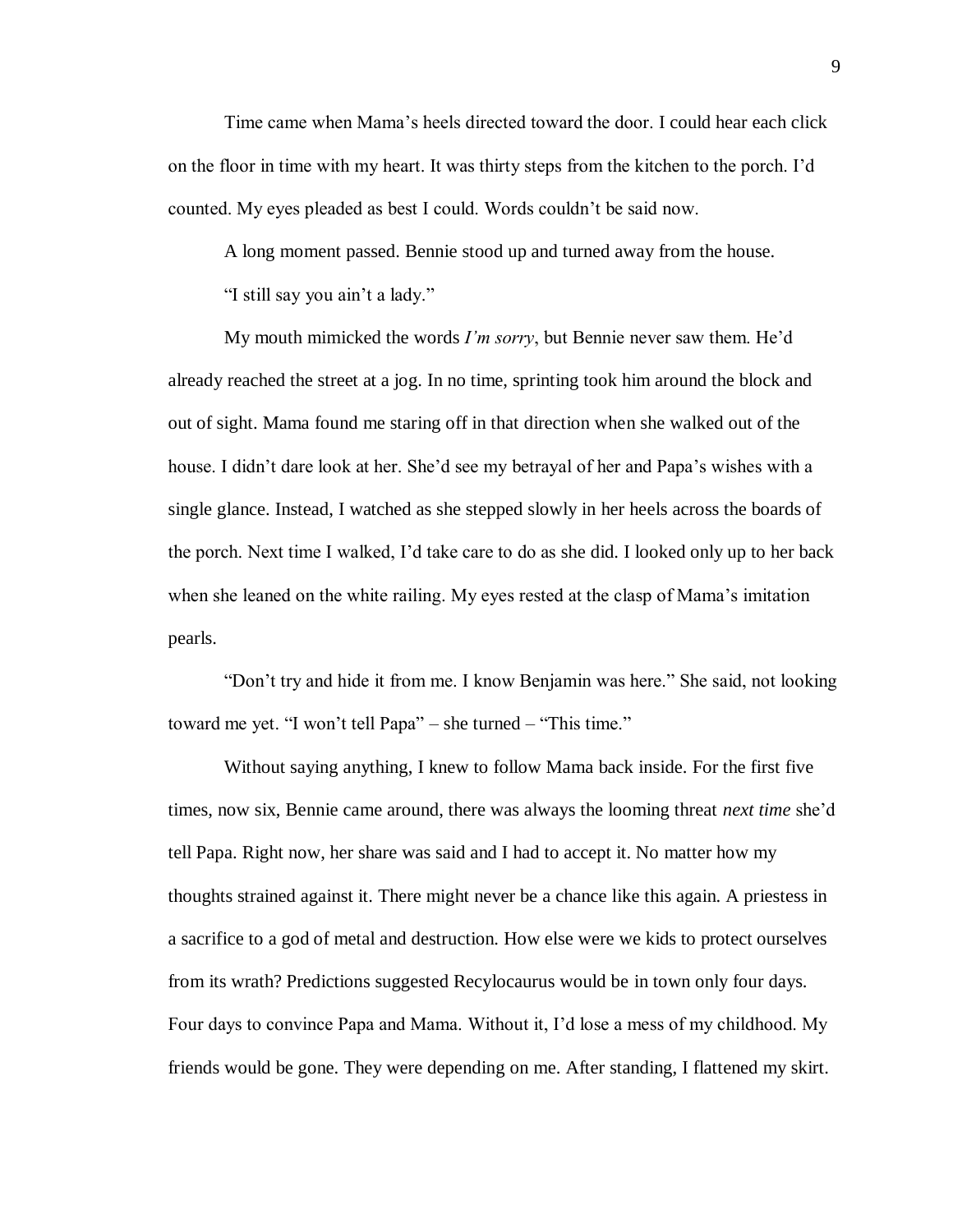Time came when Mama's heels directed toward the door. I could hear each click on the floor in time with my heart. It was thirty steps from the kitchen to the porch. I'd counted. My eyes pleaded as best I could. Words couldn't be said now.

A long moment passed. Bennie stood up and turned away from the house.

"I still say you ain't a lady."

My mouth mimicked the words *I'm sorry*, but Bennie never saw them. He'd already reached the street at a jog. In no time, sprinting took him around the block and out of sight. Mama found me staring off in that direction when she walked out of the house. I didn't dare look at her. She'd see my betrayal of her and Papa's wishes with a single glance. Instead, I watched as she stepped slowly in her heels across the boards of the porch. Next time I walked, I'd take care to do as she did. I looked only up to her back when she leaned on the white railing. My eyes rested at the clasp of Mama's imitation pearls.

"Don't try and hide it from me. I know Benjamin was here." She said, not looking toward me yet. "I won't tell Papa" – she turned – "This time."

Without saying anything, I knew to follow Mama back inside. For the first five times, now six, Bennie came around, there was always the looming threat *next time* she'd tell Papa. Right now, her share was said and I had to accept it. No matter how my thoughts strained against it. There might never be a chance like this again. A priestess in a sacrifice to a god of metal and destruction. How else were we kids to protect ourselves from its wrath? Predictions suggested Recylocaurus would be in town only four days. Four days to convince Papa and Mama. Without it, I'd lose a mess of my childhood. My friends would be gone. They were depending on me. After standing, I flattened my skirt.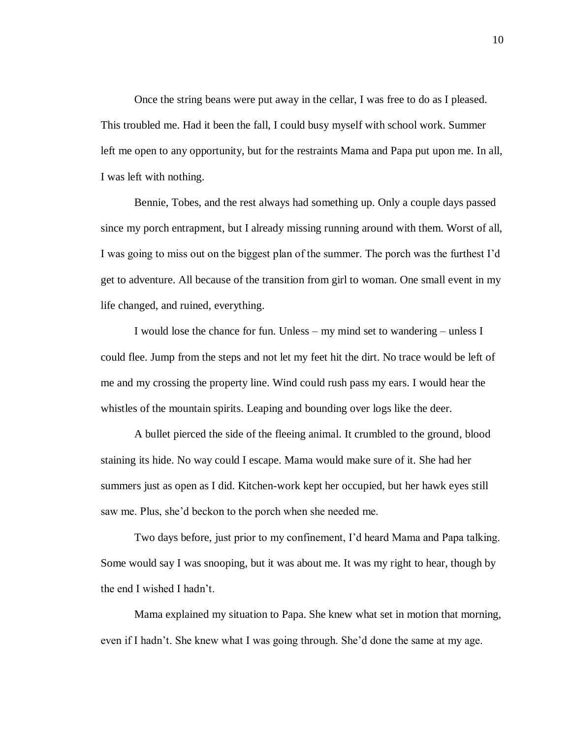Once the string beans were put away in the cellar, I was free to do as I pleased. This troubled me. Had it been the fall, I could busy myself with school work. Summer left me open to any opportunity, but for the restraints Mama and Papa put upon me. In all, I was left with nothing.

Bennie, Tobes, and the rest always had something up. Only a couple days passed since my porch entrapment, but I already missing running around with them. Worst of all, I was going to miss out on the biggest plan of the summer. The porch was the furthest I'd get to adventure. All because of the transition from girl to woman. One small event in my life changed, and ruined, everything.

I would lose the chance for fun. Unless – my mind set to wandering – unless I could flee. Jump from the steps and not let my feet hit the dirt. No trace would be left of me and my crossing the property line. Wind could rush pass my ears. I would hear the whistles of the mountain spirits. Leaping and bounding over logs like the deer.

A bullet pierced the side of the fleeing animal. It crumbled to the ground, blood staining its hide. No way could I escape. Mama would make sure of it. She had her summers just as open as I did. Kitchen-work kept her occupied, but her hawk eyes still saw me. Plus, she'd beckon to the porch when she needed me.

Two days before, just prior to my confinement, I'd heard Mama and Papa talking. Some would say I was snooping, but it was about me. It was my right to hear, though by the end I wished I hadn't.

Mama explained my situation to Papa. She knew what set in motion that morning, even if I hadn't. She knew what I was going through. She'd done the same at my age.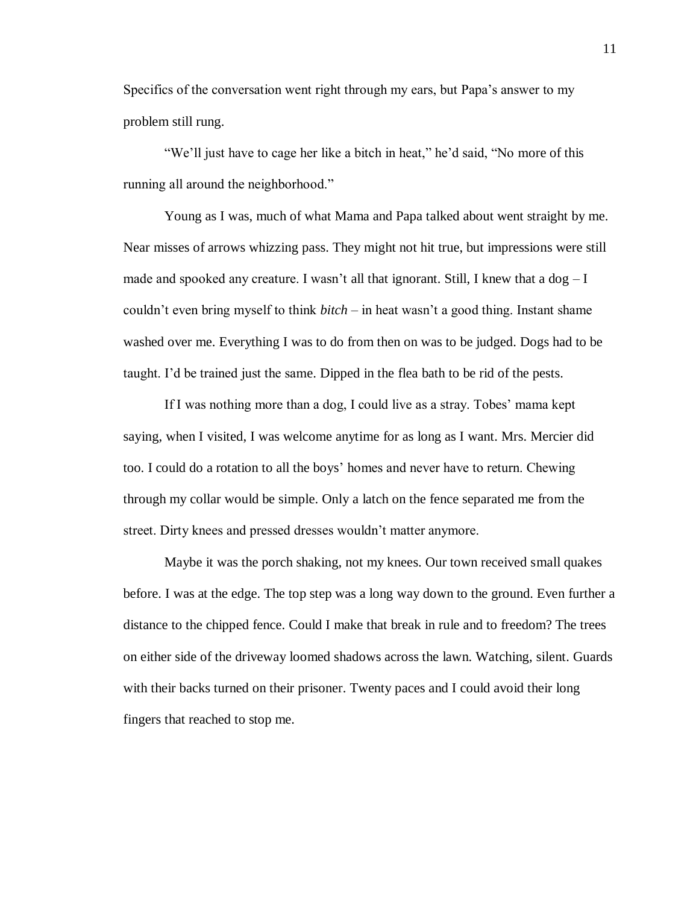Specifics of the conversation went right through my ears, but Papa's answer to my problem still rung.

"We'll just have to cage her like a bitch in heat," he'd said, "No more of this running all around the neighborhood."

Young as I was, much of what Mama and Papa talked about went straight by me. Near misses of arrows whizzing pass. They might not hit true, but impressions were still made and spooked any creature. I wasn't all that ignorant. Still, I knew that a dog – I couldn't even bring myself to think *bitch* – in heat wasn't a good thing. Instant shame washed over me. Everything I was to do from then on was to be judged. Dogs had to be taught. I'd be trained just the same. Dipped in the flea bath to be rid of the pests.

If I was nothing more than a dog, I could live as a stray. Tobes' mama kept saying, when I visited, I was welcome anytime for as long as I want. Mrs. Mercier did too. I could do a rotation to all the boys' homes and never have to return. Chewing through my collar would be simple. Only a latch on the fence separated me from the street. Dirty knees and pressed dresses wouldn't matter anymore.

Maybe it was the porch shaking, not my knees. Our town received small quakes before. I was at the edge. The top step was a long way down to the ground. Even further a distance to the chipped fence. Could I make that break in rule and to freedom? The trees on either side of the driveway loomed shadows across the lawn. Watching, silent. Guards with their backs turned on their prisoner. Twenty paces and I could avoid their long fingers that reached to stop me.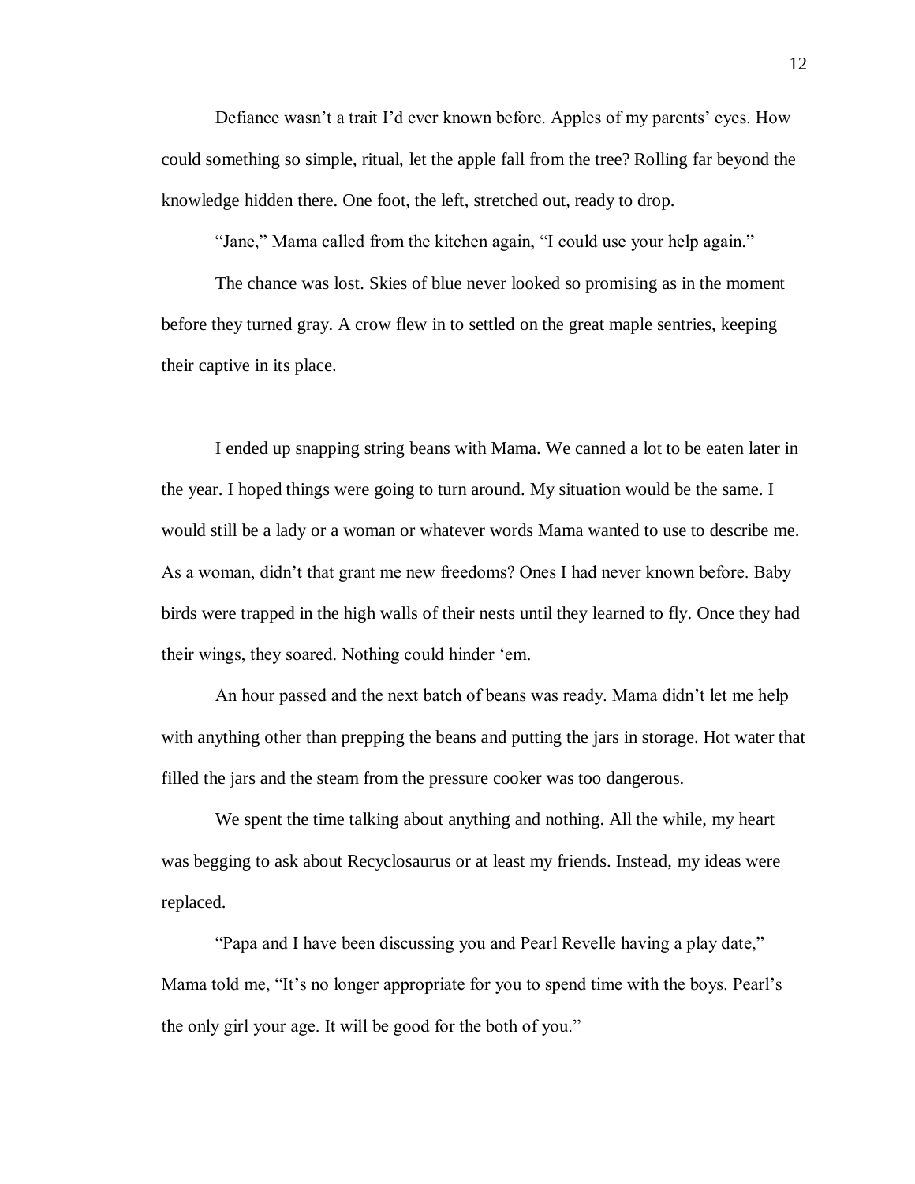Defiance wasn't a trait I'd ever known before. Apples of my parents' eyes. How could something so simple, ritual, let the apple fall from the tree? Rolling far beyond the knowledge hidden there. One foot, the left, stretched out, ready to drop.

"Jane," Mama called from the kitchen again, "I could use your help again."

The chance was lost. Skies of blue never looked so promising as in the moment before they turned gray. A crow flew in to settled on the great maple sentries, keeping their captive in its place.

I ended up snapping string beans with Mama. We canned a lot to be eaten later in the year. I hoped things were going to turn around. My situation would be the same. I would still be a lady or a woman or whatever words Mama wanted to use to describe me. As a woman, didn't that grant me new freedoms? Ones I had never known before. Baby birds were trapped in the high walls of their nests until they learned to fly. Once they had their wings, they soared. Nothing could hinder 'em.

An hour passed and the next batch of beans was ready. Mama didn't let me help with anything other than prepping the beans and putting the jars in storage. Hot water that filled the jars and the steam from the pressure cooker was too dangerous.

We spent the time talking about anything and nothing. All the while, my heart was begging to ask about Recyclosaurus or at least my friends. Instead, my ideas were replaced.

"Papa and I have been discussing you and Pearl Revelle having a play date," Mama told me, "It's no longer appropriate for you to spend time with the boys. Pearl's the only girl your age. It will be good for the both of you."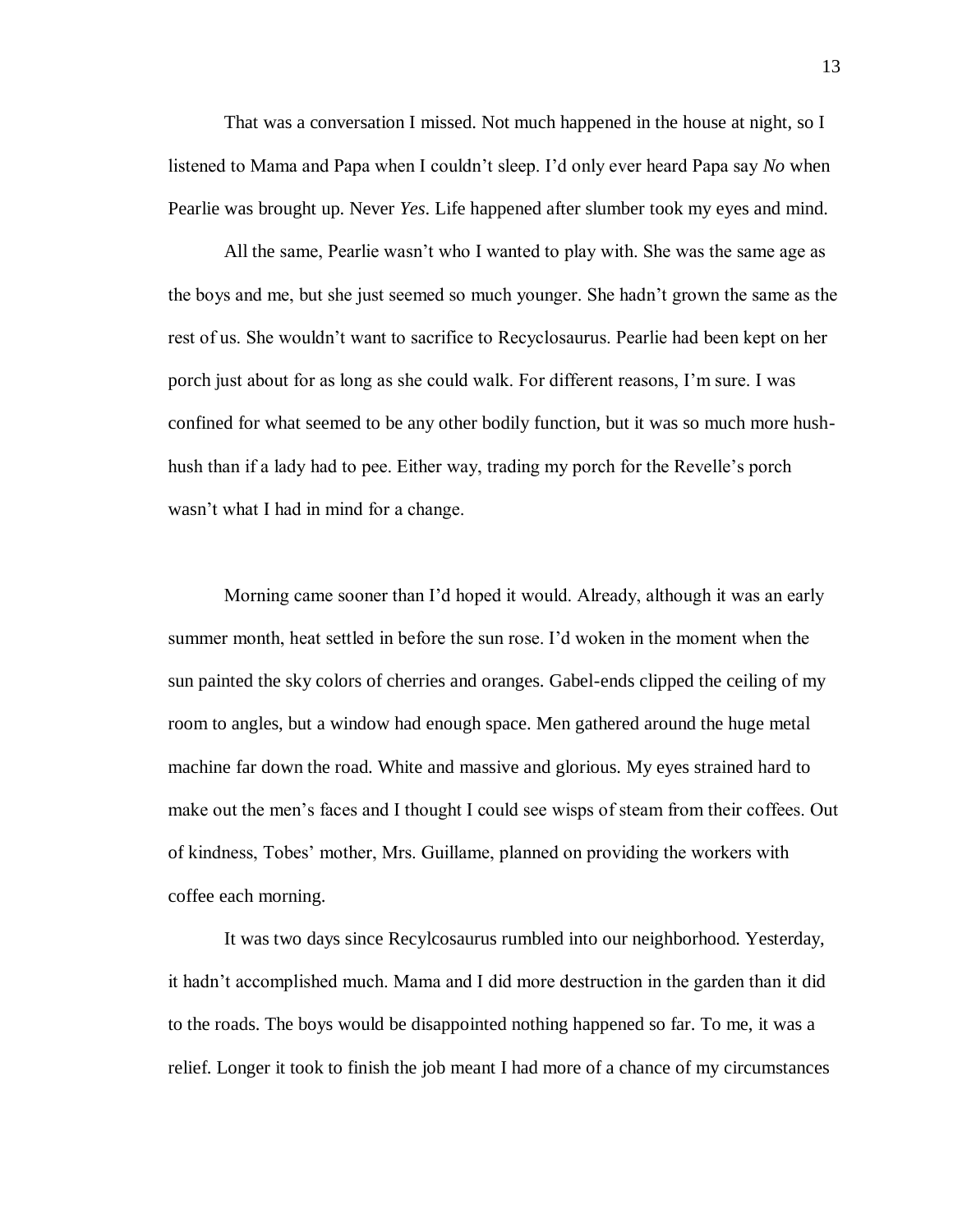That was a conversation I missed. Not much happened in the house at night, so I listened to Mama and Papa when I couldn't sleep. I'd only ever heard Papa say *No* when Pearlie was brought up. Never *Yes*. Life happened after slumber took my eyes and mind.

All the same, Pearlie wasn't who I wanted to play with. She was the same age as the boys and me, but she just seemed so much younger. She hadn't grown the same as the rest of us. She wouldn't want to sacrifice to Recyclosaurus. Pearlie had been kept on her porch just about for as long as she could walk. For different reasons, I'm sure. I was confined for what seemed to be any other bodily function, but it was so much more hush-hush than if a lady had to pee. Either way, trading my porch for the Revelle's porch wasn't what I had in mind for a change.

Morning came sooner than I'd hoped it would. Already, although it was an early summer month, heat settled in before the sun rose. I'd woken in the moment when the sun painted the sky colors of cherries and oranges. Gabel-ends clipped the ceiling of my room to angles, but a window had enough space. Men gathered around the huge metal machine far down the road. White and massive and glorious. My eyes strained hard to make out the men's faces and I thought I could see wisps of steam from their coffees. Out of kindness, Tobes' mother, Mrs. Guillame, planned on providing the workers with coffee each morning.

It was two days since Recylcosaurus rumbled into our neighborhood. Yesterday, it hadn't accomplished much. Mama and I did more destruction in the garden than it did to the roads. The boys would be disappointed nothing happened so far. To me, it was a relief. Longer it took to finish the job meant I had more of a chance of my circumstances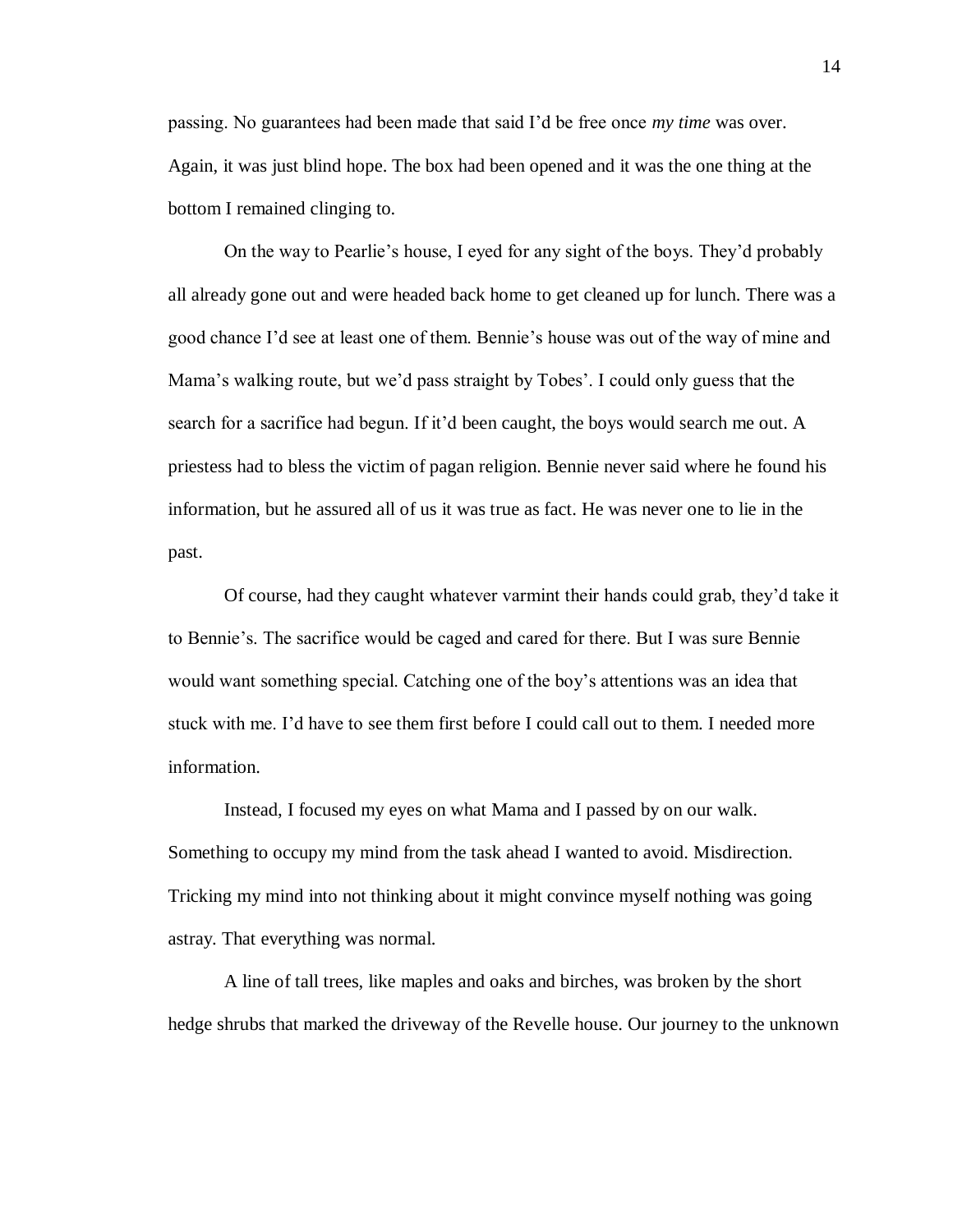passing. No guarantees had been made that said I'd be free once *my time* was over. Again, it was just blind hope. The box had been opened and it was the one thing at the bottom I remained clinging to.

On the way to Pearlie's house, I eyed for any sight of the boys. They'd probably all already gone out and were headed back home to get cleaned up for lunch. There was a good chance I'd see at least one of them. Bennie's house was out of the way of mine and Mama's walking route, but we'd pass straight by Tobes'. I could only guess that the search for a sacrifice had begun. If it'd been caught, the boys would search me out. A priestess had to bless the victim of pagan religion. Bennie never said where he found his information, but he assured all of us it was true as fact. He was never one to lie in the past.

Of course, had they caught whatever varmint their hands could grab, they'd take it to Bennie's. The sacrifice would be caged and cared for there. But I was sure Bennie would want something special. Catching one of the boy's attentions was an idea that stuck with me. I'd have to see them first before I could call out to them. I needed more information.

Instead, I focused my eyes on what Mama and I passed by on our walk. Something to occupy my mind from the task ahead I wanted to avoid. Misdirection. Tricking my mind into not thinking about it might convince myself nothing was going astray. That everything was normal.

A line of tall trees, like maples and oaks and birches, was broken by the short hedge shrubs that marked the driveway of the Revelle house. Our journey to the unknown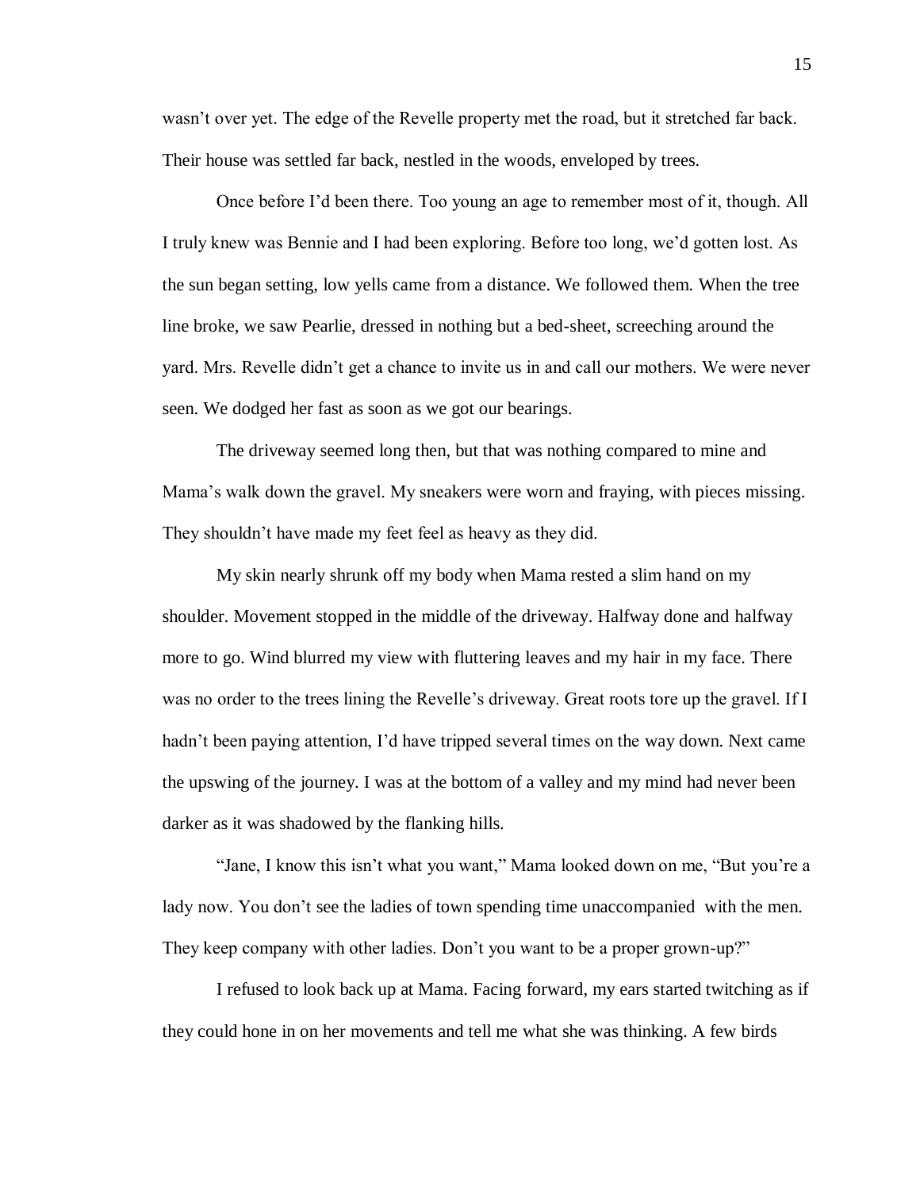wasn't over yet. The edge of the Revelle property met the road, but it stretched far back. Their house was settled far back, nestled in the woods, enveloped by trees.

Once before I'd been there. Too young an age to remember most of it, though. All I truly knew was Bennie and I had been exploring. Before too long, we'd gotten lost. As the sun began setting, low yells came from a distance. We followed them. When the tree line broke, we saw Pearlie, dressed in nothing but a bed-sheet, screeching around the yard. Mrs. Revelle didn't get a chance to invite us in and call our mothers. We were never seen. We dodged her fast as soon as we got our bearings.

The driveway seemed long then, but that was nothing compared to mine and Mama's walk down the gravel. My sneakers were worn and fraying, with pieces missing. They shouldn't have made my feet feel as heavy as they did.

My skin nearly shrunk off my body when Mama rested a slim hand on my shoulder. Movement stopped in the middle of the driveway. Halfway done and halfway more to go. Wind blurred my view with fluttering leaves and my hair in my face. There was no order to the trees lining the Revelle's driveway. Great roots tore up the gravel. If I hadn't been paying attention, I'd have tripped several times on the way down. Next came the upswing of the journey. I was at the bottom of a valley and my mind had never been darker as it was shadowed by the flanking hills.

"Jane, I know this isn't what you want," Mama looked down on me, "But you're a lady now. You don't see the ladies of town spending time unaccompanied with the men. They keep company with other ladies. Don't you want to be a proper grown-up?"

I refused to look back up at Mama. Facing forward, my ears started twitching as if they could hone in on her movements and tell me what she was thinking. A few birds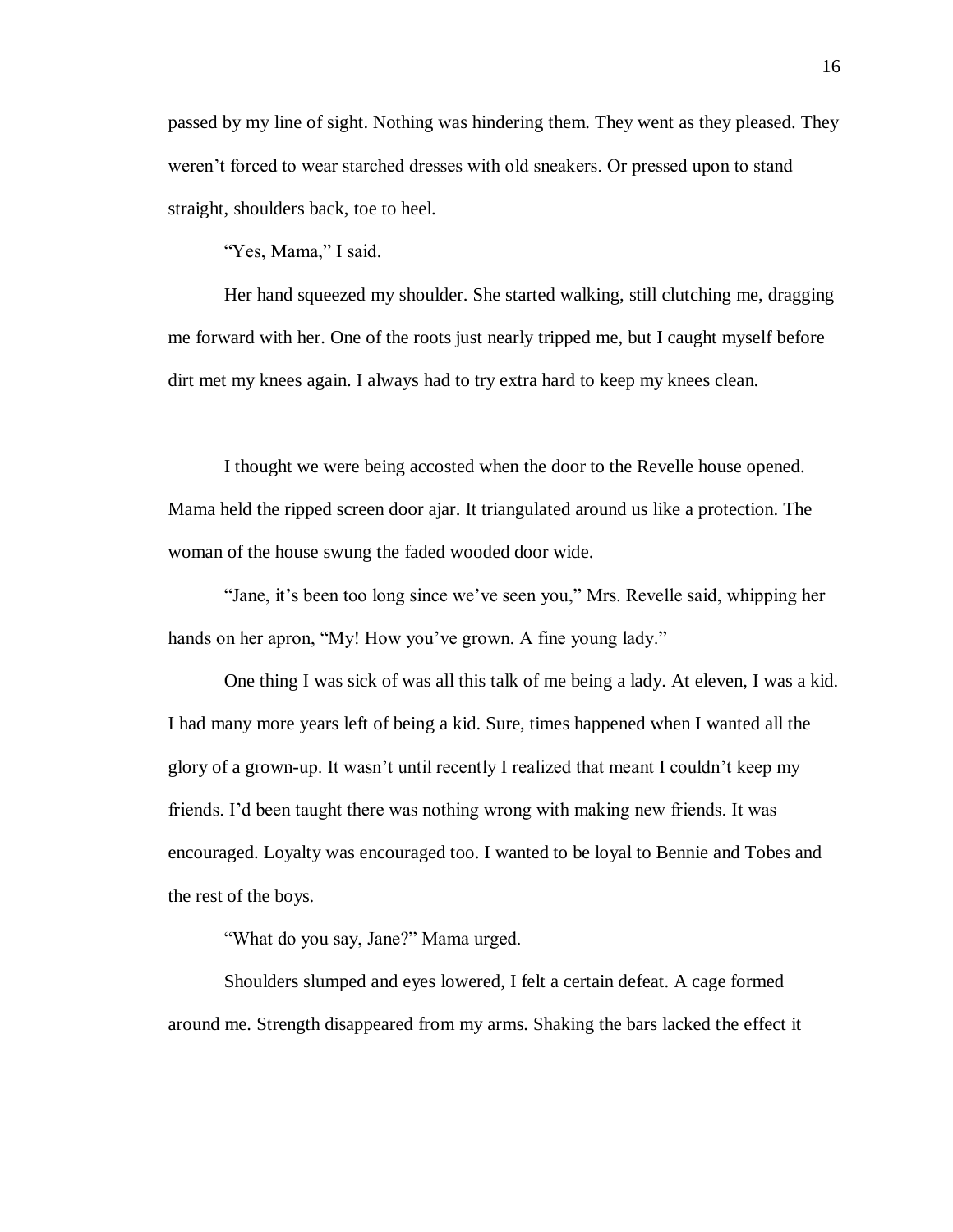passed by my line of sight. Nothing was hindering them. They went as they pleased. They weren't forced to wear starched dresses with old sneakers. Or pressed upon to stand straight, shoulders back, toe to heel.

"Yes, Mama," I said.

Her hand squeezed my shoulder. She started walking, still clutching me, dragging me forward with her. One of the roots just nearly tripped me, but I caught myself before dirt met my knees again. I always had to try extra hard to keep my knees clean.

I thought we were being accosted when the door to the Revelle house opened. Mama held the ripped screen door ajar. It triangulated around us like a protection. The woman of the house swung the faded wooded door wide.

"Jane, it's been too long since we've seen you," Mrs. Revelle said, whipping her hands on her apron, "My! How you've grown. A fine young lady."

One thing I was sick of was all this talk of me being a lady. At eleven, I was a kid. I had many more years left of being a kid. Sure, times happened when I wanted all the glory of a grown-up. It wasn't until recently I realized that meant I couldn't keep my friends. I'd been taught there was nothing wrong with making new friends. It was encouraged. Loyalty was encouraged too. I wanted to be loyal to Bennie and Tobes and the rest of the boys.

"What do you say, Jane?" Mama urged.

Shoulders slumped and eyes lowered, I felt a certain defeat. A cage formed around me. Strength disappeared from my arms. Shaking the bars lacked the effect it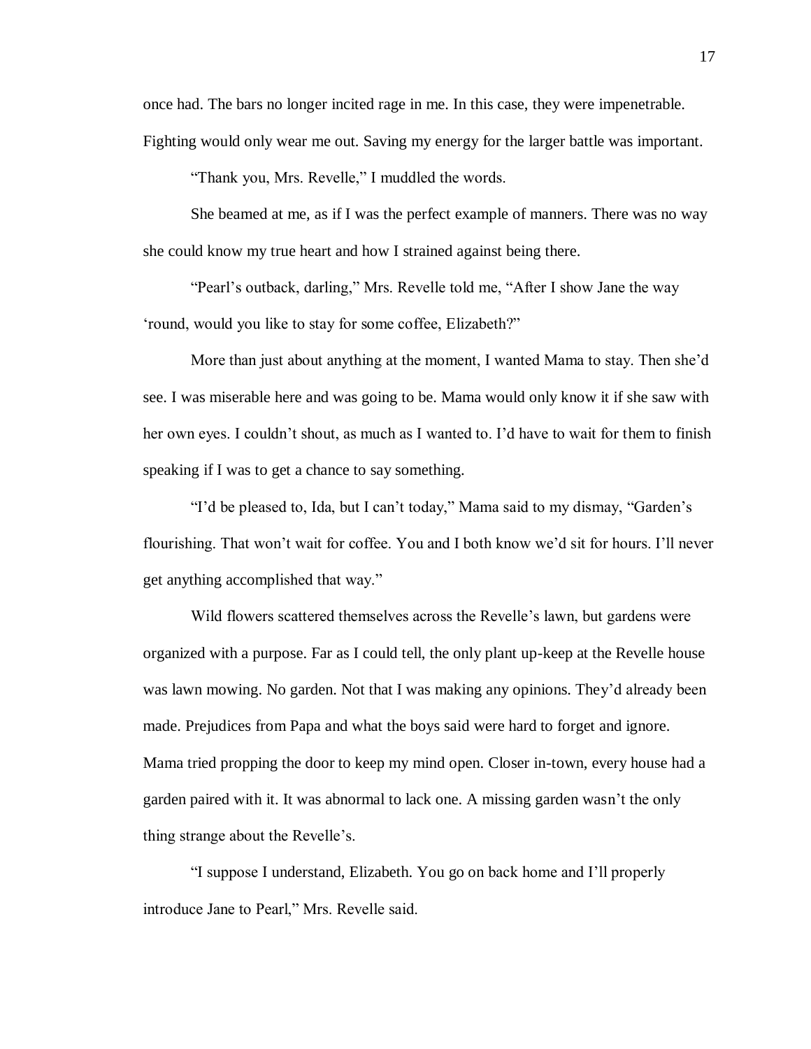once had. The bars no longer incited rage in me. In this case, they were impenetrable. Fighting would only wear me out. Saving my energy for the larger battle was important.

"Thank you, Mrs. Revelle," I muddled the words.

She beamed at me, as if I was the perfect example of manners. There was no way she could know my true heart and how I strained against being there.

"Pearl's outback, darling," Mrs. Revelle told me, "After I show Jane the way 'round, would you like to stay for some coffee, Elizabeth?"

More than just about anything at the moment, I wanted Mama to stay. Then she'd see. I was miserable here and was going to be. Mama would only know it if she saw with her own eyes. I couldn't shout, as much as I wanted to. I'd have to wait for them to finish speaking if I was to get a chance to say something.

"I'd be pleased to, Ida, but I can't today," Mama said to my dismay, "Garden's flourishing. That won't wait for coffee. You and I both know we'd sit for hours. I'll never get anything accomplished that way."

Wild flowers scattered themselves across the Revelle's lawn, but gardens were organized with a purpose. Far as I could tell, the only plant up-keep at the Revelle house was lawn mowing. No garden. Not that I was making any opinions. They'd already been made. Prejudices from Papa and what the boys said were hard to forget and ignore. Mama tried propping the door to keep my mind open. Closer in-town, every house had a garden paired with it. It was abnormal to lack one. A missing garden wasn't the only thing strange about the Revelle's.

"I suppose I understand, Elizabeth. You go on back home and I'll properly introduce Jane to Pearl," Mrs. Revelle said.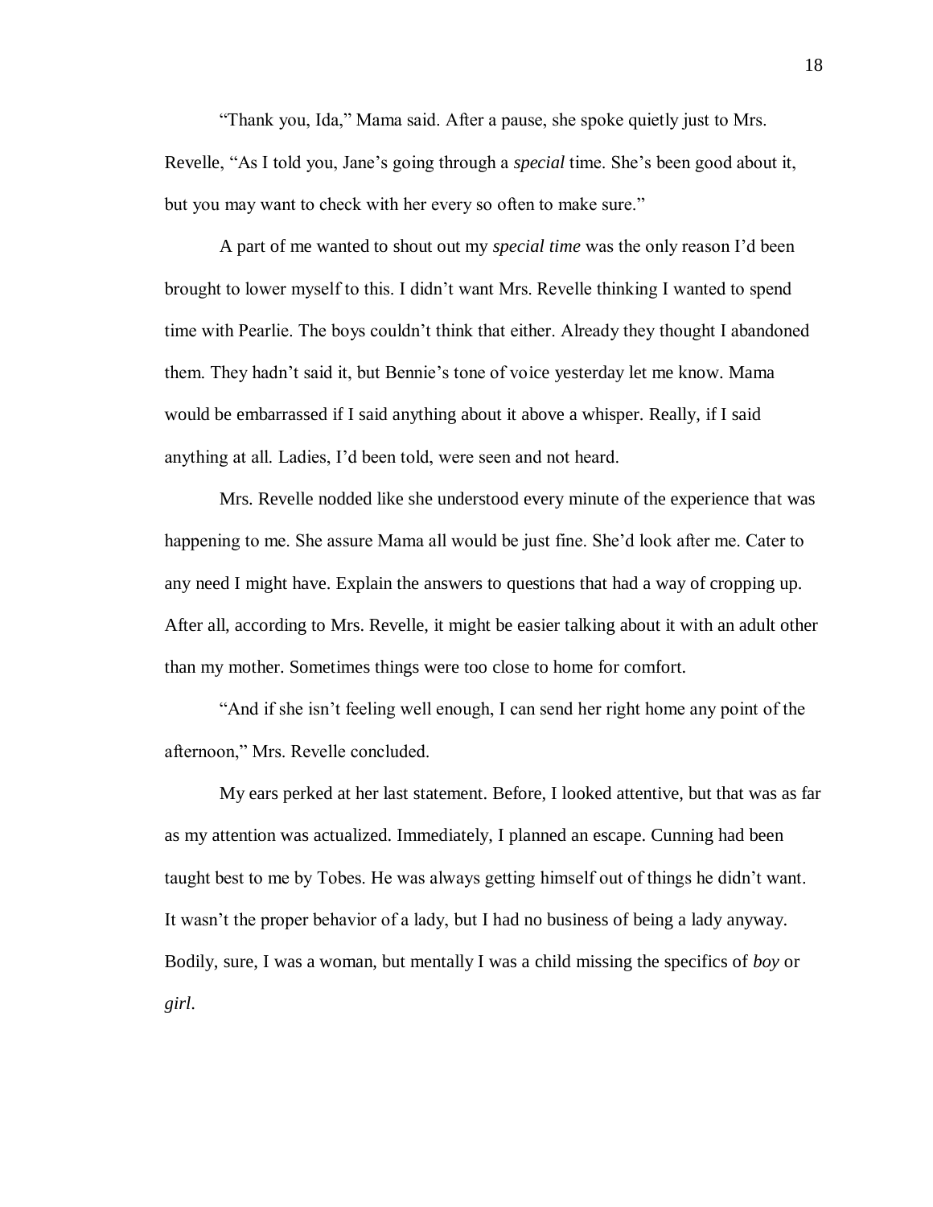“Thank you, Ida,” Mama said. After a pause, she spoke quietly just to Mrs. Revelle, “As I told you, Jane’s going through a *special* time. She’s been good about it, but you may want to check with her every so often to make sure.”

A part of me wanted to shout out my *special time* was the only reason I’d been brought to lower myself to this. I didn’t want Mrs. Revelle thinking I wanted to spend time with Pearlie. The boys couldn’t think that either. Already they thought I abandoned them. They hadn’t said it, but Bennie’s tone of voice yesterday let me know. Mama would be embarrassed if I said anything about it above a whisper. Really, if I said anything at all. Ladies, I’d been told, were seen and not heard.

Mrs. Revelle nodded like she understood every minute of the experience that was happening to me. She assure Mama all would be just fine. She’d look after me. Cater to any need I might have. Explain the answers to questions that had a way of cropping up. After all, according to Mrs. Revelle, it might be easier talking about it with an adult other than my mother. Sometimes things were too close to home for comfort.

“And if she isn’t feeling well enough, I can send her right home any point of the afternoon,” Mrs. Revelle concluded.

My ears perked at her last statement. Before, I looked attentive, but that was as far as my attention was actualized. Immediately, I planned an escape. Cunning had been taught best to me by Tobes. He was always getting himself out of things he didn’t want. It wasn’t the proper behavior of a lady, but I had no business of being a lady anyway. Bodily, sure, I was a woman, but mentally I was a child missing the specifics of *boy* or *girl*.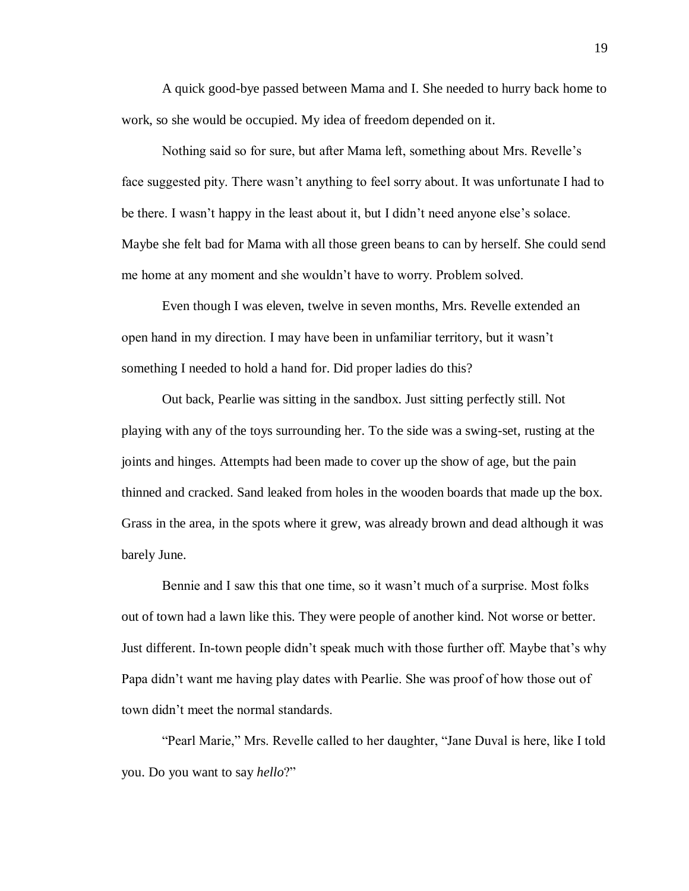A quick good-bye passed between Mama and I. She needed to hurry back home to work, so she would be occupied. My idea of freedom depended on it.

Nothing said so for sure, but after Mama left, something about Mrs. Revelle's face suggested pity. There wasn't anything to feel sorry about. It was unfortunate I had to be there. I wasn't happy in the least about it, but I didn't need anyone else's solace. Maybe she felt bad for Mama with all those green beans to can by herself. She could send me home at any moment and she wouldn't have to worry. Problem solved.

Even though I was eleven, twelve in seven months, Mrs. Revelle extended an open hand in my direction. I may have been in unfamiliar territory, but it wasn't something I needed to hold a hand for. Did proper ladies do this?

Out back, Pearlie was sitting in the sandbox. Just sitting perfectly still. Not playing with any of the toys surrounding her. To the side was a swing-set, rusting at the joints and hinges. Attempts had been made to cover up the show of age, but the pain thinned and cracked. Sand leaked from holes in the wooden boards that made up the box. Grass in the area, in the spots where it grew, was already brown and dead although it was barely June.

Bennie and I saw this that one time, so it wasn't much of a surprise. Most folks out of town had a lawn like this. They were people of another kind. Not worse or better. Just different. In-town people didn't speak much with those further off. Maybe that's why Papa didn't want me having play dates with Pearlie. She was proof of how those out of town didn't meet the normal standards.

"Pearl Marie," Mrs. Revelle called to her daughter, "Jane Duval is here, like I told you. Do you want to say *hello*?"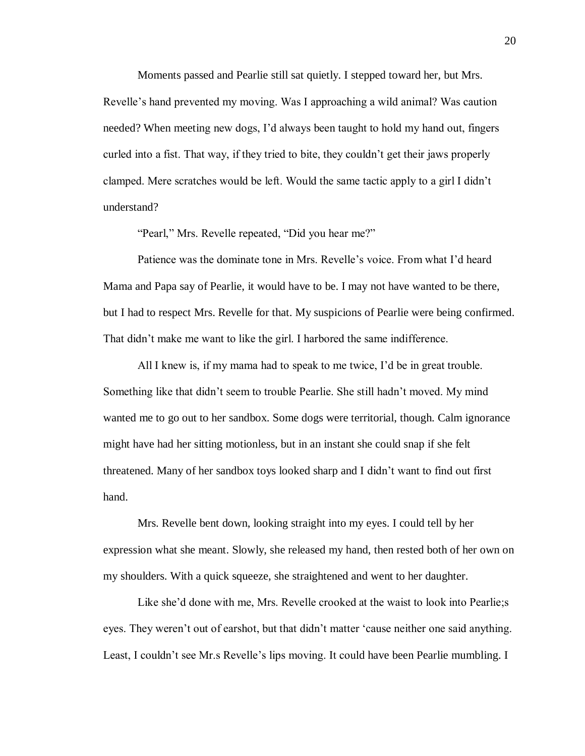Moments passed and Pearlie still sat quietly. I stepped toward her, but Mrs. Revelle's hand prevented my moving. Was I approaching a wild animal? Was caution needed? When meeting new dogs, I'd always been taught to hold my hand out, fingers curled into a fist. That way, if they tried to bite, they couldn't get their jaws properly clamped. Mere scratches would be left. Would the same tactic apply to a girl I didn't understand?

"Pearl," Mrs. Revelle repeated, "Did you hear me?"

Patience was the dominate tone in Mrs. Revelle's voice. From what I'd heard Mama and Papa say of Pearlie, it would have to be. I may not have wanted to be there, but I had to respect Mrs. Revelle for that. My suspicions of Pearlie were being confirmed. That didn't make me want to like the girl. I harbored the same indifference.

All I knew is, if my mama had to speak to me twice, I'd be in great trouble. Something like that didn't seem to trouble Pearlie. She still hadn't moved. My mind wanted me to go out to her sandbox. Some dogs were territorial, though. Calm ignorance might have had her sitting motionless, but in an instant she could snap if she felt threatened. Many of her sandbox toys looked sharp and I didn't want to find out first hand.

Mrs. Revelle bent down, looking straight into my eyes. I could tell by her expression what she meant. Slowly, she released my hand, then rested both of her own on my shoulders. With a quick squeeze, she straightened and went to her daughter.

Like she'd done with me, Mrs. Revelle crooked at the waist to look into Pearlie;s eyes. They weren't out of earshot, but that didn't matter 'cause neither one said anything. Least, I couldn't see Mr.s Revelle's lips moving. It could have been Pearlie mumbling. I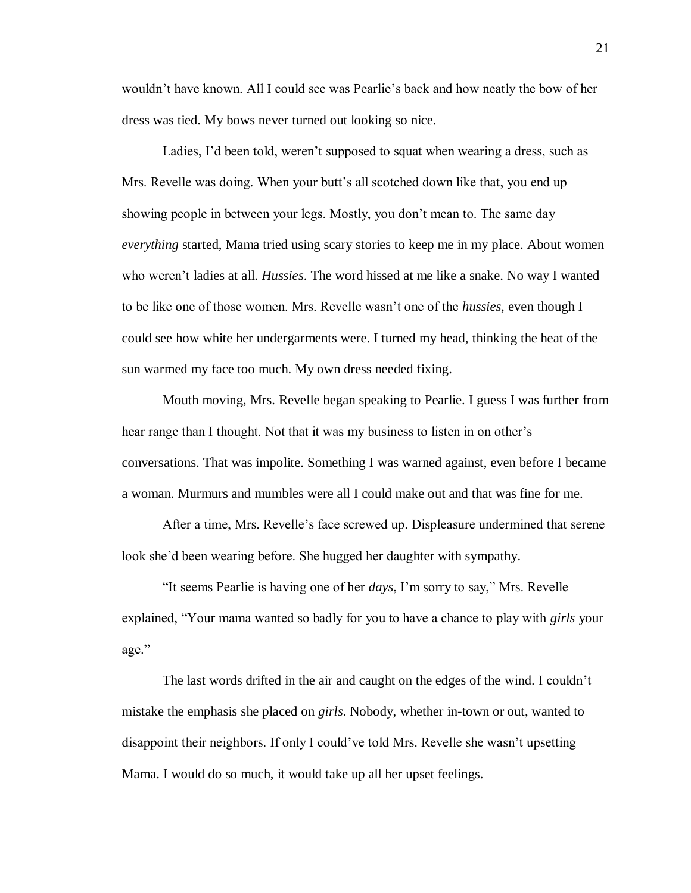wouldn't have known. All I could see was Pearlie's back and how neatly the bow of her dress was tied. My bows never turned out looking so nice.

Ladies, I'd been told, weren't supposed to squat when wearing a dress, such as Mrs. Revelle was doing. When your butt's all scotched down like that, you end up showing people in between your legs. Mostly, you don't mean to. The same day *everything* started, Mama tried using scary stories to keep me in my place. About women who weren't ladies at all. *Hussies*. The word hissed at me like a snake. No way I wanted to be like one of those women. Mrs. Revelle wasn't one of the *hussies*, even though I could see how white her undergarments were. I turned my head, thinking the heat of the sun warmed my face too much. My own dress needed fixing.

Mouth moving, Mrs. Revelle began speaking to Pearlie. I guess I was further from hear range than I thought. Not that it was my business to listen in on other's conversations. That was impolite. Something I was warned against, even before I became a woman. Murmurs and mumbles were all I could make out and that was fine for me.

After a time, Mrs. Revelle's face screwed up. Displeasure undermined that serene look she'd been wearing before. She hugged her daughter with sympathy.

"It seems Pearlie is having one of her *days*, I'm sorry to say," Mrs. Revelle explained, "Your mama wanted so badly for you to have a chance to play with *girls* your age."

The last words drifted in the air and caught on the edges of the wind. I couldn't mistake the emphasis she placed on *girls*. Nobody, whether in-town or out, wanted to disappoint their neighbors. If only I could've told Mrs. Revelle she wasn't upsetting Mama. I would do so much, it would take up all her upset feelings.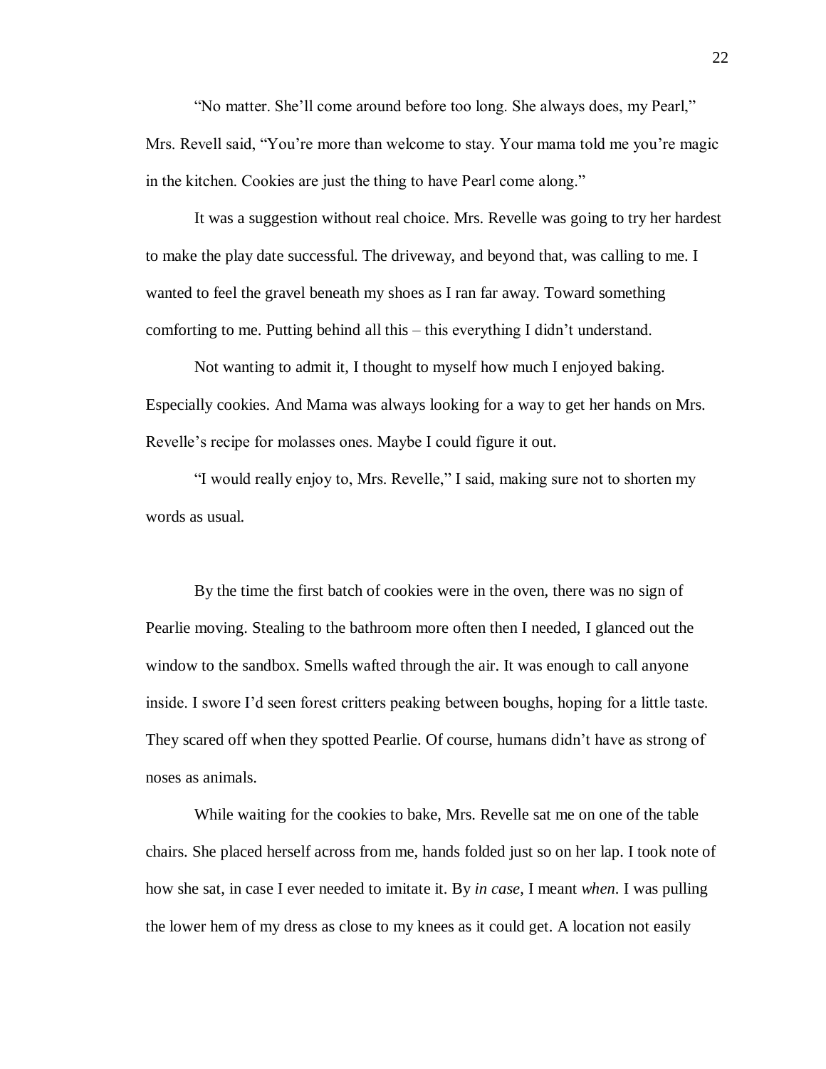"No matter. She'll come around before too long. She always does, my Pearl," Mrs. Revell said, "You're more than welcome to stay. Your mama told me you're magic in the kitchen. Cookies are just the thing to have Pearl come along."

It was a suggestion without real choice. Mrs. Revelle was going to try her hardest to make the play date successful. The driveway, and beyond that, was calling to me. I wanted to feel the gravel beneath my shoes as I ran far away. Toward something comforting to me. Putting behind all this – this everything I didn't understand.

Not wanting to admit it, I thought to myself how much I enjoyed baking. Especially cookies. And Mama was always looking for a way to get her hands on Mrs. Revelle's recipe for molasses ones. Maybe I could figure it out.

"I would really enjoy to, Mrs. Revelle," I said, making sure not to shorten my words as usual.

By the time the first batch of cookies were in the oven, there was no sign of Pearlie moving. Stealing to the bathroom more often then I needed, I glanced out the window to the sandbox. Smells wafted through the air. It was enough to call anyone inside. I swore I'd seen forest critters peaking between boughs, hoping for a little taste. They scared off when they spotted Pearlie. Of course, humans didn't have as strong of noses as animals.

While waiting for the cookies to bake, Mrs. Revelle sat me on one of the table chairs. She placed herself across from me, hands folded just so on her lap. I took note of how she sat, in case I ever needed to imitate it. By *in case*, I meant *when*. I was pulling the lower hem of my dress as close to my knees as it could get. A location not easily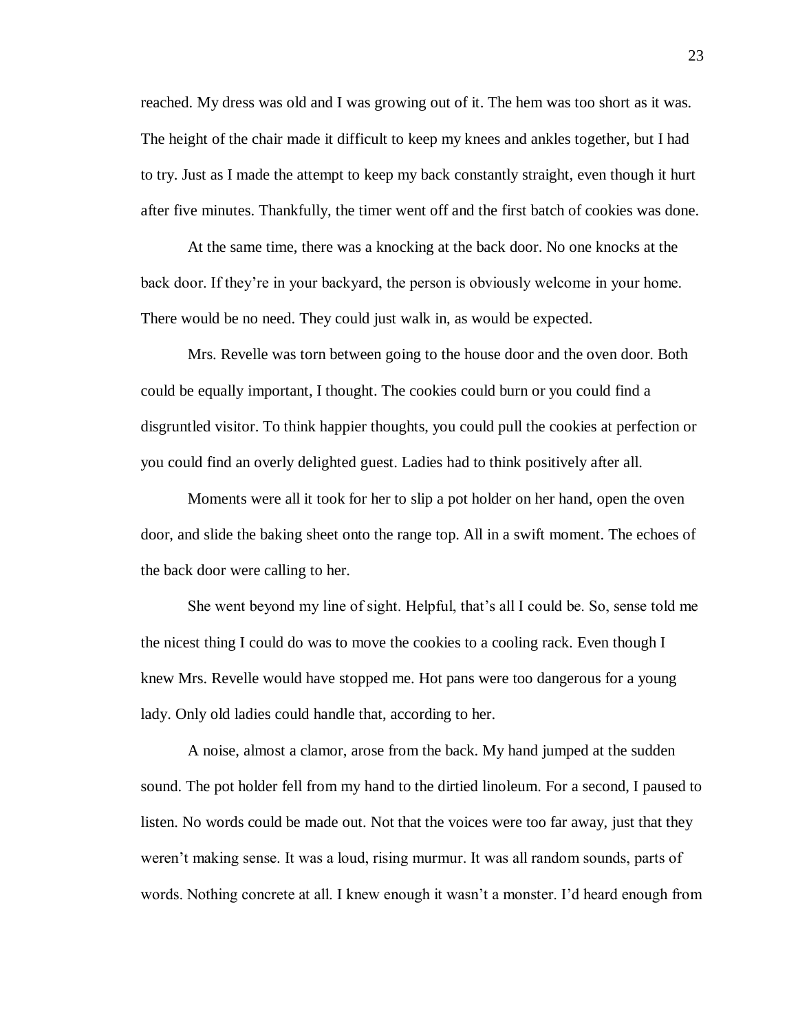reached. My dress was old and I was growing out of it. The hem was too short as it was. The height of the chair made it difficult to keep my knees and ankles together, but I had to try. Just as I made the attempt to keep my back constantly straight, even though it hurt after five minutes. Thankfully, the timer went off and the first batch of cookies was done.

At the same time, there was a knocking at the back door. No one knocks at the back door. If they're in your backyard, the person is obviously welcome in your home. There would be no need. They could just walk in, as would be expected.

Mrs. Revelle was torn between going to the house door and the oven door. Both could be equally important, I thought. The cookies could burn or you could find a disgruntled visitor. To think happier thoughts, you could pull the cookies at perfection or you could find an overly delighted guest. Ladies had to think positively after all.

Moments were all it took for her to slip a pot holder on her hand, open the oven door, and slide the baking sheet onto the range top. All in a swift moment. The echoes of the back door were calling to her.

She went beyond my line of sight. Helpful, that's all I could be. So, sense told me the nicest thing I could do was to move the cookies to a cooling rack. Even though I knew Mrs. Revelle would have stopped me. Hot pans were too dangerous for a young lady. Only old ladies could handle that, according to her.

A noise, almost a clamor, arose from the back. My hand jumped at the sudden sound. The pot holder fell from my hand to the dirtied linoleum. For a second, I paused to listen. No words could be made out. Not that the voices were too far away, just that they weren't making sense. It was a loud, rising murmur. It was all random sounds, parts of words. Nothing concrete at all. I knew enough it wasn't a monster. I'd heard enough from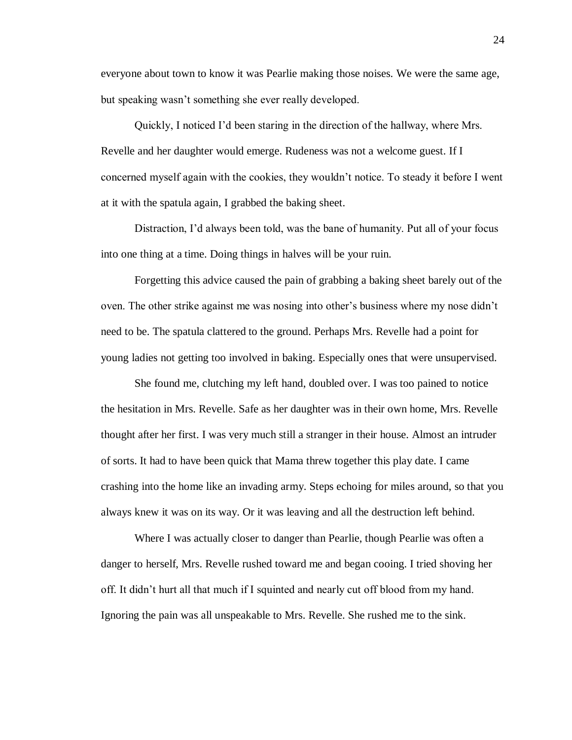everyone about town to know it was Pearlie making those noises. We were the same age, but speaking wasn't something she ever really developed.

Quickly, I noticed I'd been staring in the direction of the hallway, where Mrs. Revelle and her daughter would emerge. Rudeness was not a welcome guest. If I concerned myself again with the cookies, they wouldn't notice. To steady it before I went at it with the spatula again, I grabbed the baking sheet.

Distraction, I'd always been told, was the bane of humanity. Put all of your focus into one thing at a time. Doing things in halves will be your ruin.

Forgetting this advice caused the pain of grabbing a baking sheet barely out of the oven. The other strike against me was nosing into other's business where my nose didn't need to be. The spatula clattered to the ground. Perhaps Mrs. Revelle had a point for young ladies not getting too involved in baking. Especially ones that were unsupervised.

She found me, clutching my left hand, doubled over. I was too pained to notice the hesitation in Mrs. Revelle. Safe as her daughter was in their own home, Mrs. Revelle thought after her first. I was very much still a stranger in their house. Almost an intruder of sorts. It had to have been quick that Mama threw together this play date. I came crashing into the home like an invading army. Steps echoing for miles around, so that you always knew it was on its way. Or it was leaving and all the destruction left behind.

Where I was actually closer to danger than Pearlie, though Pearlie was often a danger to herself, Mrs. Revelle rushed toward me and began cooing. I tried shoving her off. It didn't hurt all that much if I squinted and nearly cut off blood from my hand. Ignoring the pain was all unspeakable to Mrs. Revelle. She rushed me to the sink.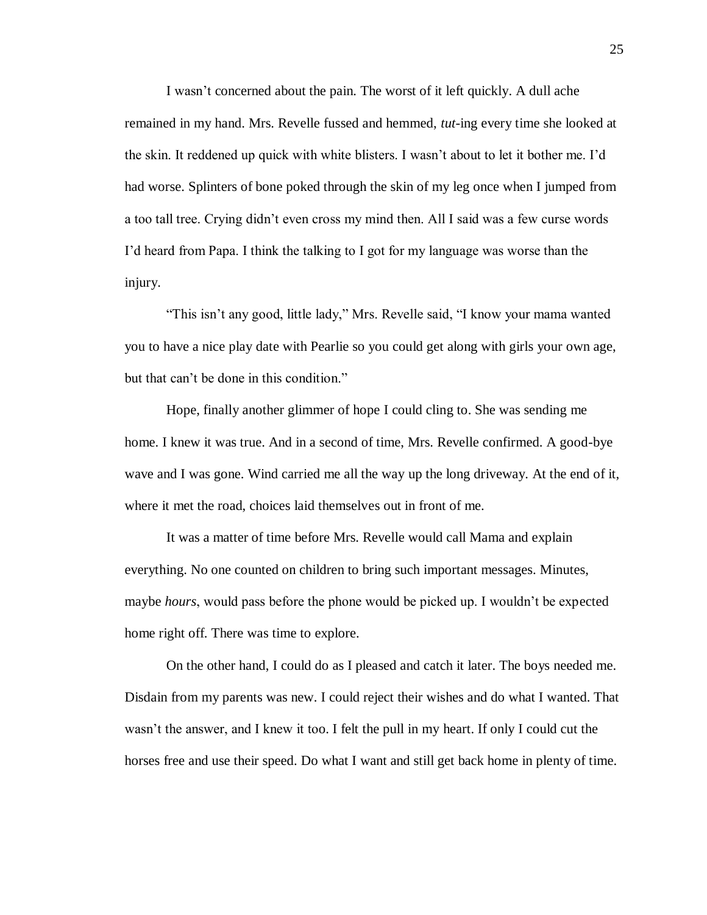I wasn't concerned about the pain. The worst of it left quickly. A dull ache remained in my hand. Mrs. Revelle fussed and hemmed, *tut*-ing every time she looked at the skin. It reddened up quick with white blisters. I wasn't about to let it bother me. I'd had worse. Splinters of bone poked through the skin of my leg once when I jumped from a too tall tree. Crying didn't even cross my mind then. All I said was a few curse words I'd heard from Papa. I think the talking to I got for my language was worse than the injury.

"This isn't any good, little lady," Mrs. Revelle said, "I know your mama wanted you to have a nice play date with Pearlie so you could get along with girls your own age, but that can't be done in this condition."

Hope, finally another glimmer of hope I could cling to. She was sending me home. I knew it was true. And in a second of time, Mrs. Revelle confirmed. A good-bye wave and I was gone. Wind carried me all the way up the long driveway. At the end of it, where it met the road, choices laid themselves out in front of me.

It was a matter of time before Mrs. Revelle would call Mama and explain everything. No one counted on children to bring such important messages. Minutes, maybe *hours*, would pass before the phone would be picked up. I wouldn't be expected home right off. There was time to explore.

On the other hand, I could do as I pleased and catch it later. The boys needed me. Disdain from my parents was new. I could reject their wishes and do what I wanted. That wasn't the answer, and I knew it too. I felt the pull in my heart. If only I could cut the horses free and use their speed. Do what I want and still get back home in plenty of time.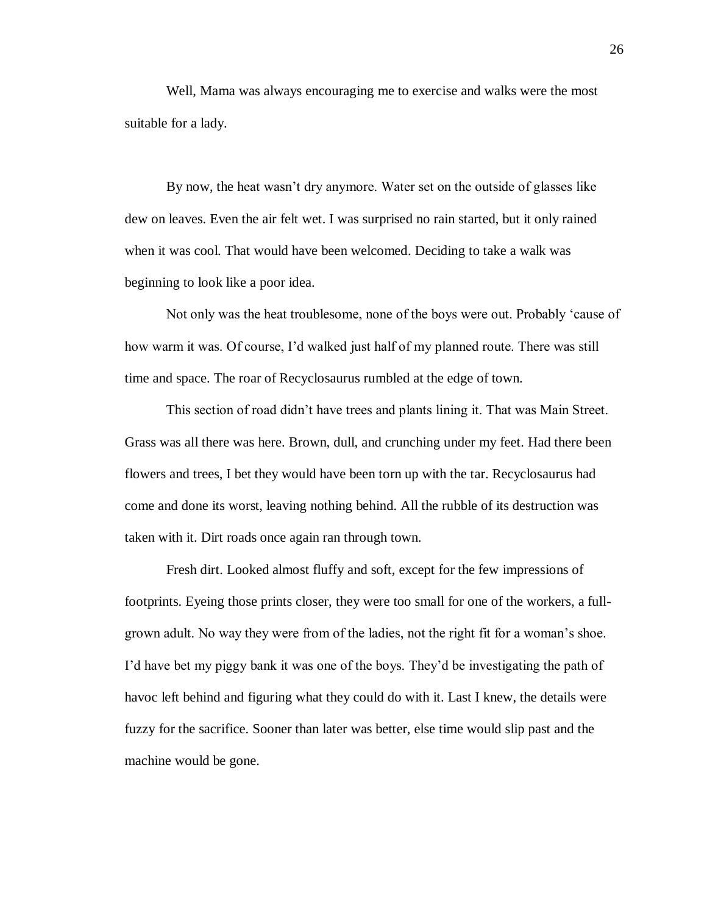Well, Mama was always encouraging me to exercise and walks were the most suitable for a lady.

By now, the heat wasn't dry anymore. Water set on the outside of glasses like dew on leaves. Even the air felt wet. I was surprised no rain started, but it only rained when it was cool. That would have been welcomed. Deciding to take a walk was beginning to look like a poor idea.

Not only was the heat troublesome, none of the boys were out. Probably 'cause of how warm it was. Of course, I'd walked just half of my planned route. There was still time and space. The roar of Recyclosaurus rumbled at the edge of town.

This section of road didn't have trees and plants lining it. That was Main Street. Grass was all there was here. Brown, dull, and crunching under my feet. Had there been flowers and trees, I bet they would have been torn up with the tar. Recyclosaurus had come and done its worst, leaving nothing behind. All the rubble of its destruction was taken with it. Dirt roads once again ran through town.

Fresh dirt. Looked almost fluffy and soft, except for the few impressions of footprints. Eyeing those prints closer, they were too small for one of the workers, a full-grown adult. No way they were from of the ladies, not the right fit for a woman's shoe. I'd have bet my piggy bank it was one of the boys. They'd be investigating the path of havoc left behind and figuring what they could do with it. Last I knew, the details were fuzzy for the sacrifice. Sooner than later was better, else time would slip past and the machine would be gone.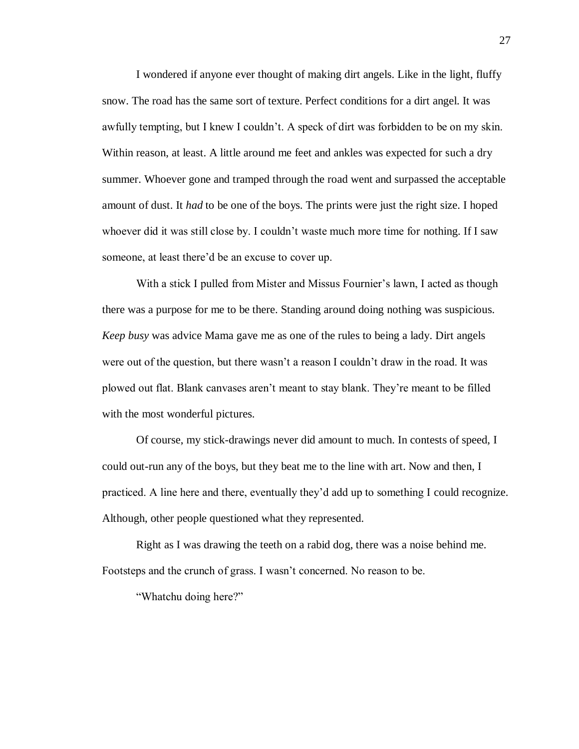I wondered if anyone ever thought of making dirt angels. Like in the light, fluffy snow. The road has the same sort of texture. Perfect conditions for a dirt angel. It was awfully tempting, but I knew I couldn't. A speck of dirt was forbidden to be on my skin. Within reason, at least. A little around me feet and ankles was expected for such a dry summer. Whoever gone and tramped through the road went and surpassed the acceptable amount of dust. It *had* to be one of the boys. The prints were just the right size. I hoped whoever did it was still close by. I couldn't waste much more time for nothing. If I saw someone, at least there'd be an excuse to cover up.

With a stick I pulled from Mister and Missus Fournier's lawn, I acted as though there was a purpose for me to be there. Standing around doing nothing was suspicious. *Keep busy* was advice Mama gave me as one of the rules to being a lady. Dirt angels were out of the question, but there wasn't a reason I couldn't draw in the road. It was plowed out flat. Blank canvases aren't meant to stay blank. They're meant to be filled with the most wonderful pictures.

Of course, my stick-drawings never did amount to much. In contests of speed, I could out-run any of the boys, but they beat me to the line with art. Now and then, I practiced. A line here and there, eventually they'd add up to something I could recognize. Although, other people questioned what they represented.

Right as I was drawing the teeth on a rabid dog, there was a noise behind me. Footsteps and the crunch of grass. I wasn't concerned. No reason to be.

"Whatchu doing here?"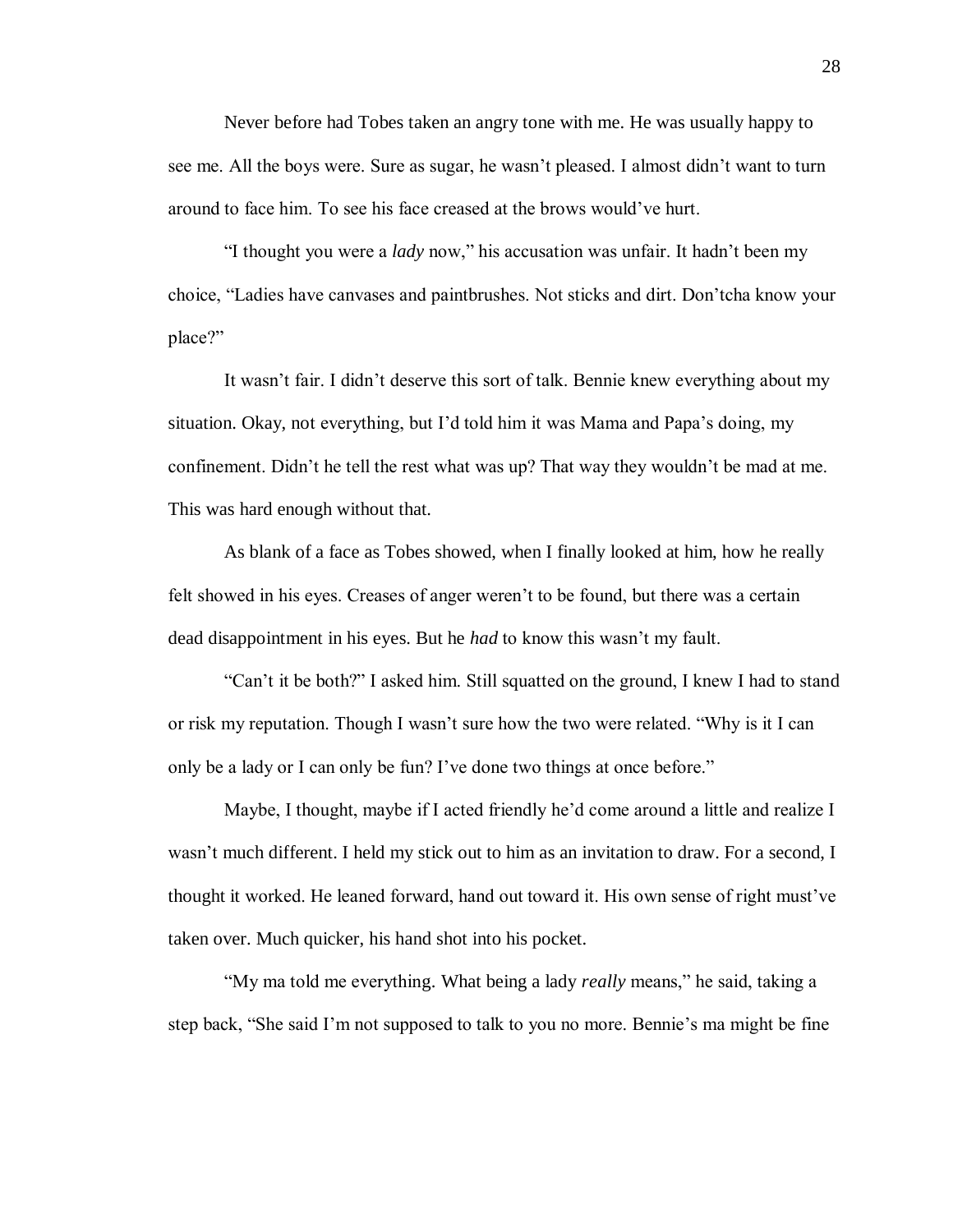Never before had Tobes taken an angry tone with me. He was usually happy to see me. All the boys were. Sure as sugar, he wasn't pleased. I almost didn't want to turn around to face him. To see his face creased at the brows would've hurt.

"I thought you were a *lady* now," his accusation was unfair. It hadn't been my choice, "Ladies have canvases and paintbrushes. Not sticks and dirt. Don'tcha know your place?"

It wasn't fair. I didn't deserve this sort of talk. Bennie knew everything about my situation. Okay, not everything, but I'd told him it was Mama and Papa's doing, my confinement. Didn't he tell the rest what was up? That way they wouldn't be mad at me. This was hard enough without that.

As blank of a face as Tobes showed, when I finally looked at him, how he really felt showed in his eyes. Creases of anger weren't to be found, but there was a certain dead disappointment in his eyes. But he *had* to know this wasn't my fault.

"Can't it be both?" I asked him. Still squatted on the ground, I knew I had to stand or risk my reputation. Though I wasn't sure how the two were related. "Why is it I can only be a lady or I can only be fun? I've done two things at once before."

Maybe, I thought, maybe if I acted friendly he'd come around a little and realize I wasn't much different. I held my stick out to him as an invitation to draw. For a second, I thought it worked. He leaned forward, hand out toward it. His own sense of right must've taken over. Much quicker, his hand shot into his pocket.

"My ma told me everything. What being a lady *really* means," he said, taking a step back, "She said I'm not supposed to talk to you no more. Bennie's ma might be fine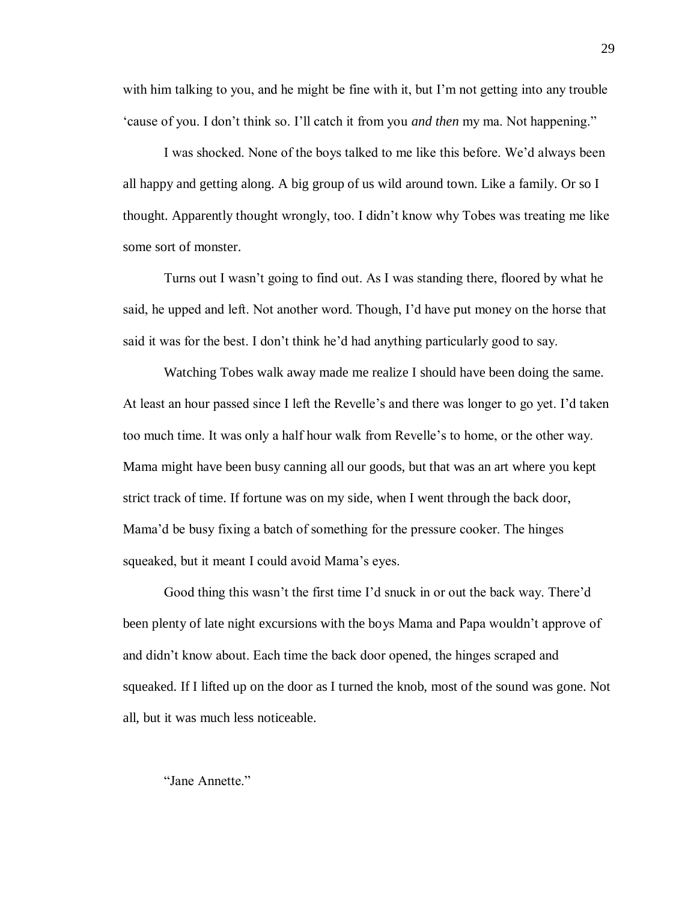with him talking to you, and he might be fine with it, but I'm not getting into any trouble 'cause of you. I don't think so. I'll catch it from you *and then* my ma. Not happening."

I was shocked. None of the boys talked to me like this before. We'd always been all happy and getting along. A big group of us wild around town. Like a family. Or so I thought. Apparently thought wrongly, too. I didn't know why Tobes was treating me like some sort of monster.

Turns out I wasn't going to find out. As I was standing there, floored by what he said, he upped and left. Not another word. Though, I'd have put money on the horse that said it was for the best. I don't think he'd had anything particularly good to say.

Watching Tobes walk away made me realize I should have been doing the same. At least an hour passed since I left the Revelle's and there was longer to go yet. I'd taken too much time. It was only a half hour walk from Revelle's to home, or the other way. Mama might have been busy canning all our goods, but that was an art where you kept strict track of time. If fortune was on my side, when I went through the back door, Mama'd be busy fixing a batch of something for the pressure cooker. The hinges squeaked, but it meant I could avoid Mama's eyes.

Good thing this wasn't the first time I'd snuck in or out the back way. There'd been plenty of late night excursions with the boys Mama and Papa wouldn't approve of and didn't know about. Each time the back door opened, the hinges scraped and squeaked. If I lifted up on the door as I turned the knob, most of the sound was gone. Not all, but it was much less noticeable.

"Jane Annette."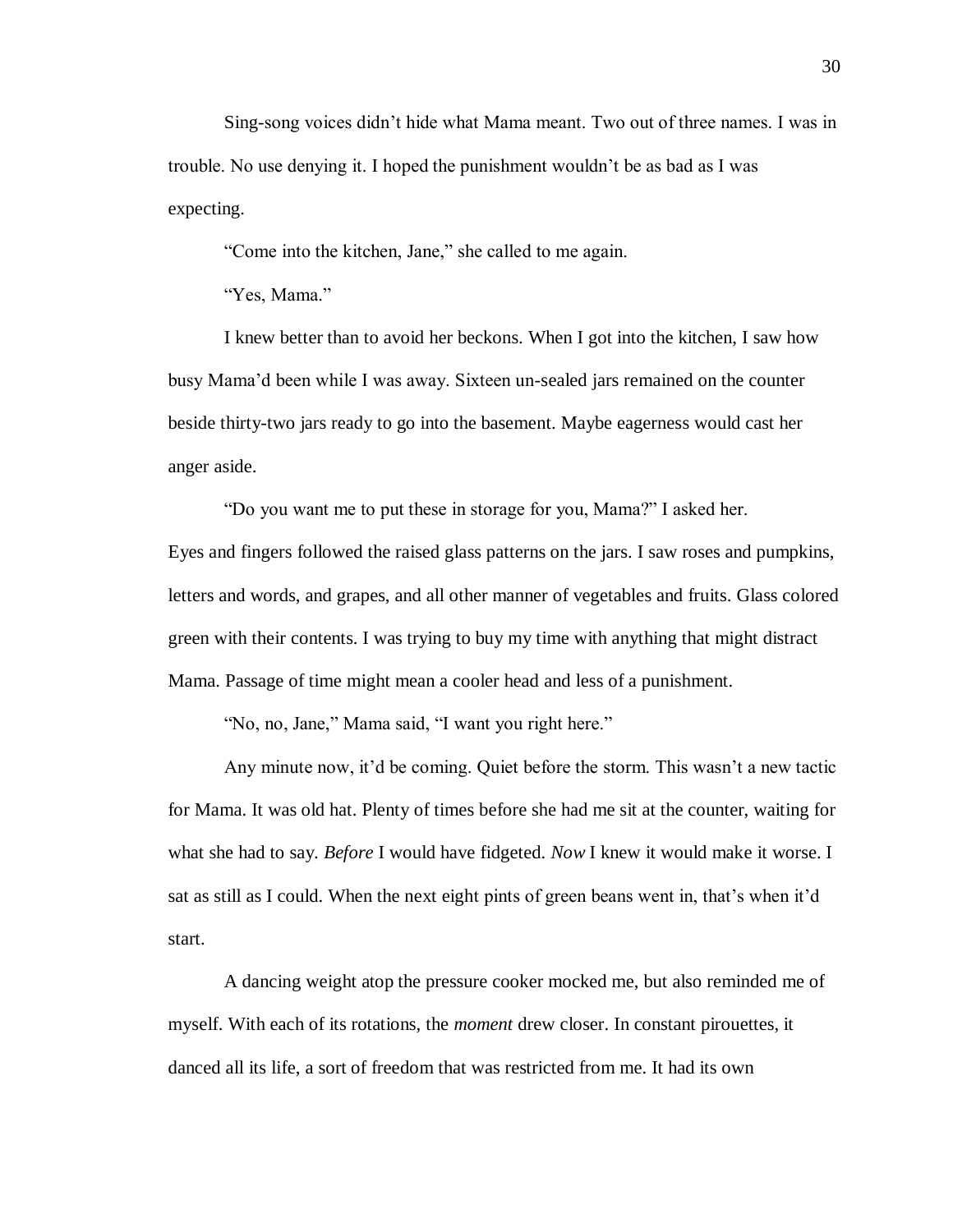Sing-song voices didn't hide what Mama meant. Two out of three names. I was in trouble. No use denying it. I hoped the punishment wouldn't be as bad as I was expecting.

"Come into the kitchen, Jane," she called to me again.

"Yes, Mama."

I knew better than to avoid her beckons. When I got into the kitchen, I saw how busy Mama'd been while I was away. Sixteen un-sealed jars remained on the counter beside thirty-two jars ready to go into the basement. Maybe eagerness would cast her anger aside.

"Do you want me to put these in storage for you, Mama?" I asked her.
Eyes and fingers followed the raised glass patterns on the jars. I saw roses and pumpkins, letters and words, and grapes, and all other manner of vegetables and fruits. Glass colored green with their contents. I was trying to buy my time with anything that might distract Mama. Passage of time might mean a cooler head and less of a punishment.

"No, no, Jane," Mama said, "I want you right here."

Any minute now, it'd be coming. Quiet before the storm. This wasn't a new tactic for Mama. It was old hat. Plenty of times before she had me sit at the counter, waiting for what she had to say. *Before* I would have fidgeted. *Now* I knew it would make it worse. I sat as still as I could. When the next eight pints of green beans went in, that's when it'd start.

A dancing weight atop the pressure cooker mocked me, but also reminded me of myself. With each of its rotations, the *moment* drew closer. In constant pirouettes, it danced all its life, a sort of freedom that was restricted from me. It had its own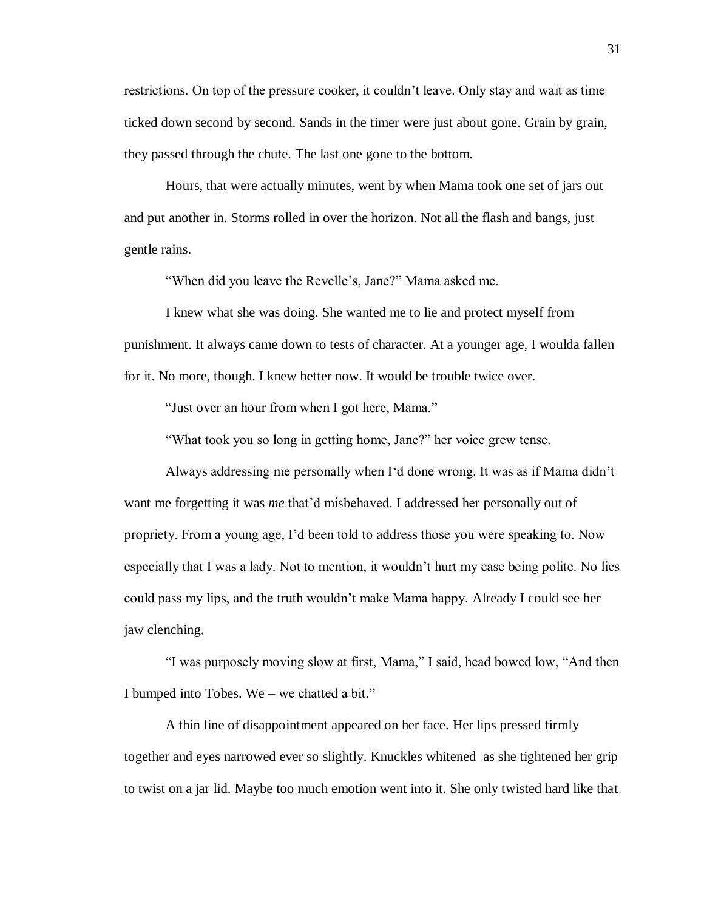restrictions. On top of the pressure cooker, it couldn't leave. Only stay and wait as time ticked down second by second. Sands in the timer were just about gone. Grain by grain, they passed through the chute. The last one gone to the bottom.

Hours, that were actually minutes, went by when Mama took one set of jars out and put another in. Storms rolled in over the horizon. Not all the flash and bangs, just gentle rains.

"When did you leave the Revelle's, Jane?" Mama asked me.

I knew what she was doing. She wanted me to lie and protect myself from punishment. It always came down to tests of character. At a younger age, I woulda fallen for it. No more, though. I knew better now. It would be trouble twice over.

"Just over an hour from when I got here, Mama."

"What took you so long in getting home, Jane?" her voice grew tense.

Always addressing me personally when I'd done wrong. It was as if Mama didn't want me forgetting it was *me* that'd misbehaved. I addressed her personally out of propriety. From a young age, I'd been told to address those you were speaking to. Now especially that I was a lady. Not to mention, it wouldn't hurt my case being polite. No lies could pass my lips, and the truth wouldn't make Mama happy. Already I could see her jaw clenching.

"I was purposely moving slow at first, Mama," I said, head bowed low, "And then I bumped into Tobes. We – we chatted a bit."

A thin line of disappointment appeared on her face. Her lips pressed firmly together and eyes narrowed ever so slightly. Knuckles whitened as she tightened her grip to twist on a jar lid. Maybe too much emotion went into it. She only twisted hard like that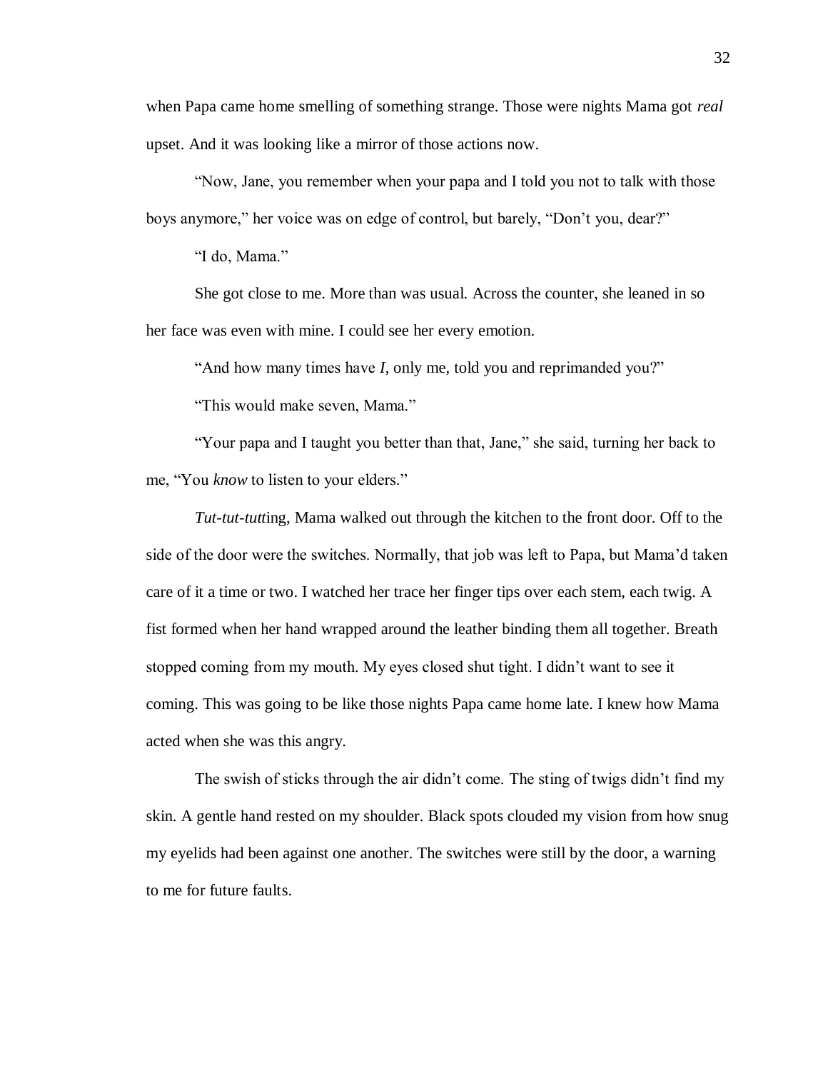when Papa came home smelling of something strange. Those were nights Mama got *real* upset. And it was looking like a mirror of those actions now.

"Now, Jane, you remember when your papa and I told you not to talk with those boys anymore," her voice was on edge of control, but barely, "Don't you, dear?"

"I do, Mama."

She got close to me. More than was usual. Across the counter, she leaned in so her face was even with mine. I could see her every emotion.

"And how many times have *I*, only me, told you and reprimanded you?"

"This would make seven, Mama."

"Your papa and I taught you better than that, Jane," she said, turning her back to me, "You *know* to listen to your elders."

*Tut-tut-tutt*ing, Mama walked out through the kitchen to the front door. Off to the side of the door were the switches. Normally, that job was left to Papa, but Mama'd taken care of it a time or two. I watched her trace her finger tips over each stem, each twig. A fist formed when her hand wrapped around the leather binding them all together. Breath stopped coming from my mouth. My eyes closed shut tight. I didn't want to see it coming. This was going to be like those nights Papa came home late. I knew how Mama acted when she was this angry.

The swish of sticks through the air didn't come. The sting of twigs didn't find my skin. A gentle hand rested on my shoulder. Black spots clouded my vision from how snug my eyelids had been against one another. The switches were still by the door, a warning to me for future faults.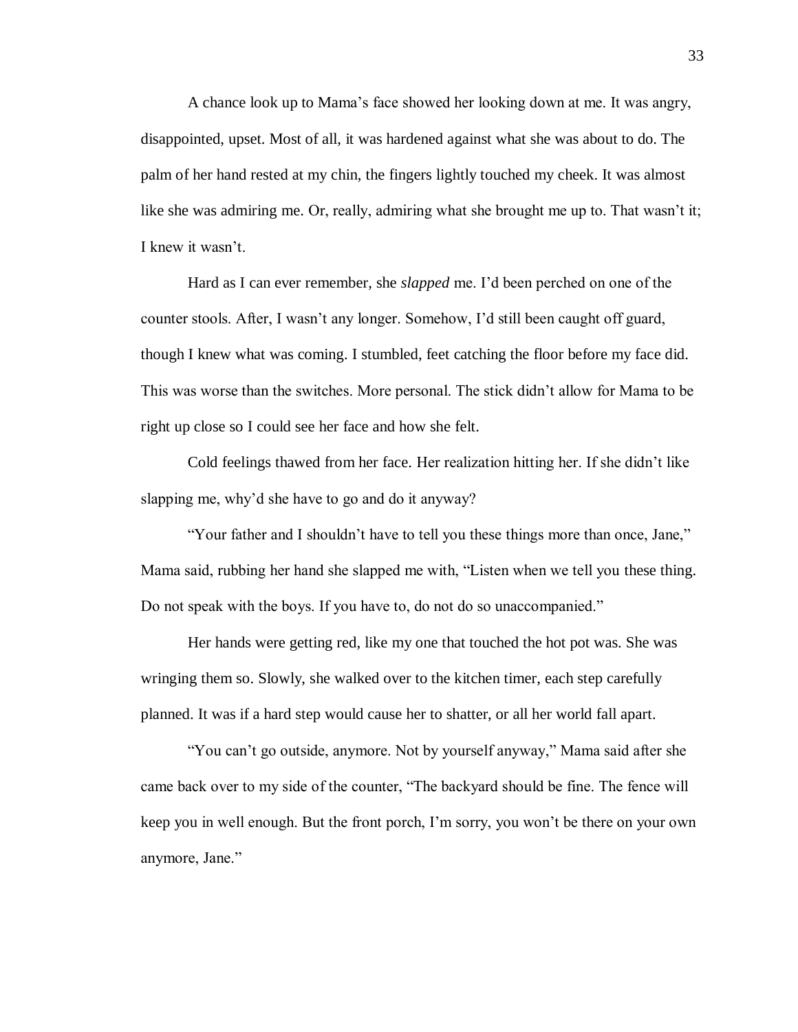A chance look up to Mama's face showed her looking down at me. It was angry, disappointed, upset. Most of all, it was hardened against what she was about to do. The palm of her hand rested at my chin, the fingers lightly touched my cheek. It was almost like she was admiring me. Or, really, admiring what she brought me up to. That wasn't it; I knew it wasn't.

Hard as I can ever remember, she *slapped* me. I'd been perched on one of the counter stools. After, I wasn't any longer. Somehow, I'd still been caught off guard, though I knew what was coming. I stumbled, feet catching the floor before my face did. This was worse than the switches. More personal. The stick didn't allow for Mama to be right up close so I could see her face and how she felt.

Cold feelings thawed from her face. Her realization hitting her. If she didn't like slapping me, why'd she have to go and do it anyway?

"Your father and I shouldn't have to tell you these things more than once, Jane," Mama said, rubbing her hand she slapped me with, "Listen when we tell you these thing. Do not speak with the boys. If you have to, do not do so unaccompanied."

Her hands were getting red, like my one that touched the hot pot was. She was wringing them so. Slowly, she walked over to the kitchen timer, each step carefully planned. It was if a hard step would cause her to shatter, or all her world fall apart.

"You can't go outside, anymore. Not by yourself anyway," Mama said after she came back over to my side of the counter, "The backyard should be fine. The fence will keep you in well enough. But the front porch, I'm sorry, you won't be there on your own anymore, Jane."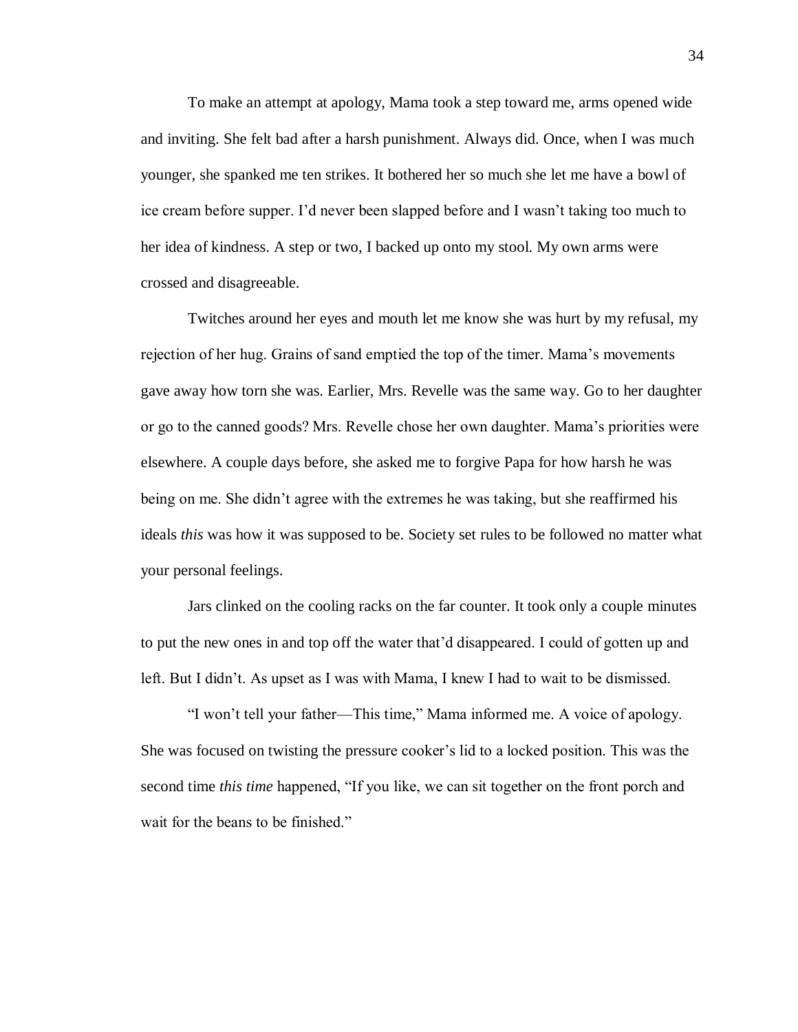To make an attempt at apology, Mama took a step toward me, arms opened wide and inviting. She felt bad after a harsh punishment. Always did. Once, when I was much younger, she spanked me ten strikes. It bothered her so much she let me have a bowl of ice cream before supper. I'd never been slapped before and I wasn't taking too much to her idea of kindness. A step or two, I backed up onto my stool. My own arms were crossed and disagreeable.

Twitches around her eyes and mouth let me know she was hurt by my refusal, my rejection of her hug. Grains of sand emptied the top of the timer. Mama's movements gave away how torn she was. Earlier, Mrs. Revelle was the same way. Go to her daughter or go to the canned goods? Mrs. Revelle chose her own daughter. Mama's priorities were elsewhere. A couple days before, she asked me to forgive Papa for how harsh he was being on me. She didn't agree with the extremes he was taking, but she reaffirmed his ideals *this* was how it was supposed to be. Society set rules to be followed no matter what your personal feelings.

Jars clinked on the cooling racks on the far counter. It took only a couple minutes to put the new ones in and top off the water that'd disappeared. I could of gotten up and left. But I didn't. As upset as I was with Mama, I knew I had to wait to be dismissed.

"I won't tell your father—This time," Mama informed me. A voice of apology. She was focused on twisting the pressure cooker's lid to a locked position. This was the second time *this time* happened, "If you like, we can sit together on the front porch and wait for the beans to be finished."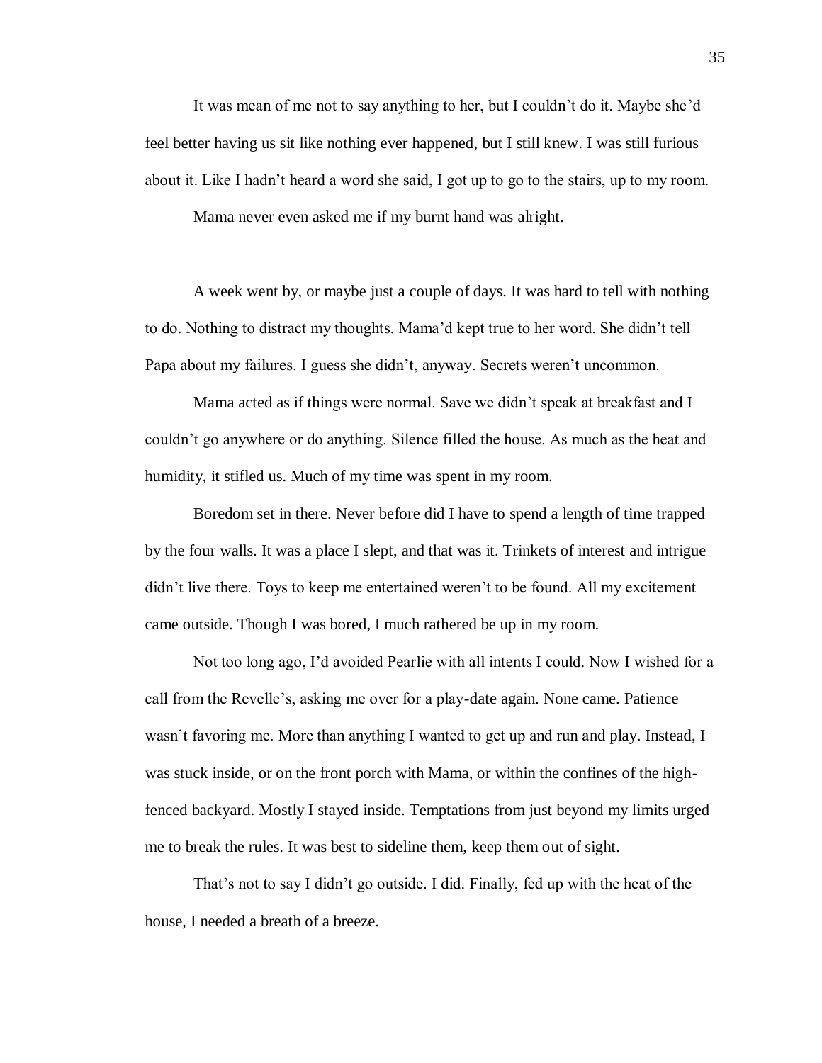It was mean of me not to say anything to her, but I couldn't do it. Maybe she'd feel better having us sit like nothing ever happened, but I still knew. I was still furious about it. Like I hadn't heard a word she said, I got up to go to the stairs, up to my room.

Mama never even asked me if my burnt hand was alright.

A week went by, or maybe just a couple of days. It was hard to tell with nothing to do. Nothing to distract my thoughts. Mama'd kept true to her word. She didn't tell Papa about my failures. I guess she didn't, anyway. Secrets weren't uncommon.

Mama acted as if things were normal. Save we didn't speak at breakfast and I couldn't go anywhere or do anything. Silence filled the house. As much as the heat and humidity, it stifled us. Much of my time was spent in my room.

Boredom set in there. Never before did I have to spend a length of time trapped by the four walls. It was a place I slept, and that was it. Trinkets of interest and intrigue didn't live there. Toys to keep me entertained weren't to be found. All my excitement came outside. Though I was bored, I much rathered be up in my room.

Not too long ago, I'd avoided Pearlie with all intents I could. Now I wished for a call from the Revelle's, asking me over for a play-date again. None came. Patience wasn't favoring me. More than anything I wanted to get up and run and play. Instead, I was stuck inside, or on the front porch with Mama, or within the confines of the high-fenced backyard. Mostly I stayed inside. Temptations from just beyond my limits urged me to break the rules. It was best to sideline them, keep them out of sight.

That's not to say I didn't go outside. I did. Finally, fed up with the heat of the house, I needed a breath of a breeze.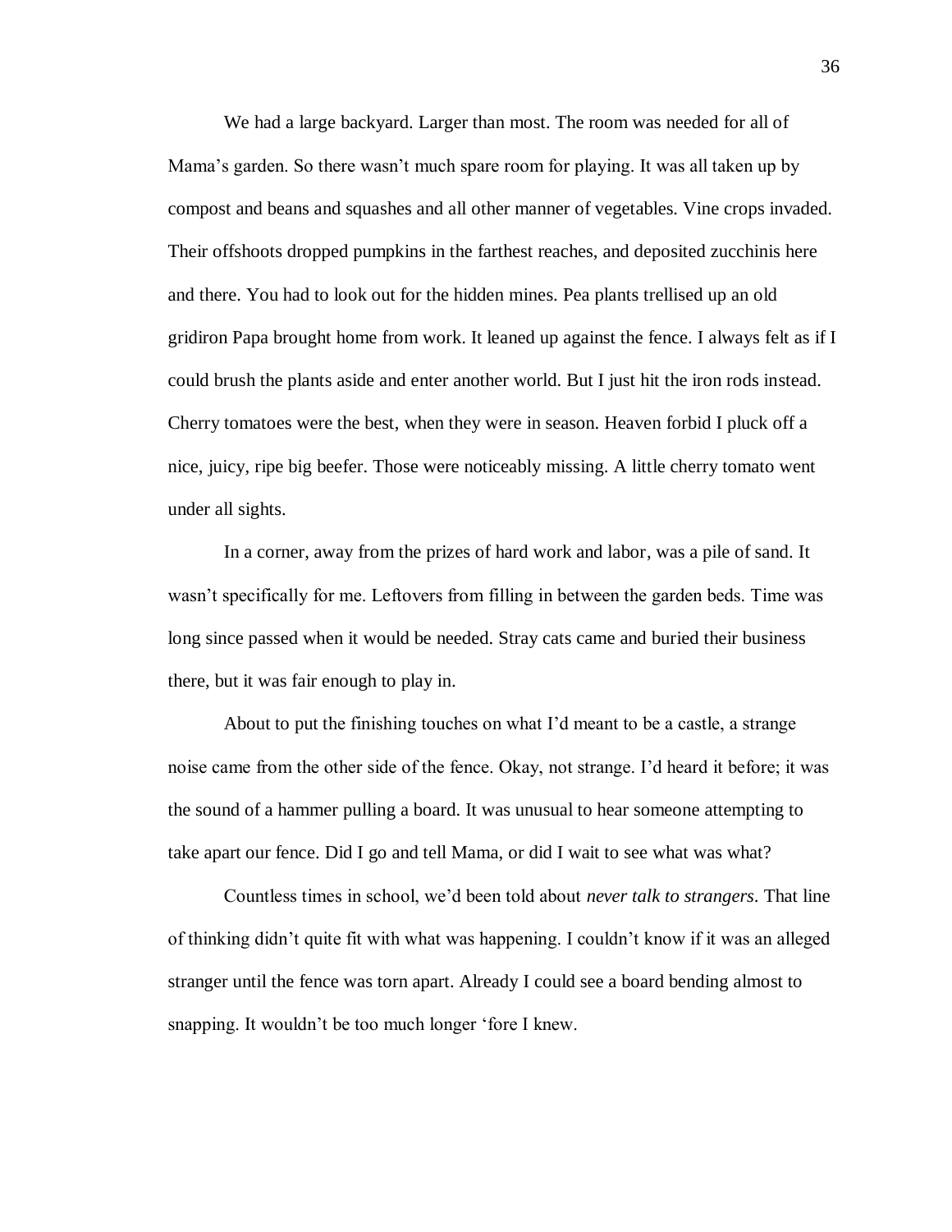We had a large backyard. Larger than most. The room was needed for all of Mama's garden. So there wasn't much spare room for playing. It was all taken up by compost and beans and squashes and all other manner of vegetables. Vine crops invaded. Their offshoots dropped pumpkins in the farthest reaches, and deposited zucchinis here and there. You had to look out for the hidden mines. Pea plants trellised up an old gridiron Papa brought home from work. It leaned up against the fence. I always felt as if I could brush the plants aside and enter another world. But I just hit the iron rods instead. Cherry tomatoes were the best, when they were in season. Heaven forbid I pluck off a nice, juicy, ripe big beefer. Those were noticeably missing. A little cherry tomato went under all sights.

In a corner, away from the prizes of hard work and labor, was a pile of sand. It wasn't specifically for me. Leftovers from filling in between the garden beds. Time was long since passed when it would be needed. Stray cats came and buried their business there, but it was fair enough to play in.

About to put the finishing touches on what I'd meant to be a castle, a strange noise came from the other side of the fence. Okay, not strange. I'd heard it before; it was the sound of a hammer pulling a board. It was unusual to hear someone attempting to take apart our fence. Did I go and tell Mama, or did I wait to see what was what?

Countless times in school, we'd been told about *never talk to strangers*. That line of thinking didn't quite fit with what was happening. I couldn't know if it was an alleged stranger until the fence was torn apart. Already I could see a board bending almost to snapping. It wouldn't be too much longer 'fore I knew.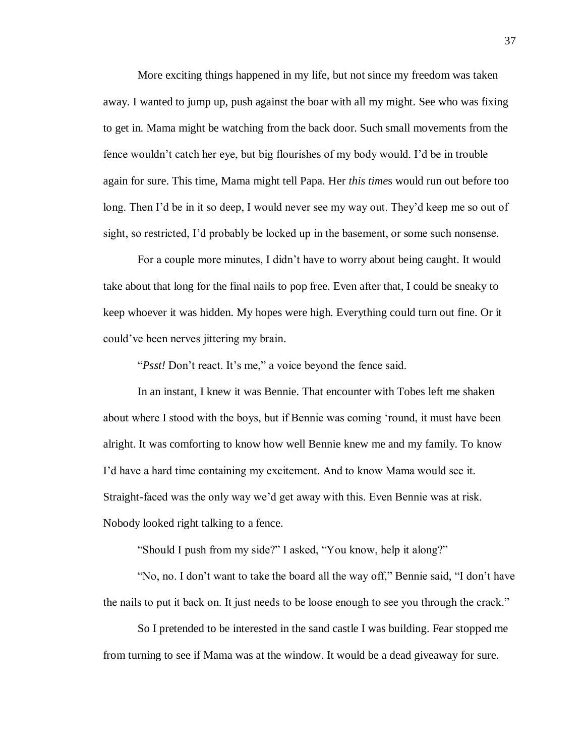More exciting things happened in my life, but not since my freedom was taken away. I wanted to jump up, push against the boar with all my might. See who was fixing to get in. Mama might be watching from the back door. Such small movements from the fence wouldn't catch her eye, but big flourishes of my body would. I'd be in trouble again for sure. This time, Mama might tell Papa. Her *this time*s would run out before too long. Then I'd be in it so deep, I would never see my way out. They'd keep me so out of sight, so restricted, I'd probably be locked up in the basement, or some such nonsense.

For a couple more minutes, I didn't have to worry about being caught. It would take about that long for the final nails to pop free. Even after that, I could be sneaky to keep whoever it was hidden. My hopes were high. Everything could turn out fine. Or it could've been nerves jittering my brain.

"*Psst!* Don't react. It's me," a voice beyond the fence said.

In an instant, I knew it was Bennie. That encounter with Tobes left me shaken about where I stood with the boys, but if Bennie was coming 'round, it must have been alright. It was comforting to know how well Bennie knew me and my family. To know I'd have a hard time containing my excitement. And to know Mama would see it. Straight-faced was the only way we'd get away with this. Even Bennie was at risk. Nobody looked right talking to a fence.

"Should I push from my side?" I asked, "You know, help it along?"

"No, no. I don't want to take the board all the way off," Bennie said, "I don't have the nails to put it back on. It just needs to be loose enough to see you through the crack."

So I pretended to be interested in the sand castle I was building. Fear stopped me from turning to see if Mama was at the window. It would be a dead giveaway for sure.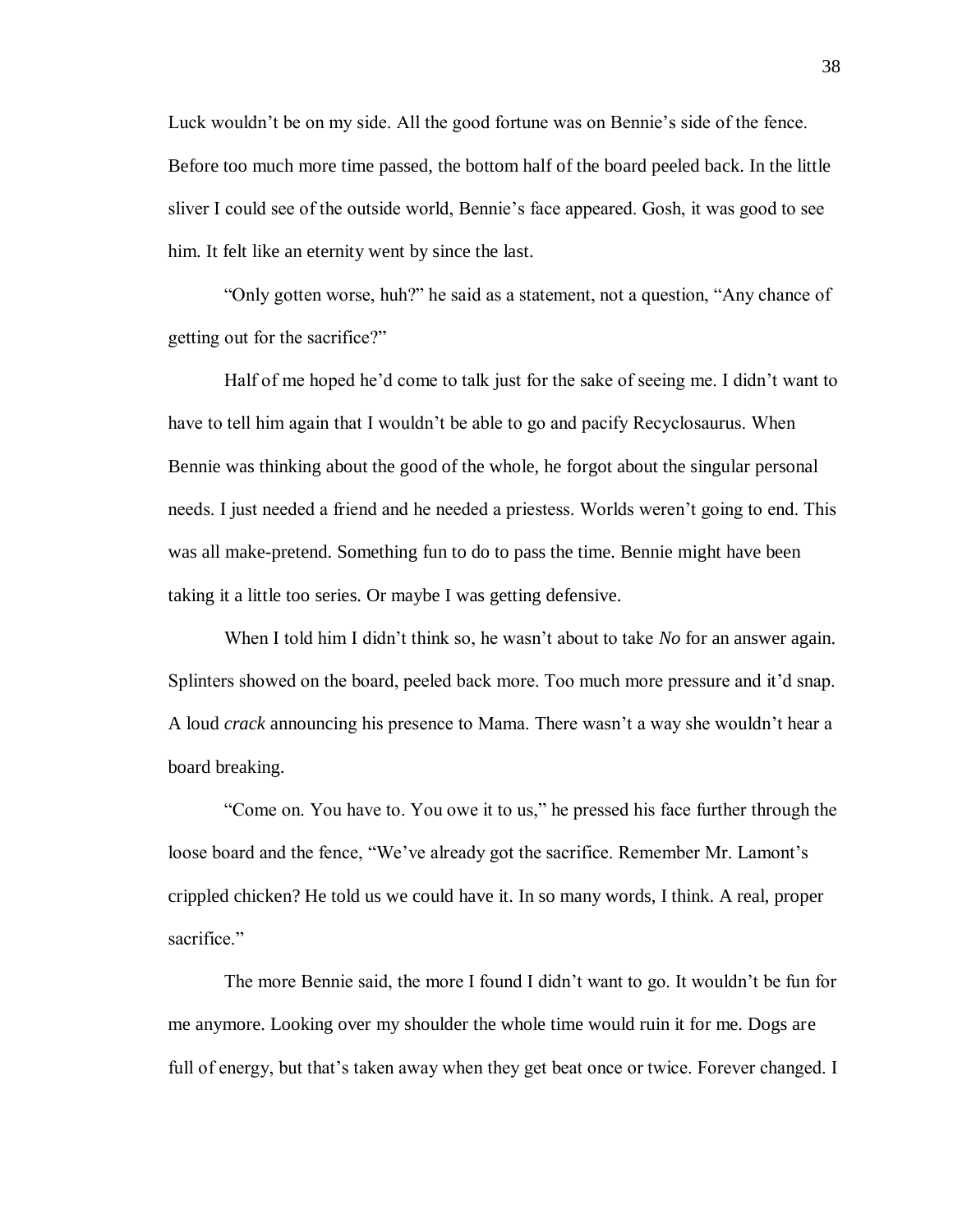Luck wouldn't be on my side. All the good fortune was on Bennie's side of the fence. Before too much more time passed, the bottom half of the board peeled back. In the little sliver I could see of the outside world, Bennie's face appeared. Gosh, it was good to see him. It felt like an eternity went by since the last.

"Only gotten worse, huh?" he said as a statement, not a question, "Any chance of getting out for the sacrifice?"

Half of me hoped he'd come to talk just for the sake of seeing me. I didn't want to have to tell him again that I wouldn't be able to go and pacify Recyclosaurus. When Bennie was thinking about the good of the whole, he forgot about the singular personal needs. I just needed a friend and he needed a priestess. Worlds weren't going to end. This was all make-pretend. Something fun to do to pass the time. Bennie might have been taking it a little too series. Or maybe I was getting defensive.

When I told him I didn't think so, he wasn't about to take *No* for an answer again. Splinters showed on the board, peeled back more. Too much more pressure and it'd snap. A loud *crack* announcing his presence to Mama. There wasn't a way she wouldn't hear a board breaking.

"Come on. You have to. You owe it to us," he pressed his face further through the loose board and the fence, "We've already got the sacrifice. Remember Mr. Lamont's crippled chicken? He told us we could have it. In so many words, I think. A real, proper sacrifice."

The more Bennie said, the more I found I didn't want to go. It wouldn't be fun for me anymore. Looking over my shoulder the whole time would ruin it for me. Dogs are full of energy, but that's taken away when they get beat once or twice. Forever changed. I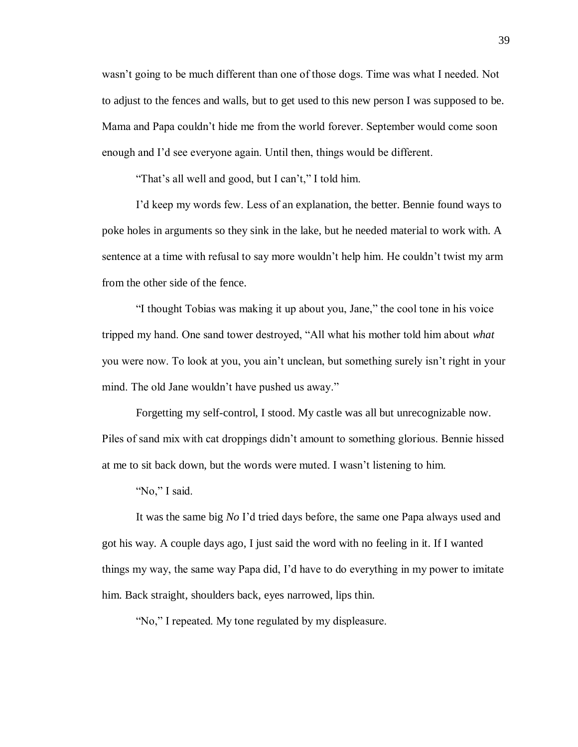wasn't going to be much different than one of those dogs. Time was what I needed. Not to adjust to the fences and walls, but to get used to this new person I was supposed to be. Mama and Papa couldn't hide me from the world forever. September would come soon enough and I'd see everyone again. Until then, things would be different.

"That's all well and good, but I can't," I told him.

I'd keep my words few. Less of an explanation, the better. Bennie found ways to poke holes in arguments so they sink in the lake, but he needed material to work with. A sentence at a time with refusal to say more wouldn't help him. He couldn't twist my arm from the other side of the fence.

"I thought Tobias was making it up about you, Jane," the cool tone in his voice tripped my hand. One sand tower destroyed, "All what his mother told him about *what* you were now. To look at you, you ain't unclean, but something surely isn't right in your mind. The old Jane wouldn't have pushed us away."

Forgetting my self-control, I stood. My castle was all but unrecognizable now. Piles of sand mix with cat droppings didn't amount to something glorious. Bennie hissed at me to sit back down, but the words were muted. I wasn't listening to him.

"No," I said.

It was the same big *No* I'd tried days before, the same one Papa always used and got his way. A couple days ago, I just said the word with no feeling in it. If I wanted things my way, the same way Papa did, I'd have to do everything in my power to imitate him. Back straight, shoulders back, eyes narrowed, lips thin.

"No," I repeated. My tone regulated by my displeasure.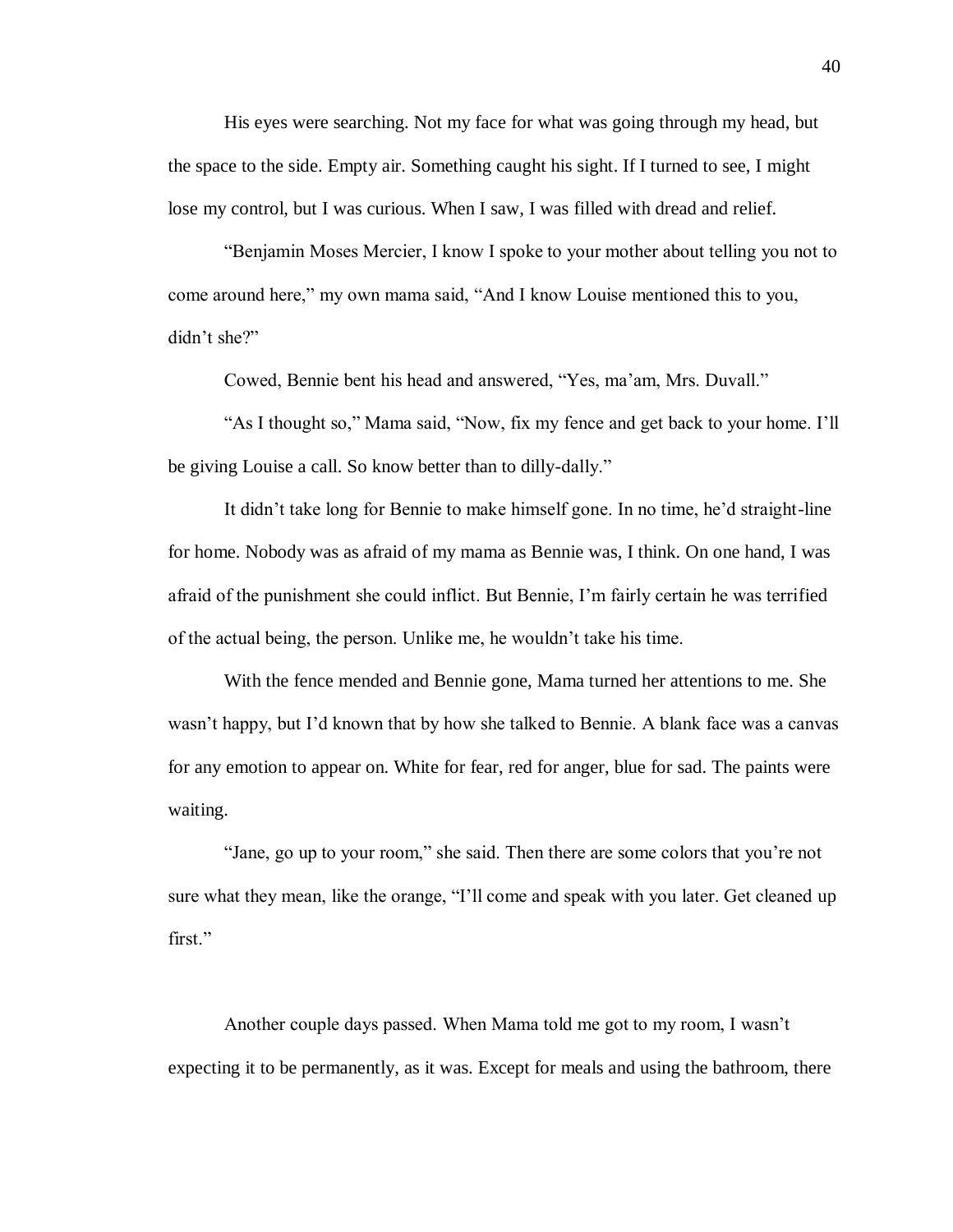His eyes were searching. Not my face for what was going through my head, but the space to the side. Empty air. Something caught his sight. If I turned to see, I might lose my control, but I was curious. When I saw, I was filled with dread and relief.

"Benjamin Moses Mercier, I know I spoke to your mother about telling you not to come around here," my own mama said, "And I know Louise mentioned this to you, didn't she?"

Cowed, Bennie bent his head and answered, "Yes, ma'am, Mrs. Duvall."

"As I thought so," Mama said, "Now, fix my fence and get back to your home. I'll be giving Louise a call. So know better than to dilly-dally."

It didn't take long for Bennie to make himself gone. In no time, he'd straight-line for home. Nobody was as afraid of my mama as Bennie was, I think. On one hand, I was afraid of the punishment she could inflict. But Bennie, I'm fairly certain he was terrified of the actual being, the person. Unlike me, he wouldn't take his time.

With the fence mended and Bennie gone, Mama turned her attentions to me. She wasn't happy, but I'd known that by how she talked to Bennie. A blank face was a canvas for any emotion to appear on. White for fear, red for anger, blue for sad. The paints were waiting.

"Jane, go up to your room," she said. Then there are some colors that you're not sure what they mean, like the orange, "I'll come and speak with you later. Get cleaned up first."

Another couple days passed. When Mama told me got to my room, I wasn't expecting it to be permanently, as it was. Except for meals and using the bathroom, there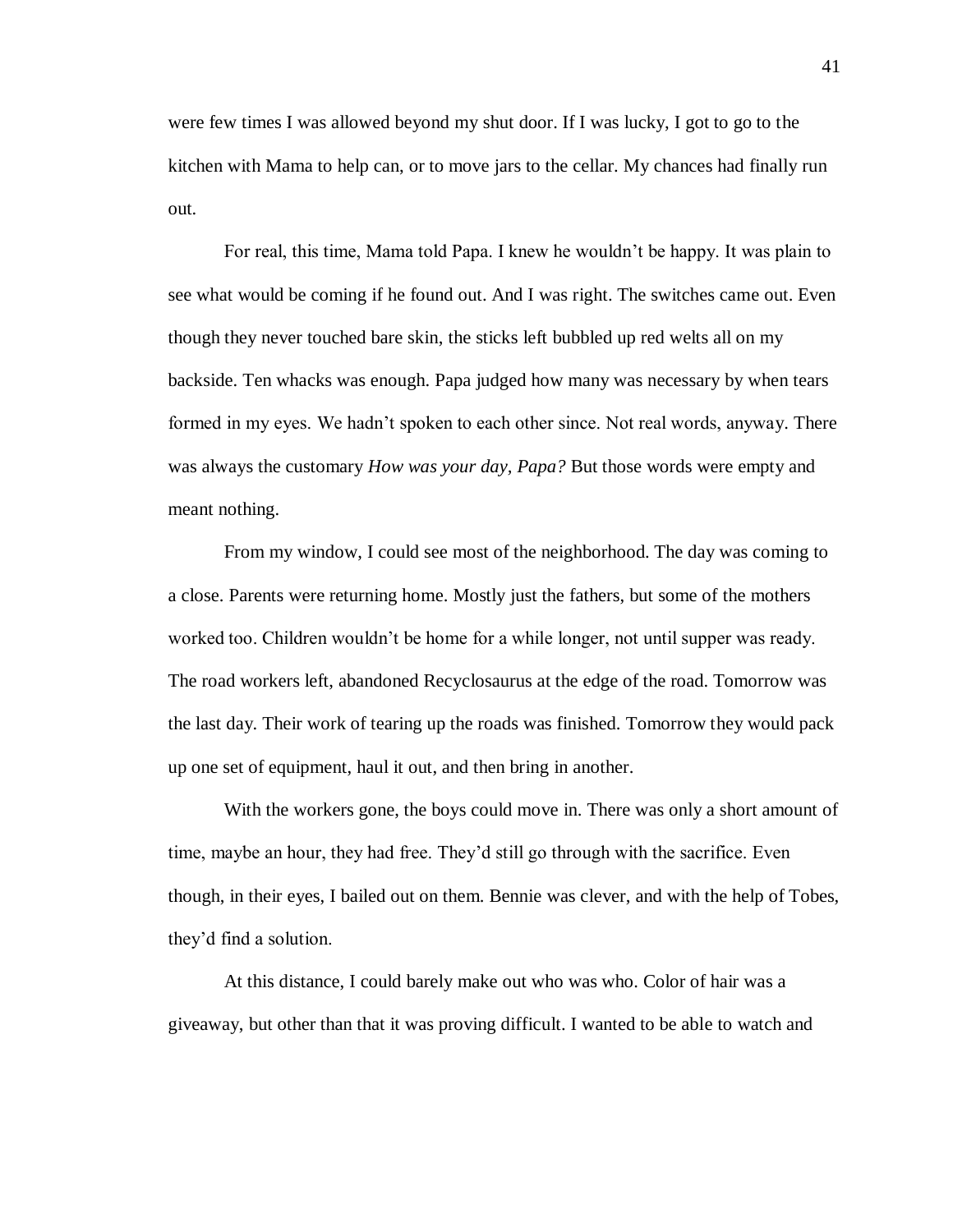were few times I was allowed beyond my shut door. If I was lucky, I got to go to the kitchen with Mama to help can, or to move jars to the cellar. My chances had finally run out.

For real, this time, Mama told Papa. I knew he wouldn't be happy. It was plain to see what would be coming if he found out. And I was right. The switches came out. Even though they never touched bare skin, the sticks left bubbled up red welts all on my backside. Ten whacks was enough. Papa judged how many was necessary by when tears formed in my eyes. We hadn't spoken to each other since. Not real words, anyway. There was always the customary *How was your day, Papa?* But those words were empty and meant nothing.

From my window, I could see most of the neighborhood. The day was coming to a close. Parents were returning home. Mostly just the fathers, but some of the mothers worked too. Children wouldn't be home for a while longer, not until supper was ready. The road workers left, abandoned Recyclosaurus at the edge of the road. Tomorrow was the last day. Their work of tearing up the roads was finished. Tomorrow they would pack up one set of equipment, haul it out, and then bring in another.

With the workers gone, the boys could move in. There was only a short amount of time, maybe an hour, they had free. They'd still go through with the sacrifice. Even though, in their eyes, I bailed out on them. Bennie was clever, and with the help of Tobes, they'd find a solution.

At this distance, I could barely make out who was who. Color of hair was a giveaway, but other than that it was proving difficult. I wanted to be able to watch and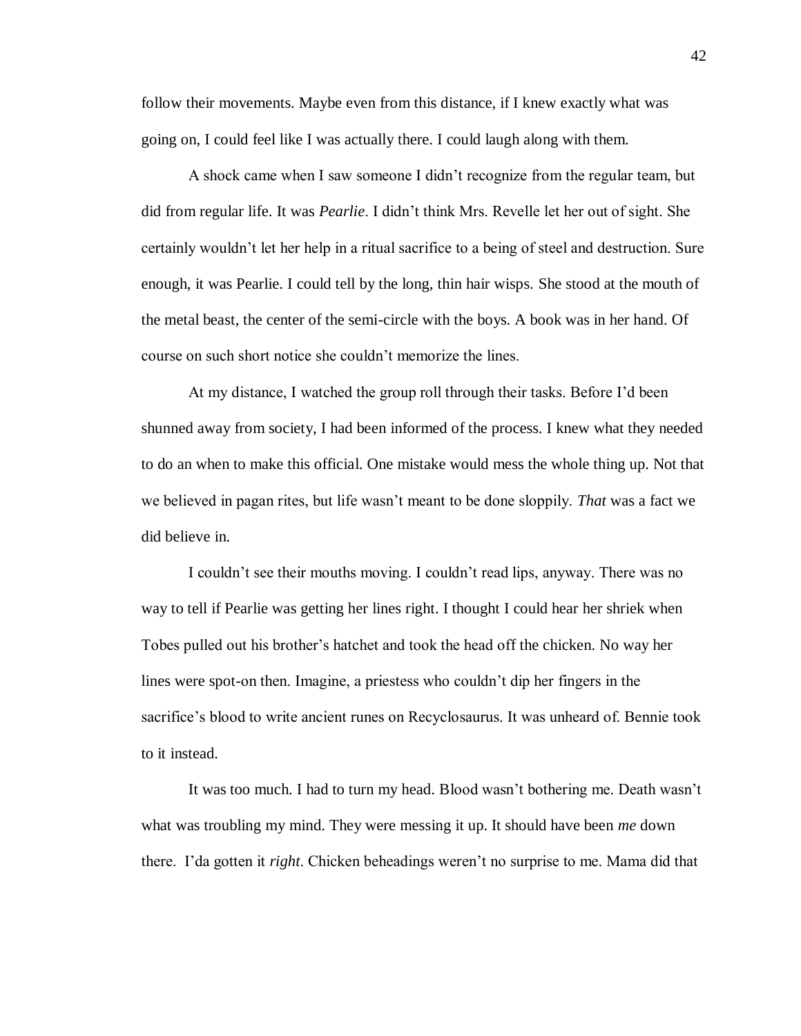follow their movements. Maybe even from this distance, if I knew exactly what was going on, I could feel like I was actually there. I could laugh along with them.

A shock came when I saw someone I didn't recognize from the regular team, but did from regular life. It was *Pearlie*. I didn't think Mrs. Revelle let her out of sight. She certainly wouldn't let her help in a ritual sacrifice to a being of steel and destruction. Sure enough, it was Pearlie. I could tell by the long, thin hair wisps. She stood at the mouth of the metal beast, the center of the semi-circle with the boys. A book was in her hand. Of course on such short notice she couldn't memorize the lines.

At my distance, I watched the group roll through their tasks. Before I'd been shunned away from society, I had been informed of the process. I knew what they needed to do an when to make this official. One mistake would mess the whole thing up. Not that we believed in pagan rites, but life wasn't meant to be done sloppily. *That* was a fact we did believe in.

I couldn't see their mouths moving. I couldn't read lips, anyway. There was no way to tell if Pearlie was getting her lines right. I thought I could hear her shriek when Tobes pulled out his brother's hatchet and took the head off the chicken. No way her lines were spot-on then. Imagine, a priestess who couldn't dip her fingers in the sacrifice's blood to write ancient runes on Recyclosaurus. It was unheard of. Bennie took to it instead.

It was too much. I had to turn my head. Blood wasn't bothering me. Death wasn't what was troubling my mind. They were messing it up. It should have been *me* down there. I'da gotten it *right*. Chicken beheadings weren't no surprise to me. Mama did that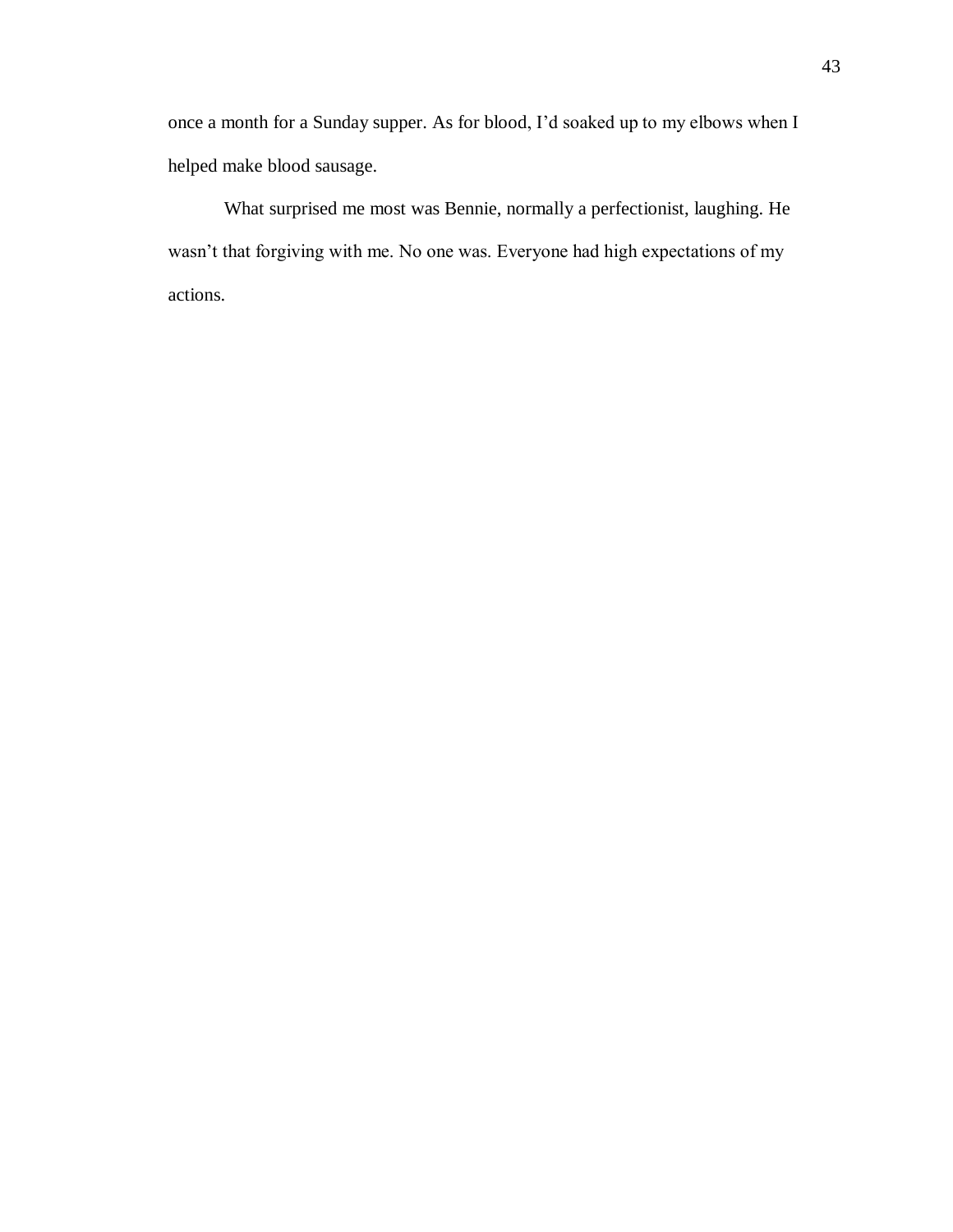once a month for a Sunday supper. As for blood, I'd soaked up to my elbows when I helped make blood sausage.

What surprised me most was Bennie, normally a perfectionist, laughing. He wasn't that forgiving with me. No one was. Everyone had high expectations of my actions.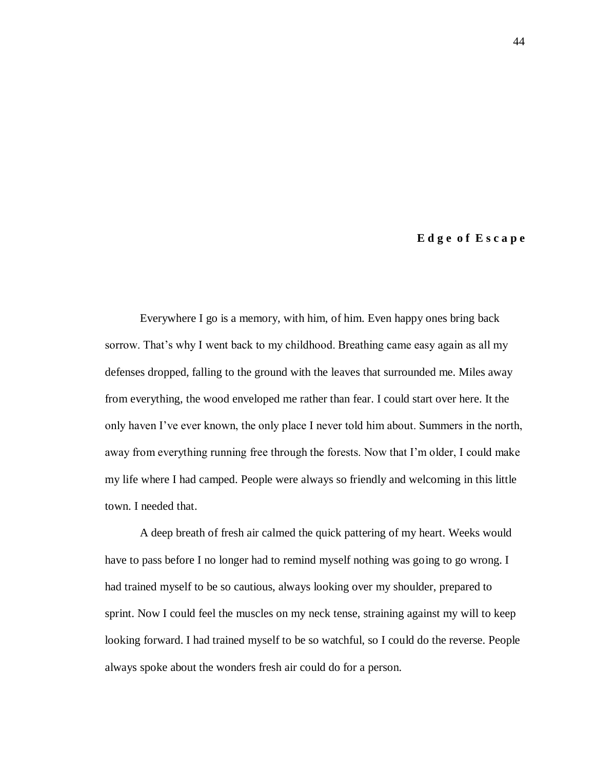## Edge of Escape

Everywhere I go is a memory, with him, of him. Even happy ones bring back sorrow. That's why I went back to my childhood. Breathing came easy again as all my defenses dropped, falling to the ground with the leaves that surrounded me. Miles away from everything, the wood enveloped me rather than fear. I could start over here. It the only haven I've ever known, the only place I never told him about. Summers in the north, away from everything running free through the forests. Now that I'm older, I could make my life where I had camped. People were always so friendly and welcoming in this little town. I needed that.

A deep breath of fresh air calmed the quick pattering of my heart. Weeks would have to pass before I no longer had to remind myself nothing was going to go wrong. I had trained myself to be so cautious, always looking over my shoulder, prepared to sprint. Now I could feel the muscles on my neck tense, straining against my will to keep looking forward. I had trained myself to be so watchful, so I could do the reverse. People always spoke about the wonders fresh air could do for a person.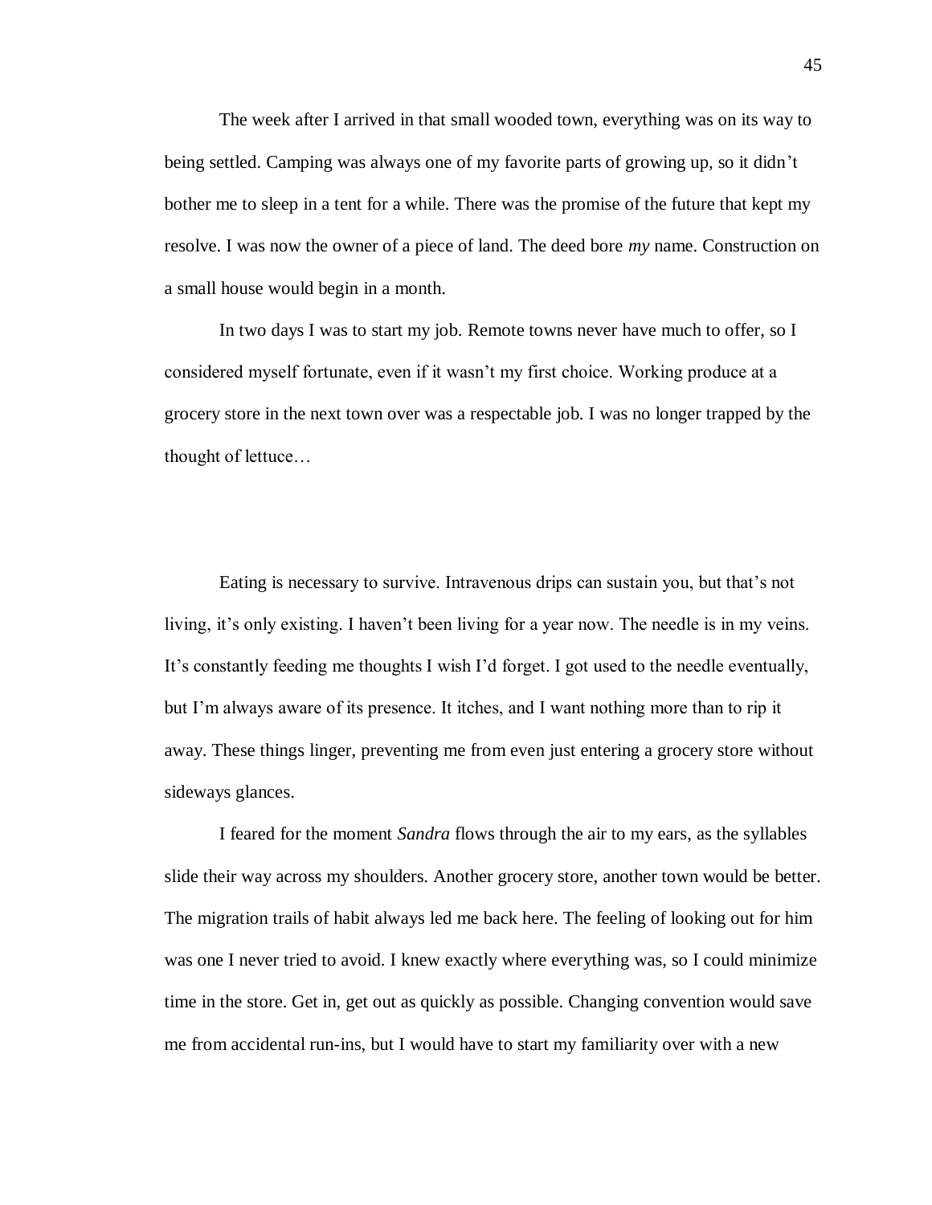The week after I arrived in that small wooded town, everything was on its way to being settled. Camping was always one of my favorite parts of growing up, so it didn't bother me to sleep in a tent for a while. There was the promise of the future that kept my resolve. I was now the owner of a piece of land. The deed bore *my* name. Construction on a small house would begin in a month.

In two days I was to start my job. Remote towns never have much to offer, so I considered myself fortunate, even if it wasn't my first choice. Working produce at a grocery store in the next town over was a respectable job. I was no longer trapped by the thought of lettuce…

Eating is necessary to survive. Intravenous drips can sustain you, but that's not living, it's only existing. I haven't been living for a year now. The needle is in my veins. It's constantly feeding me thoughts I wish I'd forget. I got used to the needle eventually, but I'm always aware of its presence. It itches, and I want nothing more than to rip it away. These things linger, preventing me from even just entering a grocery store without sideways glances.

I feared for the moment *Sandra* flows through the air to my ears, as the syllables slide their way across my shoulders. Another grocery store, another town would be better. The migration trails of habit always led me back here. The feeling of looking out for him was one I never tried to avoid. I knew exactly where everything was, so I could minimize time in the store. Get in, get out as quickly as possible. Changing convention would save me from accidental run-ins, but I would have to start my familiarity over with a new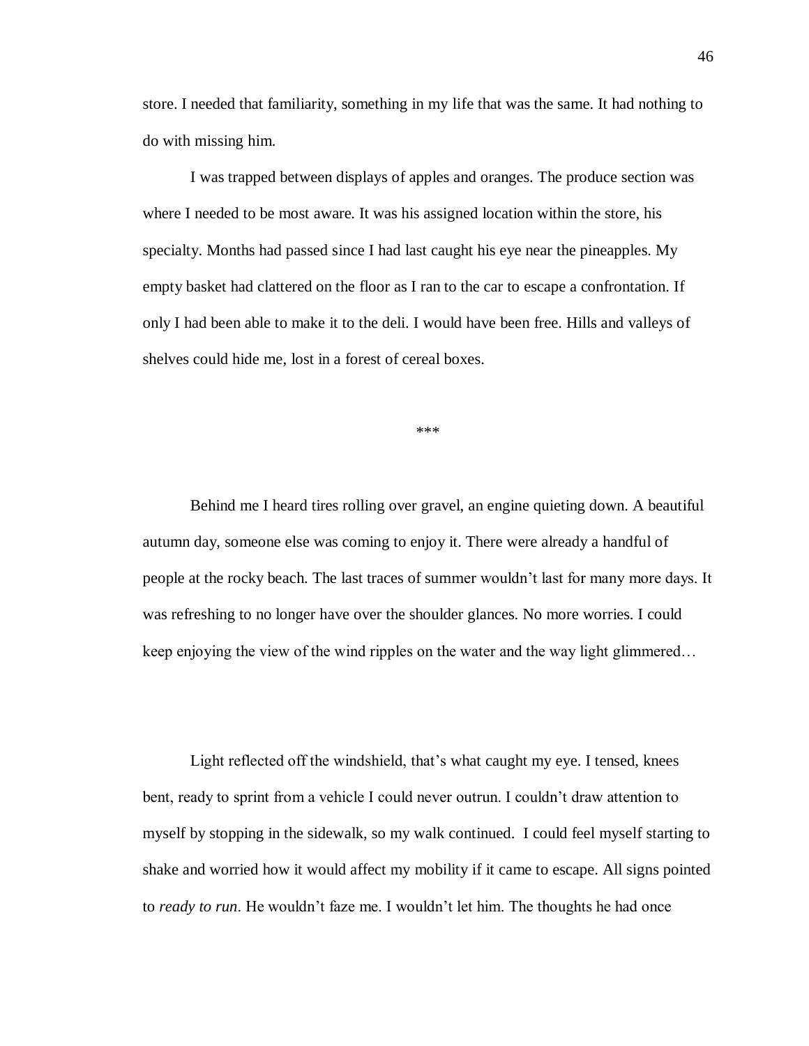store. I needed that familiarity, something in my life that was the same. It had nothing to do with missing him.

I was trapped between displays of apples and oranges. The produce section was where I needed to be most aware. It was his assigned location within the store, his specialty. Months had passed since I had last caught his eye near the pineapples. My empty basket had clattered on the floor as I ran to the car to escape a confrontation. If only I had been able to make it to the deli. I would have been free. Hills and valleys of shelves could hide me, lost in a forest of cereal boxes.

***

Behind me I heard tires rolling over gravel, an engine quieting down. A beautiful autumn day, someone else was coming to enjoy it. There were already a handful of people at the rocky beach. The last traces of summer wouldn't last for many more days. It was refreshing to no longer have over the shoulder glances. No more worries. I could keep enjoying the view of the wind ripples on the water and the way light glimmered…

Light reflected off the windshield, that's what caught my eye. I tensed, knees bent, ready to sprint from a vehicle I could never outrun. I couldn't draw attention to myself by stopping in the sidewalk, so my walk continued. I could feel myself starting to shake and worried how it would affect my mobility if it came to escape. All signs pointed to *ready to run*. He wouldn't faze me. I wouldn't let him. The thoughts he had once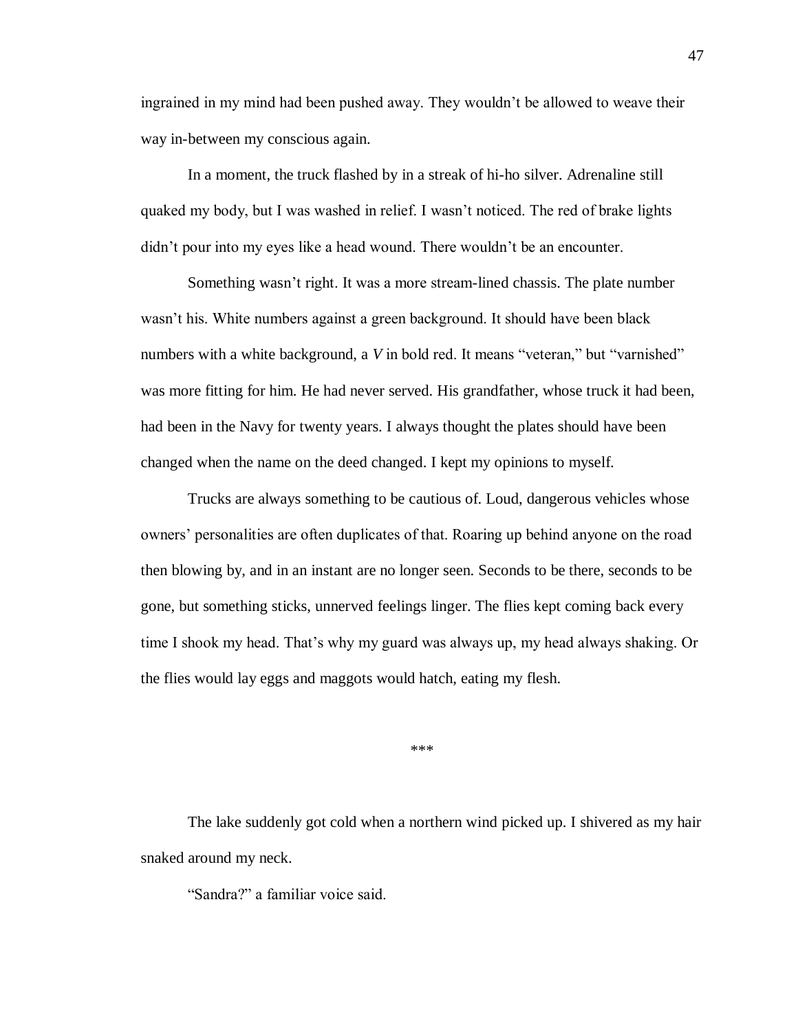ingrained in my mind had been pushed away. They wouldn't be allowed to weave their way in-between my conscious again.

In a moment, the truck flashed by in a streak of hi-ho silver. Adrenaline still quaked my body, but I was washed in relief. I wasn't noticed. The red of brake lights didn't pour into my eyes like a head wound. There wouldn't be an encounter.

Something wasn't right. It was a more stream-lined chassis. The plate number wasn't his. White numbers against a green background. It should have been black numbers with a white background, a *V* in bold red. It means "veteran," but "varnished" was more fitting for him. He had never served. His grandfather, whose truck it had been, had been in the Navy for twenty years. I always thought the plates should have been changed when the name on the deed changed. I kept my opinions to myself.

Trucks are always something to be cautious of. Loud, dangerous vehicles whose owners' personalities are often duplicates of that. Roaring up behind anyone on the road then blowing by, and in an instant are no longer seen. Seconds to be there, seconds to be gone, but something sticks, unnerved feelings linger. The flies kept coming back every time I shook my head. That's why my guard was always up, my head always shaking. Or the flies would lay eggs and maggots would hatch, eating my flesh.

***

The lake suddenly got cold when a northern wind picked up. I shivered as my hair snaked around my neck.

"Sandra?" a familiar voice said.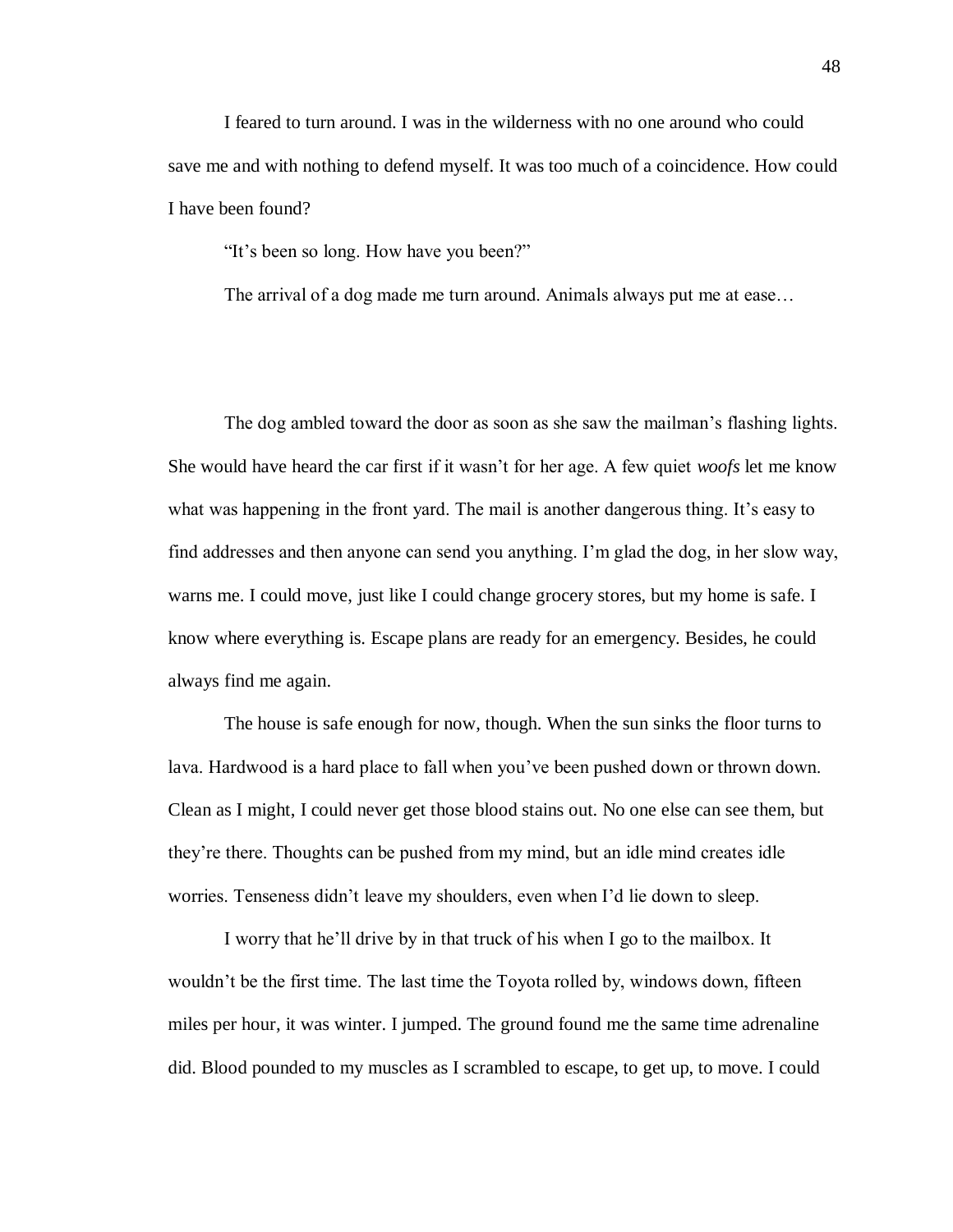I feared to turn around. I was in the wilderness with no one around who could save me and with nothing to defend myself. It was too much of a coincidence. How could I have been found?

"It's been so long. How have you been?"

The arrival of a dog made me turn around. Animals always put me at ease…

The dog ambled toward the door as soon as she saw the mailman's flashing lights. She would have heard the car first if it wasn't for her age. A few quiet *woofs* let me know what was happening in the front yard. The mail is another dangerous thing. It's easy to find addresses and then anyone can send you anything. I'm glad the dog, in her slow way, warns me. I could move, just like I could change grocery stores, but my home is safe. I know where everything is. Escape plans are ready for an emergency. Besides, he could always find me again.

The house is safe enough for now, though. When the sun sinks the floor turns to lava. Hardwood is a hard place to fall when you've been pushed down or thrown down. Clean as I might, I could never get those blood stains out. No one else can see them, but they're there. Thoughts can be pushed from my mind, but an idle mind creates idle worries. Tenseness didn't leave my shoulders, even when I'd lie down to sleep.

I worry that he'll drive by in that truck of his when I go to the mailbox. It wouldn't be the first time. The last time the Toyota rolled by, windows down, fifteen miles per hour, it was winter. I jumped. The ground found me the same time adrenaline did. Blood pounded to my muscles as I scrambled to escape, to get up, to move. I could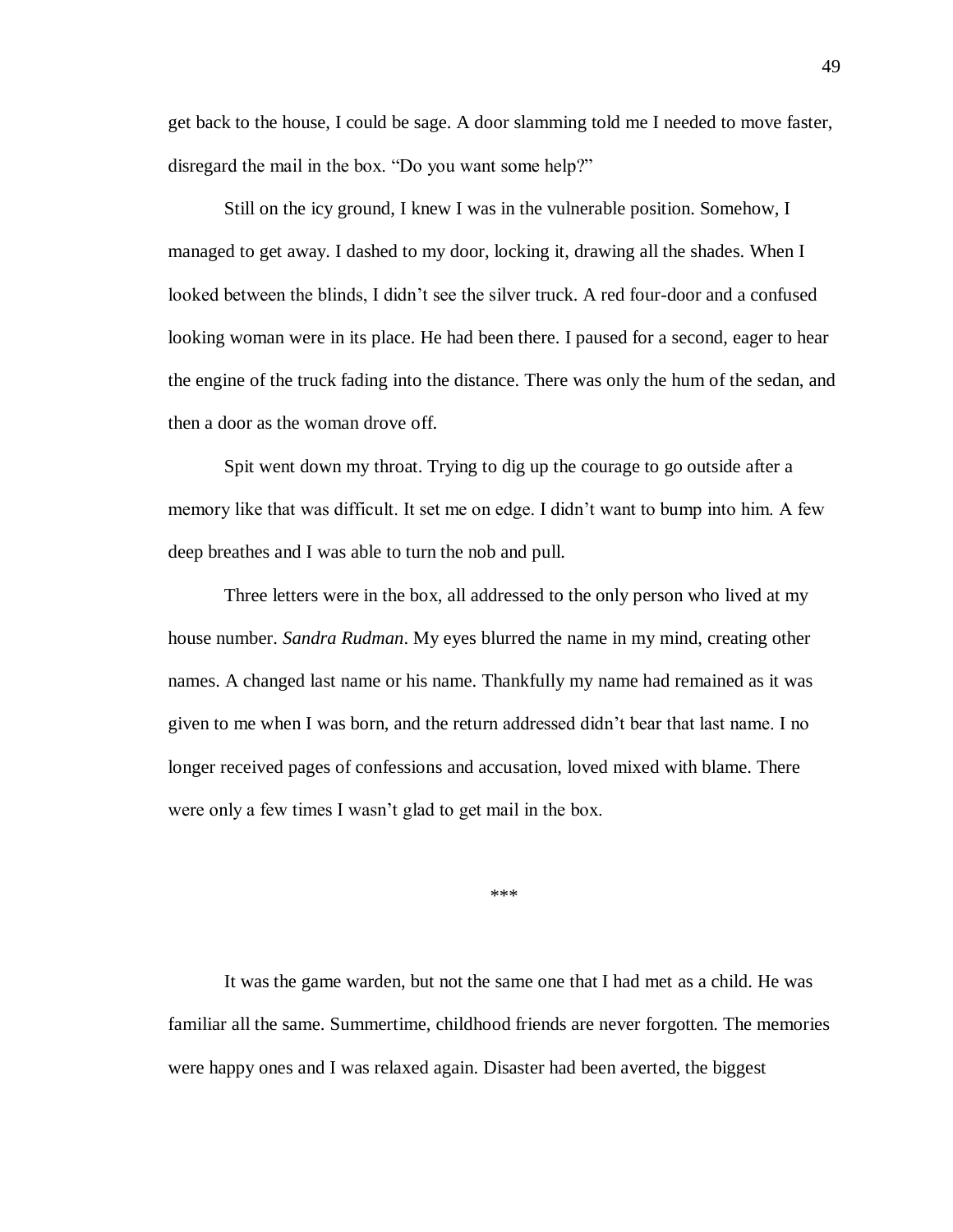get back to the house, I could be sage. A door slamming told me I needed to move faster, disregard the mail in the box. "Do you want some help?"

Still on the icy ground, I knew I was in the vulnerable position. Somehow, I managed to get away. I dashed to my door, locking it, drawing all the shades. When I looked between the blinds, I didn't see the silver truck. A red four-door and a confused looking woman were in its place. He had been there. I paused for a second, eager to hear the engine of the truck fading into the distance. There was only the hum of the sedan, and then a door as the woman drove off.

Spit went down my throat. Trying to dig up the courage to go outside after a memory like that was difficult. It set me on edge. I didn't want to bump into him. A few deep breathes and I was able to turn the nob and pull.

Three letters were in the box, all addressed to the only person who lived at my house number. *Sandra Rudman*. My eyes blurred the name in my mind, creating other names. A changed last name or his name. Thankfully my name had remained as it was given to me when I was born, and the return addressed didn't bear that last name. I no longer received pages of confessions and accusation, loved mixed with blame. There were only a few times I wasn't glad to get mail in the box.

***

It was the game warden, but not the same one that I had met as a child. He was familiar all the same. Summertime, childhood friends are never forgotten. The memories were happy ones and I was relaxed again. Disaster had been averted, the biggest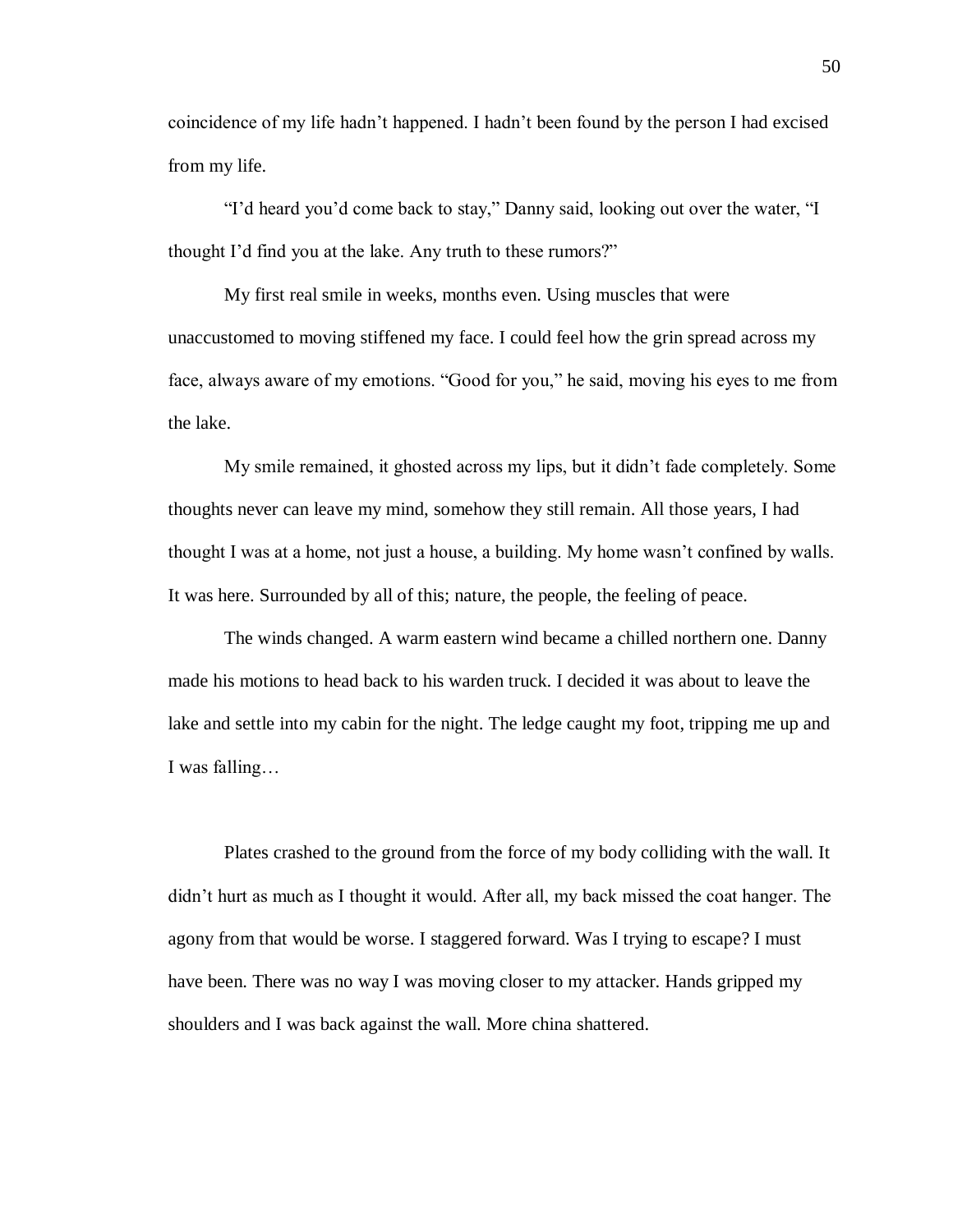coincidence of my life hadn't happened. I hadn't been found by the person I had excised from my life.

"I'd heard you'd come back to stay," Danny said, looking out over the water, "I thought I'd find you at the lake. Any truth to these rumors?"

My first real smile in weeks, months even. Using muscles that were unaccustomed to moving stiffened my face. I could feel how the grin spread across my face, always aware of my emotions. "Good for you," he said, moving his eyes to me from the lake.

My smile remained, it ghosted across my lips, but it didn't fade completely. Some thoughts never can leave my mind, somehow they still remain. All those years, I had thought I was at a home, not just a house, a building. My home wasn't confined by walls. It was here. Surrounded by all of this; nature, the people, the feeling of peace.

The winds changed. A warm eastern wind became a chilled northern one. Danny made his motions to head back to his warden truck. I decided it was about to leave the lake and settle into my cabin for the night. The ledge caught my foot, tripping me up and I was falling…

Plates crashed to the ground from the force of my body colliding with the wall. It didn't hurt as much as I thought it would. After all, my back missed the coat hanger. The agony from that would be worse. I staggered forward. Was I trying to escape? I must have been. There was no way I was moving closer to my attacker. Hands gripped my shoulders and I was back against the wall. More china shattered.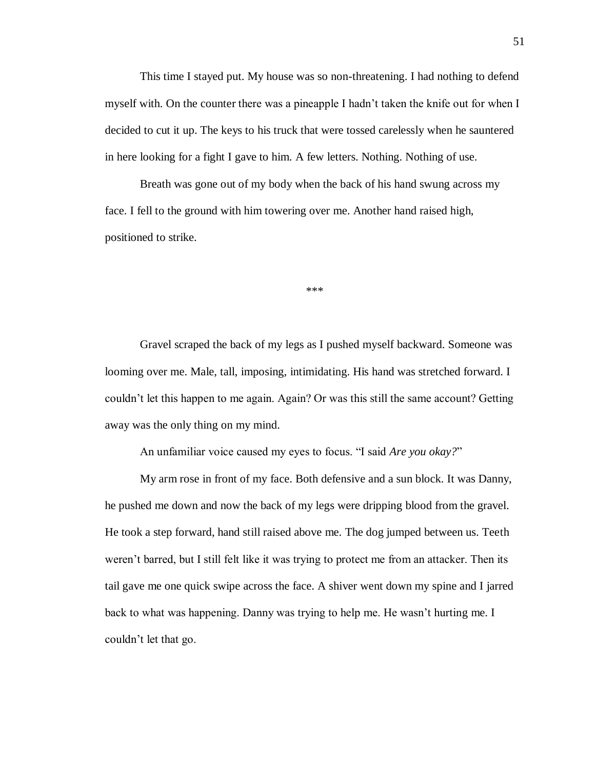This time I stayed put. My house was so non-threatening. I had nothing to defend myself with. On the counter there was a pineapple I hadn't taken the knife out for when I decided to cut it up. The keys to his truck that were tossed carelessly when he sauntered in here looking for a fight I gave to him. A few letters. Nothing. Nothing of use.

Breath was gone out of my body when the back of his hand swung across my face. I fell to the ground with him towering over me. Another hand raised high, positioned to strike.

\*\*\*

Gravel scraped the back of my legs as I pushed myself backward. Someone was looming over me. Male, tall, imposing, intimidating. His hand was stretched forward. I couldn't let this happen to me again. Again? Or was this still the same account? Getting away was the only thing on my mind.

An unfamiliar voice caused my eyes to focus. "I said *Are you okay?*"

My arm rose in front of my face. Both defensive and a sun block. It was Danny, he pushed me down and now the back of my legs were dripping blood from the gravel. He took a step forward, hand still raised above me. The dog jumped between us. Teeth weren't barred, but I still felt like it was trying to protect me from an attacker. Then its tail gave me one quick swipe across the face. A shiver went down my spine and I jarred back to what was happening. Danny was trying to help me. He wasn't hurting me. I couldn't let that go.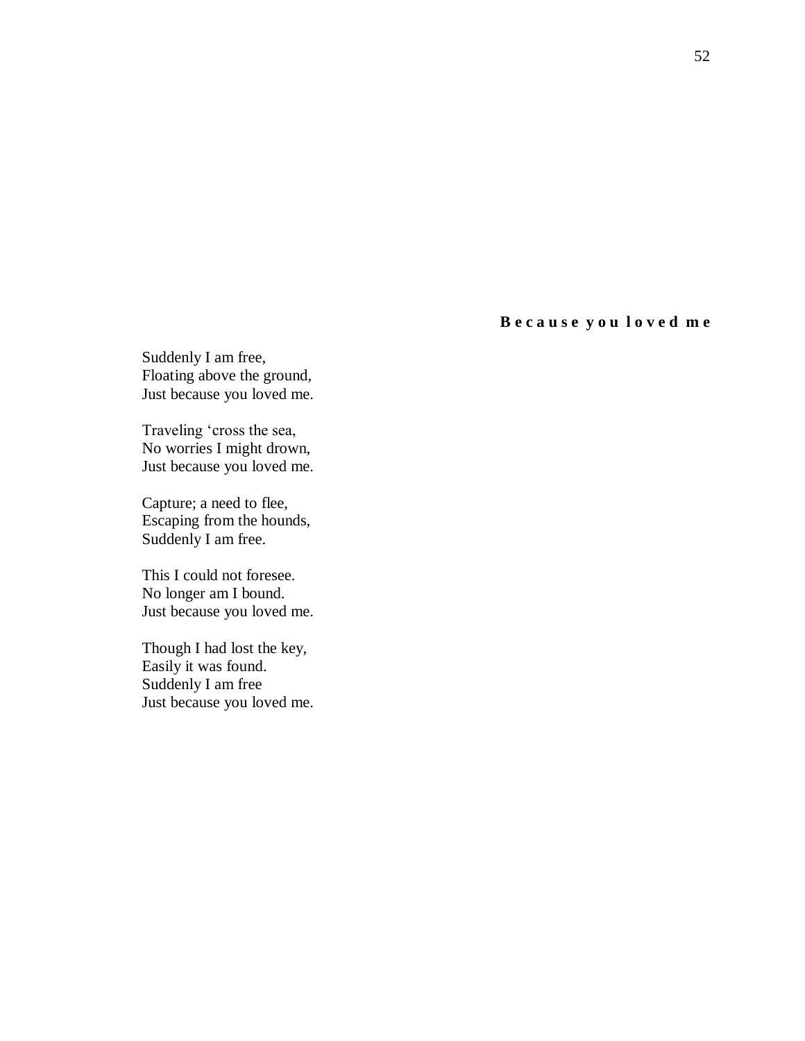### Because you loved me

Suddenly I am free,  
Floating above the ground,  
Just because you loved me.

Traveling ‘cross the sea,  
No worries I might drown,  
Just because you loved me.

Capture; a need to flee,  
Escaping from the hounds,  
Suddenly I am free.

This I could not foresee.  
No longer am I bound.  
Just because you loved me.

Though I had lost the key,  
Easily it was found.  
Suddenly I am free  
Just because you loved me.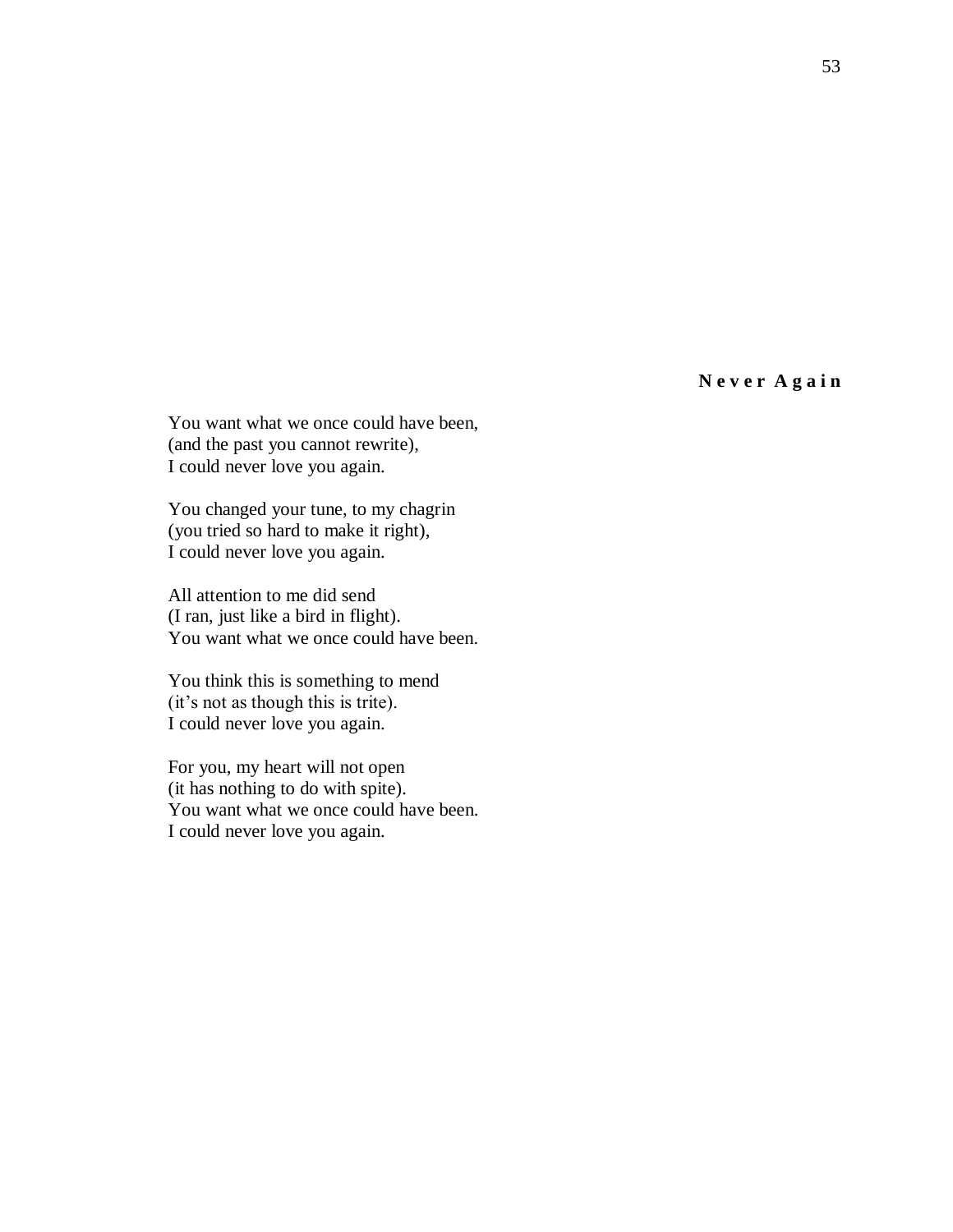## Never Again

You want what we once could have been,  
(and the past you cannot rewrite),  
I could never love you again.

You changed your tune, to my chagrin  
(you tried so hard to make it right),  
I could never love you again.

All attention to me did send  
(I ran, just like a bird in flight).  
You want what we once could have been.

You think this is something to mend  
(it's not as though this is trite).  
I could never love you again.

For you, my heart will not open  
(it has nothing to do with spite).  
You want what we once could have been.  
I could never love you again.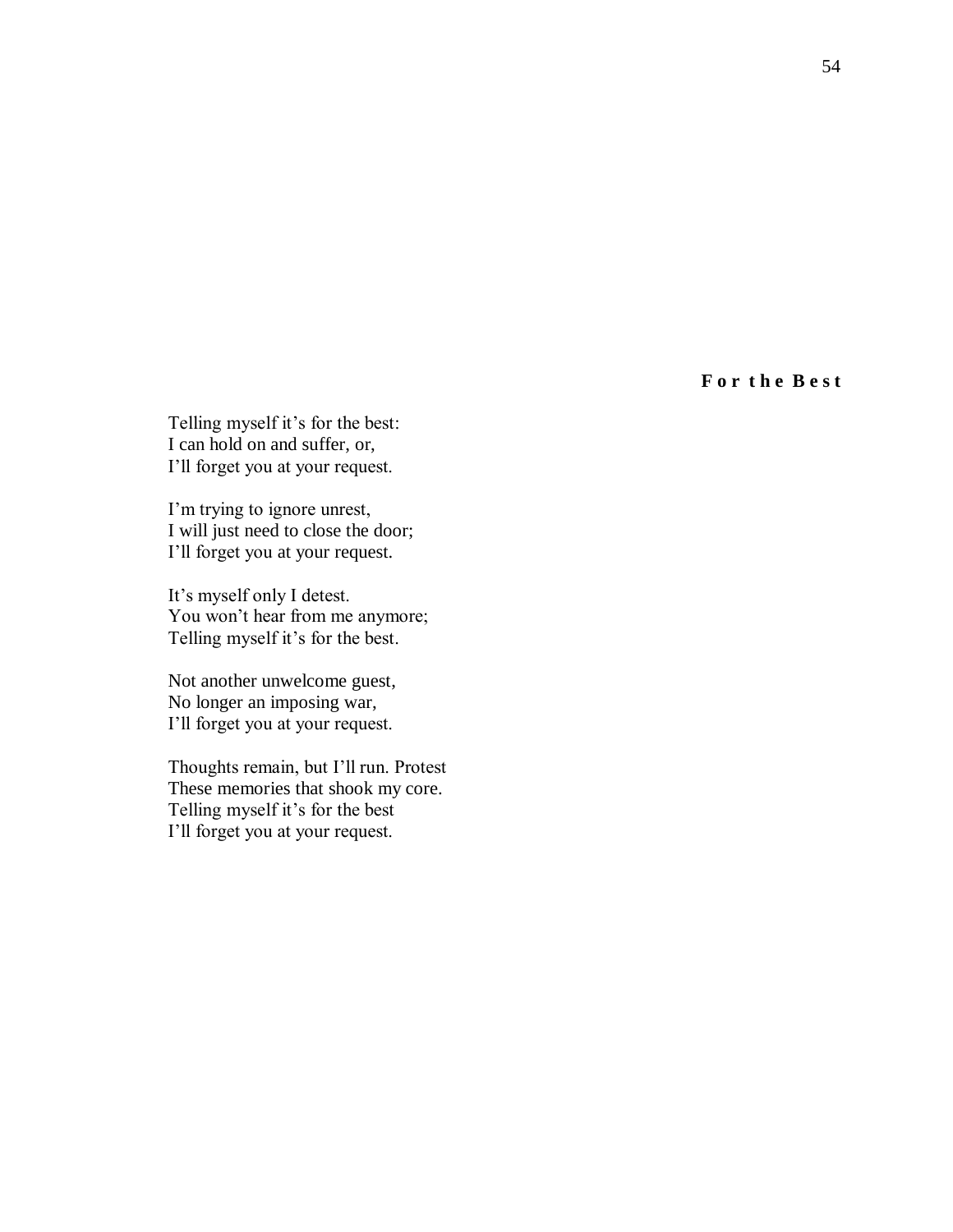## For the Best

Telling myself it's for the best:
I can hold on and suffer, or,
I'll forget you at your request.

I'm trying to ignore unrest,
I will just need to close the door;
I'll forget you at your request.

It's myself only I detest.
You won't hear from me anymore;
Telling myself it's for the best.

Not another unwelcome guest,
No longer an imposing war,
I'll forget you at your request.

Thoughts remain, but I'll run. Protest
These memories that shook my core.
Telling myself it's for the best
I'll forget you at your request.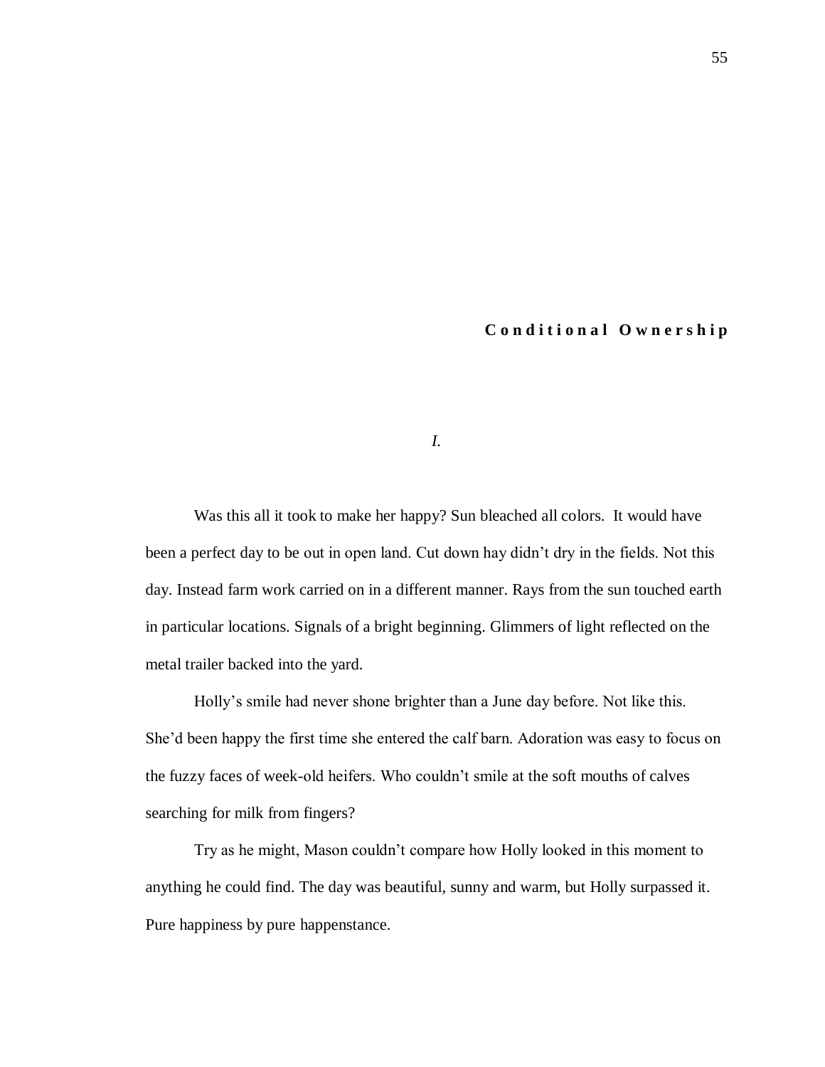## Conditional Ownership

*I.*

Was this all it took to make her happy? Sun bleached all colors.  It would have been a perfect day to be out in open land. Cut down hay didn't dry in the fields. Not this day. Instead farm work carried on in a different manner. Rays from the sun touched earth in particular locations. Signals of a bright beginning. Glimmers of light reflected on the metal trailer backed into the yard.

Holly's smile had never shone brighter than a June day before. Not like this. She'd been happy the first time she entered the calf barn. Adoration was easy to focus on the fuzzy faces of week-old heifers. Who couldn't smile at the soft mouths of calves searching for milk from fingers?

Try as he might, Mason couldn't compare how Holly looked in this moment to anything he could find. The day was beautiful, sunny and warm, but Holly surpassed it. Pure happiness by pure happenstance.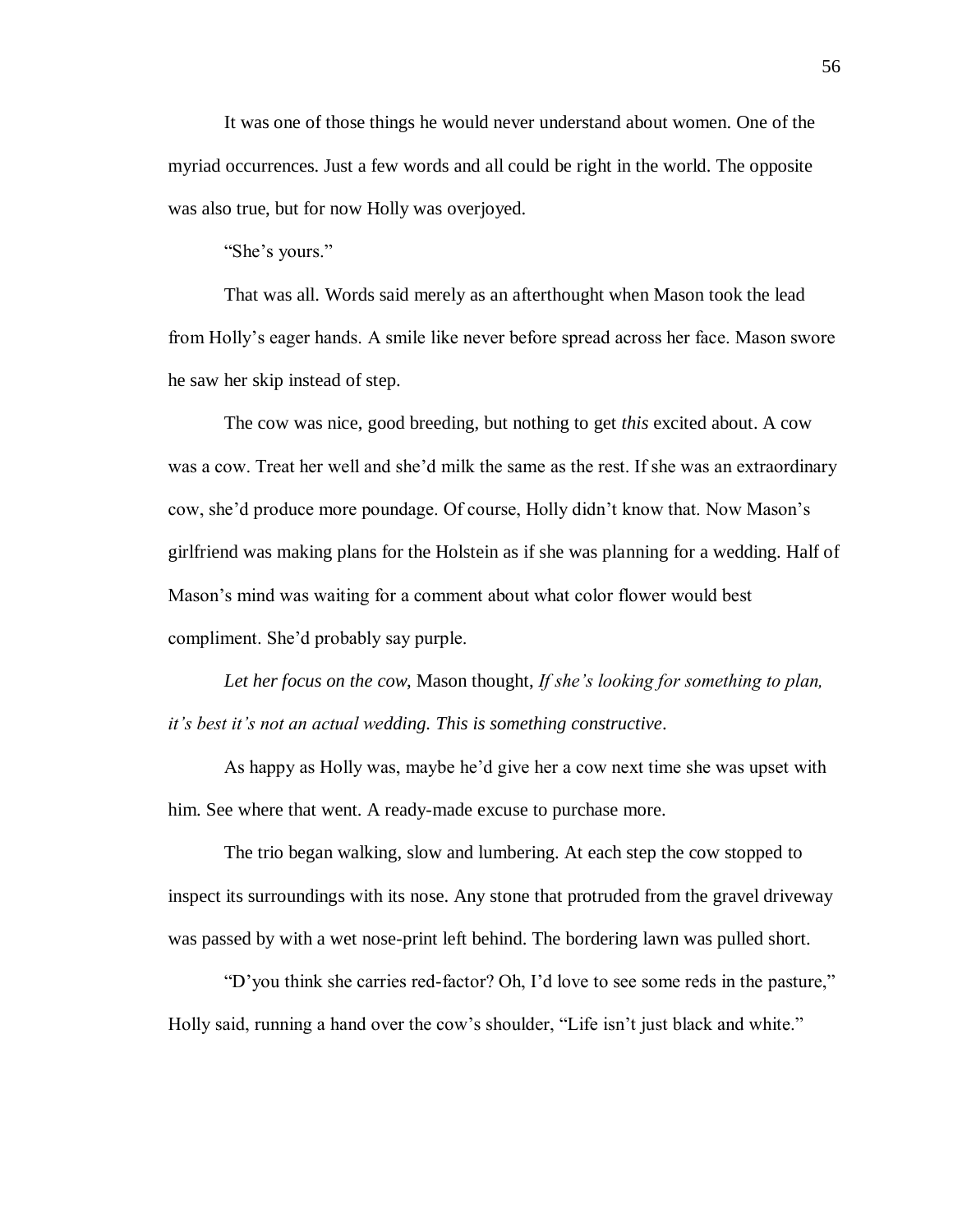It was one of those things he would never understand about women. One of the myriad occurrences. Just a few words and all could be right in the world. The opposite was also true, but for now Holly was overjoyed.

"She's yours."

That was all. Words said merely as an afterthought when Mason took the lead from Holly's eager hands. A smile like never before spread across her face. Mason swore he saw her skip instead of step.

The cow was nice, good breeding, but nothing to get *this* excited about. A cow was a cow. Treat her well and she'd milk the same as the rest. If she was an extraordinary cow, she'd produce more poundage. Of course, Holly didn't know that. Now Mason's girlfriend was making plans for the Holstein as if she was planning for a wedding. Half of Mason's mind was waiting for a comment about what color flower would best compliment. She'd probably say purple.

*Let her focus on the cow*, Mason thought, *If she's looking for something to plan, it's best it's not an actual wedding. This is something constructive*.

As happy as Holly was, maybe he'd give her a cow next time she was upset with him. See where that went. A ready-made excuse to purchase more.

The trio began walking, slow and lumbering. At each step the cow stopped to inspect its surroundings with its nose. Any stone that protruded from the gravel driveway was passed by with a wet nose-print left behind. The bordering lawn was pulled short.

"D'you think she carries red-factor? Oh, I'd love to see some reds in the pasture," Holly said, running a hand over the cow's shoulder, "Life isn't just black and white."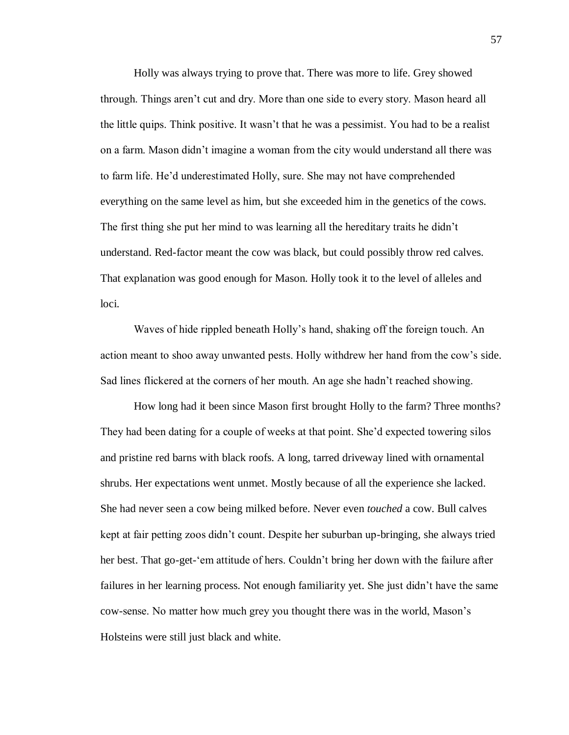Holly was always trying to prove that. There was more to life. Grey showed through. Things aren't cut and dry. More than one side to every story. Mason heard all the little quips. Think positive. It wasn't that he was a pessimist. You had to be a realist on a farm. Mason didn't imagine a woman from the city would understand all there was to farm life. He'd underestimated Holly, sure. She may not have comprehended everything on the same level as him, but she exceeded him in the genetics of the cows. The first thing she put her mind to was learning all the hereditary traits he didn't understand. Red-factor meant the cow was black, but could possibly throw red calves. That explanation was good enough for Mason. Holly took it to the level of alleles and loci.

Waves of hide rippled beneath Holly's hand, shaking off the foreign touch. An action meant to shoo away unwanted pests. Holly withdrew her hand from the cow's side. Sad lines flickered at the corners of her mouth. An age she hadn't reached showing.

How long had it been since Mason first brought Holly to the farm? Three months? They had been dating for a couple of weeks at that point. She'd expected towering silos and pristine red barns with black roofs. A long, tarred driveway lined with ornamental shrubs. Her expectations went unmet. Mostly because of all the experience she lacked. She had never seen a cow being milked before. Never even *touched* a cow. Bull calves kept at fair petting zoos didn't count. Despite her suburban up-bringing, she always tried her best. That go-get-'em attitude of hers. Couldn't bring her down with the failure after failures in her learning process. Not enough familiarity yet. She just didn't have the same cow-sense. No matter how much grey you thought there was in the world, Mason's Holsteins were still just black and white.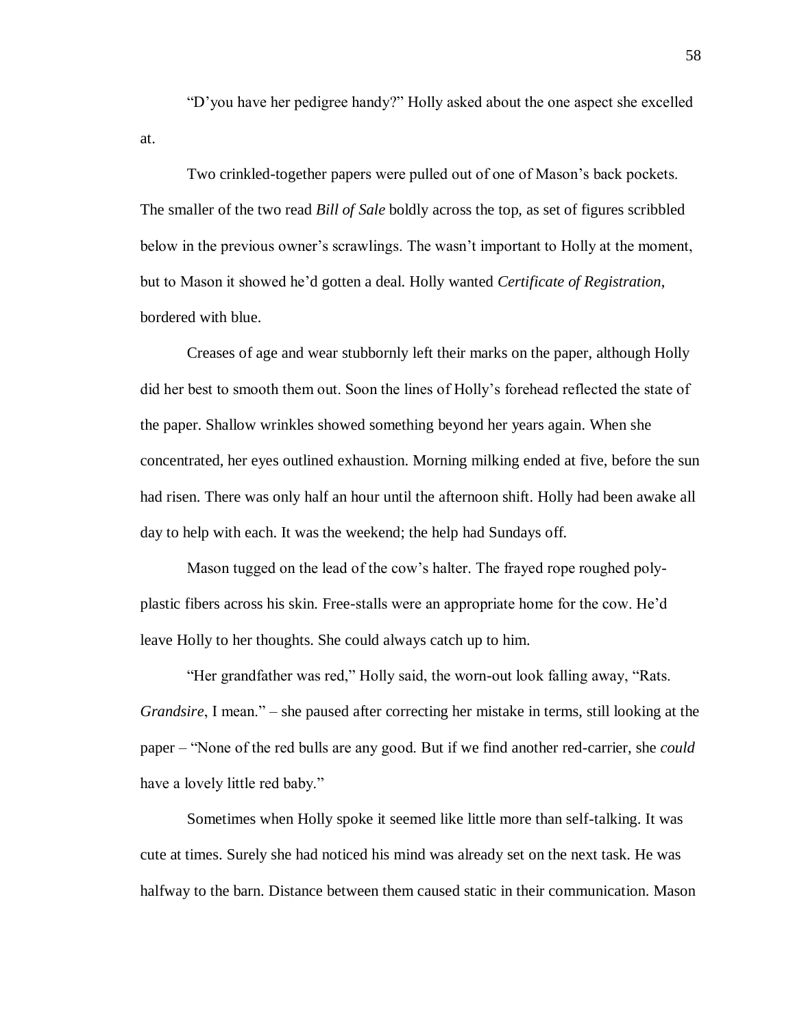"D'you have her pedigree handy?" Holly asked about the one aspect she excelled at.

Two crinkled-together papers were pulled out of one of Mason's back pockets. The smaller of the two read *Bill of Sale* boldly across the top, as set of figures scribbled below in the previous owner's scrawlings. The wasn't important to Holly at the moment, but to Mason it showed he'd gotten a deal. Holly wanted *Certificate of Registration*, bordered with blue.

Creases of age and wear stubbornly left their marks on the paper, although Holly did her best to smooth them out. Soon the lines of Holly's forehead reflected the state of the paper. Shallow wrinkles showed something beyond her years again. When she concentrated, her eyes outlined exhaustion. Morning milking ended at five, before the sun had risen. There was only half an hour until the afternoon shift. Holly had been awake all day to help with each. It was the weekend; the help had Sundays off.

Mason tugged on the lead of the cow's halter. The frayed rope roughed poly-plastic fibers across his skin. Free-stalls were an appropriate home for the cow. He'd leave Holly to her thoughts. She could always catch up to him.

"Her grandfather was red," Holly said, the worn-out look falling away, "Rats. *Grandsire*, I mean." – she paused after correcting her mistake in terms, still looking at the paper – "None of the red bulls are any good. But if we find another red-carrier, she *could* have a lovely little red baby."

Sometimes when Holly spoke it seemed like little more than self-talking. It was cute at times. Surely she had noticed his mind was already set on the next task. He was halfway to the barn. Distance between them caused static in their communication. Mason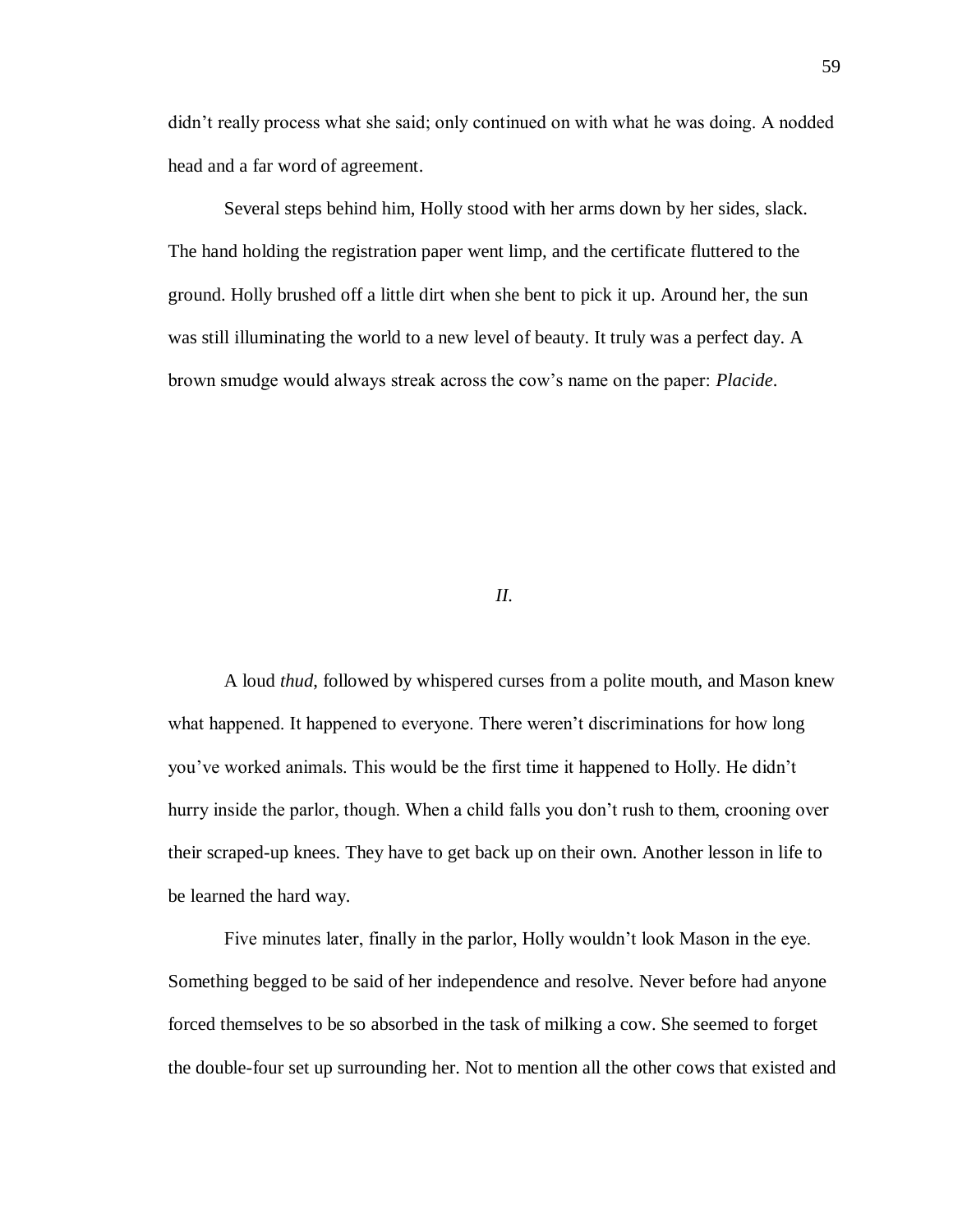didn't really process what she said; only continued on with what he was doing. A nodded head and a far word of agreement.

Several steps behind him, Holly stood with her arms down by her sides, slack. The hand holding the registration paper went limp, and the certificate fluttered to the ground. Holly brushed off a little dirt when she bent to pick it up. Around her, the sun was still illuminating the world to a new level of beauty. It truly was a perfect day. A brown smudge would always streak across the cow's name on the paper: *Placide*.

## *II.*

A loud *thud*, followed by whispered curses from a polite mouth, and Mason knew what happened. It happened to everyone. There weren't discriminations for how long you've worked animals. This would be the first time it happened to Holly. He didn't hurry inside the parlor, though. When a child falls you don't rush to them, crooning over their scraped-up knees. They have to get back up on their own. Another lesson in life to be learned the hard way.

Five minutes later, finally in the parlor, Holly wouldn't look Mason in the eye. Something begged to be said of her independence and resolve. Never before had anyone forced themselves to be so absorbed in the task of milking a cow. She seemed to forget the double-four set up surrounding her. Not to mention all the other cows that existed and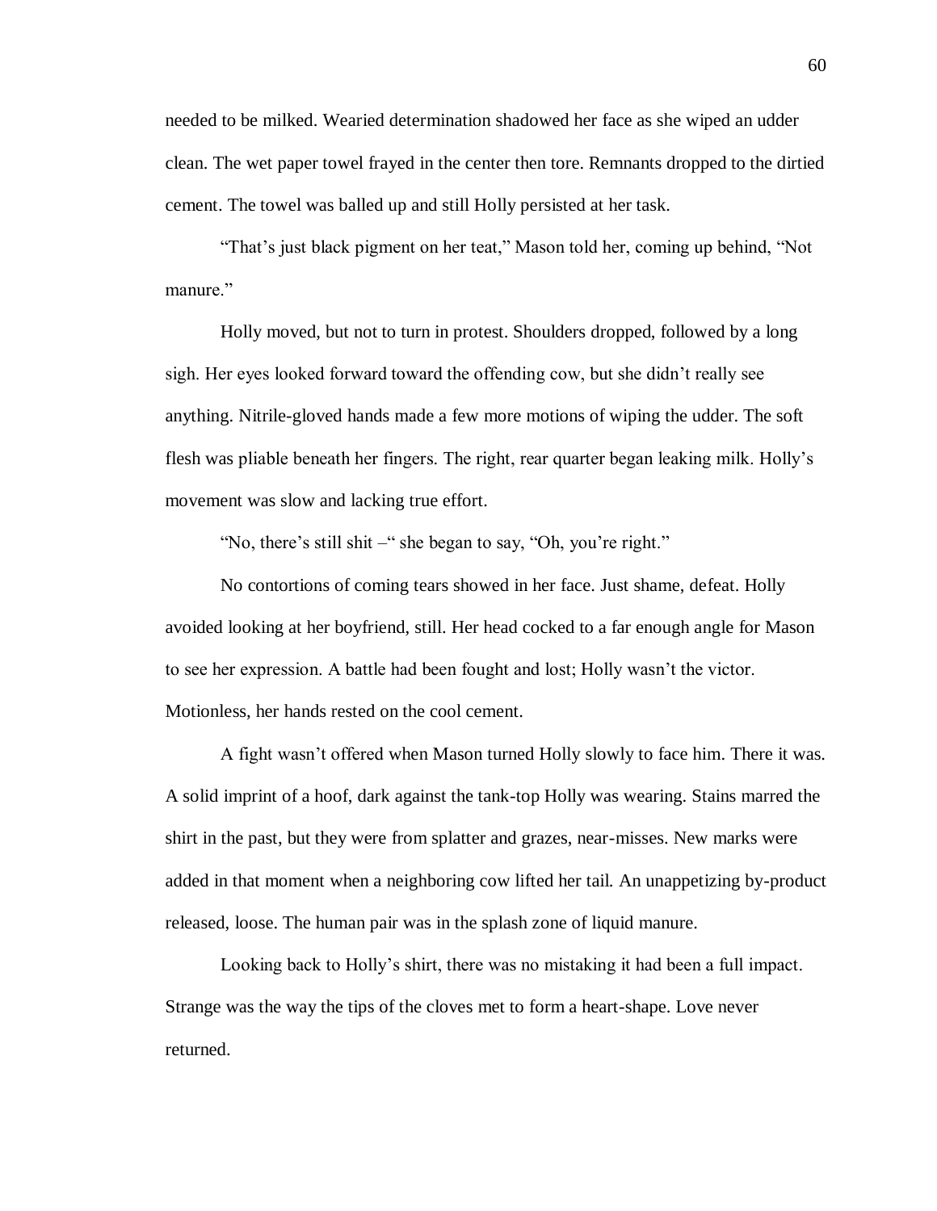needed to be milked. Wearied determination shadowed her face as she wiped an udder clean. The wet paper towel frayed in the center then tore. Remnants dropped to the dirtied cement. The towel was balled up and still Holly persisted at her task.

"That's just black pigment on her teat," Mason told her, coming up behind, "Not manure."

Holly moved, but not to turn in protest. Shoulders dropped, followed by a long sigh. Her eyes looked forward toward the offending cow, but she didn't really see anything. Nitrile-gloved hands made a few more motions of wiping the udder. The soft flesh was pliable beneath her fingers. The right, rear quarter began leaking milk. Holly's movement was slow and lacking true effort.

"No, there's still shit –" she began to say, "Oh, you're right."

No contortions of coming tears showed in her face. Just shame, defeat. Holly avoided looking at her boyfriend, still. Her head cocked to a far enough angle for Mason to see her expression. A battle had been fought and lost; Holly wasn't the victor. Motionless, her hands rested on the cool cement.

A fight wasn't offered when Mason turned Holly slowly to face him. There it was. A solid imprint of a hoof, dark against the tank-top Holly was wearing. Stains marred the shirt in the past, but they were from splatter and grazes, near-misses. New marks were added in that moment when a neighboring cow lifted her tail. An unappetizing by-product released, loose. The human pair was in the splash zone of liquid manure.

Looking back to Holly's shirt, there was no mistaking it had been a full impact. Strange was the way the tips of the cloves met to form a heart-shape. Love never returned.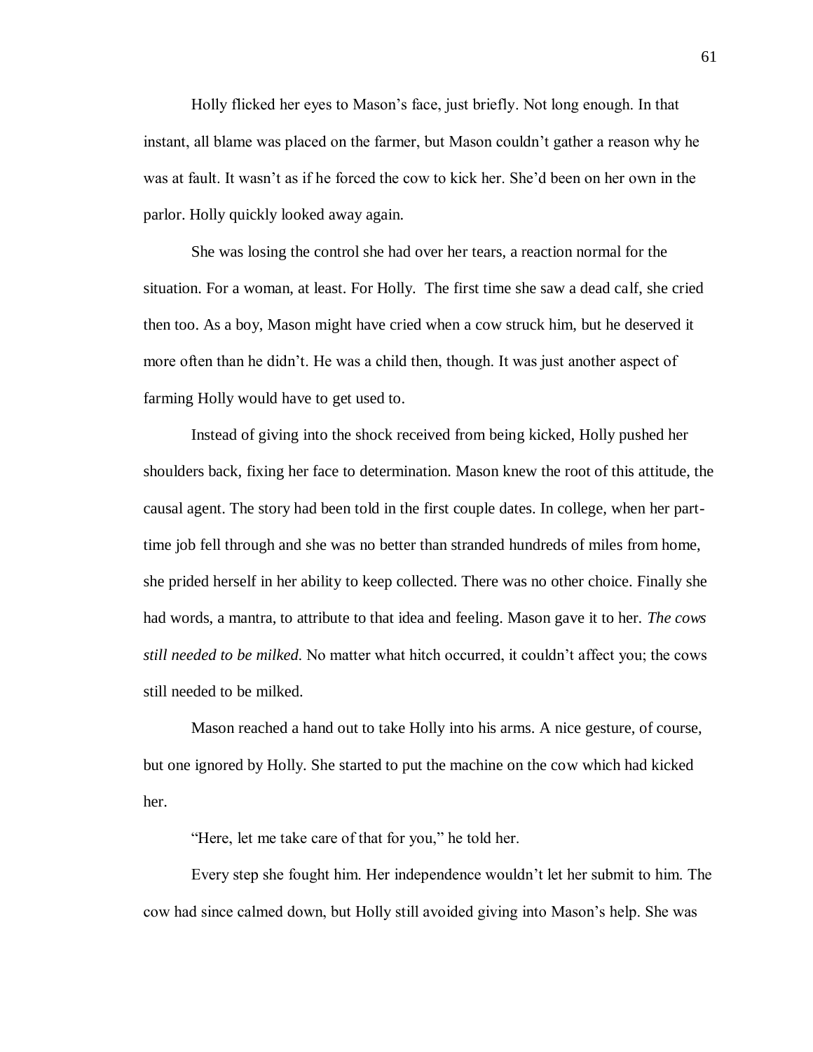Holly flicked her eyes to Mason's face, just briefly. Not long enough. In that instant, all blame was placed on the farmer, but Mason couldn't gather a reason why he was at fault. It wasn't as if he forced the cow to kick her. She'd been on her own in the parlor. Holly quickly looked away again.

She was losing the control she had over her tears, a reaction normal for the situation. For a woman, at least. For Holly. The first time she saw a dead calf, she cried then too. As a boy, Mason might have cried when a cow struck him, but he deserved it more often than he didn't. He was a child then, though. It was just another aspect of farming Holly would have to get used to.

Instead of giving into the shock received from being kicked, Holly pushed her shoulders back, fixing her face to determination. Mason knew the root of this attitude, the causal agent. The story had been told in the first couple dates. In college, when her part-time job fell through and she was no better than stranded hundreds of miles from home, she prided herself in her ability to keep collected. There was no other choice. Finally she had words, a mantra, to attribute to that idea and feeling. Mason gave it to her. *The cows still needed to be milked*. No matter what hitch occurred, it couldn't affect you; the cows still needed to be milked.

Mason reached a hand out to take Holly into his arms. A nice gesture, of course, but one ignored by Holly. She started to put the machine on the cow which had kicked her.

"Here, let me take care of that for you," he told her.

Every step she fought him. Her independence wouldn't let her submit to him. The cow had since calmed down, but Holly still avoided giving into Mason's help. She was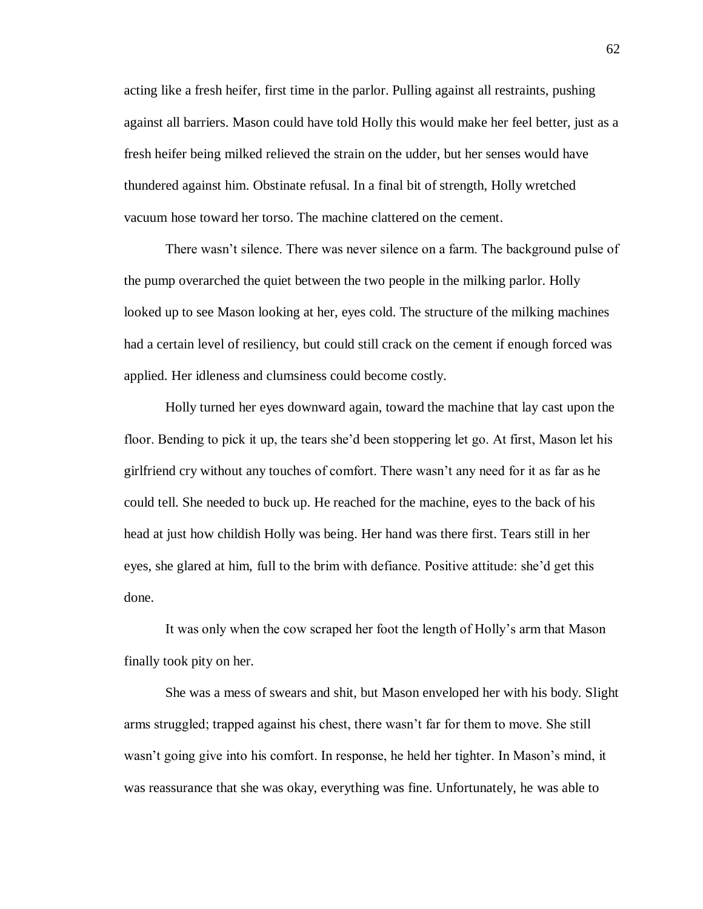acting like a fresh heifer, first time in the parlor. Pulling against all restraints, pushing against all barriers. Mason could have told Holly this would make her feel better, just as a fresh heifer being milked relieved the strain on the udder, but her senses would have thundered against him. Obstinate refusal. In a final bit of strength, Holly wretched vacuum hose toward her torso. The machine clattered on the cement.

There wasn't silence. There was never silence on a farm. The background pulse of the pump overarched the quiet between the two people in the milking parlor. Holly looked up to see Mason looking at her, eyes cold. The structure of the milking machines had a certain level of resiliency, but could still crack on the cement if enough forced was applied. Her idleness and clumsiness could become costly.

Holly turned her eyes downward again, toward the machine that lay cast upon the floor. Bending to pick it up, the tears she'd been stoppering let go. At first, Mason let his girlfriend cry without any touches of comfort. There wasn't any need for it as far as he could tell. She needed to buck up. He reached for the machine, eyes to the back of his head at just how childish Holly was being. Her hand was there first. Tears still in her eyes, she glared at him, full to the brim with defiance. Positive attitude: she'd get this done.

It was only when the cow scraped her foot the length of Holly's arm that Mason finally took pity on her.

She was a mess of swears and shit, but Mason enveloped her with his body. Slight arms struggled; trapped against his chest, there wasn't far for them to move. She still wasn't going give into his comfort. In response, he held her tighter. In Mason's mind, it was reassurance that she was okay, everything was fine. Unfortunately, he was able to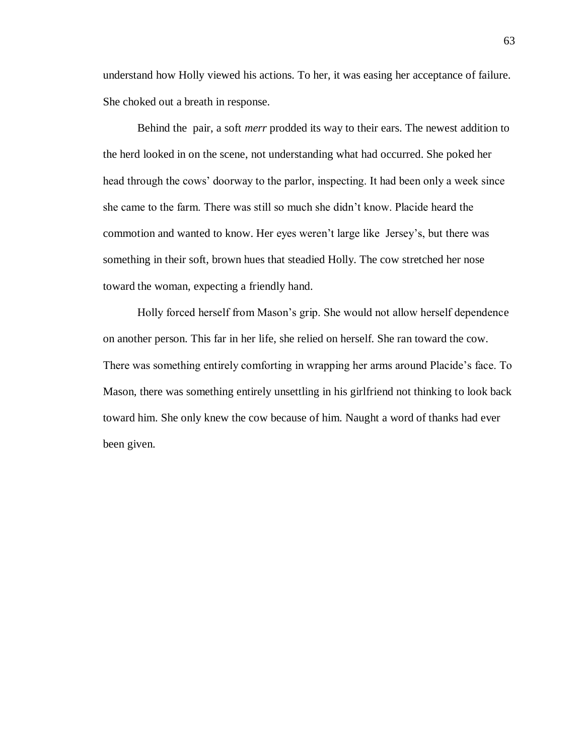understand how Holly viewed his actions. To her, it was easing her acceptance of failure. She choked out a breath in response.

Behind the pair, a soft *merr* prodded its way to their ears. The newest addition to the herd looked in on the scene, not understanding what had occurred. She poked her head through the cows' doorway to the parlor, inspecting. It had been only a week since she came to the farm. There was still so much she didn't know. Placide heard the commotion and wanted to know. Her eyes weren't large like Jersey's, but there was something in their soft, brown hues that steadied Holly. The cow stretched her nose toward the woman, expecting a friendly hand.

Holly forced herself from Mason's grip. She would not allow herself dependence on another person. This far in her life, she relied on herself. She ran toward the cow. There was something entirely comforting in wrapping her arms around Placide's face. To Mason, there was something entirely unsettling in his girlfriend not thinking to look back toward him. She only knew the cow because of him. Naught a word of thanks had ever been given.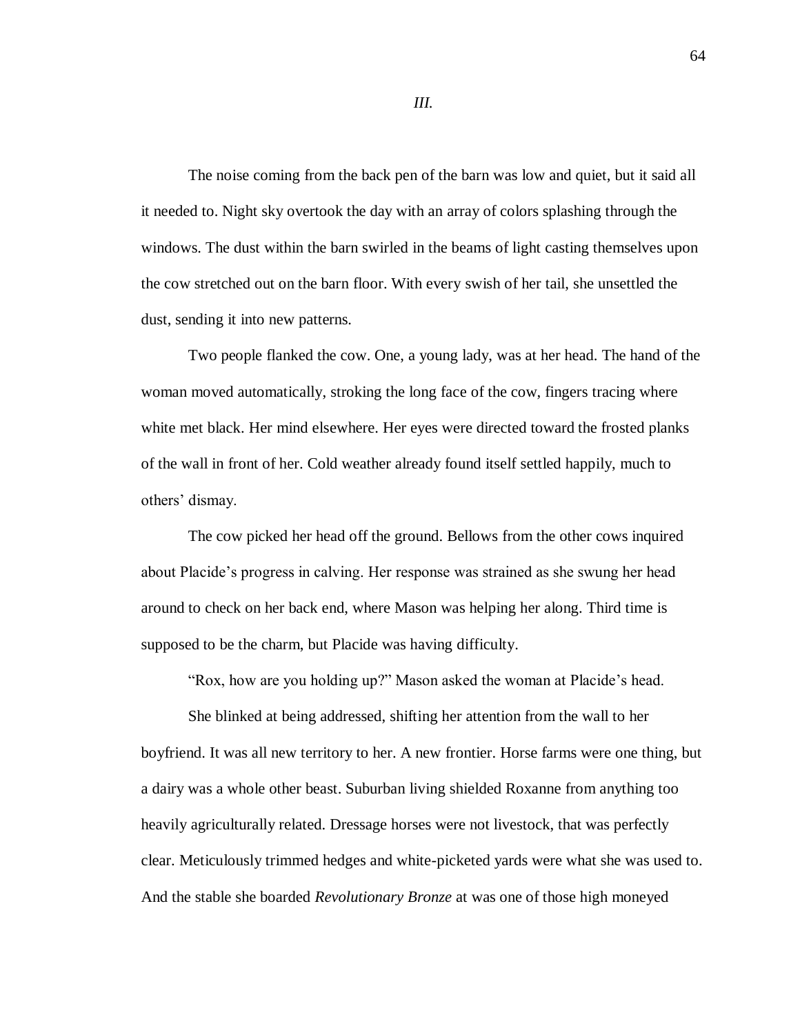*III.*

The noise coming from the back pen of the barn was low and quiet, but it said all it needed to. Night sky overtook the day with an array of colors splashing through the windows. The dust within the barn swirled in the beams of light casting themselves upon the cow stretched out on the barn floor. With every swish of her tail, she unsettled the dust, sending it into new patterns.

Two people flanked the cow. One, a young lady, was at her head. The hand of the woman moved automatically, stroking the long face of the cow, fingers tracing where white met black. Her mind elsewhere. Her eyes were directed toward the frosted planks of the wall in front of her. Cold weather already found itself settled happily, much to others' dismay.

The cow picked her head off the ground. Bellows from the other cows inquired about Placide's progress in calving. Her response was strained as she swung her head around to check on her back end, where Mason was helping her along. Third time is supposed to be the charm, but Placide was having difficulty.

"Rox, how are you holding up?" Mason asked the woman at Placide's head.

She blinked at being addressed, shifting her attention from the wall to her boyfriend. It was all new territory to her. A new frontier. Horse farms were one thing, but a dairy was a whole other beast. Suburban living shielded Roxanne from anything too heavily agriculturally related. Dressage horses were not livestock, that was perfectly clear. Meticulously trimmed hedges and white-picketed yards were what she was used to. And the stable she boarded *Revolutionary Bronze* at was one of those high moneyed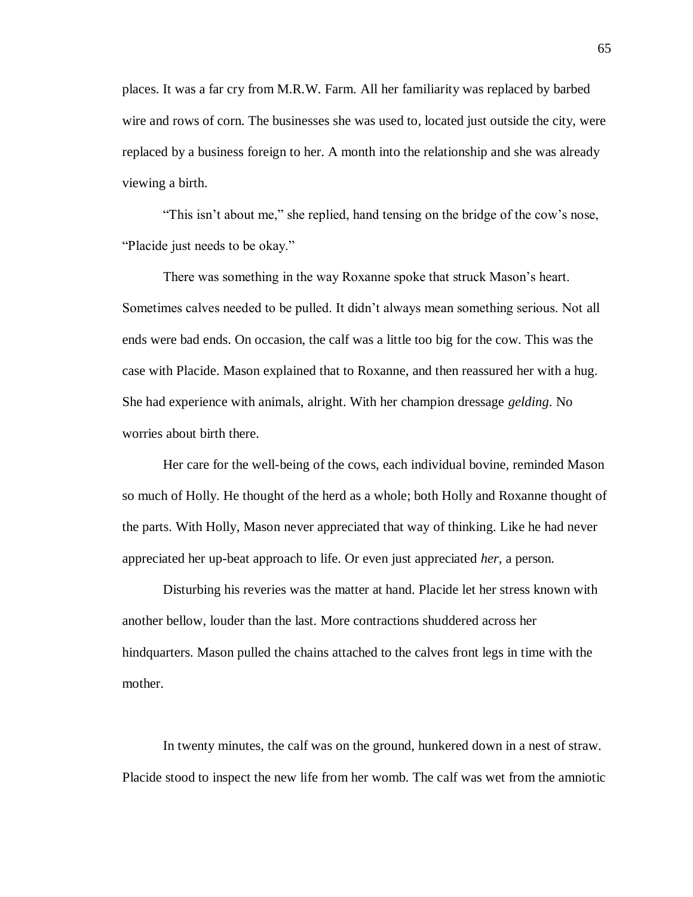places. It was a far cry from M.R.W. Farm. All her familiarity was replaced by barbed wire and rows of corn. The businesses she was used to, located just outside the city, were replaced by a business foreign to her. A month into the relationship and she was already viewing a birth.

"This isn't about me," she replied, hand tensing on the bridge of the cow's nose, "Placide just needs to be okay."

There was something in the way Roxanne spoke that struck Mason's heart. Sometimes calves needed to be pulled. It didn't always mean something serious. Not all ends were bad ends. On occasion, the calf was a little too big for the cow. This was the case with Placide. Mason explained that to Roxanne, and then reassured her with a hug. She had experience with animals, alright. With her champion dressage *gelding*. No worries about birth there.

Her care for the well-being of the cows, each individual bovine, reminded Mason so much of Holly. He thought of the herd as a whole; both Holly and Roxanne thought of the parts. With Holly, Mason never appreciated that way of thinking. Like he had never appreciated her up-beat approach to life. Or even just appreciated *her*, a person.

Disturbing his reveries was the matter at hand. Placide let her stress known with another bellow, louder than the last. More contractions shuddered across her hindquarters. Mason pulled the chains attached to the calves front legs in time with the mother.

In twenty minutes, the calf was on the ground, hunkered down in a nest of straw. Placide stood to inspect the new life from her womb. The calf was wet from the amniotic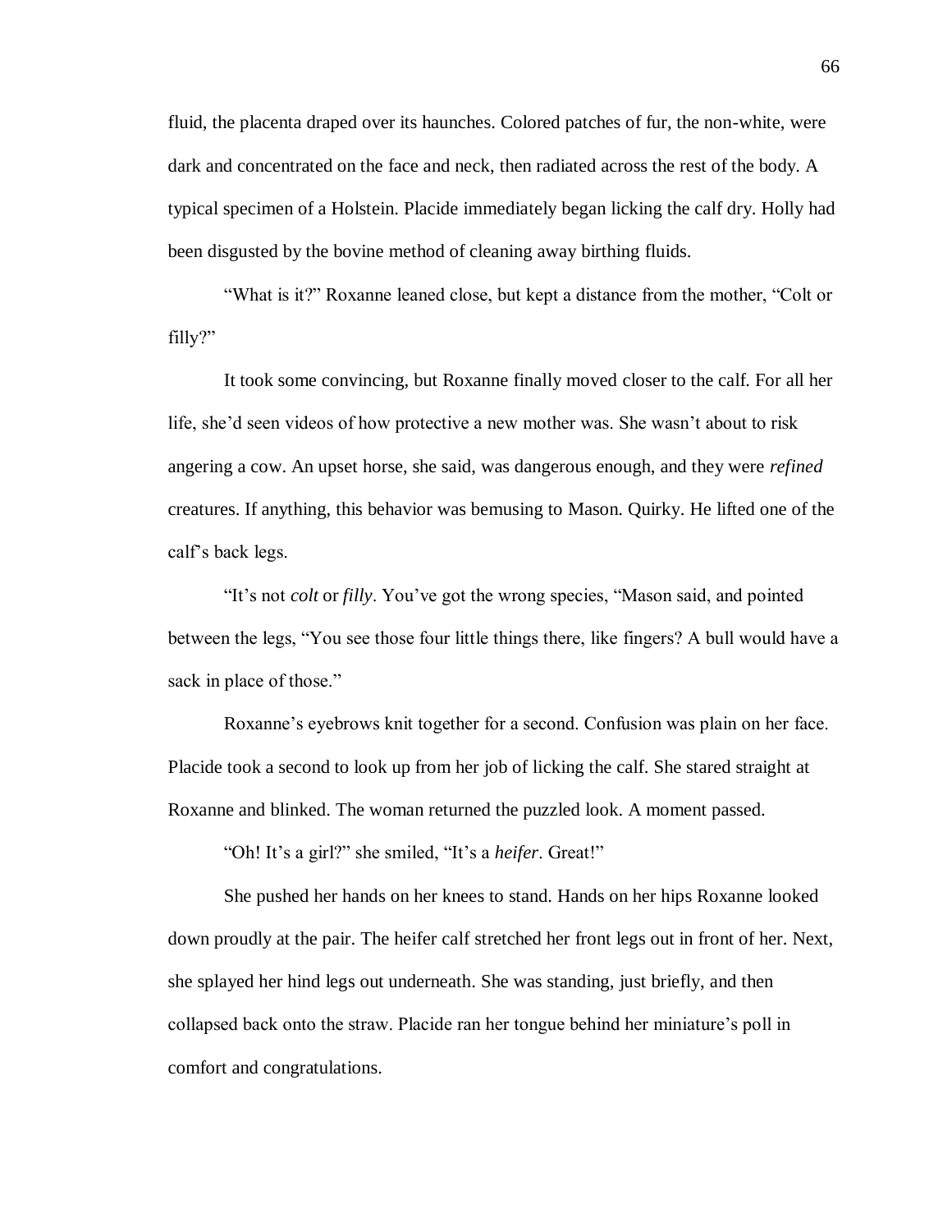fluid, the placenta draped over its haunches. Colored patches of fur, the non-white, were dark and concentrated on the face and neck, then radiated across the rest of the body. A typical specimen of a Holstein. Placide immediately began licking the calf dry. Holly had been disgusted by the bovine method of cleaning away birthing fluids.

"What is it?" Roxanne leaned close, but kept a distance from the mother, "Colt or filly?"

It took some convincing, but Roxanne finally moved closer to the calf. For all her life, she'd seen videos of how protective a new mother was. She wasn't about to risk angering a cow. An upset horse, she said, was dangerous enough, and they were *refined* creatures. If anything, this behavior was bemusing to Mason. Quirky. He lifted one of the calf's back legs.

"It's not *colt* or *filly*. You've got the wrong species, "Mason said, and pointed between the legs, "You see those four little things there, like fingers? A bull would have a sack in place of those."

Roxanne's eyebrows knit together for a second. Confusion was plain on her face. Placide took a second to look up from her job of licking the calf. She stared straight at Roxanne and blinked. The woman returned the puzzled look. A moment passed.

"Oh! It's a girl?" she smiled, "It's a *heifer*. Great!"

She pushed her hands on her knees to stand. Hands on her hips Roxanne looked down proudly at the pair. The heifer calf stretched her front legs out in front of her. Next, she splayed her hind legs out underneath. She was standing, just briefly, and then collapsed back onto the straw. Placide ran her tongue behind her miniature's poll in comfort and congratulations.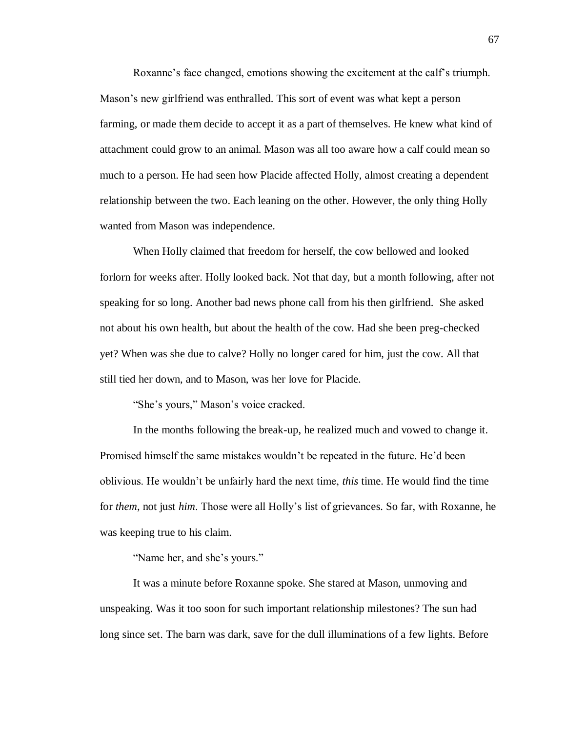Roxanne's face changed, emotions showing the excitement at the calf's triumph. Mason's new girlfriend was enthralled. This sort of event was what kept a person farming, or made them decide to accept it as a part of themselves. He knew what kind of attachment could grow to an animal. Mason was all too aware how a calf could mean so much to a person. He had seen how Placide affected Holly, almost creating a dependent relationship between the two. Each leaning on the other. However, the only thing Holly wanted from Mason was independence.

When Holly claimed that freedom for herself, the cow bellowed and looked forlorn for weeks after. Holly looked back. Not that day, but a month following, after not speaking for so long. Another bad news phone call from his then girlfriend. She asked not about his own health, but about the health of the cow. Had she been preg-checked yet? When was she due to calve? Holly no longer cared for him, just the cow. All that still tied her down, and to Mason, was her love for Placide.

"She's yours," Mason's voice cracked.

In the months following the break-up, he realized much and vowed to change it. Promised himself the same mistakes wouldn't be repeated in the future. He'd been oblivious. He wouldn't be unfairly hard the next time, *this* time. He would find the time for *them*, not just *him*. Those were all Holly's list of grievances. So far, with Roxanne, he was keeping true to his claim.

"Name her, and she's yours."

It was a minute before Roxanne spoke. She stared at Mason, unmoving and unspeaking. Was it too soon for such important relationship milestones? The sun had long since set. The barn was dark, save for the dull illuminations of a few lights. Before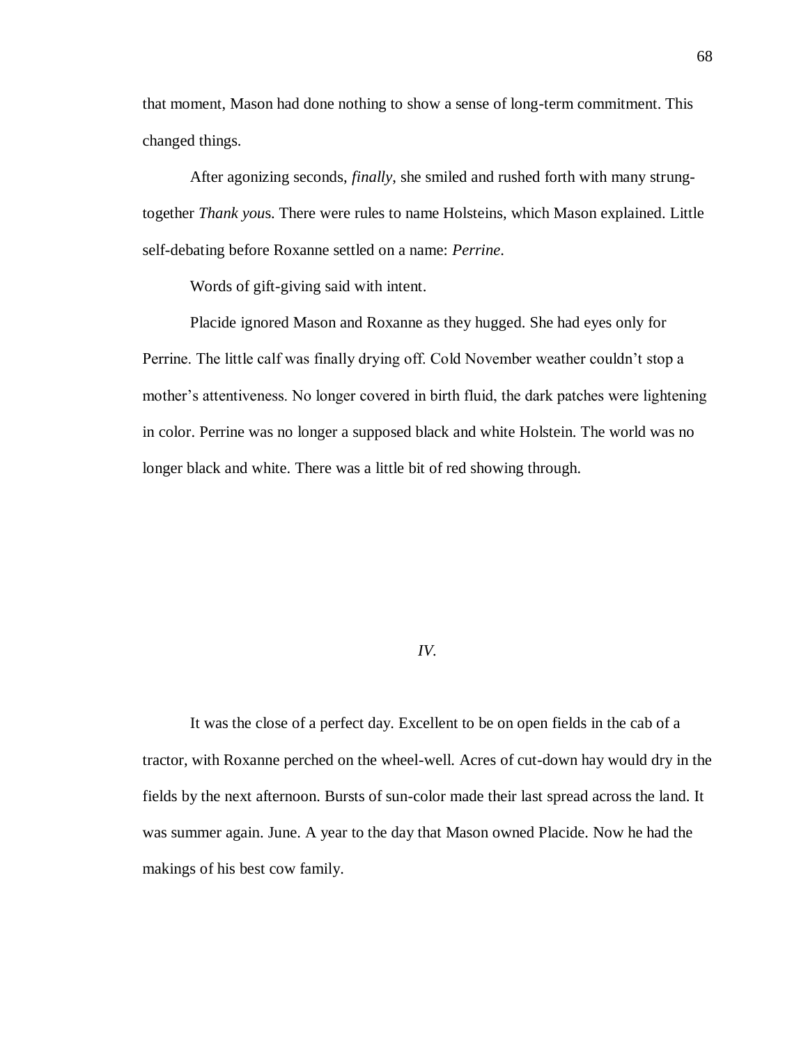that moment, Mason had done nothing to show a sense of long-term commitment. This changed things.

After agonizing seconds, *finally*, she smiled and rushed forth with many strung-together *Thank you*s. There were rules to name Holsteins, which Mason explained. Little self-debating before Roxanne settled on a name: *Perrine*.

Words of gift-giving said with intent.

Placide ignored Mason and Roxanne as they hugged. She had eyes only for Perrine. The little calf was finally drying off. Cold November weather couldn't stop a mother's attentiveness. No longer covered in birth fluid, the dark patches were lightening in color. Perrine was no longer a supposed black and white Holstein. The world was no longer black and white. There was a little bit of red showing through.

*IV.*

It was the close of a perfect day. Excellent to be on open fields in the cab of a tractor, with Roxanne perched on the wheel-well. Acres of cut-down hay would dry in the fields by the next afternoon. Bursts of sun-color made their last spread across the land. It was summer again. June. A year to the day that Mason owned Placide. Now he had the makings of his best cow family.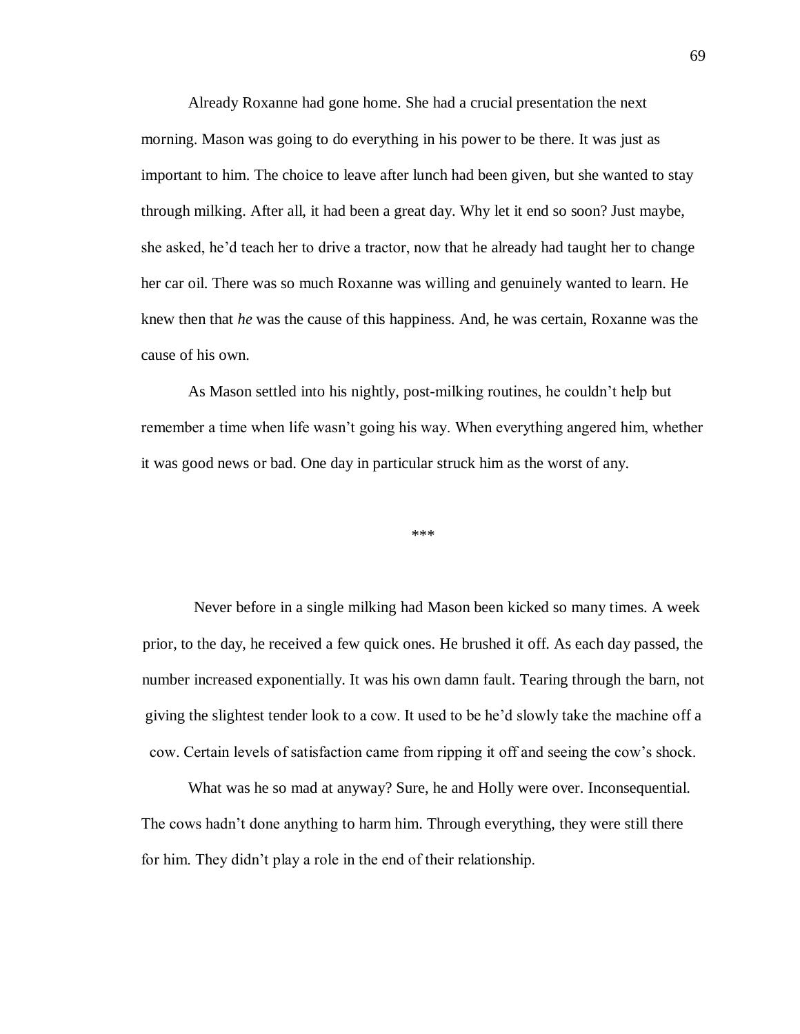Already Roxanne had gone home. She had a crucial presentation the next morning. Mason was going to do everything in his power to be there. It was just as important to him. The choice to leave after lunch had been given, but she wanted to stay through milking. After all, it had been a great day. Why let it end so soon? Just maybe, she asked, he'd teach her to drive a tractor, now that he already had taught her to change her car oil. There was so much Roxanne was willing and genuinely wanted to learn. He knew then that *he* was the cause of this happiness. And, he was certain, Roxanne was the cause of his own.

As Mason settled into his nightly, post-milking routines, he couldn't help but remember a time when life wasn't going his way. When everything angered him, whether it was good news or bad. One day in particular struck him as the worst of any.

***

Never before in a single milking had Mason been kicked so many times. A week prior, to the day, he received a few quick ones. He brushed it off. As each day passed, the number increased exponentially. It was his own damn fault. Tearing through the barn, not giving the slightest tender look to a cow. It used to be he'd slowly take the machine off a cow. Certain levels of satisfaction came from ripping it off and seeing the cow's shock.

What was he so mad at anyway? Sure, he and Holly were over. Inconsequential. The cows hadn't done anything to harm him. Through everything, they were still there for him. They didn't play a role in the end of their relationship.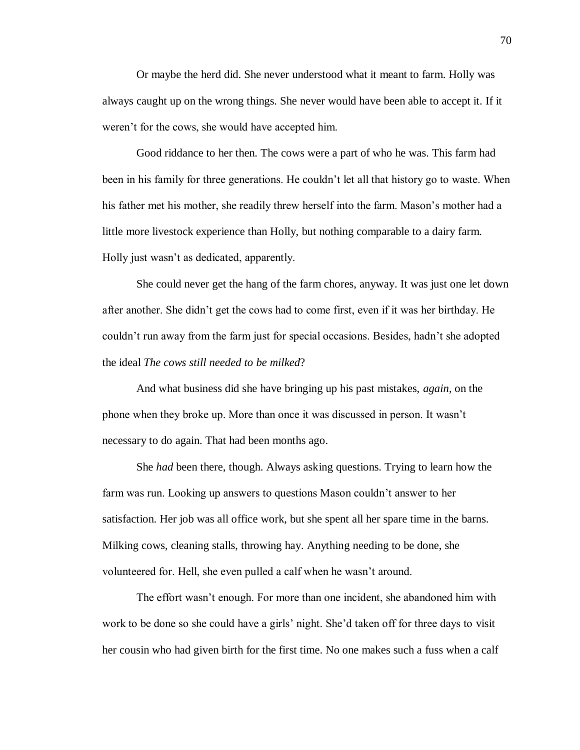Or maybe the herd did. She never understood what it meant to farm. Holly was always caught up on the wrong things. She never would have been able to accept it. If it weren't for the cows, she would have accepted him.

Good riddance to her then. The cows were a part of who he was. This farm had been in his family for three generations. He couldn't let all that history go to waste. When his father met his mother, she readily threw herself into the farm. Mason's mother had a little more livestock experience than Holly, but nothing comparable to a dairy farm. Holly just wasn't as dedicated, apparently.

She could never get the hang of the farm chores, anyway. It was just one let down after another. She didn't get the cows had to come first, even if it was her birthday. He couldn't run away from the farm just for special occasions. Besides, hadn't she adopted the ideal *The cows still needed to be milked*?

And what business did she have bringing up his past mistakes, *again*, on the phone when they broke up. More than once it was discussed in person. It wasn't necessary to do again. That had been months ago.

She *had* been there, though. Always asking questions. Trying to learn how the farm was run. Looking up answers to questions Mason couldn't answer to her satisfaction. Her job was all office work, but she spent all her spare time in the barns. Milking cows, cleaning stalls, throwing hay. Anything needing to be done, she volunteered for. Hell, she even pulled a calf when he wasn't around.

The effort wasn't enough. For more than one incident, she abandoned him with work to be done so she could have a girls' night. She'd taken off for three days to visit her cousin who had given birth for the first time. No one makes such a fuss when a calf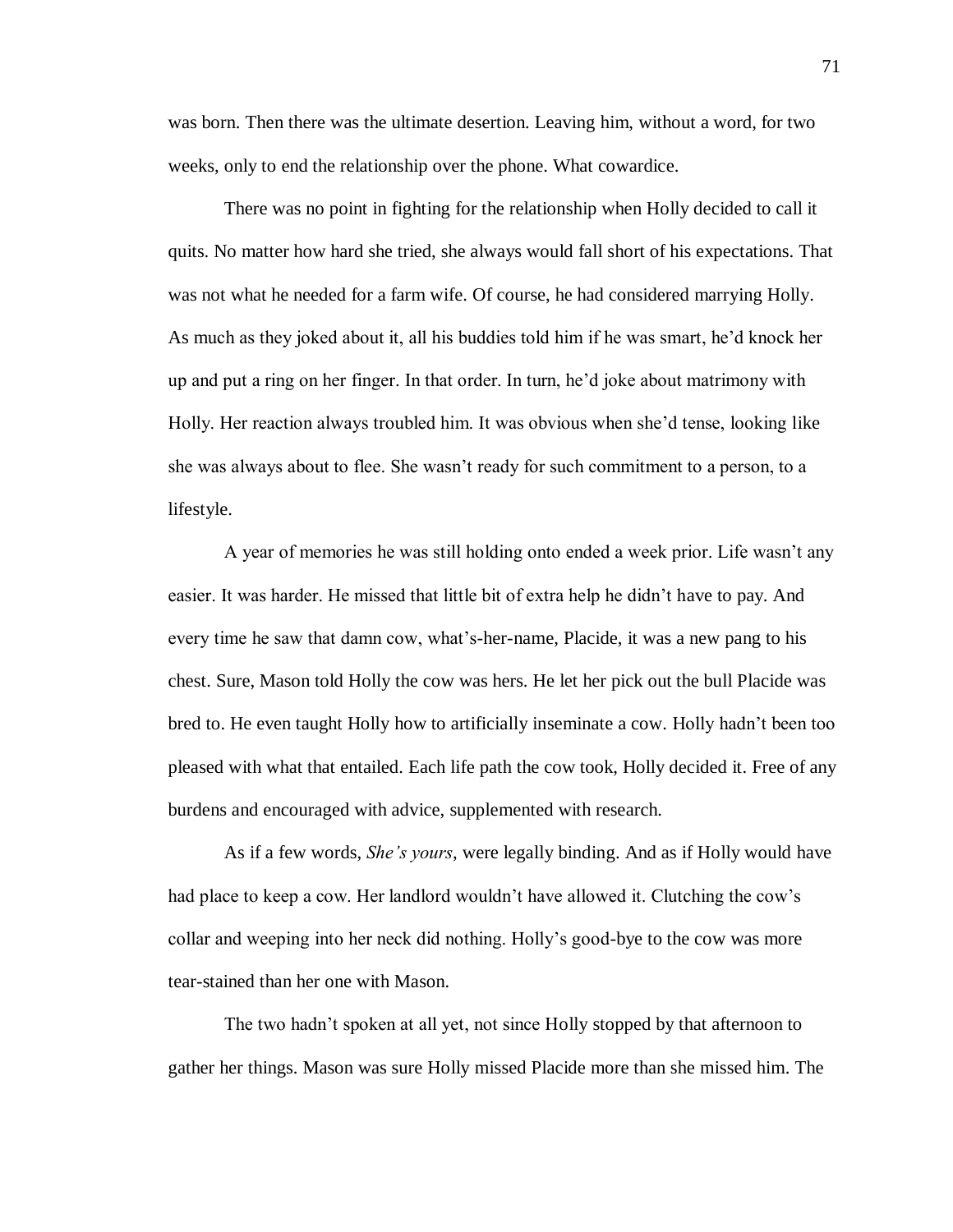was born. Then there was the ultimate desertion. Leaving him, without a word, for two weeks, only to end the relationship over the phone. What cowardice.

There was no point in fighting for the relationship when Holly decided to call it quits. No matter how hard she tried, she always would fall short of his expectations. That was not what he needed for a farm wife. Of course, he had considered marrying Holly. As much as they joked about it, all his buddies told him if he was smart, he'd knock her up and put a ring on her finger. In that order. In turn, he'd joke about matrimony with Holly. Her reaction always troubled him. It was obvious when she'd tense, looking like she was always about to flee. She wasn't ready for such commitment to a person, to a lifestyle.

A year of memories he was still holding onto ended a week prior. Life wasn't any easier. It was harder. He missed that little bit of extra help he didn't have to pay. And every time he saw that damn cow, what's-her-name, Placide, it was a new pang to his chest. Sure, Mason told Holly the cow was hers. He let her pick out the bull Placide was bred to. He even taught Holly how to artificially inseminate a cow. Holly hadn't been too pleased with what that entailed. Each life path the cow took, Holly decided it. Free of any burdens and encouraged with advice, supplemented with research.

As if a few words, *She's yours*, were legally binding. And as if Holly would have had place to keep a cow. Her landlord wouldn't have allowed it. Clutching the cow's collar and weeping into her neck did nothing. Holly's good-bye to the cow was more tear-stained than her one with Mason.

The two hadn't spoken at all yet, not since Holly stopped by that afternoon to gather her things. Mason was sure Holly missed Placide more than she missed him. The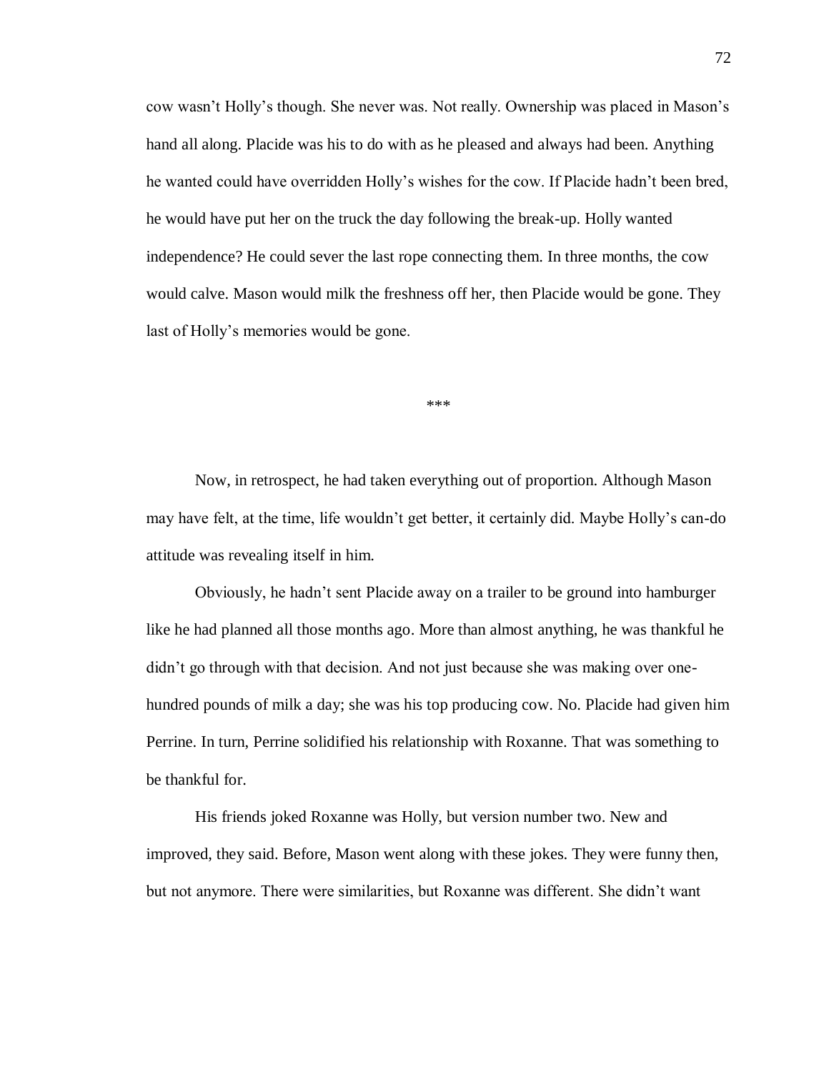cow wasn't Holly's though. She never was. Not really. Ownership was placed in Mason's hand all along. Placide was his to do with as he pleased and always had been. Anything he wanted could have overridden Holly's wishes for the cow. If Placide hadn't been bred, he would have put her on the truck the day following the break-up. Holly wanted independence? He could sever the last rope connecting them. In three months, the cow would calve. Mason would milk the freshness off her, then Placide would be gone. They last of Holly's memories would be gone.

***

Now, in retrospect, he had taken everything out of proportion. Although Mason may have felt, at the time, life wouldn't get better, it certainly did. Maybe Holly's can-do attitude was revealing itself in him.

Obviously, he hadn't sent Placide away on a trailer to be ground into hamburger like he had planned all those months ago. More than almost anything, he was thankful he didn't go through with that decision. And not just because she was making over one-hundred pounds of milk a day; she was his top producing cow. No. Placide had given him Perrine. In turn, Perrine solidified his relationship with Roxanne. That was something to be thankful for.

His friends joked Roxanne was Holly, but version number two. New and improved, they said. Before, Mason went along with these jokes. They were funny then, but not anymore. There were similarities, but Roxanne was different. She didn't want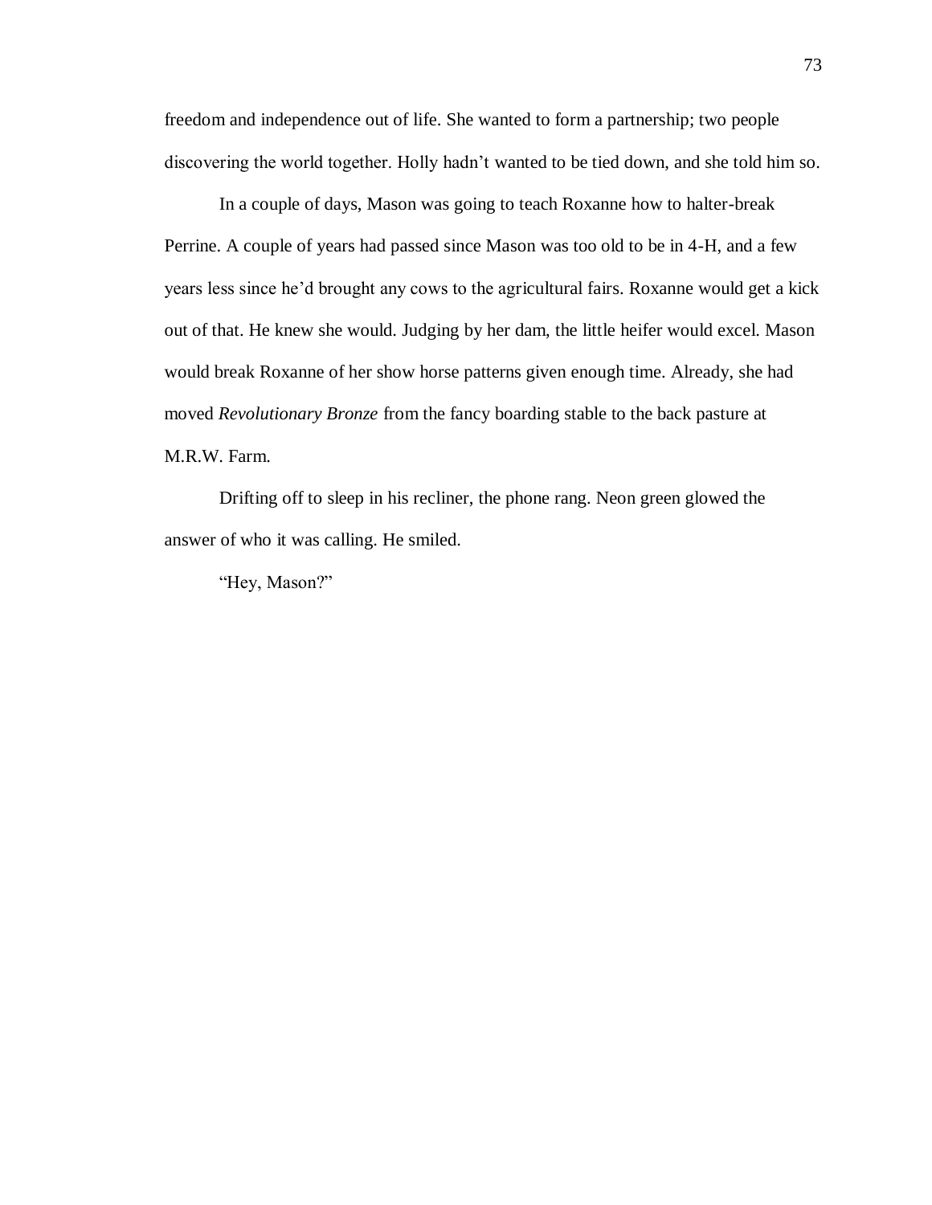freedom and independence out of life. She wanted to form a partnership; two people discovering the world together. Holly hadn't wanted to be tied down, and she told him so.

In a couple of days, Mason was going to teach Roxanne how to halter-break Perrine. A couple of years had passed since Mason was too old to be in 4-H, and a few years less since he'd brought any cows to the agricultural fairs. Roxanne would get a kick out of that. He knew she would. Judging by her dam, the little heifer would excel. Mason would break Roxanne of her show horse patterns given enough time. Already, she had moved *Revolutionary Bronze* from the fancy boarding stable to the back pasture at M.R.W. Farm.

Drifting off to sleep in his recliner, the phone rang. Neon green glowed the answer of who it was calling. He smiled.

"Hey, Mason?"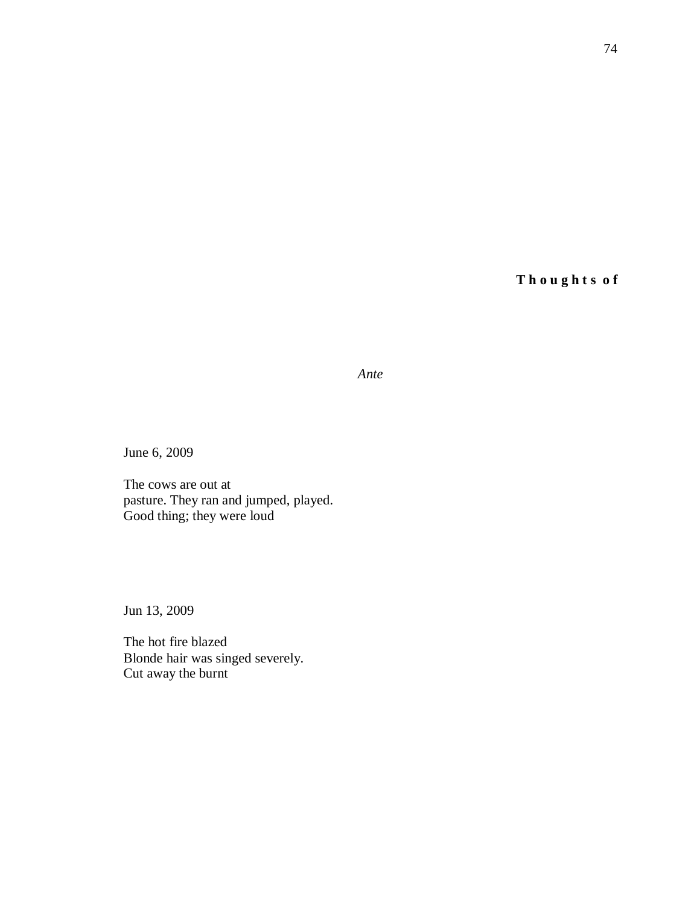**Thoughts of**

*Ante*

June 6, 2009

The cows are out at
pasture. They ran and jumped, played.
Good thing; they were loud

Jun 13, 2009

The hot fire blazed
Blonde hair was singed severely.
Cut away the burnt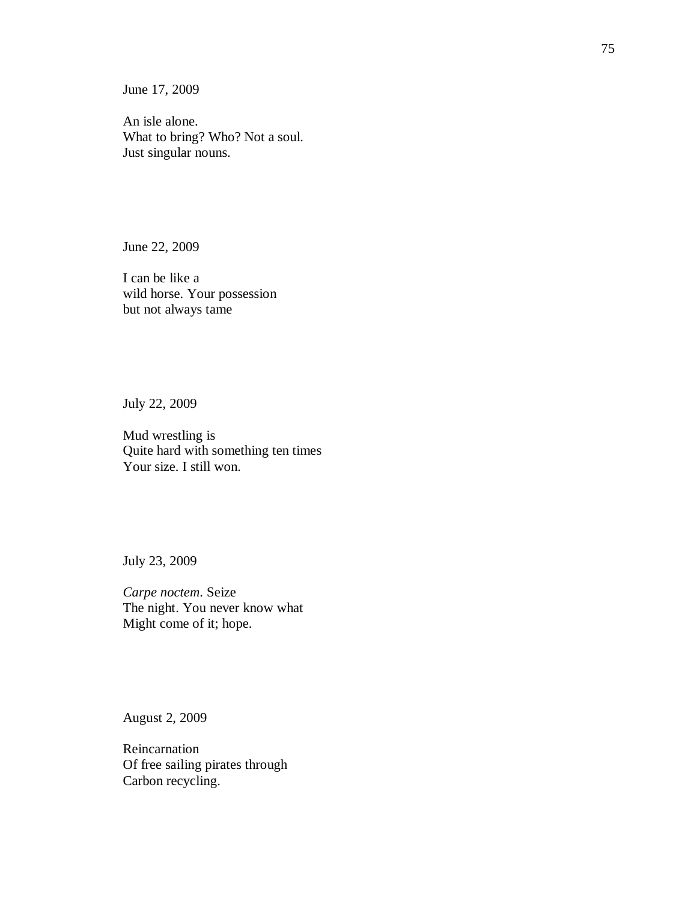June 17, 2009

An isle alone.  
What to bring? Who? Not a soul.  
Just singular nouns.

June 22, 2009

I can be like a  
wild horse. Your possession  
but not always tame

July 22, 2009

Mud wrestling is  
Quite hard with something ten times  
Your size. I still won.

July 23, 2009

*Carpe noctem*. Seize  
The night. You never know what  
Might come of it; hope.

August 2, 2009

Reincarnation  
Of free sailing pirates through  
Carbon recycling.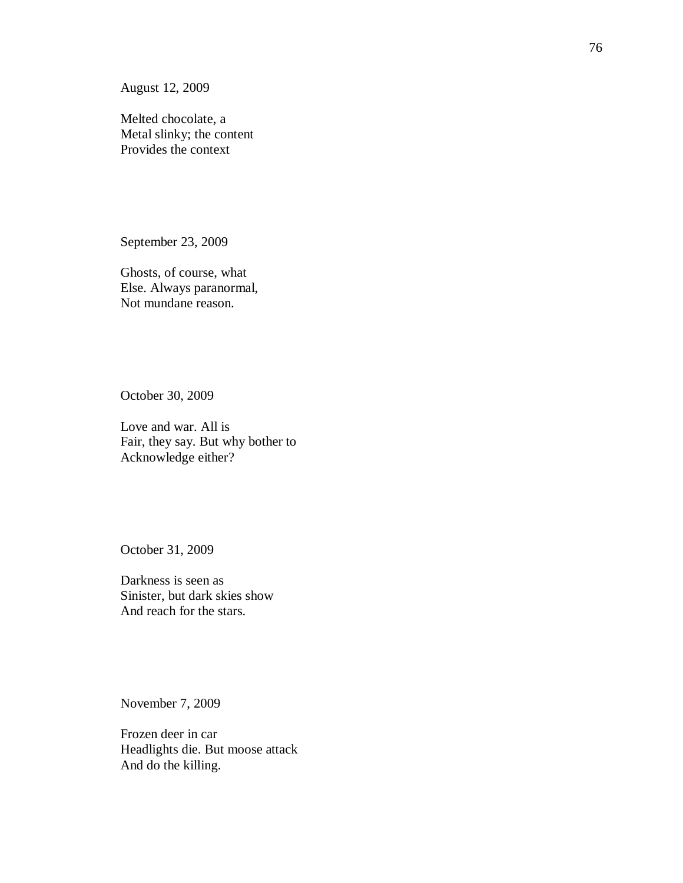August 12, 2009

Melted chocolate, a  
Metal slinky; the content  
Provides the context

September 23, 2009

Ghosts, of course, what  
Else. Always paranormal,  
Not mundane reason.

October 30, 2009

Love and war. All is  
Fair, they say. But why bother to  
Acknowledge either?

October 31, 2009

Darkness is seen as  
Sinister, but dark skies show  
And reach for the stars.

November 7, 2009

Frozen deer in car  
Headlights die. But moose attack  
And do the killing.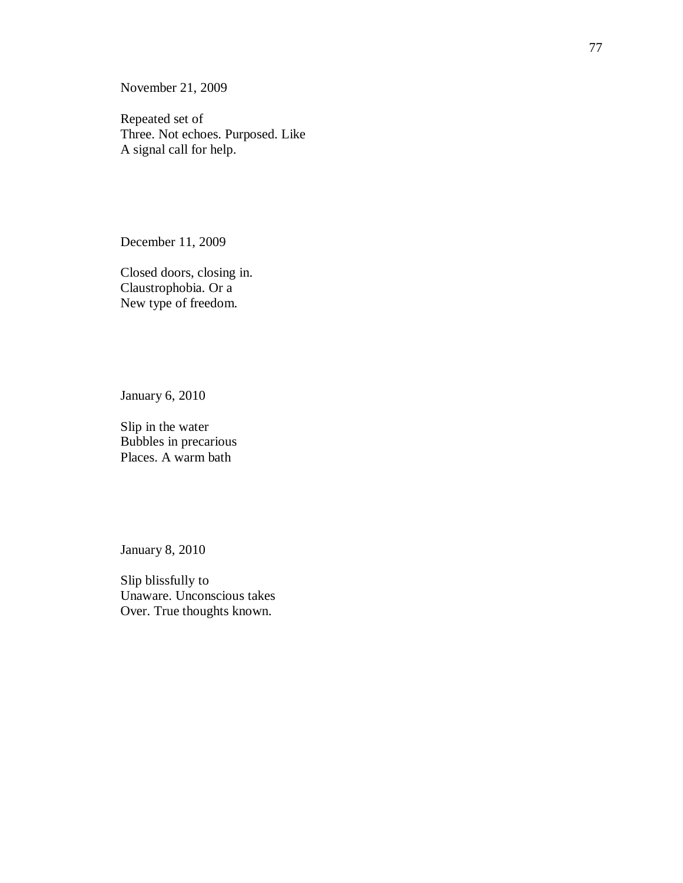November 21, 2009

Repeated set of  
Three. Not echoes. Purposed. Like  
A signal call for help.

December 11, 2009

Closed doors, closing in.  
Claustrophobia. Or a  
New type of freedom.

January 6, 2010

Slip in the water  
Bubbles in precarious  
Places. A warm bath

January 8, 2010

Slip blissfully to  
Unaware. Unconscious takes  
Over. True thoughts known.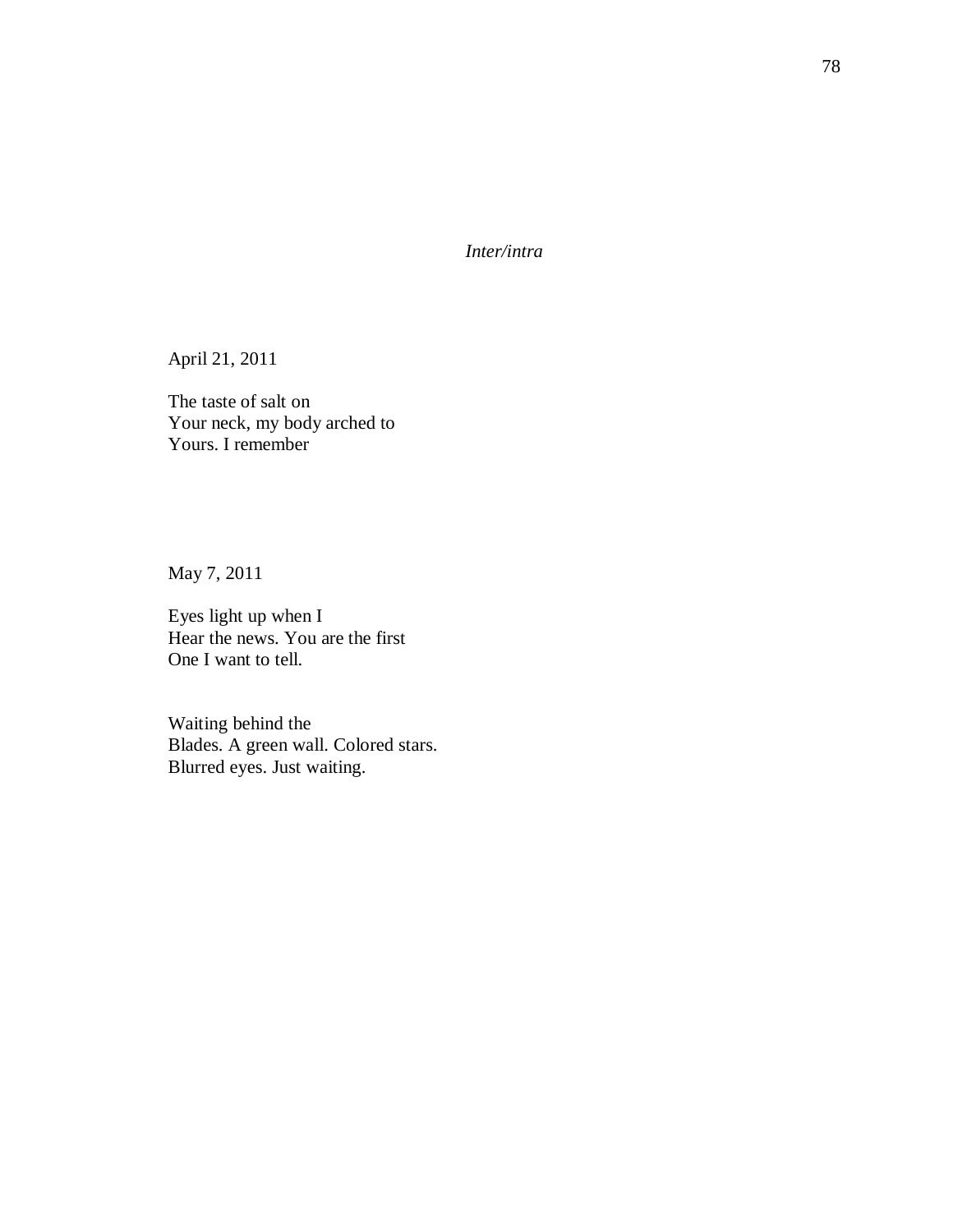*Inter/intra*

April 21, 2011

The taste of salt on  
Your neck, my body arched to  
Yours. I remember

May 7, 2011

Eyes light up when I  
Hear the news. You are the first  
One I want to tell.

Waiting behind the  
Blades. A green wall. Colored stars.  
Blurred eyes. Just waiting.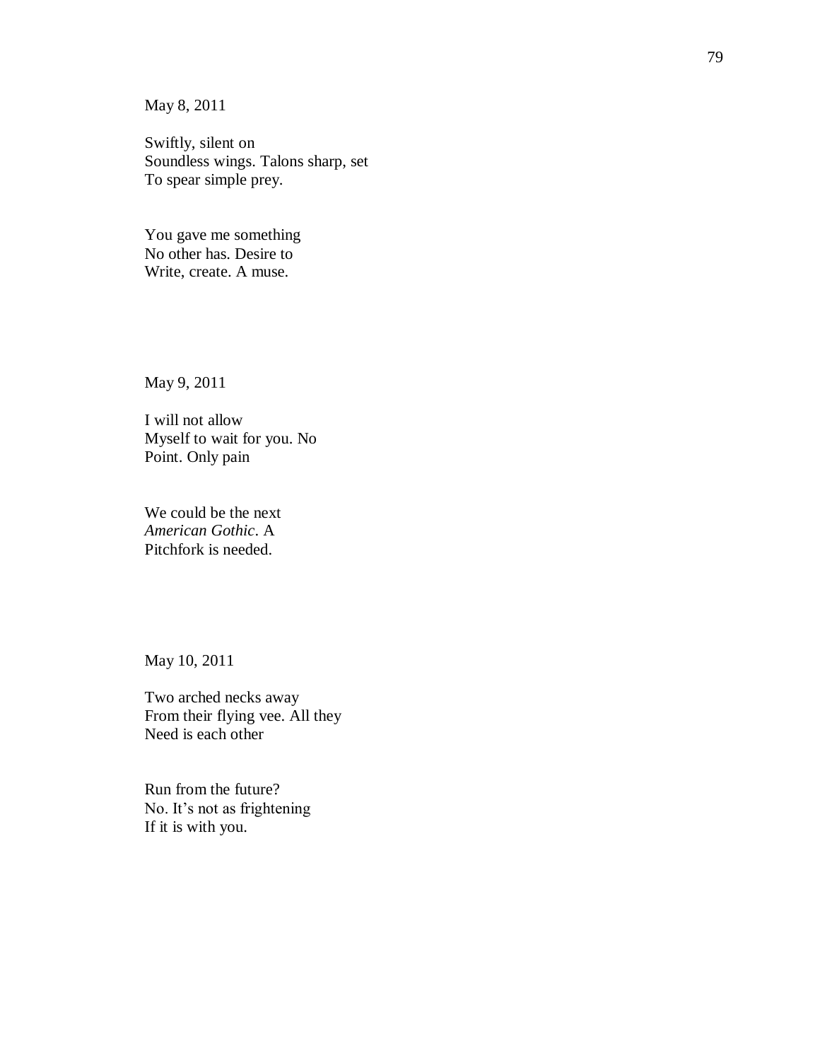May 8, 2011

Swiftly, silent on  
Soundless wings. Talons sharp, set  
To spear simple prey.

You gave me something  
No other has. Desire to  
Write, create. A muse.

May 9, 2011

I will not allow  
Myself to wait for you. No  
Point. Only pain

We could be the next  
*American Gothic*. A  
Pitchfork is needed.

May 10, 2011

Two arched necks away  
From their flying vee. All they  
Need is each other

Run from the future?  
No. It's not as frightening  
If it is with you.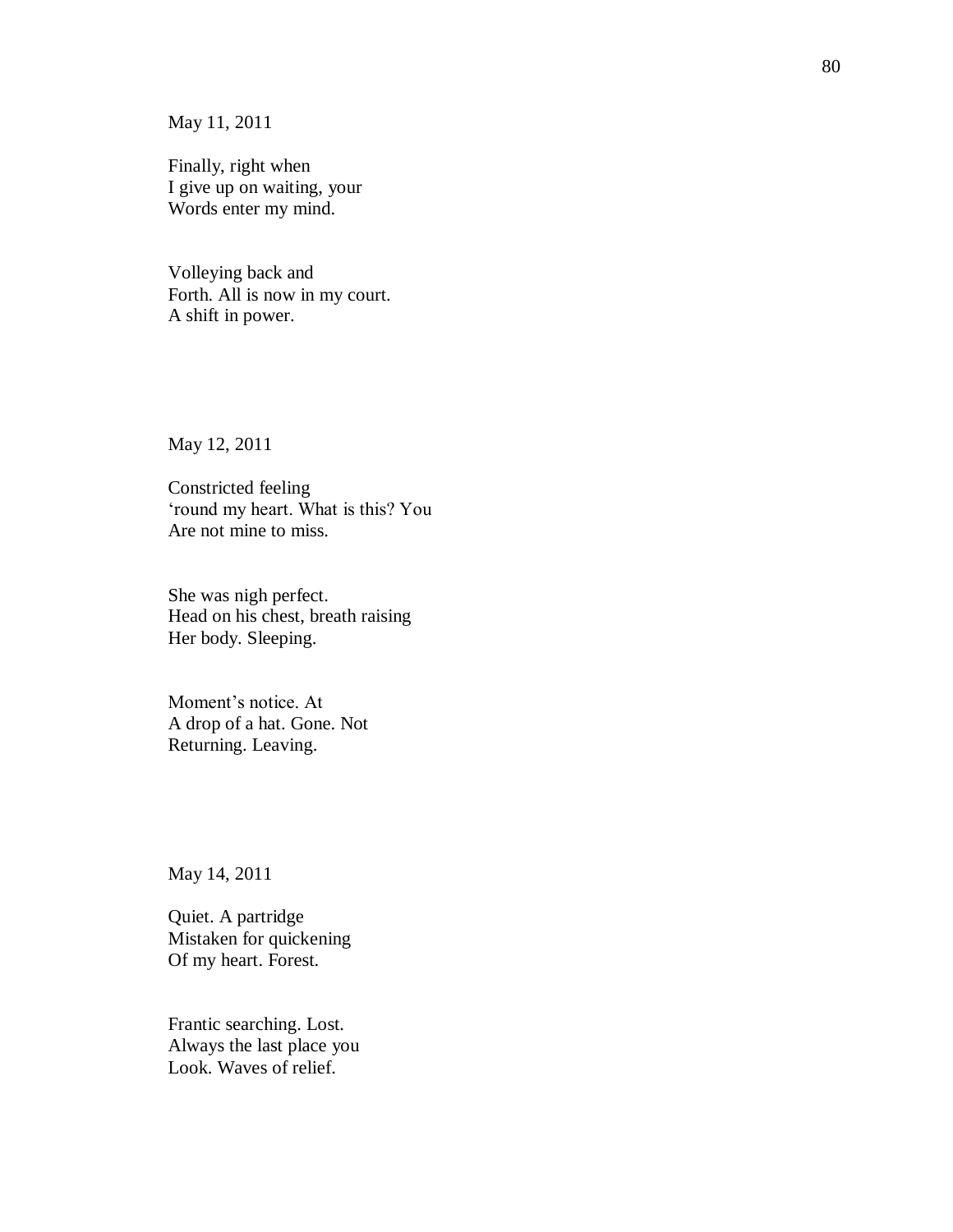May 11, 2011

Finally, right when  
I give up on waiting, your  
Words enter my mind.

Volleying back and  
Forth. All is now in my court.  
A shift in power.

May 12, 2011

Constricted feeling  
'round my heart. What is this? You  
Are not mine to miss.

She was nigh perfect.  
Head on his chest, breath raising  
Her body. Sleeping.

Moment's notice. At  
A drop of a hat. Gone. Not  
Returning. Leaving.

May 14, 2011

Quiet. A partridge  
Mistaken for quickening  
Of my heart. Forest.

Frantic searching. Lost.  
Always the last place you  
Look. Waves of relief.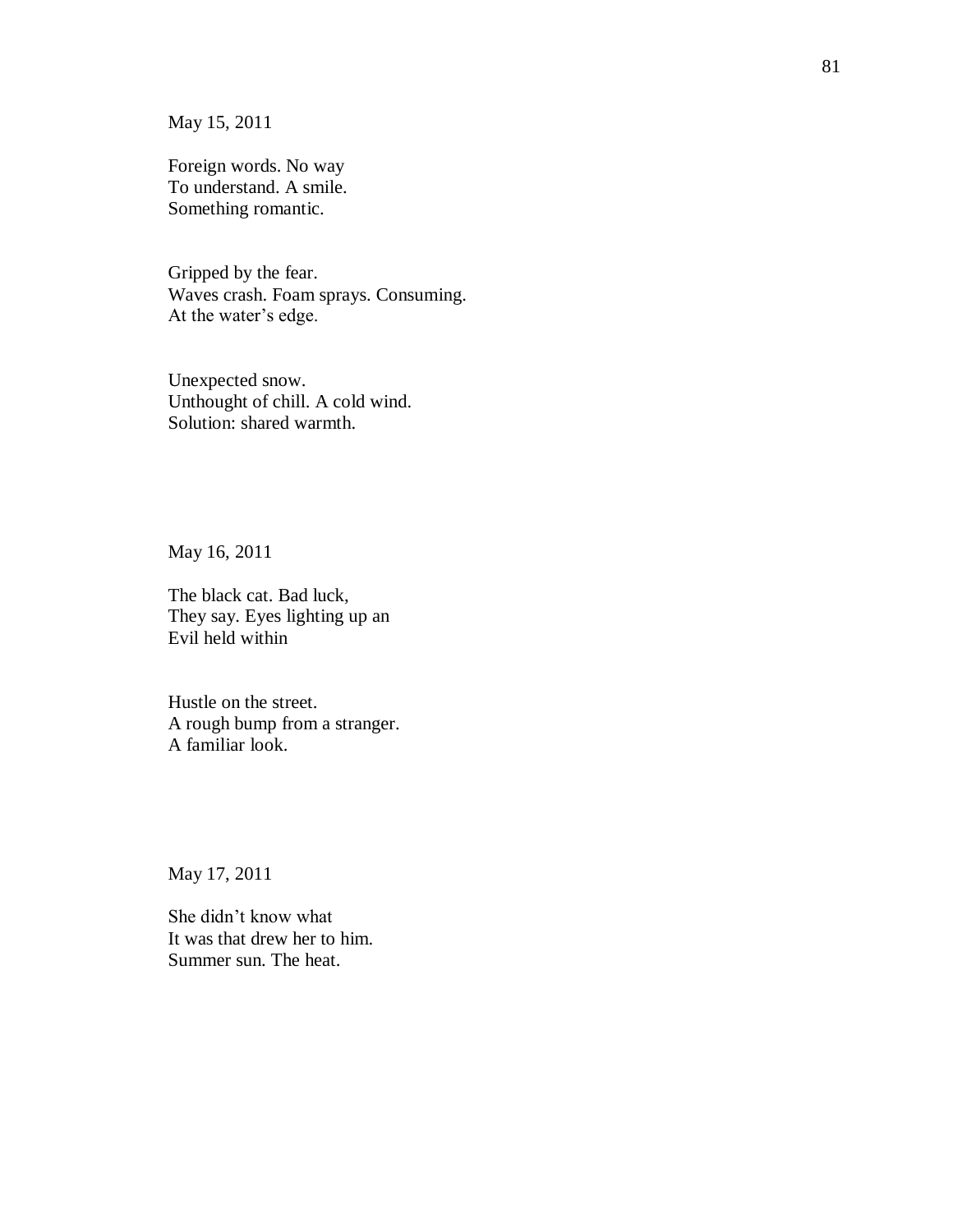May 15, 2011

Foreign words. No way  
To understand. A smile.  
Something romantic.

Gripped by the fear.  
Waves crash. Foam sprays. Consuming.  
At the water's edge.

Unexpected snow.  
Unthought of chill. A cold wind.  
Solution: shared warmth.

May 16, 2011

The black cat. Bad luck,  
They say. Eyes lighting up an  
Evil held within

Hustle on the street.  
A rough bump from a stranger.  
A familiar look.

May 17, 2011

She didn't know what  
It was that drew her to him.  
Summer sun. The heat.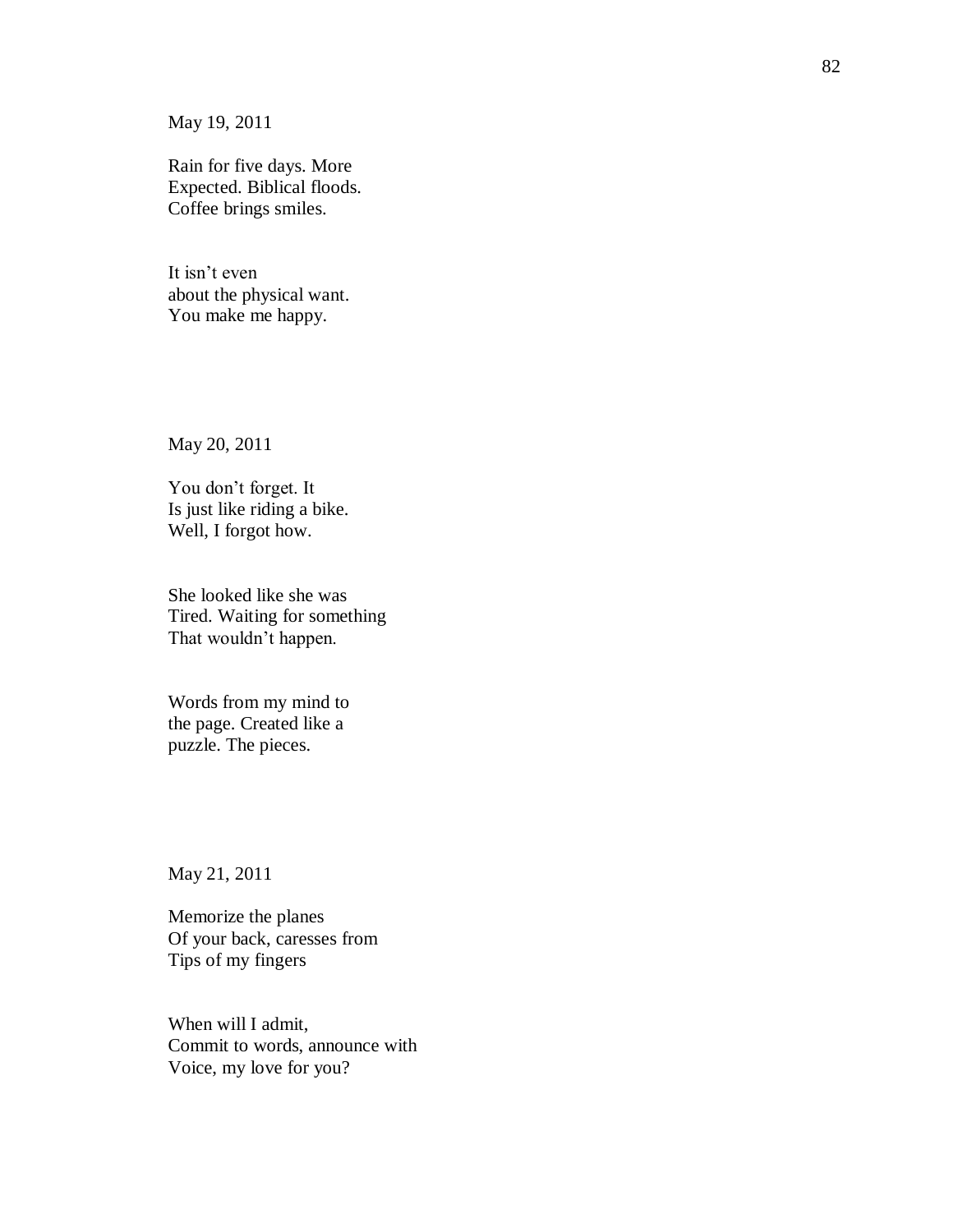May 19, 2011

Rain for five days. More  
Expected. Biblical floods.  
Coffee brings smiles.

It isn't even  
about the physical want.  
You make me happy.

May 20, 2011

You don't forget. It  
Is just like riding a bike.  
Well, I forgot how.

She looked like she was  
Tired. Waiting for something  
That wouldn't happen.

Words from my mind to  
the page. Created like a  
puzzle. The pieces.

May 21, 2011

Memorize the planes  
Of your back, caresses from  
Tips of my fingers

When will I admit,  
Commit to words, announce with  
Voice, my love for you?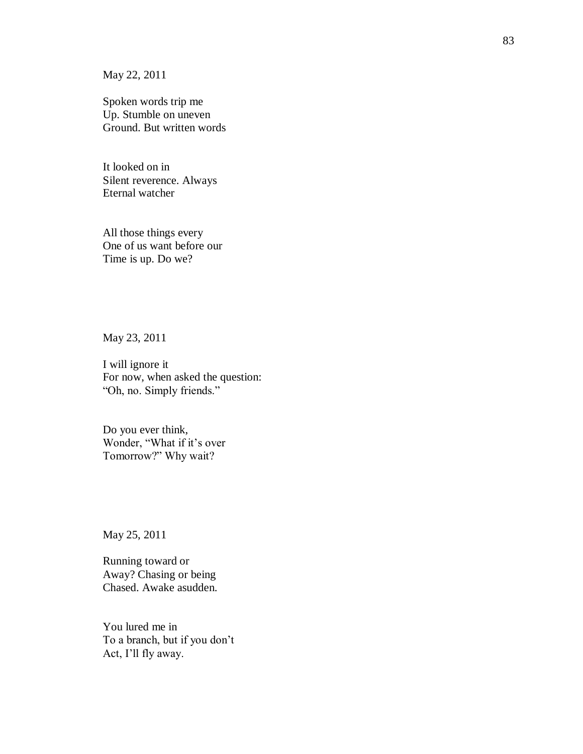May 22, 2011

Spoken words trip me  
Up. Stumble on uneven  
Ground. But written words

It looked on in  
Silent reverence. Always  
Eternal watcher

All those things every  
One of us want before our  
Time is up. Do we?

May 23, 2011

I will ignore it  
For now, when asked the question:  
"Oh, no. Simply friends."

Do you ever think,  
Wonder, "What if it's over  
Tomorrow?" Why wait?

May 25, 2011

Running toward or  
Away? Chasing or being  
Chased. Awake asudden.

You lured me in  
To a branch, but if you don't  
Act, I'll fly away.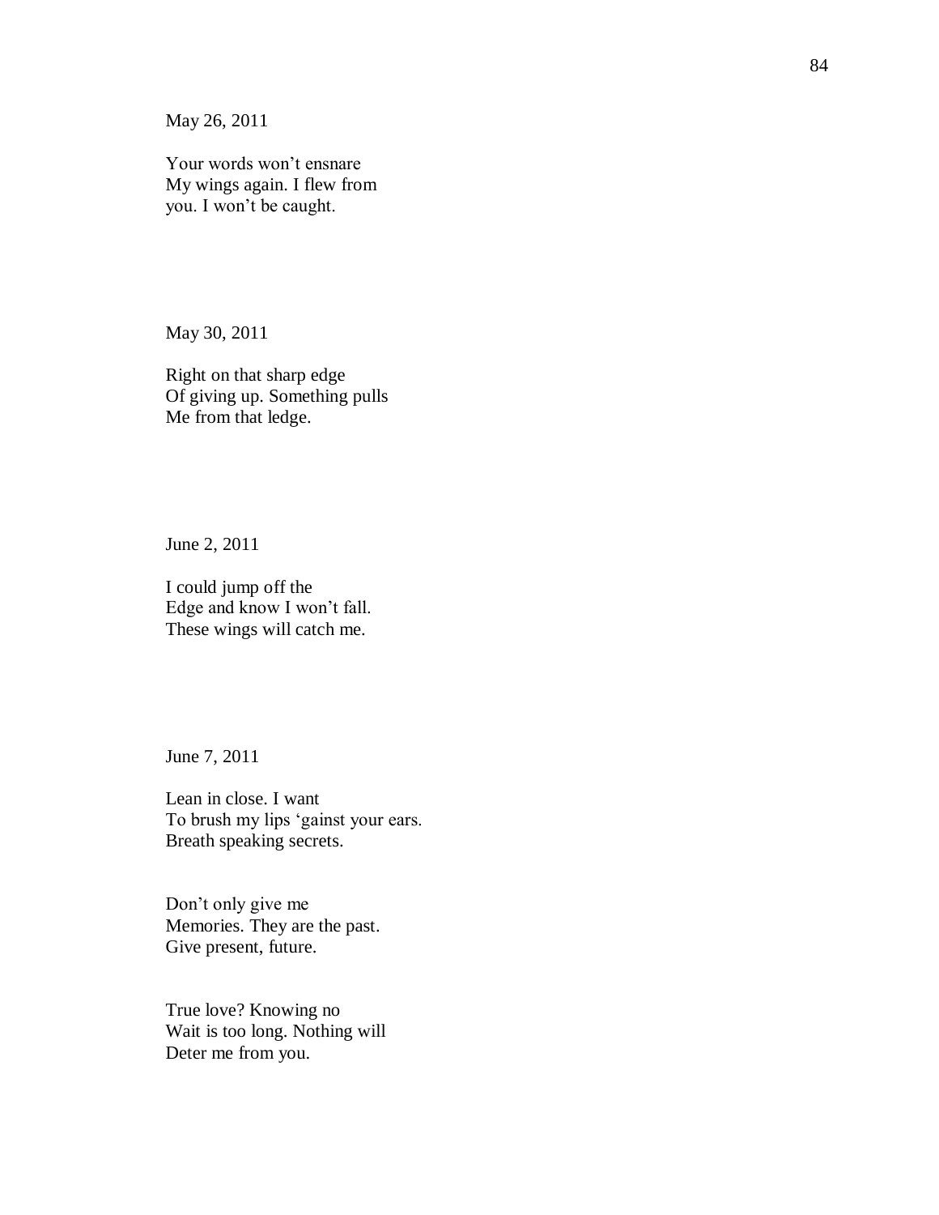May 26, 2011

Your words won't ensnare
My wings again. I flew from
you. I won't be caught.

May 30, 2011

Right on that sharp edge
Of giving up. Something pulls
Me from that ledge.

June 2, 2011

I could jump off the
Edge and know I won't fall.
These wings will catch me.

June 7, 2011

Lean in close. I want
To brush my lips 'gainst your ears.
Breath speaking secrets.

Don't only give me
Memories. They are the past.
Give present, future.

True love? Knowing no
Wait is too long. Nothing will
Deter me from you.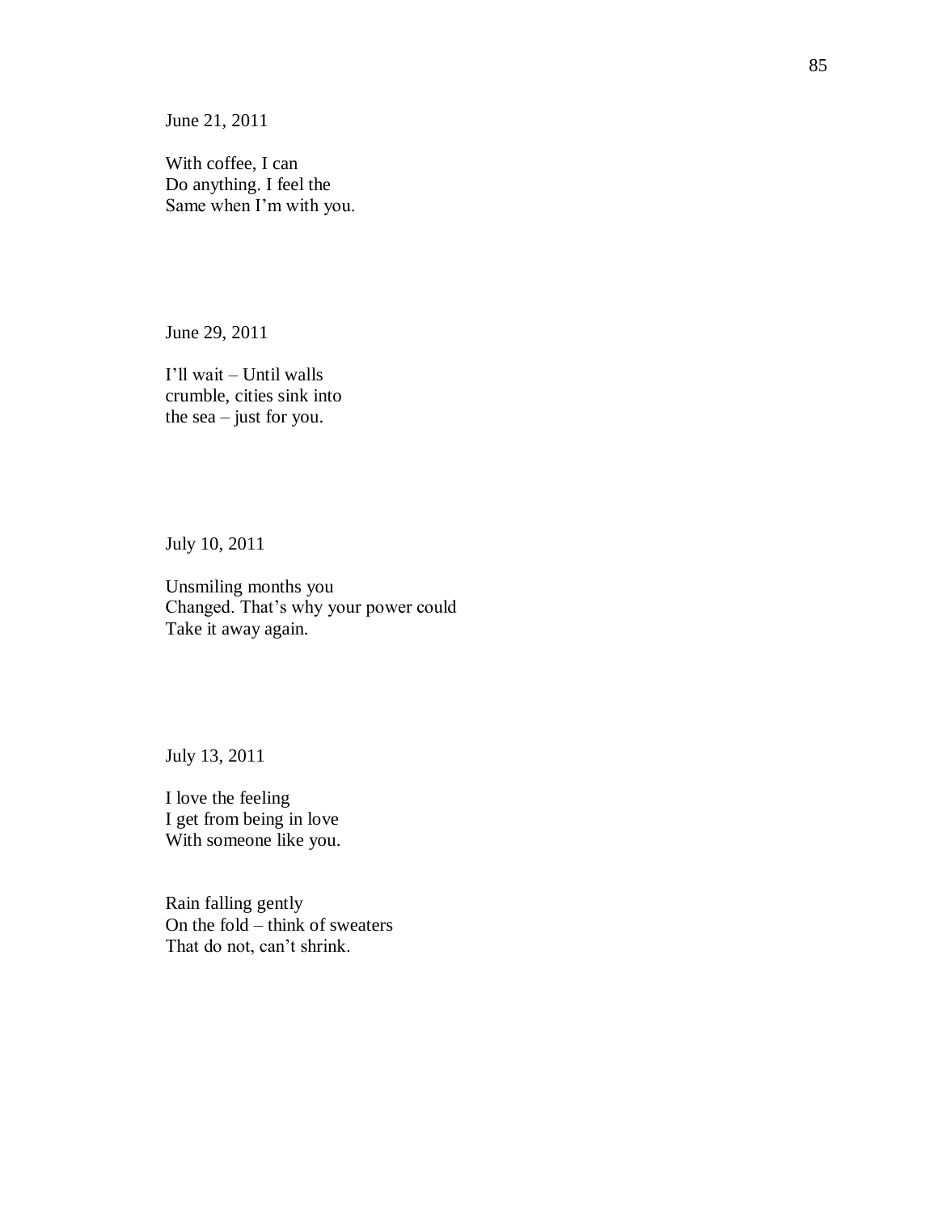June 21, 2011

With coffee, I can  
Do anything. I feel the  
Same when I'm with you.

June 29, 2011

I'll wait – Until walls  
crumble, cities sink into  
the sea – just for you.

July 10, 2011

Unsmiling months you  
Changed. That's why your power could  
Take it away again.

July 13, 2011

I love the feeling  
I get from being in love  
With someone like you.

Rain falling gently  
On the fold – think of sweaters  
That do not, can't shrink.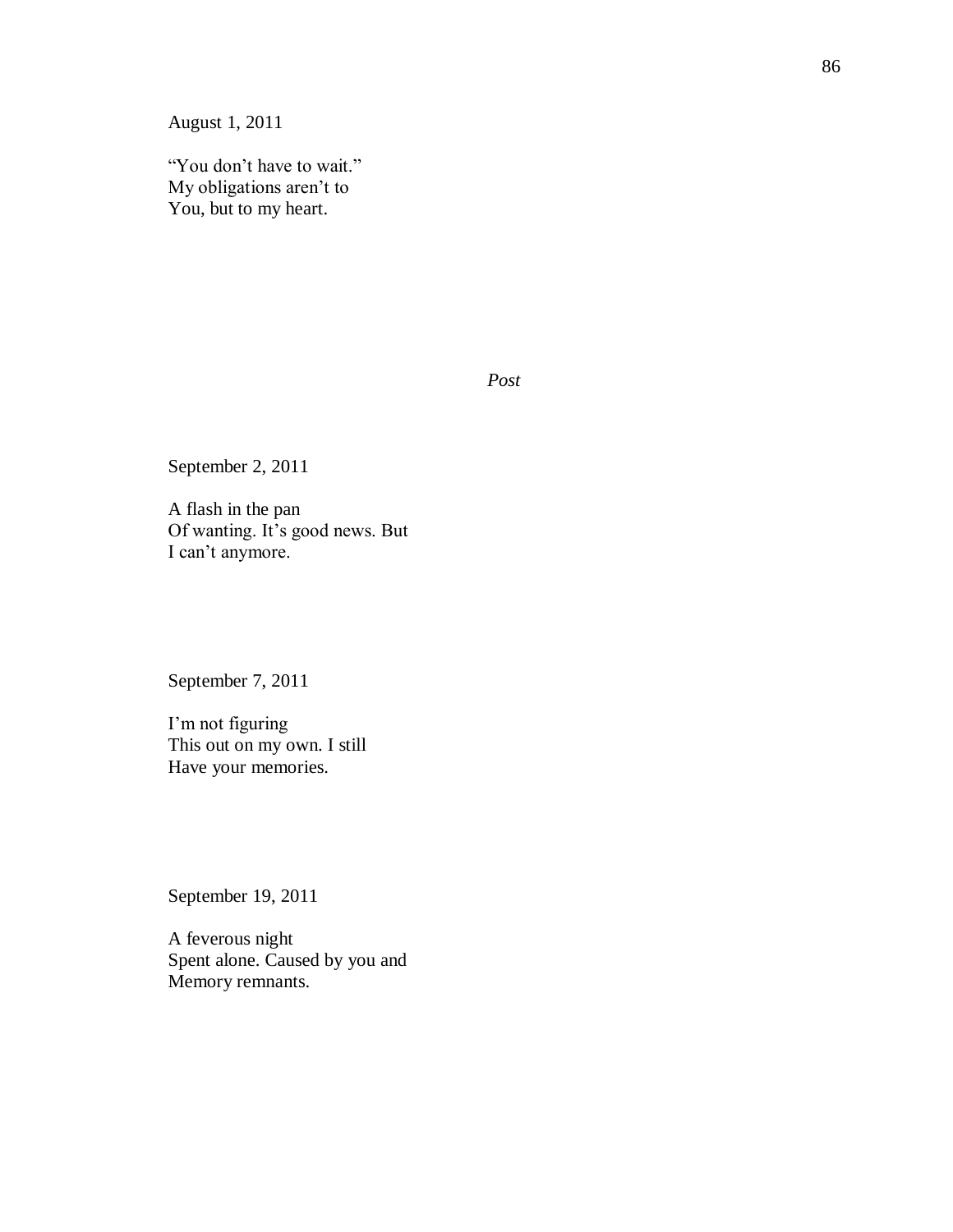August 1, 2011

"You don't have to wait."  
My obligations aren't to  
You, but to my heart.

*Post*

September 2, 2011

A flash in the pan  
Of wanting. It's good news. But  
I can't anymore.

September 7, 2011

I'm not figuring  
This out on my own. I still  
Have your memories.

September 19, 2011

A feverous night  
Spent alone. Caused by you and  
Memory remnants.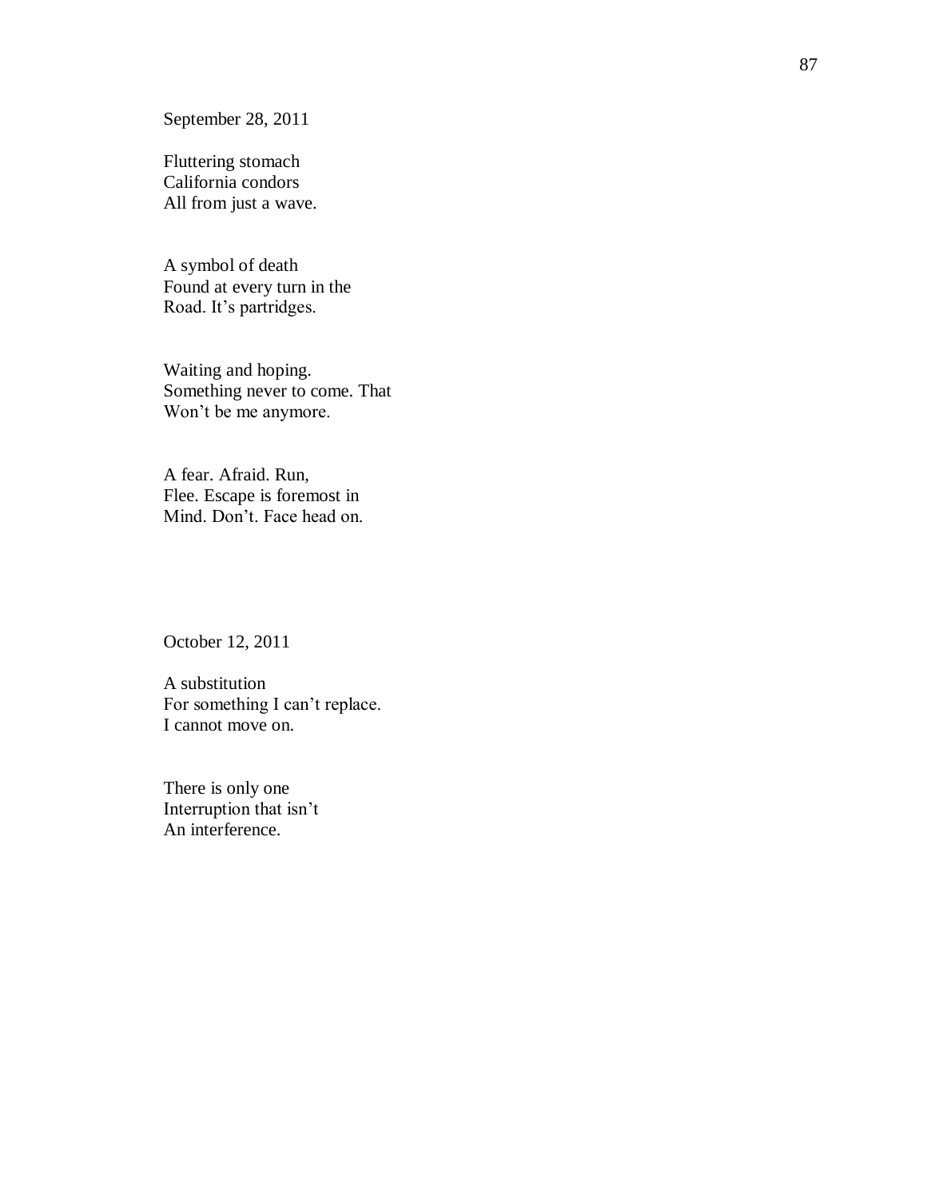September 28, 2011

Fluttering stomach  
California condors  
All from just a wave.

A symbol of death  
Found at every turn in the  
Road. It's partridges.

Waiting and hoping.  
Something never to come. That  
Won't be me anymore.

A fear. Afraid. Run,  
Flee. Escape is foremost in  
Mind. Don't. Face head on.

October 12, 2011

A substitution  
For something I can't replace.  
I cannot move on.

There is only one  
Interruption that isn't  
An interference.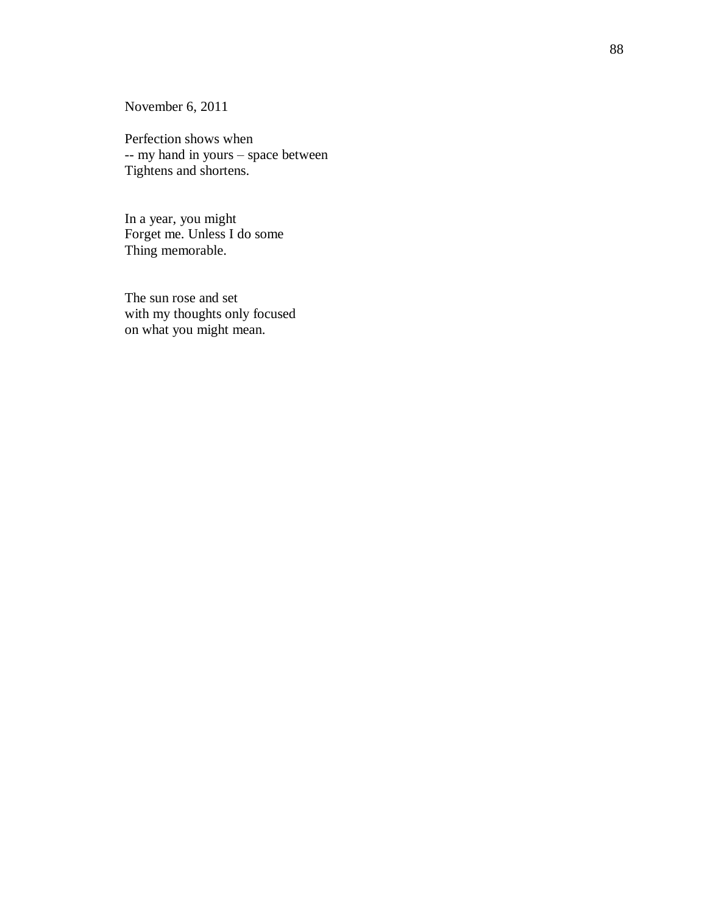November 6, 2011

Perfection shows when  
-- my hand in yours – space between  
Tightens and shortens.

In a year, you might  
Forget me. Unless I do some  
Thing memorable.

The sun rose and set  
with my thoughts only focused  
on what you might mean.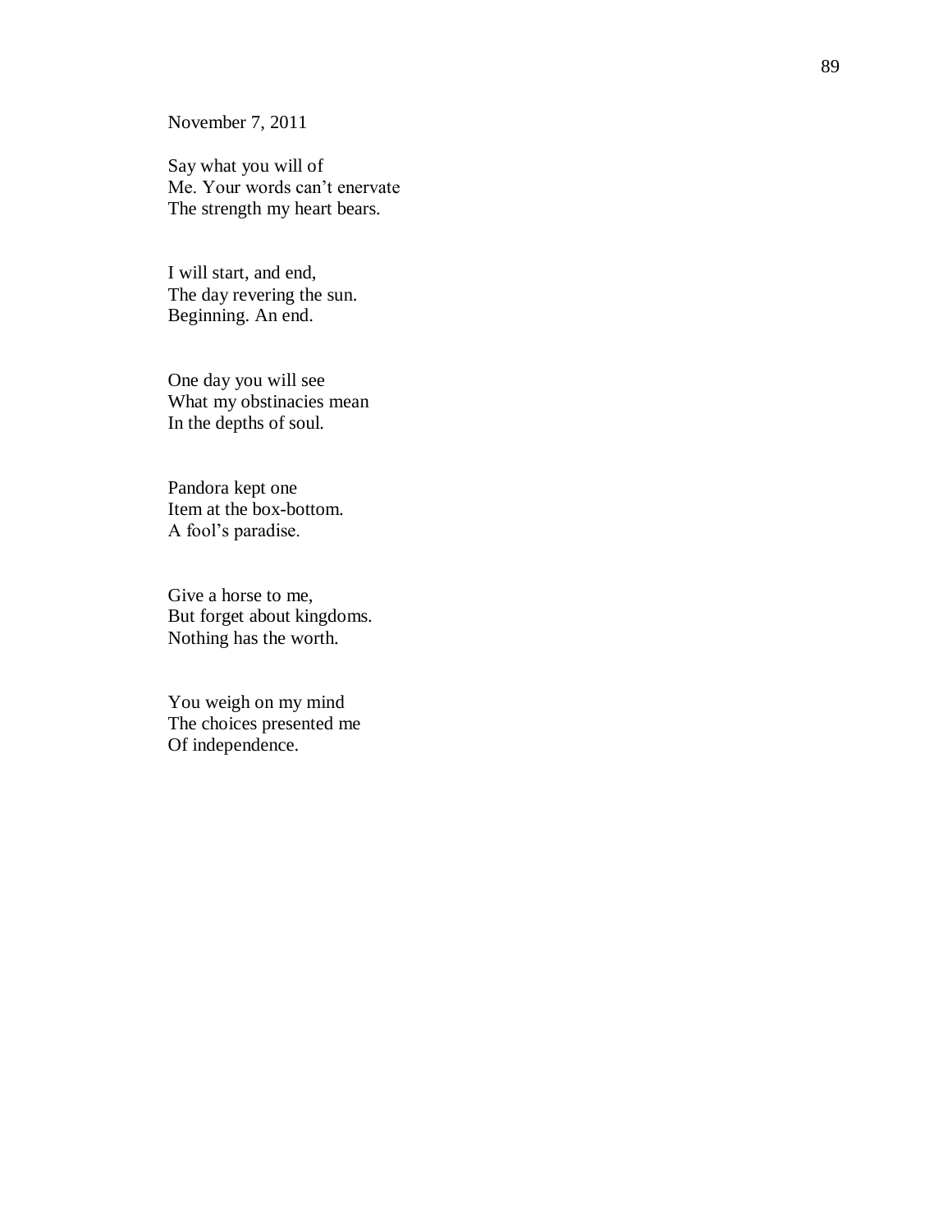November 7, 2011

Say what you will of  
Me. Your words can't enervate  
The strength my heart bears.

I will start, and end,  
The day revering the sun.  
Beginning. An end.

One day you will see  
What my obstinacies mean  
In the depths of soul.

Pandora kept one  
Item at the box-bottom.  
A fool's paradise.

Give a horse to me,  
But forget about kingdoms.  
Nothing has the worth.

You weigh on my mind  
The choices presented me  
Of independence.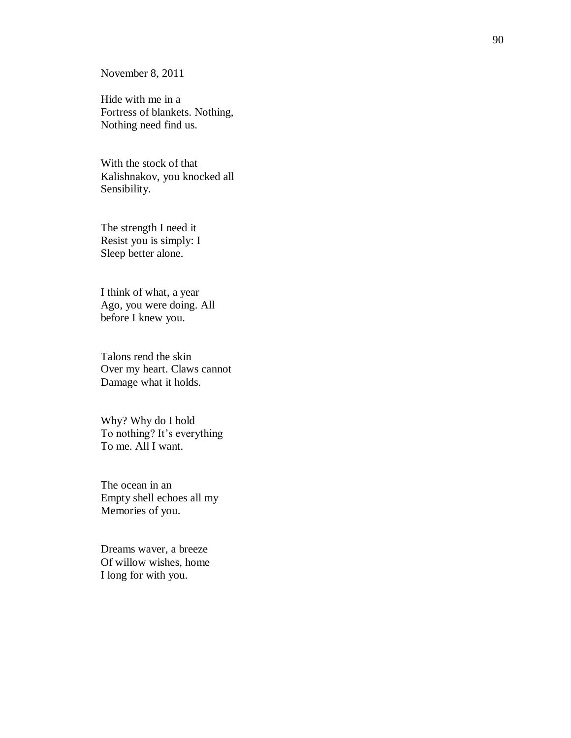November 8, 2011

Hide with me in a
Fortress of blankets. Nothing,
Nothing need find us.

With the stock of that
Kalishnakov, you knocked all
Sensibility.

The strength I need it
Resist you is simply: I
Sleep better alone.

I think of what, a year
Ago, you were doing. All
before I knew you.

Talons rend the skin
Over my heart. Claws cannot
Damage what it holds.

Why? Why do I hold
To nothing? It's everything
To me. All I want.

The ocean in an
Empty shell echoes all my
Memories of you.

Dreams waver, a breeze
Of willow wishes, home
I long for with you.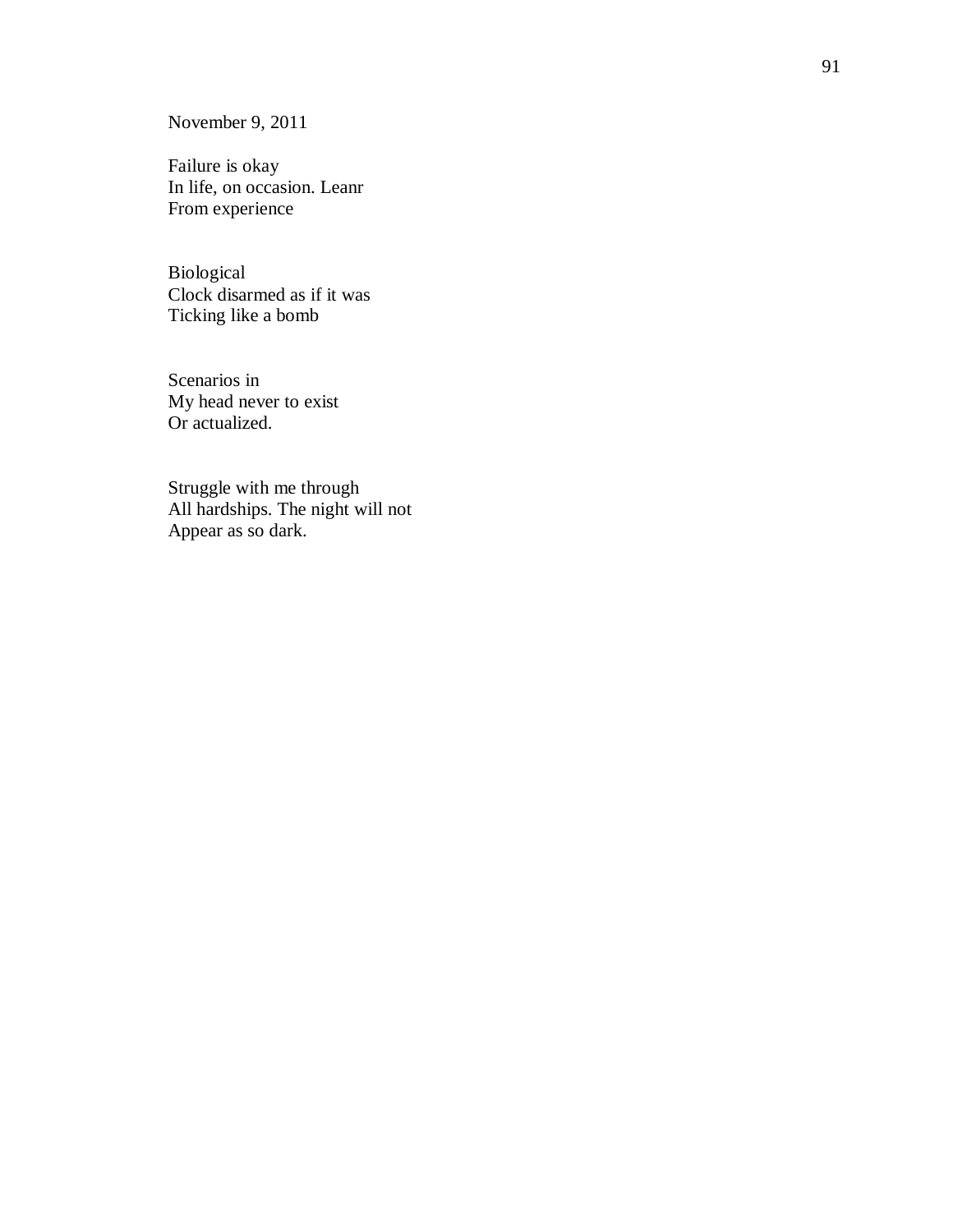November 9, 2011

Failure is okay  
In life, on occasion. Leanr  
From experience

Biological  
Clock disarmed as if it was  
Ticking like a bomb

Scenarios in  
My head never to exist  
Or actualized.

Struggle with me through  
All hardships. The night will not  
Appear as so dark.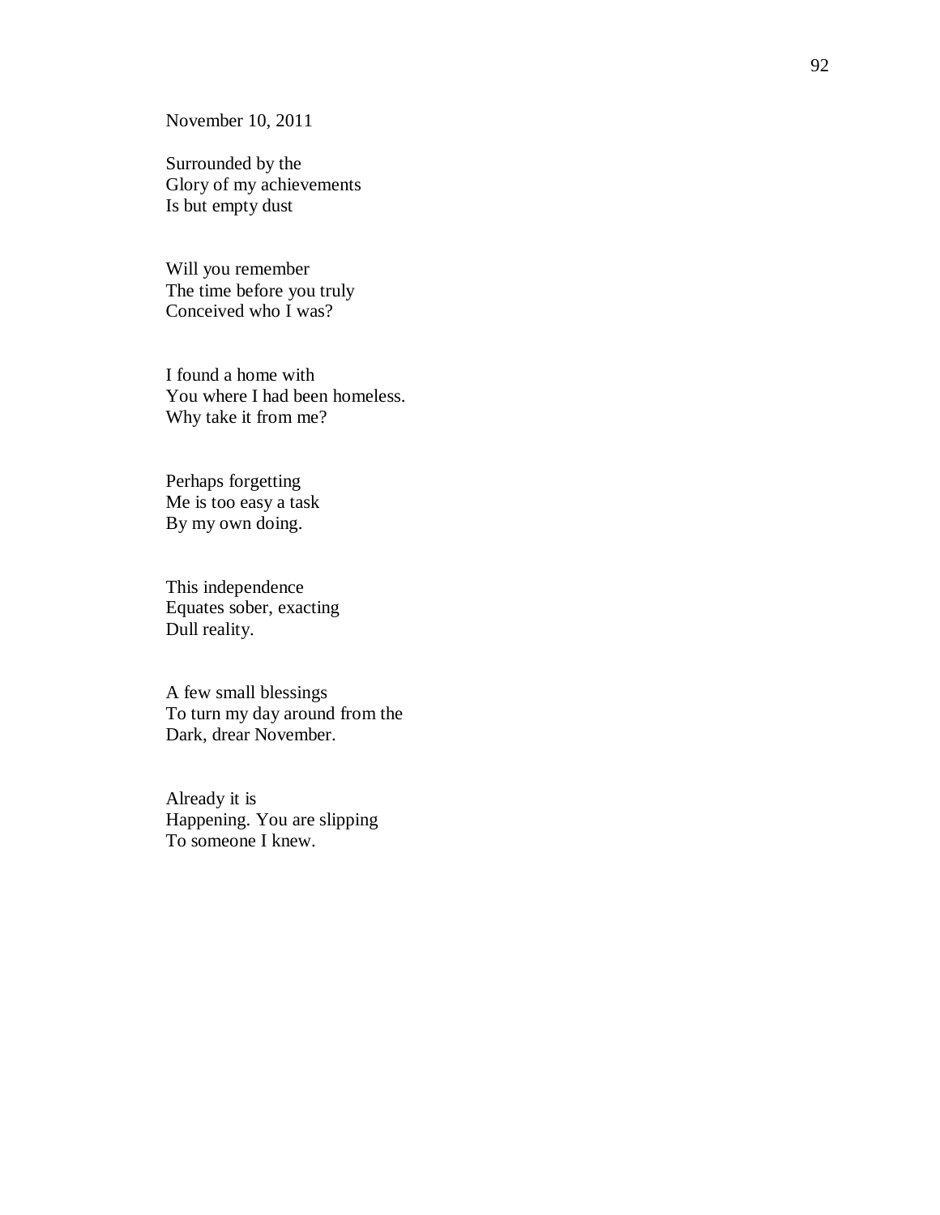November 10, 2011

Surrounded by the  
Glory of my achievements  
Is but empty dust

Will you remember  
The time before you truly  
Conceived who I was?

I found a home with  
You where I had been homeless.  
Why take it from me?

Perhaps forgetting  
Me is too easy a task  
By my own doing.

This independence  
Equates sober, exacting  
Dull reality.

A few small blessings  
To turn my day around from the  
Dark, drear November.

Already it is  
Happening. You are slipping  
To someone I knew.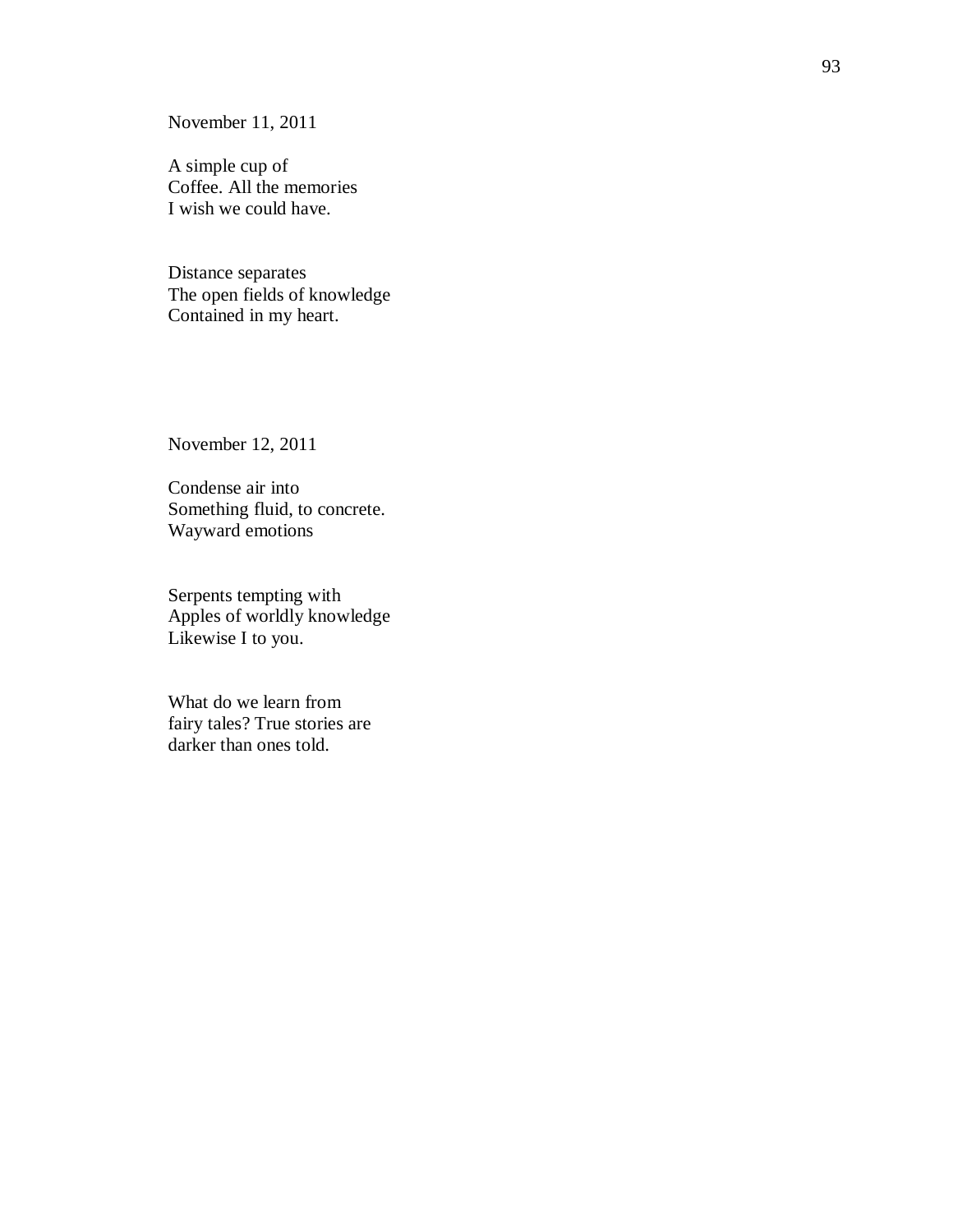November 11, 2011

A simple cup of  
Coffee. All the memories  
I wish we could have.

Distance separates  
The open fields of knowledge  
Contained in my heart.

November 12, 2011

Condense air into  
Something fluid, to concrete.  
Wayward emotions

Serpents tempting with  
Apples of worldly knowledge  
Likewise I to you.

What do we learn from  
fairy tales? True stories are  
darker than ones told.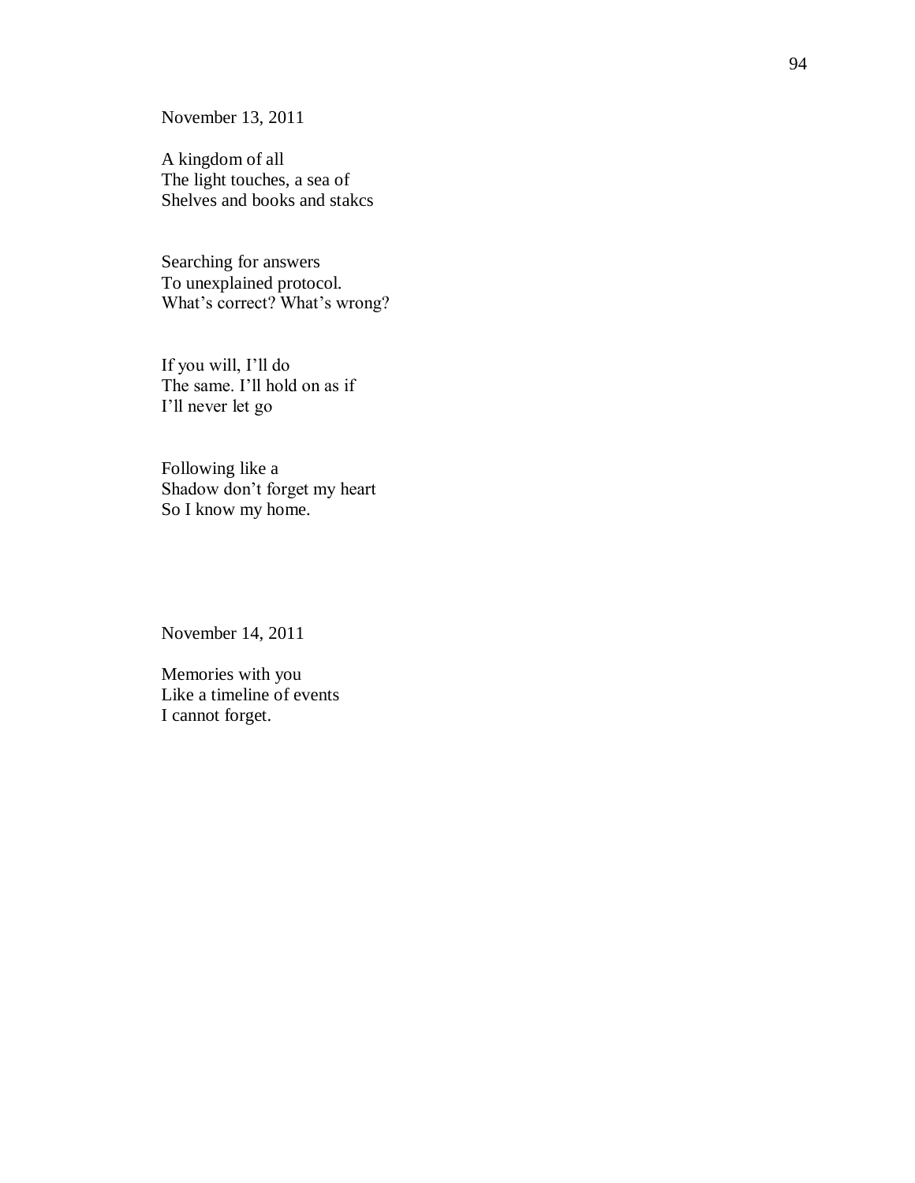November 13, 2011

A kingdom of all  
The light touches, a sea of  
Shelves and books and stakcs

Searching for answers  
To unexplained protocol.  
What's correct? What's wrong?

If you will, I'll do  
The same. I'll hold on as if  
I'll never let go

Following like a  
Shadow don't forget my heart  
So I know my home.

November 14, 2011

Memories with you  
Like a timeline of events  
I cannot forget.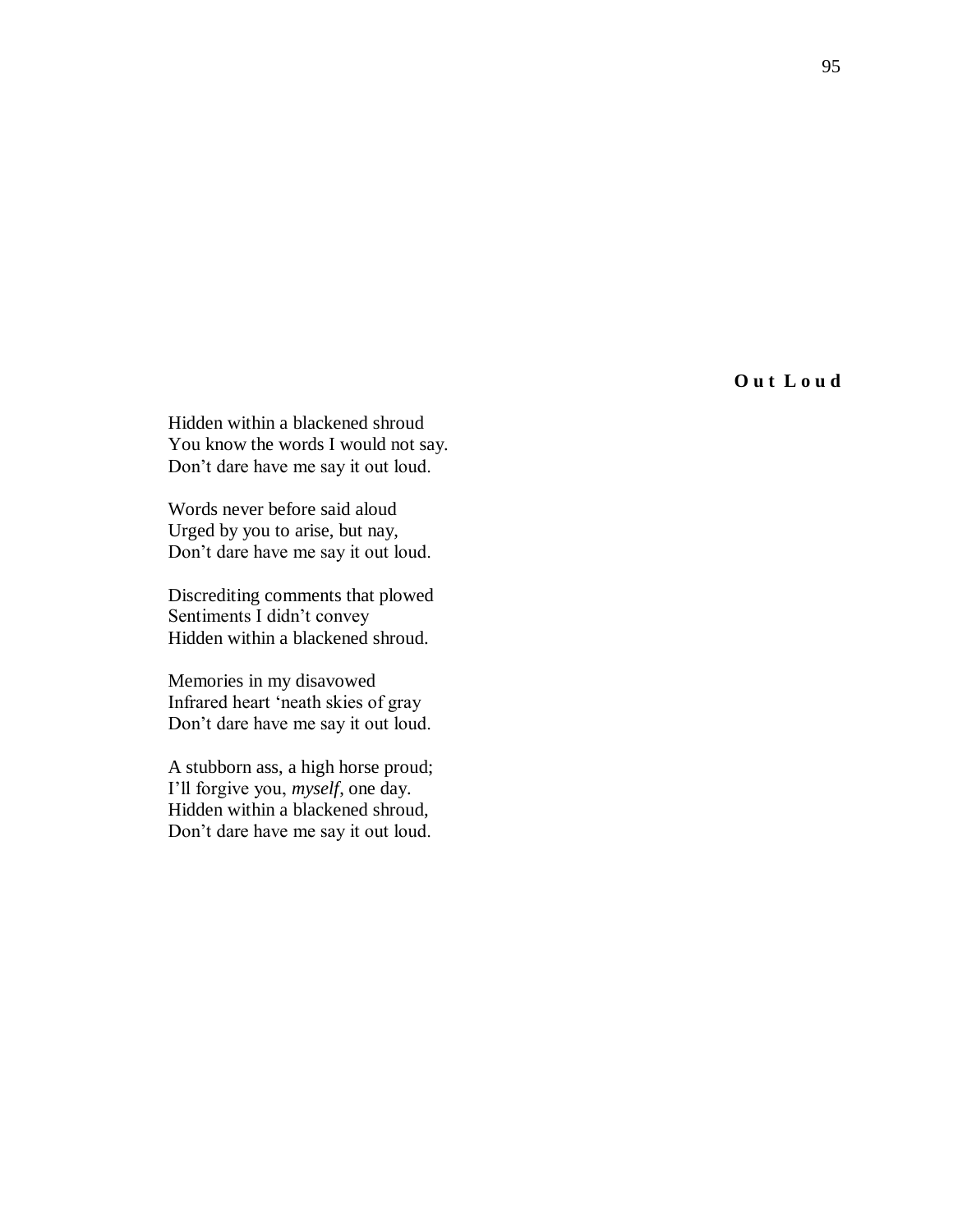## Out Loud

Hidden within a blackened shroud
You know the words I would not say.
Don't dare have me say it out loud.

Words never before said aloud
Urged by you to arise, but nay,
Don't dare have me say it out loud.

Discrediting comments that plowed
Sentiments I didn't convey
Hidden within a blackened shroud.

Memories in my disavowed
Infrared heart 'neath skies of gray
Don't dare have me say it out loud.

A stubborn ass, a high horse proud;
I'll forgive you, *myself*, one day.
Hidden within a blackened shroud,
Don't dare have me say it out loud.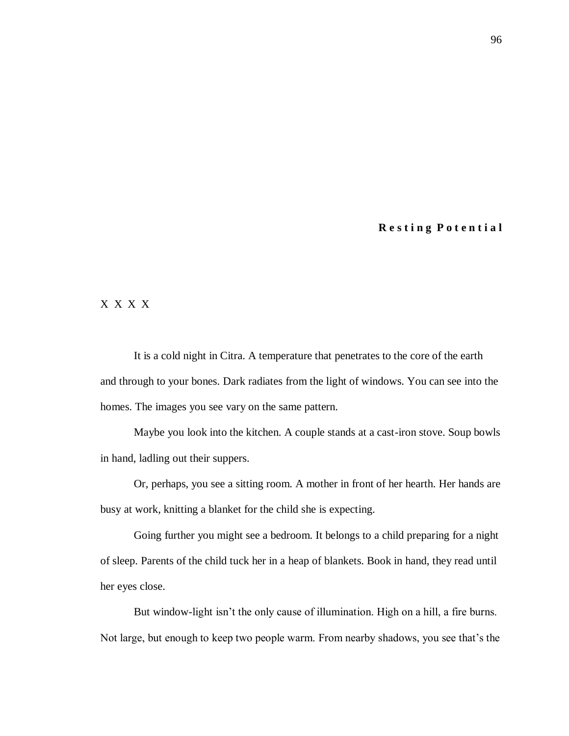## Resting Potential

X X X X

It is a cold night in Citra. A temperature that penetrates to the core of the earth and through to your bones. Dark radiates from the light of windows. You can see into the homes. The images you see vary on the same pattern.

Maybe you look into the kitchen. A couple stands at a cast-iron stove. Soup bowls in hand, ladling out their suppers.

Or, perhaps, you see a sitting room. A mother in front of her hearth. Her hands are busy at work, knitting a blanket for the child she is expecting.

Going further you might see a bedroom. It belongs to a child preparing for a night of sleep. Parents of the child tuck her in a heap of blankets. Book in hand, they read until her eyes close.

But window-light isn't the only cause of illumination. High on a hill, a fire burns. Not large, but enough to keep two people warm. From nearby shadows, you see that's the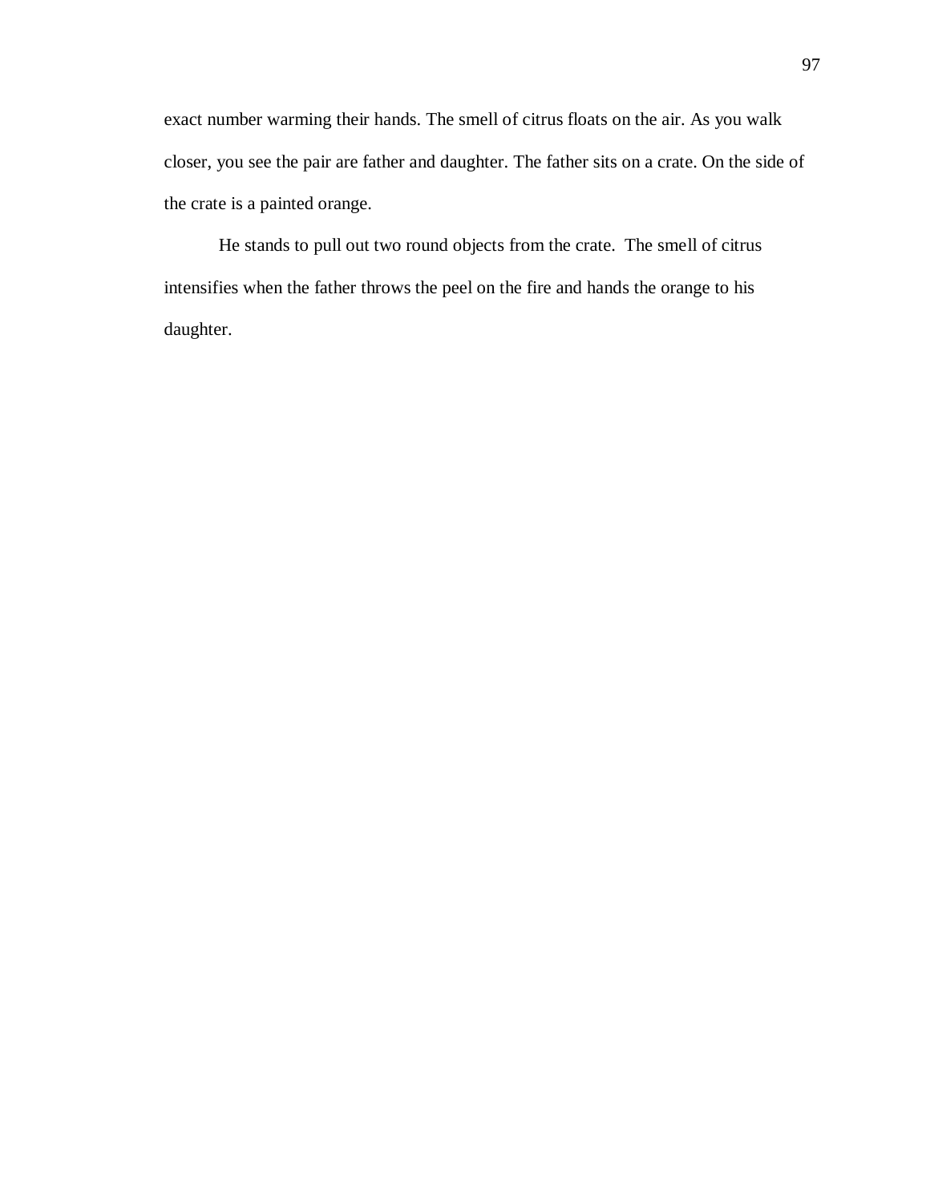exact number warming their hands. The smell of citrus floats on the air. As you walk closer, you see the pair are father and daughter. The father sits on a crate. On the side of the crate is a painted orange.

He stands to pull out two round objects from the crate. The smell of citrus intensifies when the father throws the peel on the fire and hands the orange to his daughter.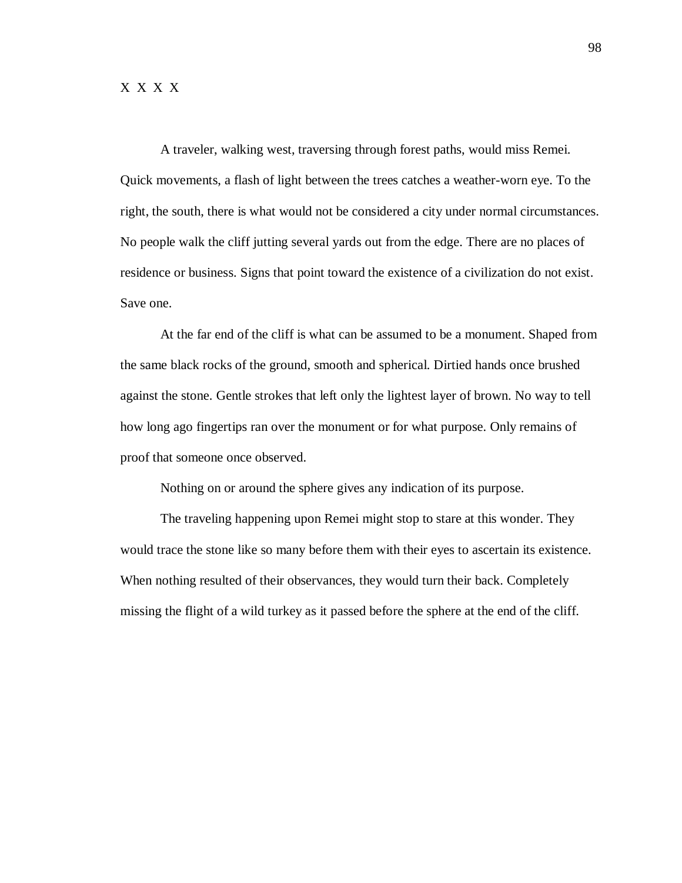X X X X

A traveler, walking west, traversing through forest paths, would miss Remei. Quick movements, a flash of light between the trees catches a weather-worn eye. To the right, the south, there is what would not be considered a city under normal circumstances. No people walk the cliff jutting several yards out from the edge. There are no places of residence or business. Signs that point toward the existence of a civilization do not exist. Save one.

At the far end of the cliff is what can be assumed to be a monument. Shaped from the same black rocks of the ground, smooth and spherical. Dirtied hands once brushed against the stone. Gentle strokes that left only the lightest layer of brown. No way to tell how long ago fingertips ran over the monument or for what purpose. Only remains of proof that someone once observed.

Nothing on or around the sphere gives any indication of its purpose.

The traveling happening upon Remei might stop to stare at this wonder. They would trace the stone like so many before them with their eyes to ascertain its existence. When nothing resulted of their observances, they would turn their back. Completely missing the flight of a wild turkey as it passed before the sphere at the end of the cliff.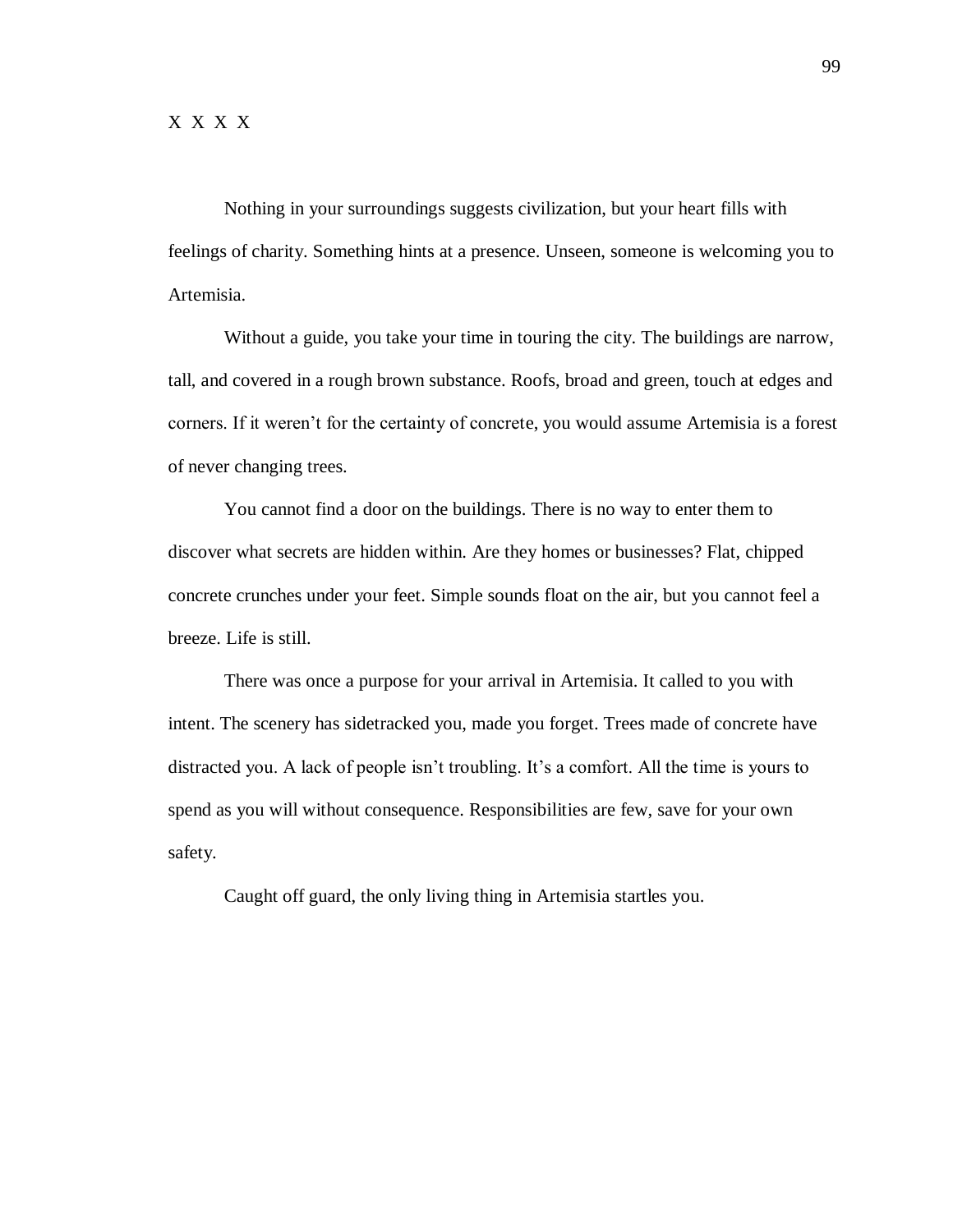X X X X

Nothing in your surroundings suggests civilization, but your heart fills with feelings of charity. Something hints at a presence. Unseen, someone is welcoming you to Artemisia.

Without a guide, you take your time in touring the city. The buildings are narrow, tall, and covered in a rough brown substance. Roofs, broad and green, touch at edges and corners. If it weren't for the certainty of concrete, you would assume Artemisia is a forest of never changing trees.

You cannot find a door on the buildings. There is no way to enter them to discover what secrets are hidden within. Are they homes or businesses? Flat, chipped concrete crunches under your feet. Simple sounds float on the air, but you cannot feel a breeze. Life is still.

There was once a purpose for your arrival in Artemisia. It called to you with intent. The scenery has sidetracked you, made you forget. Trees made of concrete have distracted you. A lack of people isn't troubling. It's a comfort. All the time is yours to spend as you will without consequence. Responsibilities are few, save for your own safety.

Caught off guard, the only living thing in Artemisia startles you.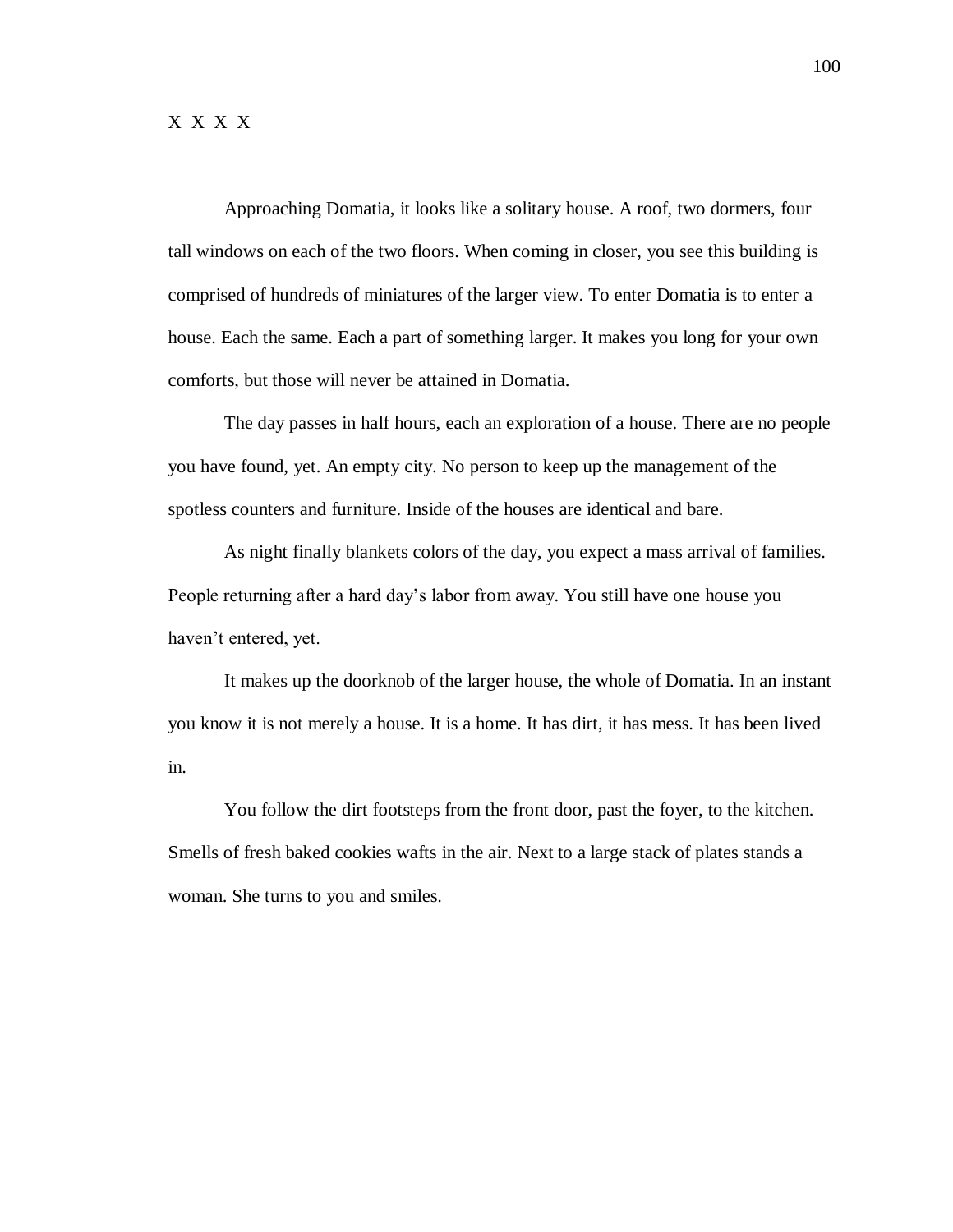X X X X

Approaching Domatia, it looks like a solitary house. A roof, two dormers, four tall windows on each of the two floors. When coming in closer, you see this building is comprised of hundreds of miniatures of the larger view. To enter Domatia is to enter a house. Each the same. Each a part of something larger. It makes you long for your own comforts, but those will never be attained in Domatia.

The day passes in half hours, each an exploration of a house. There are no people you have found, yet. An empty city. No person to keep up the management of the spotless counters and furniture. Inside of the houses are identical and bare.

As night finally blankets colors of the day, you expect a mass arrival of families. People returning after a hard day's labor from away. You still have one house you haven't entered, yet.

It makes up the doorknob of the larger house, the whole of Domatia. In an instant you know it is not merely a house. It is a home. It has dirt, it has mess. It has been lived in.

You follow the dirt footsteps from the front door, past the foyer, to the kitchen. Smells of fresh baked cookies wafts in the air. Next to a large stack of plates stands a woman. She turns to you and smiles.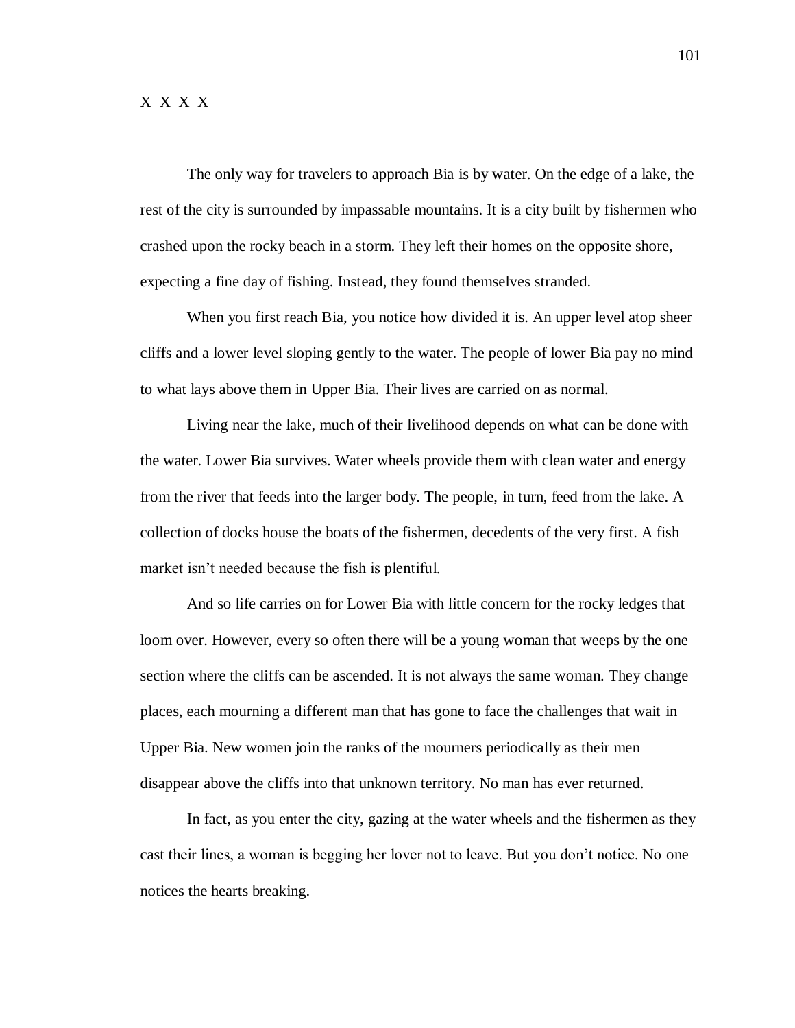X X X X

The only way for travelers to approach Bia is by water. On the edge of a lake, the rest of the city is surrounded by impassable mountains. It is a city built by fishermen who crashed upon the rocky beach in a storm. They left their homes on the opposite shore, expecting a fine day of fishing. Instead, they found themselves stranded.

When you first reach Bia, you notice how divided it is. An upper level atop sheer cliffs and a lower level sloping gently to the water. The people of lower Bia pay no mind to what lays above them in Upper Bia. Their lives are carried on as normal.

Living near the lake, much of their livelihood depends on what can be done with the water. Lower Bia survives. Water wheels provide them with clean water and energy from the river that feeds into the larger body. The people, in turn, feed from the lake. A collection of docks house the boats of the fishermen, decedents of the very first. A fish market isn't needed because the fish is plentiful.

And so life carries on for Lower Bia with little concern for the rocky ledges that loom over. However, every so often there will be a young woman that weeps by the one section where the cliffs can be ascended. It is not always the same woman. They change places, each mourning a different man that has gone to face the challenges that wait in Upper Bia. New women join the ranks of the mourners periodically as their men disappear above the cliffs into that unknown territory. No man has ever returned.

In fact, as you enter the city, gazing at the water wheels and the fishermen as they cast their lines, a woman is begging her lover not to leave. But you don't notice. No one notices the hearts breaking.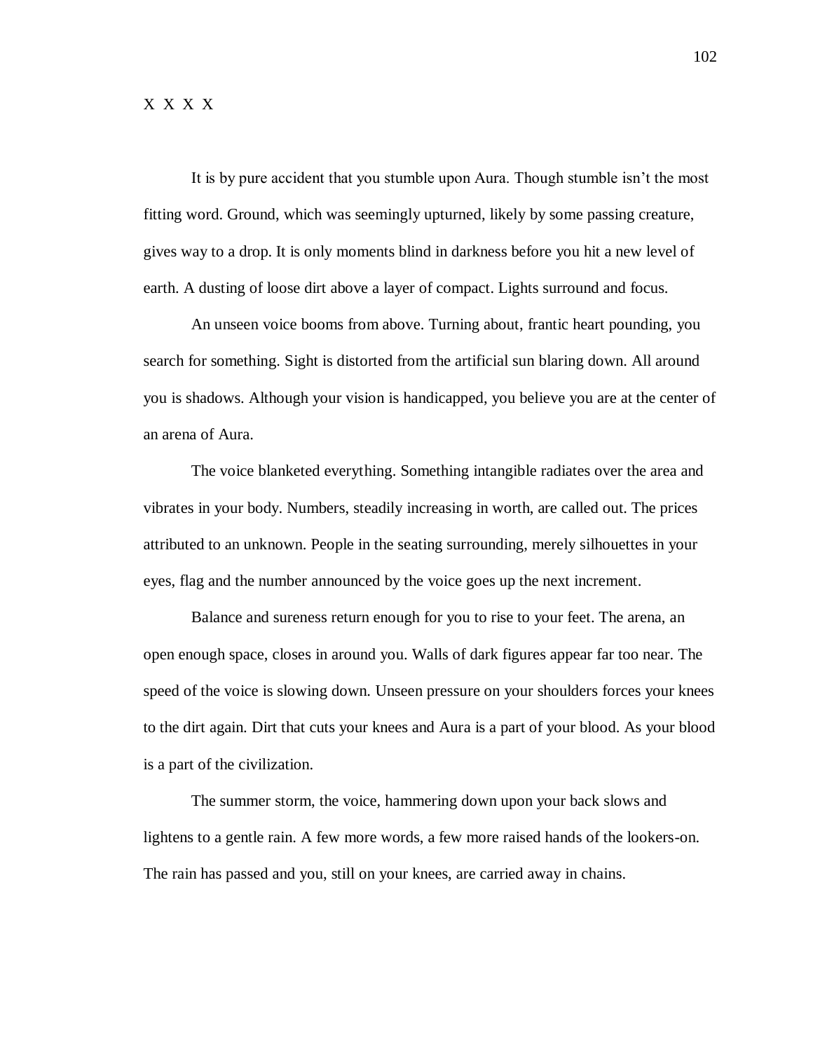X X X X

It is by pure accident that you stumble upon Aura. Though stumble isn't the most fitting word. Ground, which was seemingly upturned, likely by some passing creature, gives way to a drop. It is only moments blind in darkness before you hit a new level of earth. A dusting of loose dirt above a layer of compact. Lights surround and focus.

An unseen voice booms from above. Turning about, frantic heart pounding, you search for something. Sight is distorted from the artificial sun blaring down. All around you is shadows. Although your vision is handicapped, you believe you are at the center of an arena of Aura.

The voice blanketed everything. Something intangible radiates over the area and vibrates in your body. Numbers, steadily increasing in worth, are called out. The prices attributed to an unknown. People in the seating surrounding, merely silhouettes in your eyes, flag and the number announced by the voice goes up the next increment.

Balance and sureness return enough for you to rise to your feet. The arena, an open enough space, closes in around you. Walls of dark figures appear far too near. The speed of the voice is slowing down. Unseen pressure on your shoulders forces your knees to the dirt again. Dirt that cuts your knees and Aura is a part of your blood. As your blood is a part of the civilization.

The summer storm, the voice, hammering down upon your back slows and lightens to a gentle rain. A few more words, a few more raised hands of the lookers-on. The rain has passed and you, still on your knees, are carried away in chains.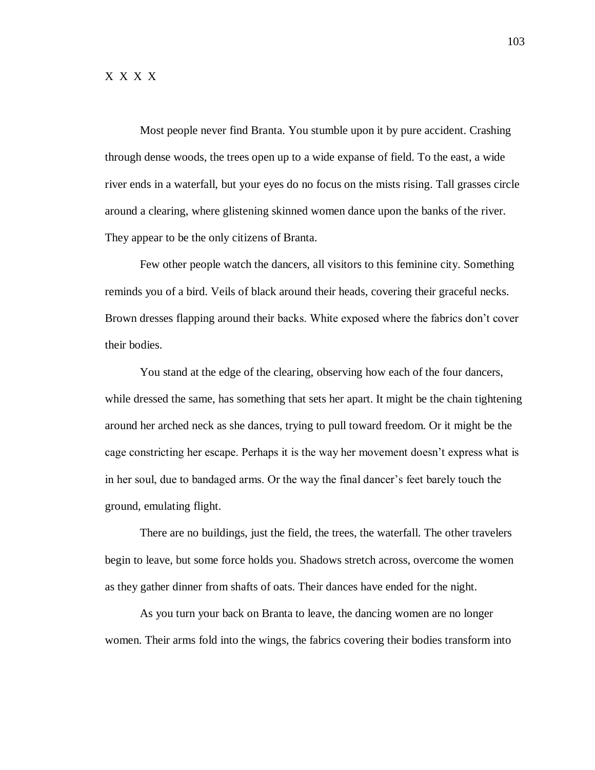X X X X

Most people never find Branta. You stumble upon it by pure accident. Crashing through dense woods, the trees open up to a wide expanse of field. To the east, a wide river ends in a waterfall, but your eyes do no focus on the mists rising. Tall grasses circle around a clearing, where glistening skinned women dance upon the banks of the river. They appear to be the only citizens of Branta.

Few other people watch the dancers, all visitors to this feminine city. Something reminds you of a bird. Veils of black around their heads, covering their graceful necks. Brown dresses flapping around their backs. White exposed where the fabrics don't cover their bodies.

You stand at the edge of the clearing, observing how each of the four dancers, while dressed the same, has something that sets her apart. It might be the chain tightening around her arched neck as she dances, trying to pull toward freedom. Or it might be the cage constricting her escape. Perhaps it is the way her movement doesn't express what is in her soul, due to bandaged arms. Or the way the final dancer's feet barely touch the ground, emulating flight.

There are no buildings, just the field, the trees, the waterfall. The other travelers begin to leave, but some force holds you. Shadows stretch across, overcome the women as they gather dinner from shafts of oats. Their dances have ended for the night.

As you turn your back on Branta to leave, the dancing women are no longer women. Their arms fold into the wings, the fabrics covering their bodies transform into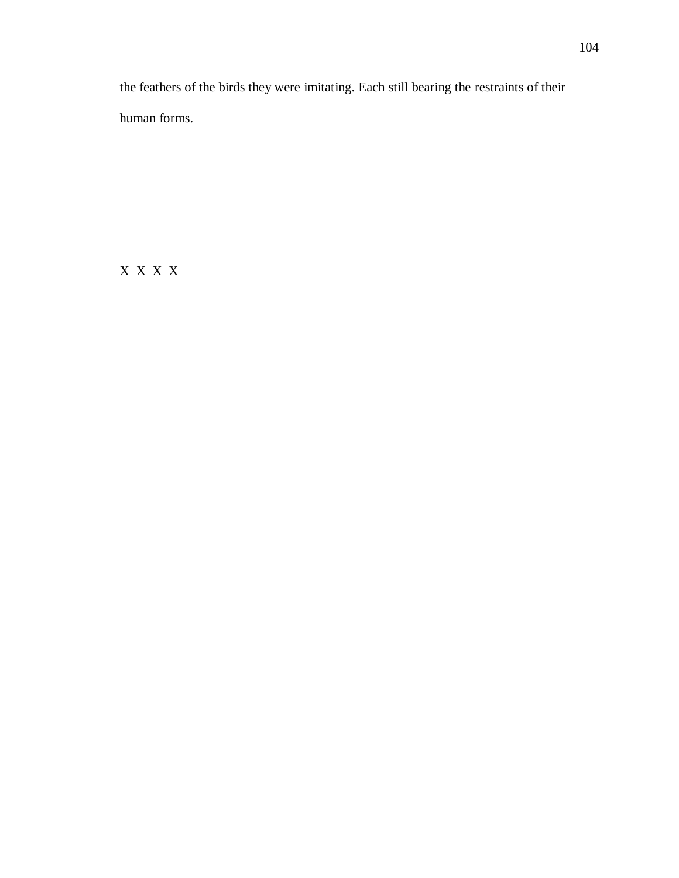the feathers of the birds they were imitating. Each still bearing the restraints of their human forms.

X X X X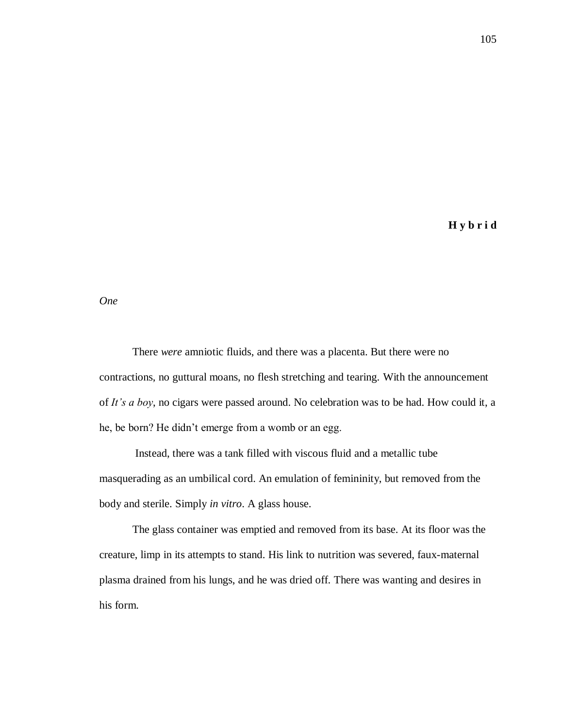# Hybrid

*One*

There *were* amniotic fluids, and there was a placenta. But there were no contractions, no guttural moans, no flesh stretching and tearing. With the announcement of *It's a boy*, no cigars were passed around. No celebration was to be had. How could it, a he, be born? He didn't emerge from a womb or an egg.

Instead, there was a tank filled with viscous fluid and a metallic tube masquerading as an umbilical cord. An emulation of femininity, but removed from the body and sterile. Simply *in vitro*. A glass house.

The glass container was emptied and removed from its base. At its floor was the creature, limp in its attempts to stand. His link to nutrition was severed, faux-maternal plasma drained from his lungs, and he was dried off. There was wanting and desires in his form.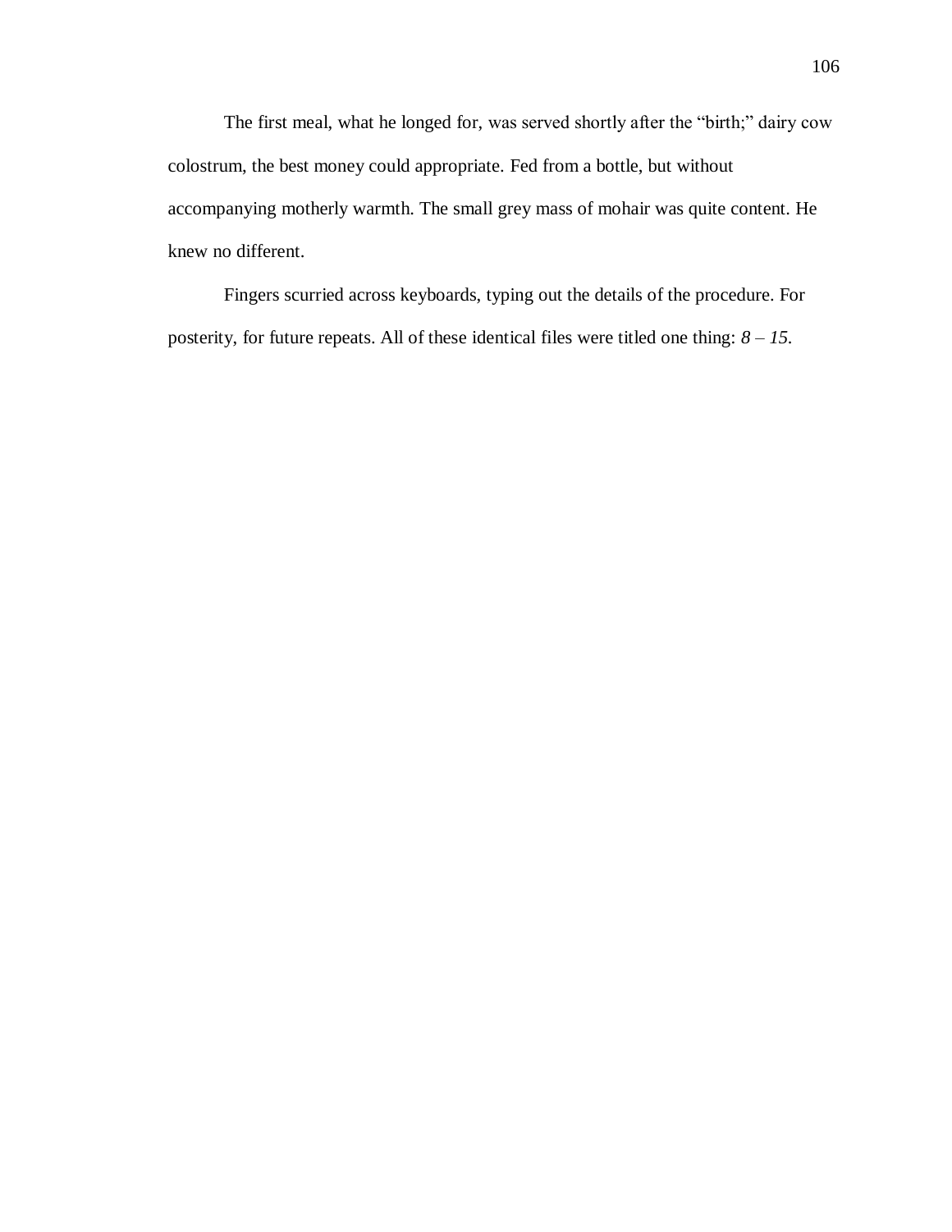The first meal, what he longed for, was served shortly after the "birth;" dairy cow colostrum, the best money could appropriate. Fed from a bottle, but without accompanying motherly warmth. The small grey mass of mohair was quite content. He knew no different.

Fingers scurried across keyboards, typing out the details of the procedure. For posterity, for future repeats. All of these identical files were titled one thing: *8 – 15*.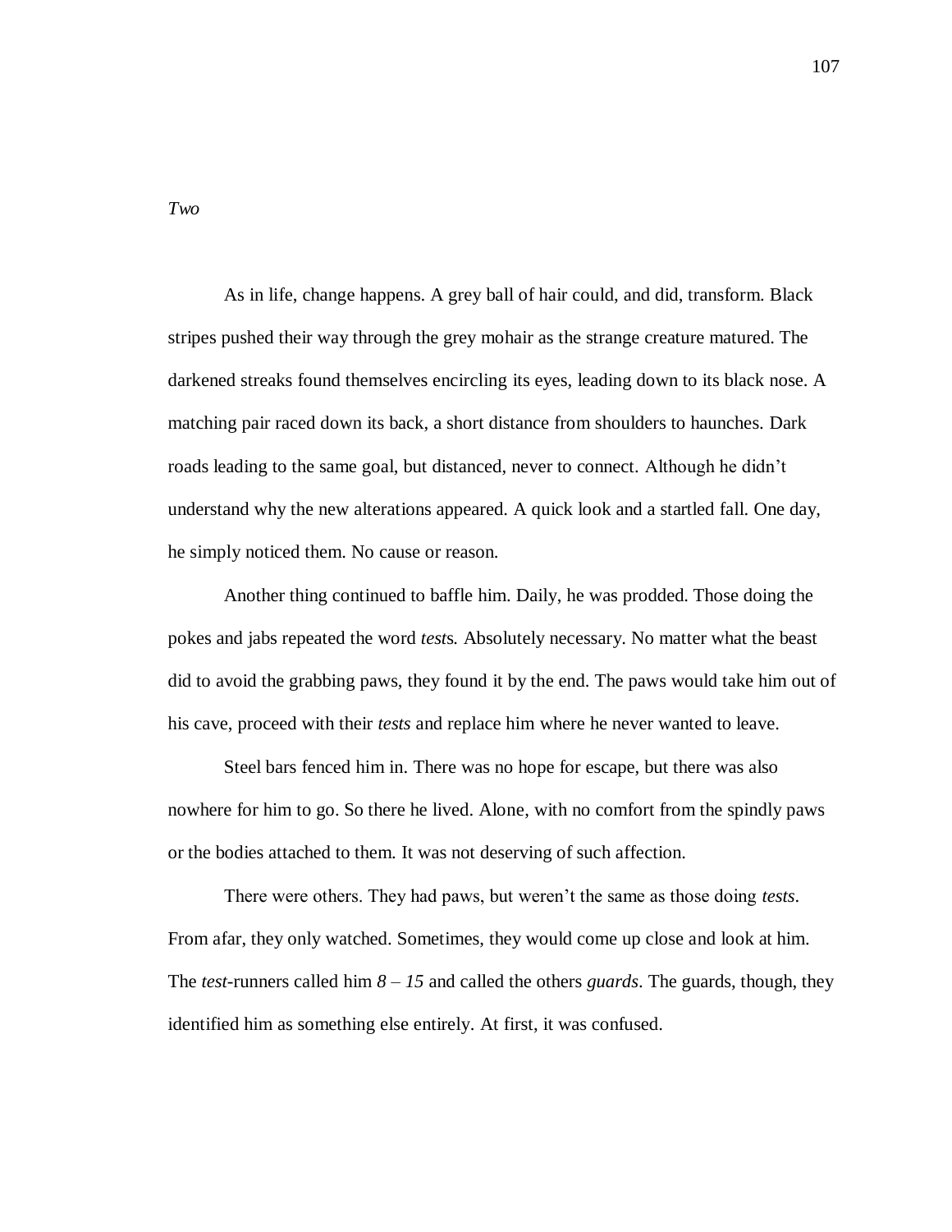*Two*

As in life, change happens. A grey ball of hair could, and did, transform. Black stripes pushed their way through the grey mohair as the strange creature matured. The darkened streaks found themselves encircling its eyes, leading down to its black nose. A matching pair raced down its back, a short distance from shoulders to haunches. Dark roads leading to the same goal, but distanced, never to connect. Although he didn't understand why the new alterations appeared. A quick look and a startled fall. One day, he simply noticed them. No cause or reason.

Another thing continued to baffle him. Daily, he was prodded. Those doing the pokes and jabs repeated the word *tests.* Absolutely necessary. No matter what the beast did to avoid the grabbing paws, they found it by the end. The paws would take him out of his cave, proceed with their *tests* and replace him where he never wanted to leave.

Steel bars fenced him in. There was no hope for escape, but there was also nowhere for him to go. So there he lived. Alone, with no comfort from the spindly paws or the bodies attached to them. It was not deserving of such affection.

There were others. They had paws, but weren't the same as those doing *tests*. From afar, they only watched. Sometimes, they would come up close and look at him. The *test*-runners called him *8 – 15* and called the others *guards*. The guards, though, they identified him as something else entirely. At first, it was confused.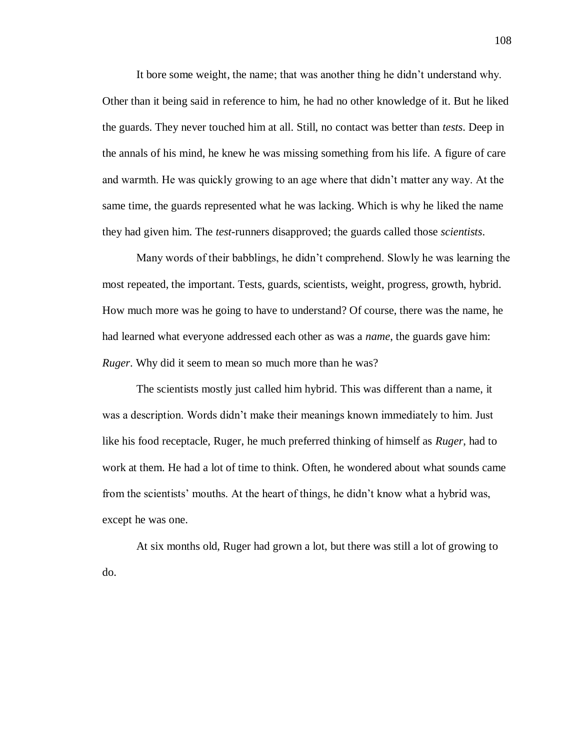It bore some weight, the name; that was another thing he didn't understand why. Other than it being said in reference to him, he had no other knowledge of it. But he liked the guards. They never touched him at all. Still, no contact was better than *tests*. Deep in the annals of his mind, he knew he was missing something from his life. A figure of care and warmth. He was quickly growing to an age where that didn't matter any way. At the same time, the guards represented what he was lacking. Which is why he liked the name they had given him. The *test*-runners disapproved; the guards called those *scientists*.

Many words of their babblings, he didn't comprehend. Slowly he was learning the most repeated, the important. Tests, guards, scientists, weight, progress, growth, hybrid. How much more was he going to have to understand? Of course, there was the name, he had learned what everyone addressed each other as was a *name*, the guards gave him: *Ruger*. Why did it seem to mean so much more than he was?

The scientists mostly just called him hybrid. This was different than a name, it was a description. Words didn't make their meanings known immediately to him. Just like his food receptacle, Ruger, he much preferred thinking of himself as *Ruger*, had to work at them. He had a lot of time to think. Often, he wondered about what sounds came from the scientists' mouths. At the heart of things, he didn't know what a hybrid was, except he was one.

At six months old, Ruger had grown a lot, but there was still a lot of growing to do.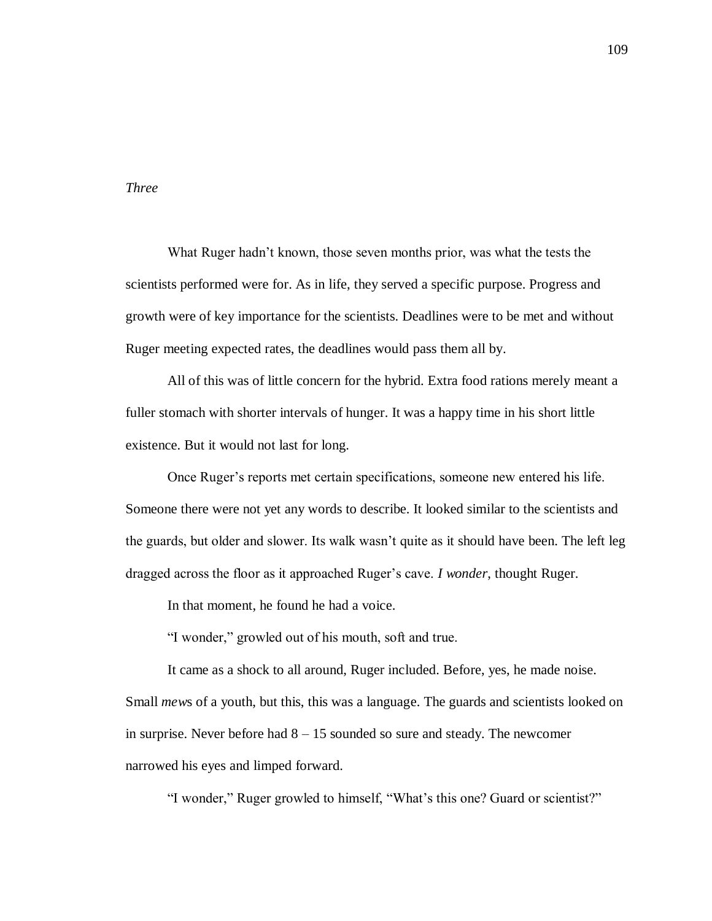*Three*

What Ruger hadn't known, those seven months prior, was what the tests the scientists performed were for. As in life, they served a specific purpose. Progress and growth were of key importance for the scientists. Deadlines were to be met and without Ruger meeting expected rates, the deadlines would pass them all by.

All of this was of little concern for the hybrid. Extra food rations merely meant a fuller stomach with shorter intervals of hunger. It was a happy time in his short little existence. But it would not last for long.

Once Ruger's reports met certain specifications, someone new entered his life. Someone there were not yet any words to describe. It looked similar to the scientists and the guards, but older and slower. Its walk wasn't quite as it should have been. The left leg dragged across the floor as it approached Ruger's cave. *I wonder*, thought Ruger.

In that moment, he found he had a voice.

"I wonder," growled out of his mouth, soft and true.

It came as a shock to all around, Ruger included. Before, yes, he made noise. Small *mew*s of a youth, but this, this was a language. The guards and scientists looked on in surprise. Never before had 8 – 15 sounded so sure and steady. The newcomer narrowed his eyes and limped forward.

"I wonder," Ruger growled to himself, "What's this one? Guard or scientist?"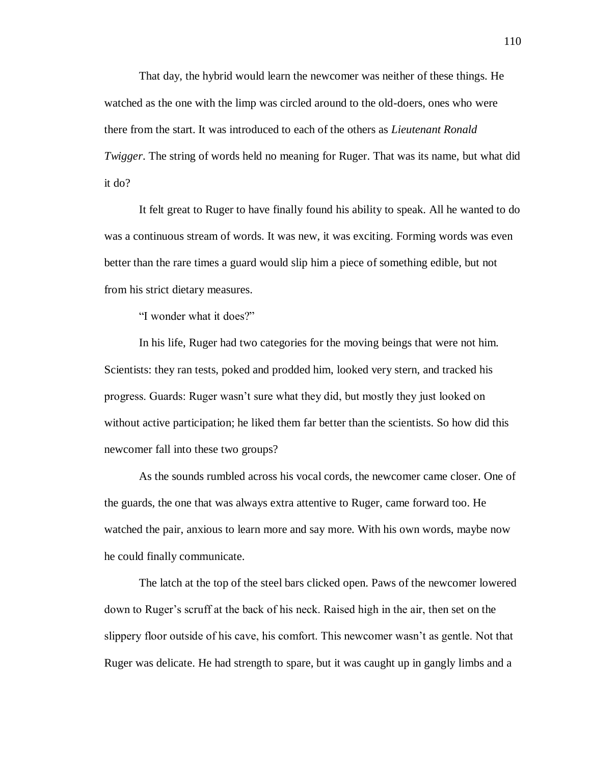That day, the hybrid would learn the newcomer was neither of these things. He watched as the one with the limp was circled around to the old-doers, ones who were there from the start. It was introduced to each of the others as *Lieutenant Ronald Twigger*. The string of words held no meaning for Ruger. That was its name, but what did it do?

It felt great to Ruger to have finally found his ability to speak. All he wanted to do was a continuous stream of words. It was new, it was exciting. Forming words was even better than the rare times a guard would slip him a piece of something edible, but not from his strict dietary measures.

"I wonder what it does?"

In his life, Ruger had two categories for the moving beings that were not him. Scientists: they ran tests, poked and prodded him, looked very stern, and tracked his progress. Guards: Ruger wasn't sure what they did, but mostly they just looked on without active participation; he liked them far better than the scientists. So how did this newcomer fall into these two groups?

As the sounds rumbled across his vocal cords, the newcomer came closer. One of the guards, the one that was always extra attentive to Ruger, came forward too. He watched the pair, anxious to learn more and say more. With his own words, maybe now he could finally communicate.

The latch at the top of the steel bars clicked open. Paws of the newcomer lowered down to Ruger's scruff at the back of his neck. Raised high in the air, then set on the slippery floor outside of his cave, his comfort. This newcomer wasn't as gentle. Not that Ruger was delicate. He had strength to spare, but it was caught up in gangly limbs and a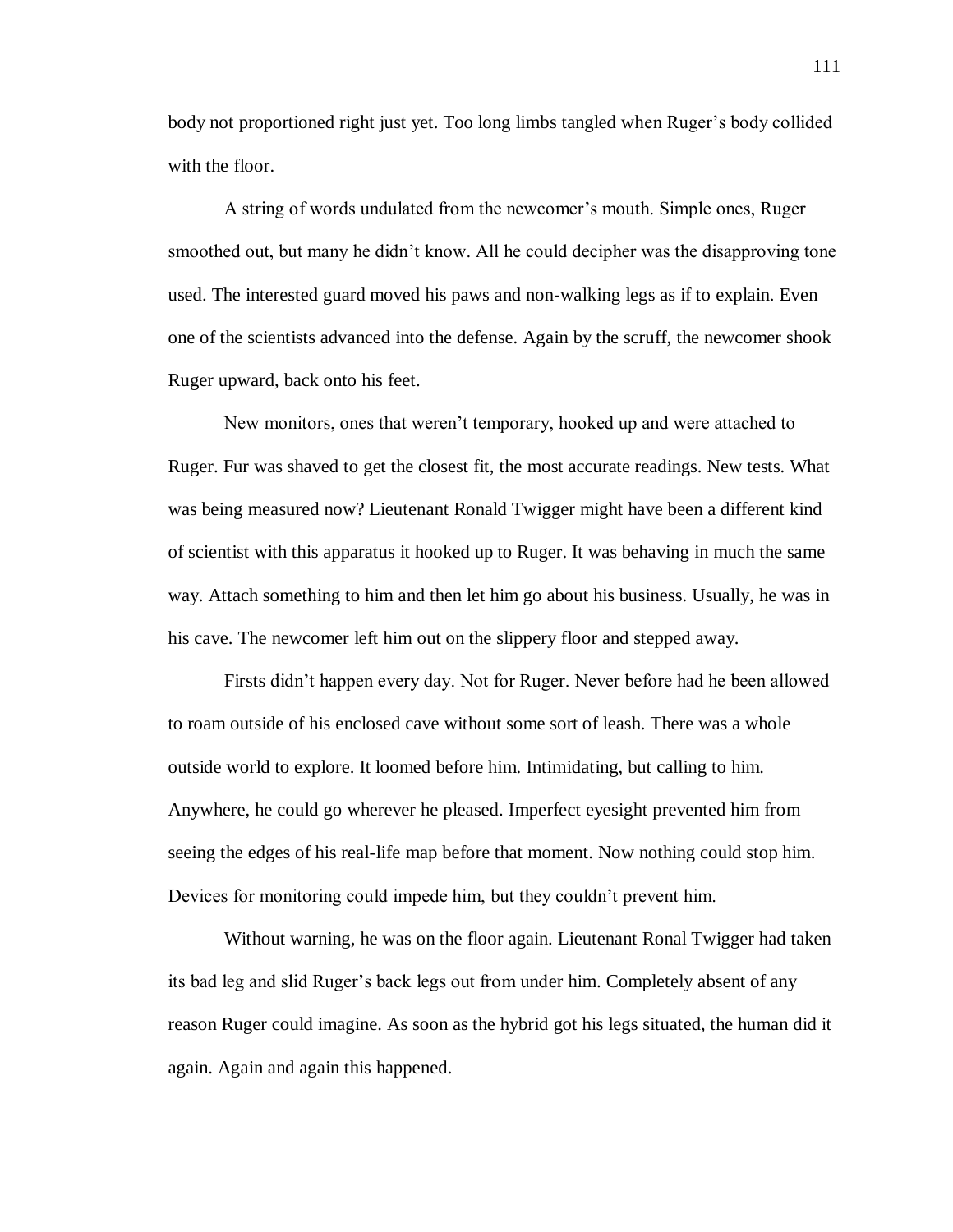body not proportioned right just yet. Too long limbs tangled when Ruger's body collided with the floor.

A string of words undulated from the newcomer's mouth. Simple ones, Ruger smoothed out, but many he didn't know. All he could decipher was the disapproving tone used. The interested guard moved his paws and non-walking legs as if to explain. Even one of the scientists advanced into the defense. Again by the scruff, the newcomer shook Ruger upward, back onto his feet.

New monitors, ones that weren't temporary, hooked up and were attached to Ruger. Fur was shaved to get the closest fit, the most accurate readings. New tests. What was being measured now? Lieutenant Ronald Twigger might have been a different kind of scientist with this apparatus it hooked up to Ruger. It was behaving in much the same way. Attach something to him and then let him go about his business. Usually, he was in his cave. The newcomer left him out on the slippery floor and stepped away.

Firsts didn't happen every day. Not for Ruger. Never before had he been allowed to roam outside of his enclosed cave without some sort of leash. There was a whole outside world to explore. It loomed before him. Intimidating, but calling to him. Anywhere, he could go wherever he pleased. Imperfect eyesight prevented him from seeing the edges of his real-life map before that moment. Now nothing could stop him. Devices for monitoring could impede him, but they couldn't prevent him.

Without warning, he was on the floor again. Lieutenant Ronal Twigger had taken its bad leg and slid Ruger's back legs out from under him. Completely absent of any reason Ruger could imagine. As soon as the hybrid got his legs situated, the human did it again. Again and again this happened.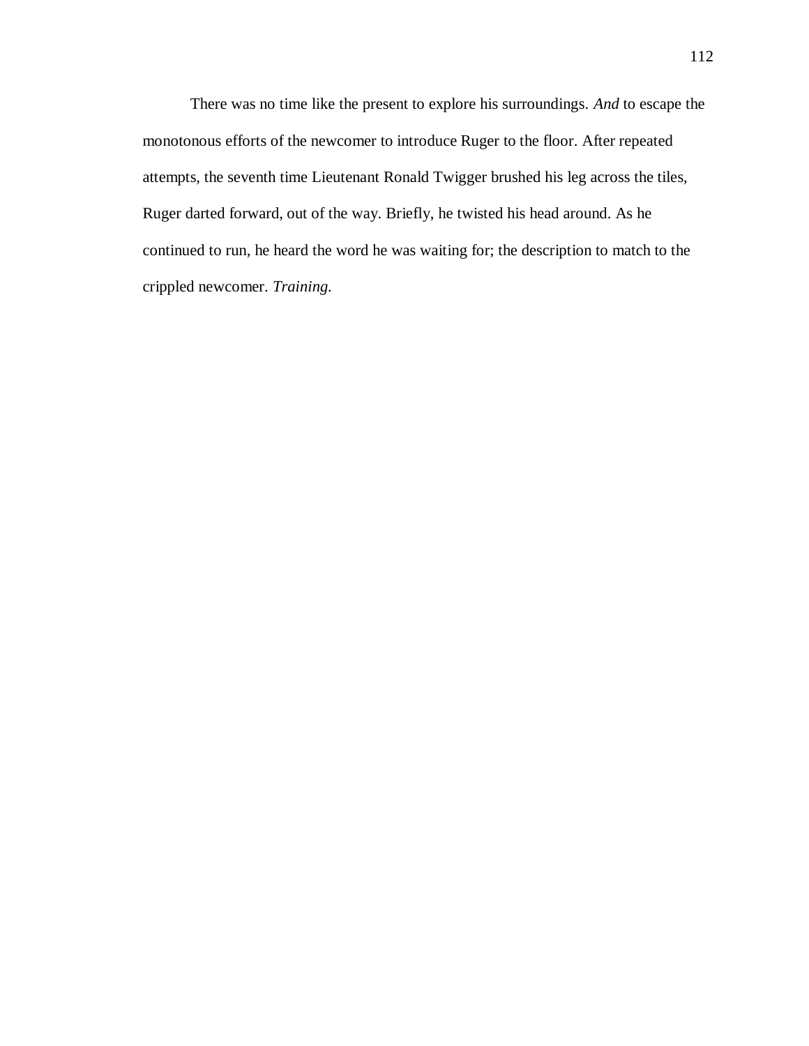There was no time like the present to explore his surroundings. *And* to escape the monotonous efforts of the newcomer to introduce Ruger to the floor. After repeated attempts, the seventh time Lieutenant Ronald Twigger brushed his leg across the tiles, Ruger darted forward, out of the way. Briefly, he twisted his head around. As he continued to run, he heard the word he was waiting for; the description to match to the crippled newcomer. *Training.*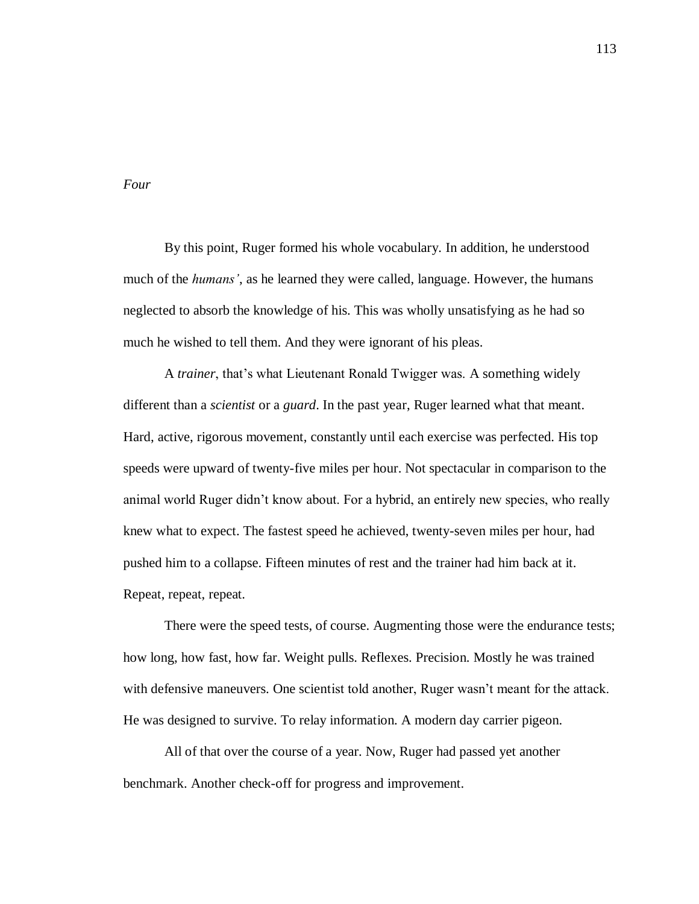*Four*

By this point, Ruger formed his whole vocabulary. In addition, he understood much of the *humans'*, as he learned they were called, language. However, the humans neglected to absorb the knowledge of his. This was wholly unsatisfying as he had so much he wished to tell them. And they were ignorant of his pleas.

A *trainer*, that's what Lieutenant Ronald Twigger was. A something widely different than a *scientist* or a *guard*. In the past year, Ruger learned what that meant. Hard, active, rigorous movement, constantly until each exercise was perfected. His top speeds were upward of twenty-five miles per hour. Not spectacular in comparison to the animal world Ruger didn't know about. For a hybrid, an entirely new species, who really knew what to expect. The fastest speed he achieved, twenty-seven miles per hour, had pushed him to a collapse. Fifteen minutes of rest and the trainer had him back at it. Repeat, repeat, repeat.

There were the speed tests, of course. Augmenting those were the endurance tests; how long, how fast, how far. Weight pulls. Reflexes. Precision. Mostly he was trained with defensive maneuvers. One scientist told another, Ruger wasn't meant for the attack. He was designed to survive. To relay information. A modern day carrier pigeon.

All of that over the course of a year. Now, Ruger had passed yet another benchmark. Another check-off for progress and improvement.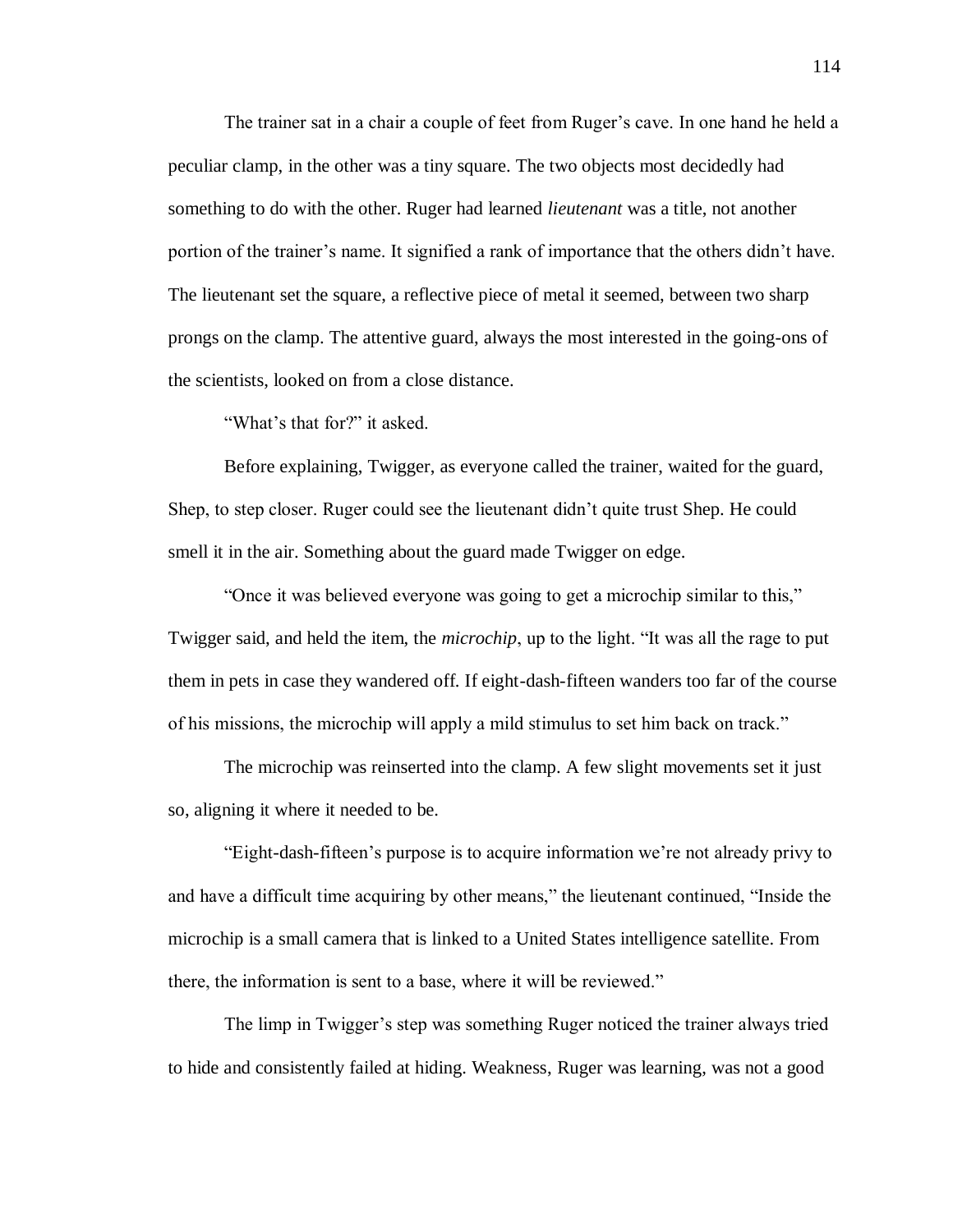The trainer sat in a chair a couple of feet from Ruger's cave. In one hand he held a peculiar clamp, in the other was a tiny square. The two objects most decidedly had something to do with the other. Ruger had learned *lieutenant* was a title, not another portion of the trainer's name. It signified a rank of importance that the others didn't have. The lieutenant set the square, a reflective piece of metal it seemed, between two sharp prongs on the clamp. The attentive guard, always the most interested in the going-ons of the scientists, looked on from a close distance.

"What's that for?" it asked.

Before explaining, Twigger, as everyone called the trainer, waited for the guard, Shep, to step closer. Ruger could see the lieutenant didn't quite trust Shep. He could smell it in the air. Something about the guard made Twigger on edge.

"Once it was believed everyone was going to get a microchip similar to this," Twigger said, and held the item, the *microchip*, up to the light. "It was all the rage to put them in pets in case they wandered off. If eight-dash-fifteen wanders too far of the course of his missions, the microchip will apply a mild stimulus to set him back on track."

The microchip was reinserted into the clamp. A few slight movements set it just so, aligning it where it needed to be.

"Eight-dash-fifteen's purpose is to acquire information we're not already privy to and have a difficult time acquiring by other means," the lieutenant continued, "Inside the microchip is a small camera that is linked to a United States intelligence satellite. From there, the information is sent to a base, where it will be reviewed."

The limp in Twigger's step was something Ruger noticed the trainer always tried to hide and consistently failed at hiding. Weakness, Ruger was learning, was not a good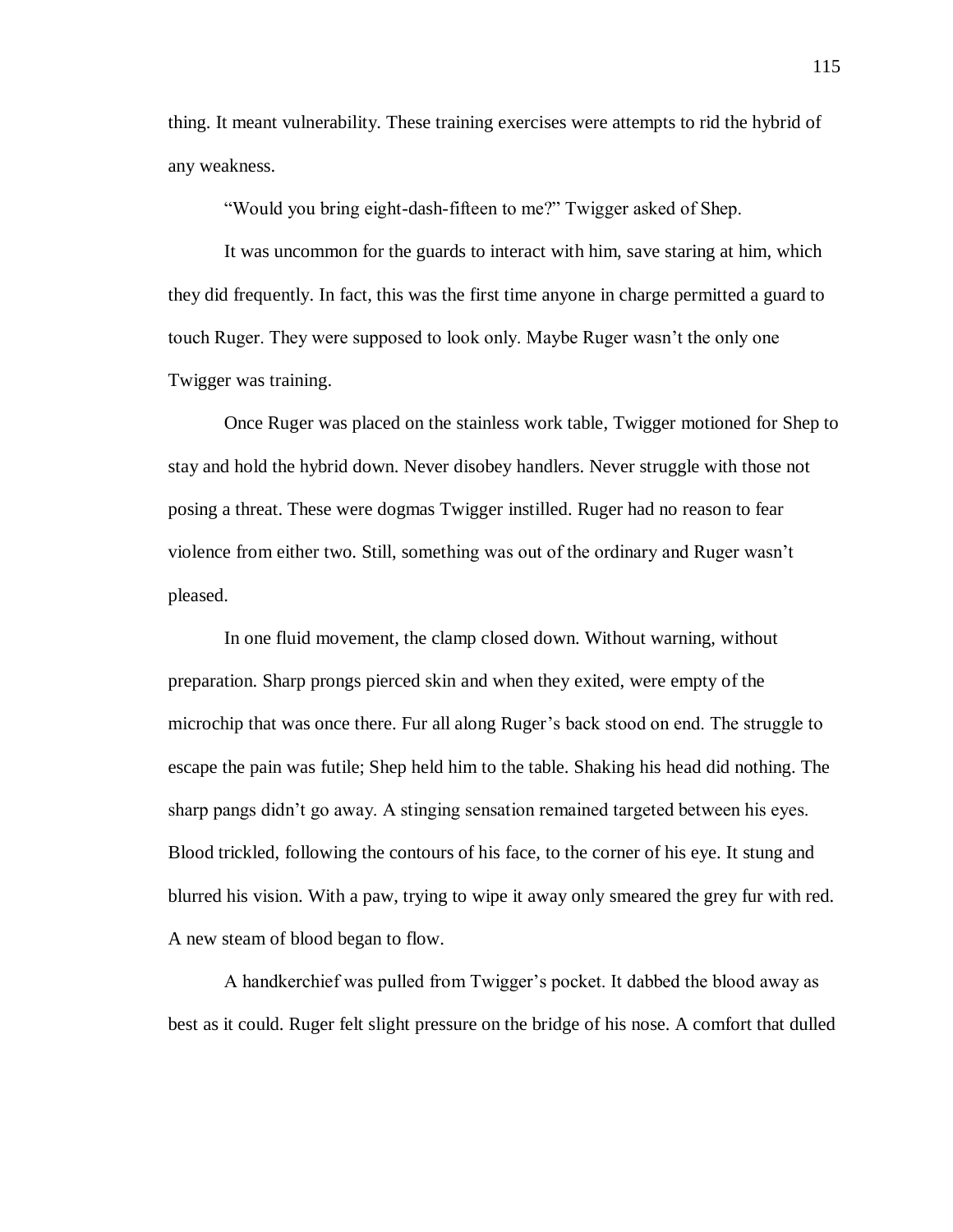thing. It meant vulnerability. These training exercises were attempts to rid the hybrid of any weakness.

"Would you bring eight-dash-fifteen to me?" Twigger asked of Shep.

It was uncommon for the guards to interact with him, save staring at him, which they did frequently. In fact, this was the first time anyone in charge permitted a guard to touch Ruger. They were supposed to look only. Maybe Ruger wasn't the only one Twigger was training.

Once Ruger was placed on the stainless work table, Twigger motioned for Shep to stay and hold the hybrid down. Never disobey handlers. Never struggle with those not posing a threat. These were dogmas Twigger instilled. Ruger had no reason to fear violence from either two. Still, something was out of the ordinary and Ruger wasn't pleased.

In one fluid movement, the clamp closed down. Without warning, without preparation. Sharp prongs pierced skin and when they exited, were empty of the microchip that was once there. Fur all along Ruger's back stood on end. The struggle to escape the pain was futile; Shep held him to the table. Shaking his head did nothing. The sharp pangs didn't go away. A stinging sensation remained targeted between his eyes. Blood trickled, following the contours of his face, to the corner of his eye. It stung and blurred his vision. With a paw, trying to wipe it away only smeared the grey fur with red. A new steam of blood began to flow.

A handkerchief was pulled from Twigger's pocket. It dabbed the blood away as best as it could. Ruger felt slight pressure on the bridge of his nose. A comfort that dulled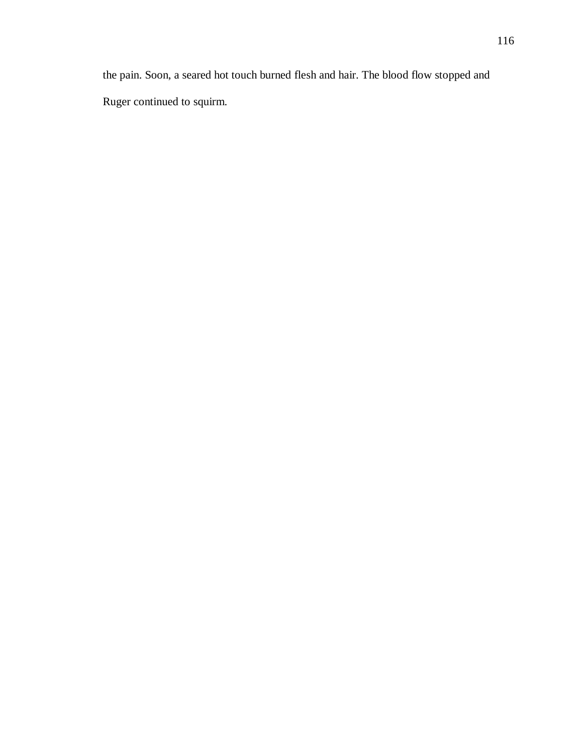the pain. Soon, a seared hot touch burned flesh and hair. The blood flow stopped and Ruger continued to squirm.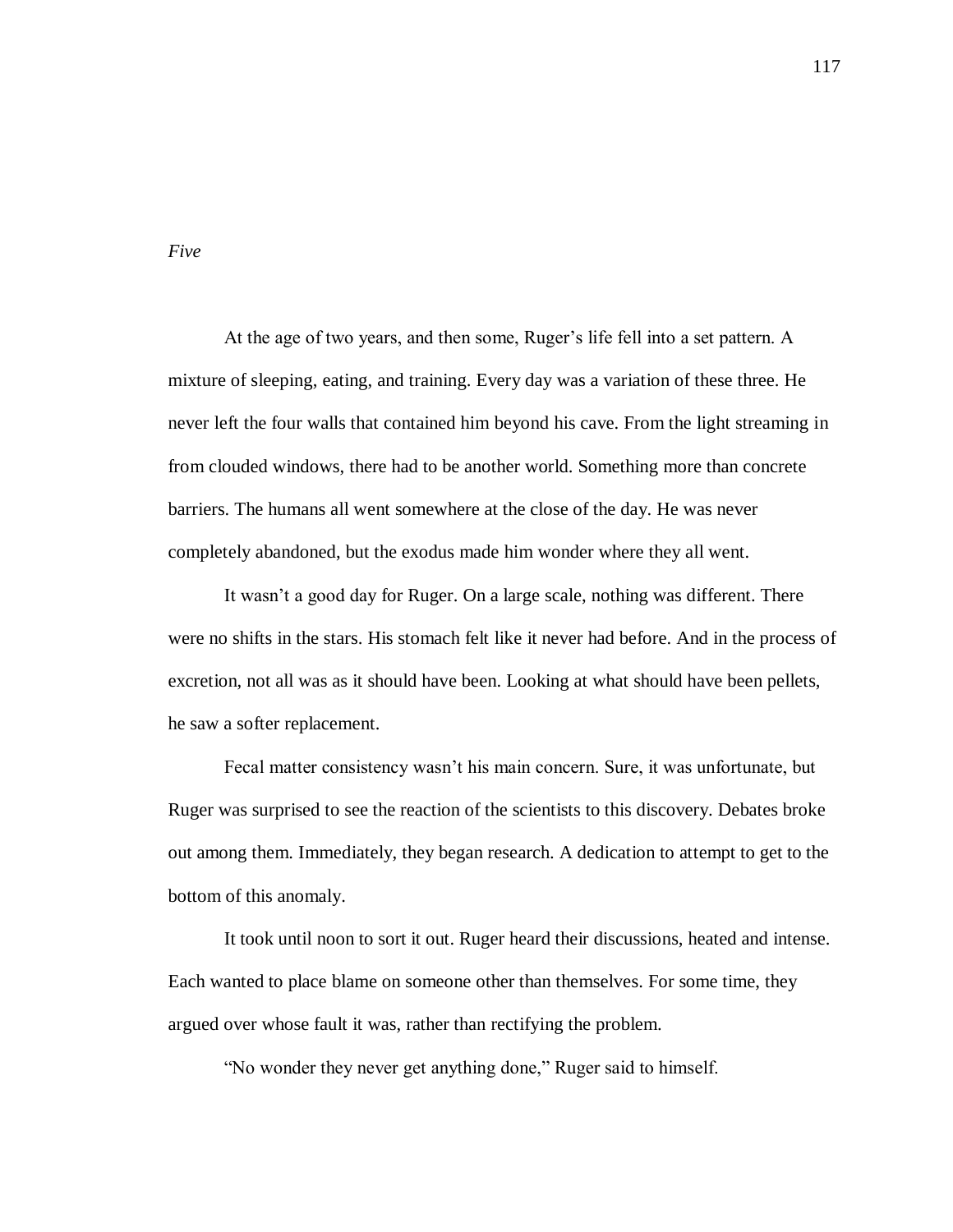*Five*

At the age of two years, and then some, Ruger's life fell into a set pattern. A mixture of sleeping, eating, and training. Every day was a variation of these three. He never left the four walls that contained him beyond his cave. From the light streaming in from clouded windows, there had to be another world. Something more than concrete barriers. The humans all went somewhere at the close of the day. He was never completely abandoned, but the exodus made him wonder where they all went.

It wasn't a good day for Ruger. On a large scale, nothing was different. There were no shifts in the stars. His stomach felt like it never had before. And in the process of excretion, not all was as it should have been. Looking at what should have been pellets, he saw a softer replacement.

Fecal matter consistency wasn't his main concern. Sure, it was unfortunate, but Ruger was surprised to see the reaction of the scientists to this discovery. Debates broke out among them. Immediately, they began research. A dedication to attempt to get to the bottom of this anomaly.

It took until noon to sort it out. Ruger heard their discussions, heated and intense. Each wanted to place blame on someone other than themselves. For some time, they argued over whose fault it was, rather than rectifying the problem.

"No wonder they never get anything done," Ruger said to himself.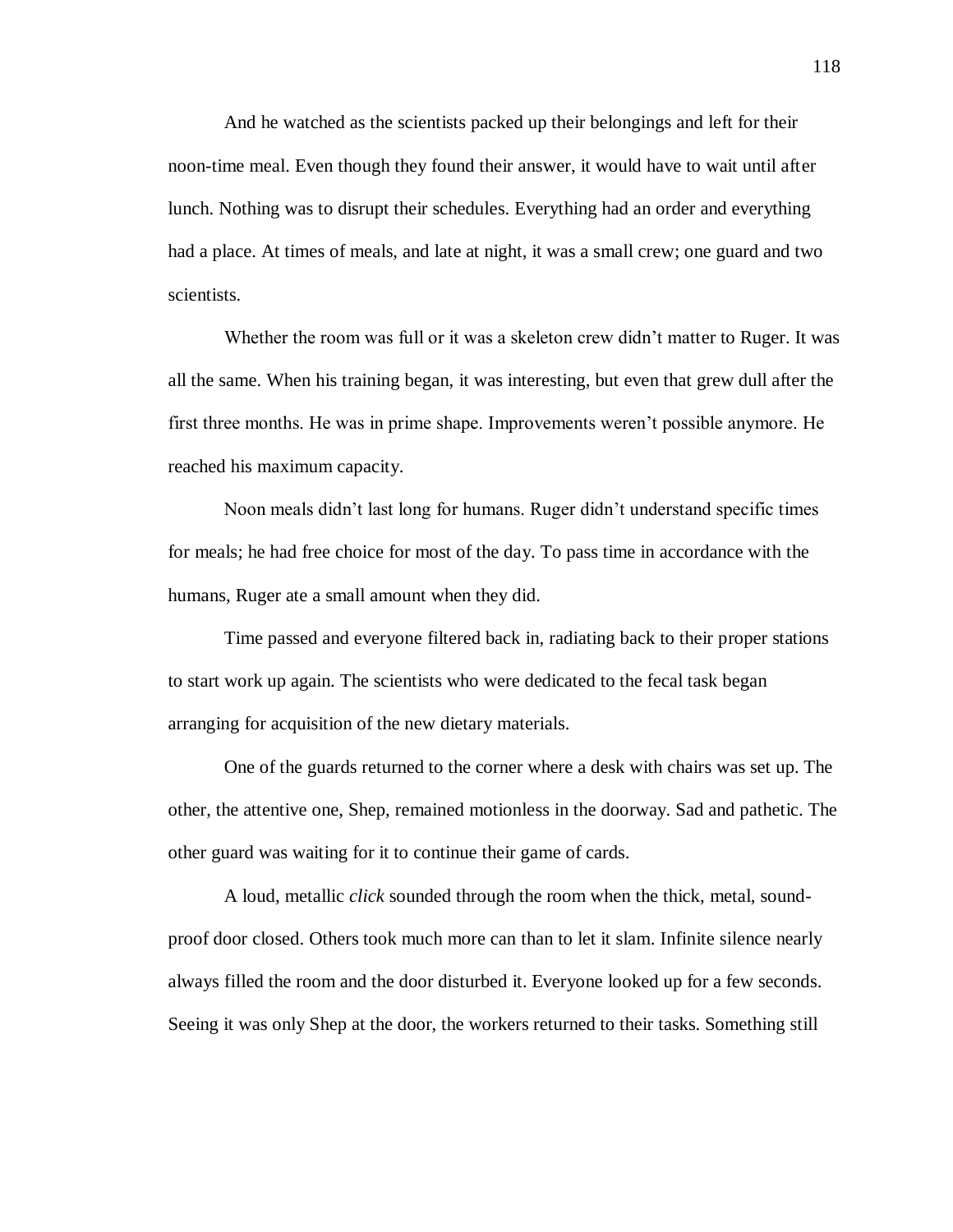And he watched as the scientists packed up their belongings and left for their noon-time meal. Even though they found their answer, it would have to wait until after lunch. Nothing was to disrupt their schedules. Everything had an order and everything had a place. At times of meals, and late at night, it was a small crew; one guard and two scientists.

Whether the room was full or it was a skeleton crew didn't matter to Ruger. It was all the same. When his training began, it was interesting, but even that grew dull after the first three months. He was in prime shape. Improvements weren't possible anymore. He reached his maximum capacity.

Noon meals didn't last long for humans. Ruger didn't understand specific times for meals; he had free choice for most of the day. To pass time in accordance with the humans, Ruger ate a small amount when they did.

Time passed and everyone filtered back in, radiating back to their proper stations to start work up again. The scientists who were dedicated to the fecal task began arranging for acquisition of the new dietary materials.

One of the guards returned to the corner where a desk with chairs was set up. The other, the attentive one, Shep, remained motionless in the doorway. Sad and pathetic. The other guard was waiting for it to continue their game of cards.

A loud, metallic *click* sounded through the room when the thick, metal, sound-proof door closed. Others took much more can than to let it slam. Infinite silence nearly always filled the room and the door disturbed it. Everyone looked up for a few seconds. Seeing it was only Shep at the door, the workers returned to their tasks. Something still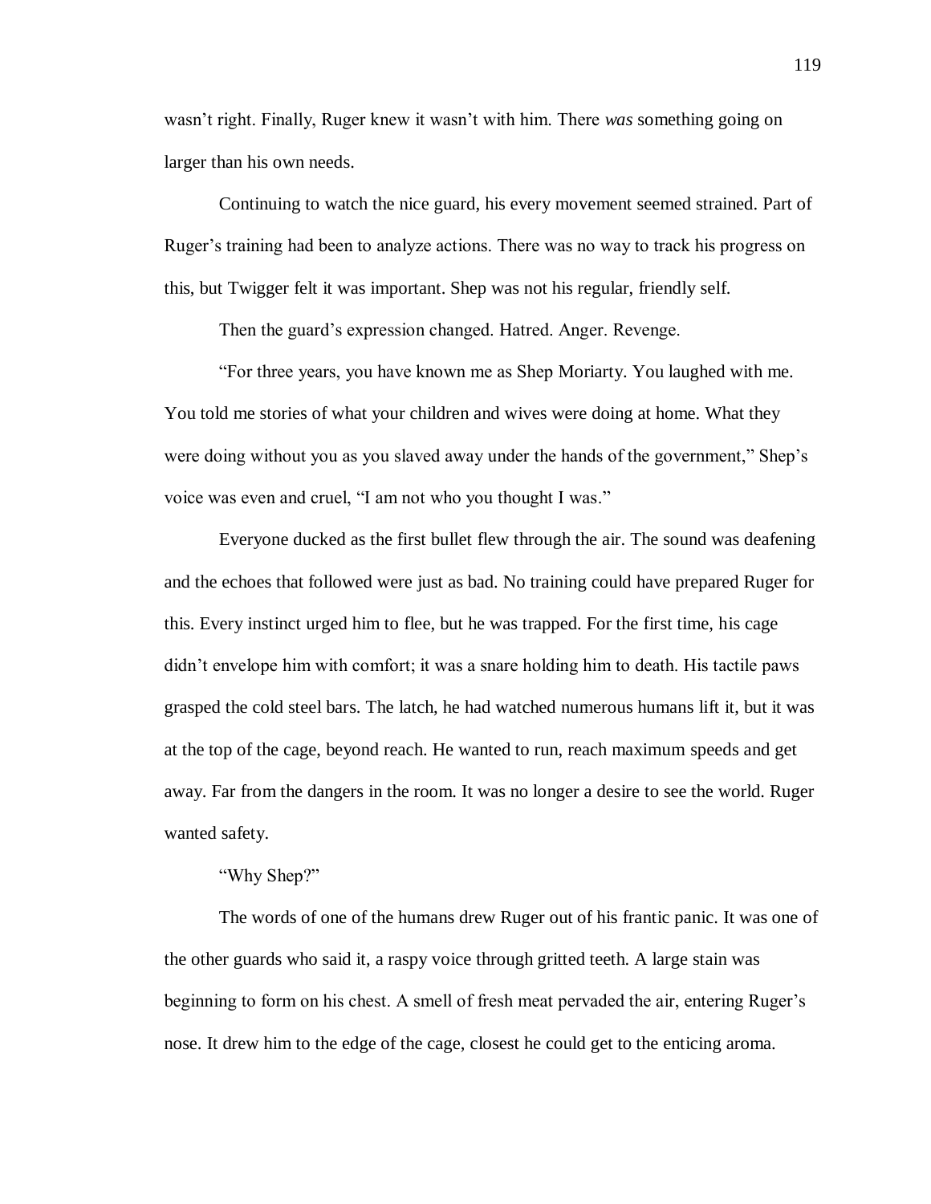wasn't right. Finally, Ruger knew it wasn't with him. There *was* something going on larger than his own needs.

Continuing to watch the nice guard, his every movement seemed strained. Part of Ruger's training had been to analyze actions. There was no way to track his progress on this, but Twigger felt it was important. Shep was not his regular, friendly self.

Then the guard's expression changed. Hatred. Anger. Revenge.

"For three years, you have known me as Shep Moriarty. You laughed with me. You told me stories of what your children and wives were doing at home. What they were doing without you as you slaved away under the hands of the government," Shep's voice was even and cruel, "I am not who you thought I was."

Everyone ducked as the first bullet flew through the air. The sound was deafening and the echoes that followed were just as bad. No training could have prepared Ruger for this. Every instinct urged him to flee, but he was trapped. For the first time, his cage didn't envelope him with comfort; it was a snare holding him to death. His tactile paws grasped the cold steel bars. The latch, he had watched numerous humans lift it, but it was at the top of the cage, beyond reach. He wanted to run, reach maximum speeds and get away. Far from the dangers in the room. It was no longer a desire to see the world. Ruger wanted safety.

"Why Shep?"

The words of one of the humans drew Ruger out of his frantic panic. It was one of the other guards who said it, a raspy voice through gritted teeth. A large stain was beginning to form on his chest. A smell of fresh meat pervaded the air, entering Ruger's nose. It drew him to the edge of the cage, closest he could get to the enticing aroma.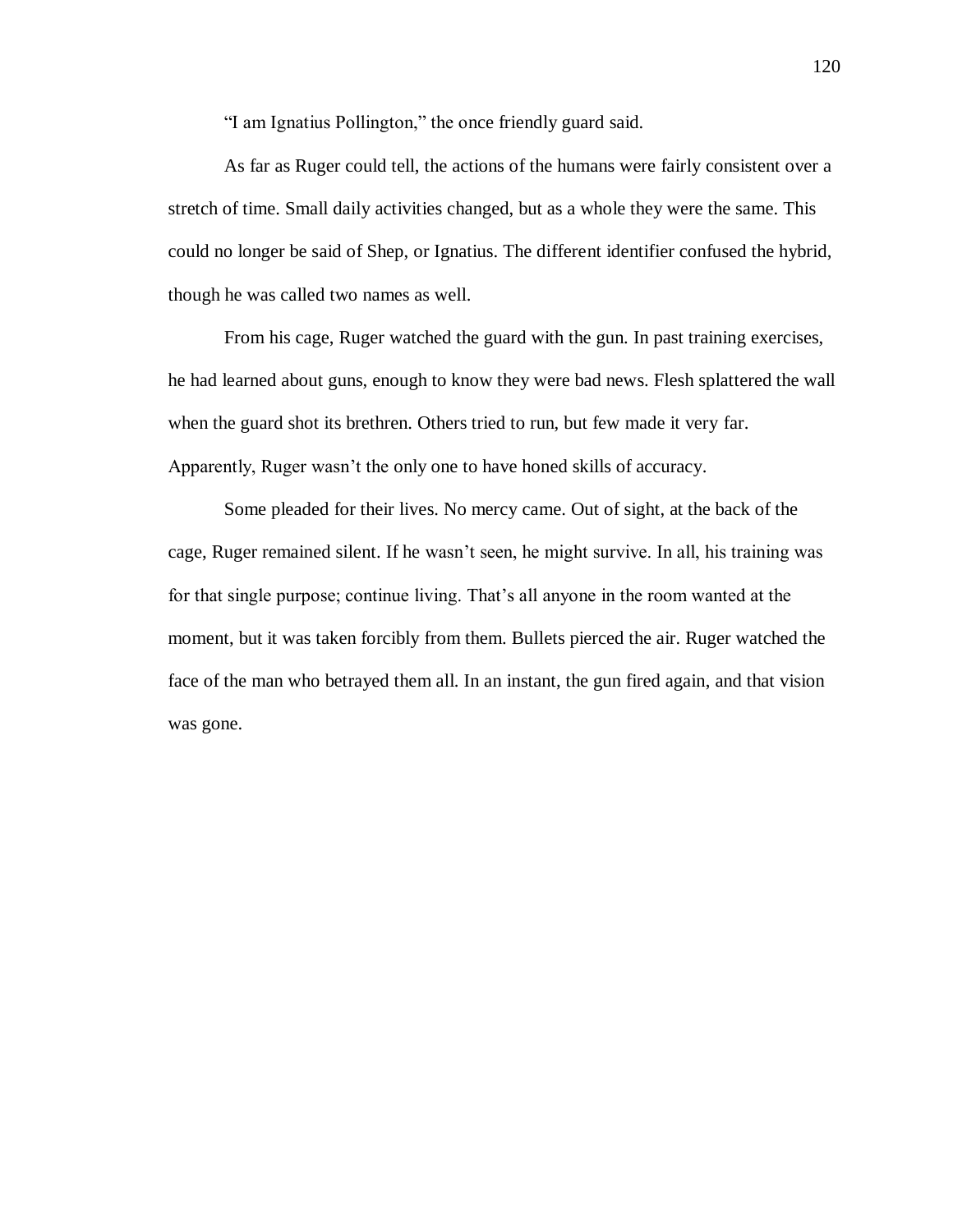"I am Ignatius Pollington," the once friendly guard said.

As far as Ruger could tell, the actions of the humans were fairly consistent over a stretch of time. Small daily activities changed, but as a whole they were the same. This could no longer be said of Shep, or Ignatius. The different identifier confused the hybrid, though he was called two names as well.

From his cage, Ruger watched the guard with the gun. In past training exercises, he had learned about guns, enough to know they were bad news. Flesh splattered the wall when the guard shot its brethren. Others tried to run, but few made it very far. Apparently, Ruger wasn't the only one to have honed skills of accuracy.

Some pleaded for their lives. No mercy came. Out of sight, at the back of the cage, Ruger remained silent. If he wasn't seen, he might survive. In all, his training was for that single purpose; continue living. That's all anyone in the room wanted at the moment, but it was taken forcibly from them. Bullets pierced the air. Ruger watched the face of the man who betrayed them all. In an instant, the gun fired again, and that vision was gone.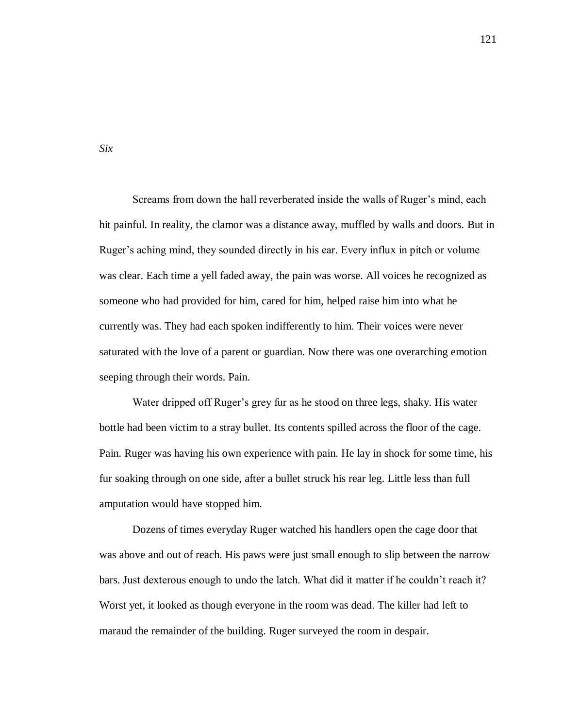*Six*

Screams from down the hall reverberated inside the walls of Ruger's mind, each hit painful. In reality, the clamor was a distance away, muffled by walls and doors. But in Ruger's aching mind, they sounded directly in his ear. Every influx in pitch or volume was clear. Each time a yell faded away, the pain was worse. All voices he recognized as someone who had provided for him, cared for him, helped raise him into what he currently was. They had each spoken indifferently to him. Their voices were never saturated with the love of a parent or guardian. Now there was one overarching emotion seeping through their words. Pain.

Water dripped off Ruger's grey fur as he stood on three legs, shaky. His water bottle had been victim to a stray bullet. Its contents spilled across the floor of the cage. Pain. Ruger was having his own experience with pain. He lay in shock for some time, his fur soaking through on one side, after a bullet struck his rear leg. Little less than full amputation would have stopped him.

Dozens of times everyday Ruger watched his handlers open the cage door that was above and out of reach. His paws were just small enough to slip between the narrow bars. Just dexterous enough to undo the latch. What did it matter if he couldn't reach it? Worst yet, it looked as though everyone in the room was dead. The killer had left to maraud the remainder of the building. Ruger surveyed the room in despair.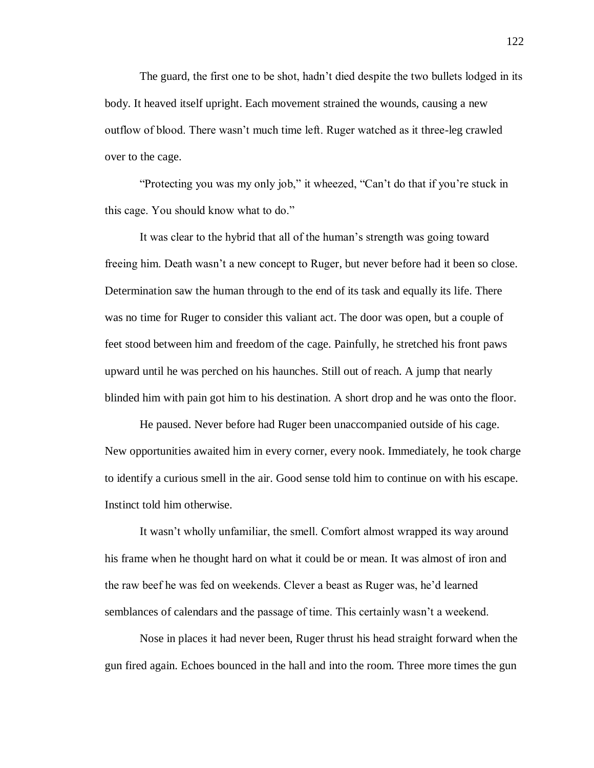The guard, the first one to be shot, hadn't died despite the two bullets lodged in its body. It heaved itself upright. Each movement strained the wounds, causing a new outflow of blood. There wasn't much time left. Ruger watched as it three-leg crawled over to the cage.

"Protecting you was my only job," it wheezed, "Can't do that if you're stuck in this cage. You should know what to do."

It was clear to the hybrid that all of the human's strength was going toward freeing him. Death wasn't a new concept to Ruger, but never before had it been so close. Determination saw the human through to the end of its task and equally its life. There was no time for Ruger to consider this valiant act. The door was open, but a couple of feet stood between him and freedom of the cage. Painfully, he stretched his front paws upward until he was perched on his haunches. Still out of reach. A jump that nearly blinded him with pain got him to his destination. A short drop and he was onto the floor.

He paused. Never before had Ruger been unaccompanied outside of his cage. New opportunities awaited him in every corner, every nook. Immediately, he took charge to identify a curious smell in the air. Good sense told him to continue on with his escape. Instinct told him otherwise.

It wasn't wholly unfamiliar, the smell. Comfort almost wrapped its way around his frame when he thought hard on what it could be or mean. It was almost of iron and the raw beef he was fed on weekends. Clever a beast as Ruger was, he'd learned semblances of calendars and the passage of time. This certainly wasn't a weekend.

Nose in places it had never been, Ruger thrust his head straight forward when the gun fired again. Echoes bounced in the hall and into the room. Three more times the gun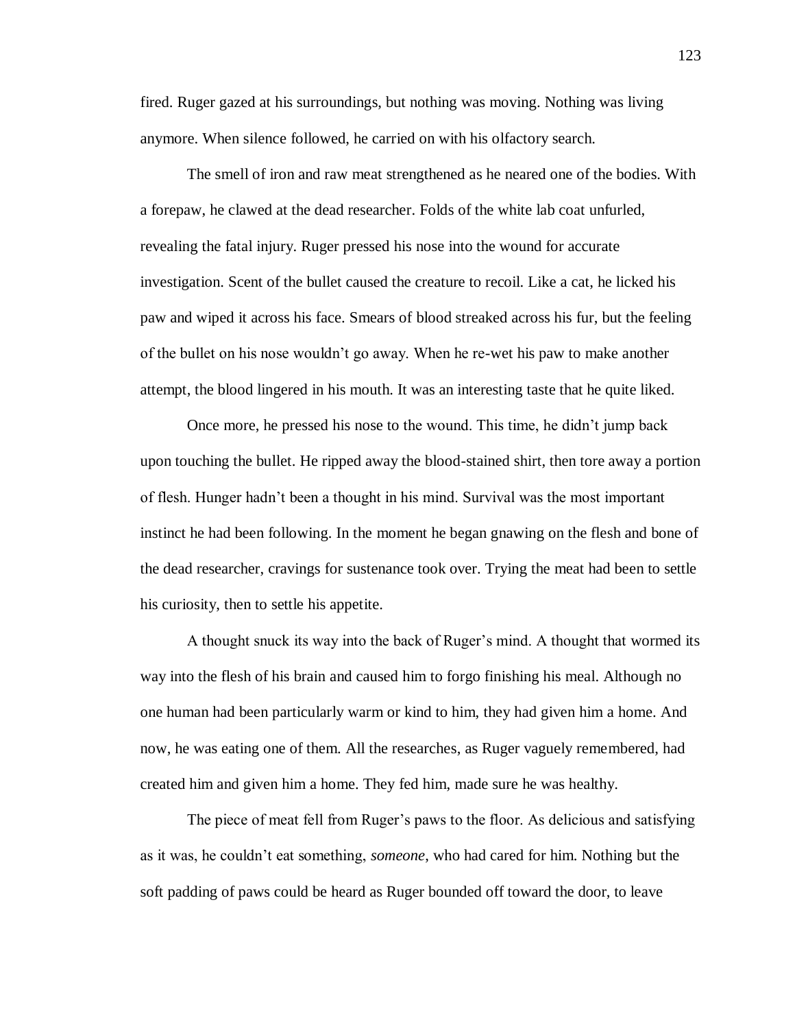fired. Ruger gazed at his surroundings, but nothing was moving. Nothing was living anymore. When silence followed, he carried on with his olfactory search.

The smell of iron and raw meat strengthened as he neared one of the bodies. With a forepaw, he clawed at the dead researcher. Folds of the white lab coat unfurled, revealing the fatal injury. Ruger pressed his nose into the wound for accurate investigation. Scent of the bullet caused the creature to recoil. Like a cat, he licked his paw and wiped it across his face. Smears of blood streaked across his fur, but the feeling of the bullet on his nose wouldn't go away. When he re-wet his paw to make another attempt, the blood lingered in his mouth. It was an interesting taste that he quite liked.

Once more, he pressed his nose to the wound. This time, he didn't jump back upon touching the bullet. He ripped away the blood-stained shirt, then tore away a portion of flesh. Hunger hadn't been a thought in his mind. Survival was the most important instinct he had been following. In the moment he began gnawing on the flesh and bone of the dead researcher, cravings for sustenance took over. Trying the meat had been to settle his curiosity, then to settle his appetite.

A thought snuck its way into the back of Ruger's mind. A thought that wormed its way into the flesh of his brain and caused him to forgo finishing his meal. Although no one human had been particularly warm or kind to him, they had given him a home. And now, he was eating one of them. All the researches, as Ruger vaguely remembered, had created him and given him a home. They fed him, made sure he was healthy.

The piece of meat fell from Ruger's paws to the floor. As delicious and satisfying as it was, he couldn't eat something, *someone*, who had cared for him. Nothing but the soft padding of paws could be heard as Ruger bounded off toward the door, to leave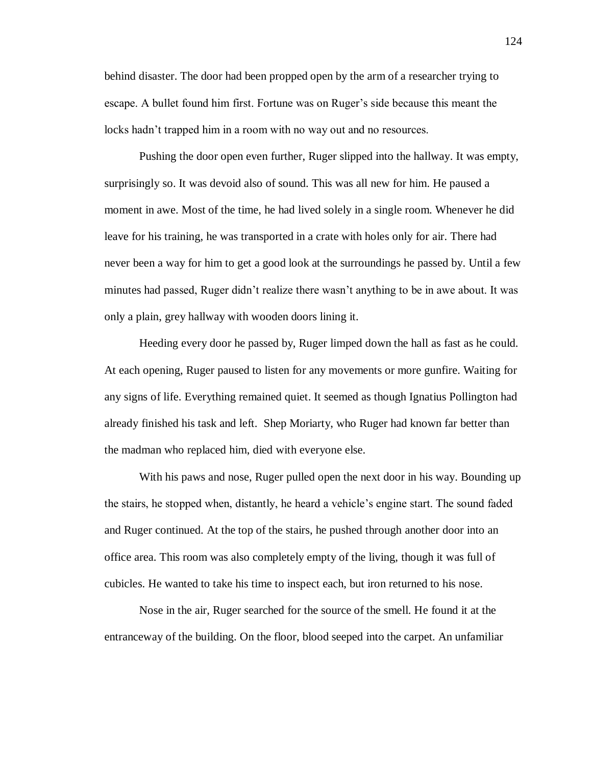behind disaster. The door had been propped open by the arm of a researcher trying to escape. A bullet found him first. Fortune was on Ruger's side because this meant the locks hadn't trapped him in a room with no way out and no resources.

Pushing the door open even further, Ruger slipped into the hallway. It was empty, surprisingly so. It was devoid also of sound. This was all new for him. He paused a moment in awe. Most of the time, he had lived solely in a single room. Whenever he did leave for his training, he was transported in a crate with holes only for air. There had never been a way for him to get a good look at the surroundings he passed by. Until a few minutes had passed, Ruger didn't realize there wasn't anything to be in awe about. It was only a plain, grey hallway with wooden doors lining it.

Heeding every door he passed by, Ruger limped down the hall as fast as he could. At each opening, Ruger paused to listen for any movements or more gunfire. Waiting for any signs of life. Everything remained quiet. It seemed as though Ignatius Pollington had already finished his task and left. Shep Moriarty, who Ruger had known far better than the madman who replaced him, died with everyone else.

With his paws and nose, Ruger pulled open the next door in his way. Bounding up the stairs, he stopped when, distantly, he heard a vehicle's engine start. The sound faded and Ruger continued. At the top of the stairs, he pushed through another door into an office area. This room was also completely empty of the living, though it was full of cubicles. He wanted to take his time to inspect each, but iron returned to his nose.

Nose in the air, Ruger searched for the source of the smell. He found it at the entranceway of the building. On the floor, blood seeped into the carpet. An unfamiliar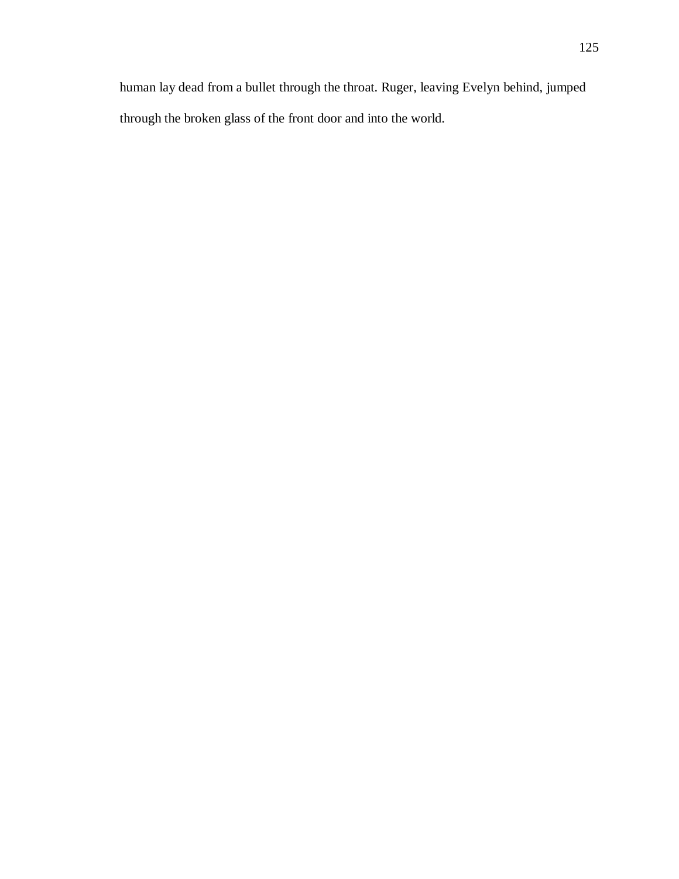human lay dead from a bullet through the throat. Ruger, leaving Evelyn behind, jumped through the broken glass of the front door and into the world.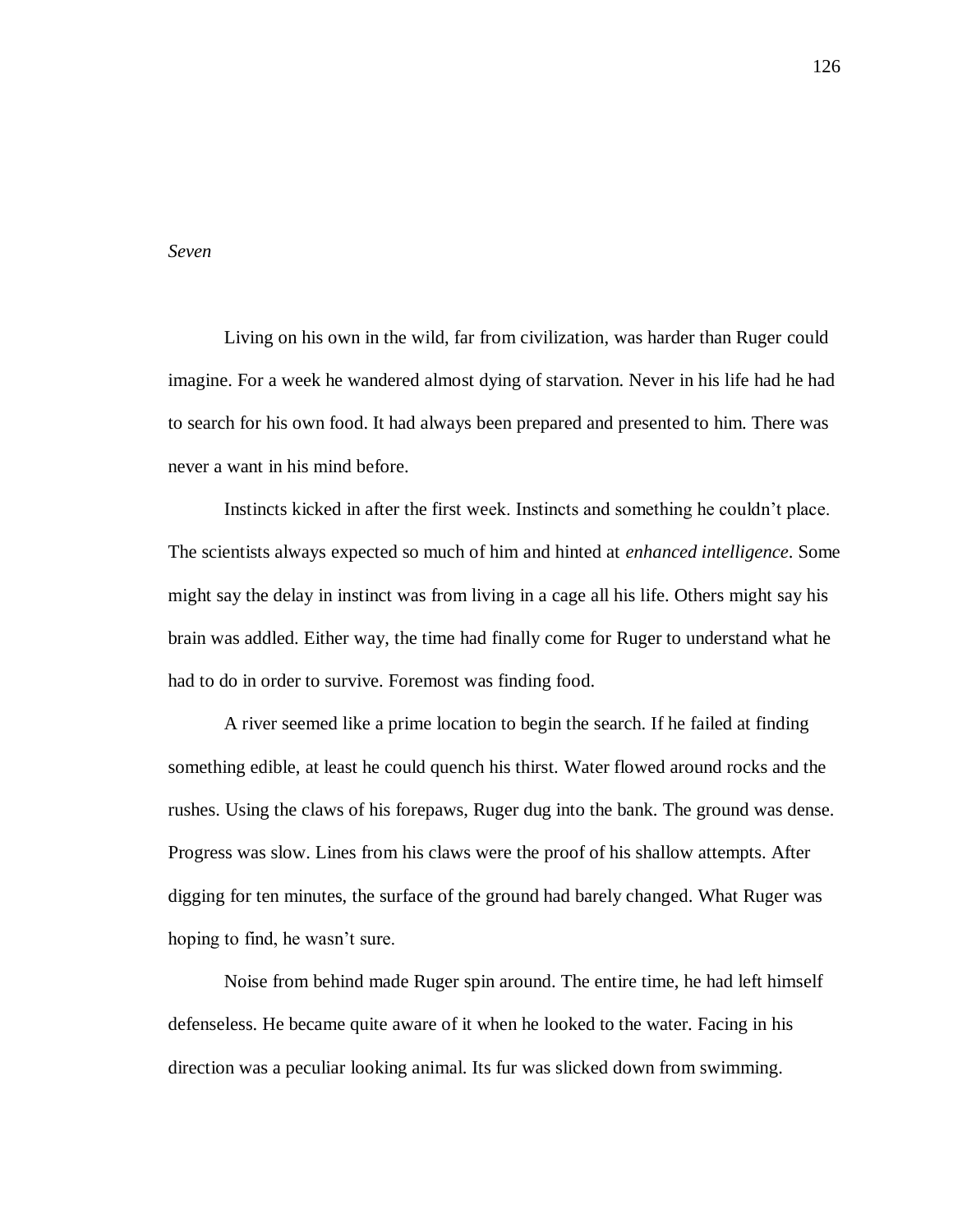*Seven*

Living on his own in the wild, far from civilization, was harder than Ruger could imagine. For a week he wandered almost dying of starvation. Never in his life had he had to search for his own food. It had always been prepared and presented to him. There was never a want in his mind before.

Instincts kicked in after the first week. Instincts and something he couldn't place. The scientists always expected so much of him and hinted at *enhanced intelligence*. Some might say the delay in instinct was from living in a cage all his life. Others might say his brain was addled. Either way, the time had finally come for Ruger to understand what he had to do in order to survive. Foremost was finding food.

A river seemed like a prime location to begin the search. If he failed at finding something edible, at least he could quench his thirst. Water flowed around rocks and the rushes. Using the claws of his forepaws, Ruger dug into the bank. The ground was dense. Progress was slow. Lines from his claws were the proof of his shallow attempts. After digging for ten minutes, the surface of the ground had barely changed. What Ruger was hoping to find, he wasn't sure.

Noise from behind made Ruger spin around. The entire time, he had left himself defenseless. He became quite aware of it when he looked to the water. Facing in his direction was a peculiar looking animal. Its fur was slicked down from swimming.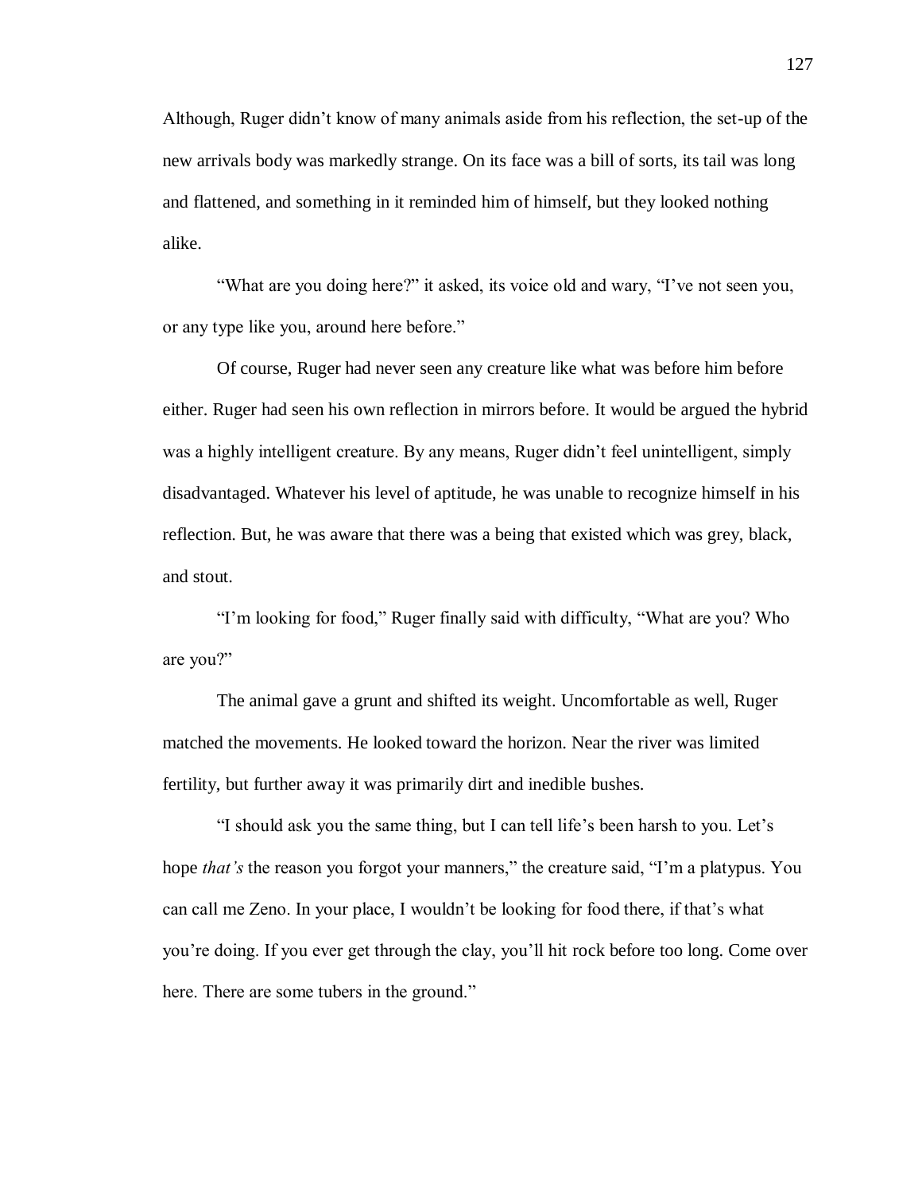Although, Ruger didn't know of many animals aside from his reflection, the set-up of the new arrivals body was markedly strange. On its face was a bill of sorts, its tail was long and flattened, and something in it reminded him of himself, but they looked nothing alike.

"What are you doing here?" it asked, its voice old and wary, "I've not seen you, or any type like you, around here before."

Of course, Ruger had never seen any creature like what was before him before either. Ruger had seen his own reflection in mirrors before. It would be argued the hybrid was a highly intelligent creature. By any means, Ruger didn't feel unintelligent, simply disadvantaged. Whatever his level of aptitude, he was unable to recognize himself in his reflection. But, he was aware that there was a being that existed which was grey, black, and stout.

"I'm looking for food," Ruger finally said with difficulty, "What are you? Who are you?"

The animal gave a grunt and shifted its weight. Uncomfortable as well, Ruger matched the movements. He looked toward the horizon. Near the river was limited fertility, but further away it was primarily dirt and inedible bushes.

"I should ask you the same thing, but I can tell life's been harsh to you. Let's hope *that's* the reason you forgot your manners," the creature said, "I'm a platypus. You can call me Zeno. In your place, I wouldn't be looking for food there, if that's what you're doing. If you ever get through the clay, you'll hit rock before too long. Come over here. There are some tubers in the ground."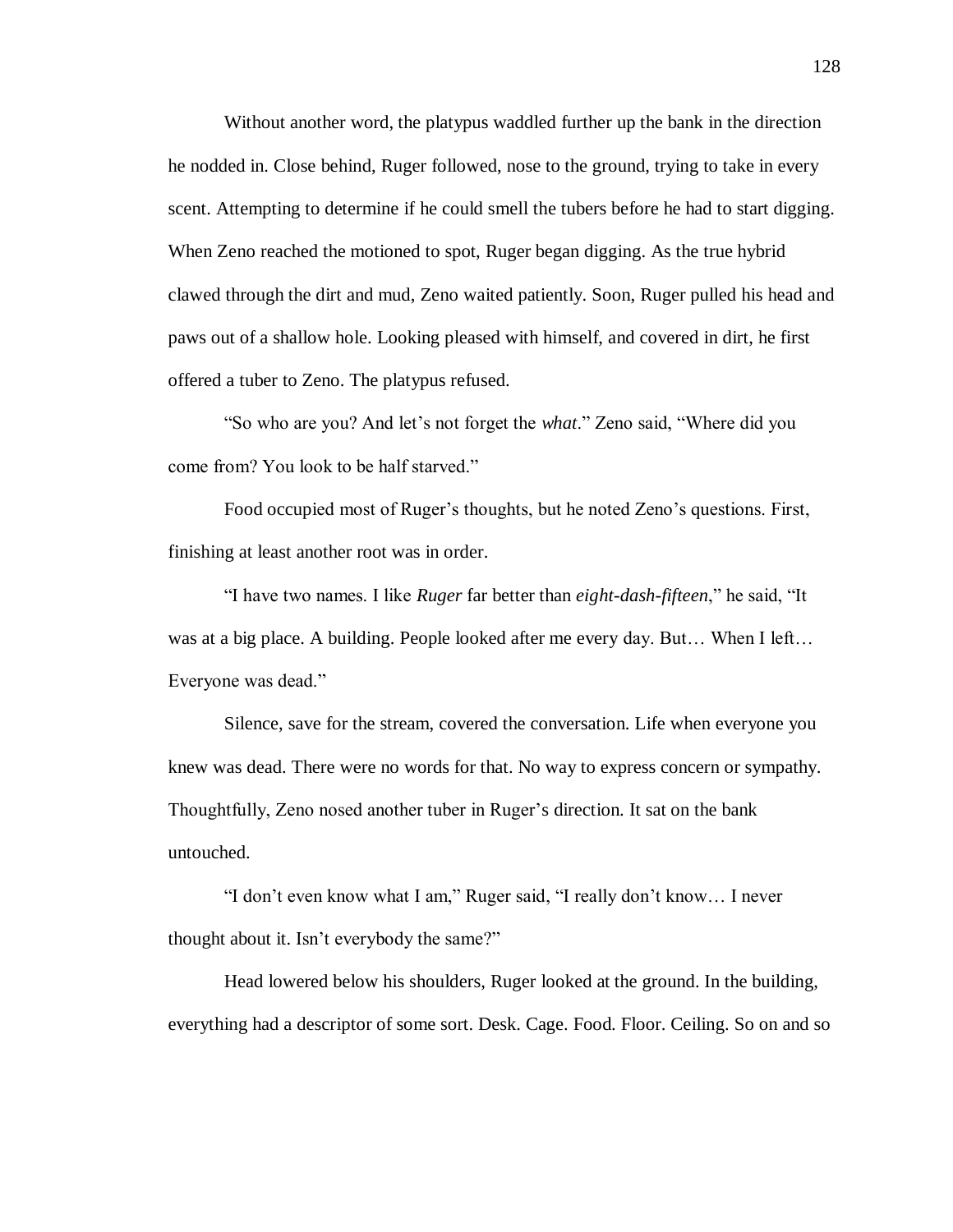Without another word, the platypus waddled further up the bank in the direction he nodded in. Close behind, Ruger followed, nose to the ground, trying to take in every scent. Attempting to determine if he could smell the tubers before he had to start digging. When Zeno reached the motioned to spot, Ruger began digging. As the true hybrid clawed through the dirt and mud, Zeno waited patiently. Soon, Ruger pulled his head and paws out of a shallow hole. Looking pleased with himself, and covered in dirt, he first offered a tuber to Zeno. The platypus refused.

"So who are you? And let's not forget the *what*." Zeno said, "Where did you come from? You look to be half starved."

Food occupied most of Ruger's thoughts, but he noted Zeno's questions. First, finishing at least another root was in order.

"I have two names. I like *Ruger* far better than *eight-dash-fifteen*," he said, "It was at a big place. A building. People looked after me every day. But… When I left… Everyone was dead."

Silence, save for the stream, covered the conversation. Life when everyone you knew was dead. There were no words for that. No way to express concern or sympathy. Thoughtfully, Zeno nosed another tuber in Ruger's direction. It sat on the bank untouched.

"I don't even know what I am," Ruger said, "I really don't know… I never thought about it. Isn't everybody the same?"

Head lowered below his shoulders, Ruger looked at the ground. In the building, everything had a descriptor of some sort. Desk. Cage. Food. Floor. Ceiling. So on and so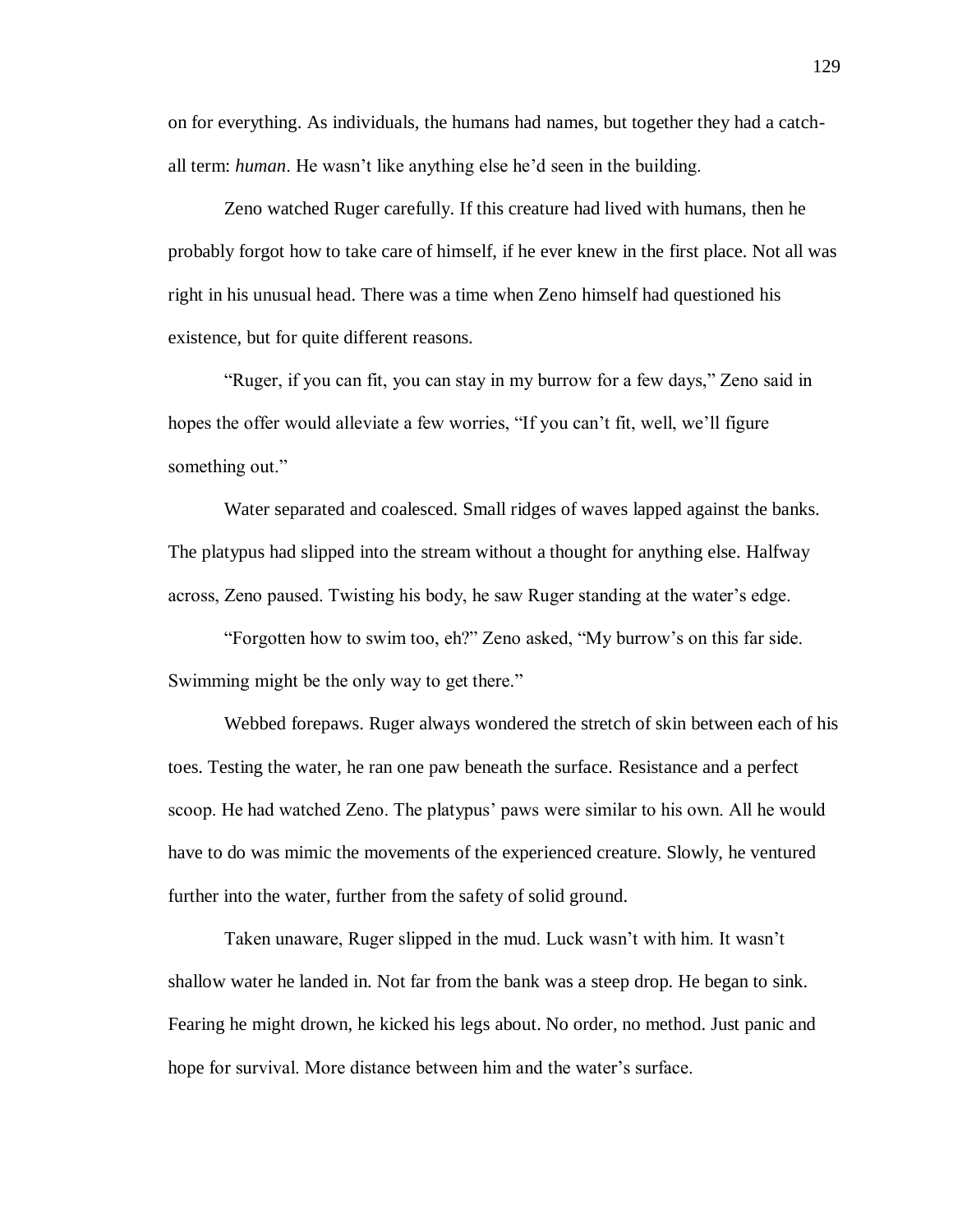on for everything. As individuals, the humans had names, but together they had a catch-all term: *human*. He wasn't like anything else he'd seen in the building.

Zeno watched Ruger carefully. If this creature had lived with humans, then he probably forgot how to take care of himself, if he ever knew in the first place. Not all was right in his unusual head. There was a time when Zeno himself had questioned his existence, but for quite different reasons.

"Ruger, if you can fit, you can stay in my burrow for a few days," Zeno said in hopes the offer would alleviate a few worries, "If you can't fit, well, we'll figure something out."

Water separated and coalesced. Small ridges of waves lapped against the banks. The platypus had slipped into the stream without a thought for anything else. Halfway across, Zeno paused. Twisting his body, he saw Ruger standing at the water's edge.

"Forgotten how to swim too, eh?" Zeno asked, "My burrow's on this far side. Swimming might be the only way to get there."

Webbed forepaws. Ruger always wondered the stretch of skin between each of his toes. Testing the water, he ran one paw beneath the surface. Resistance and a perfect scoop. He had watched Zeno. The platypus' paws were similar to his own. All he would have to do was mimic the movements of the experienced creature. Slowly, he ventured further into the water, further from the safety of solid ground.

Taken unaware, Ruger slipped in the mud. Luck wasn't with him. It wasn't shallow water he landed in. Not far from the bank was a steep drop. He began to sink. Fearing he might drown, he kicked his legs about. No order, no method. Just panic and hope for survival. More distance between him and the water's surface.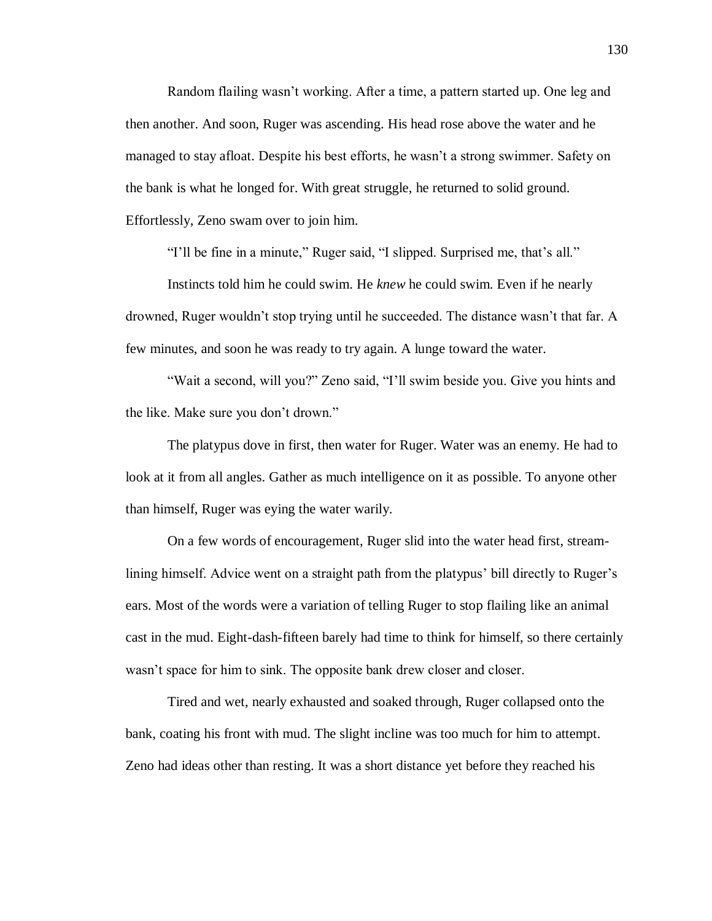Random flailing wasn't working. After a time, a pattern started up. One leg and then another. And soon, Ruger was ascending. His head rose above the water and he managed to stay afloat. Despite his best efforts, he wasn't a strong swimmer. Safety on the bank is what he longed for. With great struggle, he returned to solid ground. Effortlessly, Zeno swam over to join him.

"I'll be fine in a minute," Ruger said, "I slipped. Surprised me, that's all."

Instincts told him he could swim. He *knew* he could swim. Even if he nearly drowned, Ruger wouldn't stop trying until he succeeded. The distance wasn't that far. A few minutes, and soon he was ready to try again. A lunge toward the water.

"Wait a second, will you?" Zeno said, "I'll swim beside you. Give you hints and the like. Make sure you don't drown."

The platypus dove in first, then water for Ruger. Water was an enemy. He had to look at it from all angles. Gather as much intelligence on it as possible. To anyone other than himself, Ruger was eying the water warily.

On a few words of encouragement, Ruger slid into the water head first, stream-lining himself. Advice went on a straight path from the platypus' bill directly to Ruger's ears. Most of the words were a variation of telling Ruger to stop flailing like an animal cast in the mud. Eight-dash-fifteen barely had time to think for himself, so there certainly wasn't space for him to sink. The opposite bank drew closer and closer.

Tired and wet, nearly exhausted and soaked through, Ruger collapsed onto the bank, coating his front with mud. The slight incline was too much for him to attempt. Zeno had ideas other than resting. It was a short distance yet before they reached his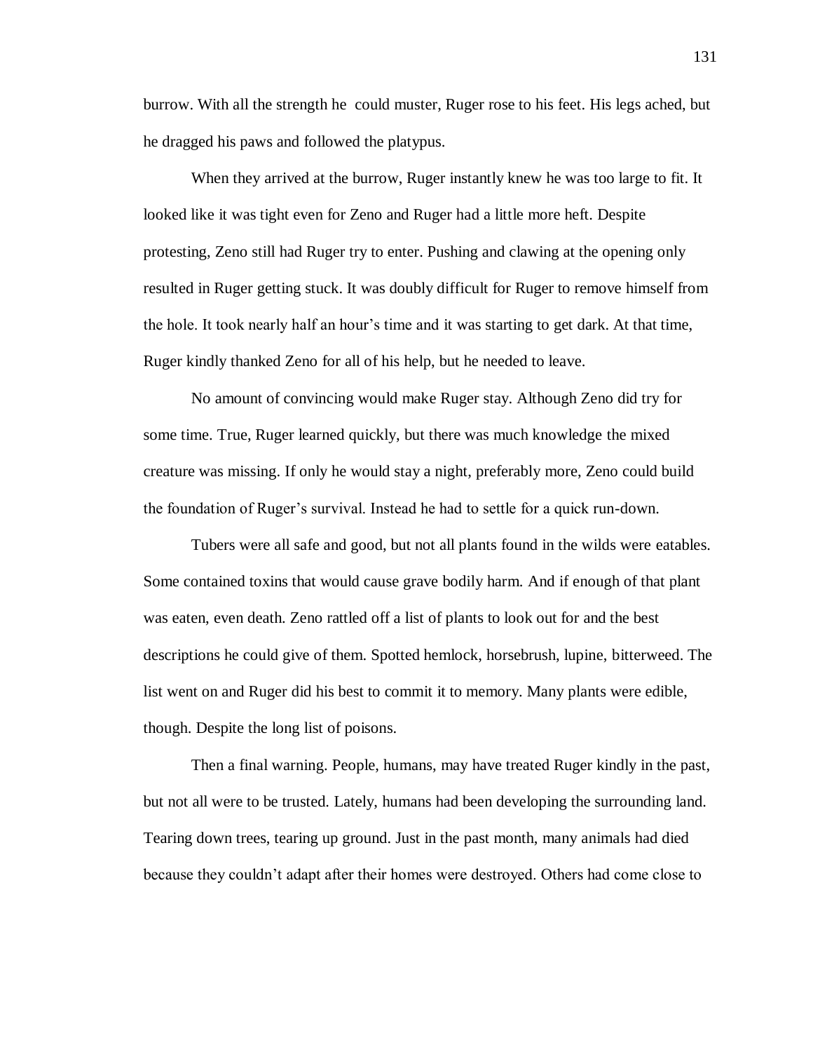burrow. With all the strength he could muster, Ruger rose to his feet. His legs ached, but he dragged his paws and followed the platypus.

When they arrived at the burrow, Ruger instantly knew he was too large to fit. It looked like it was tight even for Zeno and Ruger had a little more heft. Despite protesting, Zeno still had Ruger try to enter. Pushing and clawing at the opening only resulted in Ruger getting stuck. It was doubly difficult for Ruger to remove himself from the hole. It took nearly half an hour's time and it was starting to get dark. At that time, Ruger kindly thanked Zeno for all of his help, but he needed to leave.

No amount of convincing would make Ruger stay. Although Zeno did try for some time. True, Ruger learned quickly, but there was much knowledge the mixed creature was missing. If only he would stay a night, preferably more, Zeno could build the foundation of Ruger's survival. Instead he had to settle for a quick run-down.

Tubers were all safe and good, but not all plants found in the wilds were eatables. Some contained toxins that would cause grave bodily harm. And if enough of that plant was eaten, even death. Zeno rattled off a list of plants to look out for and the best descriptions he could give of them. Spotted hemlock, horsebrush, lupine, bitterweed. The list went on and Ruger did his best to commit it to memory. Many plants were edible, though. Despite the long list of poisons.

Then a final warning. People, humans, may have treated Ruger kindly in the past, but not all were to be trusted. Lately, humans had been developing the surrounding land. Tearing down trees, tearing up ground. Just in the past month, many animals had died because they couldn't adapt after their homes were destroyed. Others had come close to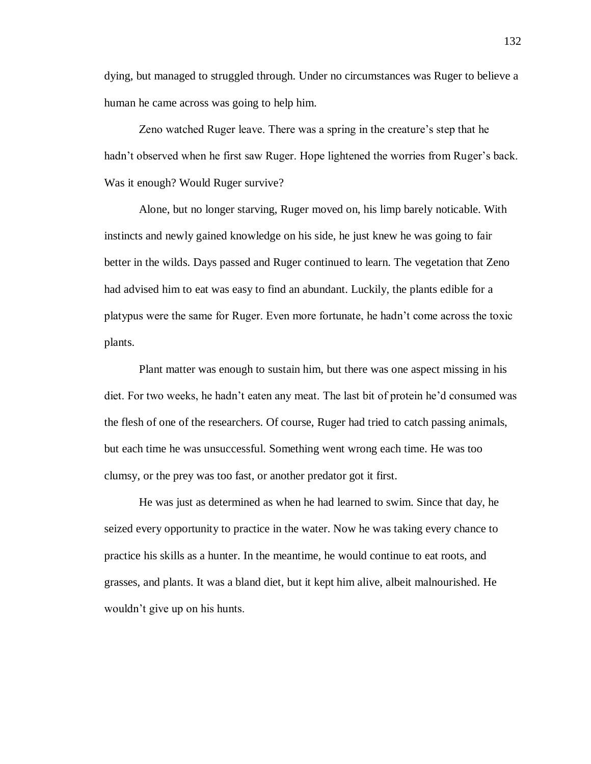dying, but managed to struggled through. Under no circumstances was Ruger to believe a human he came across was going to help him.

Zeno watched Ruger leave. There was a spring in the creature's step that he hadn't observed when he first saw Ruger. Hope lightened the worries from Ruger's back. Was it enough? Would Ruger survive?

Alone, but no longer starving, Ruger moved on, his limp barely noticable. With instincts and newly gained knowledge on his side, he just knew he was going to fair better in the wilds. Days passed and Ruger continued to learn. The vegetation that Zeno had advised him to eat was easy to find an abundant. Luckily, the plants edible for a platypus were the same for Ruger. Even more fortunate, he hadn't come across the toxic plants.

Plant matter was enough to sustain him, but there was one aspect missing in his diet. For two weeks, he hadn't eaten any meat. The last bit of protein he'd consumed was the flesh of one of the researchers. Of course, Ruger had tried to catch passing animals, but each time he was unsuccessful. Something went wrong each time. He was too clumsy, or the prey was too fast, or another predator got it first.

He was just as determined as when he had learned to swim. Since that day, he seized every opportunity to practice in the water. Now he was taking every chance to practice his skills as a hunter. In the meantime, he would continue to eat roots, and grasses, and plants. It was a bland diet, but it kept him alive, albeit malnourished. He wouldn't give up on his hunts.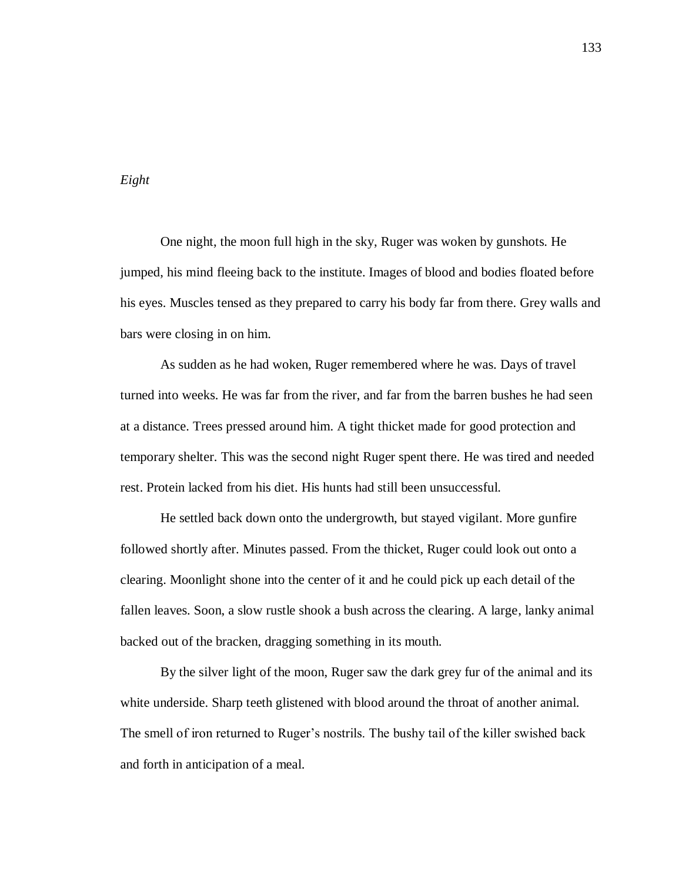## *Eight*

One night, the moon full high in the sky, Ruger was woken by gunshots. He jumped, his mind fleeing back to the institute. Images of blood and bodies floated before his eyes. Muscles tensed as they prepared to carry his body far from there. Grey walls and bars were closing in on him.

As sudden as he had woken, Ruger remembered where he was. Days of travel turned into weeks. He was far from the river, and far from the barren bushes he had seen at a distance. Trees pressed around him. A tight thicket made for good protection and temporary shelter. This was the second night Ruger spent there. He was tired and needed rest. Protein lacked from his diet. His hunts had still been unsuccessful.

He settled back down onto the undergrowth, but stayed vigilant. More gunfire followed shortly after. Minutes passed. From the thicket, Ruger could look out onto a clearing. Moonlight shone into the center of it and he could pick up each detail of the fallen leaves. Soon, a slow rustle shook a bush across the clearing. A large, lanky animal backed out of the bracken, dragging something in its mouth.

By the silver light of the moon, Ruger saw the dark grey fur of the animal and its white underside. Sharp teeth glistened with blood around the throat of another animal. The smell of iron returned to Ruger's nostrils. The bushy tail of the killer swished back and forth in anticipation of a meal.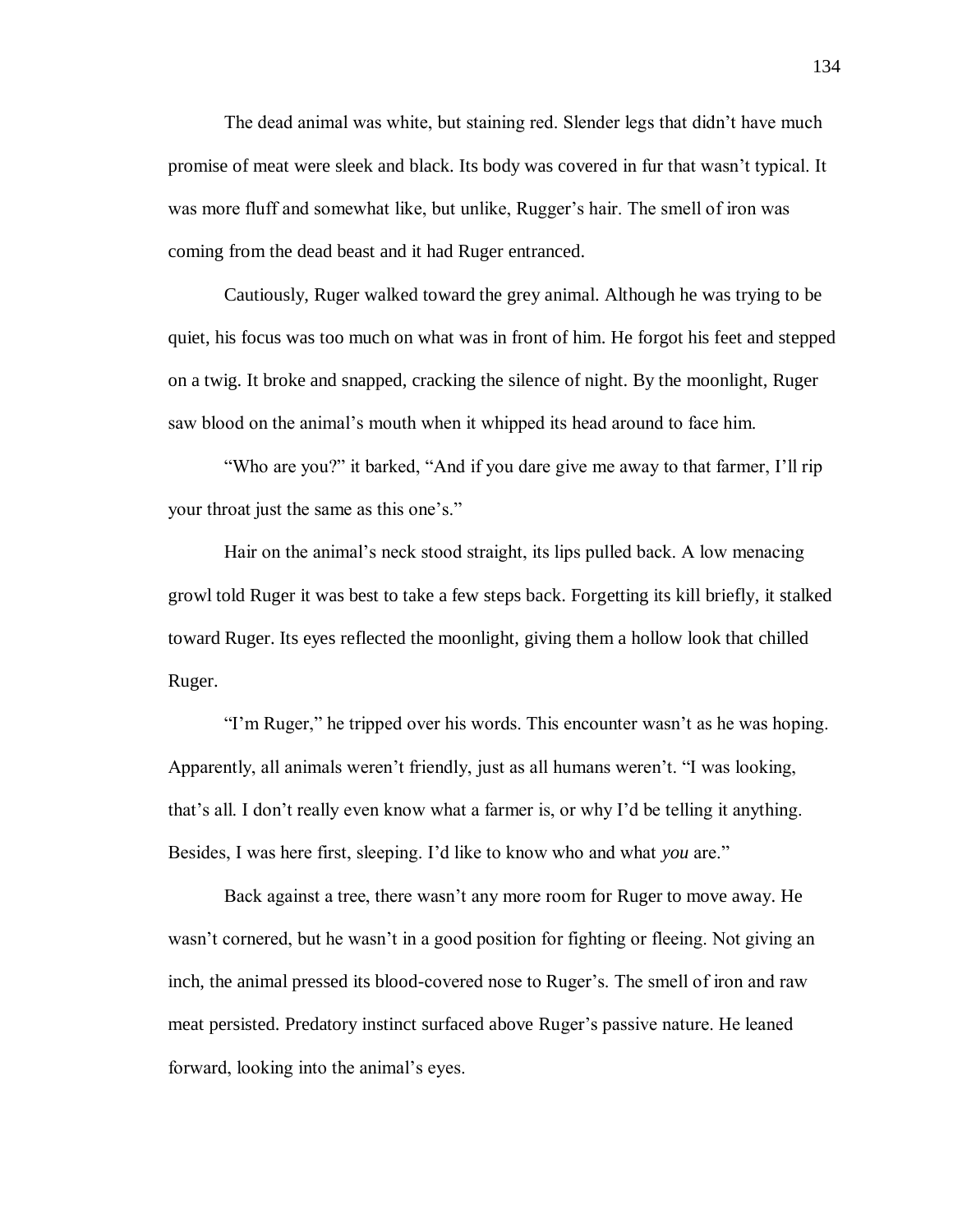The dead animal was white, but staining red. Slender legs that didn't have much promise of meat were sleek and black. Its body was covered in fur that wasn't typical. It was more fluff and somewhat like, but unlike, Rugger's hair. The smell of iron was coming from the dead beast and it had Ruger entranced.

Cautiously, Ruger walked toward the grey animal. Although he was trying to be quiet, his focus was too much on what was in front of him. He forgot his feet and stepped on a twig. It broke and snapped, cracking the silence of night. By the moonlight, Ruger saw blood on the animal's mouth when it whipped its head around to face him.

"Who are you?" it barked, "And if you dare give me away to that farmer, I'll rip your throat just the same as this one's."

Hair on the animal's neck stood straight, its lips pulled back. A low menacing growl told Ruger it was best to take a few steps back. Forgetting its kill briefly, it stalked toward Ruger. Its eyes reflected the moonlight, giving them a hollow look that chilled Ruger.

"I'm Ruger," he tripped over his words. This encounter wasn't as he was hoping. Apparently, all animals weren't friendly, just as all humans weren't. "I was looking, that's all. I don't really even know what a farmer is, or why I'd be telling it anything. Besides, I was here first, sleeping. I'd like to know who and what *you* are."

Back against a tree, there wasn't any more room for Ruger to move away. He wasn't cornered, but he wasn't in a good position for fighting or fleeing. Not giving an inch, the animal pressed its blood-covered nose to Ruger's. The smell of iron and raw meat persisted. Predatory instinct surfaced above Ruger's passive nature. He leaned forward, looking into the animal's eyes.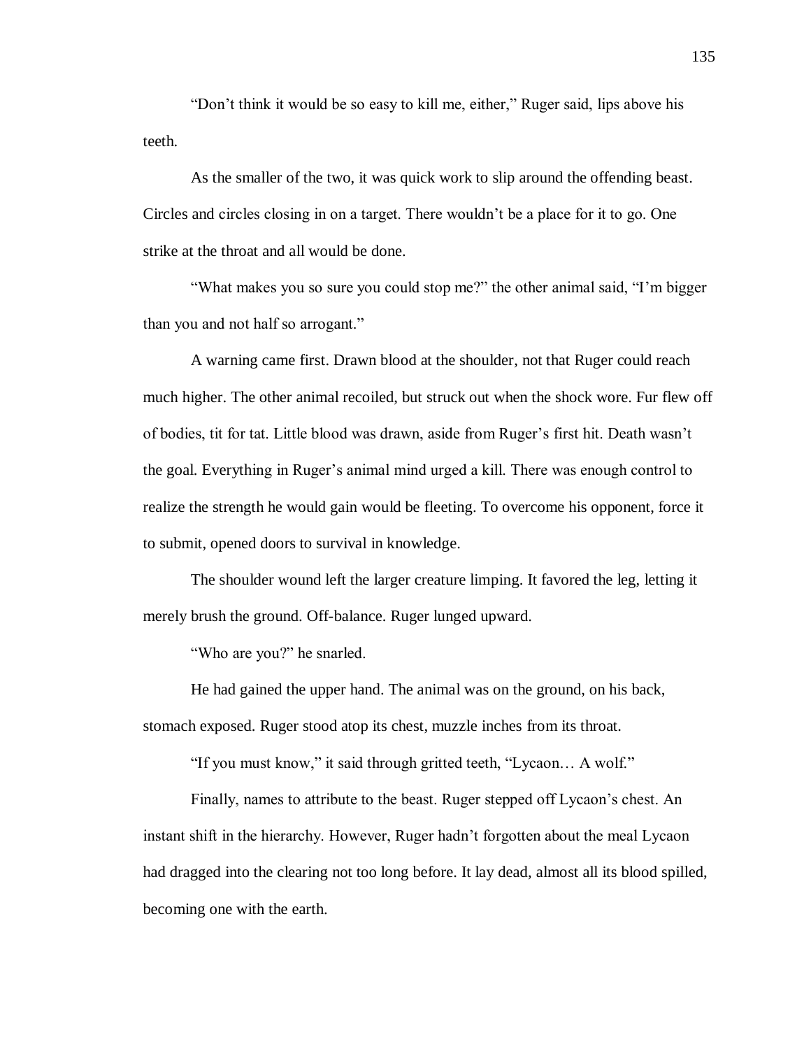“Don’t think it would be so easy to kill me, either,” Ruger said, lips above his teeth.

As the smaller of the two, it was quick work to slip around the offending beast. Circles and circles closing in on a target. There wouldn’t be a place for it to go. One strike at the throat and all would be done.

“What makes you so sure you could stop me?” the other animal said, “I’m bigger than you and not half so arrogant.”

A warning came first. Drawn blood at the shoulder, not that Ruger could reach much higher. The other animal recoiled, but struck out when the shock wore. Fur flew off of bodies, tit for tat. Little blood was drawn, aside from Ruger’s first hit. Death wasn’t the goal. Everything in Ruger’s animal mind urged a kill. There was enough control to realize the strength he would gain would be fleeting. To overcome his opponent, force it to submit, opened doors to survival in knowledge.

The shoulder wound left the larger creature limping. It favored the leg, letting it merely brush the ground. Off-balance. Ruger lunged upward.

“Who are you?” he snarled.

He had gained the upper hand. The animal was on the ground, on his back, stomach exposed. Ruger stood atop its chest, muzzle inches from its throat.

“If you must know,” it said through gritted teeth, “Lycaon… A wolf.”

Finally, names to attribute to the beast. Ruger stepped off Lycaon’s chest. An instant shift in the hierarchy. However, Ruger hadn’t forgotten about the meal Lycaon had dragged into the clearing not too long before. It lay dead, almost all its blood spilled, becoming one with the earth.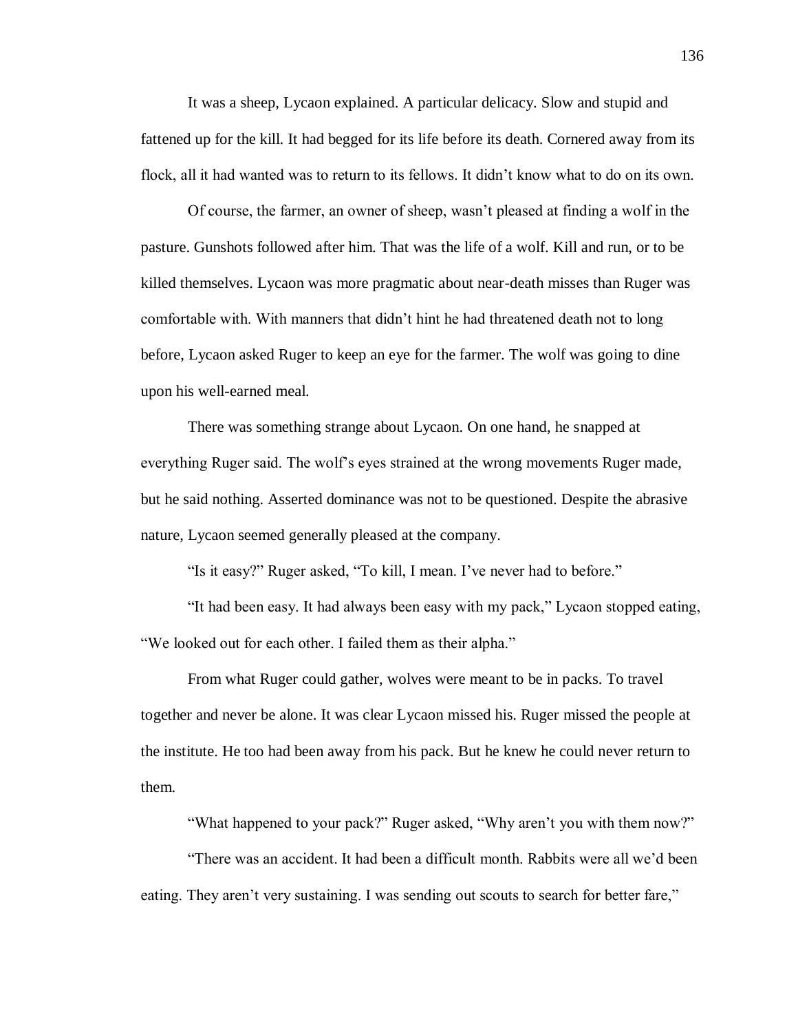It was a sheep, Lycaon explained. A particular delicacy. Slow and stupid and fattened up for the kill. It had begged for its life before its death. Cornered away from its flock, all it had wanted was to return to its fellows. It didn't know what to do on its own.

Of course, the farmer, an owner of sheep, wasn't pleased at finding a wolf in the pasture. Gunshots followed after him. That was the life of a wolf. Kill and run, or to be killed themselves. Lycaon was more pragmatic about near-death misses than Ruger was comfortable with. With manners that didn't hint he had threatened death not to long before, Lycaon asked Ruger to keep an eye for the farmer. The wolf was going to dine upon his well-earned meal.

There was something strange about Lycaon. On one hand, he snapped at everything Ruger said. The wolf's eyes strained at the wrong movements Ruger made, but he said nothing. Asserted dominance was not to be questioned. Despite the abrasive nature, Lycaon seemed generally pleased at the company.

"Is it easy?" Ruger asked, "To kill, I mean. I've never had to before."

"It had been easy. It had always been easy with my pack," Lycaon stopped eating, "We looked out for each other. I failed them as their alpha."

From what Ruger could gather, wolves were meant to be in packs. To travel together and never be alone. It was clear Lycaon missed his. Ruger missed the people at the institute. He too had been away from his pack. But he knew he could never return to them.

"What happened to your pack?" Ruger asked, "Why aren't you with them now?"

"There was an accident. It had been a difficult month. Rabbits were all we'd been eating. They aren't very sustaining. I was sending out scouts to search for better fare,"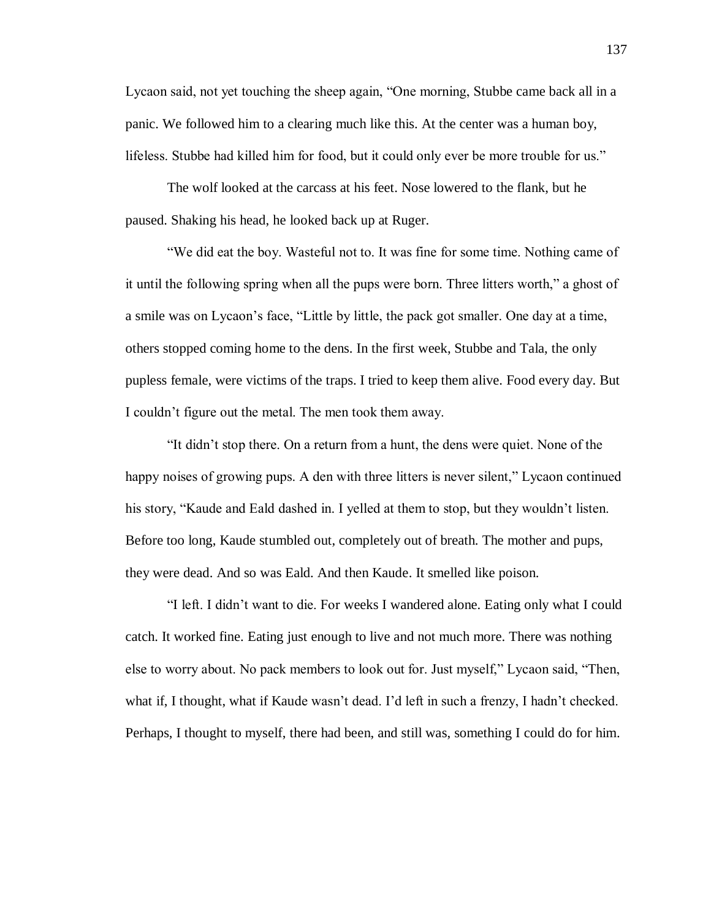Lycaon said, not yet touching the sheep again, "One morning, Stubbe came back all in a panic. We followed him to a clearing much like this. At the center was a human boy, lifeless. Stubbe had killed him for food, but it could only ever be more trouble for us."

The wolf looked at the carcass at his feet. Nose lowered to the flank, but he paused. Shaking his head, he looked back up at Ruger.

"We did eat the boy. Wasteful not to. It was fine for some time. Nothing came of it until the following spring when all the pups were born. Three litters worth," a ghost of a smile was on Lycaon's face, "Little by little, the pack got smaller. One day at a time, others stopped coming home to the dens. In the first week, Stubbe and Tala, the only pupless female, were victims of the traps. I tried to keep them alive. Food every day. But I couldn't figure out the metal. The men took them away.

"It didn't stop there. On a return from a hunt, the dens were quiet. None of the happy noises of growing pups. A den with three litters is never silent," Lycaon continued his story, "Kaude and Eald dashed in. I yelled at them to stop, but they wouldn't listen. Before too long, Kaude stumbled out, completely out of breath. The mother and pups, they were dead. And so was Eald. And then Kaude. It smelled like poison.

"I left. I didn't want to die. For weeks I wandered alone. Eating only what I could catch. It worked fine. Eating just enough to live and not much more. There was nothing else to worry about. No pack members to look out for. Just myself," Lycaon said, "Then, what if, I thought, what if Kaude wasn't dead. I'd left in such a frenzy, I hadn't checked. Perhaps, I thought to myself, there had been, and still was, something I could do for him.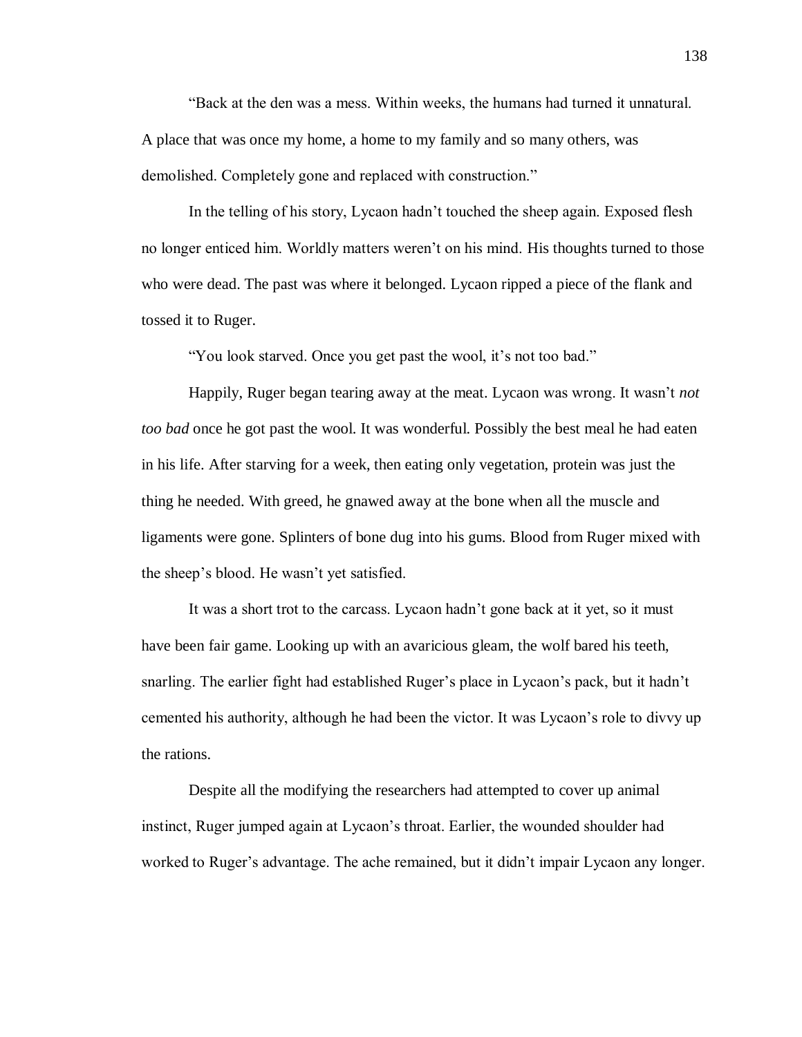"Back at the den was a mess. Within weeks, the humans had turned it unnatural. A place that was once my home, a home to my family and so many others, was demolished. Completely gone and replaced with construction."

In the telling of his story, Lycaon hadn't touched the sheep again. Exposed flesh no longer enticed him. Worldly matters weren't on his mind. His thoughts turned to those who were dead. The past was where it belonged. Lycaon ripped a piece of the flank and tossed it to Ruger.

"You look starved. Once you get past the wool, it's not too bad."

Happily, Ruger began tearing away at the meat. Lycaon was wrong. It wasn't *not too bad* once he got past the wool. It was wonderful. Possibly the best meal he had eaten in his life. After starving for a week, then eating only vegetation, protein was just the thing he needed. With greed, he gnawed away at the bone when all the muscle and ligaments were gone. Splinters of bone dug into his gums. Blood from Ruger mixed with the sheep's blood. He wasn't yet satisfied.

It was a short trot to the carcass. Lycaon hadn't gone back at it yet, so it must have been fair game. Looking up with an avaricious gleam, the wolf bared his teeth, snarling. The earlier fight had established Ruger's place in Lycaon's pack, but it hadn't cemented his authority, although he had been the victor. It was Lycaon's role to divvy up the rations.

Despite all the modifying the researchers had attempted to cover up animal instinct, Ruger jumped again at Lycaon's throat. Earlier, the wounded shoulder had worked to Ruger's advantage. The ache remained, but it didn't impair Lycaon any longer.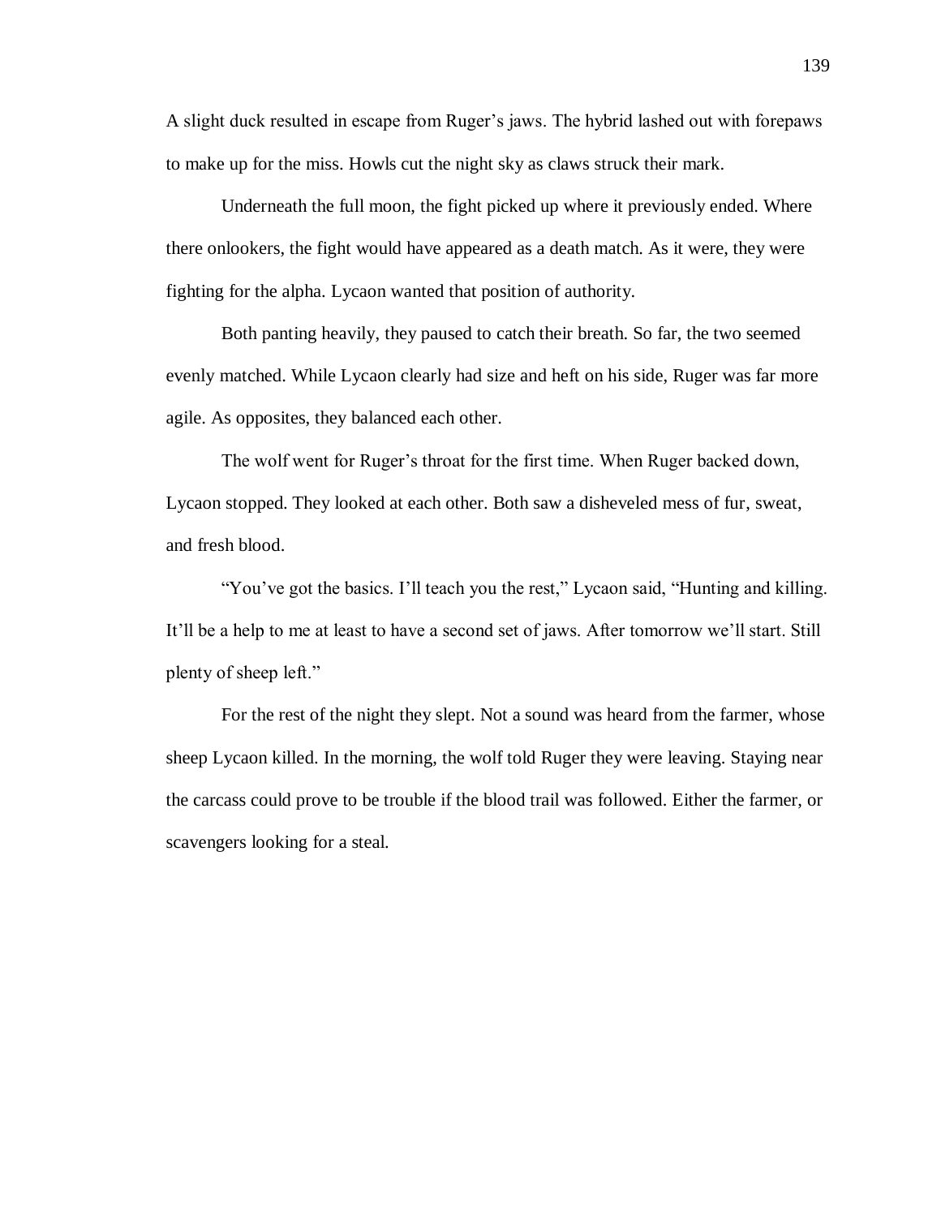A slight duck resulted in escape from Ruger's jaws. The hybrid lashed out with forepaws to make up for the miss. Howls cut the night sky as claws struck their mark.

Underneath the full moon, the fight picked up where it previously ended. Where there onlookers, the fight would have appeared as a death match. As it were, they were fighting for the alpha. Lycaon wanted that position of authority.

Both panting heavily, they paused to catch their breath. So far, the two seemed evenly matched. While Lycaon clearly had size and heft on his side, Ruger was far more agile. As opposites, they balanced each other.

The wolf went for Ruger's throat for the first time. When Ruger backed down, Lycaon stopped. They looked at each other. Both saw a disheveled mess of fur, sweat, and fresh blood.

"You've got the basics. I'll teach you the rest," Lycaon said, "Hunting and killing. It'll be a help to me at least to have a second set of jaws. After tomorrow we'll start. Still plenty of sheep left."

For the rest of the night they slept. Not a sound was heard from the farmer, whose sheep Lycaon killed. In the morning, the wolf told Ruger they were leaving. Staying near the carcass could prove to be trouble if the blood trail was followed. Either the farmer, or scavengers looking for a steal.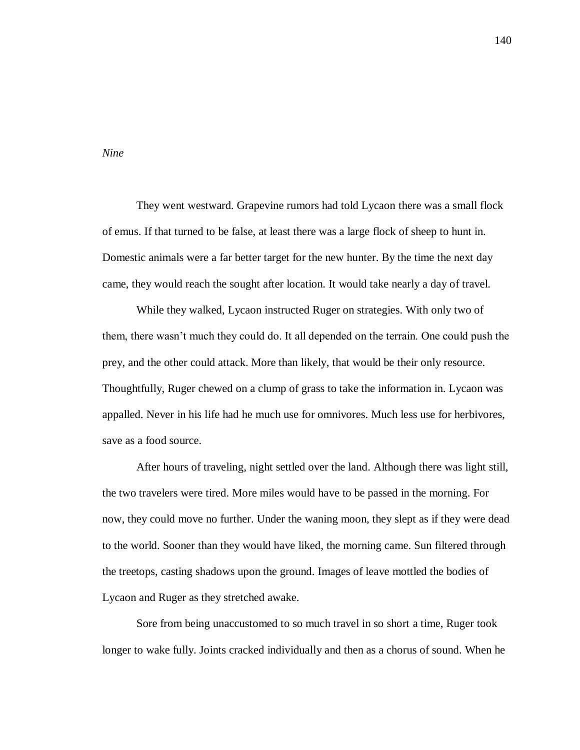*Nine*

They went westward. Grapevine rumors had told Lycaon there was a small flock of emus. If that turned to be false, at least there was a large flock of sheep to hunt in. Domestic animals were a far better target for the new hunter. By the time the next day came, they would reach the sought after location. It would take nearly a day of travel.

While they walked, Lycaon instructed Ruger on strategies. With only two of them, there wasn't much they could do. It all depended on the terrain. One could push the prey, and the other could attack. More than likely, that would be their only resource. Thoughtfully, Ruger chewed on a clump of grass to take the information in. Lycaon was appalled. Never in his life had he much use for omnivores. Much less use for herbivores, save as a food source.

After hours of traveling, night settled over the land. Although there was light still, the two travelers were tired. More miles would have to be passed in the morning. For now, they could move no further. Under the waning moon, they slept as if they were dead to the world. Sooner than they would have liked, the morning came. Sun filtered through the treetops, casting shadows upon the ground. Images of leave mottled the bodies of Lycaon and Ruger as they stretched awake.

Sore from being unaccustomed to so much travel in so short a time, Ruger took longer to wake fully. Joints cracked individually and then as a chorus of sound. When he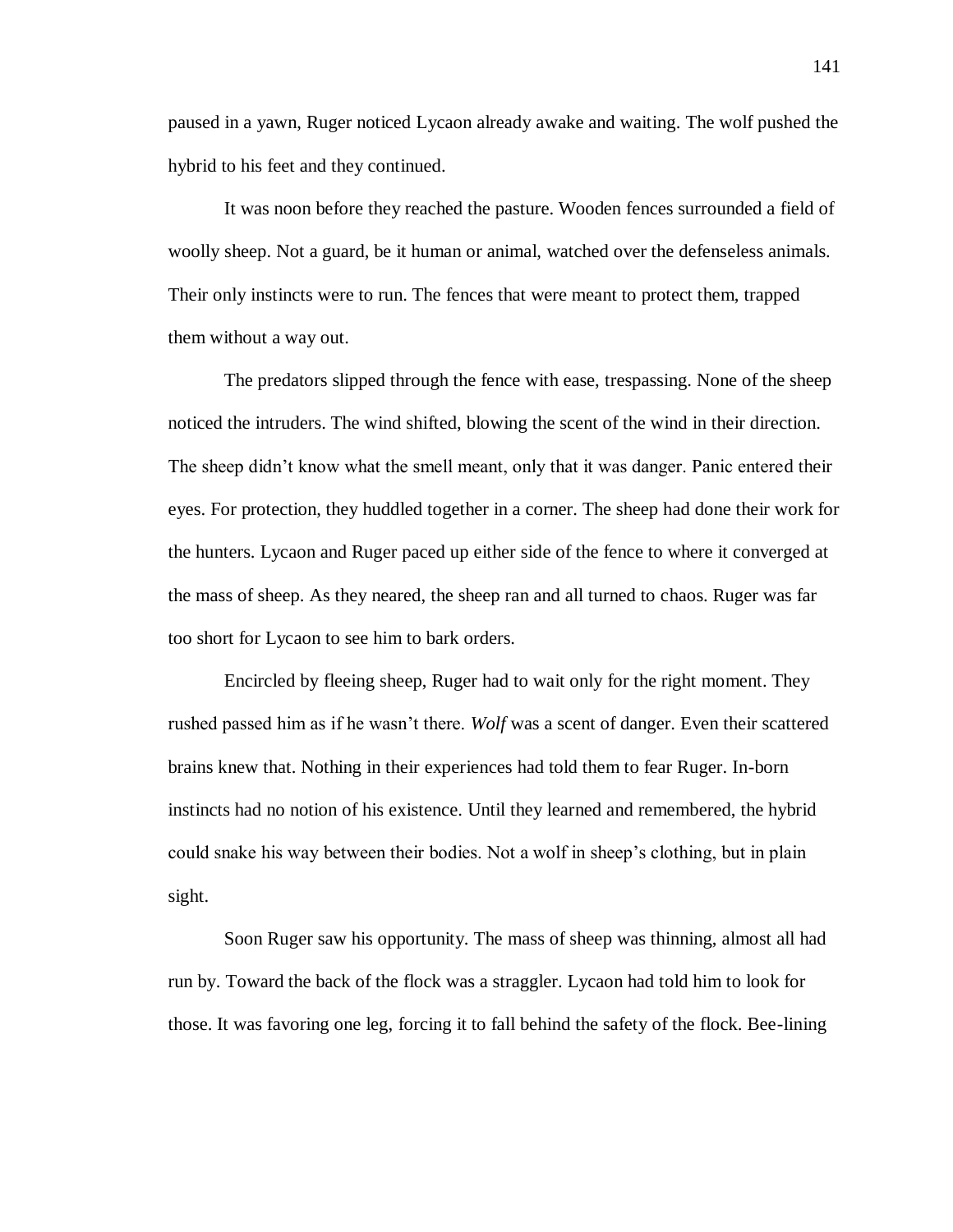paused in a yawn, Ruger noticed Lycaon already awake and waiting. The wolf pushed the hybrid to his feet and they continued.

It was noon before they reached the pasture. Wooden fences surrounded a field of woolly sheep. Not a guard, be it human or animal, watched over the defenseless animals. Their only instincts were to run. The fences that were meant to protect them, trapped them without a way out.

The predators slipped through the fence with ease, trespassing. None of the sheep noticed the intruders. The wind shifted, blowing the scent of the wind in their direction. The sheep didn't know what the smell meant, only that it was danger. Panic entered their eyes. For protection, they huddled together in a corner. The sheep had done their work for the hunters. Lycaon and Ruger paced up either side of the fence to where it converged at the mass of sheep. As they neared, the sheep ran and all turned to chaos. Ruger was far too short for Lycaon to see him to bark orders.

Encircled by fleeing sheep, Ruger had to wait only for the right moment. They rushed passed him as if he wasn't there. *Wolf* was a scent of danger. Even their scattered brains knew that. Nothing in their experiences had told them to fear Ruger. In-born instincts had no notion of his existence. Until they learned and remembered, the hybrid could snake his way between their bodies. Not a wolf in sheep's clothing, but in plain sight.

Soon Ruger saw his opportunity. The mass of sheep was thinning, almost all had run by. Toward the back of the flock was a straggler. Lycaon had told him to look for those. It was favoring one leg, forcing it to fall behind the safety of the flock. Bee-lining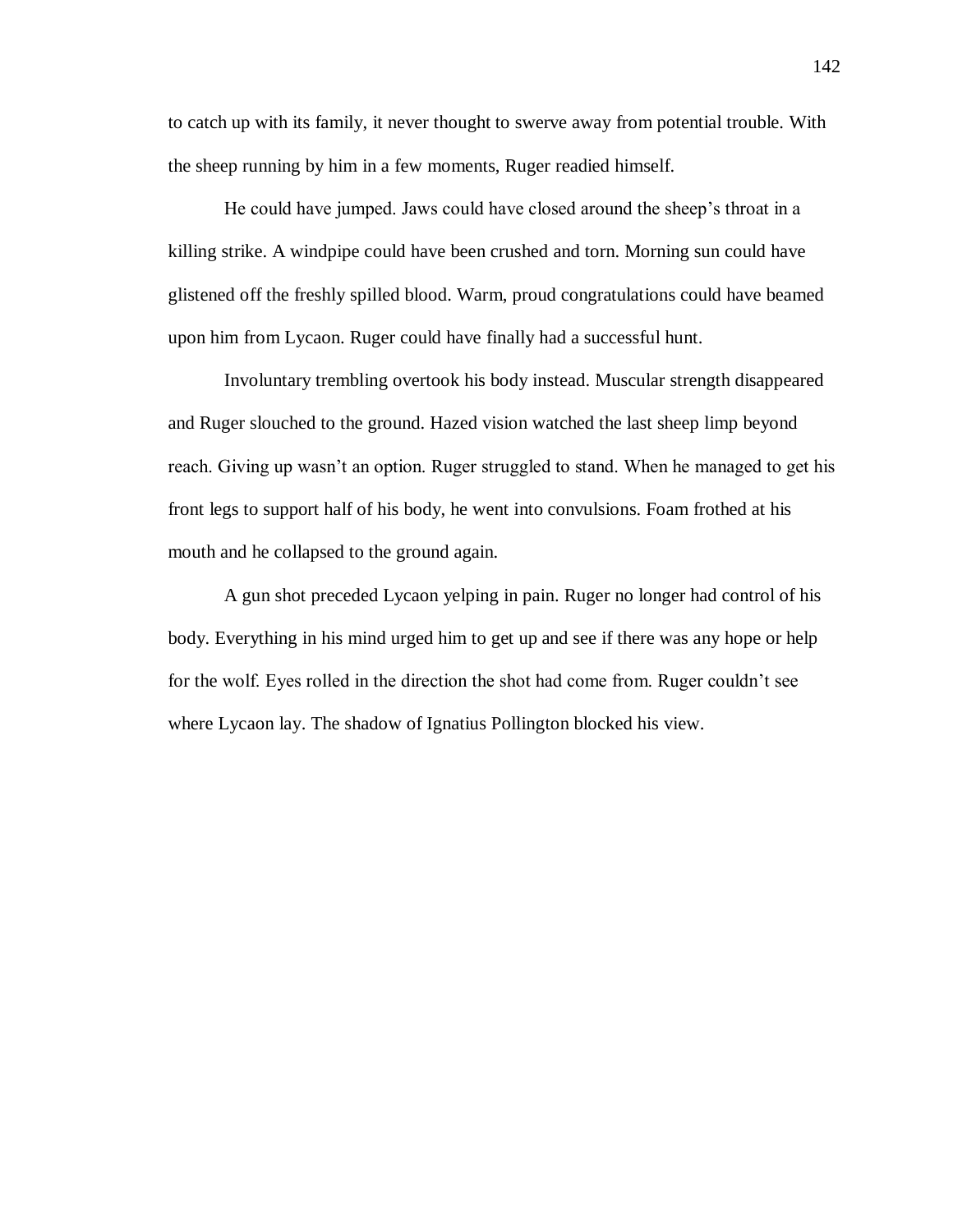to catch up with its family, it never thought to swerve away from potential trouble. With the sheep running by him in a few moments, Ruger readied himself.

He could have jumped. Jaws could have closed around the sheep's throat in a killing strike. A windpipe could have been crushed and torn. Morning sun could have glistened off the freshly spilled blood. Warm, proud congratulations could have beamed upon him from Lycaon. Ruger could have finally had a successful hunt.

Involuntary trembling overtook his body instead. Muscular strength disappeared and Ruger slouched to the ground. Hazed vision watched the last sheep limp beyond reach. Giving up wasn't an option. Ruger struggled to stand. When he managed to get his front legs to support half of his body, he went into convulsions. Foam frothed at his mouth and he collapsed to the ground again.

A gun shot preceded Lycaon yelping in pain. Ruger no longer had control of his body. Everything in his mind urged him to get up and see if there was any hope or help for the wolf. Eyes rolled in the direction the shot had come from. Ruger couldn't see where Lycaon lay. The shadow of Ignatius Pollington blocked his view.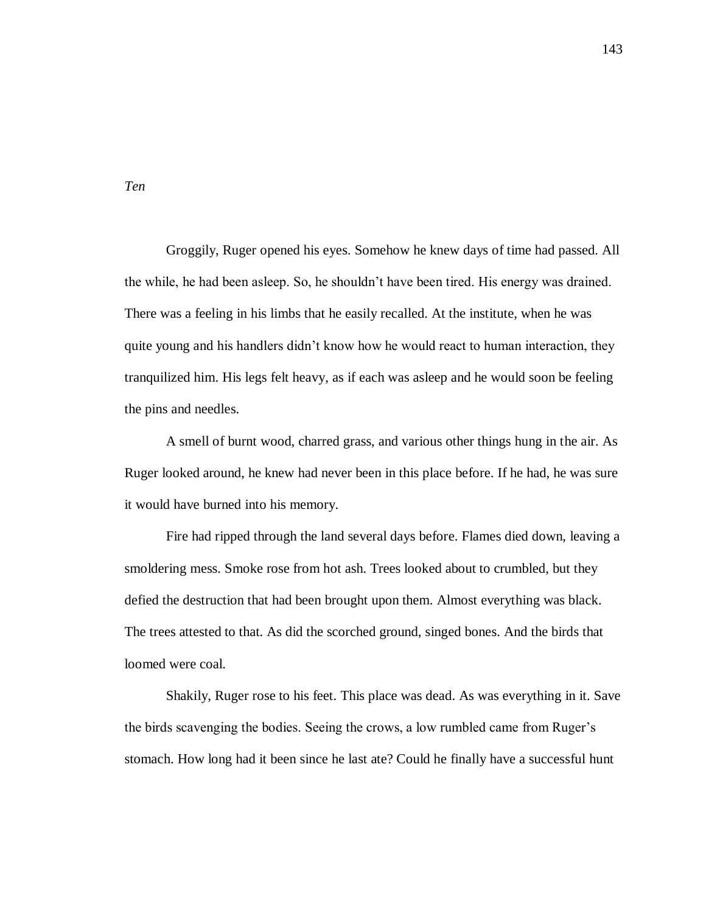*Ten*

Groggily, Ruger opened his eyes. Somehow he knew days of time had passed. All the while, he had been asleep. So, he shouldn't have been tired. His energy was drained. There was a feeling in his limbs that he easily recalled. At the institute, when he was quite young and his handlers didn't know how he would react to human interaction, they tranquilized him. His legs felt heavy, as if each was asleep and he would soon be feeling the pins and needles.

A smell of burnt wood, charred grass, and various other things hung in the air. As Ruger looked around, he knew had never been in this place before. If he had, he was sure it would have burned into his memory.

Fire had ripped through the land several days before. Flames died down, leaving a smoldering mess. Smoke rose from hot ash. Trees looked about to crumbled, but they defied the destruction that had been brought upon them. Almost everything was black. The trees attested to that. As did the scorched ground, singed bones. And the birds that loomed were coal.

Shakily, Ruger rose to his feet. This place was dead. As was everything in it. Save the birds scavenging the bodies. Seeing the crows, a low rumbled came from Ruger's stomach. How long had it been since he last ate? Could he finally have a successful hunt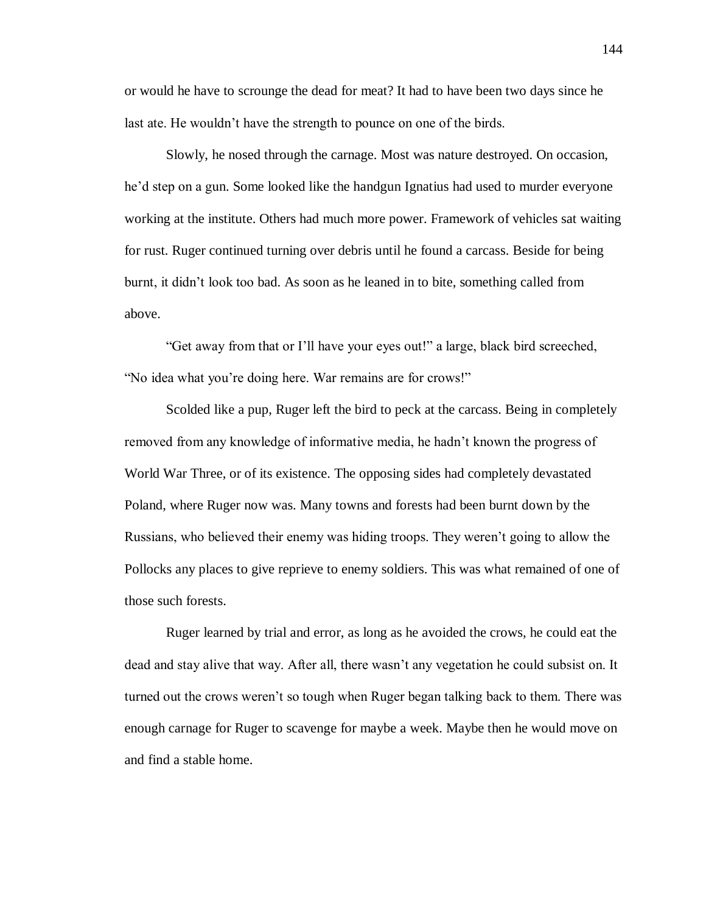or would he have to scrounge the dead for meat? It had to have been two days since he last ate. He wouldn't have the strength to pounce on one of the birds.

Slowly, he nosed through the carnage. Most was nature destroyed. On occasion, he'd step on a gun. Some looked like the handgun Ignatius had used to murder everyone working at the institute. Others had much more power. Framework of vehicles sat waiting for rust. Ruger continued turning over debris until he found a carcass. Beside for being burnt, it didn't look too bad. As soon as he leaned in to bite, something called from above.

"Get away from that or I'll have your eyes out!" a large, black bird screeched, "No idea what you're doing here. War remains are for crows!"

Scolded like a pup, Ruger left the bird to peck at the carcass. Being in completely removed from any knowledge of informative media, he hadn't known the progress of World War Three, or of its existence. The opposing sides had completely devastated Poland, where Ruger now was. Many towns and forests had been burnt down by the Russians, who believed their enemy was hiding troops. They weren't going to allow the Pollocks any places to give reprieve to enemy soldiers. This was what remained of one of those such forests.

Ruger learned by trial and error, as long as he avoided the crows, he could eat the dead and stay alive that way. After all, there wasn't any vegetation he could subsist on. It turned out the crows weren't so tough when Ruger began talking back to them. There was enough carnage for Ruger to scavenge for maybe a week. Maybe then he would move on and find a stable home.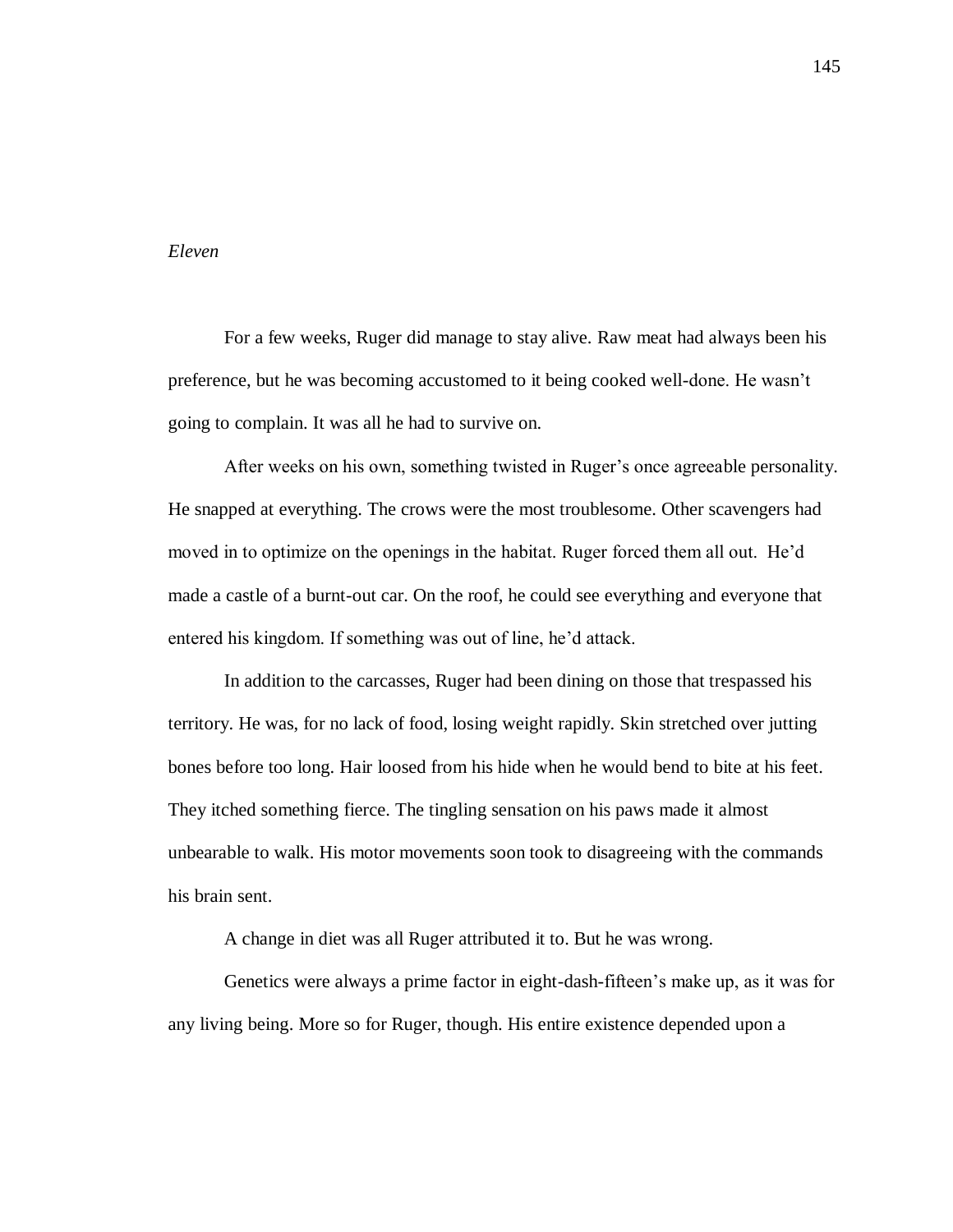*Eleven*

For a few weeks, Ruger did manage to stay alive. Raw meat had always been his preference, but he was becoming accustomed to it being cooked well-done. He wasn't going to complain. It was all he had to survive on.

After weeks on his own, something twisted in Ruger's once agreeable personality. He snapped at everything. The crows were the most troublesome. Other scavengers had moved in to optimize on the openings in the habitat. Ruger forced them all out. He'd made a castle of a burnt-out car. On the roof, he could see everything and everyone that entered his kingdom. If something was out of line, he'd attack.

In addition to the carcasses, Ruger had been dining on those that trespassed his territory. He was, for no lack of food, losing weight rapidly. Skin stretched over jutting bones before too long. Hair loosed from his hide when he would bend to bite at his feet. They itched something fierce. The tingling sensation on his paws made it almost unbearable to walk. His motor movements soon took to disagreeing with the commands his brain sent.

A change in diet was all Ruger attributed it to. But he was wrong.

Genetics were always a prime factor in eight-dash-fifteen's make up, as it was for any living being. More so for Ruger, though. His entire existence depended upon a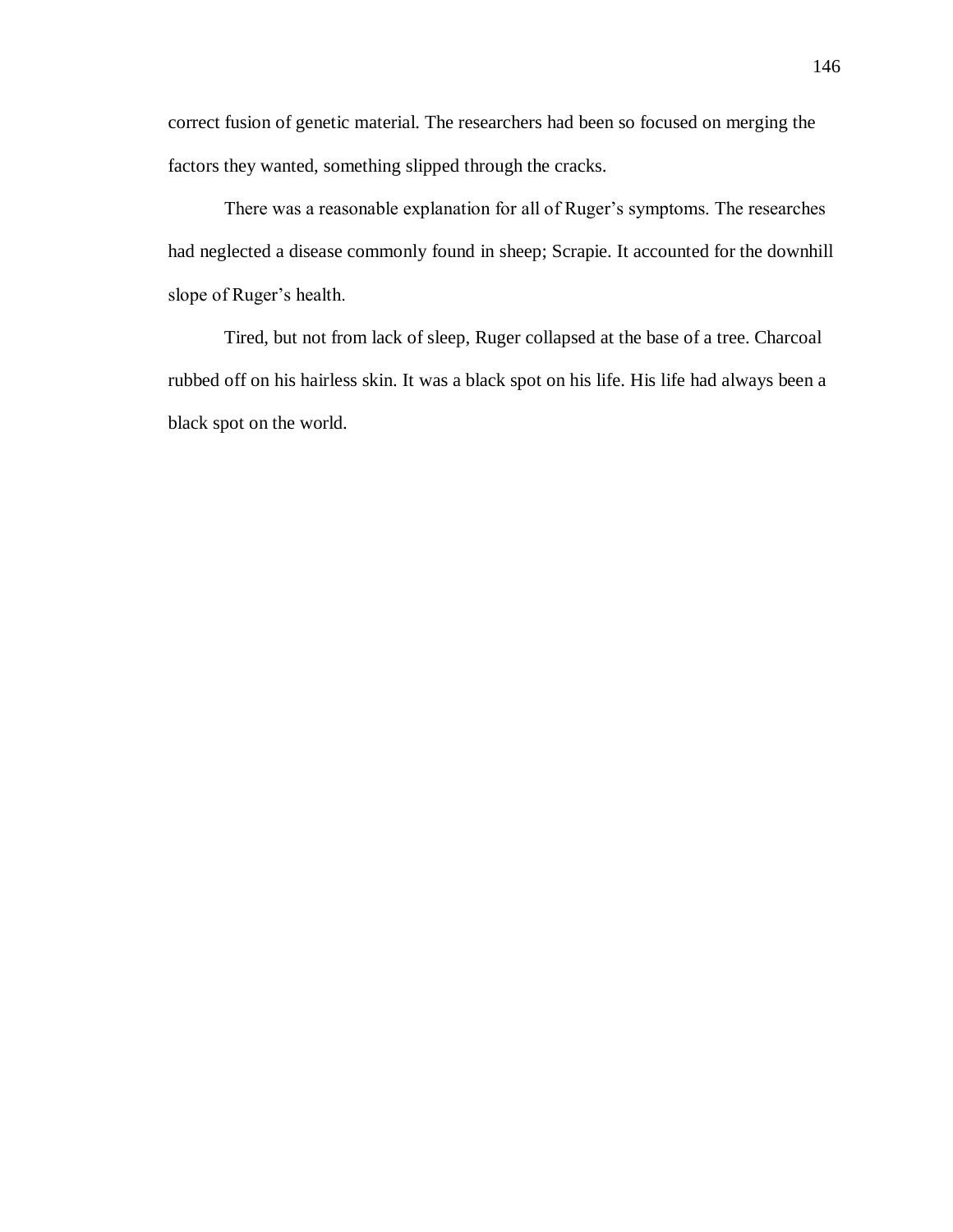correct fusion of genetic material. The researchers had been so focused on merging the factors they wanted, something slipped through the cracks.

There was a reasonable explanation for all of Ruger's symptoms. The researches had neglected a disease commonly found in sheep; Scrapie. It accounted for the downhill slope of Ruger's health.

Tired, but not from lack of sleep, Ruger collapsed at the base of a tree. Charcoal rubbed off on his hairless skin. It was a black spot on his life. His life had always been a black spot on the world.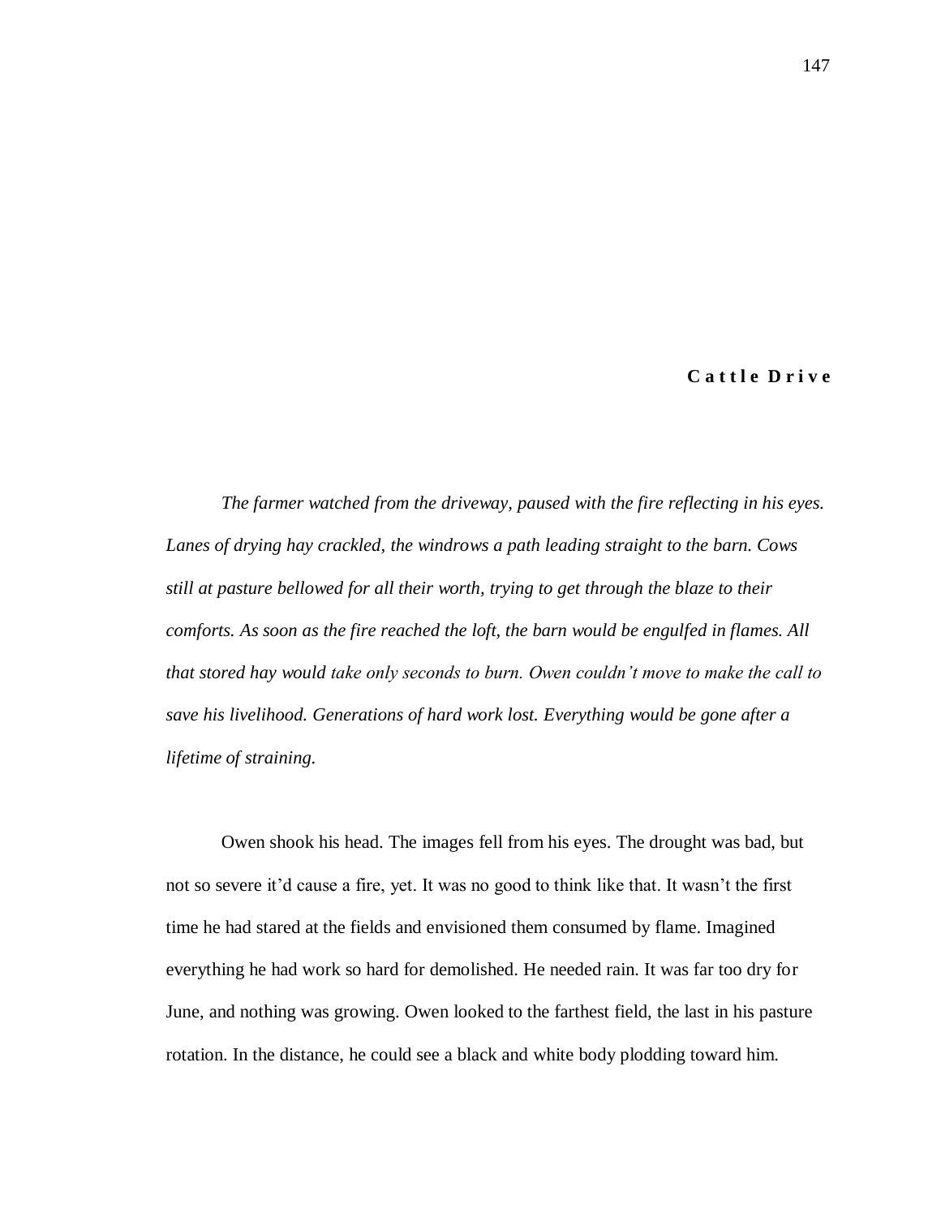## Cattle Drive

*The farmer watched from the driveway, paused with the fire reflecting in his eyes. Lanes of drying hay crackled, the windrows a path leading straight to the barn. Cows still at pasture bellowed for all their worth, trying to get through the blaze to their comforts. As soon as the fire reached the loft, the barn would be engulfed in flames. All that stored hay would take only seconds to burn. Owen couldn't move to make the call to save his livelihood. Generations of hard work lost. Everything would be gone after a lifetime of straining.*

Owen shook his head. The images fell from his eyes. The drought was bad, but not so severe it'd cause a fire, yet. It was no good to think like that. It wasn't the first time he had stared at the fields and envisioned them consumed by flame. Imagined everything he had work so hard for demolished. He needed rain. It was far too dry for June, and nothing was growing. Owen looked to the farthest field, the last in his pasture rotation. In the distance, he could see a black and white body plodding toward him.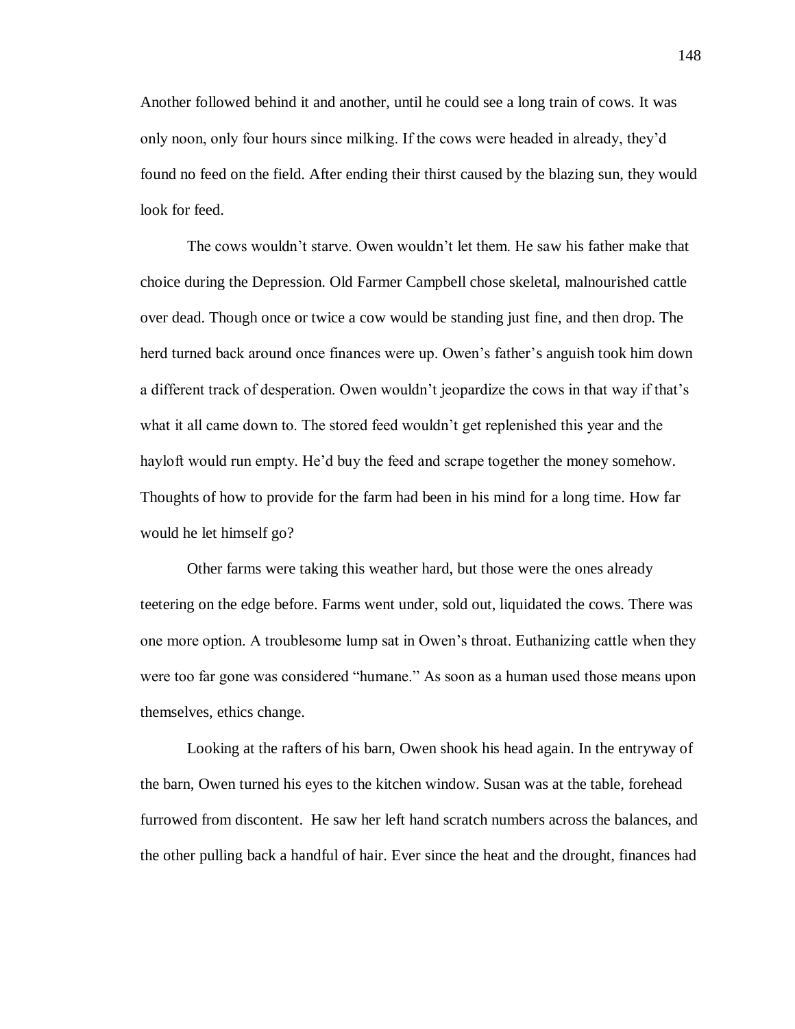Another followed behind it and another, until he could see a long train of cows. It was only noon, only four hours since milking. If the cows were headed in already, they'd found no feed on the field. After ending their thirst caused by the blazing sun, they would look for feed.

The cows wouldn't starve. Owen wouldn't let them. He saw his father make that choice during the Depression. Old Farmer Campbell chose skeletal, malnourished cattle over dead. Though once or twice a cow would be standing just fine, and then drop. The herd turned back around once finances were up. Owen's father's anguish took him down a different track of desperation. Owen wouldn't jeopardize the cows in that way if that's what it all came down to. The stored feed wouldn't get replenished this year and the hayloft would run empty. He'd buy the feed and scrape together the money somehow. Thoughts of how to provide for the farm had been in his mind for a long time. How far would he let himself go?

Other farms were taking this weather hard, but those were the ones already teetering on the edge before. Farms went under, sold out, liquidated the cows. There was one more option. A troublesome lump sat in Owen's throat. Euthanizing cattle when they were too far gone was considered "humane." As soon as a human used those means upon themselves, ethics change.

Looking at the rafters of his barn, Owen shook his head again. In the entryway of the barn, Owen turned his eyes to the kitchen window. Susan was at the table, forehead furrowed from discontent. He saw her left hand scratch numbers across the balances, and the other pulling back a handful of hair. Ever since the heat and the drought, finances had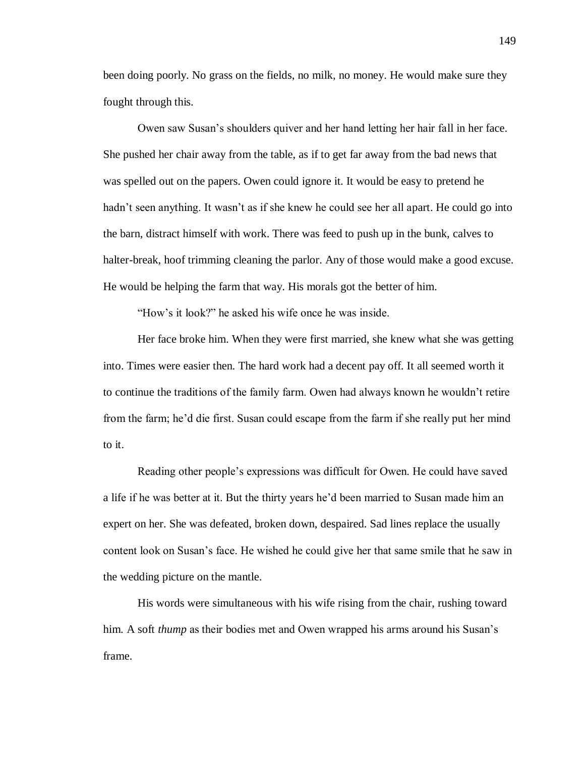been doing poorly. No grass on the fields, no milk, no money. He would make sure they fought through this.

Owen saw Susan's shoulders quiver and her hand letting her hair fall in her face. She pushed her chair away from the table, as if to get far away from the bad news that was spelled out on the papers. Owen could ignore it. It would be easy to pretend he hadn't seen anything. It wasn't as if she knew he could see her all apart. He could go into the barn, distract himself with work. There was feed to push up in the bunk, calves to halter-break, hoof trimming cleaning the parlor. Any of those would make a good excuse. He would be helping the farm that way. His morals got the better of him.

"How's it look?" he asked his wife once he was inside.

Her face broke him. When they were first married, she knew what she was getting into. Times were easier then. The hard work had a decent pay off. It all seemed worth it to continue the traditions of the family farm. Owen had always known he wouldn't retire from the farm; he'd die first. Susan could escape from the farm if she really put her mind to it.

Reading other people's expressions was difficult for Owen. He could have saved a life if he was better at it. But the thirty years he'd been married to Susan made him an expert on her. She was defeated, broken down, despaired. Sad lines replace the usually content look on Susan's face. He wished he could give her that same smile that he saw in the wedding picture on the mantle.

His words were simultaneous with his wife rising from the chair, rushing toward him. A soft *thump* as their bodies met and Owen wrapped his arms around his Susan's frame.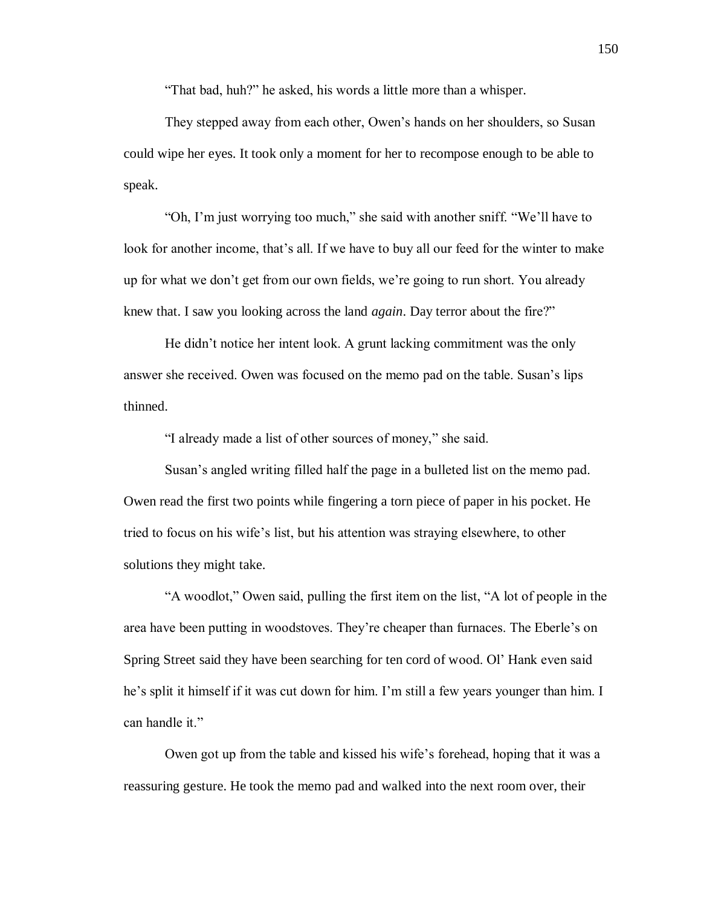"That bad, huh?" he asked, his words a little more than a whisper.

They stepped away from each other, Owen's hands on her shoulders, so Susan could wipe her eyes. It took only a moment for her to recompose enough to be able to speak.

"Oh, I'm just worrying too much," she said with another sniff. "We'll have to look for another income, that's all. If we have to buy all our feed for the winter to make up for what we don't get from our own fields, we're going to run short. You already knew that. I saw you looking across the land *again*. Day terror about the fire?"

He didn't notice her intent look. A grunt lacking commitment was the only answer she received. Owen was focused on the memo pad on the table. Susan's lips thinned.

"I already made a list of other sources of money," she said.

Susan's angled writing filled half the page in a bulleted list on the memo pad. Owen read the first two points while fingering a torn piece of paper in his pocket. He tried to focus on his wife's list, but his attention was straying elsewhere, to other solutions they might take.

"A woodlot," Owen said, pulling the first item on the list, "A lot of people in the area have been putting in woodstoves. They're cheaper than furnaces. The Eberle's on Spring Street said they have been searching for ten cord of wood. Ol' Hank even said he's split it himself if it was cut down for him. I'm still a few years younger than him. I can handle it."

Owen got up from the table and kissed his wife's forehead, hoping that it was a reassuring gesture. He took the memo pad and walked into the next room over, their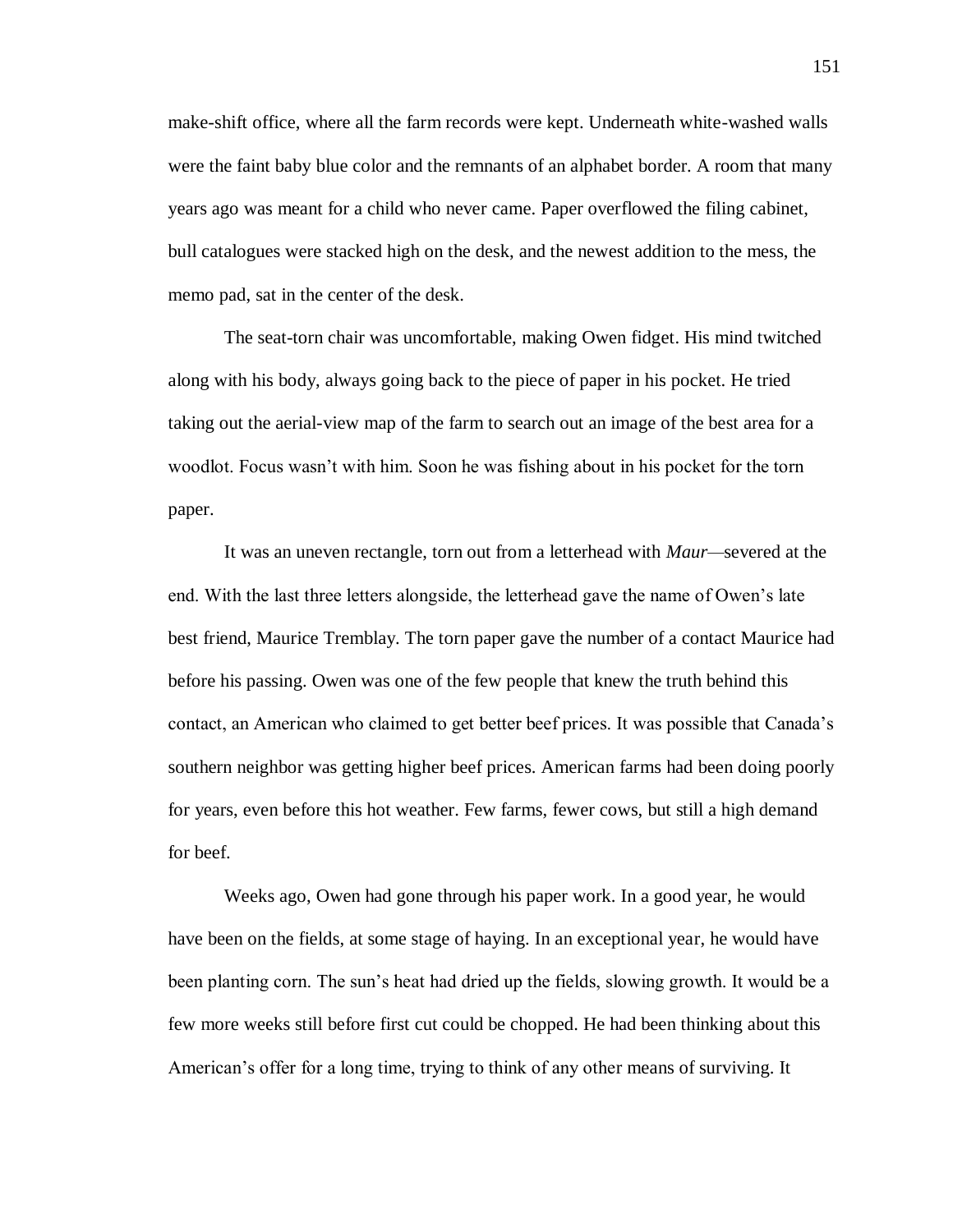make-shift office, where all the farm records were kept. Underneath white-washed walls were the faint baby blue color and the remnants of an alphabet border. A room that many years ago was meant for a child who never came. Paper overflowed the filing cabinet, bull catalogues were stacked high on the desk, and the newest addition to the mess, the memo pad, sat in the center of the desk.

The seat-torn chair was uncomfortable, making Owen fidget. His mind twitched along with his body, always going back to the piece of paper in his pocket. He tried taking out the aerial-view map of the farm to search out an image of the best area for a woodlot. Focus wasn't with him. Soon he was fishing about in his pocket for the torn paper.

It was an uneven rectangle, torn out from a letterhead with *Maur*—severed at the end. With the last three letters alongside, the letterhead gave the name of Owen's late best friend, Maurice Tremblay. The torn paper gave the number of a contact Maurice had before his passing. Owen was one of the few people that knew the truth behind this contact, an American who claimed to get better beef prices. It was possible that Canada's southern neighbor was getting higher beef prices. American farms had been doing poorly for years, even before this hot weather. Few farms, fewer cows, but still a high demand for beef.

Weeks ago, Owen had gone through his paper work. In a good year, he would have been on the fields, at some stage of haying. In an exceptional year, he would have been planting corn. The sun's heat had dried up the fields, slowing growth. It would be a few more weeks still before first cut could be chopped. He had been thinking about this American's offer for a long time, trying to think of any other means of surviving. It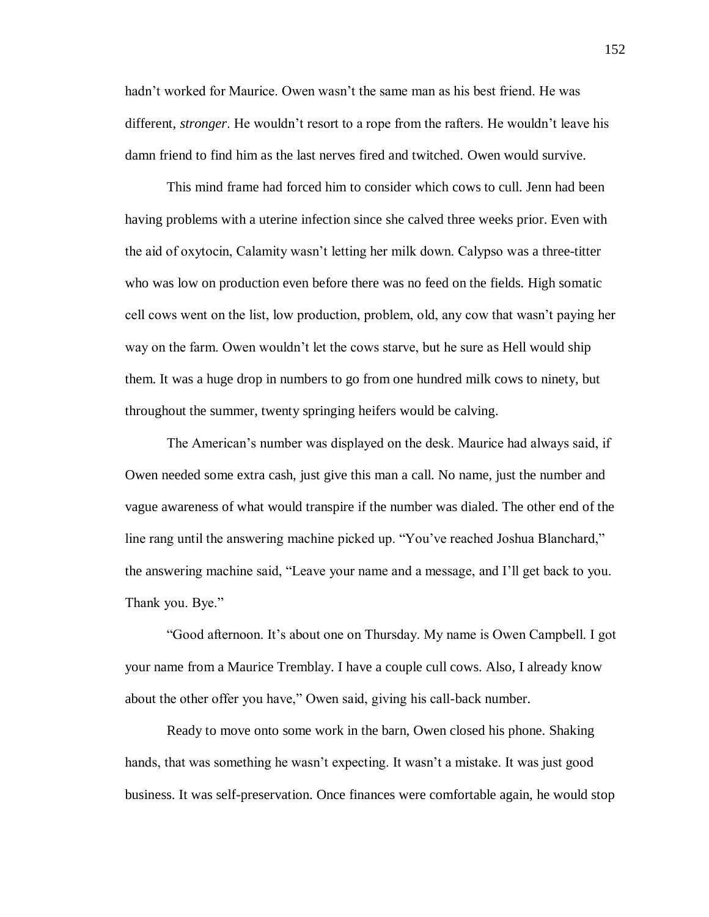hadn't worked for Maurice. Owen wasn't the same man as his best friend. He was different, *stronger*. He wouldn't resort to a rope from the rafters. He wouldn't leave his damn friend to find him as the last nerves fired and twitched. Owen would survive.

This mind frame had forced him to consider which cows to cull. Jenn had been having problems with a uterine infection since she calved three weeks prior. Even with the aid of oxytocin, Calamity wasn't letting her milk down. Calypso was a three-titter who was low on production even before there was no feed on the fields. High somatic cell cows went on the list, low production, problem, old, any cow that wasn't paying her way on the farm. Owen wouldn't let the cows starve, but he sure as Hell would ship them. It was a huge drop in numbers to go from one hundred milk cows to ninety, but throughout the summer, twenty springing heifers would be calving.

The American's number was displayed on the desk. Maurice had always said, if Owen needed some extra cash, just give this man a call. No name, just the number and vague awareness of what would transpire if the number was dialed. The other end of the line rang until the answering machine picked up. "You've reached Joshua Blanchard," the answering machine said, "Leave your name and a message, and I'll get back to you. Thank you. Bye."

"Good afternoon. It's about one on Thursday. My name is Owen Campbell. I got your name from a Maurice Tremblay. I have a couple cull cows. Also, I already know about the other offer you have," Owen said, giving his call-back number.

Ready to move onto some work in the barn, Owen closed his phone. Shaking hands, that was something he wasn't expecting. It wasn't a mistake. It was just good business. It was self-preservation. Once finances were comfortable again, he would stop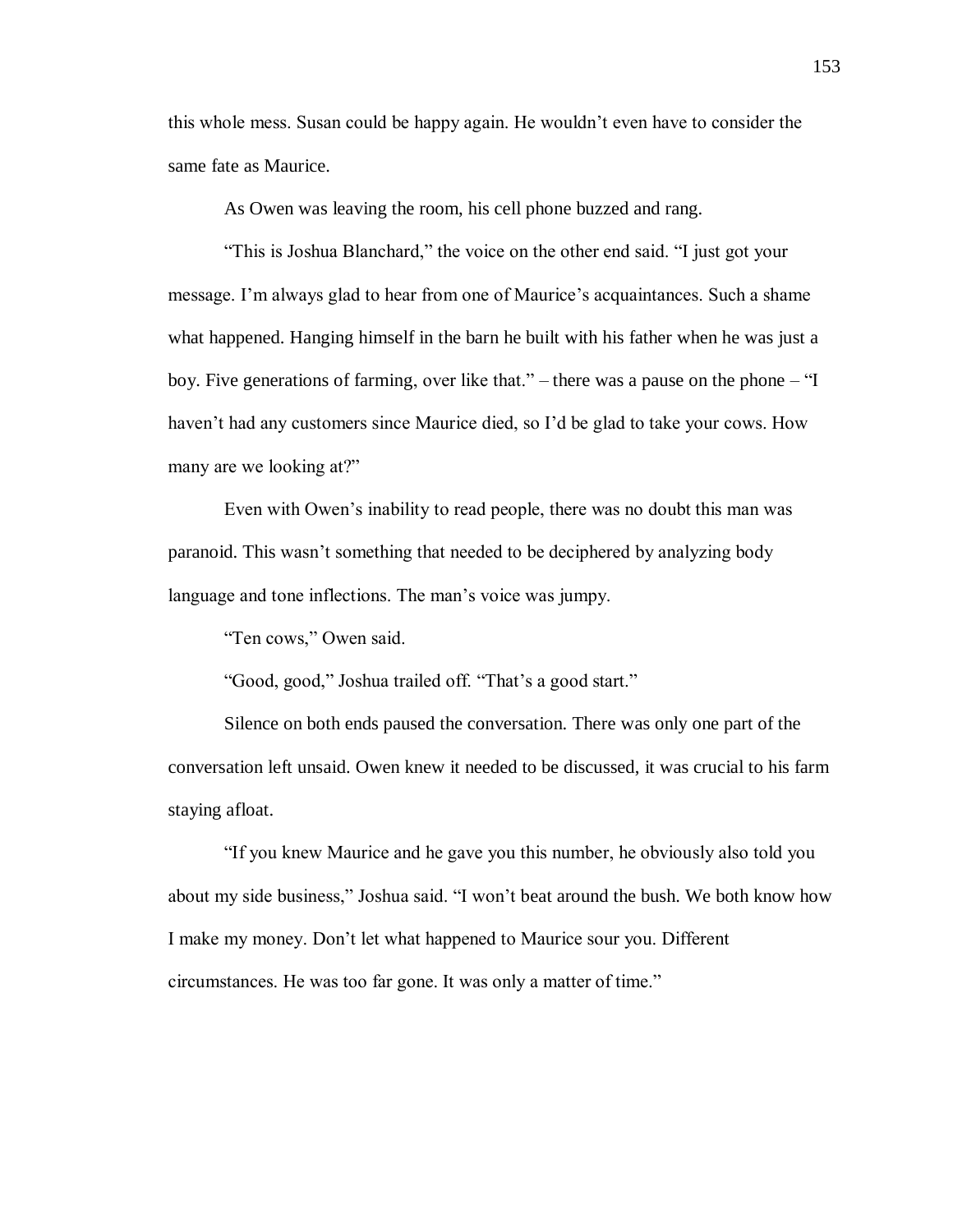this whole mess. Susan could be happy again. He wouldn't even have to consider the same fate as Maurice.

As Owen was leaving the room, his cell phone buzzed and rang.

"This is Joshua Blanchard," the voice on the other end said. "I just got your message. I'm always glad to hear from one of Maurice's acquaintances. Such a shame what happened. Hanging himself in the barn he built with his father when he was just a boy. Five generations of farming, over like that." – there was a pause on the phone – "I haven't had any customers since Maurice died, so I'd be glad to take your cows. How many are we looking at?"

Even with Owen's inability to read people, there was no doubt this man was paranoid. This wasn't something that needed to be deciphered by analyzing body language and tone inflections. The man's voice was jumpy.

"Ten cows," Owen said.

"Good, good," Joshua trailed off. "That's a good start."

Silence on both ends paused the conversation. There was only one part of the conversation left unsaid. Owen knew it needed to be discussed, it was crucial to his farm staying afloat.

"If you knew Maurice and he gave you this number, he obviously also told you about my side business," Joshua said. "I won't beat around the bush. We both know how I make my money. Don't let what happened to Maurice sour you. Different circumstances. He was too far gone. It was only a matter of time."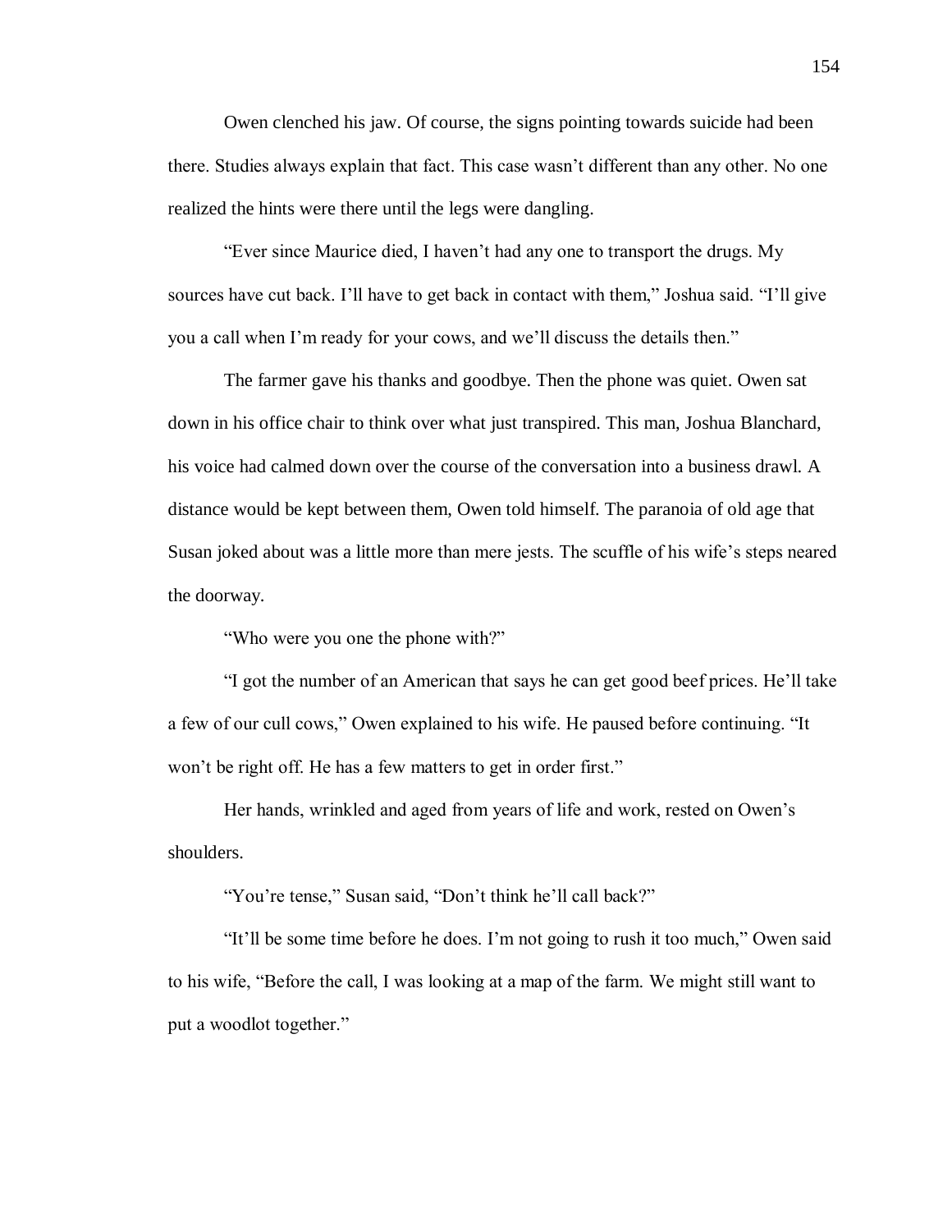Owen clenched his jaw. Of course, the signs pointing towards suicide had been there. Studies always explain that fact. This case wasn't different than any other. No one realized the hints were there until the legs were dangling.

"Ever since Maurice died, I haven't had any one to transport the drugs. My sources have cut back. I'll have to get back in contact with them," Joshua said. "I'll give you a call when I'm ready for your cows, and we'll discuss the details then."

The farmer gave his thanks and goodbye. Then the phone was quiet. Owen sat down in his office chair to think over what just transpired. This man, Joshua Blanchard, his voice had calmed down over the course of the conversation into a business drawl. A distance would be kept between them, Owen told himself. The paranoia of old age that Susan joked about was a little more than mere jests. The scuffle of his wife's steps neared the doorway.

"Who were you one the phone with?"

"I got the number of an American that says he can get good beef prices. He'll take a few of our cull cows," Owen explained to his wife. He paused before continuing. "It won't be right off. He has a few matters to get in order first."

Her hands, wrinkled and aged from years of life and work, rested on Owen's shoulders.

"You're tense," Susan said, "Don't think he'll call back?"

"It'll be some time before he does. I'm not going to rush it too much," Owen said to his wife, "Before the call, I was looking at a map of the farm. We might still want to put a woodlot together."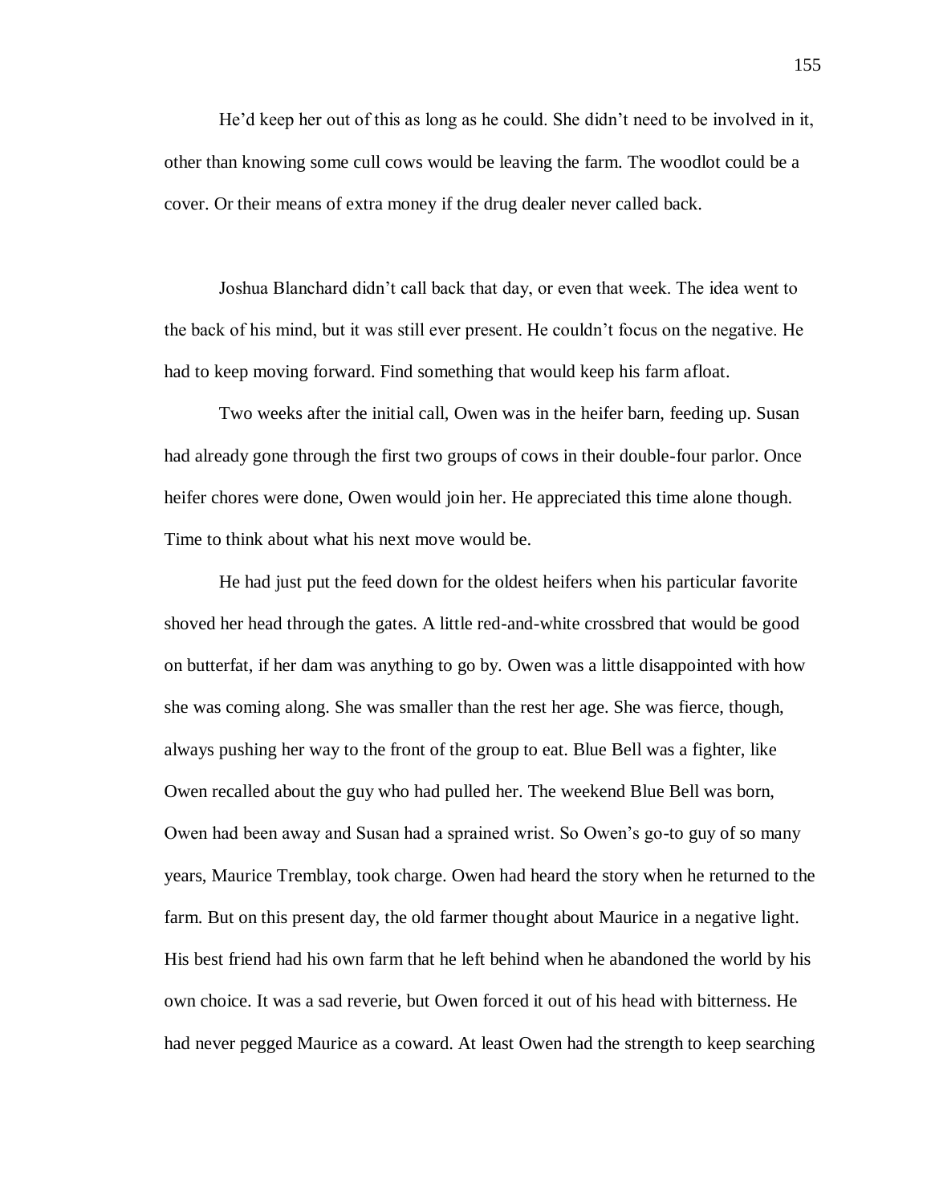He'd keep her out of this as long as he could. She didn't need to be involved in it, other than knowing some cull cows would be leaving the farm. The woodlot could be a cover. Or their means of extra money if the drug dealer never called back.

Joshua Blanchard didn't call back that day, or even that week. The idea went to the back of his mind, but it was still ever present. He couldn't focus on the negative. He had to keep moving forward. Find something that would keep his farm afloat.

Two weeks after the initial call, Owen was in the heifer barn, feeding up. Susan had already gone through the first two groups of cows in their double-four parlor. Once heifer chores were done, Owen would join her. He appreciated this time alone though. Time to think about what his next move would be.

He had just put the feed down for the oldest heifers when his particular favorite shoved her head through the gates. A little red-and-white crossbred that would be good on butterfat, if her dam was anything to go by. Owen was a little disappointed with how she was coming along. She was smaller than the rest her age. She was fierce, though, always pushing her way to the front of the group to eat. Blue Bell was a fighter, like Owen recalled about the guy who had pulled her. The weekend Blue Bell was born, Owen had been away and Susan had a sprained wrist. So Owen's go-to guy of so many years, Maurice Tremblay, took charge. Owen had heard the story when he returned to the farm. But on this present day, the old farmer thought about Maurice in a negative light. His best friend had his own farm that he left behind when he abandoned the world by his own choice. It was a sad reverie, but Owen forced it out of his head with bitterness. He had never pegged Maurice as a coward. At least Owen had the strength to keep searching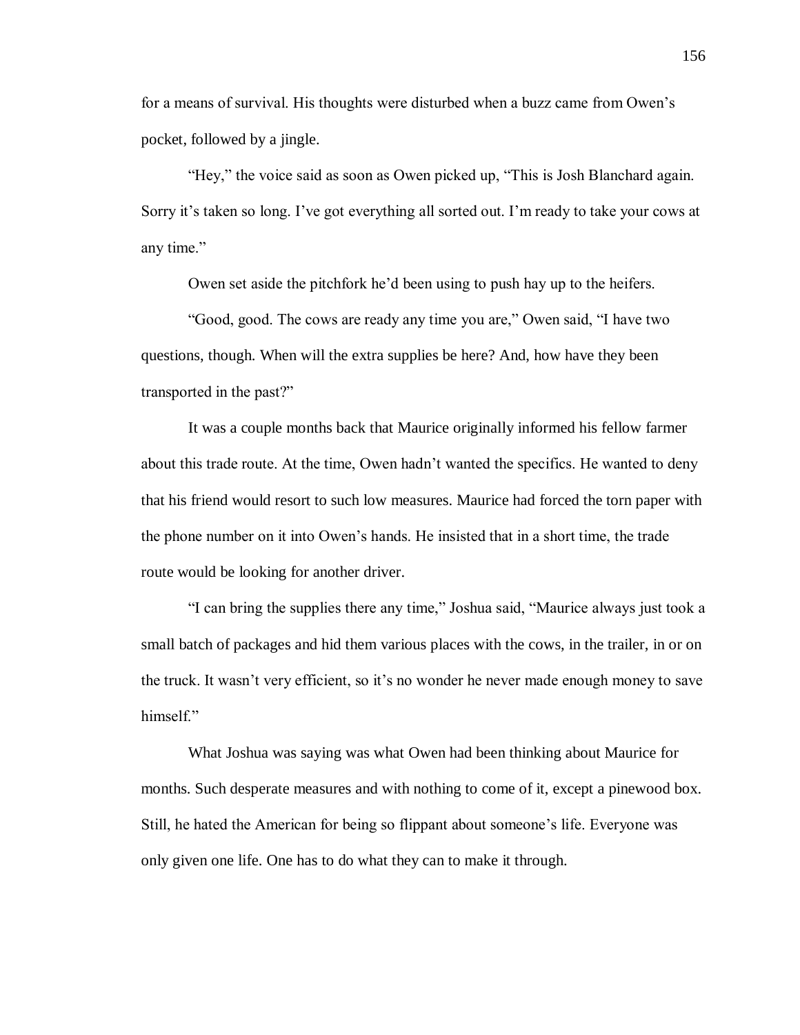for a means of survival. His thoughts were disturbed when a buzz came from Owen's pocket, followed by a jingle.

"Hey," the voice said as soon as Owen picked up, "This is Josh Blanchard again. Sorry it's taken so long. I've got everything all sorted out. I'm ready to take your cows at any time."

Owen set aside the pitchfork he'd been using to push hay up to the heifers.

"Good, good. The cows are ready any time you are," Owen said, "I have two questions, though. When will the extra supplies be here? And, how have they been transported in the past?"

It was a couple months back that Maurice originally informed his fellow farmer about this trade route. At the time, Owen hadn't wanted the specifics. He wanted to deny that his friend would resort to such low measures. Maurice had forced the torn paper with the phone number on it into Owen's hands. He insisted that in a short time, the trade route would be looking for another driver.

"I can bring the supplies there any time," Joshua said, "Maurice always just took a small batch of packages and hid them various places with the cows, in the trailer, in or on the truck. It wasn't very efficient, so it's no wonder he never made enough money to save himself."

What Joshua was saying was what Owen had been thinking about Maurice for months. Such desperate measures and with nothing to come of it, except a pinewood box. Still, he hated the American for being so flippant about someone's life. Everyone was only given one life. One has to do what they can to make it through.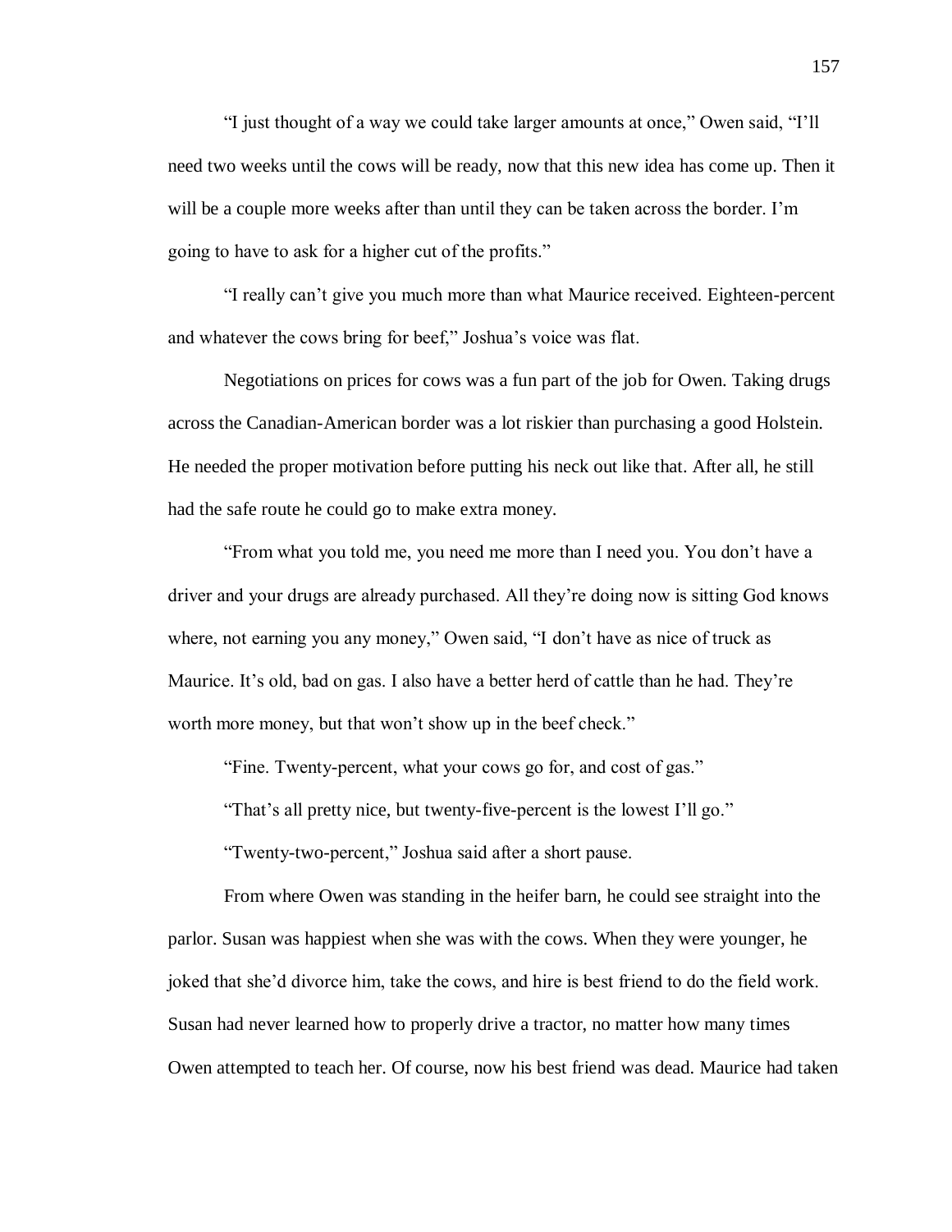"I just thought of a way we could take larger amounts at once," Owen said, "I'll need two weeks until the cows will be ready, now that this new idea has come up. Then it will be a couple more weeks after than until they can be taken across the border. I'm going to have to ask for a higher cut of the profits."

"I really can't give you much more than what Maurice received. Eighteen-percent and whatever the cows bring for beef," Joshua's voice was flat.

Negotiations on prices for cows was a fun part of the job for Owen. Taking drugs across the Canadian-American border was a lot riskier than purchasing a good Holstein. He needed the proper motivation before putting his neck out like that. After all, he still had the safe route he could go to make extra money.

"From what you told me, you need me more than I need you. You don't have a driver and your drugs are already purchased. All they're doing now is sitting God knows where, not earning you any money," Owen said, "I don't have as nice of truck as Maurice. It's old, bad on gas. I also have a better herd of cattle than he had. They're worth more money, but that won't show up in the beef check."

"Fine. Twenty-percent, what your cows go for, and cost of gas."

"That's all pretty nice, but twenty-five-percent is the lowest I'll go."

"Twenty-two-percent," Joshua said after a short pause.

From where Owen was standing in the heifer barn, he could see straight into the parlor. Susan was happiest when she was with the cows. When they were younger, he joked that she'd divorce him, take the cows, and hire is best friend to do the field work. Susan had never learned how to properly drive a tractor, no matter how many times Owen attempted to teach her. Of course, now his best friend was dead. Maurice had taken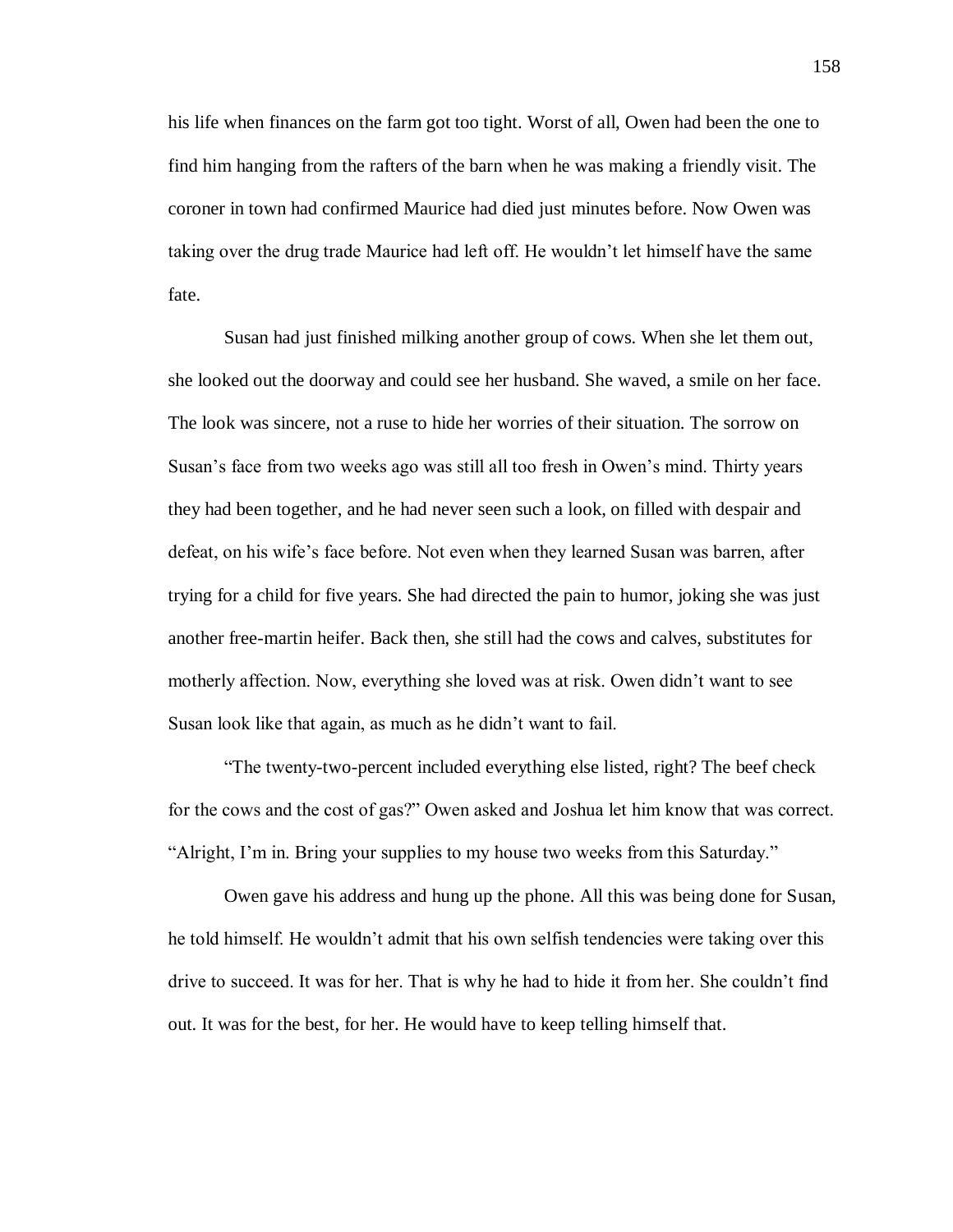his life when finances on the farm got too tight. Worst of all, Owen had been the one to find him hanging from the rafters of the barn when he was making a friendly visit. The coroner in town had confirmed Maurice had died just minutes before. Now Owen was taking over the drug trade Maurice had left off. He wouldn't let himself have the same fate.

Susan had just finished milking another group of cows. When she let them out, she looked out the doorway and could see her husband. She waved, a smile on her face. The look was sincere, not a ruse to hide her worries of their situation. The sorrow on Susan's face from two weeks ago was still all too fresh in Owen's mind. Thirty years they had been together, and he had never seen such a look, on filled with despair and defeat, on his wife's face before. Not even when they learned Susan was barren, after trying for a child for five years. She had directed the pain to humor, joking she was just another free-martin heifer. Back then, she still had the cows and calves, substitutes for motherly affection. Now, everything she loved was at risk. Owen didn't want to see Susan look like that again, as much as he didn't want to fail.

"The twenty-two-percent included everything else listed, right? The beef check for the cows and the cost of gas?" Owen asked and Joshua let him know that was correct. "Alright, I'm in. Bring your supplies to my house two weeks from this Saturday."

Owen gave his address and hung up the phone. All this was being done for Susan, he told himself. He wouldn't admit that his own selfish tendencies were taking over this drive to succeed. It was for her. That is why he had to hide it from her. She couldn't find out. It was for the best, for her. He would have to keep telling himself that.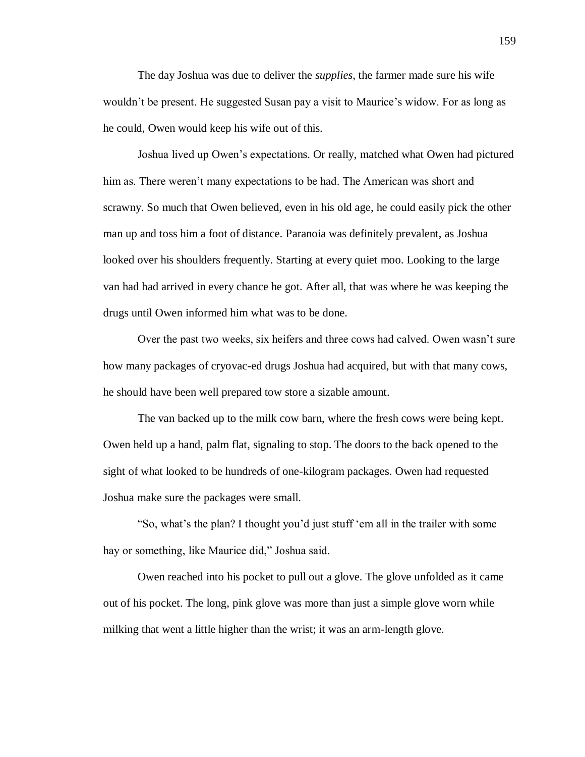The day Joshua was due to deliver the *supplies*, the farmer made sure his wife wouldn't be present. He suggested Susan pay a visit to Maurice's widow. For as long as he could, Owen would keep his wife out of this.

Joshua lived up Owen's expectations. Or really, matched what Owen had pictured him as. There weren't many expectations to be had. The American was short and scrawny. So much that Owen believed, even in his old age, he could easily pick the other man up and toss him a foot of distance. Paranoia was definitely prevalent, as Joshua looked over his shoulders frequently. Starting at every quiet moo. Looking to the large van had had arrived in every chance he got. After all, that was where he was keeping the drugs until Owen informed him what was to be done.

Over the past two weeks, six heifers and three cows had calved. Owen wasn't sure how many packages of cryovac-ed drugs Joshua had acquired, but with that many cows, he should have been well prepared tow store a sizable amount.

The van backed up to the milk cow barn, where the fresh cows were being kept. Owen held up a hand, palm flat, signaling to stop. The doors to the back opened to the sight of what looked to be hundreds of one-kilogram packages. Owen had requested Joshua make sure the packages were small.

"So, what's the plan? I thought you'd just stuff 'em all in the trailer with some hay or something, like Maurice did," Joshua said.

Owen reached into his pocket to pull out a glove. The glove unfolded as it came out of his pocket. The long, pink glove was more than just a simple glove worn while milking that went a little higher than the wrist; it was an arm-length glove.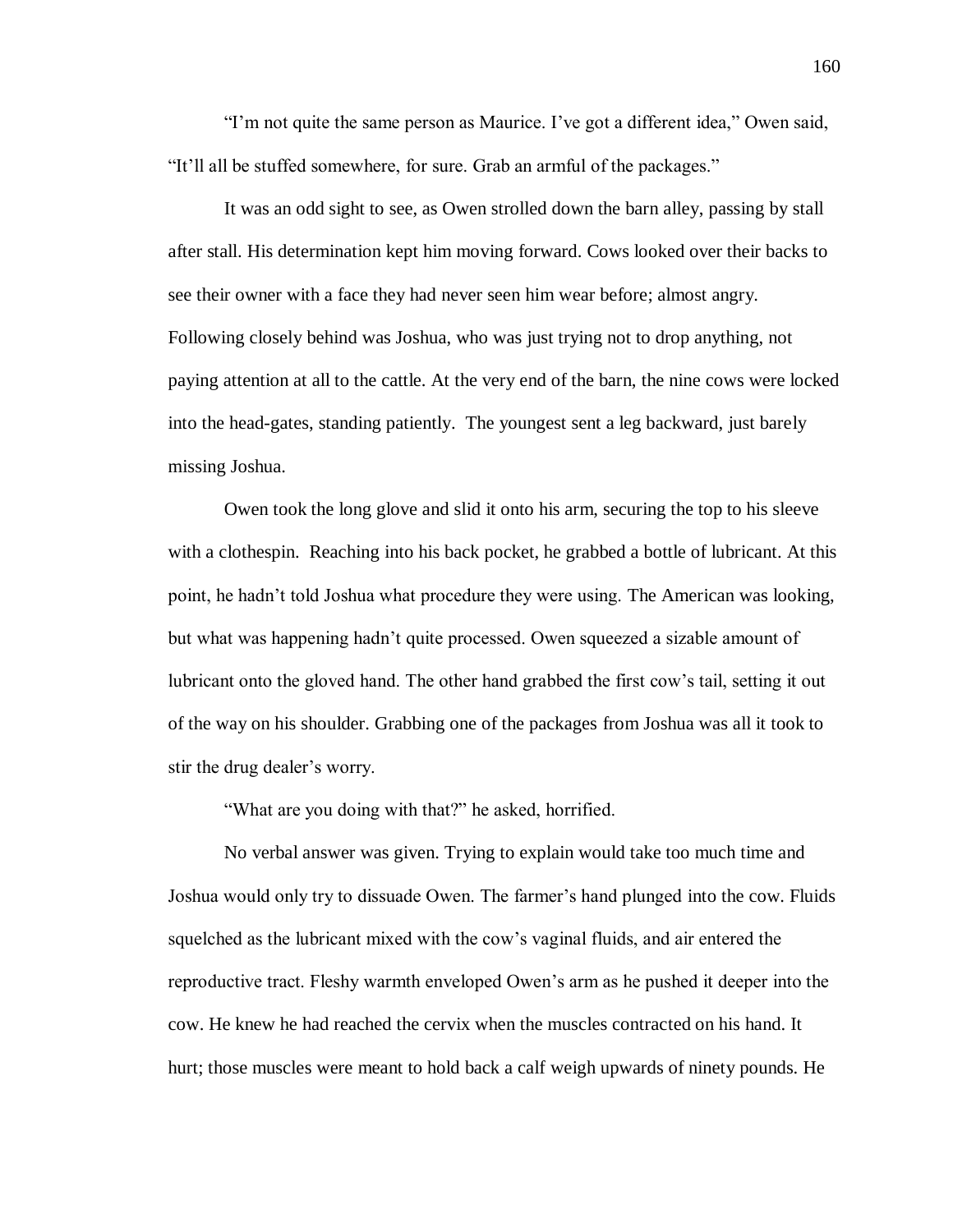“I’m not quite the same person as Maurice. I’ve got a different idea,” Owen said, “It’ll all be stuffed somewhere, for sure. Grab an armful of the packages.”

It was an odd sight to see, as Owen strolled down the barn alley, passing by stall after stall. His determination kept him moving forward. Cows looked over their backs to see their owner with a face they had never seen him wear before; almost angry. Following closely behind was Joshua, who was just trying not to drop anything, not paying attention at all to the cattle. At the very end of the barn, the nine cows were locked into the head-gates, standing patiently. The youngest sent a leg backward, just barely missing Joshua.

Owen took the long glove and slid it onto his arm, securing the top to his sleeve with a clothespin. Reaching into his back pocket, he grabbed a bottle of lubricant. At this point, he hadn’t told Joshua what procedure they were using. The American was looking, but what was happening hadn’t quite processed. Owen squeezed a sizable amount of lubricant onto the gloved hand. The other hand grabbed the first cow’s tail, setting it out of the way on his shoulder. Grabbing one of the packages from Joshua was all it took to stir the drug dealer’s worry.

“What are you doing with that?” he asked, horrified.

No verbal answer was given. Trying to explain would take too much time and Joshua would only try to dissuade Owen. The farmer’s hand plunged into the cow. Fluids squelched as the lubricant mixed with the cow’s vaginal fluids, and air entered the reproductive tract. Fleshy warmth enveloped Owen’s arm as he pushed it deeper into the cow. He knew he had reached the cervix when the muscles contracted on his hand. It hurt; those muscles were meant to hold back a calf weigh upwards of ninety pounds. He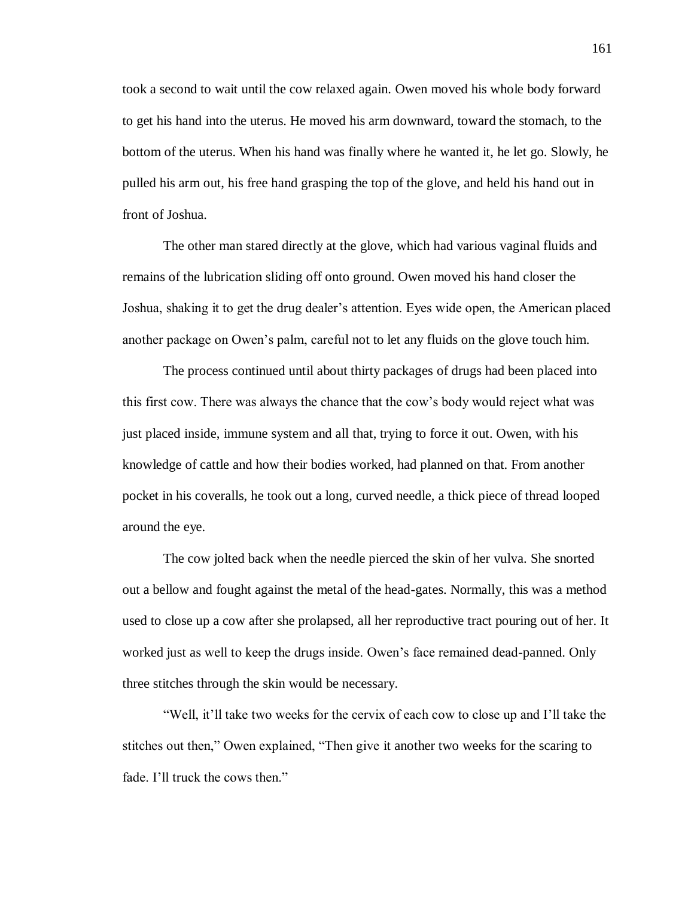took a second to wait until the cow relaxed again. Owen moved his whole body forward to get his hand into the uterus. He moved his arm downward, toward the stomach, to the bottom of the uterus. When his hand was finally where he wanted it, he let go. Slowly, he pulled his arm out, his free hand grasping the top of the glove, and held his hand out in front of Joshua.

The other man stared directly at the glove, which had various vaginal fluids and remains of the lubrication sliding off onto ground. Owen moved his hand closer the Joshua, shaking it to get the drug dealer's attention. Eyes wide open, the American placed another package on Owen's palm, careful not to let any fluids on the glove touch him.

The process continued until about thirty packages of drugs had been placed into this first cow. There was always the chance that the cow's body would reject what was just placed inside, immune system and all that, trying to force it out. Owen, with his knowledge of cattle and how their bodies worked, had planned on that. From another pocket in his coveralls, he took out a long, curved needle, a thick piece of thread looped around the eye.

The cow jolted back when the needle pierced the skin of her vulva. She snorted out a bellow and fought against the metal of the head-gates. Normally, this was a method used to close up a cow after she prolapsed, all her reproductive tract pouring out of her. It worked just as well to keep the drugs inside. Owen's face remained dead-panned. Only three stitches through the skin would be necessary.

"Well, it'll take two weeks for the cervix of each cow to close up and I'll take the stitches out then," Owen explained, "Then give it another two weeks for the scaring to fade. I'll truck the cows then."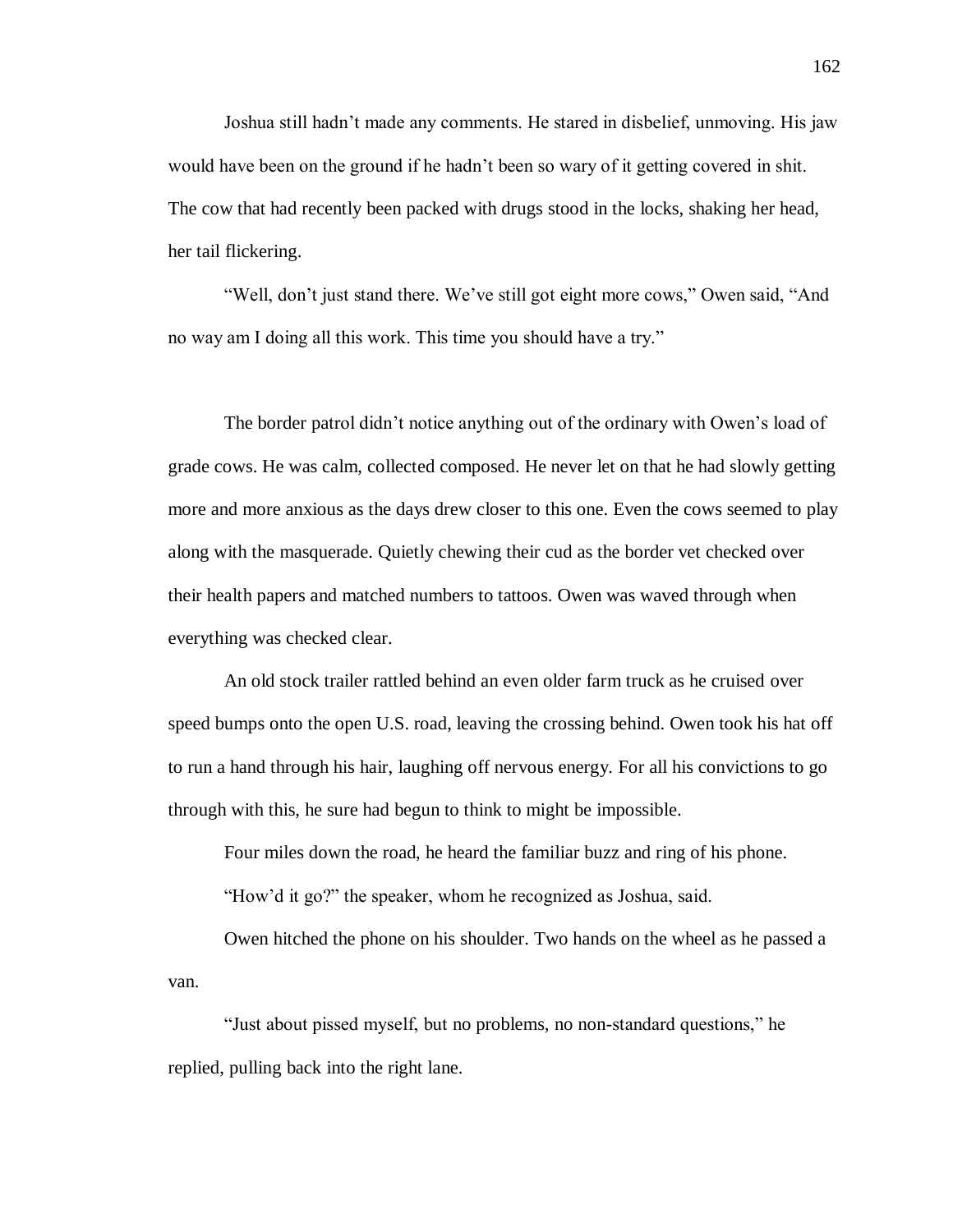Joshua still hadn't made any comments. He stared in disbelief, unmoving. His jaw would have been on the ground if he hadn't been so wary of it getting covered in shit. The cow that had recently been packed with drugs stood in the locks, shaking her head, her tail flickering.

"Well, don't just stand there. We've still got eight more cows," Owen said, "And no way am I doing all this work. This time you should have a try."

The border patrol didn't notice anything out of the ordinary with Owen's load of grade cows. He was calm, collected composed. He never let on that he had slowly getting more and more anxious as the days drew closer to this one. Even the cows seemed to play along with the masquerade. Quietly chewing their cud as the border vet checked over their health papers and matched numbers to tattoos. Owen was waved through when everything was checked clear.

An old stock trailer rattled behind an even older farm truck as he cruised over speed bumps onto the open U.S. road, leaving the crossing behind. Owen took his hat off to run a hand through his hair, laughing off nervous energy. For all his convictions to go through with this, he sure had begun to think to might be impossible.

Four miles down the road, he heard the familiar buzz and ring of his phone.

"How'd it go?" the speaker, whom he recognized as Joshua, said.

Owen hitched the phone on his shoulder. Two hands on the wheel as he passed a van.

"Just about pissed myself, but no problems, no non-standard questions," he replied, pulling back into the right lane.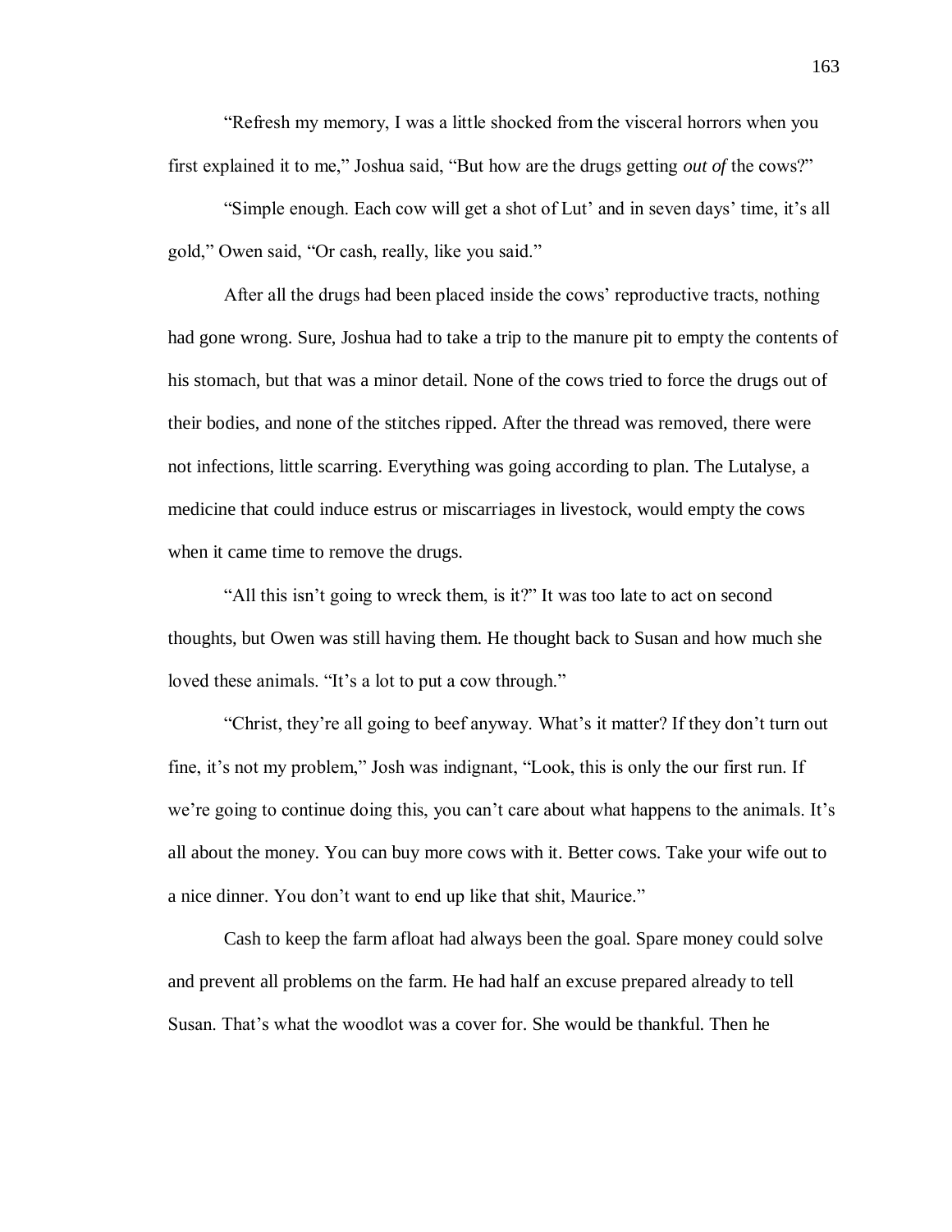"Refresh my memory, I was a little shocked from the visceral horrors when you first explained it to me," Joshua said, "But how are the drugs getting *out of* the cows?"

"Simple enough. Each cow will get a shot of Lut' and in seven days' time, it's all gold," Owen said, "Or cash, really, like you said."

After all the drugs had been placed inside the cows' reproductive tracts, nothing had gone wrong. Sure, Joshua had to take a trip to the manure pit to empty the contents of his stomach, but that was a minor detail. None of the cows tried to force the drugs out of their bodies, and none of the stitches ripped. After the thread was removed, there were not infections, little scarring. Everything was going according to plan. The Lutalyse, a medicine that could induce estrus or miscarriages in livestock, would empty the cows when it came time to remove the drugs.

"All this isn't going to wreck them, is it?" It was too late to act on second thoughts, but Owen was still having them. He thought back to Susan and how much she loved these animals. "It's a lot to put a cow through."

"Christ, they're all going to beef anyway. What's it matter? If they don't turn out fine, it's not my problem," Josh was indignant, "Look, this is only the our first run. If we're going to continue doing this, you can't care about what happens to the animals. It's all about the money. You can buy more cows with it. Better cows. Take your wife out to a nice dinner. You don't want to end up like that shit, Maurice."

Cash to keep the farm afloat had always been the goal. Spare money could solve and prevent all problems on the farm. He had half an excuse prepared already to tell Susan. That's what the woodlot was a cover for. She would be thankful. Then he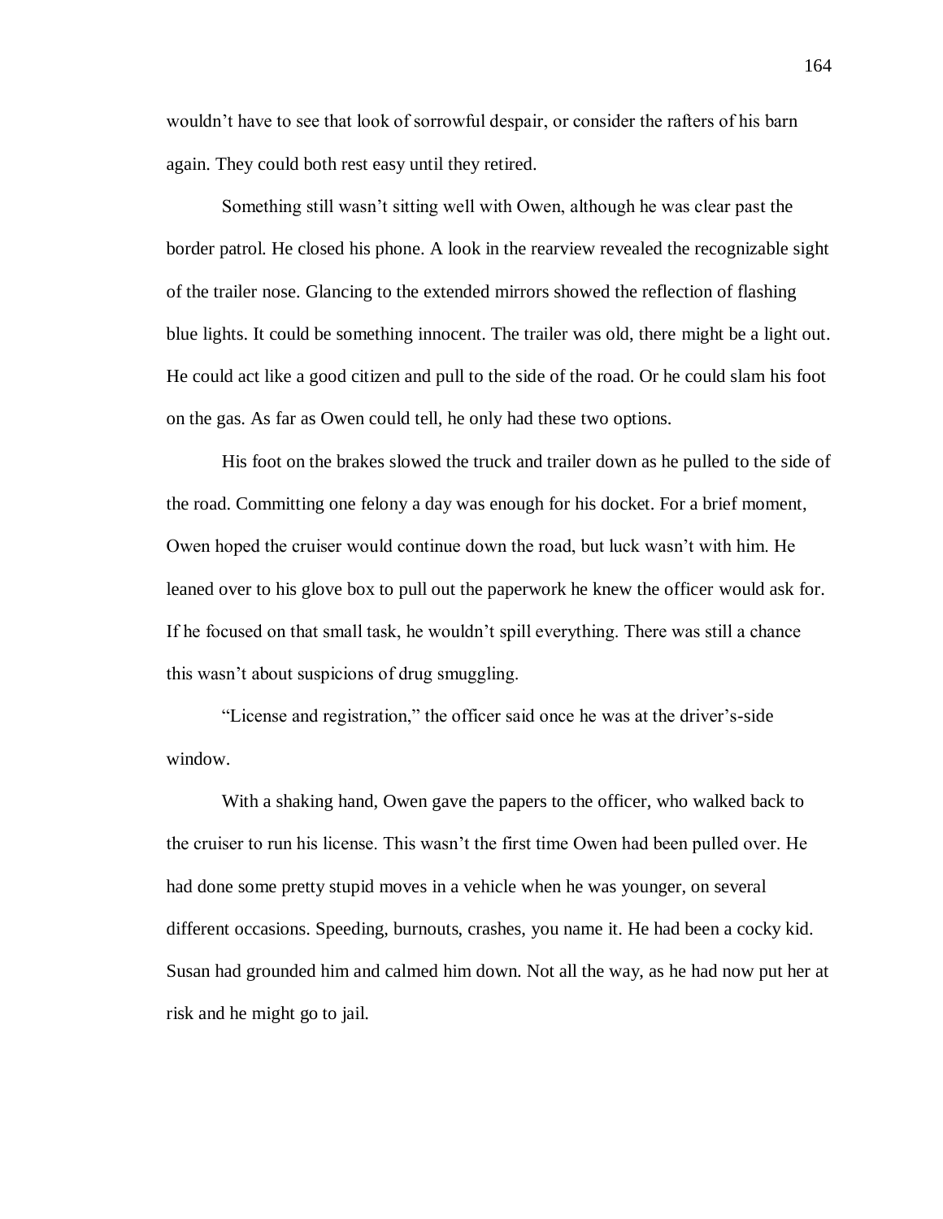wouldn’t have to see that look of sorrowful despair, or consider the rafters of his barn again. They could both rest easy until they retired.

Something still wasn’t sitting well with Owen, although he was clear past the border patrol. He closed his phone. A look in the rearview revealed the recognizable sight of the trailer nose. Glancing to the extended mirrors showed the reflection of flashing blue lights. It could be something innocent. The trailer was old, there might be a light out. He could act like a good citizen and pull to the side of the road. Or he could slam his foot on the gas. As far as Owen could tell, he only had these two options.

His foot on the brakes slowed the truck and trailer down as he pulled to the side of the road. Committing one felony a day was enough for his docket. For a brief moment, Owen hoped the cruiser would continue down the road, but luck wasn’t with him. He leaned over to his glove box to pull out the paperwork he knew the officer would ask for. If he focused on that small task, he wouldn’t spill everything. There was still a chance this wasn’t about suspicions of drug smuggling.

“License and registration,” the officer said once he was at the driver’s-side window.

With a shaking hand, Owen gave the papers to the officer, who walked back to the cruiser to run his license. This wasn’t the first time Owen had been pulled over. He had done some pretty stupid moves in a vehicle when he was younger, on several different occasions. Speeding, burnouts, crashes, you name it. He had been a cocky kid. Susan had grounded him and calmed him down. Not all the way, as he had now put her at risk and he might go to jail.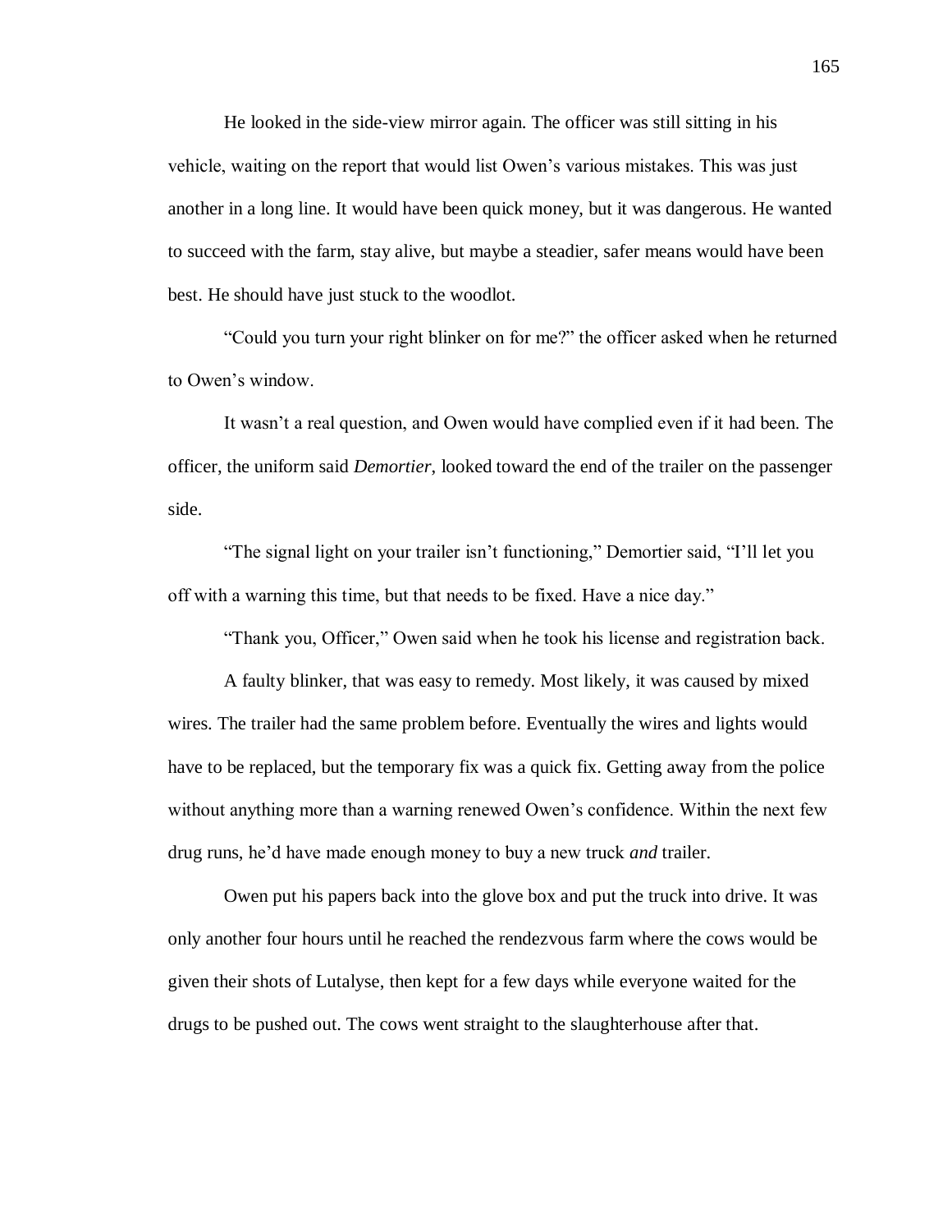He looked in the side-view mirror again. The officer was still sitting in his vehicle, waiting on the report that would list Owen's various mistakes. This was just another in a long line. It would have been quick money, but it was dangerous. He wanted to succeed with the farm, stay alive, but maybe a steadier, safer means would have been best. He should have just stuck to the woodlot.

"Could you turn your right blinker on for me?" the officer asked when he returned to Owen's window.

It wasn't a real question, and Owen would have complied even if it had been. The officer, the uniform said *Demortier*, looked toward the end of the trailer on the passenger side.

"The signal light on your trailer isn't functioning," Demortier said, "I'll let you off with a warning this time, but that needs to be fixed. Have a nice day."

"Thank you, Officer," Owen said when he took his license and registration back.

A faulty blinker, that was easy to remedy. Most likely, it was caused by mixed wires. The trailer had the same problem before. Eventually the wires and lights would have to be replaced, but the temporary fix was a quick fix. Getting away from the police without anything more than a warning renewed Owen's confidence. Within the next few drug runs, he'd have made enough money to buy a new truck *and* trailer.

Owen put his papers back into the glove box and put the truck into drive. It was only another four hours until he reached the rendezvous farm where the cows would be given their shots of Lutalyse, then kept for a few days while everyone waited for the drugs to be pushed out. The cows went straight to the slaughterhouse after that.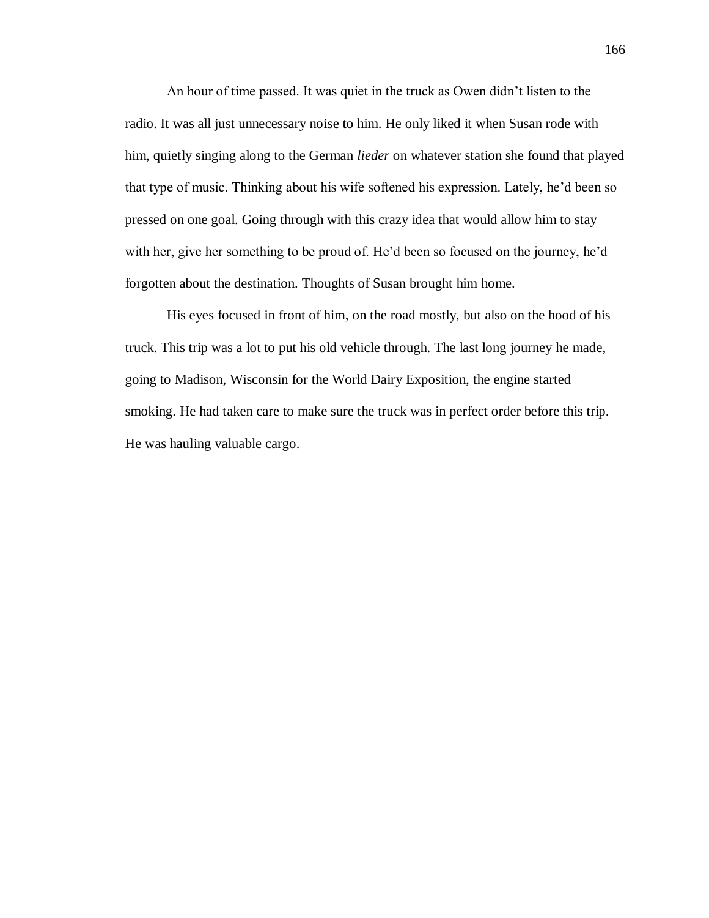An hour of time passed. It was quiet in the truck as Owen didn't listen to the radio. It was all just unnecessary noise to him. He only liked it when Susan rode with him, quietly singing along to the German *lieder* on whatever station she found that played that type of music. Thinking about his wife softened his expression. Lately, he'd been so pressed on one goal. Going through with this crazy idea that would allow him to stay with her, give her something to be proud of. He'd been so focused on the journey, he'd forgotten about the destination. Thoughts of Susan brought him home.

His eyes focused in front of him, on the road mostly, but also on the hood of his truck. This trip was a lot to put his old vehicle through. The last long journey he made, going to Madison, Wisconsin for the World Dairy Exposition, the engine started smoking. He had taken care to make sure the truck was in perfect order before this trip. He was hauling valuable cargo.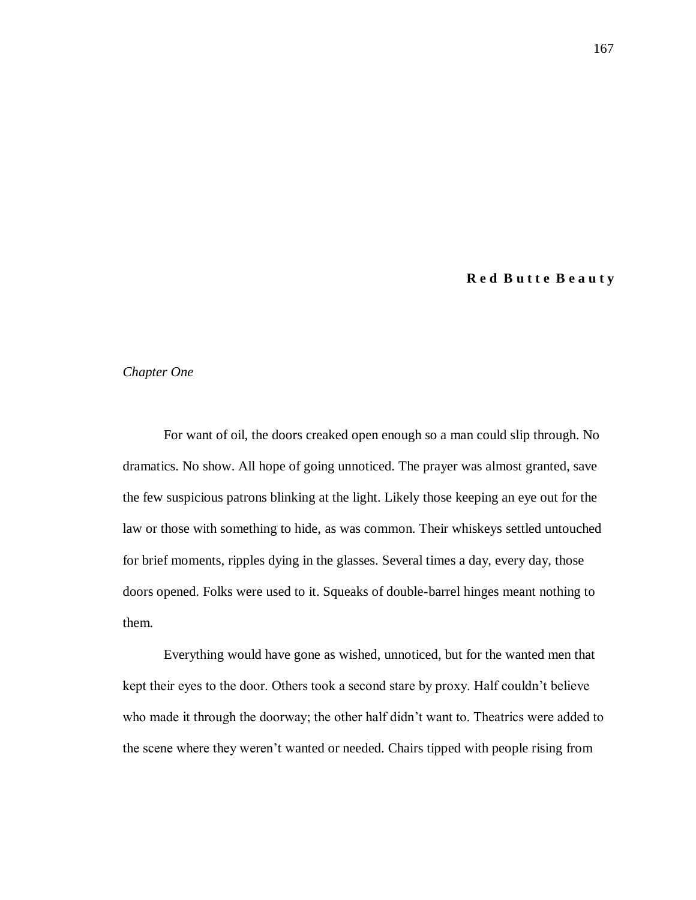## **Red Butte Beauty**

*Chapter One*

For want of oil, the doors creaked open enough so a man could slip through. No dramatics. No show. All hope of going unnoticed. The prayer was almost granted, save the few suspicious patrons blinking at the light. Likely those keeping an eye out for the law or those with something to hide, as was common. Their whiskeys settled untouched for brief moments, ripples dying in the glasses. Several times a day, every day, those doors opened. Folks were used to it. Squeaks of double-barrel hinges meant nothing to them.

Everything would have gone as wished, unnoticed, but for the wanted men that kept their eyes to the door. Others took a second stare by proxy. Half couldn't believe who made it through the doorway; the other half didn't want to. Theatrics were added to the scene where they weren't wanted or needed. Chairs tipped with people rising from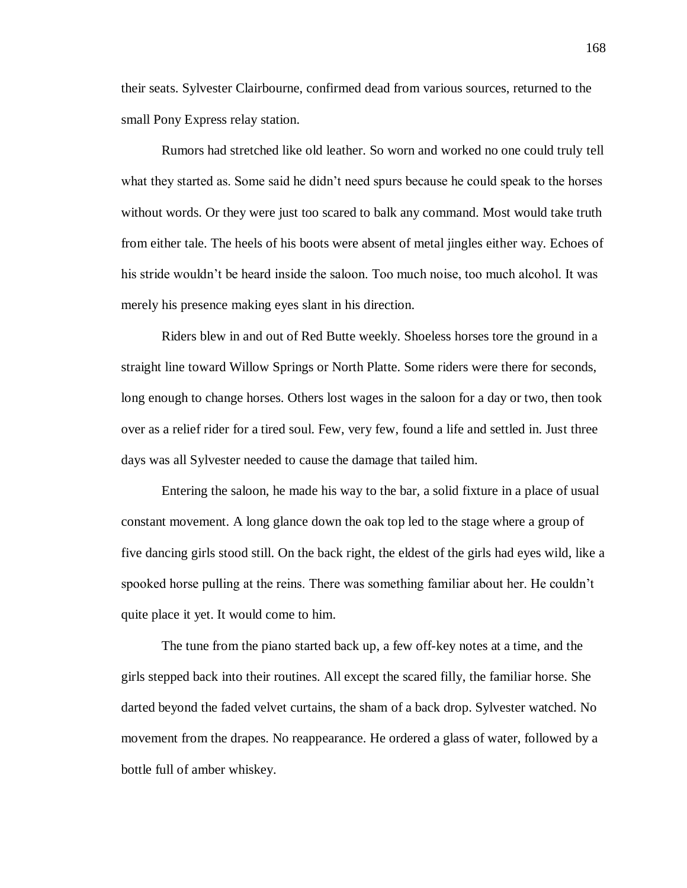their seats. Sylvester Clairbourne, confirmed dead from various sources, returned to the small Pony Express relay station.

Rumors had stretched like old leather. So worn and worked no one could truly tell what they started as. Some said he didn't need spurs because he could speak to the horses without words. Or they were just too scared to balk any command. Most would take truth from either tale. The heels of his boots were absent of metal jingles either way. Echoes of his stride wouldn't be heard inside the saloon. Too much noise, too much alcohol. It was merely his presence making eyes slant in his direction.

Riders blew in and out of Red Butte weekly. Shoeless horses tore the ground in a straight line toward Willow Springs or North Platte. Some riders were there for seconds, long enough to change horses. Others lost wages in the saloon for a day or two, then took over as a relief rider for a tired soul. Few, very few, found a life and settled in. Just three days was all Sylvester needed to cause the damage that tailed him.

Entering the saloon, he made his way to the bar, a solid fixture in a place of usual constant movement. A long glance down the oak top led to the stage where a group of five dancing girls stood still. On the back right, the eldest of the girls had eyes wild, like a spooked horse pulling at the reins. There was something familiar about her. He couldn't quite place it yet. It would come to him.

The tune from the piano started back up, a few off-key notes at a time, and the girls stepped back into their routines. All except the scared filly, the familiar horse. She darted beyond the faded velvet curtains, the sham of a back drop. Sylvester watched. No movement from the drapes. No reappearance. He ordered a glass of water, followed by a bottle full of amber whiskey.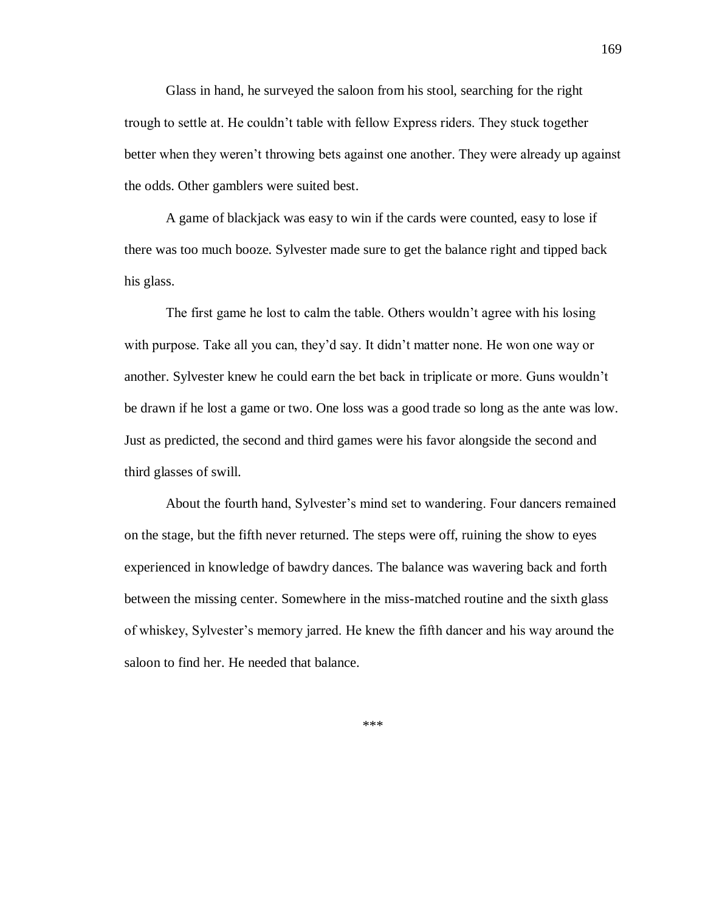Glass in hand, he surveyed the saloon from his stool, searching for the right trough to settle at. He couldn't table with fellow Express riders. They stuck together better when they weren't throwing bets against one another. They were already up against the odds. Other gamblers were suited best.

A game of blackjack was easy to win if the cards were counted, easy to lose if there was too much booze. Sylvester made sure to get the balance right and tipped back his glass.

The first game he lost to calm the table. Others wouldn't agree with his losing with purpose. Take all you can, they'd say. It didn't matter none. He won one way or another. Sylvester knew he could earn the bet back in triplicate or more. Guns wouldn't be drawn if he lost a game or two. One loss was a good trade so long as the ante was low. Just as predicted, the second and third games were his favor alongside the second and third glasses of swill.

About the fourth hand, Sylvester's mind set to wandering. Four dancers remained on the stage, but the fifth never returned. The steps were off, ruining the show to eyes experienced in knowledge of bawdry dances. The balance was wavering back and forth between the missing center. Somewhere in the miss-matched routine and the sixth glass of whiskey, Sylvester's memory jarred. He knew the fifth dancer and his way around the saloon to find her. He needed that balance.

***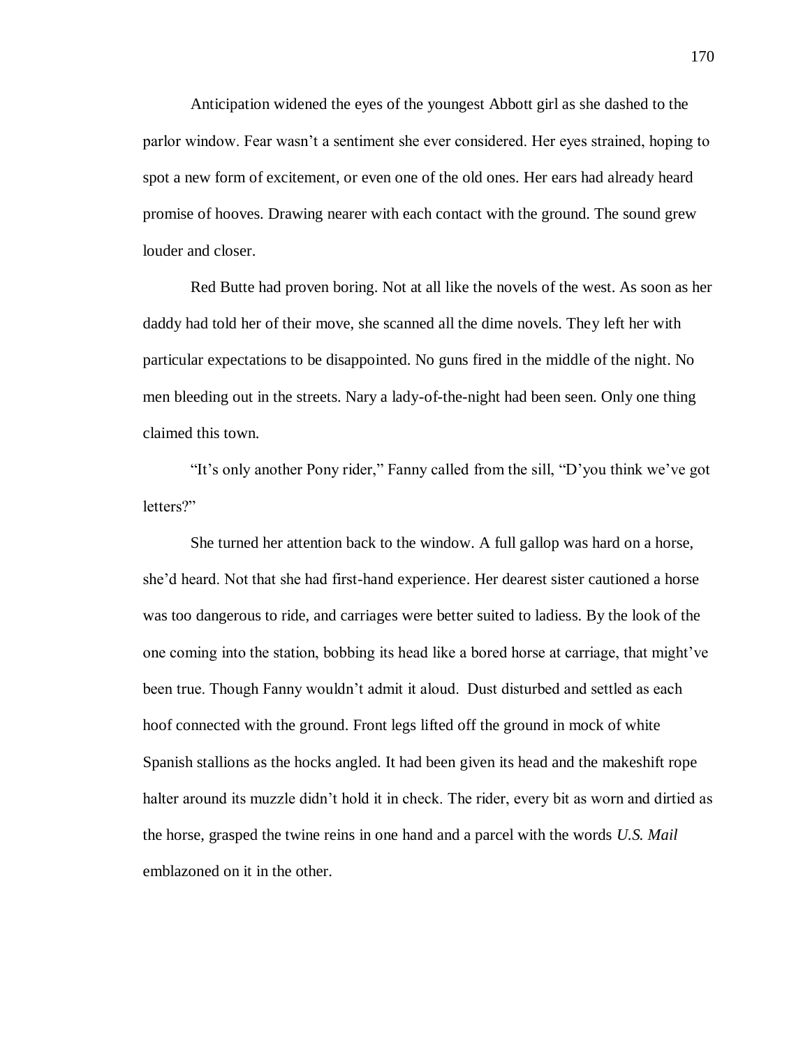Anticipation widened the eyes of the youngest Abbott girl as she dashed to the parlor window. Fear wasn't a sentiment she ever considered. Her eyes strained, hoping to spot a new form of excitement, or even one of the old ones. Her ears had already heard promise of hooves. Drawing nearer with each contact with the ground. The sound grew louder and closer.

Red Butte had proven boring. Not at all like the novels of the west. As soon as her daddy had told her of their move, she scanned all the dime novels. They left her with particular expectations to be disappointed. No guns fired in the middle of the night. No men bleeding out in the streets. Nary a lady-of-the-night had been seen. Only one thing claimed this town.

"It's only another Pony rider," Fanny called from the sill, "D'you think we've got letters?"

She turned her attention back to the window. A full gallop was hard on a horse, she'd heard. Not that she had first-hand experience. Her dearest sister cautioned a horse was too dangerous to ride, and carriages were better suited to ladiess. By the look of the one coming into the station, bobbing its head like a bored horse at carriage, that might've been true. Though Fanny wouldn't admit it aloud. Dust disturbed and settled as each hoof connected with the ground. Front legs lifted off the ground in mock of white Spanish stallions as the hocks angled. It had been given its head and the makeshift rope halter around its muzzle didn't hold it in check. The rider, every bit as worn and dirtied as the horse, grasped the twine reins in one hand and a parcel with the words *U.S. Mail* emblazoned on it in the other.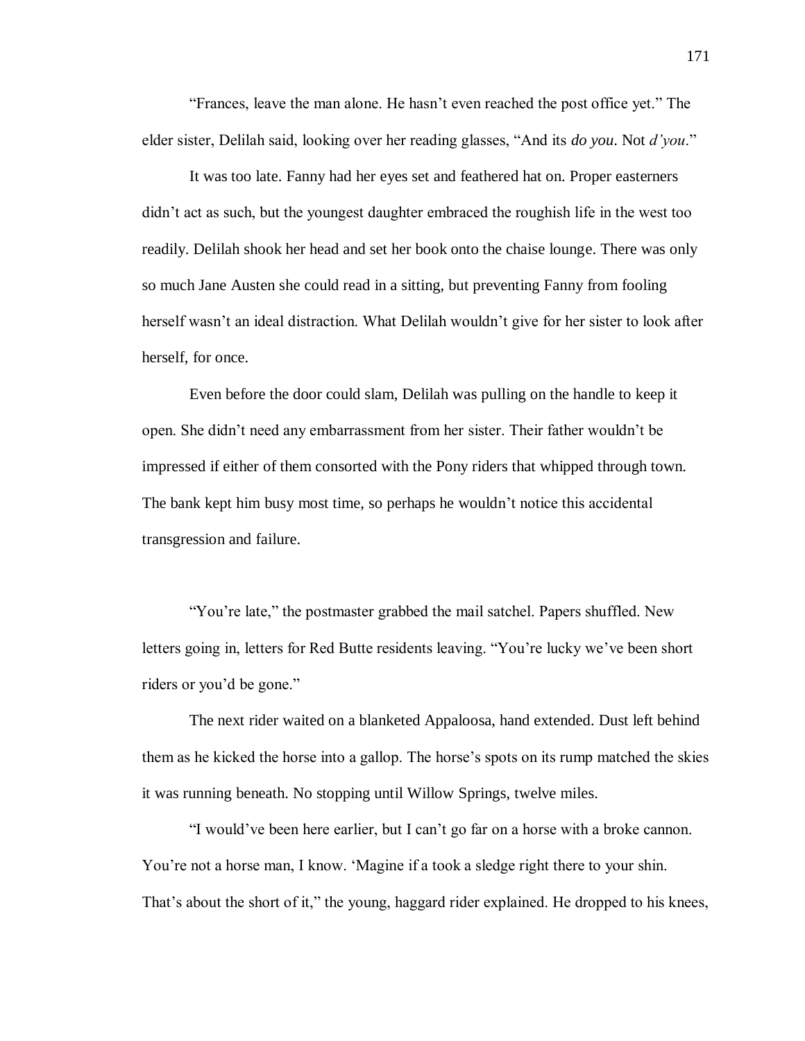"Frances, leave the man alone. He hasn't even reached the post office yet." The elder sister, Delilah said, looking over her reading glasses, "And its *do you*. Not *d'you*."

It was too late. Fanny had her eyes set and feathered hat on. Proper easterners didn't act as such, but the youngest daughter embraced the roughish life in the west too readily. Delilah shook her head and set her book onto the chaise lounge. There was only so much Jane Austen she could read in a sitting, but preventing Fanny from fooling herself wasn't an ideal distraction. What Delilah wouldn't give for her sister to look after herself, for once.

Even before the door could slam, Delilah was pulling on the handle to keep it open. She didn't need any embarrassment from her sister. Their father wouldn't be impressed if either of them consorted with the Pony riders that whipped through town. The bank kept him busy most time, so perhaps he wouldn't notice this accidental transgression and failure.

"You're late," the postmaster grabbed the mail satchel. Papers shuffled. New letters going in, letters for Red Butte residents leaving. "You're lucky we've been short riders or you'd be gone."

The next rider waited on a blanketed Appaloosa, hand extended. Dust left behind them as he kicked the horse into a gallop. The horse's spots on its rump matched the skies it was running beneath. No stopping until Willow Springs, twelve miles.

"I would've been here earlier, but I can't go far on a horse with a broke cannon. You're not a horse man, I know. 'Magine if a took a sledge right there to your shin. That's about the short of it," the young, haggard rider explained. He dropped to his knees,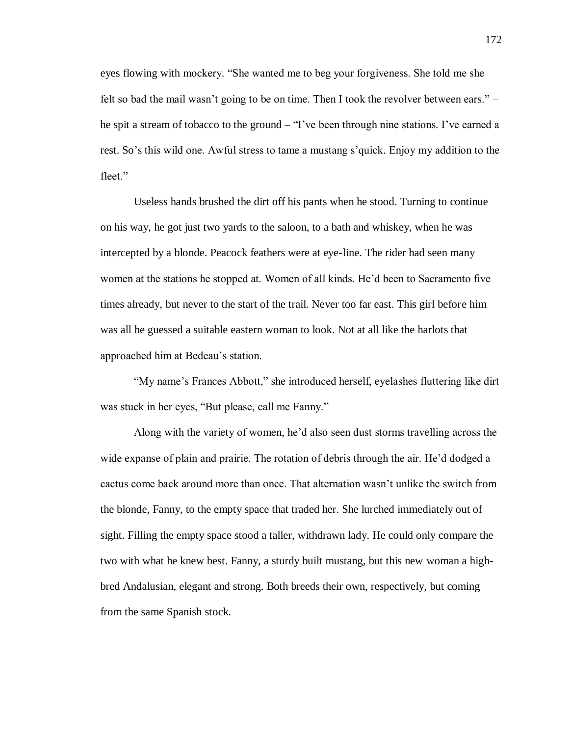eyes flowing with mockery. “She wanted me to beg your forgiveness. She told me she felt so bad the mail wasn’t going to be on time. Then I took the revolver between ears.” – he spit a stream of tobacco to the ground – “I’ve been through nine stations. I’ve earned a rest. So’s this wild one. Awful stress to tame a mustang s’quick. Enjoy my addition to the fleet.”

Useless hands brushed the dirt off his pants when he stood. Turning to continue on his way, he got just two yards to the saloon, to a bath and whiskey, when he was intercepted by a blonde. Peacock feathers were at eye-line. The rider had seen many women at the stations he stopped at. Women of all kinds. He’d been to Sacramento five times already, but never to the start of the trail. Never too far east. This girl before him was all he guessed a suitable eastern woman to look. Not at all like the harlots that approached him at Bedeau’s station.

“My name’s Frances Abbott,” she introduced herself, eyelashes fluttering like dirt was stuck in her eyes, “But please, call me Fanny.”

Along with the variety of women, he’d also seen dust storms travelling across the wide expanse of plain and prairie. The rotation of debris through the air. He’d dodged a cactus come back around more than once. That alternation wasn’t unlike the switch from the blonde, Fanny, to the empty space that traded her. She lurched immediately out of sight. Filling the empty space stood a taller, withdrawn lady. He could only compare the two with what he knew best. Fanny, a sturdy built mustang, but this new woman a high-bred Andalusian, elegant and strong. Both breeds their own, respectively, but coming from the same Spanish stock.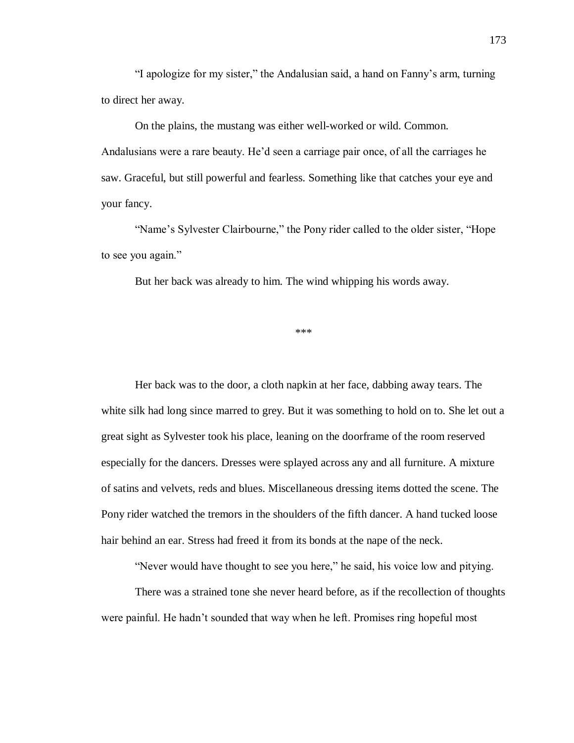"I apologize for my sister," the Andalusian said, a hand on Fanny's arm, turning to direct her away.

On the plains, the mustang was either well-worked or wild. Common. Andalusians were a rare beauty. He'd seen a carriage pair once, of all the carriages he saw. Graceful, but still powerful and fearless. Something like that catches your eye and your fancy.

"Name's Sylvester Clairbourne," the Pony rider called to the older sister, "Hope to see you again."

But her back was already to him. The wind whipping his words away.

***

Her back was to the door, a cloth napkin at her face, dabbing away tears. The white silk had long since marred to grey. But it was something to hold on to. She let out a great sight as Sylvester took his place, leaning on the doorframe of the room reserved especially for the dancers. Dresses were splayed across any and all furniture. A mixture of satins and velvets, reds and blues. Miscellaneous dressing items dotted the scene. The Pony rider watched the tremors in the shoulders of the fifth dancer. A hand tucked loose hair behind an ear. Stress had freed it from its bonds at the nape of the neck.

"Never would have thought to see you here," he said, his voice low and pitying.

There was a strained tone she never heard before, as if the recollection of thoughts were painful. He hadn't sounded that way when he left. Promises ring hopeful most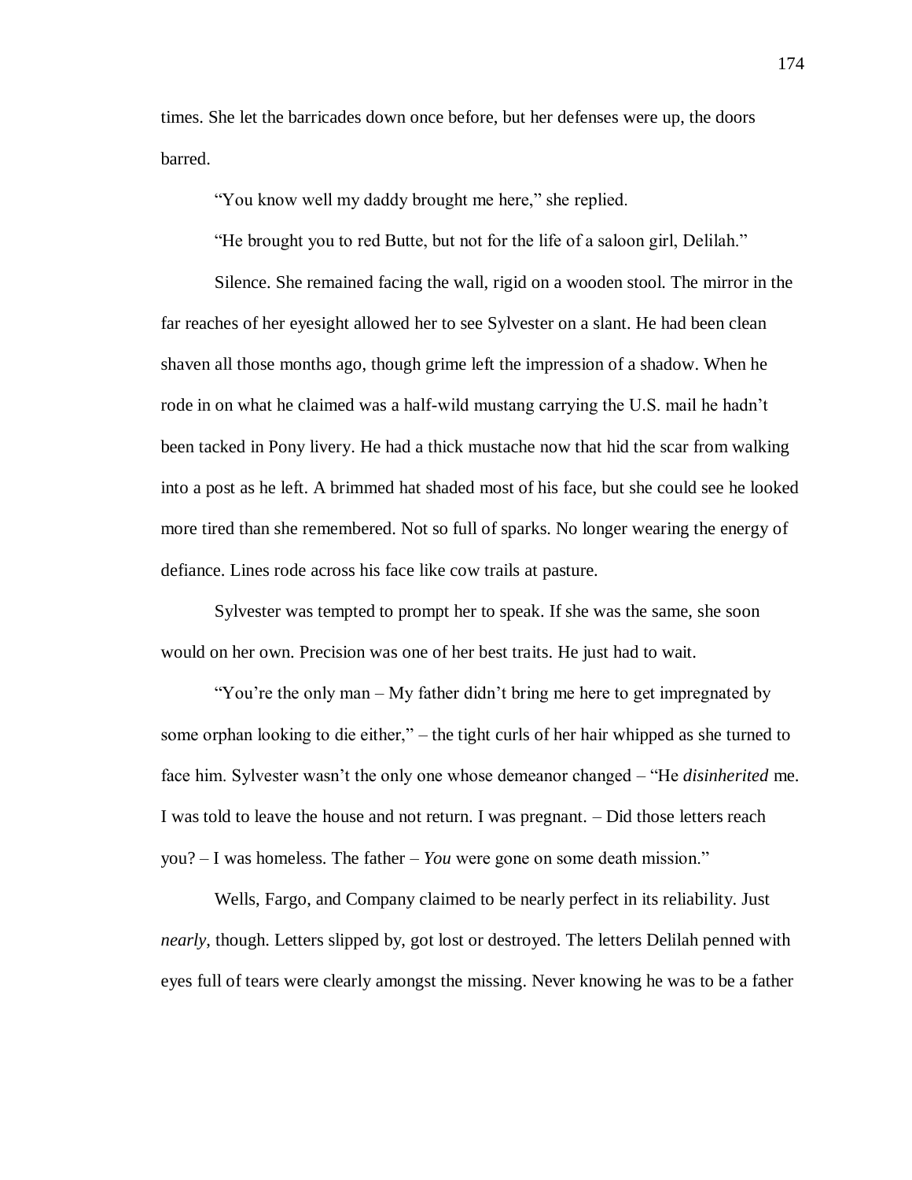times. She let the barricades down once before, but her defenses were up, the doors barred.

"You know well my daddy brought me here," she replied.

"He brought you to red Butte, but not for the life of a saloon girl, Delilah."

Silence. She remained facing the wall, rigid on a wooden stool. The mirror in the far reaches of her eyesight allowed her to see Sylvester on a slant. He had been clean shaven all those months ago, though grime left the impression of a shadow. When he rode in on what he claimed was a half-wild mustang carrying the U.S. mail he hadn't been tacked in Pony livery. He had a thick mustache now that hid the scar from walking into a post as he left. A brimmed hat shaded most of his face, but she could see he looked more tired than she remembered. Not so full of sparks. No longer wearing the energy of defiance. Lines rode across his face like cow trails at pasture.

Sylvester was tempted to prompt her to speak. If she was the same, she soon would on her own. Precision was one of her best traits. He just had to wait.

"You're the only man – My father didn't bring me here to get impregnated by some orphan looking to die either," – the tight curls of her hair whipped as she turned to face him. Sylvester wasn't the only one whose demeanor changed – "He *disinherited* me. I was told to leave the house and not return. I was pregnant. – Did those letters reach you? – I was homeless. The father – *You* were gone on some death mission."

Wells, Fargo, and Company claimed to be nearly perfect in its reliability. Just *nearly*, though. Letters slipped by, got lost or destroyed. The letters Delilah penned with eyes full of tears were clearly amongst the missing. Never knowing he was to be a father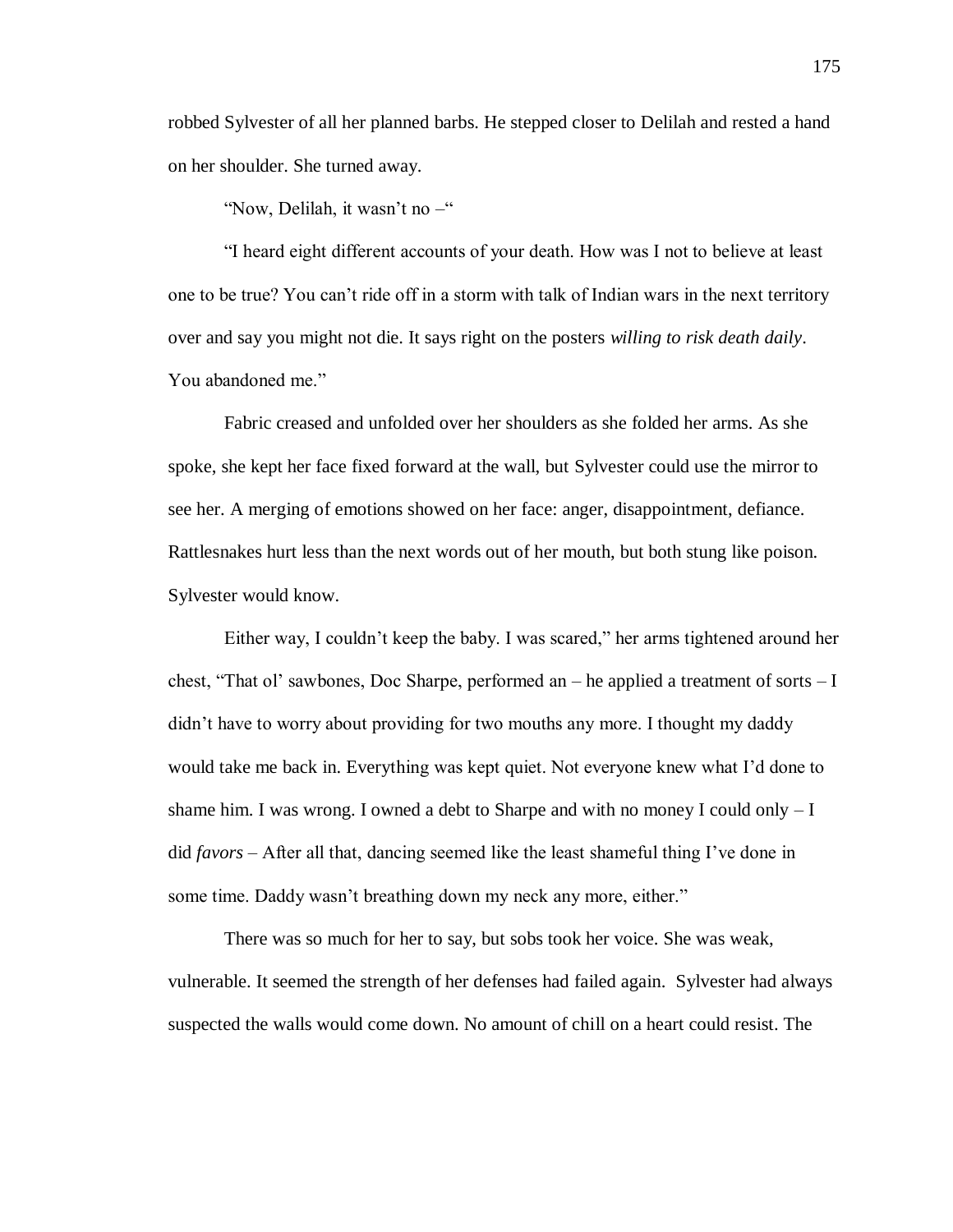robbed Sylvester of all her planned barbs. He stepped closer to Delilah and rested a hand on her shoulder. She turned away.

"Now, Delilah, it wasn't no –"

"I heard eight different accounts of your death. How was I not to believe at least one to be true? You can't ride off in a storm with talk of Indian wars in the next territory over and say you might not die. It says right on the posters *willing to risk death daily*. You abandoned me."

Fabric creased and unfolded over her shoulders as she folded her arms. As she spoke, she kept her face fixed forward at the wall, but Sylvester could use the mirror to see her. A merging of emotions showed on her face: anger, disappointment, defiance. Rattlesnakes hurt less than the next words out of her mouth, but both stung like poison. Sylvester would know.

Either way, I couldn't keep the baby. I was scared," her arms tightened around her chest, "That ol' sawbones, Doc Sharpe, performed an – he applied a treatment of sorts – I didn't have to worry about providing for two mouths any more. I thought my daddy would take me back in. Everything was kept quiet. Not everyone knew what I'd done to shame him. I was wrong. I owned a debt to Sharpe and with no money I could only – I did *favors* – After all that, dancing seemed like the least shameful thing I've done in some time. Daddy wasn't breathing down my neck any more, either."

There was so much for her to say, but sobs took her voice. She was weak, vulnerable. It seemed the strength of her defenses had failed again. Sylvester had always suspected the walls would come down. No amount of chill on a heart could resist. The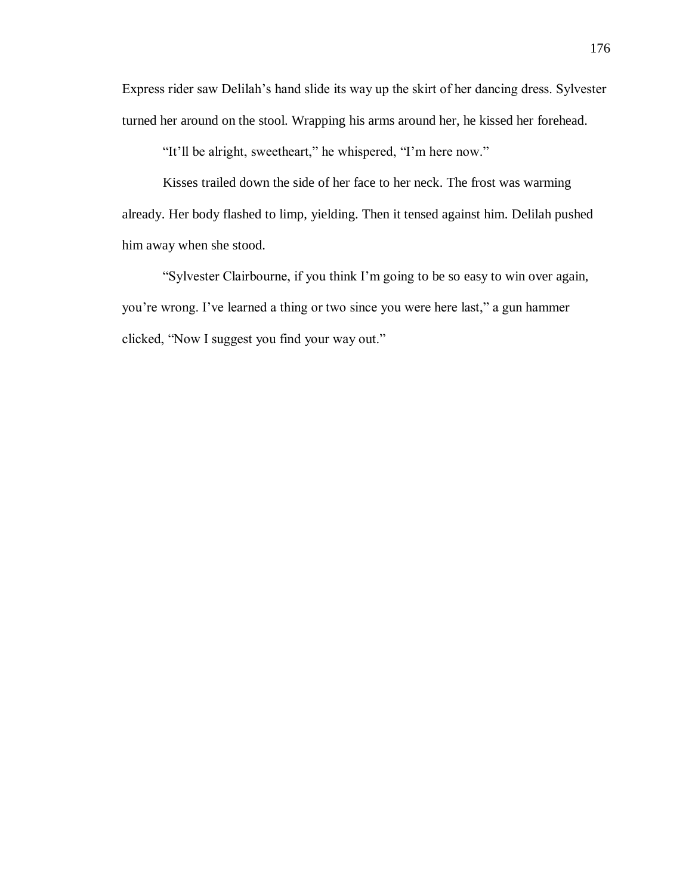Express rider saw Delilah's hand slide its way up the skirt of her dancing dress. Sylvester turned her around on the stool. Wrapping his arms around her, he kissed her forehead.

"It'll be alright, sweetheart," he whispered, "I'm here now."

Kisses trailed down the side of her face to her neck. The frost was warming already. Her body flashed to limp, yielding. Then it tensed against him. Delilah pushed him away when she stood.

"Sylvester Clairbourne, if you think I'm going to be so easy to win over again, you're wrong. I've learned a thing or two since you were here last," a gun hammer clicked, "Now I suggest you find your way out."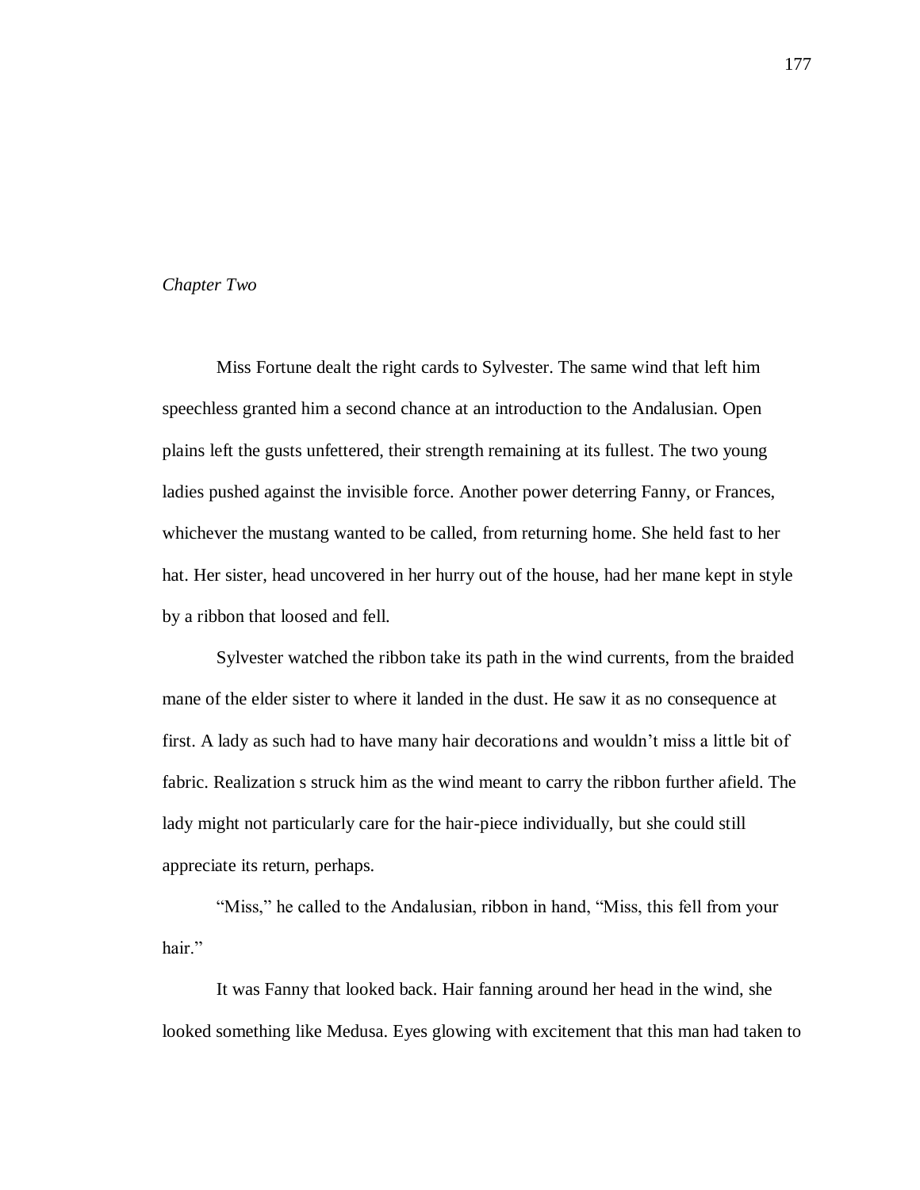*Chapter Two*

Miss Fortune dealt the right cards to Sylvester. The same wind that left him speechless granted him a second chance at an introduction to the Andalusian. Open plains left the gusts unfettered, their strength remaining at its fullest. The two young ladies pushed against the invisible force. Another power deterring Fanny, or Frances, whichever the mustang wanted to be called, from returning home. She held fast to her hat. Her sister, head uncovered in her hurry out of the house, had her mane kept in style by a ribbon that loosed and fell.

Sylvester watched the ribbon take its path in the wind currents, from the braided mane of the elder sister to where it landed in the dust. He saw it as no consequence at first. A lady as such had to have many hair decorations and wouldn't miss a little bit of fabric. Realization s struck him as the wind meant to carry the ribbon further afield. The lady might not particularly care for the hair-piece individually, but she could still appreciate its return, perhaps.

"Miss," he called to the Andalusian, ribbon in hand, "Miss, this fell from your hair."

It was Fanny that looked back. Hair fanning around her head in the wind, she looked something like Medusa. Eyes glowing with excitement that this man had taken to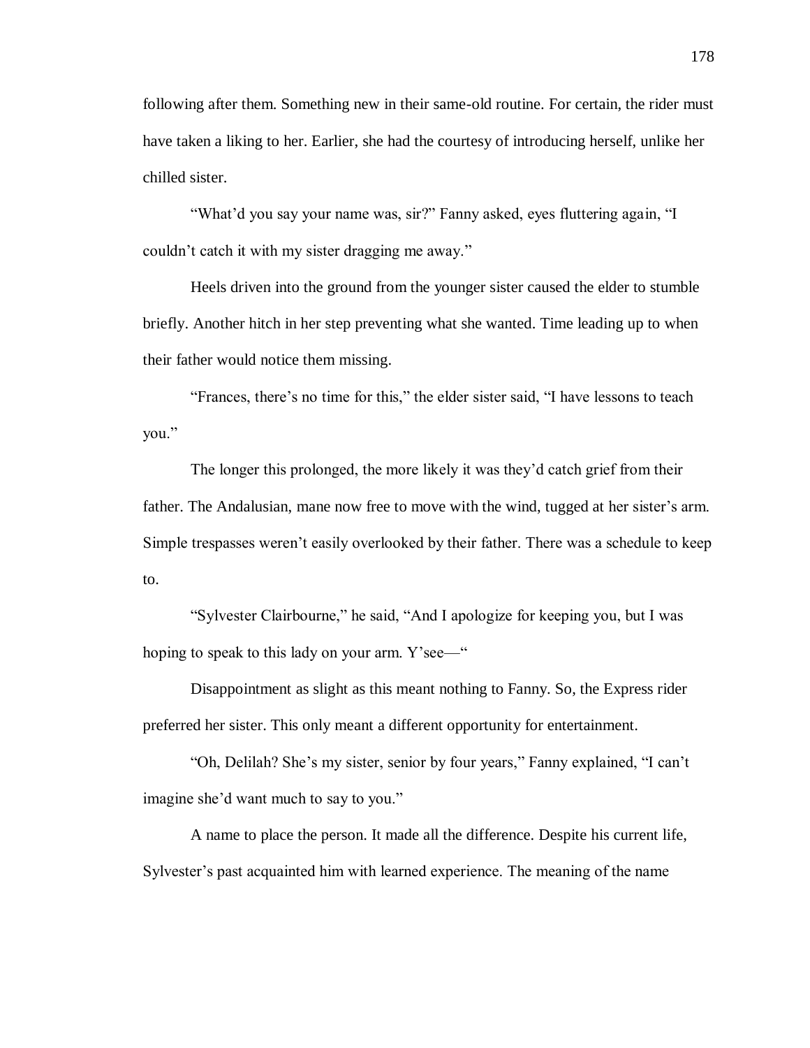following after them. Something new in their same-old routine. For certain, the rider must have taken a liking to her. Earlier, she had the courtesy of introducing herself, unlike her chilled sister.

"What'd you say your name was, sir?" Fanny asked, eyes fluttering again, "I couldn't catch it with my sister dragging me away."

Heels driven into the ground from the younger sister caused the elder to stumble briefly. Another hitch in her step preventing what she wanted. Time leading up to when their father would notice them missing.

"Frances, there's no time for this," the elder sister said, "I have lessons to teach you."

The longer this prolonged, the more likely it was they'd catch grief from their father. The Andalusian, mane now free to move with the wind, tugged at her sister's arm. Simple trespasses weren't easily overlooked by their father. There was a schedule to keep to.

"Sylvester Clairbourne," he said, "And I apologize for keeping you, but I was hoping to speak to this lady on your arm. Y'see—"

Disappointment as slight as this meant nothing to Fanny. So, the Express rider preferred her sister. This only meant a different opportunity for entertainment.

"Oh, Delilah? She's my sister, senior by four years," Fanny explained, "I can't imagine she'd want much to say to you."

A name to place the person. It made all the difference. Despite his current life, Sylvester's past acquainted him with learned experience. The meaning of the name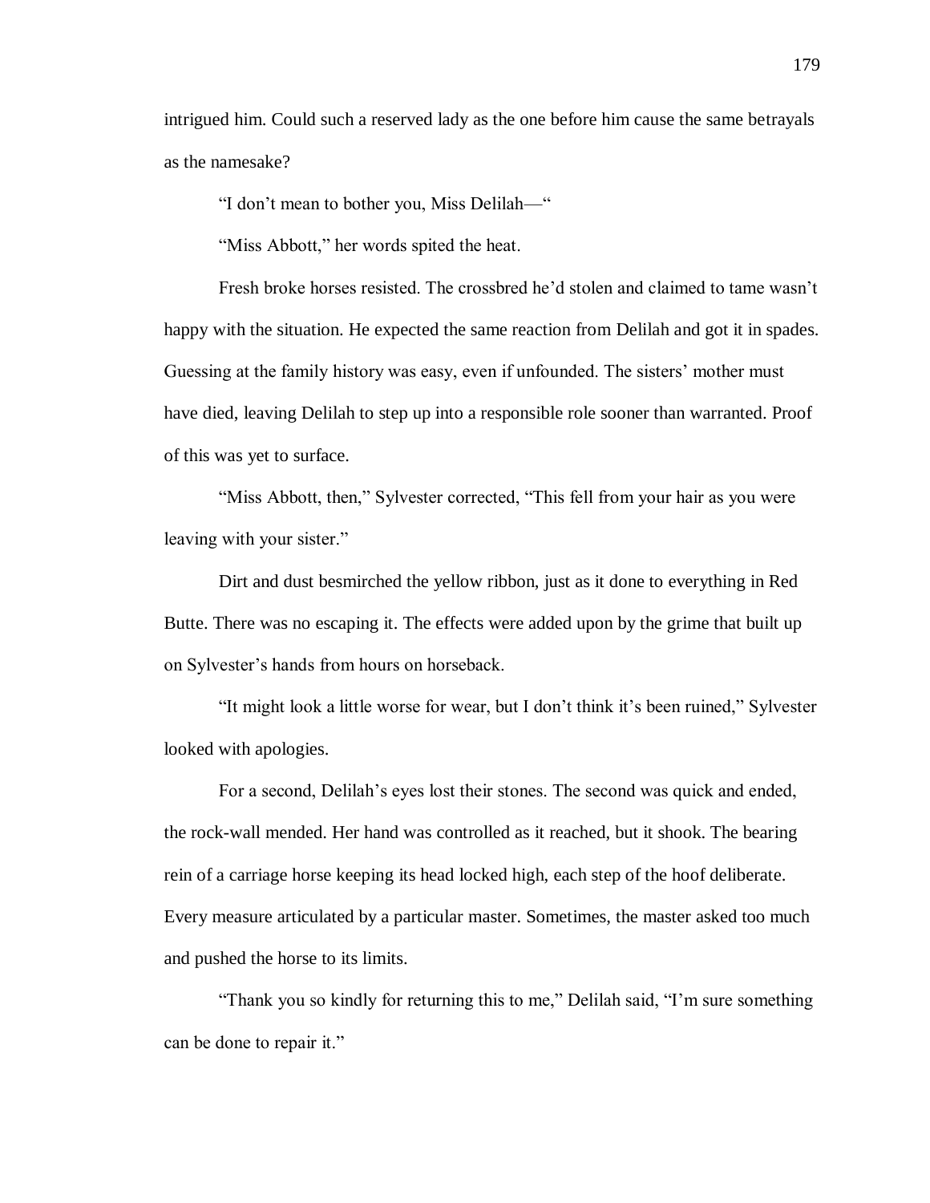intrigued him. Could such a reserved lady as the one before him cause the same betrayals as the namesake?

"I don't mean to bother you, Miss Delilah—"

"Miss Abbott," her words spited the heat.

Fresh broke horses resisted. The crossbred he'd stolen and claimed to tame wasn't happy with the situation. He expected the same reaction from Delilah and got it in spades. Guessing at the family history was easy, even if unfounded. The sisters' mother must have died, leaving Delilah to step up into a responsible role sooner than warranted. Proof of this was yet to surface.

"Miss Abbott, then," Sylvester corrected, "This fell from your hair as you were leaving with your sister."

Dirt and dust besmirched the yellow ribbon, just as it done to everything in Red Butte. There was no escaping it. The effects were added upon by the grime that built up on Sylvester's hands from hours on horseback.

"It might look a little worse for wear, but I don't think it's been ruined," Sylvester looked with apologies.

For a second, Delilah's eyes lost their stones. The second was quick and ended, the rock-wall mended. Her hand was controlled as it reached, but it shook. The bearing rein of a carriage horse keeping its head locked high, each step of the hoof deliberate. Every measure articulated by a particular master. Sometimes, the master asked too much and pushed the horse to its limits.

"Thank you so kindly for returning this to me," Delilah said, "I'm sure something can be done to repair it."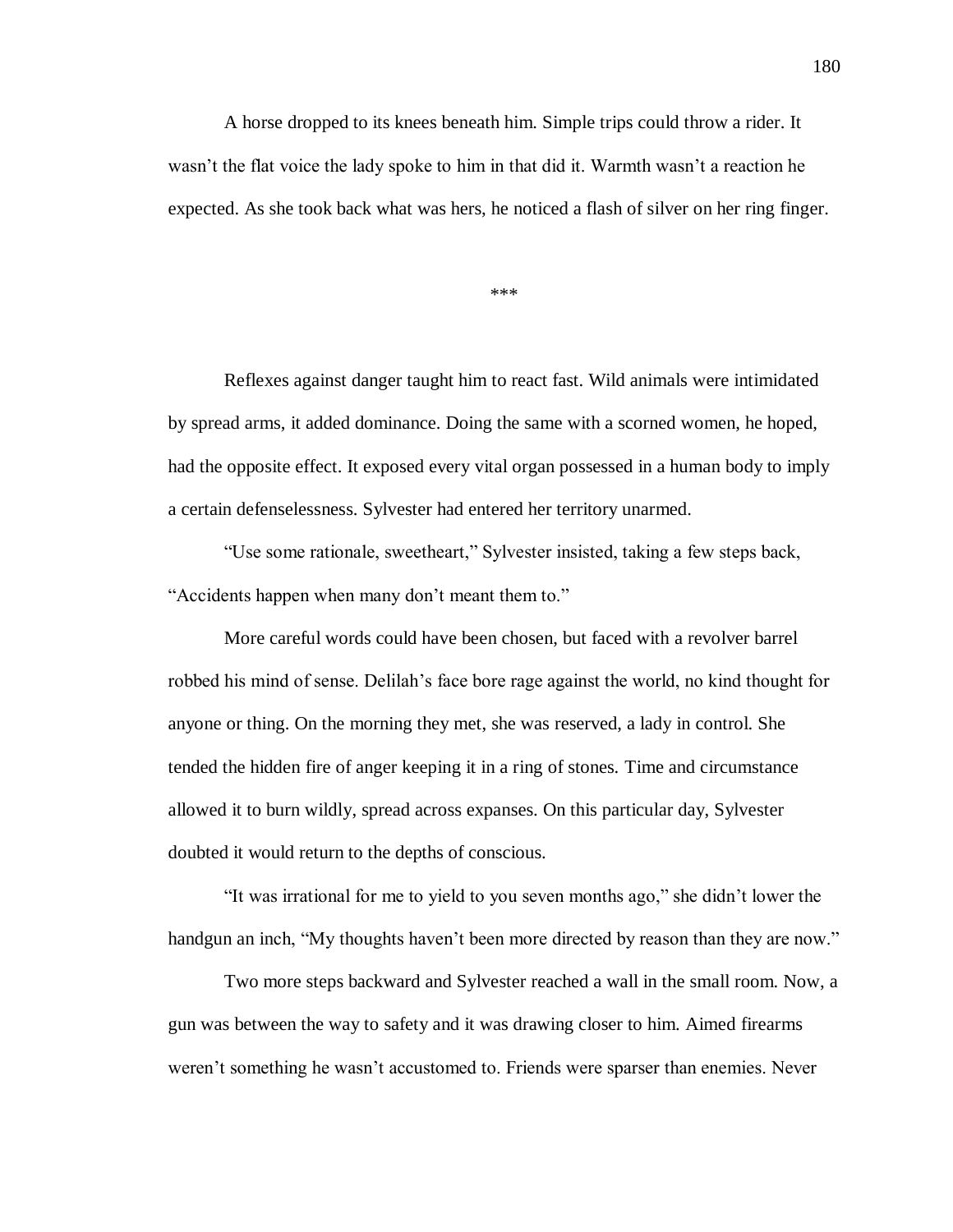A horse dropped to its knees beneath him. Simple trips could throw a rider. It wasn't the flat voice the lady spoke to him in that did it. Warmth wasn't a reaction he expected. As she took back what was hers, he noticed a flash of silver on her ring finger.

***

Reflexes against danger taught him to react fast. Wild animals were intimidated by spread arms, it added dominance. Doing the same with a scorned women, he hoped, had the opposite effect. It exposed every vital organ possessed in a human body to imply a certain defenselessness. Sylvester had entered her territory unarmed.

"Use some rationale, sweetheart," Sylvester insisted, taking a few steps back, "Accidents happen when many don't meant them to."

More careful words could have been chosen, but faced with a revolver barrel robbed his mind of sense. Delilah's face bore rage against the world, no kind thought for anyone or thing. On the morning they met, she was reserved, a lady in control. She tended the hidden fire of anger keeping it in a ring of stones. Time and circumstance allowed it to burn wildly, spread across expanses. On this particular day, Sylvester doubted it would return to the depths of conscious.

"It was irrational for me to yield to you seven months ago," she didn't lower the handgun an inch, "My thoughts haven't been more directed by reason than they are now."

Two more steps backward and Sylvester reached a wall in the small room. Now, a gun was between the way to safety and it was drawing closer to him. Aimed firearms weren't something he wasn't accustomed to. Friends were sparser than enemies. Never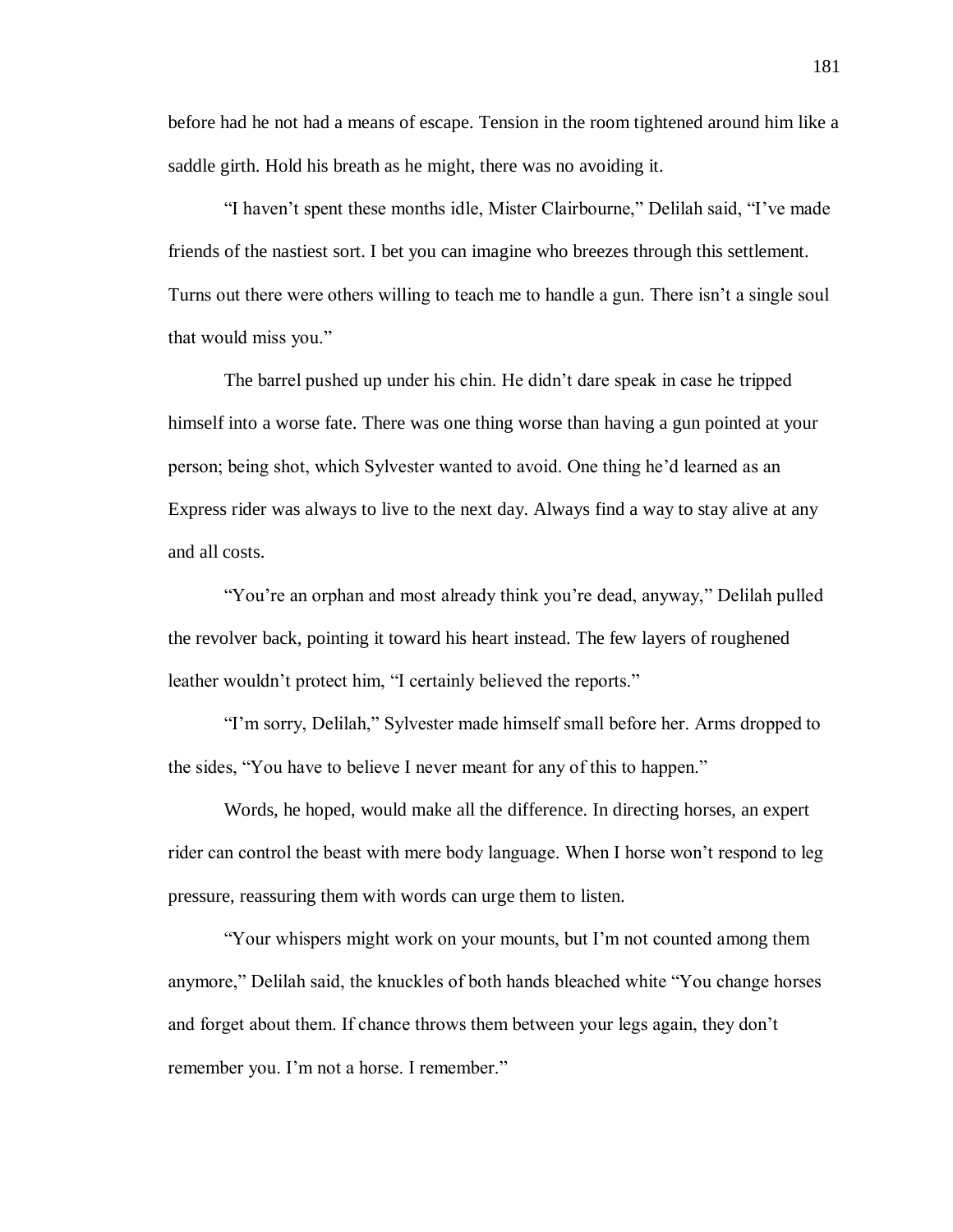before had he not had a means of escape. Tension in the room tightened around him like a saddle girth. Hold his breath as he might, there was no avoiding it.

“I haven’t spent these months idle, Mister Clairbourne,” Delilah said, “I’ve made friends of the nastiest sort. I bet you can imagine who breezes through this settlement. Turns out there were others willing to teach me to handle a gun. There isn’t a single soul that would miss you.”

The barrel pushed up under his chin. He didn’t dare speak in case he tripped himself into a worse fate. There was one thing worse than having a gun pointed at your person; being shot, which Sylvester wanted to avoid. One thing he’d learned as an Express rider was always to live to the next day. Always find a way to stay alive at any and all costs.

“You’re an orphan and most already think you’re dead, anyway,” Delilah pulled the revolver back, pointing it toward his heart instead. The few layers of roughened leather wouldn’t protect him, “I certainly believed the reports.”

“I’m sorry, Delilah,” Sylvester made himself small before her. Arms dropped to the sides, “You have to believe I never meant for any of this to happen.”

Words, he hoped, would make all the difference. In directing horses, an expert rider can control the beast with mere body language. When I horse won’t respond to leg pressure, reassuring them with words can urge them to listen.

“Your whispers might work on your mounts, but I’m not counted among them anymore,” Delilah said, the knuckles of both hands bleached white “You change horses and forget about them. If chance throws them between your legs again, they don’t remember you. I’m not a horse. I remember.”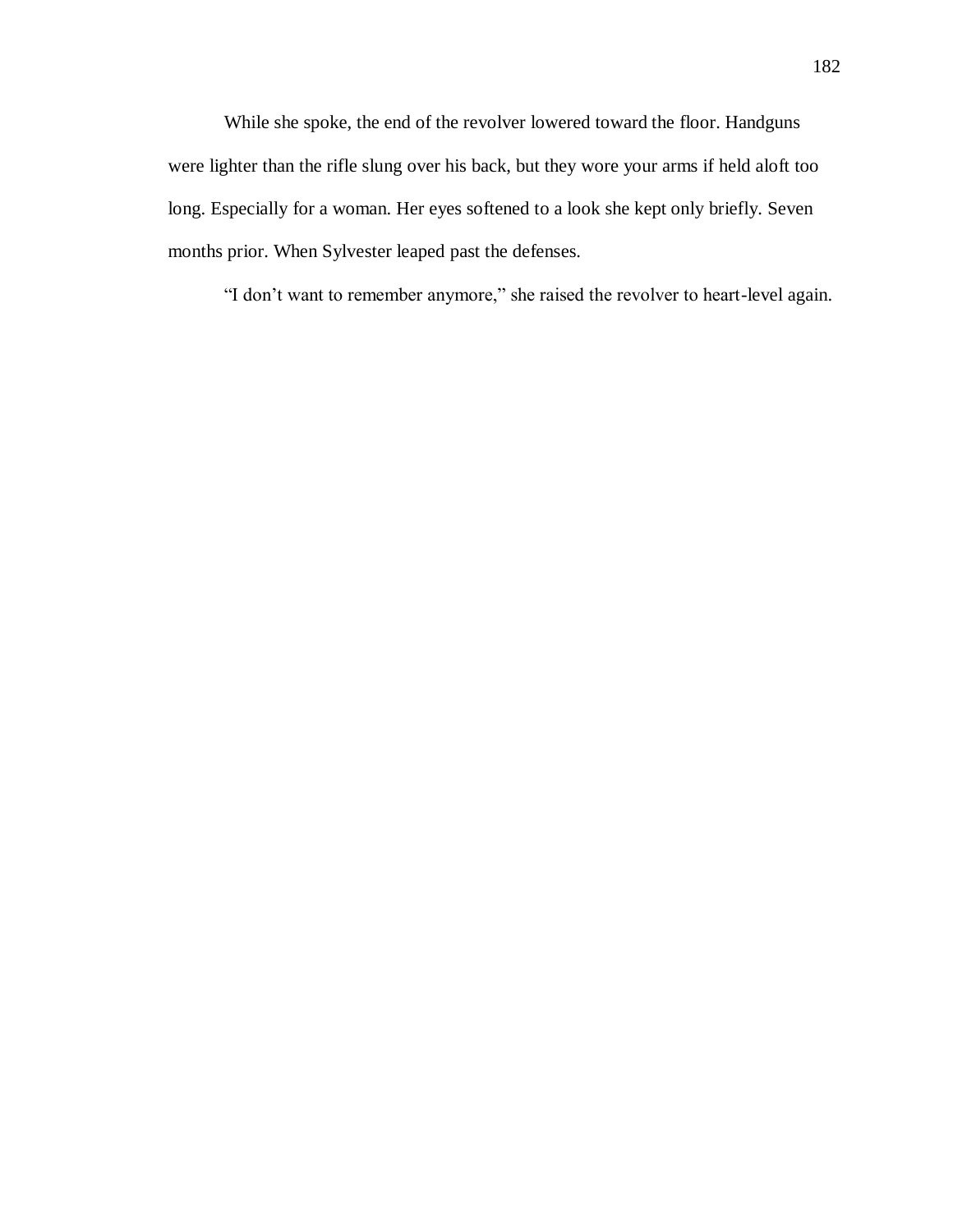While she spoke, the end of the revolver lowered toward the floor. Handguns were lighter than the rifle slung over his back, but they wore your arms if held aloft too long. Especially for a woman. Her eyes softened to a look she kept only briefly. Seven months prior. When Sylvester leaped past the defenses.

"I don't want to remember anymore," she raised the revolver to heart-level again.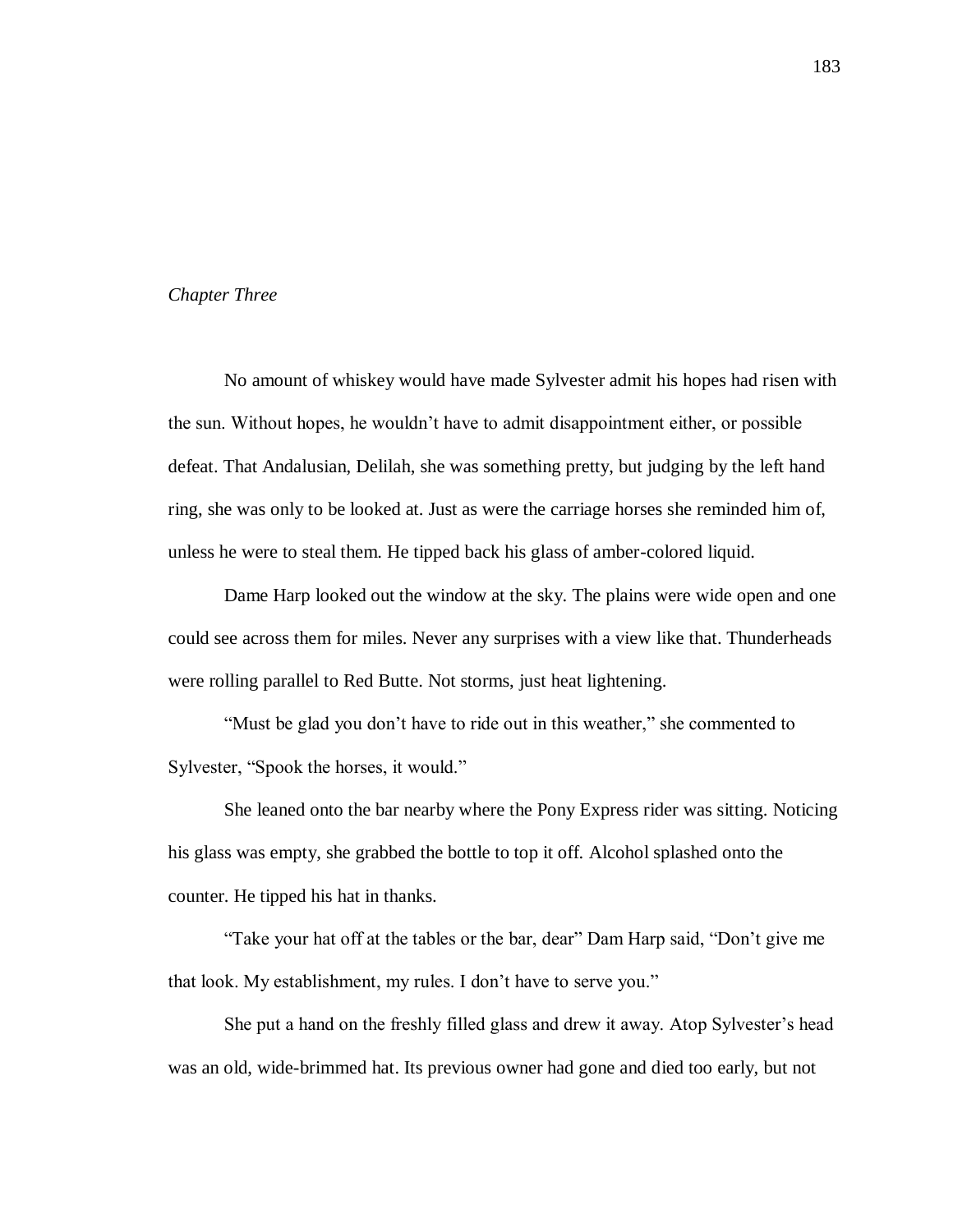*Chapter Three*

No amount of whiskey would have made Sylvester admit his hopes had risen with the sun. Without hopes, he wouldn't have to admit disappointment either, or possible defeat. That Andalusian, Delilah, she was something pretty, but judging by the left hand ring, she was only to be looked at. Just as were the carriage horses she reminded him of, unless he were to steal them. He tipped back his glass of amber-colored liquid.

Dame Harp looked out the window at the sky. The plains were wide open and one could see across them for miles. Never any surprises with a view like that. Thunderheads were rolling parallel to Red Butte. Not storms, just heat lightening.

"Must be glad you don't have to ride out in this weather," she commented to Sylvester, "Spook the horses, it would."

She leaned onto the bar nearby where the Pony Express rider was sitting. Noticing his glass was empty, she grabbed the bottle to top it off. Alcohol splashed onto the counter. He tipped his hat in thanks.

"Take your hat off at the tables or the bar, dear" Dam Harp said, "Don't give me that look. My establishment, my rules. I don't have to serve you."

She put a hand on the freshly filled glass and drew it away. Atop Sylvester's head was an old, wide-brimmed hat. Its previous owner had gone and died too early, but not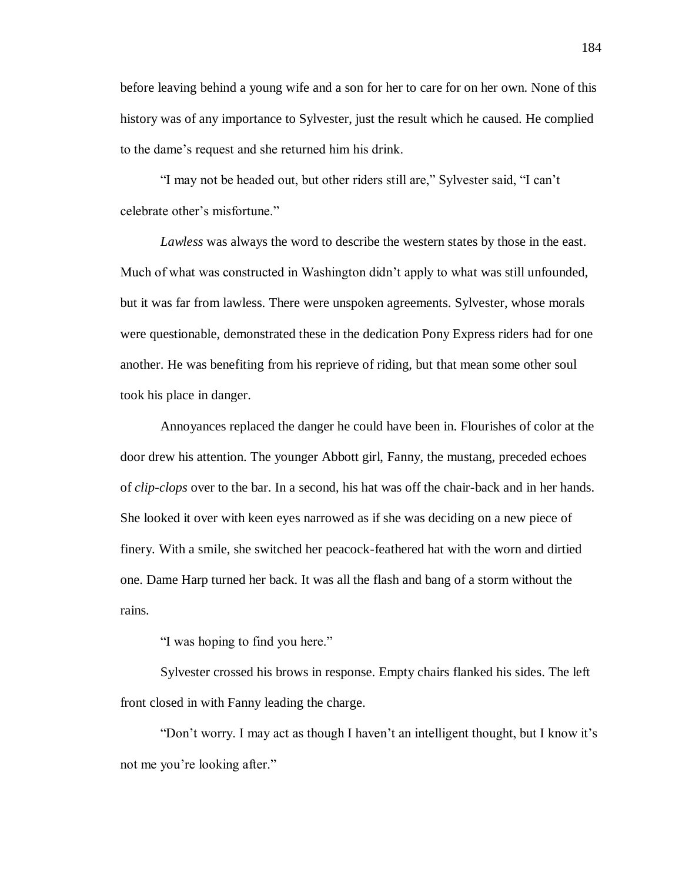before leaving behind a young wife and a son for her to care for on her own. None of this history was of any importance to Sylvester, just the result which he caused. He complied to the dame's request and she returned him his drink.

"I may not be headed out, but other riders still are," Sylvester said, "I can't celebrate other's misfortune."

*Lawless* was always the word to describe the western states by those in the east. Much of what was constructed in Washington didn't apply to what was still unfounded, but it was far from lawless. There were unspoken agreements. Sylvester, whose morals were questionable, demonstrated these in the dedication Pony Express riders had for one another. He was benefiting from his reprieve of riding, but that mean some other soul took his place in danger.

Annoyances replaced the danger he could have been in. Flourishes of color at the door drew his attention. The younger Abbott girl, Fanny, the mustang, preceded echoes of *clip-clops* over to the bar. In a second, his hat was off the chair-back and in her hands. She looked it over with keen eyes narrowed as if she was deciding on a new piece of finery. With a smile, she switched her peacock-feathered hat with the worn and dirtied one. Dame Harp turned her back. It was all the flash and bang of a storm without the rains.

"I was hoping to find you here."

Sylvester crossed his brows in response. Empty chairs flanked his sides. The left front closed in with Fanny leading the charge.

"Don't worry. I may act as though I haven't an intelligent thought, but I know it's not me you're looking after."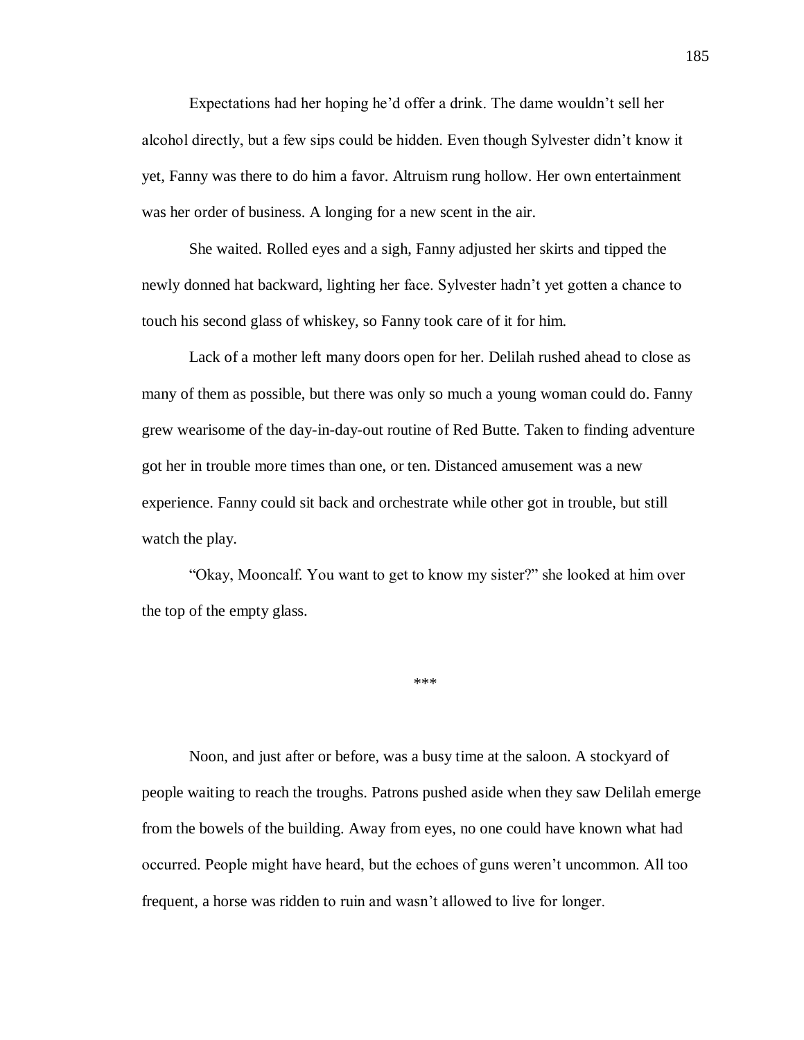Expectations had her hoping he'd offer a drink. The dame wouldn't sell her alcohol directly, but a few sips could be hidden. Even though Sylvester didn't know it yet, Fanny was there to do him a favor. Altruism rung hollow. Her own entertainment was her order of business. A longing for a new scent in the air.

She waited. Rolled eyes and a sigh, Fanny adjusted her skirts and tipped the newly donned hat backward, lighting her face. Sylvester hadn't yet gotten a chance to touch his second glass of whiskey, so Fanny took care of it for him.

Lack of a mother left many doors open for her. Delilah rushed ahead to close as many of them as possible, but there was only so much a young woman could do. Fanny grew wearisome of the day-in-day-out routine of Red Butte. Taken to finding adventure got her in trouble more times than one, or ten. Distanced amusement was a new experience. Fanny could sit back and orchestrate while other got in trouble, but still watch the play.

"Okay, Mooncalf. You want to get to know my sister?" she looked at him over the top of the empty glass.

***

Noon, and just after or before, was a busy time at the saloon. A stockyard of people waiting to reach the troughs. Patrons pushed aside when they saw Delilah emerge from the bowels of the building. Away from eyes, no one could have known what had occurred. People might have heard, but the echoes of guns weren't uncommon. All too frequent, a horse was ridden to ruin and wasn't allowed to live for longer.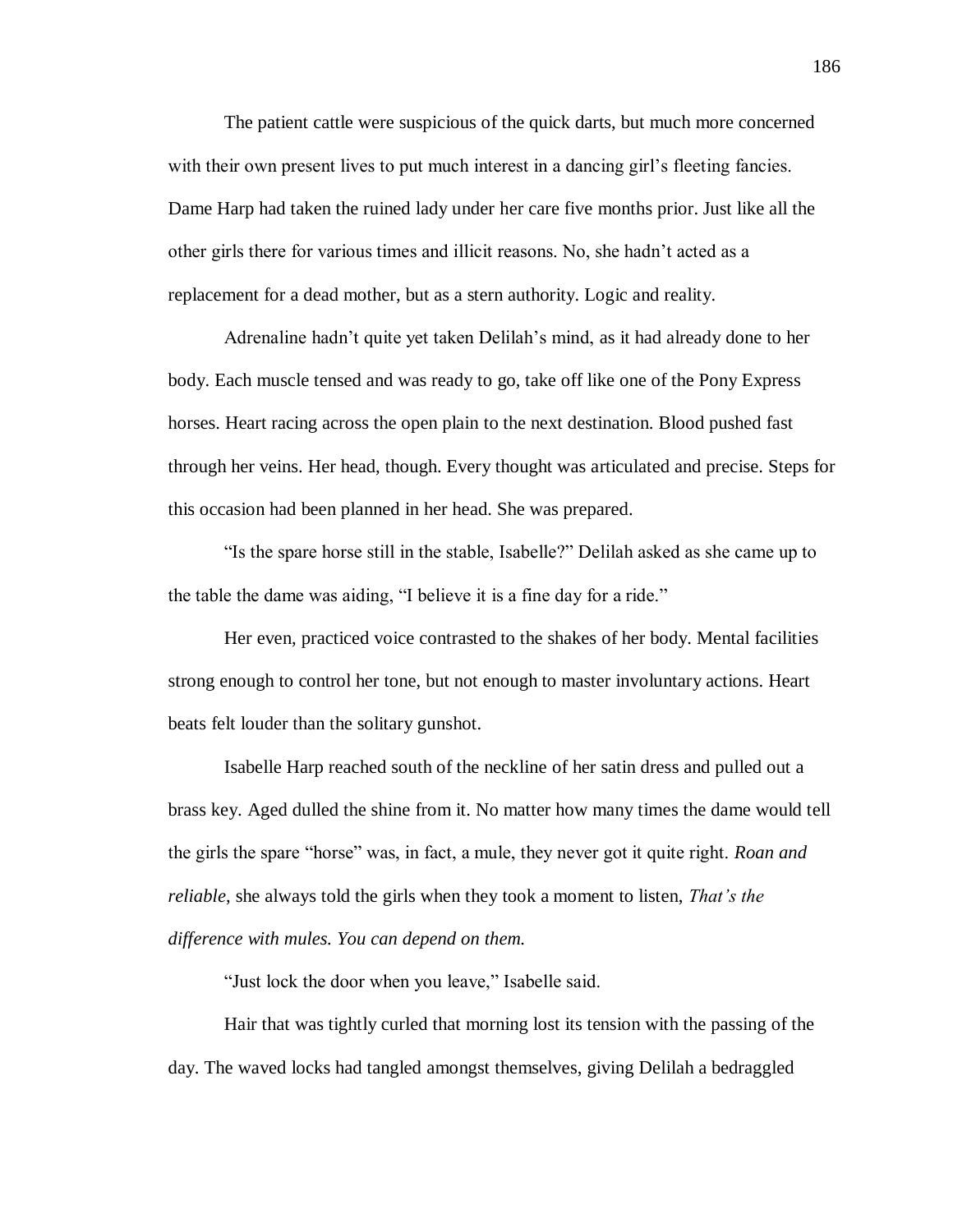The patient cattle were suspicious of the quick darts, but much more concerned with their own present lives to put much interest in a dancing girl's fleeting fancies. Dame Harp had taken the ruined lady under her care five months prior. Just like all the other girls there for various times and illicit reasons. No, she hadn't acted as a replacement for a dead mother, but as a stern authority. Logic and reality.

Adrenaline hadn't quite yet taken Delilah's mind, as it had already done to her body. Each muscle tensed and was ready to go, take off like one of the Pony Express horses. Heart racing across the open plain to the next destination. Blood pushed fast through her veins. Her head, though. Every thought was articulated and precise. Steps for this occasion had been planned in her head. She was prepared.

"Is the spare horse still in the stable, Isabelle?" Delilah asked as she came up to the table the dame was aiding, "I believe it is a fine day for a ride."

Her even, practiced voice contrasted to the shakes of her body. Mental facilities strong enough to control her tone, but not enough to master involuntary actions. Heart beats felt louder than the solitary gunshot.

Isabelle Harp reached south of the neckline of her satin dress and pulled out a brass key. Aged dulled the shine from it. No matter how many times the dame would tell the girls the spare "horse" was, in fact, a mule, they never got it quite right. *Roan and reliable*, she always told the girls when they took a moment to listen, *That's the difference with mules. You can depend on them.*

"Just lock the door when you leave," Isabelle said.

Hair that was tightly curled that morning lost its tension with the passing of the day. The waved locks had tangled amongst themselves, giving Delilah a bedraggled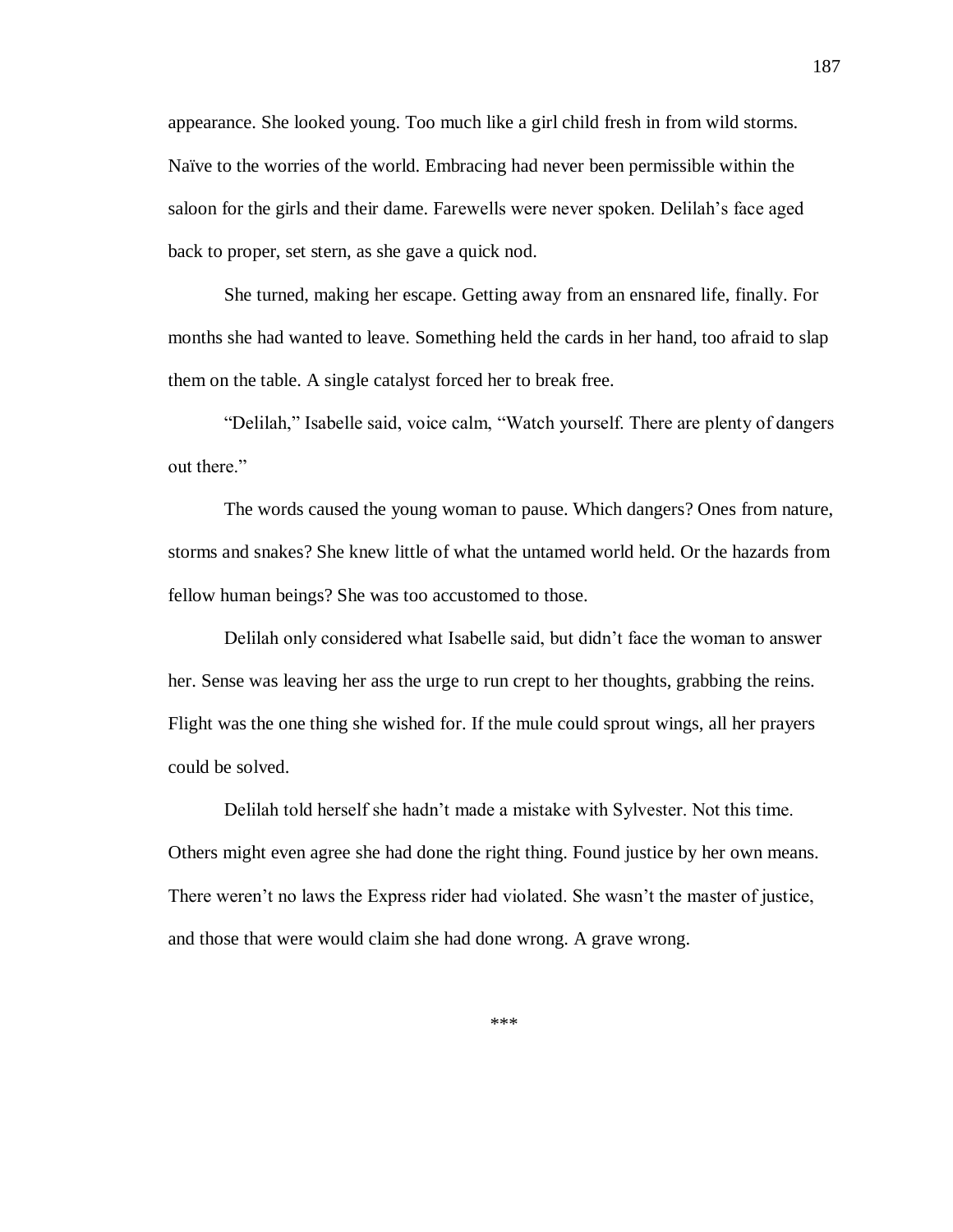appearance. She looked young. Too much like a girl child fresh in from wild storms. Naïve to the worries of the world. Embracing had never been permissible within the saloon for the girls and their dame. Farewells were never spoken. Delilah's face aged back to proper, set stern, as she gave a quick nod.

She turned, making her escape. Getting away from an ensnared life, finally. For months she had wanted to leave. Something held the cards in her hand, too afraid to slap them on the table. A single catalyst forced her to break free.

"Delilah," Isabelle said, voice calm, "Watch yourself. There are plenty of dangers out there."

The words caused the young woman to pause. Which dangers? Ones from nature, storms and snakes? She knew little of what the untamed world held. Or the hazards from fellow human beings? She was too accustomed to those.

Delilah only considered what Isabelle said, but didn't face the woman to answer her. Sense was leaving her ass the urge to run crept to her thoughts, grabbing the reins. Flight was the one thing she wished for. If the mule could sprout wings, all her prayers could be solved.

Delilah told herself she hadn't made a mistake with Sylvester. Not this time. Others might even agree she had done the right thing. Found justice by her own means. There weren't no laws the Express rider had violated. She wasn't the master of justice, and those that were would claim she had done wrong. A grave wrong.

***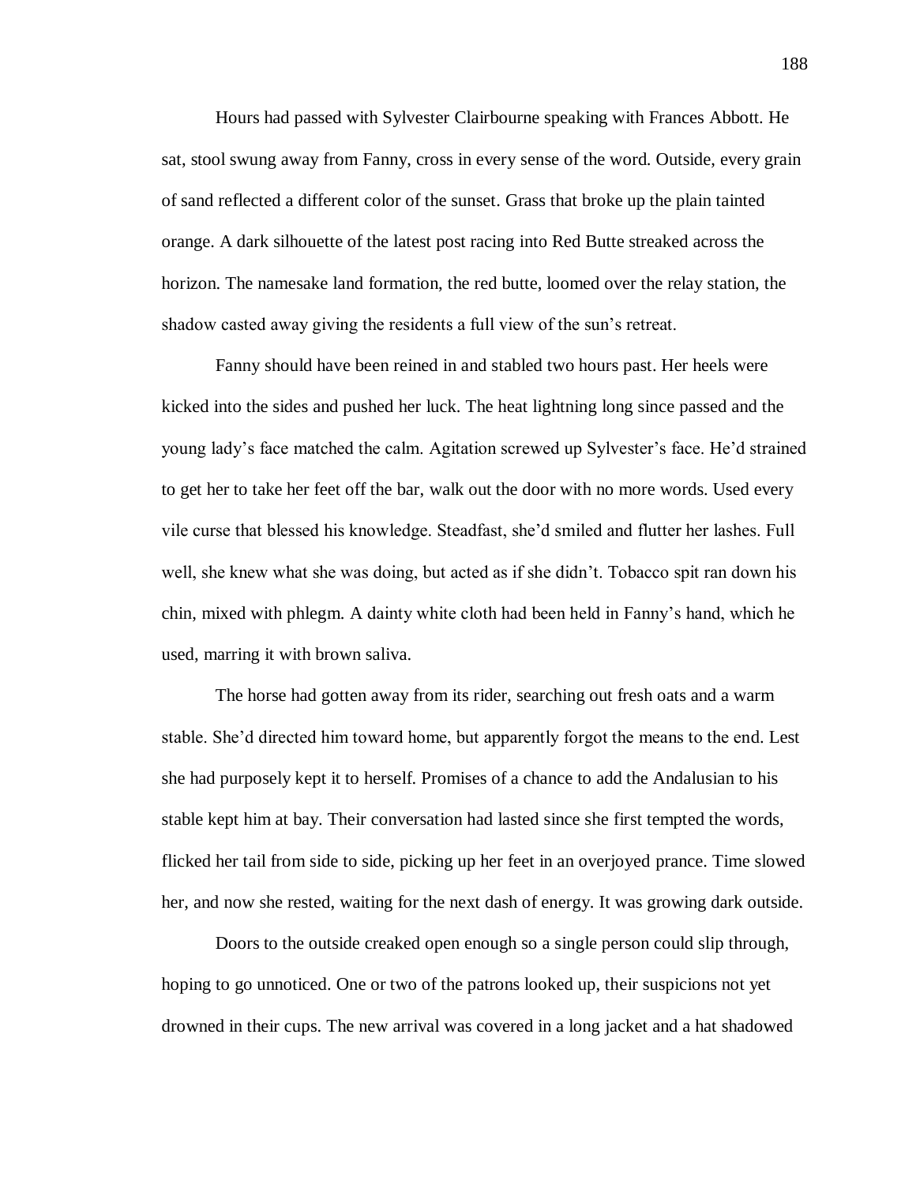Hours had passed with Sylvester Clairbourne speaking with Frances Abbott. He sat, stool swung away from Fanny, cross in every sense of the word. Outside, every grain of sand reflected a different color of the sunset. Grass that broke up the plain tainted orange. A dark silhouette of the latest post racing into Red Butte streaked across the horizon. The namesake land formation, the red butte, loomed over the relay station, the shadow casted away giving the residents a full view of the sun's retreat.

Fanny should have been reined in and stabled two hours past. Her heels were kicked into the sides and pushed her luck. The heat lightning long since passed and the young lady's face matched the calm. Agitation screwed up Sylvester's face. He'd strained to get her to take her feet off the bar, walk out the door with no more words. Used every vile curse that blessed his knowledge. Steadfast, she'd smiled and flutter her lashes. Full well, she knew what she was doing, but acted as if she didn't. Tobacco spit ran down his chin, mixed with phlegm. A dainty white cloth had been held in Fanny's hand, which he used, marring it with brown saliva.

The horse had gotten away from its rider, searching out fresh oats and a warm stable. She'd directed him toward home, but apparently forgot the means to the end. Lest she had purposely kept it to herself. Promises of a chance to add the Andalusian to his stable kept him at bay. Their conversation had lasted since she first tempted the words, flicked her tail from side to side, picking up her feet in an overjoyed prance. Time slowed her, and now she rested, waiting for the next dash of energy. It was growing dark outside.

Doors to the outside creaked open enough so a single person could slip through, hoping to go unnoticed. One or two of the patrons looked up, their suspicions not yet drowned in their cups. The new arrival was covered in a long jacket and a hat shadowed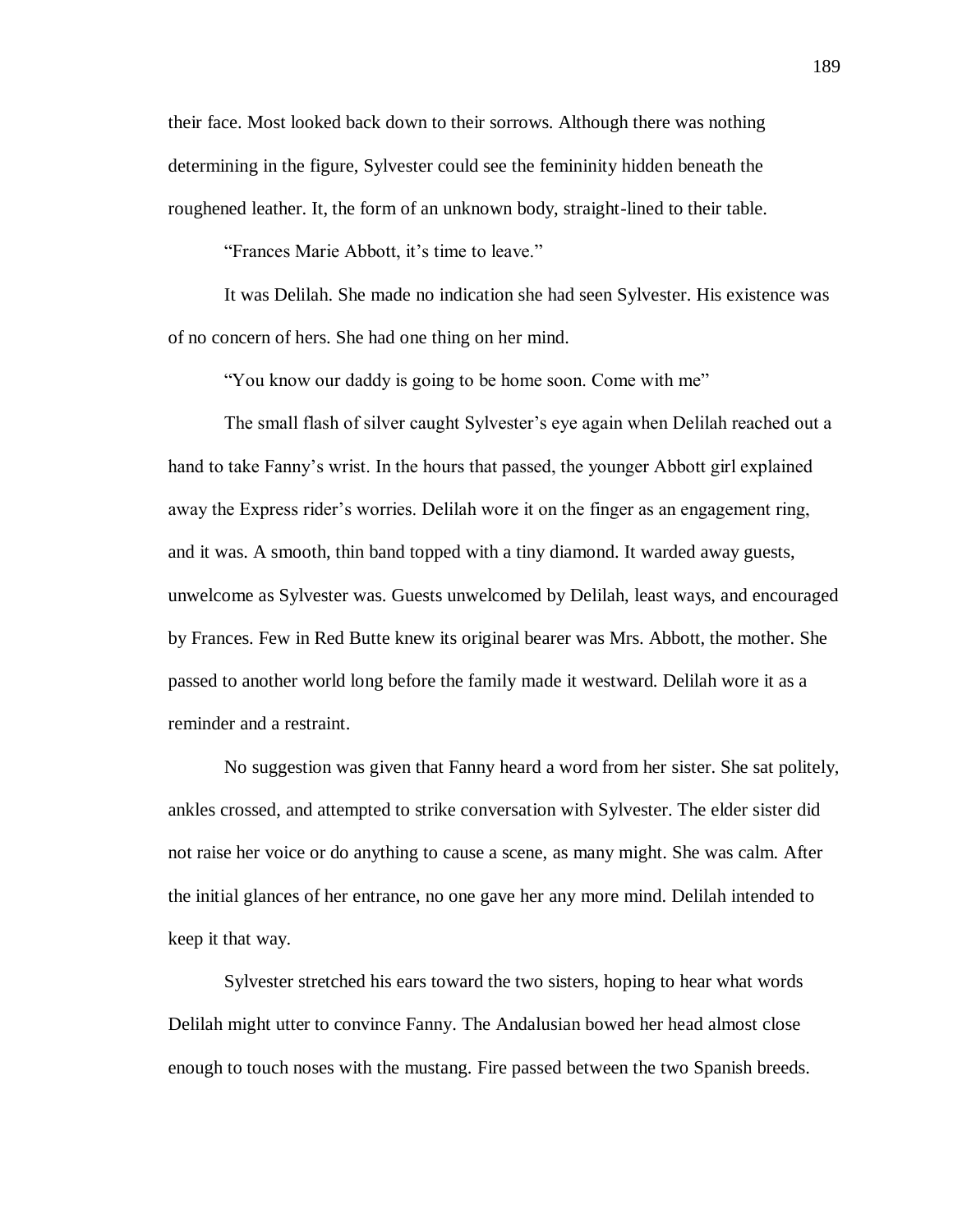their face. Most looked back down to their sorrows. Although there was nothing determining in the figure, Sylvester could see the femininity hidden beneath the roughened leather. It, the form of an unknown body, straight-lined to their table.

"Frances Marie Abbott, it's time to leave."

It was Delilah. She made no indication she had seen Sylvester. His existence was of no concern of hers. She had one thing on her mind.

"You know our daddy is going to be home soon. Come with me"

The small flash of silver caught Sylvester's eye again when Delilah reached out a hand to take Fanny's wrist. In the hours that passed, the younger Abbott girl explained away the Express rider's worries. Delilah wore it on the finger as an engagement ring, and it was. A smooth, thin band topped with a tiny diamond. It warded away guests, unwelcome as Sylvester was. Guests unwelcomed by Delilah, least ways, and encouraged by Frances. Few in Red Butte knew its original bearer was Mrs. Abbott, the mother. She passed to another world long before the family made it westward. Delilah wore it as a reminder and a restraint.

No suggestion was given that Fanny heard a word from her sister. She sat politely, ankles crossed, and attempted to strike conversation with Sylvester. The elder sister did not raise her voice or do anything to cause a scene, as many might. She was calm. After the initial glances of her entrance, no one gave her any more mind. Delilah intended to keep it that way.

Sylvester stretched his ears toward the two sisters, hoping to hear what words Delilah might utter to convince Fanny. The Andalusian bowed her head almost close enough to touch noses with the mustang. Fire passed between the two Spanish breeds.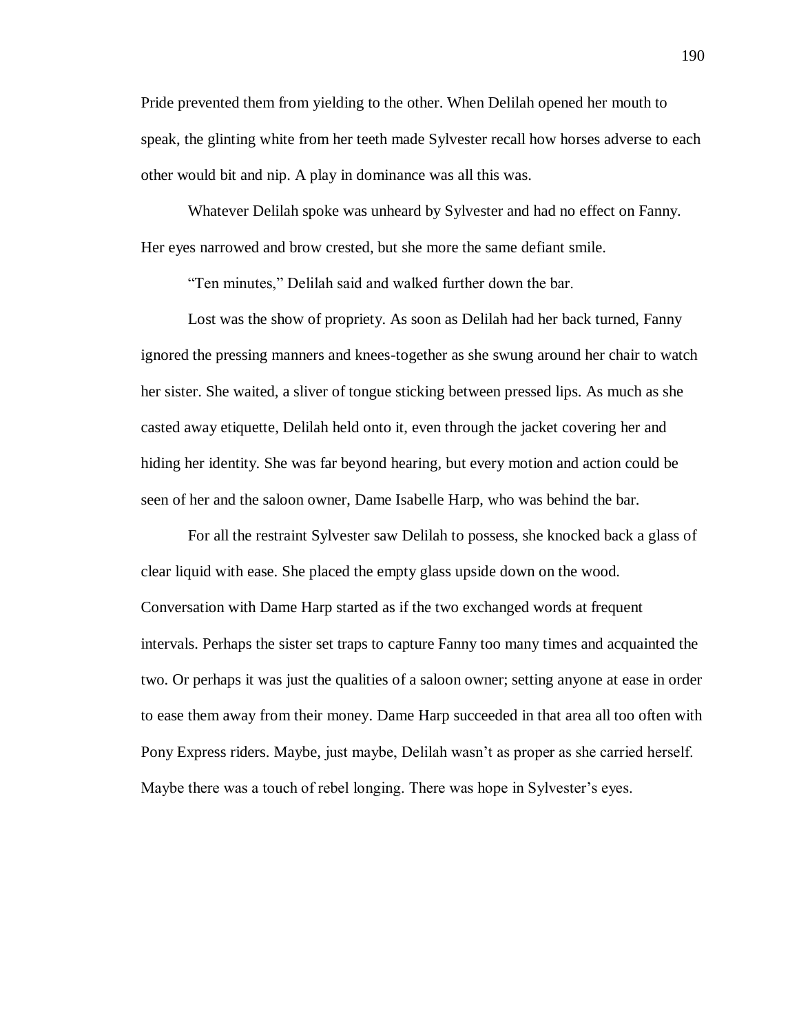Pride prevented them from yielding to the other. When Delilah opened her mouth to speak, the glinting white from her teeth made Sylvester recall how horses adverse to each other would bit and nip. A play in dominance was all this was.

Whatever Delilah spoke was unheard by Sylvester and had no effect on Fanny. Her eyes narrowed and brow crested, but she more the same defiant smile.

"Ten minutes," Delilah said and walked further down the bar.

Lost was the show of propriety. As soon as Delilah had her back turned, Fanny ignored the pressing manners and knees-together as she swung around her chair to watch her sister. She waited, a sliver of tongue sticking between pressed lips. As much as she casted away etiquette, Delilah held onto it, even through the jacket covering her and hiding her identity. She was far beyond hearing, but every motion and action could be seen of her and the saloon owner, Dame Isabelle Harp, who was behind the bar.

For all the restraint Sylvester saw Delilah to possess, she knocked back a glass of clear liquid with ease. She placed the empty glass upside down on the wood. Conversation with Dame Harp started as if the two exchanged words at frequent intervals. Perhaps the sister set traps to capture Fanny too many times and acquainted the two. Or perhaps it was just the qualities of a saloon owner; setting anyone at ease in order to ease them away from their money. Dame Harp succeeded in that area all too often with Pony Express riders. Maybe, just maybe, Delilah wasn't as proper as she carried herself. Maybe there was a touch of rebel longing. There was hope in Sylvester's eyes.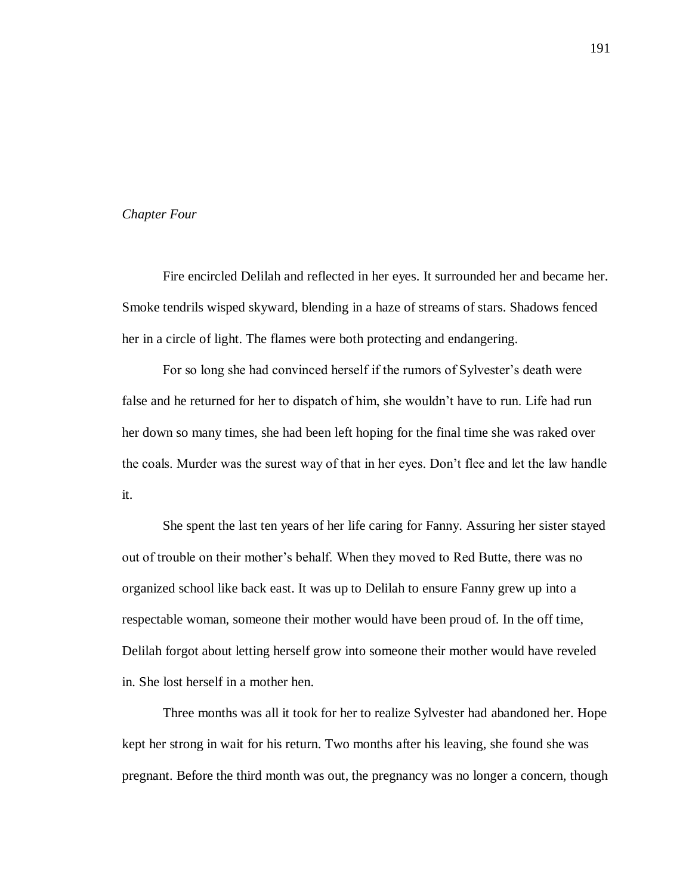*Chapter Four*

Fire encircled Delilah and reflected in her eyes. It surrounded her and became her. Smoke tendrils wisped skyward, blending in a haze of streams of stars. Shadows fenced her in a circle of light. The flames were both protecting and endangering.

For so long she had convinced herself if the rumors of Sylvester's death were false and he returned for her to dispatch of him, she wouldn't have to run. Life had run her down so many times, she had been left hoping for the final time she was raked over the coals. Murder was the surest way of that in her eyes. Don't flee and let the law handle it.

She spent the last ten years of her life caring for Fanny. Assuring her sister stayed out of trouble on their mother's behalf. When they moved to Red Butte, there was no organized school like back east. It was up to Delilah to ensure Fanny grew up into a respectable woman, someone their mother would have been proud of. In the off time, Delilah forgot about letting herself grow into someone their mother would have reveled in. She lost herself in a mother hen.

Three months was all it took for her to realize Sylvester had abandoned her. Hope kept her strong in wait for his return. Two months after his leaving, she found she was pregnant. Before the third month was out, the pregnancy was no longer a concern, though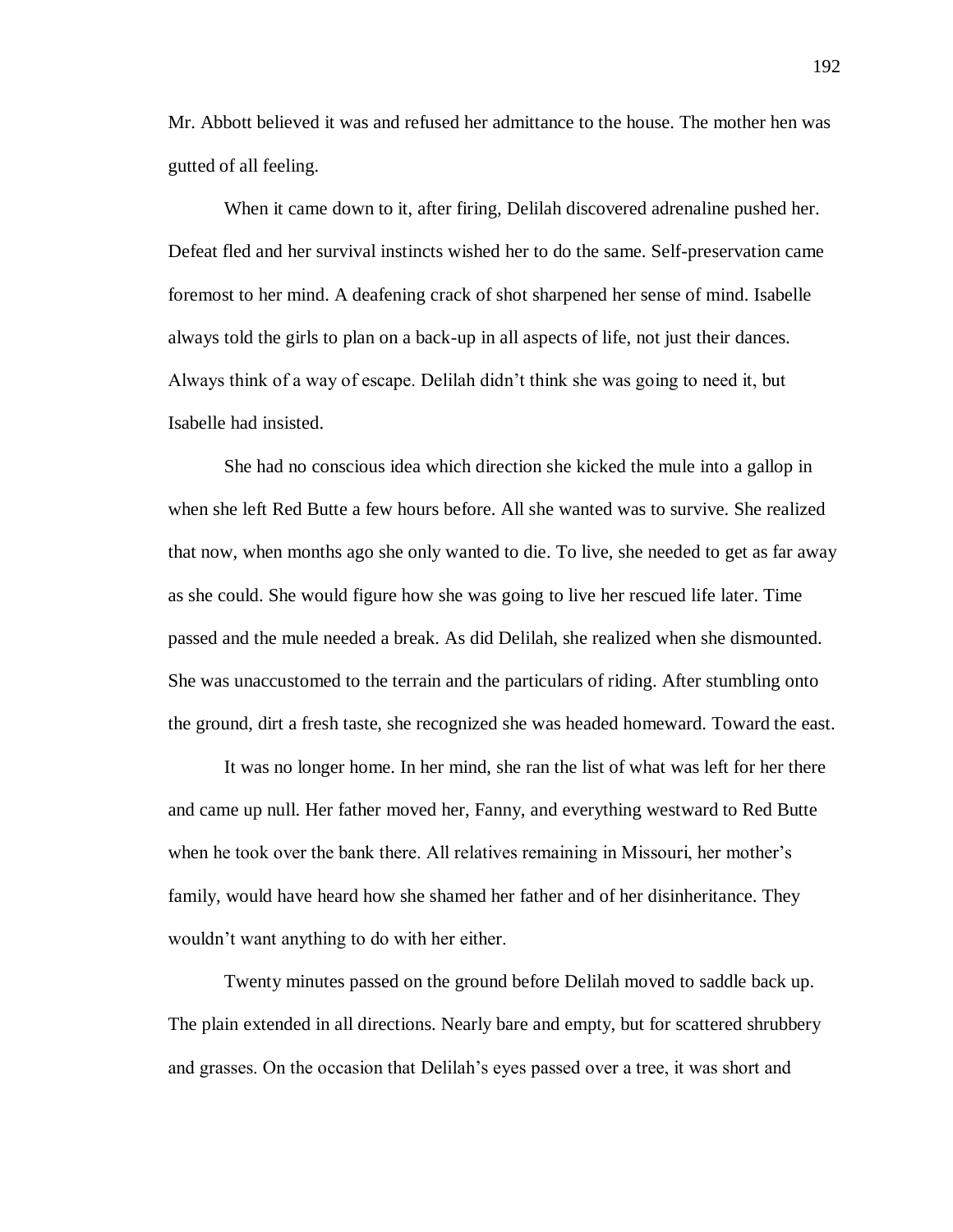Mr. Abbott believed it was and refused her admittance to the house. The mother hen was gutted of all feeling.

When it came down to it, after firing, Delilah discovered adrenaline pushed her. Defeat fled and her survival instincts wished her to do the same. Self-preservation came foremost to her mind. A deafening crack of shot sharpened her sense of mind. Isabelle always told the girls to plan on a back-up in all aspects of life, not just their dances. Always think of a way of escape. Delilah didn't think she was going to need it, but Isabelle had insisted.

She had no conscious idea which direction she kicked the mule into a gallop in when she left Red Butte a few hours before. All she wanted was to survive. She realized that now, when months ago she only wanted to die. To live, she needed to get as far away as she could. She would figure how she was going to live her rescued life later. Time passed and the mule needed a break. As did Delilah, she realized when she dismounted. She was unaccustomed to the terrain and the particulars of riding. After stumbling onto the ground, dirt a fresh taste, she recognized she was headed homeward. Toward the east.

It was no longer home. In her mind, she ran the list of what was left for her there and came up null. Her father moved her, Fanny, and everything westward to Red Butte when he took over the bank there. All relatives remaining in Missouri, her mother's family, would have heard how she shamed her father and of her disinheritance. They wouldn't want anything to do with her either.

Twenty minutes passed on the ground before Delilah moved to saddle back up. The plain extended in all directions. Nearly bare and empty, but for scattered shrubbery and grasses. On the occasion that Delilah's eyes passed over a tree, it was short and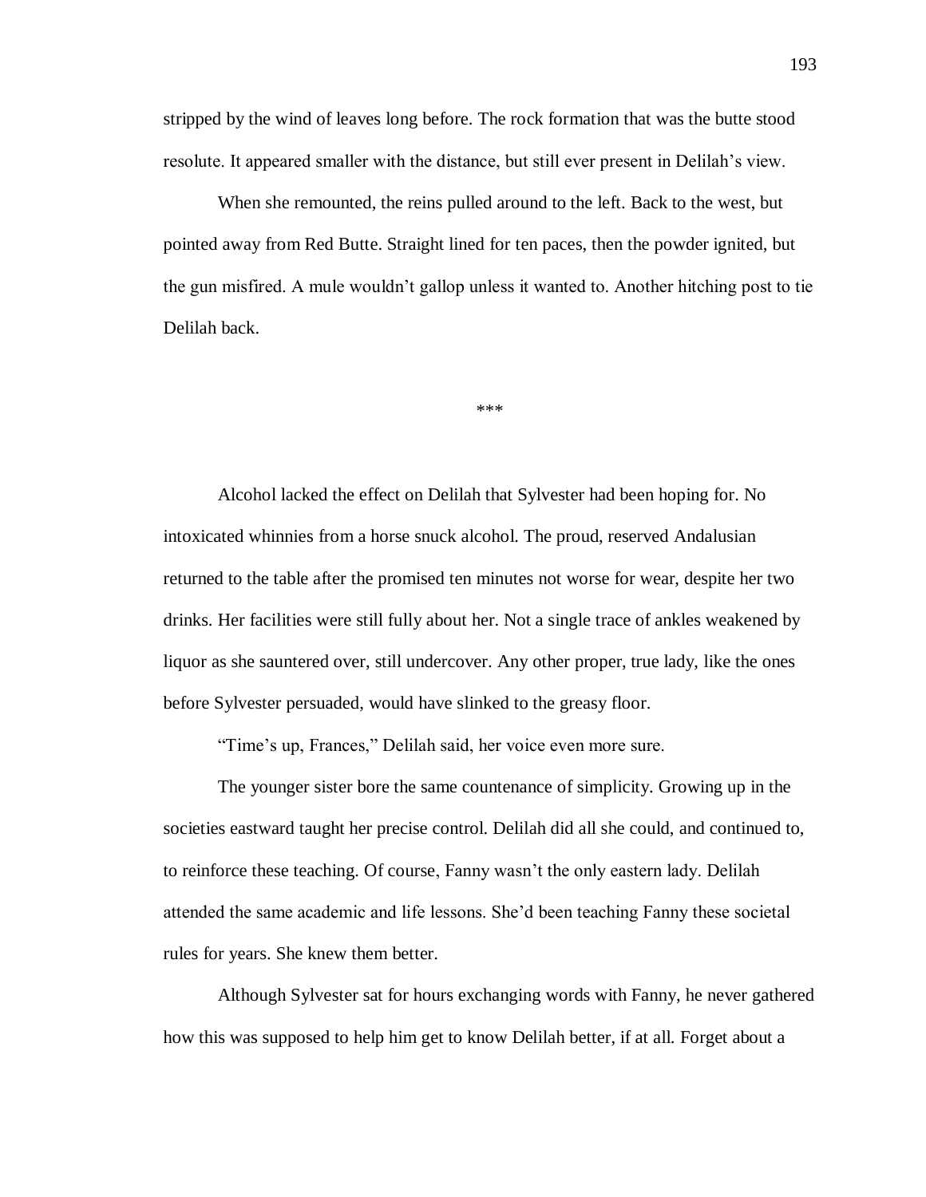stripped by the wind of leaves long before. The rock formation that was the butte stood resolute. It appeared smaller with the distance, but still ever present in Delilah's view.

When she remounted, the reins pulled around to the left. Back to the west, but pointed away from Red Butte. Straight lined for ten paces, then the powder ignited, but the gun misfired. A mule wouldn't gallop unless it wanted to. Another hitching post to tie Delilah back.

***

Alcohol lacked the effect on Delilah that Sylvester had been hoping for. No intoxicated whinnies from a horse snuck alcohol. The proud, reserved Andalusian returned to the table after the promised ten minutes not worse for wear, despite her two drinks. Her facilities were still fully about her. Not a single trace of ankles weakened by liquor as she sauntered over, still undercover. Any other proper, true lady, like the ones before Sylvester persuaded, would have slinked to the greasy floor.

"Time's up, Frances," Delilah said, her voice even more sure.

The younger sister bore the same countenance of simplicity. Growing up in the societies eastward taught her precise control. Delilah did all she could, and continued to, to reinforce these teaching. Of course, Fanny wasn't the only eastern lady. Delilah attended the same academic and life lessons. She'd been teaching Fanny these societal rules for years. She knew them better.

Although Sylvester sat for hours exchanging words with Fanny, he never gathered how this was supposed to help him get to know Delilah better, if at all. Forget about a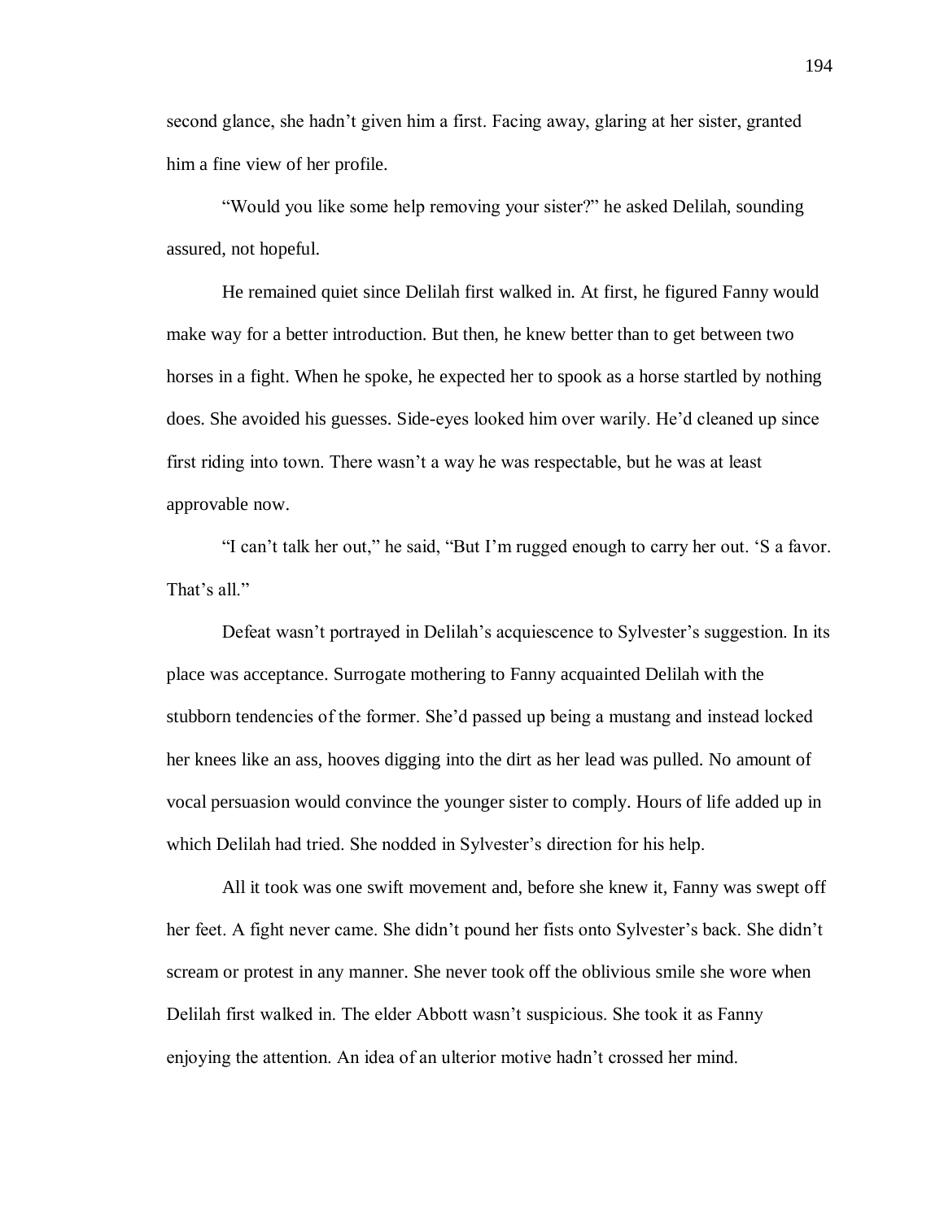second glance, she hadn't given him a first. Facing away, glaring at her sister, granted him a fine view of her profile.

"Would you like some help removing your sister?" he asked Delilah, sounding assured, not hopeful.

He remained quiet since Delilah first walked in. At first, he figured Fanny would make way for a better introduction. But then, he knew better than to get between two horses in a fight. When he spoke, he expected her to spook as a horse startled by nothing does. She avoided his guesses. Side-eyes looked him over warily. He'd cleaned up since first riding into town. There wasn't a way he was respectable, but he was at least approvable now.

"I can't talk her out," he said, "But I'm rugged enough to carry her out. 'S a favor. That's all."

Defeat wasn't portrayed in Delilah's acquiescence to Sylvester's suggestion. In its place was acceptance. Surrogate mothering to Fanny acquainted Delilah with the stubborn tendencies of the former. She'd passed up being a mustang and instead locked her knees like an ass, hooves digging into the dirt as her lead was pulled. No amount of vocal persuasion would convince the younger sister to comply. Hours of life added up in which Delilah had tried. She nodded in Sylvester's direction for his help.

All it took was one swift movement and, before she knew it, Fanny was swept off her feet. A fight never came. She didn't pound her fists onto Sylvester's back. She didn't scream or protest in any manner. She never took off the oblivious smile she wore when Delilah first walked in. The elder Abbott wasn't suspicious. She took it as Fanny enjoying the attention. An idea of an ulterior motive hadn't crossed her mind.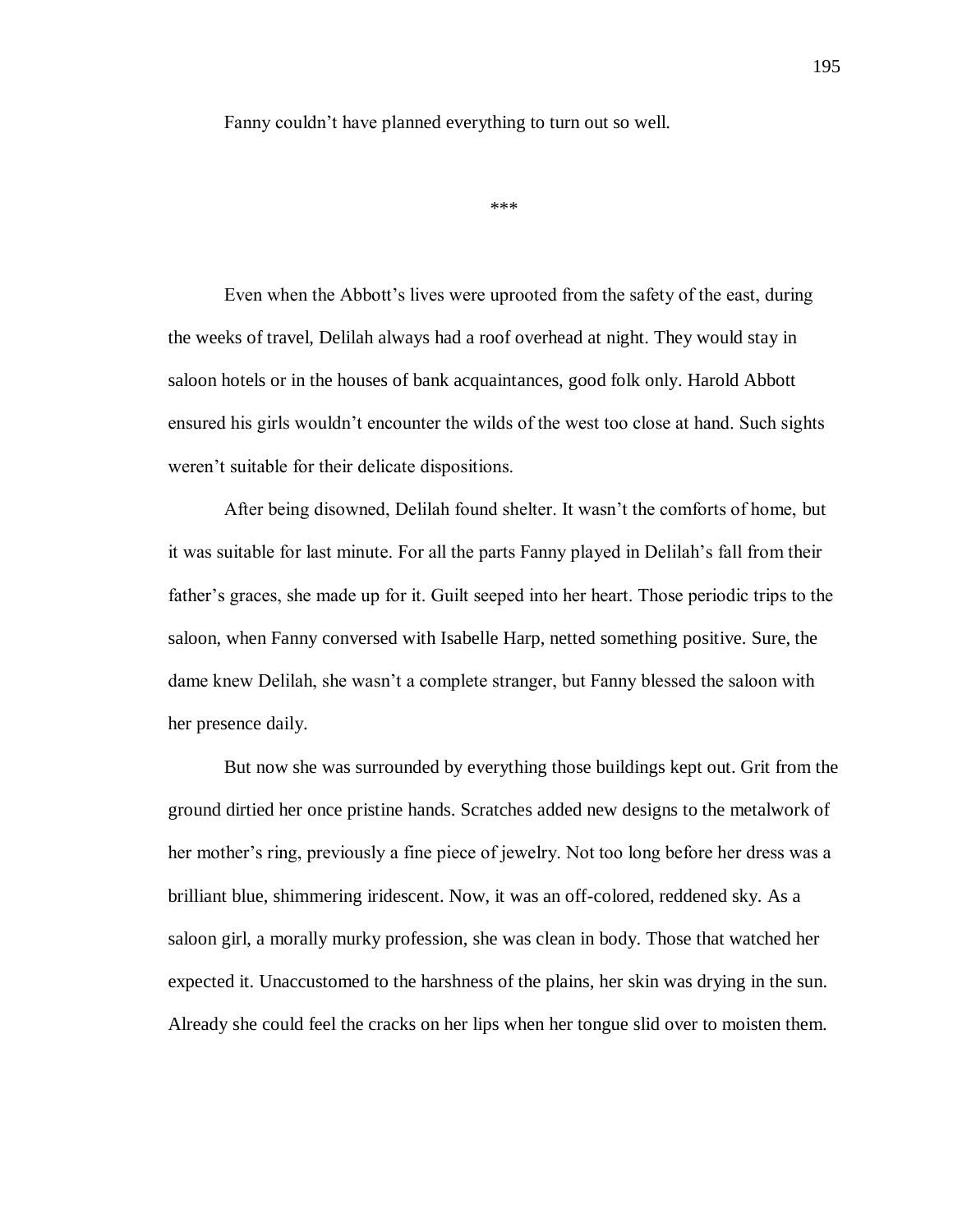Fanny couldn't have planned everything to turn out so well.

***

Even when the Abbott's lives were uprooted from the safety of the east, during the weeks of travel, Delilah always had a roof overhead at night. They would stay in saloon hotels or in the houses of bank acquaintances, good folk only. Harold Abbott ensured his girls wouldn't encounter the wilds of the west too close at hand. Such sights weren't suitable for their delicate dispositions.

After being disowned, Delilah found shelter. It wasn't the comforts of home, but it was suitable for last minute. For all the parts Fanny played in Delilah's fall from their father's graces, she made up for it. Guilt seeped into her heart. Those periodic trips to the saloon, when Fanny conversed with Isabelle Harp, netted something positive. Sure, the dame knew Delilah, she wasn't a complete stranger, but Fanny blessed the saloon with her presence daily.

But now she was surrounded by everything those buildings kept out. Grit from the ground dirtied her once pristine hands. Scratches added new designs to the metalwork of her mother's ring, previously a fine piece of jewelry. Not too long before her dress was a brilliant blue, shimmering iridescent. Now, it was an off-colored, reddened sky. As a saloon girl, a morally murky profession, she was clean in body. Those that watched her expected it. Unaccustomed to the harshness of the plains, her skin was drying in the sun. Already she could feel the cracks on her lips when her tongue slid over to moisten them.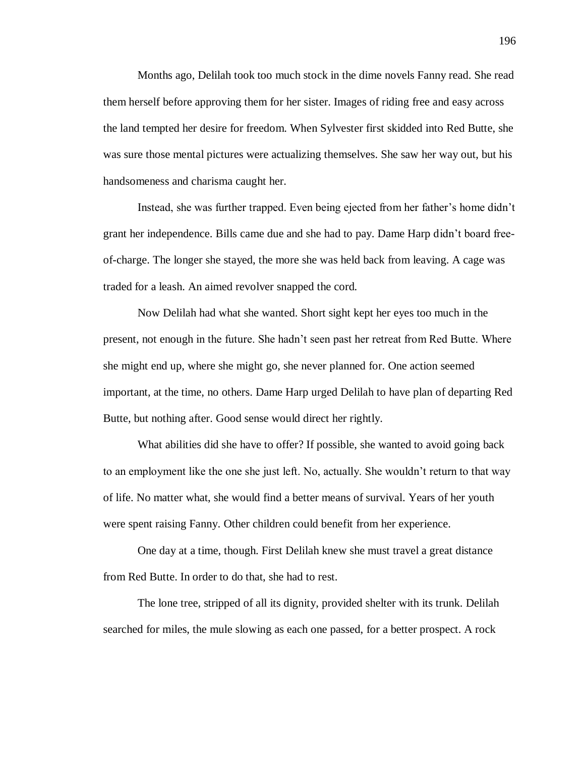Months ago, Delilah took too much stock in the dime novels Fanny read. She read them herself before approving them for her sister. Images of riding free and easy across the land tempted her desire for freedom. When Sylvester first skidded into Red Butte, she was sure those mental pictures were actualizing themselves. She saw her way out, but his handsomeness and charisma caught her.

Instead, she was further trapped. Even being ejected from her father's home didn't grant her independence. Bills came due and she had to pay. Dame Harp didn't board free-of-charge. The longer she stayed, the more she was held back from leaving. A cage was traded for a leash. An aimed revolver snapped the cord.

Now Delilah had what she wanted. Short sight kept her eyes too much in the present, not enough in the future. She hadn't seen past her retreat from Red Butte. Where she might end up, where she might go, she never planned for. One action seemed important, at the time, no others. Dame Harp urged Delilah to have plan of departing Red Butte, but nothing after. Good sense would direct her rightly.

What abilities did she have to offer? If possible, she wanted to avoid going back to an employment like the one she just left. No, actually. She wouldn't return to that way of life. No matter what, she would find a better means of survival. Years of her youth were spent raising Fanny. Other children could benefit from her experience.

One day at a time, though. First Delilah knew she must travel a great distance from Red Butte. In order to do that, she had to rest.

The lone tree, stripped of all its dignity, provided shelter with its trunk. Delilah searched for miles, the mule slowing as each one passed, for a better prospect. A rock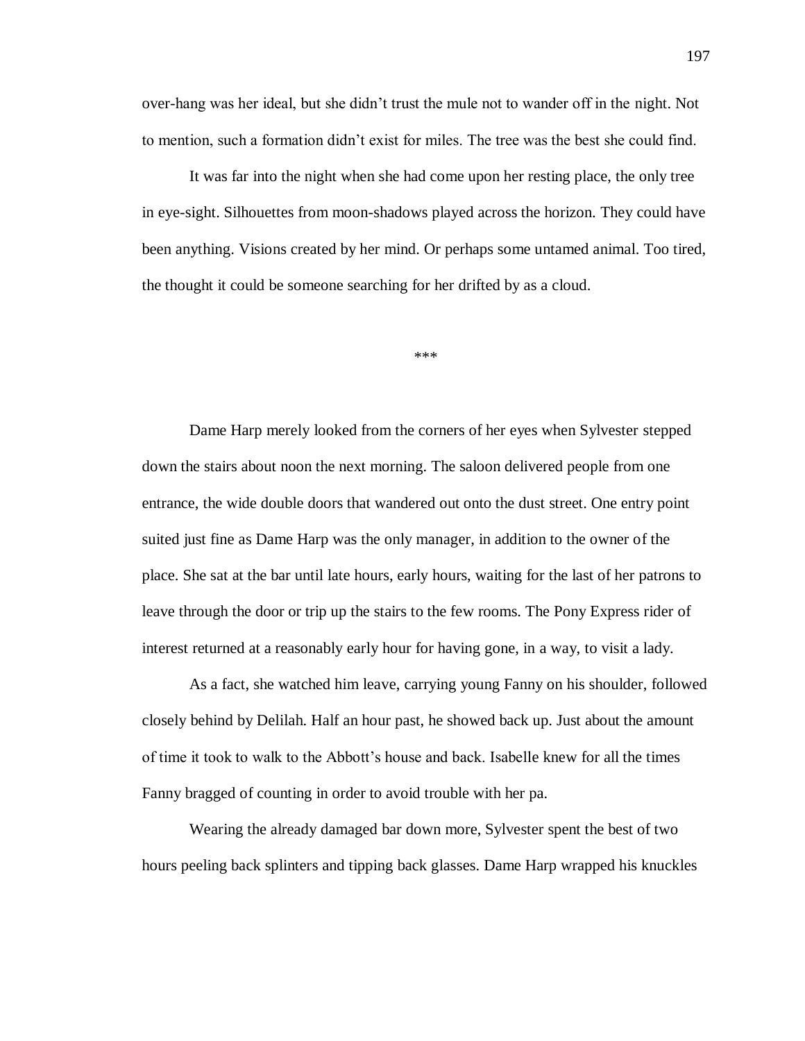over-hang was her ideal, but she didn't trust the mule not to wander off in the night. Not to mention, such a formation didn't exist for miles. The tree was the best she could find.

It was far into the night when she had come upon her resting place, the only tree in eye-sight. Silhouettes from moon-shadows played across the horizon. They could have been anything. Visions created by her mind. Or perhaps some untamed animal. Too tired, the thought it could be someone searching for her drifted by as a cloud.

***

Dame Harp merely looked from the corners of her eyes when Sylvester stepped down the stairs about noon the next morning. The saloon delivered people from one entrance, the wide double doors that wandered out onto the dust street. One entry point suited just fine as Dame Harp was the only manager, in addition to the owner of the place. She sat at the bar until late hours, early hours, waiting for the last of her patrons to leave through the door or trip up the stairs to the few rooms. The Pony Express rider of interest returned at a reasonably early hour for having gone, in a way, to visit a lady.

As a fact, she watched him leave, carrying young Fanny on his shoulder, followed closely behind by Delilah. Half an hour past, he showed back up. Just about the amount of time it took to walk to the Abbott's house and back. Isabelle knew for all the times Fanny bragged of counting in order to avoid trouble with her pa.

Wearing the already damaged bar down more, Sylvester spent the best of two hours peeling back splinters and tipping back glasses. Dame Harp wrapped his knuckles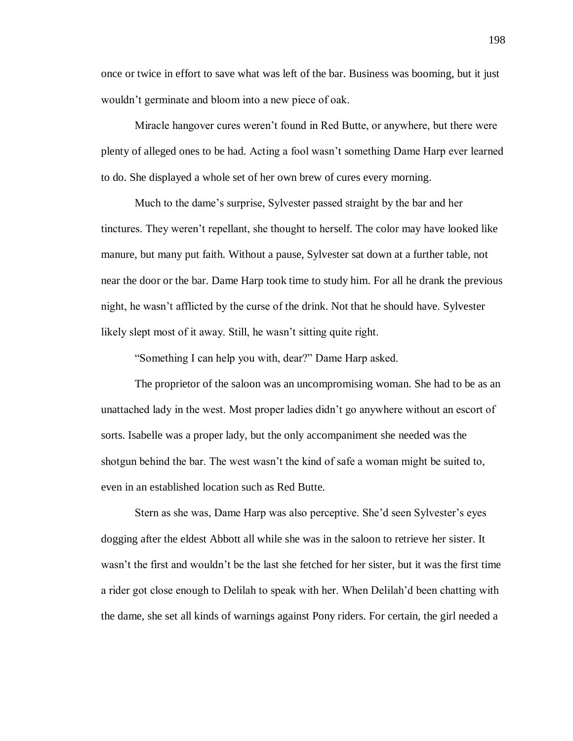once or twice in effort to save what was left of the bar. Business was booming, but it just wouldn't germinate and bloom into a new piece of oak.

Miracle hangover cures weren't found in Red Butte, or anywhere, but there were plenty of alleged ones to be had. Acting a fool wasn't something Dame Harp ever learned to do. She displayed a whole set of her own brew of cures every morning.

Much to the dame's surprise, Sylvester passed straight by the bar and her tinctures. They weren't repellant, she thought to herself. The color may have looked like manure, but many put faith. Without a pause, Sylvester sat down at a further table, not near the door or the bar. Dame Harp took time to study him. For all he drank the previous night, he wasn't afflicted by the curse of the drink. Not that he should have. Sylvester likely slept most of it away. Still, he wasn't sitting quite right.

"Something I can help you with, dear?" Dame Harp asked.

The proprietor of the saloon was an uncompromising woman. She had to be as an unattached lady in the west. Most proper ladies didn't go anywhere without an escort of sorts. Isabelle was a proper lady, but the only accompaniment she needed was the shotgun behind the bar. The west wasn't the kind of safe a woman might be suited to, even in an established location such as Red Butte.

Stern as she was, Dame Harp was also perceptive. She'd seen Sylvester's eyes dogging after the eldest Abbott all while she was in the saloon to retrieve her sister. It wasn't the first and wouldn't be the last she fetched for her sister, but it was the first time a rider got close enough to Delilah to speak with her. When Delilah'd been chatting with the dame, she set all kinds of warnings against Pony riders. For certain, the girl needed a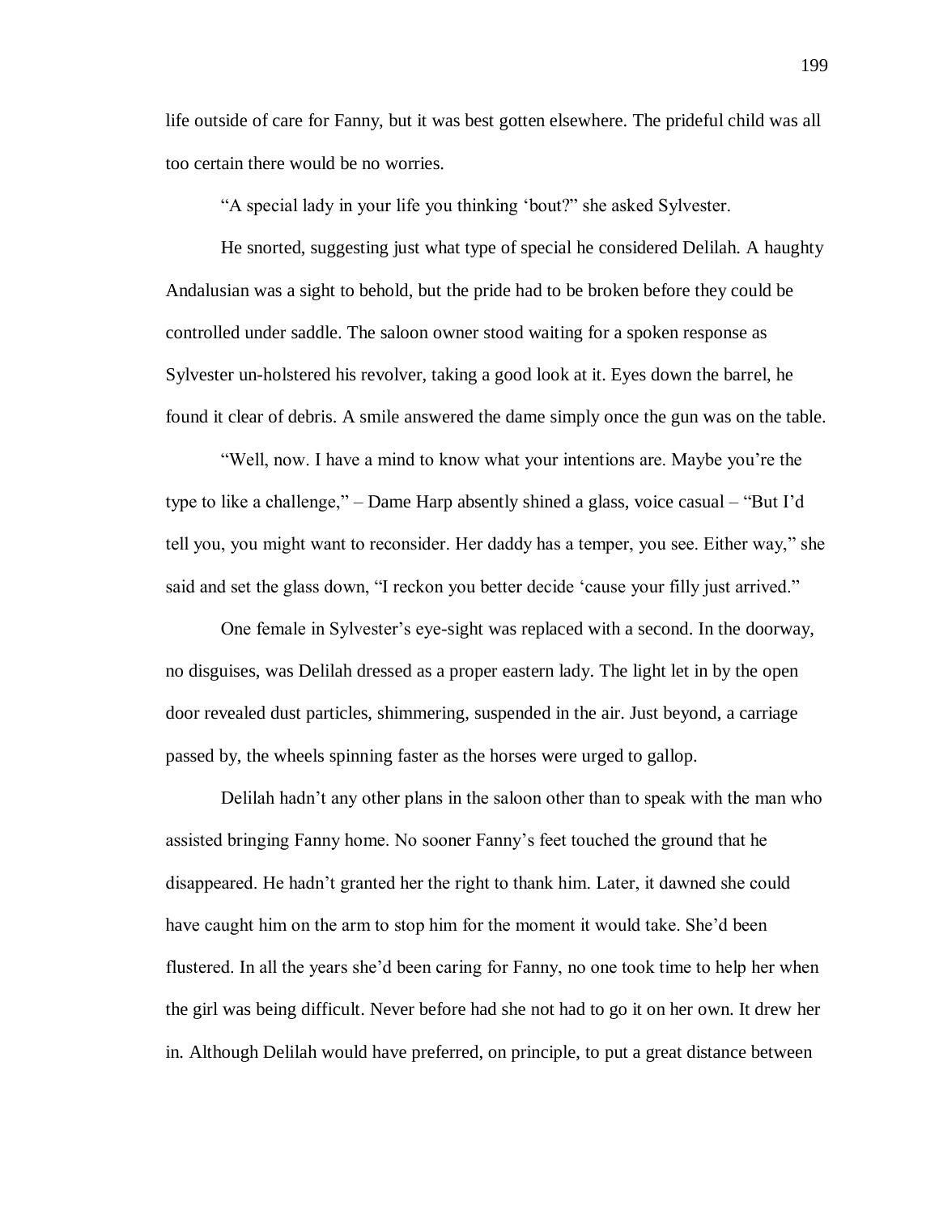life outside of care for Fanny, but it was best gotten elsewhere. The prideful child was all too certain there would be no worries.

"A special lady in your life you thinking 'bout?" she asked Sylvester.

He snorted, suggesting just what type of special he considered Delilah. A haughty Andalusian was a sight to behold, but the pride had to be broken before they could be controlled under saddle. The saloon owner stood waiting for a spoken response as Sylvester un-holstered his revolver, taking a good look at it. Eyes down the barrel, he found it clear of debris. A smile answered the dame simply once the gun was on the table.

"Well, now. I have a mind to know what your intentions are. Maybe you're the type to like a challenge," – Dame Harp absently shined a glass, voice casual – "But I'd tell you, you might want to reconsider. Her daddy has a temper, you see. Either way," she said and set the glass down, "I reckon you better decide 'cause your filly just arrived."

One female in Sylvester's eye-sight was replaced with a second. In the doorway, no disguises, was Delilah dressed as a proper eastern lady. The light let in by the open door revealed dust particles, shimmering, suspended in the air. Just beyond, a carriage passed by, the wheels spinning faster as the horses were urged to gallop.

Delilah hadn't any other plans in the saloon other than to speak with the man who assisted bringing Fanny home. No sooner Fanny's feet touched the ground that he disappeared. He hadn't granted her the right to thank him. Later, it dawned she could have caught him on the arm to stop him for the moment it would take. She'd been flustered. In all the years she'd been caring for Fanny, no one took time to help her when the girl was being difficult. Never before had she not had to go it on her own. It drew her in. Although Delilah would have preferred, on principle, to put a great distance between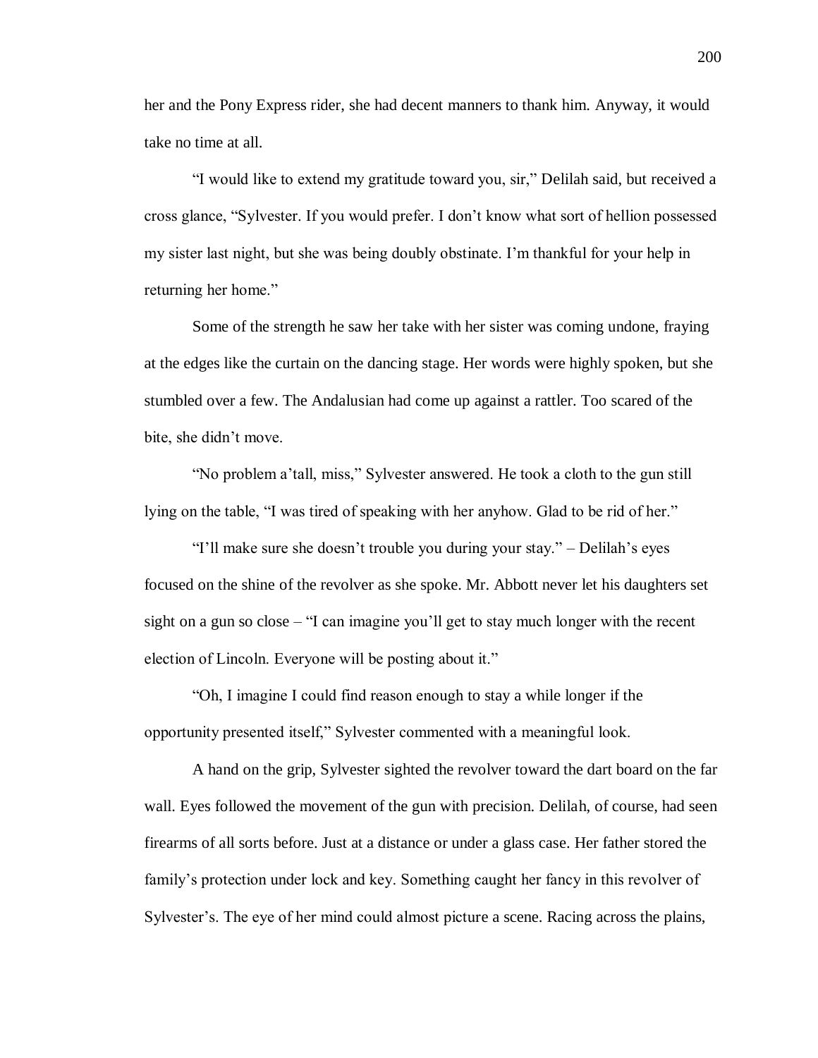her and the Pony Express rider, she had decent manners to thank him. Anyway, it would take no time at all.

"I would like to extend my gratitude toward you, sir," Delilah said, but received a cross glance, "Sylvester. If you would prefer. I don't know what sort of hellion possessed my sister last night, but she was being doubly obstinate. I'm thankful for your help in returning her home."

Some of the strength he saw her take with her sister was coming undone, fraying at the edges like the curtain on the dancing stage. Her words were highly spoken, but she stumbled over a few. The Andalusian had come up against a rattler. Too scared of the bite, she didn't move.

"No problem a'tall, miss," Sylvester answered. He took a cloth to the gun still lying on the table, "I was tired of speaking with her anyhow. Glad to be rid of her."

"I'll make sure she doesn't trouble you during your stay." – Delilah's eyes focused on the shine of the revolver as she spoke. Mr. Abbott never let his daughters set sight on a gun so close – "I can imagine you'll get to stay much longer with the recent election of Lincoln. Everyone will be posting about it."

"Oh, I imagine I could find reason enough to stay a while longer if the opportunity presented itself," Sylvester commented with a meaningful look.

A hand on the grip, Sylvester sighted the revolver toward the dart board on the far wall. Eyes followed the movement of the gun with precision. Delilah, of course, had seen firearms of all sorts before. Just at a distance or under a glass case. Her father stored the family's protection under lock and key. Something caught her fancy in this revolver of Sylvester's. The eye of her mind could almost picture a scene. Racing across the plains,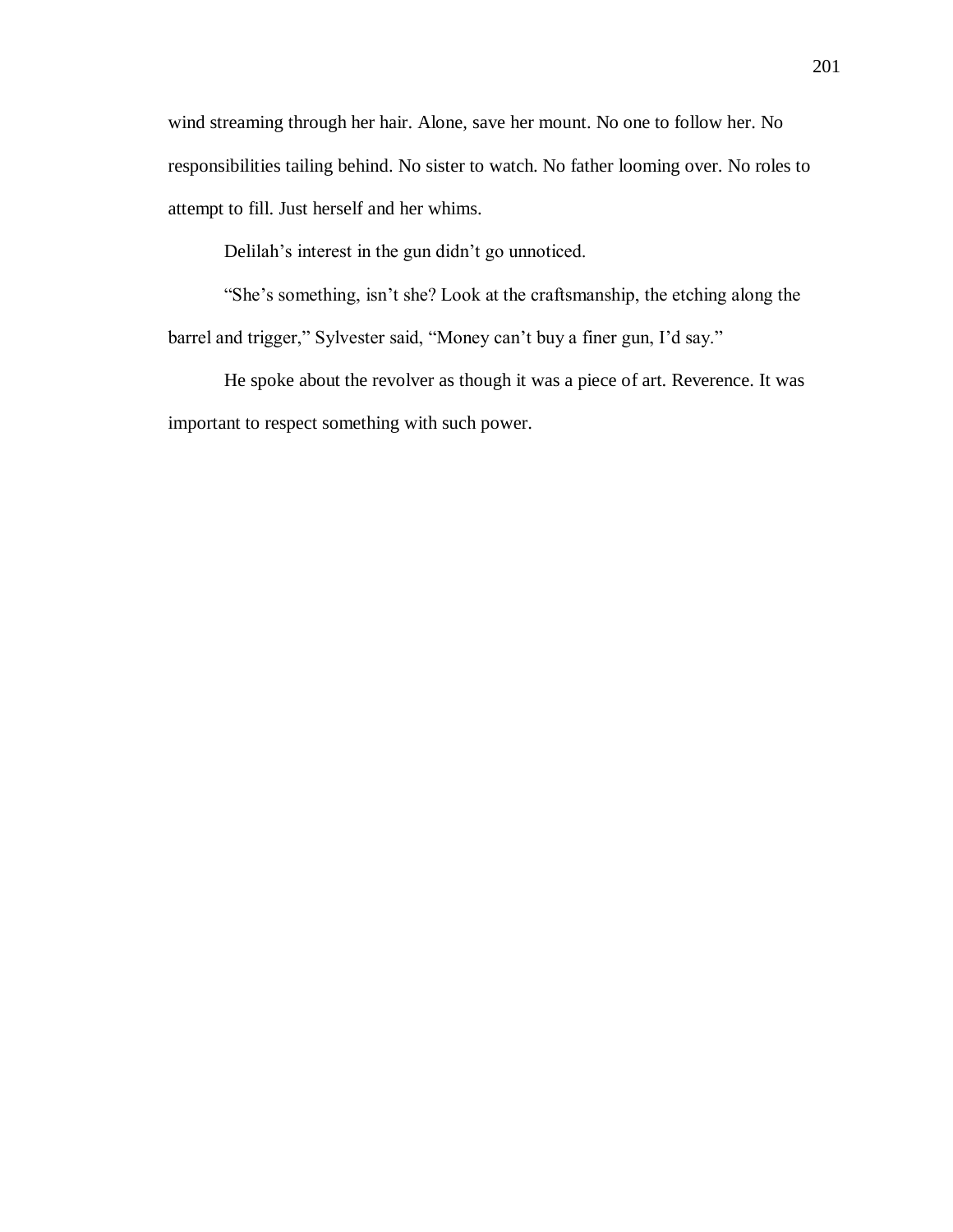wind streaming through her hair. Alone, save her mount. No one to follow her. No responsibilities tailing behind. No sister to watch. No father looming over. No roles to attempt to fill. Just herself and her whims.

Delilah's interest in the gun didn't go unnoticed.

"She's something, isn't she? Look at the craftsmanship, the etching along the barrel and trigger," Sylvester said, "Money can't buy a finer gun, I'd say."

He spoke about the revolver as though it was a piece of art. Reverence. It was important to respect something with such power.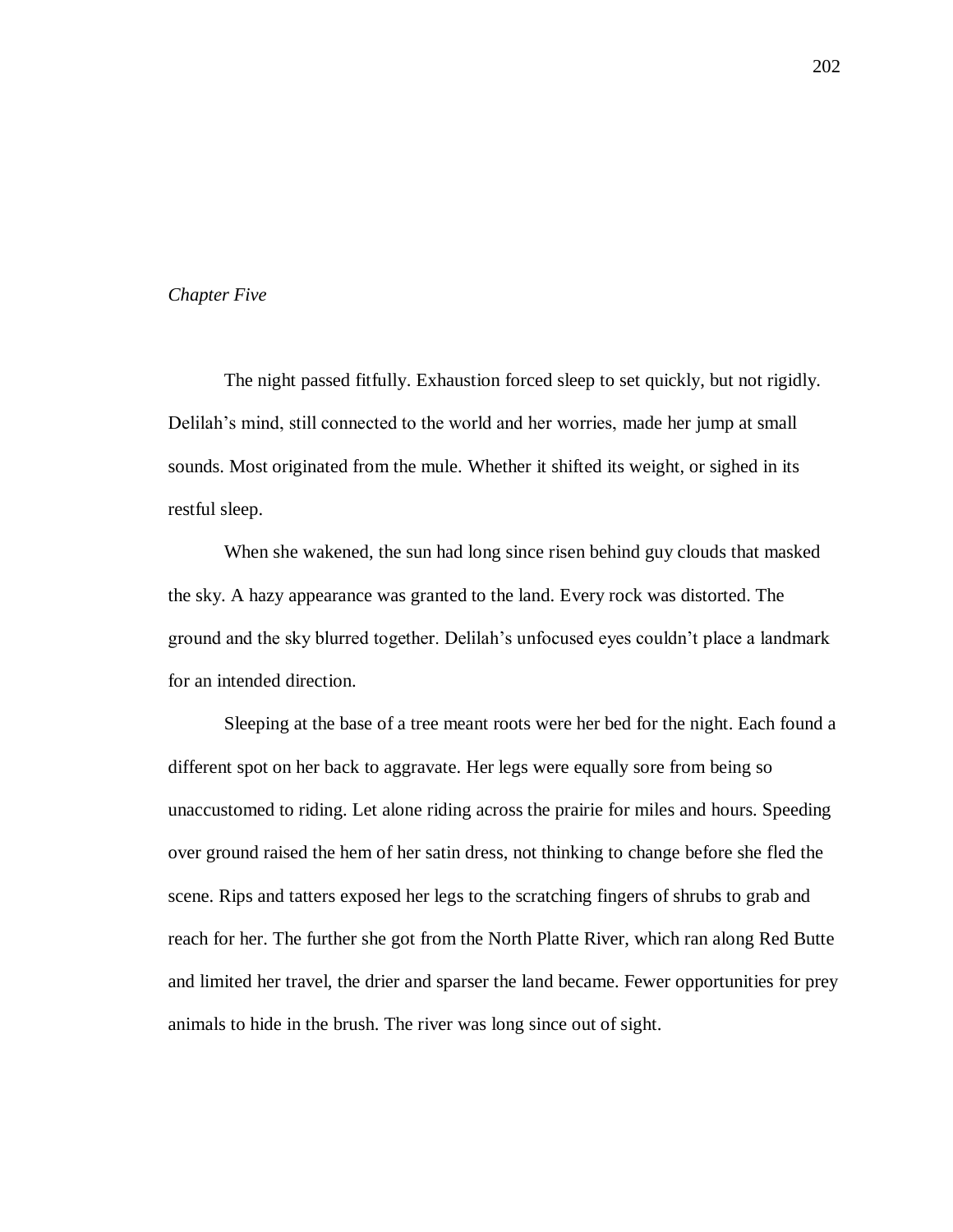*Chapter Five*

The night passed fitfully. Exhaustion forced sleep to set quickly, but not rigidly. Delilah's mind, still connected to the world and her worries, made her jump at small sounds. Most originated from the mule. Whether it shifted its weight, or sighed in its restful sleep.

When she wakened, the sun had long since risen behind guy clouds that masked the sky. A hazy appearance was granted to the land. Every rock was distorted. The ground and the sky blurred together. Delilah's unfocused eyes couldn't place a landmark for an intended direction.

Sleeping at the base of a tree meant roots were her bed for the night. Each found a different spot on her back to aggravate. Her legs were equally sore from being so unaccustomed to riding. Let alone riding across the prairie for miles and hours. Speeding over ground raised the hem of her satin dress, not thinking to change before she fled the scene. Rips and tatters exposed her legs to the scratching fingers of shrubs to grab and reach for her. The further she got from the North Platte River, which ran along Red Butte and limited her travel, the drier and sparser the land became. Fewer opportunities for prey animals to hide in the brush. The river was long since out of sight.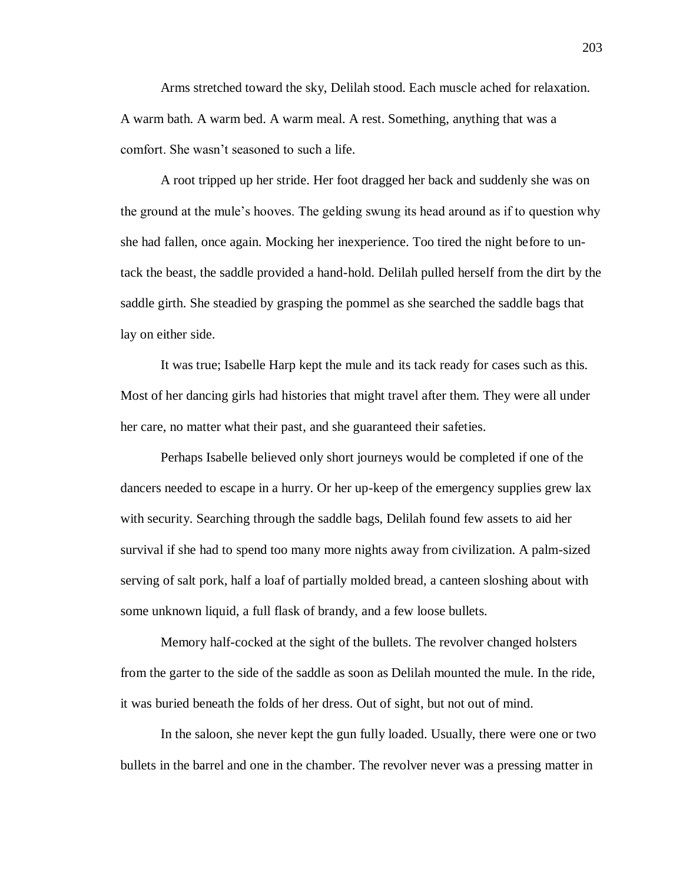Arms stretched toward the sky, Delilah stood. Each muscle ached for relaxation. A warm bath. A warm bed. A warm meal. A rest. Something, anything that was a comfort. She wasn't seasoned to such a life.

A root tripped up her stride. Her foot dragged her back and suddenly she was on the ground at the mule's hooves. The gelding swung its head around as if to question why she had fallen, once again. Mocking her inexperience. Too tired the night before to un-tack the beast, the saddle provided a hand-hold. Delilah pulled herself from the dirt by the saddle girth. She steadied by grasping the pommel as she searched the saddle bags that lay on either side.

It was true; Isabelle Harp kept the mule and its tack ready for cases such as this. Most of her dancing girls had histories that might travel after them. They were all under her care, no matter what their past, and she guaranteed their safeties.

Perhaps Isabelle believed only short journeys would be completed if one of the dancers needed to escape in a hurry. Or her up-keep of the emergency supplies grew lax with security. Searching through the saddle bags, Delilah found few assets to aid her survival if she had to spend too many more nights away from civilization. A palm-sized serving of salt pork, half a loaf of partially molded bread, a canteen sloshing about with some unknown liquid, a full flask of brandy, and a few loose bullets.

Memory half-cocked at the sight of the bullets. The revolver changed holsters from the garter to the side of the saddle as soon as Delilah mounted the mule. In the ride, it was buried beneath the folds of her dress. Out of sight, but not out of mind.

In the saloon, she never kept the gun fully loaded. Usually, there were one or two bullets in the barrel and one in the chamber. The revolver never was a pressing matter in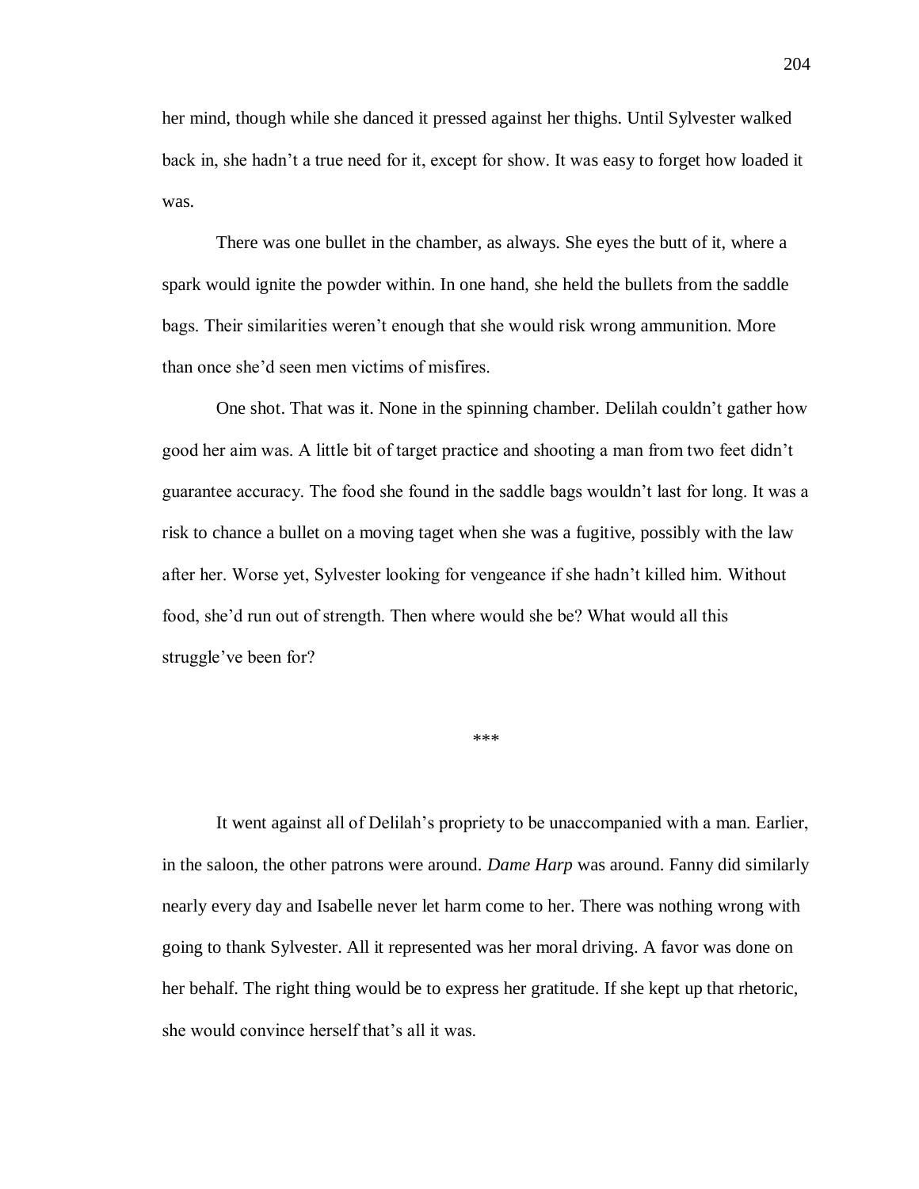her mind, though while she danced it pressed against her thighs. Until Sylvester walked back in, she hadn't a true need for it, except for show. It was easy to forget how loaded it was.

There was one bullet in the chamber, as always. She eyes the butt of it, where a spark would ignite the powder within. In one hand, she held the bullets from the saddle bags. Their similarities weren't enough that she would risk wrong ammunition. More than once she'd seen men victims of misfires.

One shot. That was it. None in the spinning chamber. Delilah couldn't gather how good her aim was. A little bit of target practice and shooting a man from two feet didn't guarantee accuracy. The food she found in the saddle bags wouldn't last for long. It was a risk to chance a bullet on a moving taget when she was a fugitive, possibly with the law after her. Worse yet, Sylvester looking for vengeance if she hadn't killed him. Without food, she'd run out of strength. Then where would she be? What would all this struggle've been for?

***

It went against all of Delilah's propriety to be unaccompanied with a man. Earlier, in the saloon, the other patrons were around. *Dame Harp* was around. Fanny did similarly nearly every day and Isabelle never let harm come to her. There was nothing wrong with going to thank Sylvester. All it represented was her moral driving. A favor was done on her behalf. The right thing would be to express her gratitude. If she kept up that rhetoric, she would convince herself that's all it was.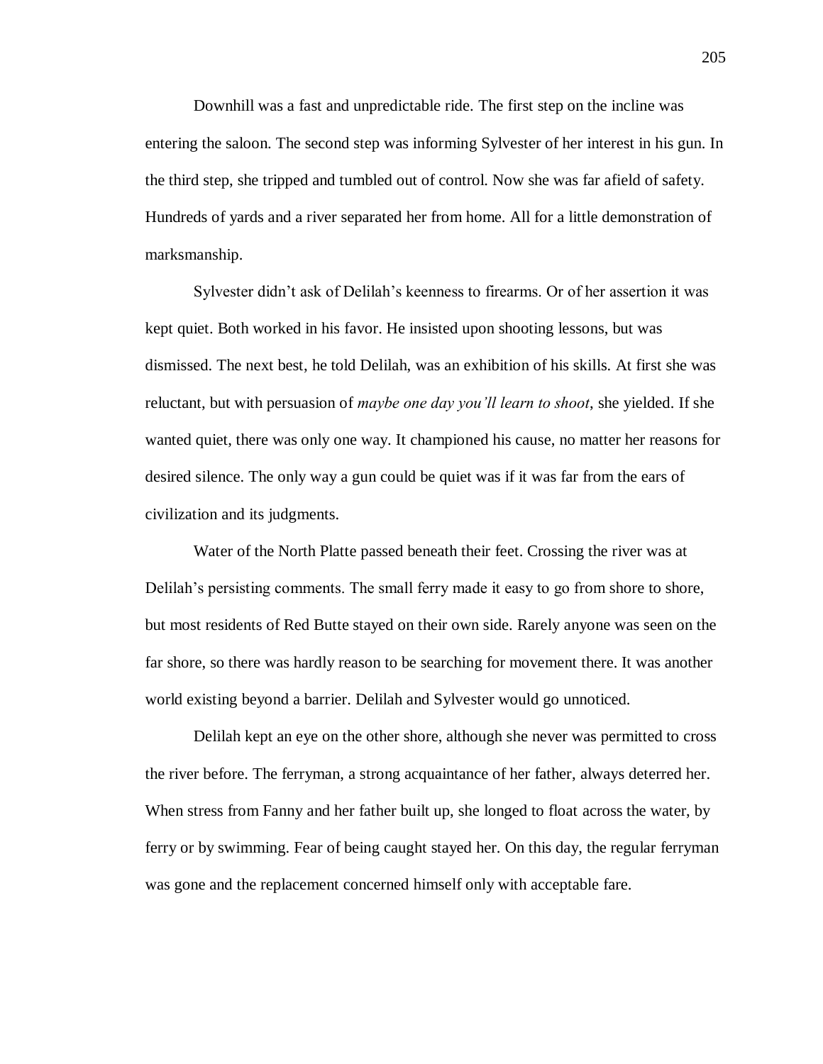Downhill was a fast and unpredictable ride. The first step on the incline was entering the saloon. The second step was informing Sylvester of her interest in his gun. In the third step, she tripped and tumbled out of control. Now she was far afield of safety. Hundreds of yards and a river separated her from home. All for a little demonstration of marksmanship.

Sylvester didn't ask of Delilah's keenness to firearms. Or of her assertion it was kept quiet. Both worked in his favor. He insisted upon shooting lessons, but was dismissed. The next best, he told Delilah, was an exhibition of his skills. At first she was reluctant, but with persuasion of *maybe one day you'll learn to shoot*, she yielded. If she wanted quiet, there was only one way. It championed his cause, no matter her reasons for desired silence. The only way a gun could be quiet was if it was far from the ears of civilization and its judgments.

Water of the North Platte passed beneath their feet. Crossing the river was at Delilah's persisting comments. The small ferry made it easy to go from shore to shore, but most residents of Red Butte stayed on their own side. Rarely anyone was seen on the far shore, so there was hardly reason to be searching for movement there. It was another world existing beyond a barrier. Delilah and Sylvester would go unnoticed.

Delilah kept an eye on the other shore, although she never was permitted to cross the river before. The ferryman, a strong acquaintance of her father, always deterred her. When stress from Fanny and her father built up, she longed to float across the water, by ferry or by swimming. Fear of being caught stayed her. On this day, the regular ferryman was gone and the replacement concerned himself only with acceptable fare.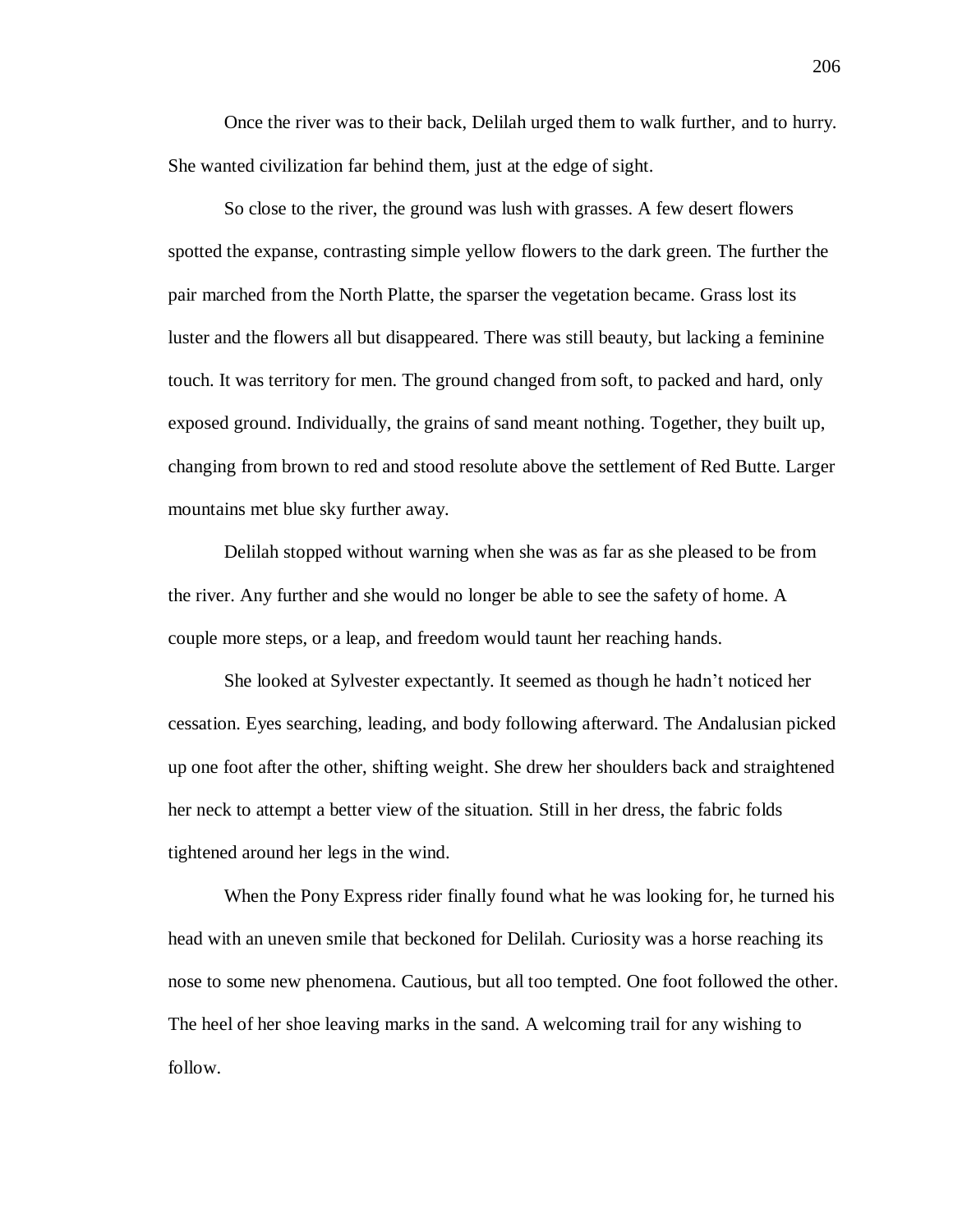Once the river was to their back, Delilah urged them to walk further, and to hurry. She wanted civilization far behind them, just at the edge of sight.

So close to the river, the ground was lush with grasses. A few desert flowers spotted the expanse, contrasting simple yellow flowers to the dark green. The further the pair marched from the North Platte, the sparser the vegetation became. Grass lost its luster and the flowers all but disappeared. There was still beauty, but lacking a feminine touch. It was territory for men. The ground changed from soft, to packed and hard, only exposed ground. Individually, the grains of sand meant nothing. Together, they built up, changing from brown to red and stood resolute above the settlement of Red Butte. Larger mountains met blue sky further away.

Delilah stopped without warning when she was as far as she pleased to be from the river. Any further and she would no longer be able to see the safety of home. A couple more steps, or a leap, and freedom would taunt her reaching hands.

She looked at Sylvester expectantly. It seemed as though he hadn't noticed her cessation. Eyes searching, leading, and body following afterward. The Andalusian picked up one foot after the other, shifting weight. She drew her shoulders back and straightened her neck to attempt a better view of the situation. Still in her dress, the fabric folds tightened around her legs in the wind.

When the Pony Express rider finally found what he was looking for, he turned his head with an uneven smile that beckoned for Delilah. Curiosity was a horse reaching its nose to some new phenomena. Cautious, but all too tempted. One foot followed the other. The heel of her shoe leaving marks in the sand. A welcoming trail for any wishing to follow.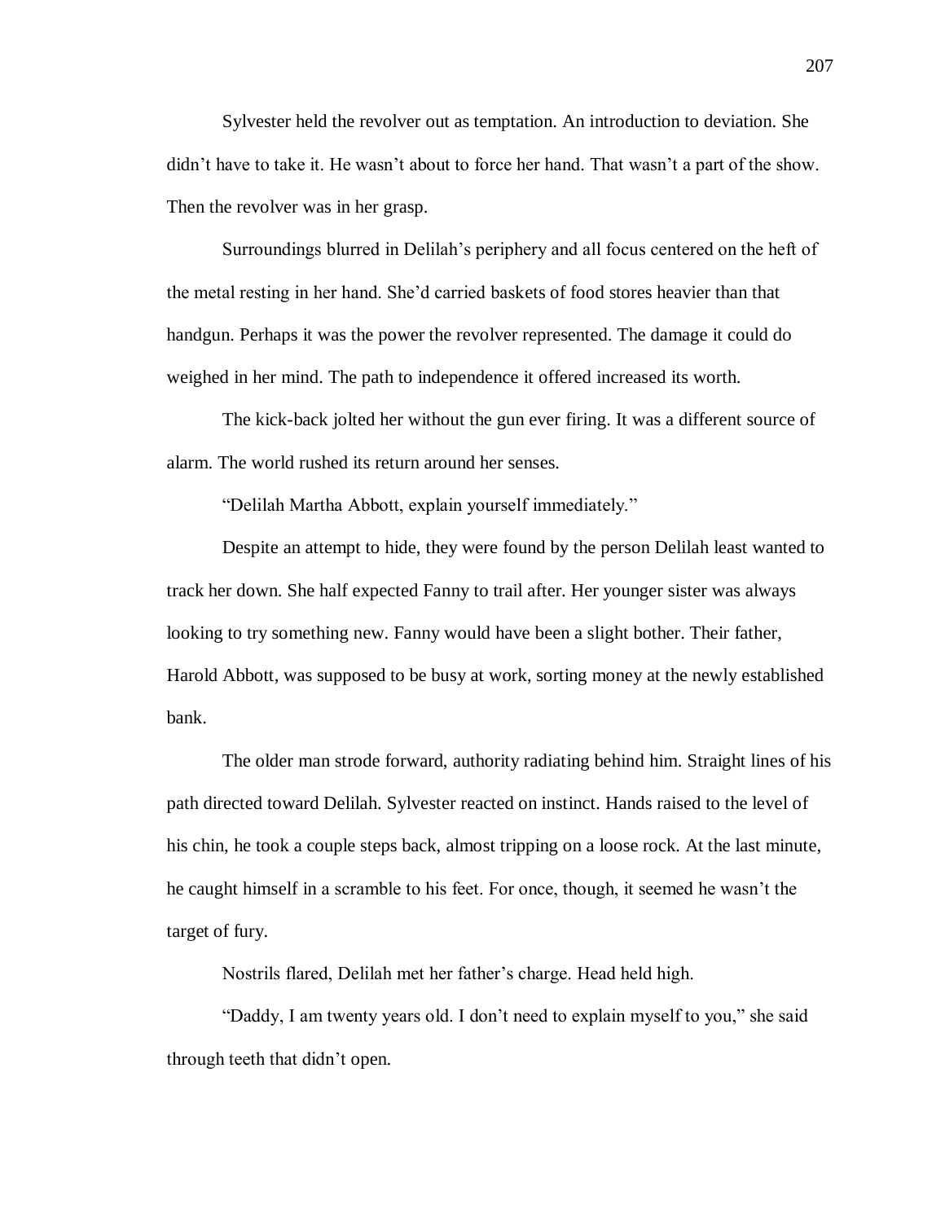Sylvester held the revolver out as temptation. An introduction to deviation. She didn't have to take it. He wasn't about to force her hand. That wasn't a part of the show. Then the revolver was in her grasp.

Surroundings blurred in Delilah's periphery and all focus centered on the heft of the metal resting in her hand. She'd carried baskets of food stores heavier than that handgun. Perhaps it was the power the revolver represented. The damage it could do weighed in her mind. The path to independence it offered increased its worth.

The kick-back jolted her without the gun ever firing. It was a different source of alarm. The world rushed its return around her senses.

"Delilah Martha Abbott, explain yourself immediately."

Despite an attempt to hide, they were found by the person Delilah least wanted to track her down. She half expected Fanny to trail after. Her younger sister was always looking to try something new. Fanny would have been a slight bother. Their father, Harold Abbott, was supposed to be busy at work, sorting money at the newly established bank.

The older man strode forward, authority radiating behind him. Straight lines of his path directed toward Delilah. Sylvester reacted on instinct. Hands raised to the level of his chin, he took a couple steps back, almost tripping on a loose rock. At the last minute, he caught himself in a scramble to his feet. For once, though, it seemed he wasn't the target of fury.

Nostrils flared, Delilah met her father's charge. Head held high.

"Daddy, I am twenty years old. I don't need to explain myself to you," she said through teeth that didn't open.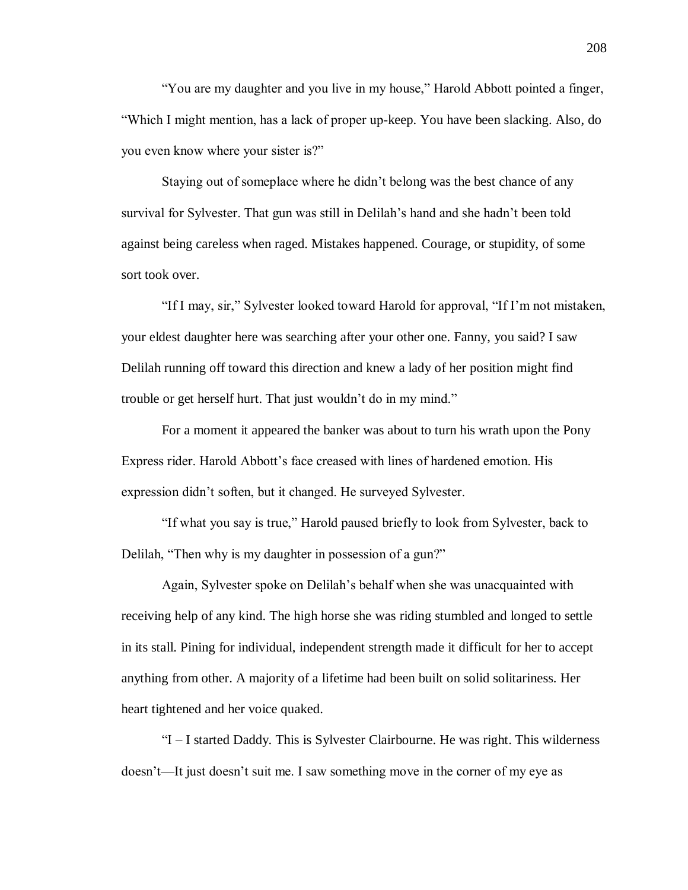"You are my daughter and you live in my house," Harold Abbott pointed a finger, "Which I might mention, has a lack of proper up-keep. You have been slacking. Also, do you even know where your sister is?"

Staying out of someplace where he didn't belong was the best chance of any survival for Sylvester. That gun was still in Delilah's hand and she hadn't been told against being careless when raged. Mistakes happened. Courage, or stupidity, of some sort took over.

"If I may, sir," Sylvester looked toward Harold for approval, "If I'm not mistaken, your eldest daughter here was searching after your other one. Fanny, you said? I saw Delilah running off toward this direction and knew a lady of her position might find trouble or get herself hurt. That just wouldn't do in my mind."

For a moment it appeared the banker was about to turn his wrath upon the Pony Express rider. Harold Abbott's face creased with lines of hardened emotion. His expression didn't soften, but it changed. He surveyed Sylvester.

"If what you say is true," Harold paused briefly to look from Sylvester, back to Delilah, "Then why is my daughter in possession of a gun?"

Again, Sylvester spoke on Delilah's behalf when she was unacquainted with receiving help of any kind. The high horse she was riding stumbled and longed to settle in its stall. Pining for individual, independent strength made it difficult for her to accept anything from other. A majority of a lifetime had been built on solid solitariness. Her heart tightened and her voice quaked.

"I – I started Daddy. This is Sylvester Clairbourne. He was right. This wilderness doesn't—It just doesn't suit me. I saw something move in the corner of my eye as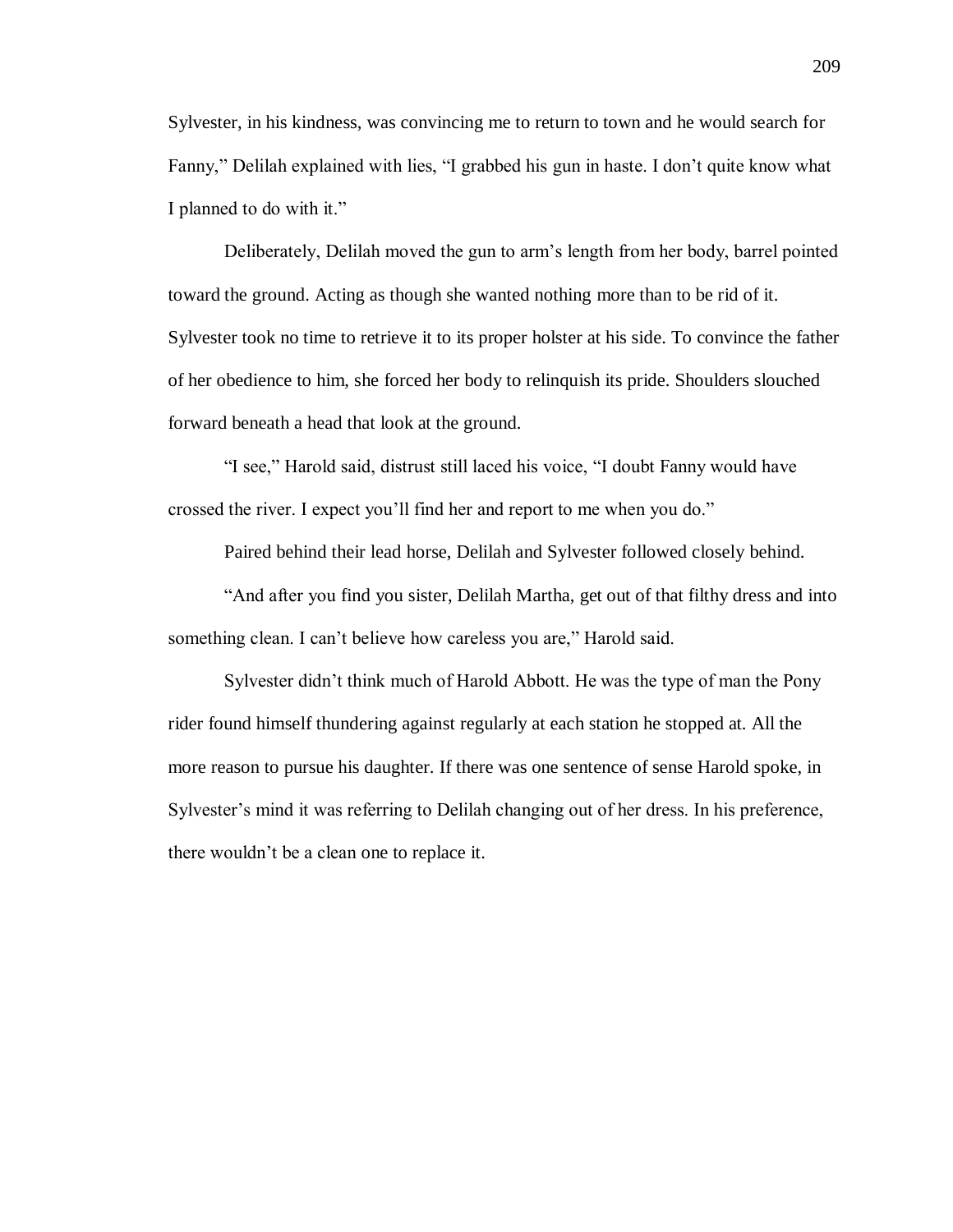Sylvester, in his kindness, was convincing me to return to town and he would search for Fanny," Delilah explained with lies, "I grabbed his gun in haste. I don't quite know what I planned to do with it."

Deliberately, Delilah moved the gun to arm's length from her body, barrel pointed toward the ground. Acting as though she wanted nothing more than to be rid of it. Sylvester took no time to retrieve it to its proper holster at his side. To convince the father of her obedience to him, she forced her body to relinquish its pride. Shoulders slouched forward beneath a head that look at the ground.

"I see," Harold said, distrust still laced his voice, "I doubt Fanny would have crossed the river. I expect you'll find her and report to me when you do."

Paired behind their lead horse, Delilah and Sylvester followed closely behind.

"And after you find you sister, Delilah Martha, get out of that filthy dress and into something clean. I can't believe how careless you are," Harold said.

Sylvester didn't think much of Harold Abbott. He was the type of man the Pony rider found himself thundering against regularly at each station he stopped at. All the more reason to pursue his daughter. If there was one sentence of sense Harold spoke, in Sylvester's mind it was referring to Delilah changing out of her dress. In his preference, there wouldn't be a clean one to replace it.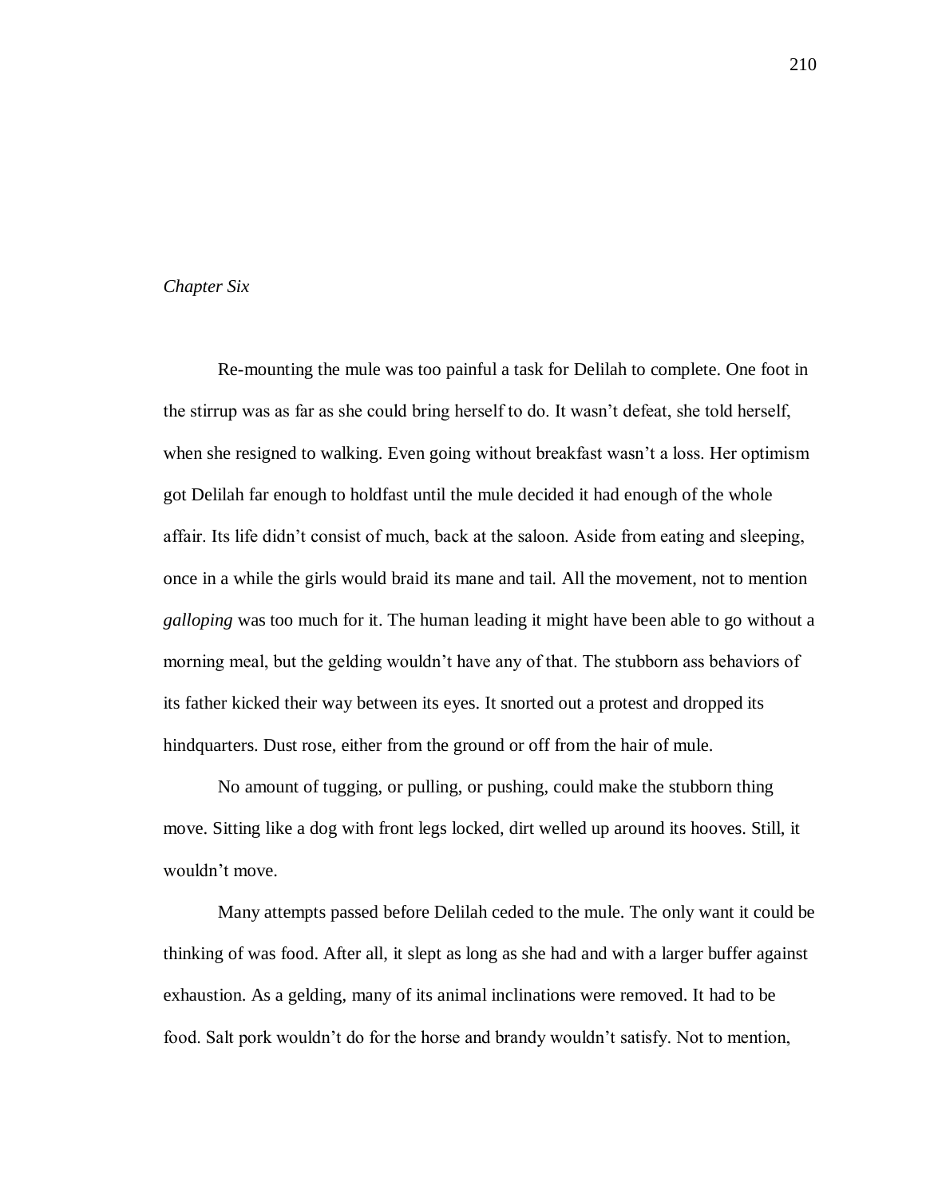*Chapter Six*

Re-mounting the mule was too painful a task for Delilah to complete. One foot in the stirrup was as far as she could bring herself to do. It wasn't defeat, she told herself, when she resigned to walking. Even going without breakfast wasn't a loss. Her optimism got Delilah far enough to holdfast until the mule decided it had enough of the whole affair. Its life didn't consist of much, back at the saloon. Aside from eating and sleeping, once in a while the girls would braid its mane and tail. All the movement, not to mention *galloping* was too much for it. The human leading it might have been able to go without a morning meal, but the gelding wouldn't have any of that. The stubborn ass behaviors of its father kicked their way between its eyes. It snorted out a protest and dropped its hindquarters. Dust rose, either from the ground or off from the hair of mule.

No amount of tugging, or pulling, or pushing, could make the stubborn thing move. Sitting like a dog with front legs locked, dirt welled up around its hooves. Still, it wouldn't move.

Many attempts passed before Delilah ceded to the mule. The only want it could be thinking of was food. After all, it slept as long as she had and with a larger buffer against exhaustion. As a gelding, many of its animal inclinations were removed. It had to be food. Salt pork wouldn't do for the horse and brandy wouldn't satisfy. Not to mention,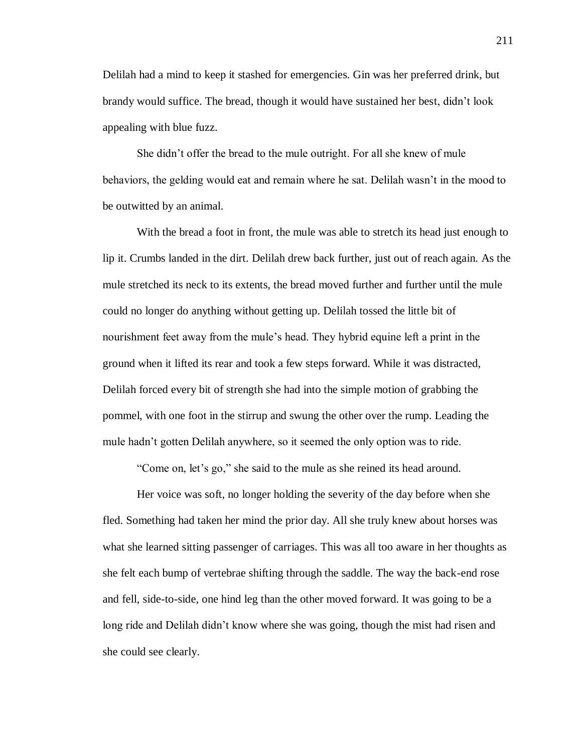Delilah had a mind to keep it stashed for emergencies. Gin was her preferred drink, but brandy would suffice. The bread, though it would have sustained her best, didn't look appealing with blue fuzz.

She didn't offer the bread to the mule outright. For all she knew of mule behaviors, the gelding would eat and remain where he sat. Delilah wasn't in the mood to be outwitted by an animal.

With the bread a foot in front, the mule was able to stretch its head just enough to lip it. Crumbs landed in the dirt. Delilah drew back further, just out of reach again. As the mule stretched its neck to its extents, the bread moved further and further until the mule could no longer do anything without getting up. Delilah tossed the little bit of nourishment feet away from the mule's head. They hybrid equine left a print in the ground when it lifted its rear and took a few steps forward. While it was distracted, Delilah forced every bit of strength she had into the simple motion of grabbing the pommel, with one foot in the stirrup and swung the other over the rump. Leading the mule hadn't gotten Delilah anywhere, so it seemed the only option was to ride.

"Come on, let's go," she said to the mule as she reined its head around.

Her voice was soft, no longer holding the severity of the day before when she fled. Something had taken her mind the prior day. All she truly knew about horses was what she learned sitting passenger of carriages. This was all too aware in her thoughts as she felt each bump of vertebrae shifting through the saddle. The way the back-end rose and fell, side-to-side, one hind leg than the other moved forward. It was going to be a long ride and Delilah didn't know where she was going, though the mist had risen and she could see clearly.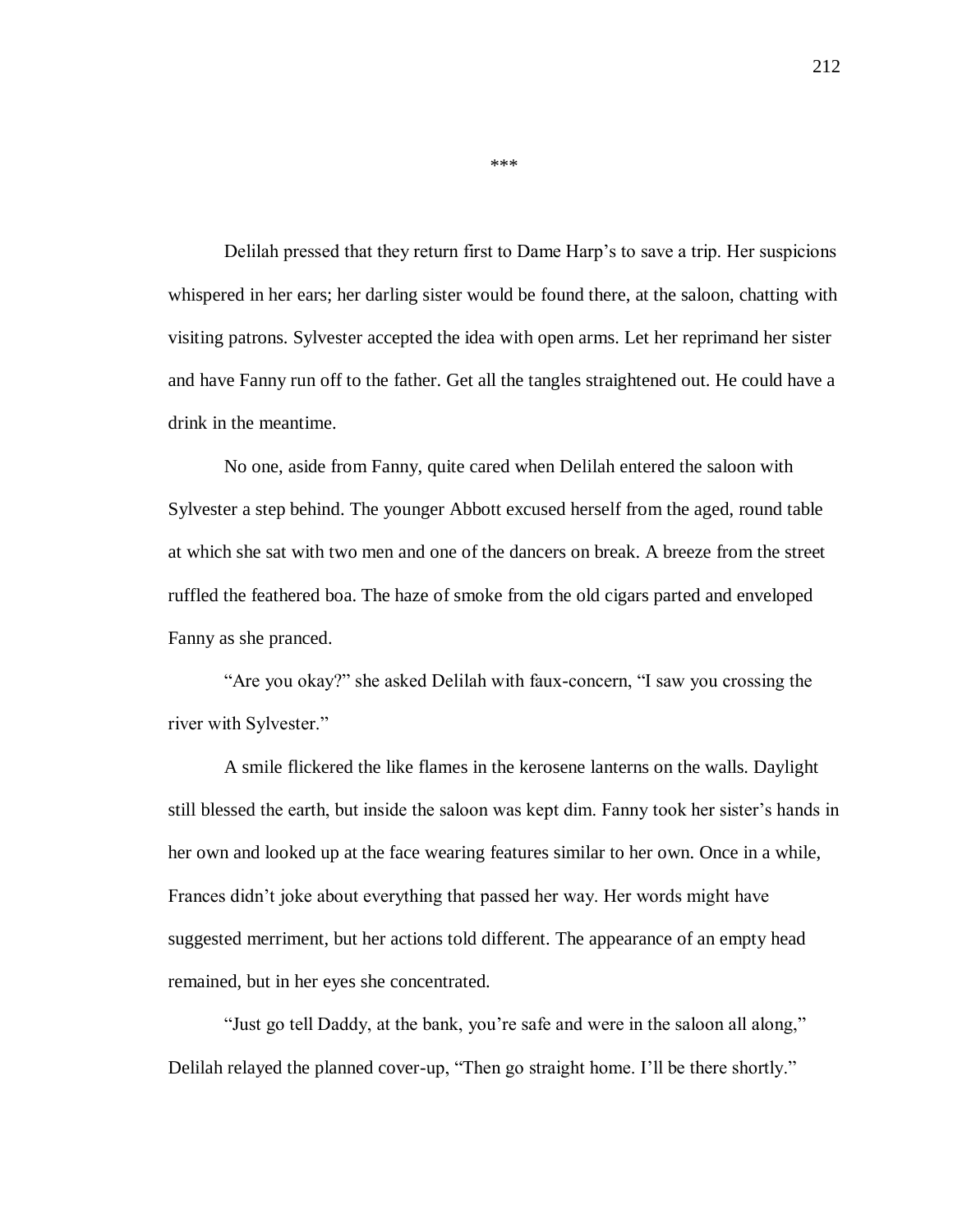\*\*\*

Delilah pressed that they return first to Dame Harp's to save a trip. Her suspicions whispered in her ears; her darling sister would be found there, at the saloon, chatting with visiting patrons. Sylvester accepted the idea with open arms. Let her reprimand her sister and have Fanny run off to the father. Get all the tangles straightened out. He could have a drink in the meantime.

No one, aside from Fanny, quite cared when Delilah entered the saloon with Sylvester a step behind. The younger Abbott excused herself from the aged, round table at which she sat with two men and one of the dancers on break. A breeze from the street ruffled the feathered boa. The haze of smoke from the old cigars parted and enveloped Fanny as she pranced.

"Are you okay?" she asked Delilah with faux-concern, "I saw you crossing the river with Sylvester."

A smile flickered the like flames in the kerosene lanterns on the walls. Daylight still blessed the earth, but inside the saloon was kept dim. Fanny took her sister's hands in her own and looked up at the face wearing features similar to her own. Once in a while, Frances didn't joke about everything that passed her way. Her words might have suggested merriment, but her actions told different. The appearance of an empty head remained, but in her eyes she concentrated.

"Just go tell Daddy, at the bank, you're safe and were in the saloon all along," Delilah relayed the planned cover-up, "Then go straight home. I'll be there shortly."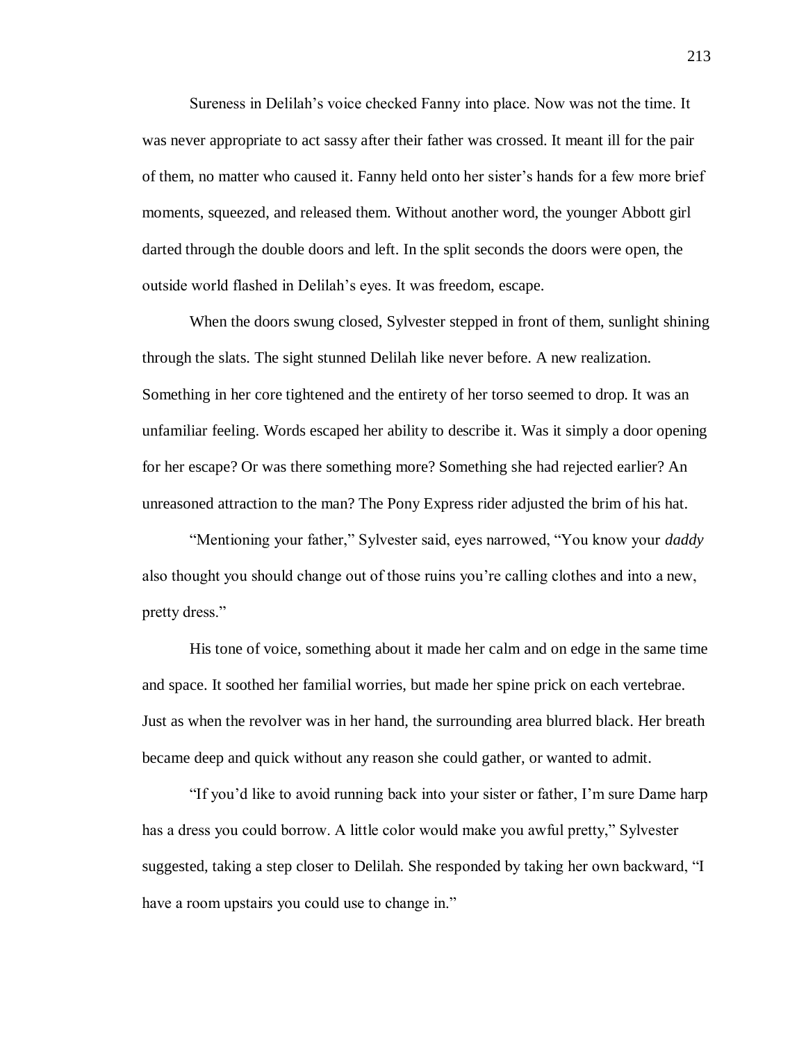Sureness in Delilah's voice checked Fanny into place. Now was not the time. It was never appropriate to act sassy after their father was crossed. It meant ill for the pair of them, no matter who caused it. Fanny held onto her sister's hands for a few more brief moments, squeezed, and released them. Without another word, the younger Abbott girl darted through the double doors and left. In the split seconds the doors were open, the outside world flashed in Delilah's eyes. It was freedom, escape.

When the doors swung closed, Sylvester stepped in front of them, sunlight shining through the slats. The sight stunned Delilah like never before. A new realization. Something in her core tightened and the entirety of her torso seemed to drop. It was an unfamiliar feeling. Words escaped her ability to describe it. Was it simply a door opening for her escape? Or was there something more? Something she had rejected earlier? An unreasoned attraction to the man? The Pony Express rider adjusted the brim of his hat.

"Mentioning your father," Sylvester said, eyes narrowed, "You know your *daddy* also thought you should change out of those ruins you're calling clothes and into a new, pretty dress."

His tone of voice, something about it made her calm and on edge in the same time and space. It soothed her familial worries, but made her spine prick on each vertebrae. Just as when the revolver was in her hand, the surrounding area blurred black. Her breath became deep and quick without any reason she could gather, or wanted to admit.

"If you'd like to avoid running back into your sister or father, I'm sure Dame harp has a dress you could borrow. A little color would make you awful pretty," Sylvester suggested, taking a step closer to Delilah. She responded by taking her own backward, "I have a room upstairs you could use to change in."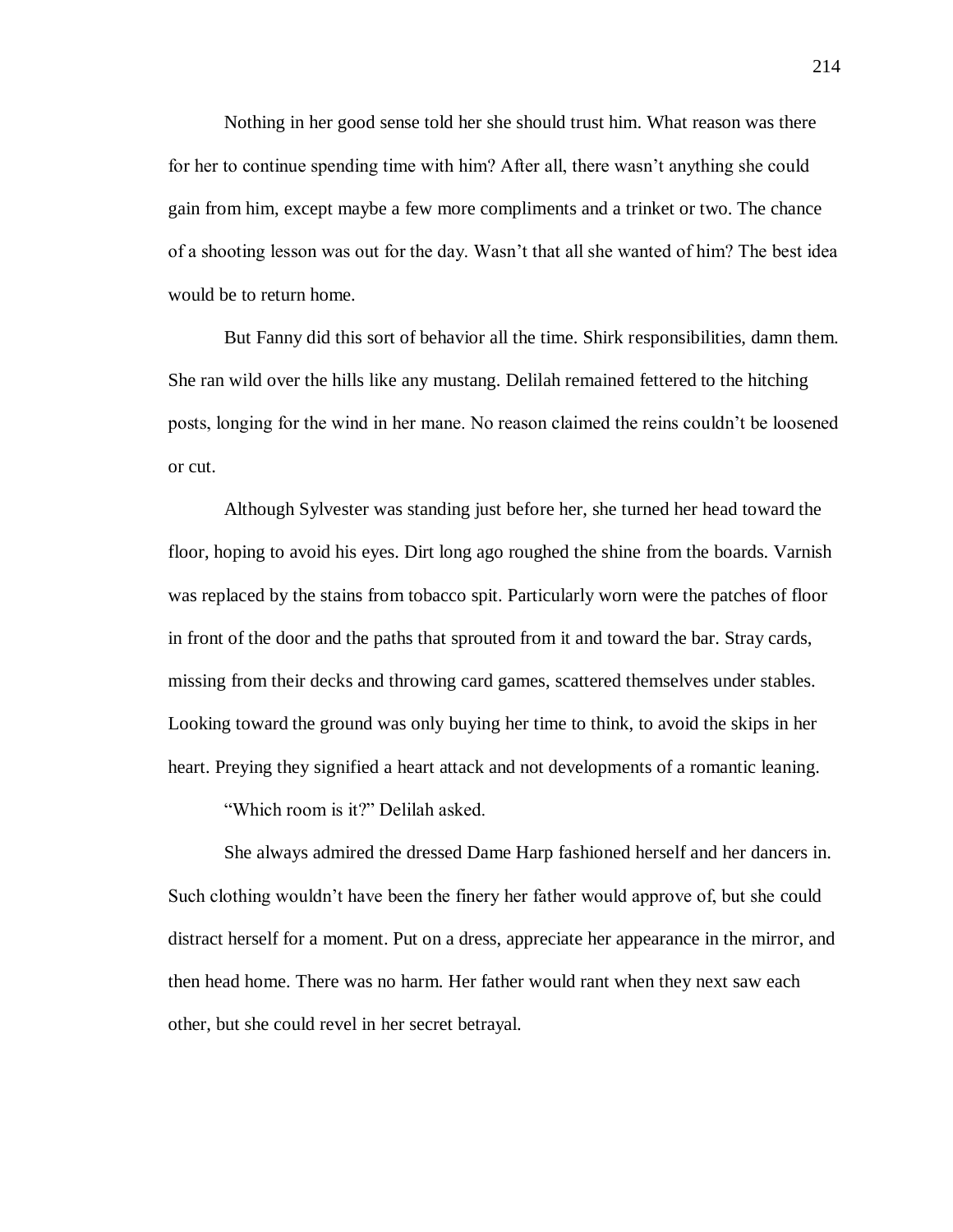Nothing in her good sense told her she should trust him. What reason was there for her to continue spending time with him? After all, there wasn't anything she could gain from him, except maybe a few more compliments and a trinket or two. The chance of a shooting lesson was out for the day. Wasn't that all she wanted of him? The best idea would be to return home.

But Fanny did this sort of behavior all the time. Shirk responsibilities, damn them. She ran wild over the hills like any mustang. Delilah remained fettered to the hitching posts, longing for the wind in her mane. No reason claimed the reins couldn't be loosened or cut.

Although Sylvester was standing just before her, she turned her head toward the floor, hoping to avoid his eyes. Dirt long ago roughed the shine from the boards. Varnish was replaced by the stains from tobacco spit. Particularly worn were the patches of floor in front of the door and the paths that sprouted from it and toward the bar. Stray cards, missing from their decks and throwing card games, scattered themselves under stables. Looking toward the ground was only buying her time to think, to avoid the skips in her heart. Preying they signified a heart attack and not developments of a romantic leaning.

"Which room is it?" Delilah asked.

She always admired the dressed Dame Harp fashioned herself and her dancers in. Such clothing wouldn't have been the finery her father would approve of, but she could distract herself for a moment. Put on a dress, appreciate her appearance in the mirror, and then head home. There was no harm. Her father would rant when they next saw each other, but she could revel in her secret betrayal.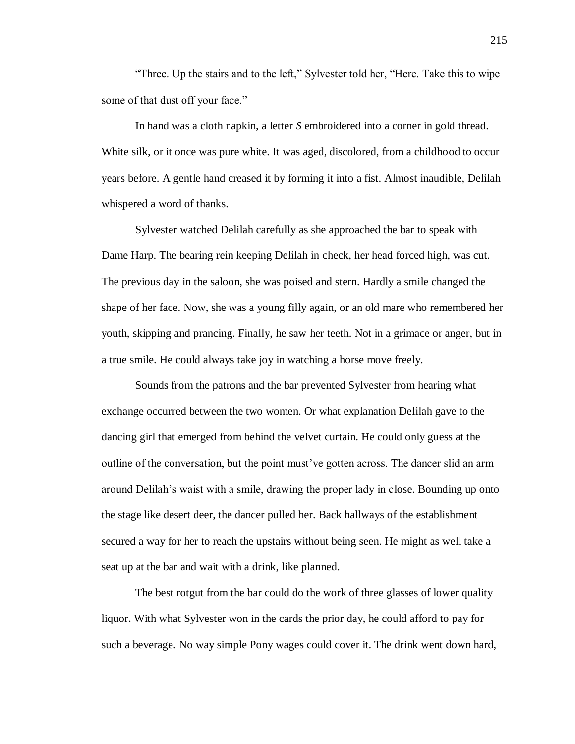"Three. Up the stairs and to the left," Sylvester told her, "Here. Take this to wipe some of that dust off your face."

In hand was a cloth napkin, a letter *S* embroidered into a corner in gold thread. White silk, or it once was pure white. It was aged, discolored, from a childhood to occur years before. A gentle hand creased it by forming it into a fist. Almost inaudible, Delilah whispered a word of thanks.

Sylvester watched Delilah carefully as she approached the bar to speak with Dame Harp. The bearing rein keeping Delilah in check, her head forced high, was cut. The previous day in the saloon, she was poised and stern. Hardly a smile changed the shape of her face. Now, she was a young filly again, or an old mare who remembered her youth, skipping and prancing. Finally, he saw her teeth. Not in a grimace or anger, but in a true smile. He could always take joy in watching a horse move freely.

Sounds from the patrons and the bar prevented Sylvester from hearing what exchange occurred between the two women. Or what explanation Delilah gave to the dancing girl that emerged from behind the velvet curtain. He could only guess at the outline of the conversation, but the point must've gotten across. The dancer slid an arm around Delilah's waist with a smile, drawing the proper lady in close. Bounding up onto the stage like desert deer, the dancer pulled her. Back hallways of the establishment secured a way for her to reach the upstairs without being seen. He might as well take a seat up at the bar and wait with a drink, like planned.

The best rotgut from the bar could do the work of three glasses of lower quality liquor. With what Sylvester won in the cards the prior day, he could afford to pay for such a beverage. No way simple Pony wages could cover it. The drink went down hard,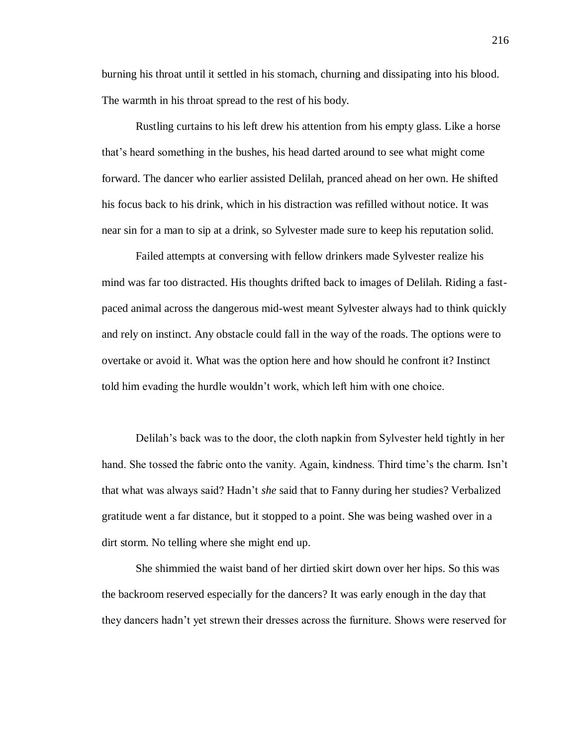burning his throat until it settled in his stomach, churning and dissipating into his blood. The warmth in his throat spread to the rest of his body.

Rustling curtains to his left drew his attention from his empty glass. Like a horse that's heard something in the bushes, his head darted around to see what might come forward. The dancer who earlier assisted Delilah, pranced ahead on her own. He shifted his focus back to his drink, which in his distraction was refilled without notice. It was near sin for a man to sip at a drink, so Sylvester made sure to keep his reputation solid.

Failed attempts at conversing with fellow drinkers made Sylvester realize his mind was far too distracted. His thoughts drifted back to images of Delilah. Riding a fast-paced animal across the dangerous mid-west meant Sylvester always had to think quickly and rely on instinct. Any obstacle could fall in the way of the roads. The options were to overtake or avoid it. What was the option here and how should he confront it? Instinct told him evading the hurdle wouldn't work, which left him with one choice.

Delilah's back was to the door, the cloth napkin from Sylvester held tightly in her hand. She tossed the fabric onto the vanity. Again, kindness. Third time's the charm. Isn't that what was always said? Hadn't *she* said that to Fanny during her studies? Verbalized gratitude went a far distance, but it stopped to a point. She was being washed over in a dirt storm. No telling where she might end up.

She shimmied the waist band of her dirtied skirt down over her hips. So this was the backroom reserved especially for the dancers? It was early enough in the day that they dancers hadn't yet strewn their dresses across the furniture. Shows were reserved for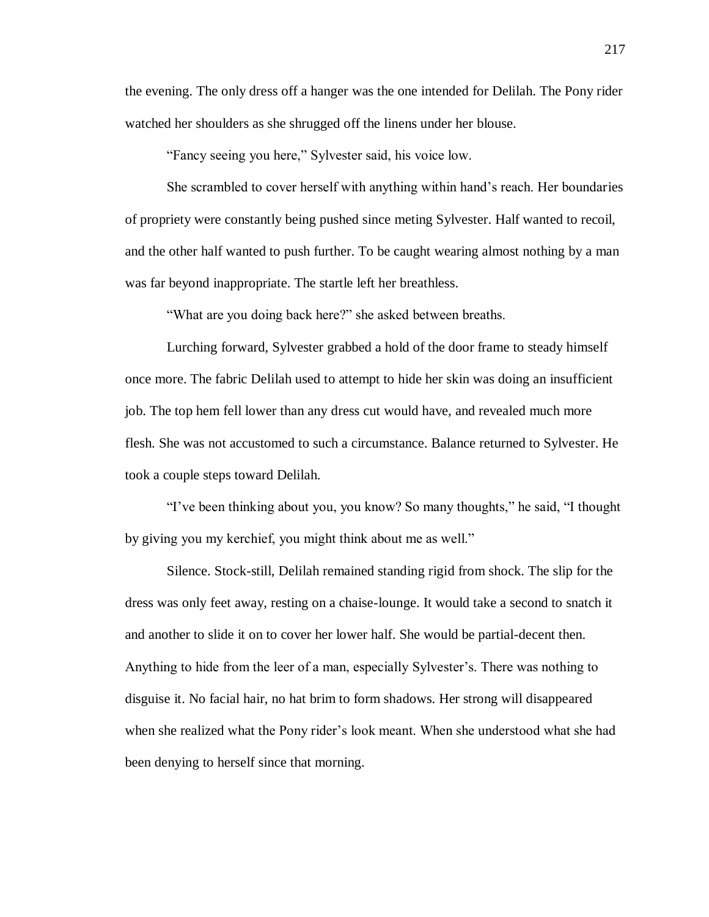the evening. The only dress off a hanger was the one intended for Delilah. The Pony rider watched her shoulders as she shrugged off the linens under her blouse.

"Fancy seeing you here," Sylvester said, his voice low.

She scrambled to cover herself with anything within hand's reach. Her boundaries of propriety were constantly being pushed since meting Sylvester. Half wanted to recoil, and the other half wanted to push further. To be caught wearing almost nothing by a man was far beyond inappropriate. The startle left her breathless.

"What are you doing back here?" she asked between breaths.

Lurching forward, Sylvester grabbed a hold of the door frame to steady himself once more. The fabric Delilah used to attempt to hide her skin was doing an insufficient job. The top hem fell lower than any dress cut would have, and revealed much more flesh. She was not accustomed to such a circumstance. Balance returned to Sylvester. He took a couple steps toward Delilah.

"I've been thinking about you, you know? So many thoughts," he said, "I thought by giving you my kerchief, you might think about me as well."

Silence. Stock-still, Delilah remained standing rigid from shock. The slip for the dress was only feet away, resting on a chaise-lounge. It would take a second to snatch it and another to slide it on to cover her lower half. She would be partial-decent then. Anything to hide from the leer of a man, especially Sylvester's. There was nothing to disguise it. No facial hair, no hat brim to form shadows. Her strong will disappeared when she realized what the Pony rider's look meant. When she understood what she had been denying to herself since that morning.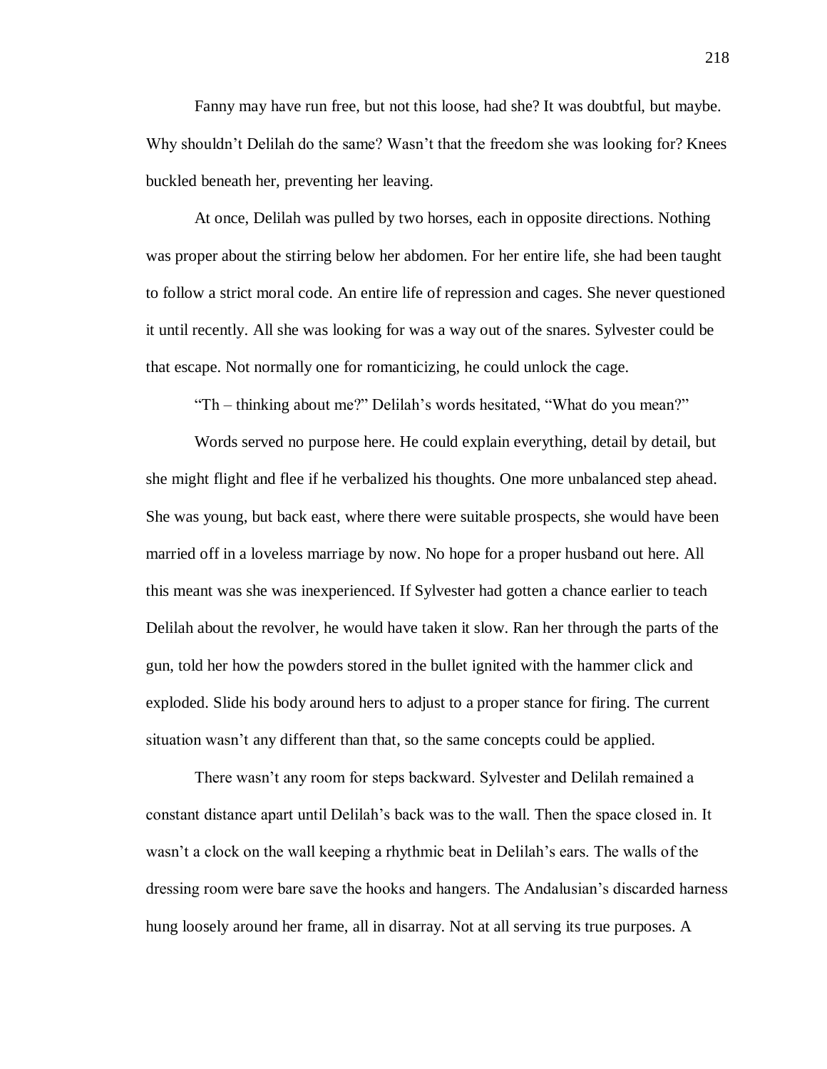Fanny may have run free, but not this loose, had she? It was doubtful, but maybe. Why shouldn't Delilah do the same? Wasn't that the freedom she was looking for? Knees buckled beneath her, preventing her leaving.

At once, Delilah was pulled by two horses, each in opposite directions. Nothing was proper about the stirring below her abdomen. For her entire life, she had been taught to follow a strict moral code. An entire life of repression and cages. She never questioned it until recently. All she was looking for was a way out of the snares. Sylvester could be that escape. Not normally one for romanticizing, he could unlock the cage.

"Th – thinking about me?" Delilah's words hesitated, "What do you mean?"

Words served no purpose here. He could explain everything, detail by detail, but she might flight and flee if he verbalized his thoughts. One more unbalanced step ahead. She was young, but back east, where there were suitable prospects, she would have been married off in a loveless marriage by now. No hope for a proper husband out here. All this meant was she was inexperienced. If Sylvester had gotten a chance earlier to teach Delilah about the revolver, he would have taken it slow. Ran her through the parts of the gun, told her how the powders stored in the bullet ignited with the hammer click and exploded. Slide his body around hers to adjust to a proper stance for firing. The current situation wasn't any different than that, so the same concepts could be applied.

There wasn't any room for steps backward. Sylvester and Delilah remained a constant distance apart until Delilah's back was to the wall. Then the space closed in. It wasn't a clock on the wall keeping a rhythmic beat in Delilah's ears. The walls of the dressing room were bare save the hooks and hangers. The Andalusian's discarded harness hung loosely around her frame, all in disarray. Not at all serving its true purposes. A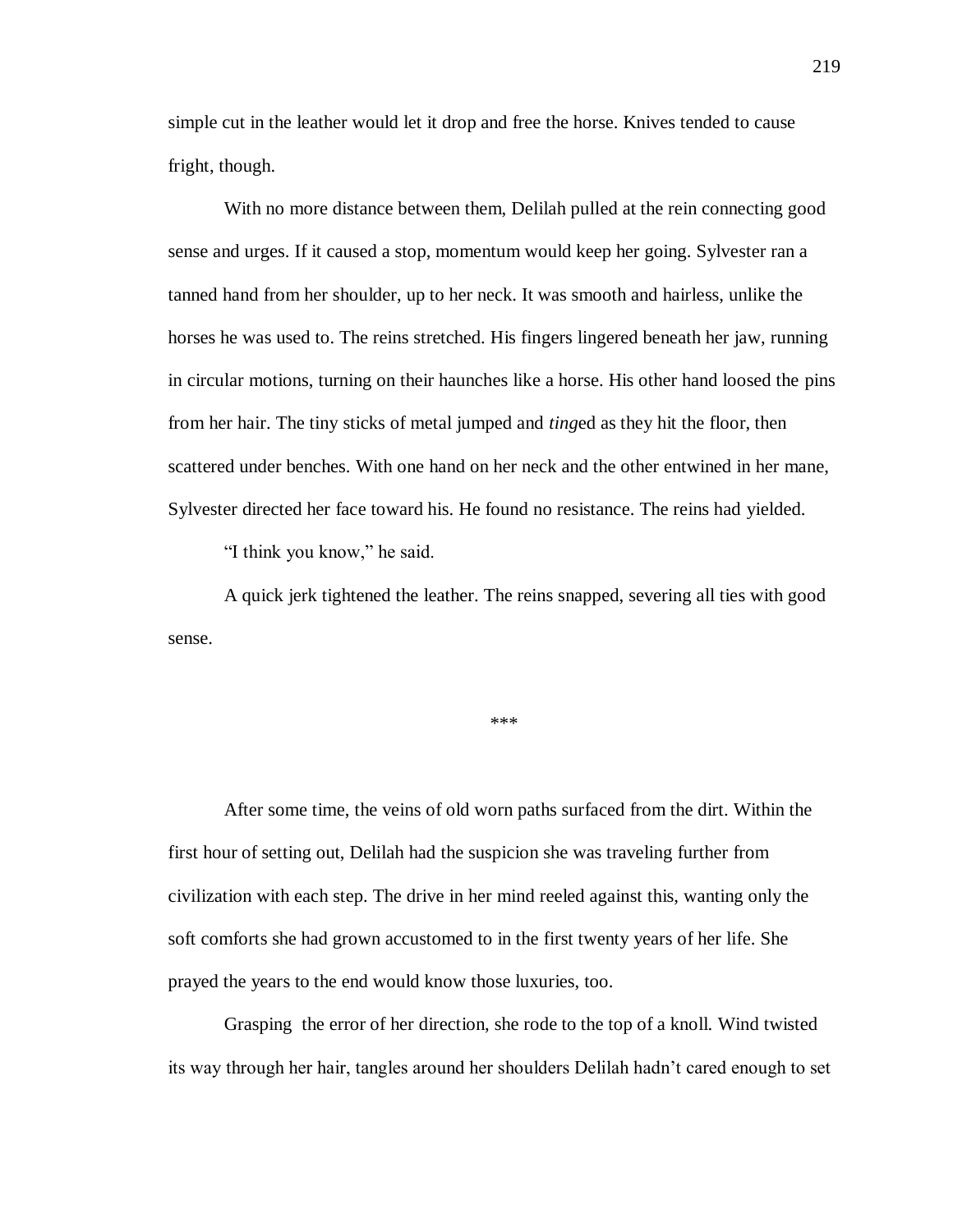simple cut in the leather would let it drop and free the horse. Knives tended to cause fright, though.

With no more distance between them, Delilah pulled at the rein connecting good sense and urges. If it caused a stop, momentum would keep her going. Sylvester ran a tanned hand from her shoulder, up to her neck. It was smooth and hairless, unlike the horses he was used to. The reins stretched. His fingers lingered beneath her jaw, running in circular motions, turning on their haunches like a horse. His other hand loosed the pins from her hair. The tiny sticks of metal jumped and *ting*ed as they hit the floor, then scattered under benches. With one hand on her neck and the other entwined in her mane, Sylvester directed her face toward his. He found no resistance. The reins had yielded.

"I think you know," he said.

A quick jerk tightened the leather. The reins snapped, severing all ties with good sense.

***

After some time, the veins of old worn paths surfaced from the dirt. Within the first hour of setting out, Delilah had the suspicion she was traveling further from civilization with each step. The drive in her mind reeled against this, wanting only the soft comforts she had grown accustomed to in the first twenty years of her life. She prayed the years to the end would know those luxuries, too.

Grasping the error of her direction, she rode to the top of a knoll. Wind twisted its way through her hair, tangles around her shoulders Delilah hadn't cared enough to set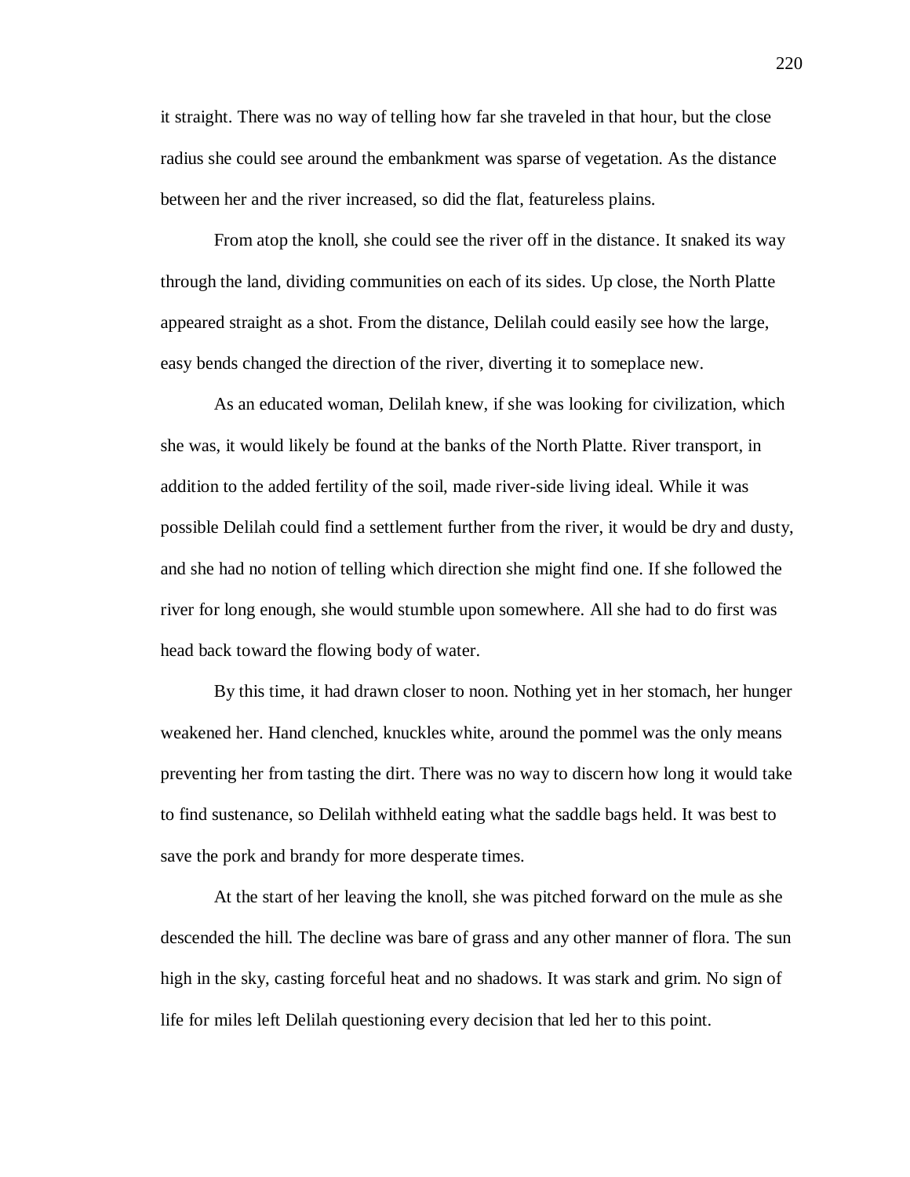it straight. There was no way of telling how far she traveled in that hour, but the close radius she could see around the embankment was sparse of vegetation. As the distance between her and the river increased, so did the flat, featureless plains.

From atop the knoll, she could see the river off in the distance. It snaked its way through the land, dividing communities on each of its sides. Up close, the North Platte appeared straight as a shot. From the distance, Delilah could easily see how the large, easy bends changed the direction of the river, diverting it to someplace new.

As an educated woman, Delilah knew, if she was looking for civilization, which she was, it would likely be found at the banks of the North Platte. River transport, in addition to the added fertility of the soil, made river-side living ideal. While it was possible Delilah could find a settlement further from the river, it would be dry and dusty, and she had no notion of telling which direction she might find one. If she followed the river for long enough, she would stumble upon somewhere. All she had to do first was head back toward the flowing body of water.

By this time, it had drawn closer to noon. Nothing yet in her stomach, her hunger weakened her. Hand clenched, knuckles white, around the pommel was the only means preventing her from tasting the dirt. There was no way to discern how long it would take to find sustenance, so Delilah withheld eating what the saddle bags held. It was best to save the pork and brandy for more desperate times.

At the start of her leaving the knoll, she was pitched forward on the mule as she descended the hill. The decline was bare of grass and any other manner of flora. The sun high in the sky, casting forceful heat and no shadows. It was stark and grim. No sign of life for miles left Delilah questioning every decision that led her to this point.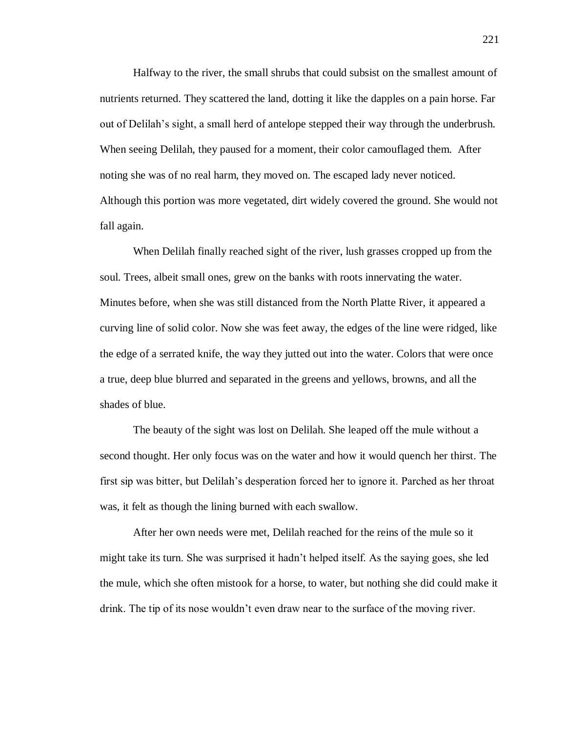Halfway to the river, the small shrubs that could subsist on the smallest amount of nutrients returned. They scattered the land, dotting it like the dapples on a pain horse. Far out of Delilah's sight, a small herd of antelope stepped their way through the underbrush. When seeing Delilah, they paused for a moment, their color camouflaged them. After noting she was of no real harm, they moved on. The escaped lady never noticed. Although this portion was more vegetated, dirt widely covered the ground. She would not fall again.

When Delilah finally reached sight of the river, lush grasses cropped up from the soul. Trees, albeit small ones, grew on the banks with roots innervating the water. Minutes before, when she was still distanced from the North Platte River, it appeared a curving line of solid color. Now she was feet away, the edges of the line were ridged, like the edge of a serrated knife, the way they jutted out into the water. Colors that were once a true, deep blue blurred and separated in the greens and yellows, browns, and all the shades of blue.

The beauty of the sight was lost on Delilah. She leaped off the mule without a second thought. Her only focus was on the water and how it would quench her thirst. The first sip was bitter, but Delilah's desperation forced her to ignore it. Parched as her throat was, it felt as though the lining burned with each swallow.

After her own needs were met, Delilah reached for the reins of the mule so it might take its turn. She was surprised it hadn't helped itself. As the saying goes, she led the mule, which she often mistook for a horse, to water, but nothing she did could make it drink. The tip of its nose wouldn't even draw near to the surface of the moving river.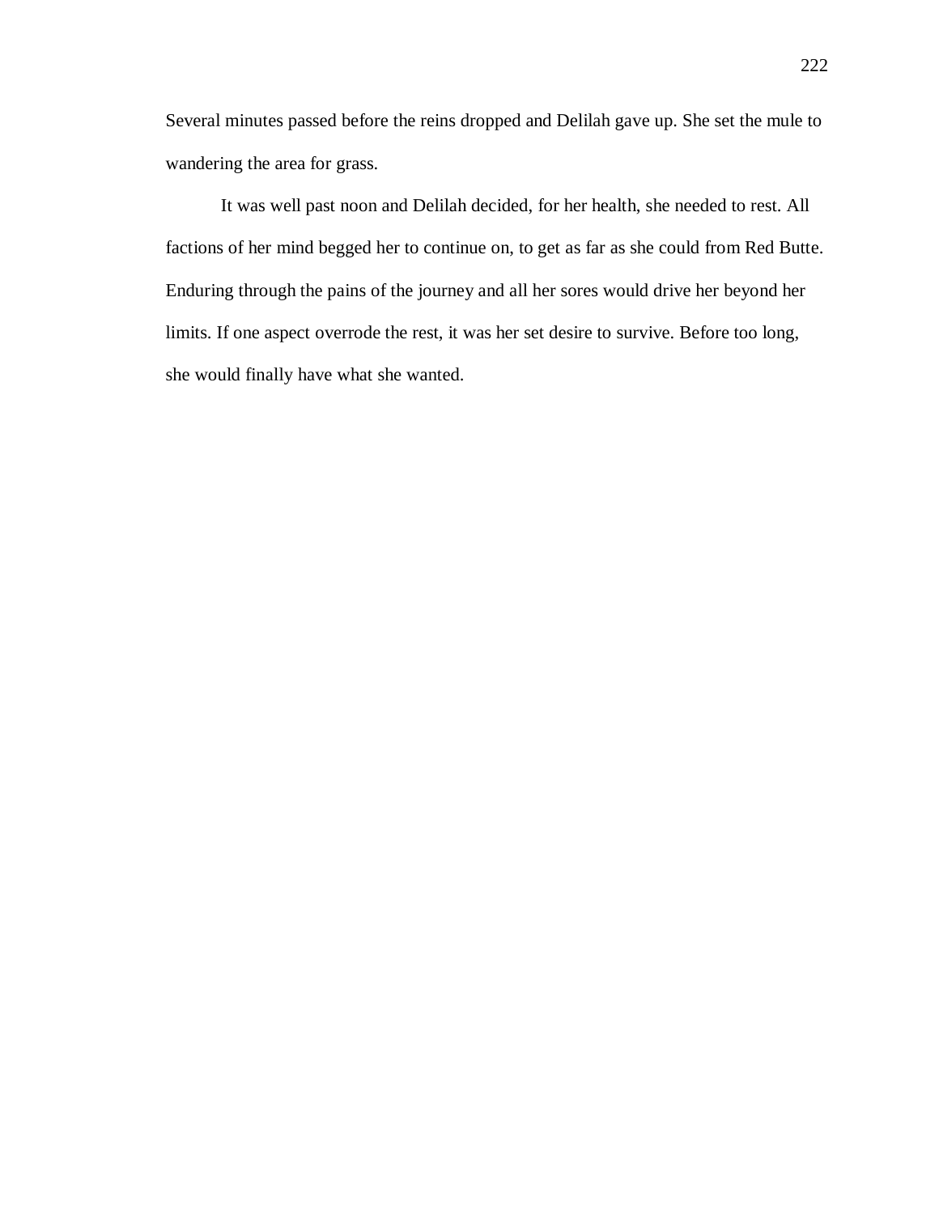Several minutes passed before the reins dropped and Delilah gave up. She set the mule to wandering the area for grass.

It was well past noon and Delilah decided, for her health, she needed to rest. All factions of her mind begged her to continue on, to get as far as she could from Red Butte. Enduring through the pains of the journey and all her sores would drive her beyond her limits. If one aspect overrode the rest, it was her set desire to survive. Before too long, she would finally have what she wanted.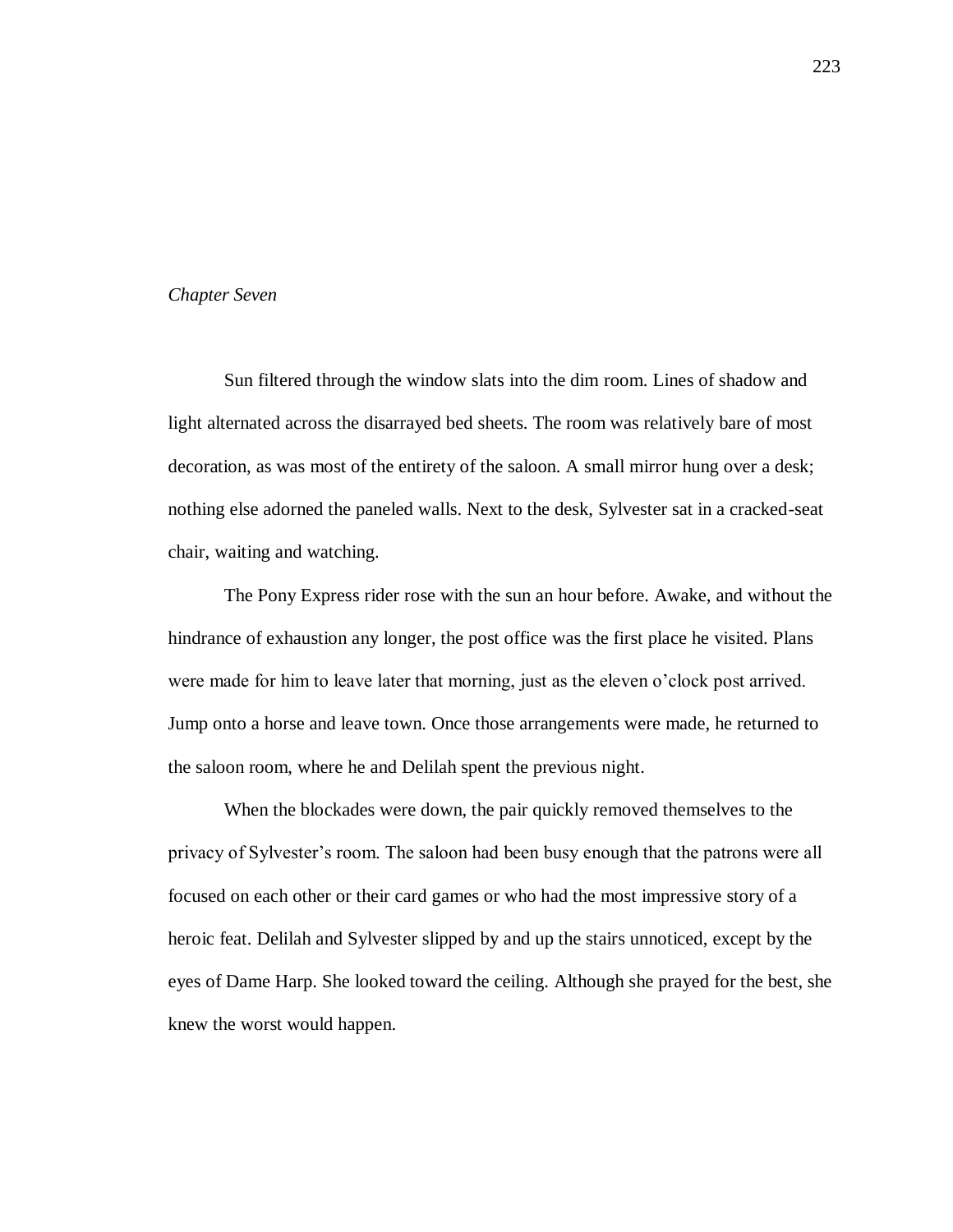*Chapter Seven*

Sun filtered through the window slats into the dim room. Lines of shadow and light alternated across the disarrayed bed sheets. The room was relatively bare of most decoration, as was most of the entirety of the saloon. A small mirror hung over a desk; nothing else adorned the paneled walls. Next to the desk, Sylvester sat in a cracked-seat chair, waiting and watching.

The Pony Express rider rose with the sun an hour before. Awake, and without the hindrance of exhaustion any longer, the post office was the first place he visited. Plans were made for him to leave later that morning, just as the eleven o'clock post arrived. Jump onto a horse and leave town. Once those arrangements were made, he returned to the saloon room, where he and Delilah spent the previous night.

When the blockades were down, the pair quickly removed themselves to the privacy of Sylvester's room. The saloon had been busy enough that the patrons were all focused on each other or their card games or who had the most impressive story of a heroic feat. Delilah and Sylvester slipped by and up the stairs unnoticed, except by the eyes of Dame Harp. She looked toward the ceiling. Although she prayed for the best, she knew the worst would happen.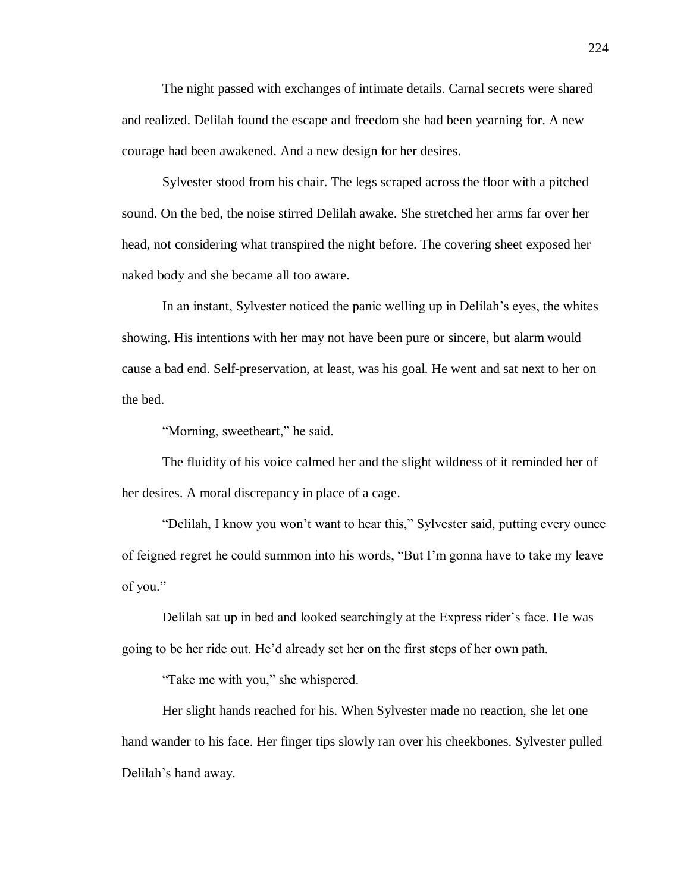The night passed with exchanges of intimate details. Carnal secrets were shared and realized. Delilah found the escape and freedom she had been yearning for. A new courage had been awakened. And a new design for her desires.

Sylvester stood from his chair. The legs scraped across the floor with a pitched sound. On the bed, the noise stirred Delilah awake. She stretched her arms far over her head, not considering what transpired the night before. The covering sheet exposed her naked body and she became all too aware.

In an instant, Sylvester noticed the panic welling up in Delilah's eyes, the whites showing. His intentions with her may not have been pure or sincere, but alarm would cause a bad end. Self-preservation, at least, was his goal. He went and sat next to her on the bed.

"Morning, sweetheart," he said.

The fluidity of his voice calmed her and the slight wildness of it reminded her of her desires. A moral discrepancy in place of a cage.

"Delilah, I know you won't want to hear this," Sylvester said, putting every ounce of feigned regret he could summon into his words, "But I'm gonna have to take my leave of you."

Delilah sat up in bed and looked searchingly at the Express rider's face. He was going to be her ride out. He'd already set her on the first steps of her own path.

"Take me with you," she whispered.

Her slight hands reached for his. When Sylvester made no reaction, she let one hand wander to his face. Her finger tips slowly ran over his cheekbones. Sylvester pulled Delilah's hand away.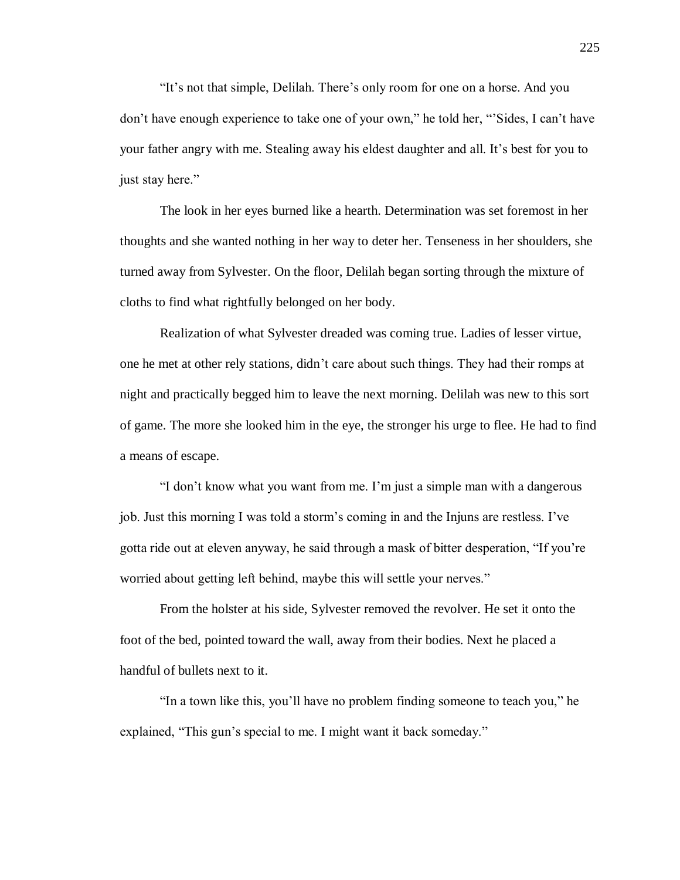"It's not that simple, Delilah. There's only room for one on a horse. And you don't have enough experience to take one of your own," he told her, "'Sides, I can't have your father angry with me. Stealing away his eldest daughter and all. It's best for you to just stay here."

The look in her eyes burned like a hearth. Determination was set foremost in her thoughts and she wanted nothing in her way to deter her. Tenseness in her shoulders, she turned away from Sylvester. On the floor, Delilah began sorting through the mixture of cloths to find what rightfully belonged on her body.

Realization of what Sylvester dreaded was coming true. Ladies of lesser virtue, one he met at other rely stations, didn't care about such things. They had their romps at night and practically begged him to leave the next morning. Delilah was new to this sort of game. The more she looked him in the eye, the stronger his urge to flee. He had to find a means of escape.

"I don't know what you want from me. I'm just a simple man with a dangerous job. Just this morning I was told a storm's coming in and the Injuns are restless. I've gotta ride out at eleven anyway, he said through a mask of bitter desperation, "If you're worried about getting left behind, maybe this will settle your nerves."

From the holster at his side, Sylvester removed the revolver. He set it onto the foot of the bed, pointed toward the wall, away from their bodies. Next he placed a handful of bullets next to it.

"In a town like this, you'll have no problem finding someone to teach you," he explained, "This gun's special to me. I might want it back someday."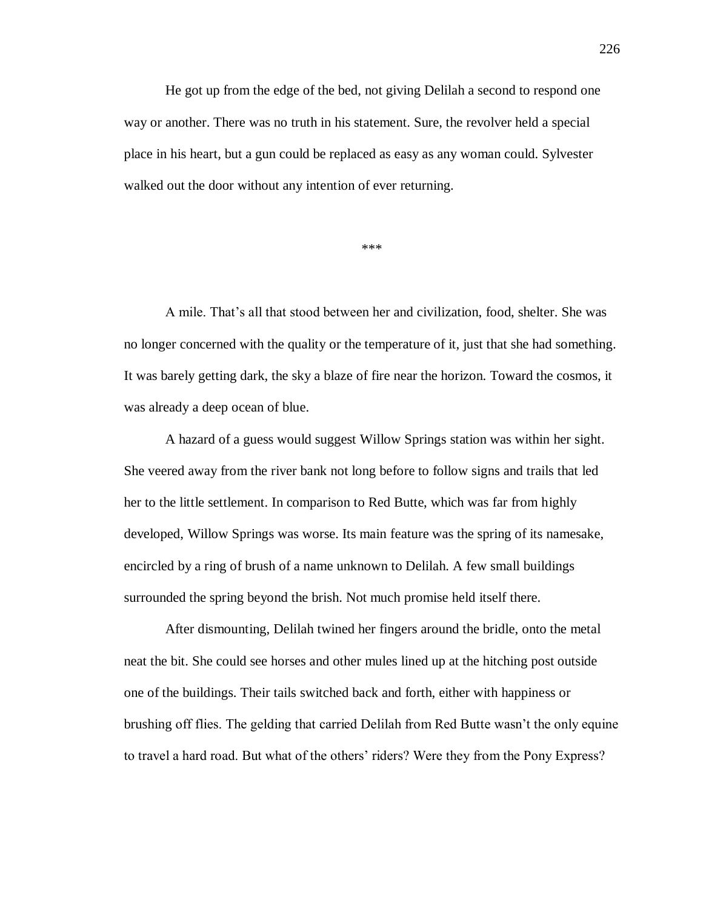He got up from the edge of the bed, not giving Delilah a second to respond one way or another. There was no truth in his statement. Sure, the revolver held a special place in his heart, but a gun could be replaced as easy as any woman could. Sylvester walked out the door without any intention of ever returning.

***

A mile. That's all that stood between her and civilization, food, shelter. She was no longer concerned with the quality or the temperature of it, just that she had something. It was barely getting dark, the sky a blaze of fire near the horizon. Toward the cosmos, it was already a deep ocean of blue.

A hazard of a guess would suggest Willow Springs station was within her sight. She veered away from the river bank not long before to follow signs and trails that led her to the little settlement. In comparison to Red Butte, which was far from highly developed, Willow Springs was worse. Its main feature was the spring of its namesake, encircled by a ring of brush of a name unknown to Delilah. A few small buildings surrounded the spring beyond the brish. Not much promise held itself there.

After dismounting, Delilah twined her fingers around the bridle, onto the metal neat the bit. She could see horses and other mules lined up at the hitching post outside one of the buildings. Their tails switched back and forth, either with happiness or brushing off flies. The gelding that carried Delilah from Red Butte wasn't the only equine to travel a hard road. But what of the others' riders? Were they from the Pony Express?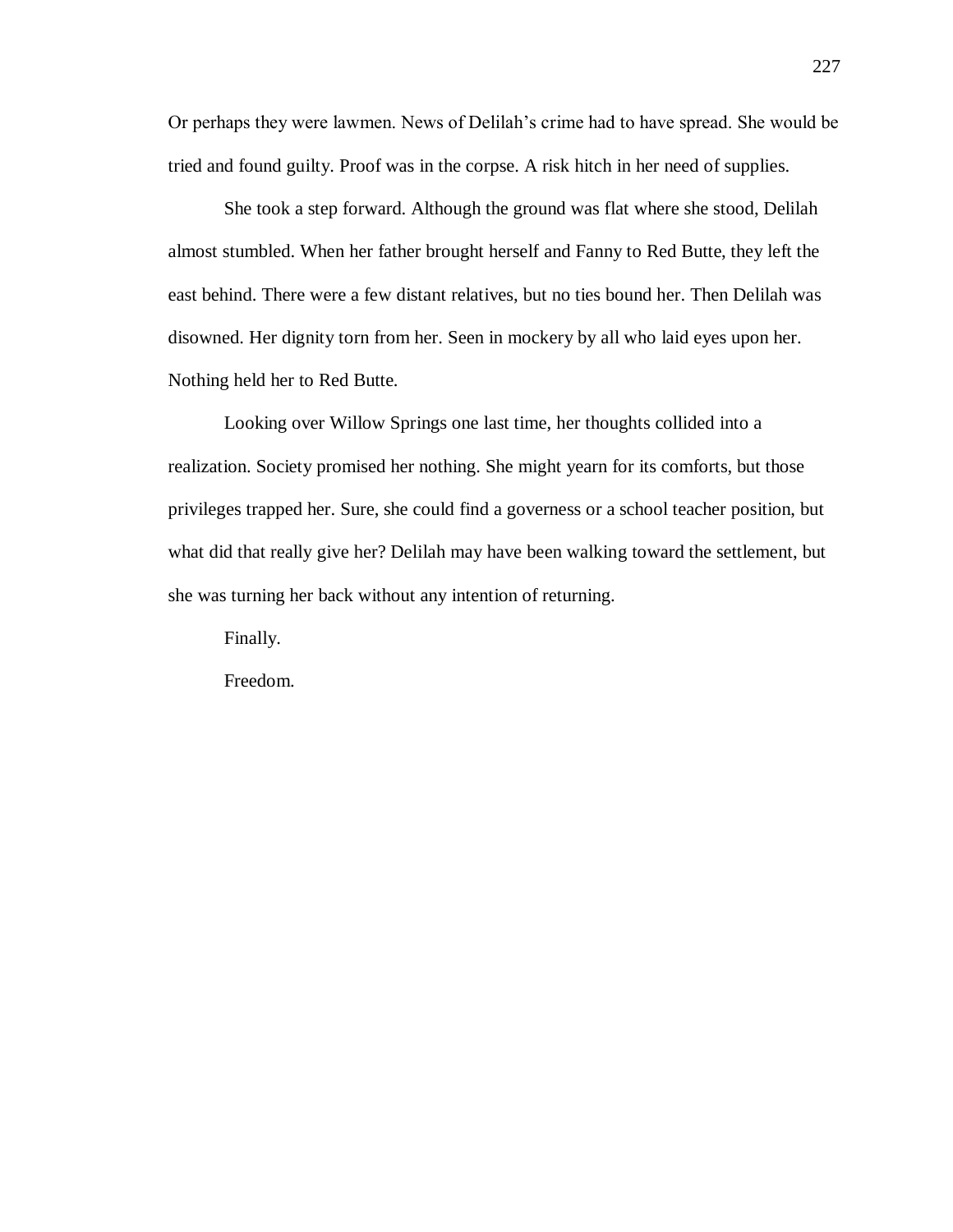Or perhaps they were lawmen. News of Delilah's crime had to have spread. She would be tried and found guilty. Proof was in the corpse. A risk hitch in her need of supplies.

She took a step forward. Although the ground was flat where she stood, Delilah almost stumbled. When her father brought herself and Fanny to Red Butte, they left the east behind. There were a few distant relatives, but no ties bound her. Then Delilah was disowned. Her dignity torn from her. Seen in mockery by all who laid eyes upon her. Nothing held her to Red Butte.

Looking over Willow Springs one last time, her thoughts collided into a realization. Society promised her nothing. She might yearn for its comforts, but those privileges trapped her. Sure, she could find a governess or a school teacher position, but what did that really give her? Delilah may have been walking toward the settlement, but she was turning her back without any intention of returning.

Finally.

Freedom.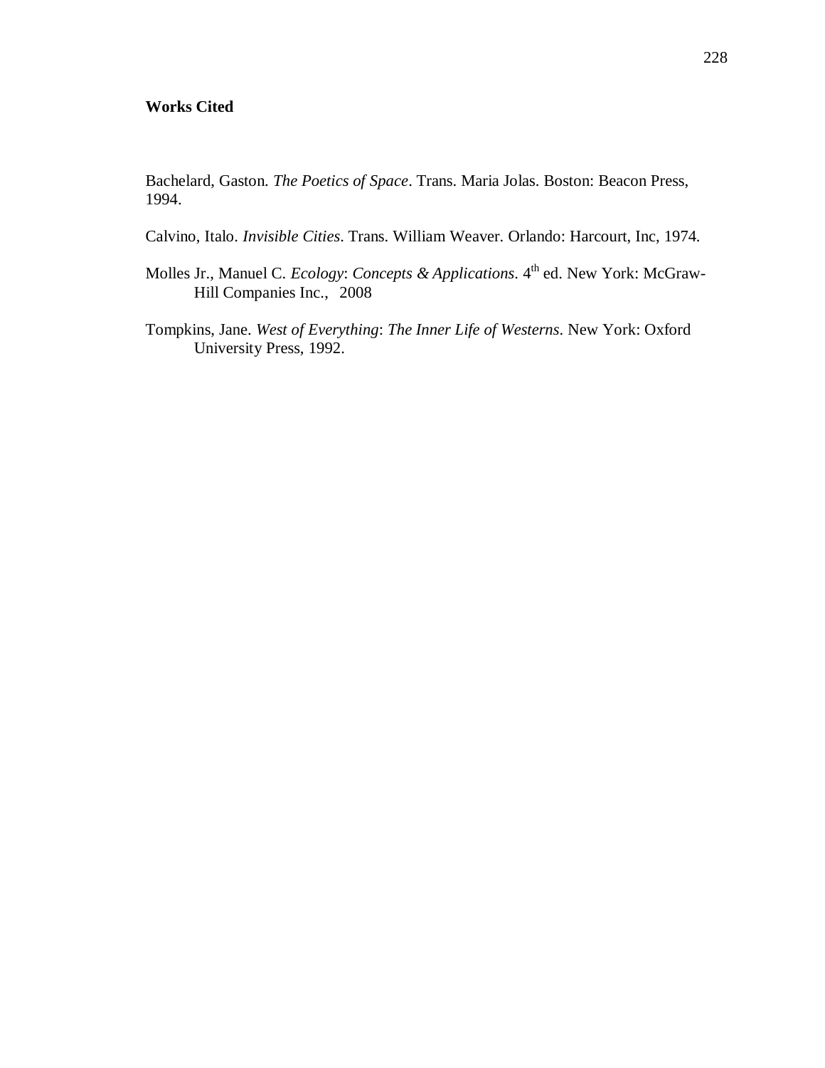**Works Cited**

Bachelard, Gaston. *The Poetics of Space*. Trans. Maria Jolas. Boston: Beacon Press, 1994.

Calvino, Italo. *Invisible Cities*. Trans. William Weaver. Orlando: Harcourt, Inc, 1974.

Molles Jr., Manuel C. *Ecology*: *Concepts & Applications*. 4th ed. New York: McGraw-Hill Companies Inc., 2008

Tompkins, Jane. *West of Everything*: *The Inner Life of Westerns*. New York: Oxford University Press, 1992.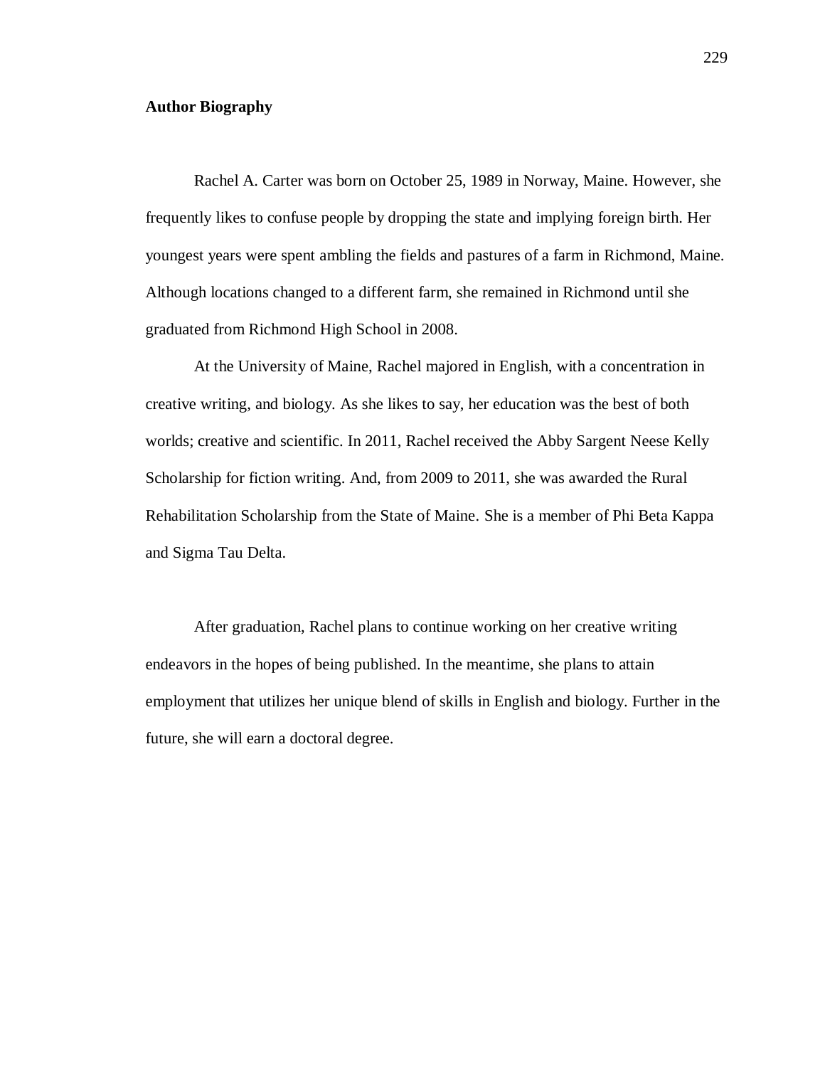## Author Biography

Rachel A. Carter was born on October 25, 1989 in Norway, Maine. However, she frequently likes to confuse people by dropping the state and implying foreign birth. Her youngest years were spent ambling the fields and pastures of a farm in Richmond, Maine. Although locations changed to a different farm, she remained in Richmond until she graduated from Richmond High School in 2008.

At the University of Maine, Rachel majored in English, with a concentration in creative writing, and biology. As she likes to say, her education was the best of both worlds; creative and scientific. In 2011, Rachel received the Abby Sargent Neese Kelly Scholarship for fiction writing. And, from 2009 to 2011, she was awarded the Rural Rehabilitation Scholarship from the State of Maine. She is a member of Phi Beta Kappa and Sigma Tau Delta.

After graduation, Rachel plans to continue working on her creative writing endeavors in the hopes of being published. In the meantime, she plans to attain employment that utilizes her unique blend of skills in English and biology. Further in the future, she will earn a doctoral degree.